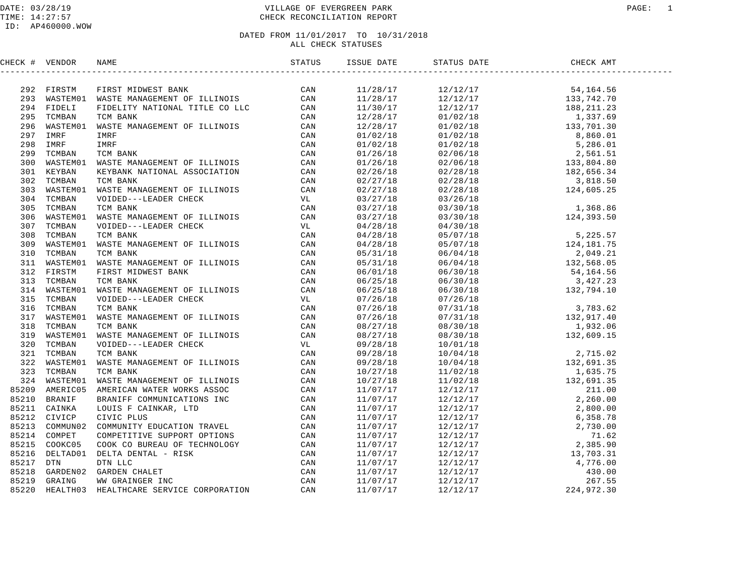# VILLAGE OF EVERGREEN PARK
## CHECK RECONCILIATION REPORT

DATE: 03/28/19
TIME: 14:27:57
ID: AP460000.WOW

DATED FROM 11/01/2017 TO 10/31/2018
ALL CHECK STATUSES

| CHECK # | VENDOR | NAME | STATUS | ISSUE DATE | STATUS DATE | CHECK AMT |
|---|---|---|---|---|---|---|
| 292 | FIRSTM | FIRST MIDWEST BANK | CAN | 11/28/17 | 12/12/17 | 54,164.56 |
| 293 | WASTEM01 | WASTE MANAGEMENT OF ILLINOIS | CAN | 11/28/17 | 12/12/17 | 133,742.70 |
| 294 | FIDELI | FIDELITY NATIONAL TITLE CO LLC | CAN | 11/30/17 | 12/12/17 | 188,211.23 |
| 295 | TCMBAN | TCM BANK | CAN | 12/28/17 | 01/02/18 | 1,337.69 |
| 296 | WASTEM01 | WASTE MANAGEMENT OF ILLINOIS | CAN | 12/28/17 | 01/02/18 | 133,701.30 |
| 297 | IMRF | IMRF | CAN | 01/02/18 | 01/02/18 | 8,860.01 |
| 298 | IMRF | IMRF | CAN | 01/02/18 | 01/02/18 | 5,286.01 |
| 299 | TCMBAN | TCM BANK | CAN | 01/26/18 | 02/06/18 | 2,561.51 |
| 300 | WASTEM01 | WASTE MANAGEMENT OF ILLINOIS | CAN | 01/26/18 | 02/06/18 | 133,804.80 |
| 301 | KEYBAN | KEYBANK NATIONAL ASSOCIATION | CAN | 02/26/18 | 02/28/18 | 182,656.34 |
| 302 | TCMBAN | TCM BANK | CAN | 02/27/18 | 02/28/18 | 3,818.50 |
| 303 | WASTEM01 | WASTE MANAGEMENT OF ILLINOIS | CAN | 02/27/18 | 02/28/18 | 124,605.25 |
| 304 | TCMBAN | VOIDED---LEADER CHECK | VL | 03/27/18 | 03/26/18 | |
| 305 | TCMBAN | TCM BANK | CAN | 03/27/18 | 03/30/18 | 1,368.86 |
| 306 | WASTEM01 | WASTE MANAGEMENT OF ILLINOIS | CAN | 03/27/18 | 03/30/18 | 124,393.50 |
| 307 | TCMBAN | VOIDED---LEADER CHECK | VL | 04/28/18 | 04/30/18 | |
| 308 | TCMBAN | TCM BANK | CAN | 04/28/18 | 05/07/18 | 5,225.57 |
| 309 | WASTEM01 | WASTE MANAGEMENT OF ILLINOIS | CAN | 04/28/18 | 05/07/18 | 124,181.75 |
| 310 | TCMBAN | TCM BANK | CAN | 05/31/18 | 06/04/18 | 2,049.21 |
| 311 | WASTEM01 | WASTE MANAGEMENT OF ILLINOIS | CAN | 05/31/18 | 06/04/18 | 132,568.05 |
| 312 | FIRSTM | FIRST MIDWEST BANK | CAN | 06/01/18 | 06/30/18 | 54,164.56 |
| 313 | TCMBAN | TCM BANK | CAN | 06/25/18 | 06/30/18 | 3,427.23 |
| 314 | WASTEM01 | WASTE MANAGEMENT OF ILLINOIS | CAN | 06/25/18 | 06/30/18 | 132,794.10 |
| 315 | TCMBAN | VOIDED---LEADER CHECK | VL | 07/26/18 | 07/26/18 | |
| 316 | TCMBAN | TCM BANK | CAN | 07/26/18 | 07/31/18 | 3,783.62 |
| 317 | WASTEM01 | WASTE MANAGEMENT OF ILLINOIS | CAN | 07/26/18 | 07/31/18 | 132,917.40 |
| 318 | TCMBAN | TCM BANK | CAN | 08/27/18 | 08/30/18 | 1,932.06 |
| 319 | WASTEM01 | WASTE MANAGEMENT OF ILLINOIS | CAN | 08/27/18 | 08/30/18 | 132,609.15 |
| 320 | TCMBAN | VOIDED---LEADER CHECK | VL | 09/28/18 | 10/01/18 | |
| 321 | TCMBAN | TCM BANK | CAN | 09/28/18 | 10/04/18 | 2,715.02 |
| 322 | WASTEM01 | WASTE MANAGEMENT OF ILLINOIS | CAN | 09/28/18 | 10/04/18 | 132,691.35 |
| 323 | TCMBAN | TCM BANK | CAN | 10/27/18 | 11/02/18 | 1,635.75 |
| 324 | WASTEM01 | WASTE MANAGEMENT OF ILLINOIS | CAN | 10/27/18 | 11/02/18 | 132,691.35 |
| 85209 | AMERIC05 | AMERICAN WATER WORKS ASSOC | CAN | 11/07/17 | 12/12/17 | 211.00 |
| 85210 | BRANIF | BRANIFF COMMUNICATIONS INC | CAN | 11/07/17 | 12/12/17 | 2,260.00 |
| 85211 | CAINKA | LOUIS F CAINKAR, LTD | CAN | 11/07/17 | 12/12/17 | 2,800.00 |
| 85212 | CIVICP | CIVIC PLUS | CAN | 11/07/17 | 12/12/17 | 6,358.78 |
| 85213 | COMMUN02 | COMMUNITY EDUCATION TRAVEL | CAN | 11/07/17 | 12/12/17 | 2,730.00 |
| 85214 | COMPET | COMPETITIVE SUPPORT OPTIONS | CAN | 11/07/17 | 12/12/17 | 71.62 |
| 85215 | COOKC05 | COOK CO BUREAU OF TECHNOLOGY | CAN | 11/07/17 | 12/12/17 | 2,385.90 |
| 85216 | DELTAD01 | DELTA DENTAL - RISK | CAN | 11/07/17 | 12/12/17 | 13,703.31 |
| 85217 | DTN | DTN LLC | CAN | 11/07/17 | 12/12/17 | 4,776.00 |
| 85218 | GARDEN02 | GARDEN CHALET | CAN | 11/07/17 | 12/12/17 | 430.00 |
| 85219 | GRAING | WW GRAINGER INC | CAN | 11/07/17 | 12/12/17 | 267.55 |
| 85220 | HEALTH03 | HEALTHCARE SERVICE CORPORATION | CAN | 11/07/17 | 12/12/17 | 224,972.30 |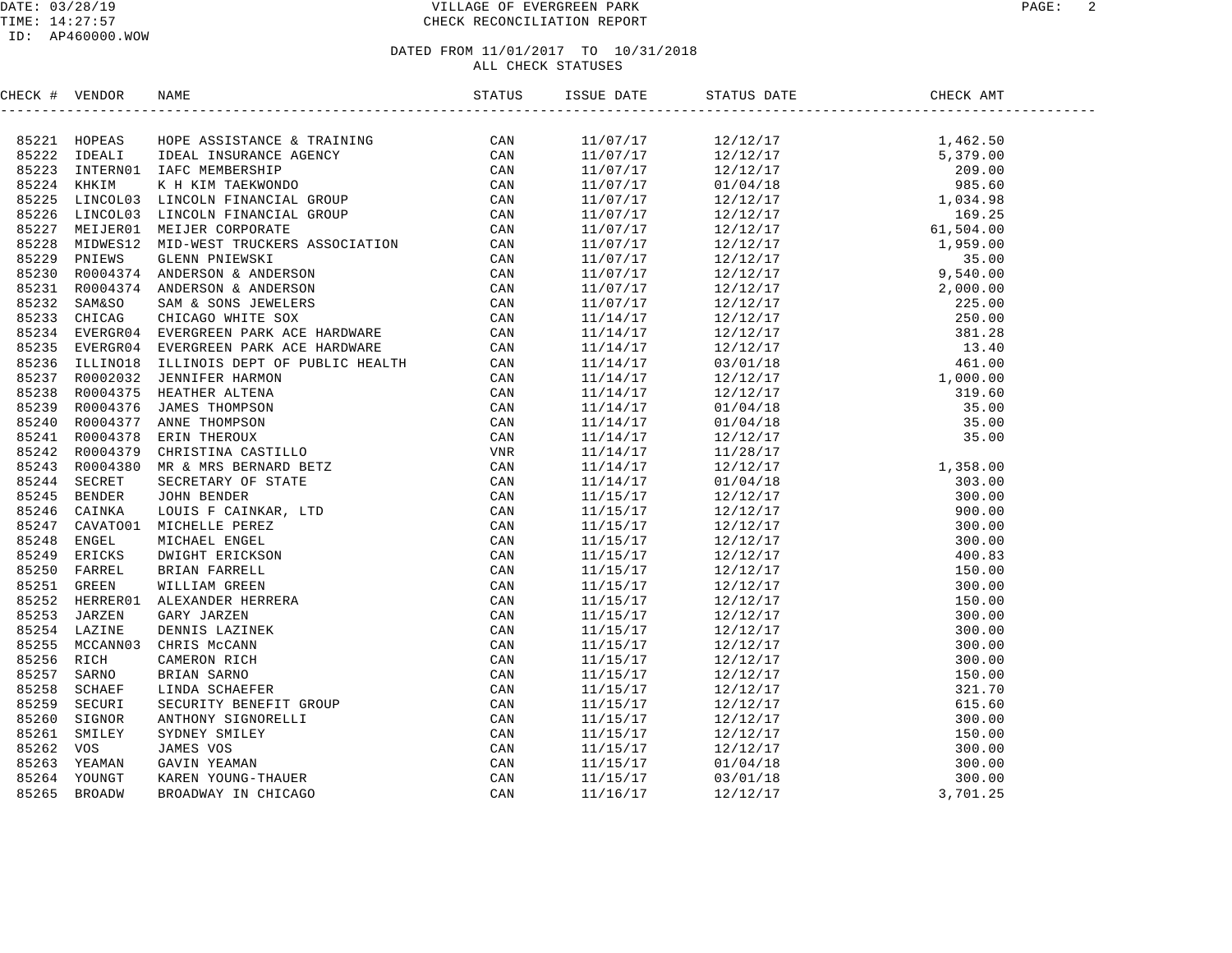VILLAGE OF EVERGREEN PARK
CHECK RECONCILIATION REPORT

DATED FROM 11/01/2017 TO 10/31/2018
ALL CHECK STATUSES

| CHECK # | VENDOR | NAME | STATUS | ISSUE DATE | STATUS DATE | CHECK AMT |
|---|---|---|---|---|---|---|
| 85221 | HOPEAS | HOPE ASSISTANCE & TRAINING | CAN | 11/07/17 | 12/12/17 | 1,462.50 |
| 85222 | IDEALI | IDEAL INSURANCE AGENCY | CAN | 11/07/17 | 12/12/17 | 5,379.00 |
| 85223 | INTERN01 | IAFC MEMBERSHIP | CAN | 11/07/17 | 12/12/17 | 209.00 |
| 85224 | KHKIM | K H KIM TAEKWONDO | CAN | 11/07/17 | 01/04/18 | 985.60 |
| 85225 | LINCOL03 | LINCOLN FINANCIAL GROUP | CAN | 11/07/17 | 12/12/17 | 1,034.98 |
| 85226 | LINCOL03 | LINCOLN FINANCIAL GROUP | CAN | 11/07/17 | 12/12/17 | 169.25 |
| 85227 | MEIJER01 | MEIJER CORPORATE | CAN | 11/07/17 | 12/12/17 | 61,504.00 |
| 85228 | MIDWES12 | MID-WEST TRUCKERS ASSOCIATION | CAN | 11/07/17 | 12/12/17 | 1,959.00 |
| 85229 | PNIEWS | GLENN PNIEWSKI | CAN | 11/07/17 | 12/12/17 | 35.00 |
| 85230 | R0004374 | ANDERSON & ANDERSON | CAN | 11/07/17 | 12/12/17 | 9,540.00 |
| 85231 | R0004374 | ANDERSON & ANDERSON | CAN | 11/07/17 | 12/12/17 | 2,000.00 |
| 85232 | SAM&SO | SAM & SONS JEWELERS | CAN | 11/07/17 | 12/12/17 | 225.00 |
| 85233 | CHICAG | CHICAGO WHITE SOX | CAN | 11/14/17 | 12/12/17 | 250.00 |
| 85234 | EVERGR04 | EVERGREEN PARK ACE HARDWARE | CAN | 11/14/17 | 12/12/17 | 381.28 |
| 85235 | EVERGR04 | EVERGREEN PARK ACE HARDWARE | CAN | 11/14/17 | 12/12/17 | 13.40 |
| 85236 | ILLINO18 | ILLINOIS DEPT OF PUBLIC HEALTH | CAN | 11/14/17 | 03/01/18 | 461.00 |
| 85237 | R0002032 | JENNIFER HARMON | CAN | 11/14/17 | 12/12/17 | 1,000.00 |
| 85238 | R0004375 | HEATHER ALTENA | CAN | 11/14/17 | 12/12/17 | 319.60 |
| 85239 | R0004376 | JAMES THOMPSON | CAN | 11/14/17 | 01/04/18 | 35.00 |
| 85240 | R0004377 | ANNE THOMPSON | CAN | 11/14/17 | 01/04/18 | 35.00 |
| 85241 | R0004378 | ERIN THEROUX | CAN | 11/14/17 | 12/12/17 | 35.00 |
| 85242 | R0004379 | CHRISTINA CASTILLO | VNR | 11/14/17 | 11/28/17 | |
| 85243 | R0004380 | MR & MRS BERNARD BETZ | CAN | 11/14/17 | 12/12/17 | 1,358.00 |
| 85244 | SECRET | SECRETARY OF STATE | CAN | 11/14/17 | 01/04/18 | 303.00 |
| 85245 | BENDER | JOHN BENDER | CAN | 11/15/17 | 12/12/17 | 300.00 |
| 85246 | CAINKA | LOUIS F CAINKAR, LTD | CAN | 11/15/17 | 12/12/17 | 900.00 |
| 85247 | CAVATO01 | MICHELLE PEREZ | CAN | 11/15/17 | 12/12/17 | 300.00 |
| 85248 | ENGEL | MICHAEL ENGEL | CAN | 11/15/17 | 12/12/17 | 300.00 |
| 85249 | ERICKS | DWIGHT ERICKSON | CAN | 11/15/17 | 12/12/17 | 400.83 |
| 85250 | FARREL | BRIAN FARRELL | CAN | 11/15/17 | 12/12/17 | 150.00 |
| 85251 | GREEN | WILLIAM GREEN | CAN | 11/15/17 | 12/12/17 | 300.00 |
| 85252 | HERRER01 | ALEXANDER HERRERA | CAN | 11/15/17 | 12/12/17 | 150.00 |
| 85253 | JARZEN | GARY JARZEN | CAN | 11/15/17 | 12/12/17 | 300.00 |
| 85254 | LAZINE | DENNIS LAZINEK | CAN | 11/15/17 | 12/12/17 | 300.00 |
| 85255 | MCCANN03 | CHRIS McCANN | CAN | 11/15/17 | 12/12/17 | 300.00 |
| 85256 | RICH | CAMERON RICH | CAN | 11/15/17 | 12/12/17 | 300.00 |
| 85257 | SARNO | BRIAN SARNO | CAN | 11/15/17 | 12/12/17 | 150.00 |
| 85258 | SCHAEF | LINDA SCHAEFER | CAN | 11/15/17 | 12/12/17 | 321.70 |
| 85259 | SECURI | SECURITY BENEFIT GROUP | CAN | 11/15/17 | 12/12/17 | 615.60 |
| 85260 | SIGNOR | ANTHONY SIGNORELLI | CAN | 11/15/17 | 12/12/17 | 300.00 |
| 85261 | SMILEY | SYDNEY SMILEY | CAN | 11/15/17 | 12/12/17 | 150.00 |
| 85262 | VOS | JAMES VOS | CAN | 11/15/17 | 12/12/17 | 300.00 |
| 85263 | YEAMAN | GAVIN YEAMAN | CAN | 11/15/17 | 01/04/18 | 300.00 |
| 85264 | YOUNGT | KAREN YOUNG-THAUER | CAN | 11/15/17 | 03/01/18 | 300.00 |
| 85265 | BROADW | BROADWAY IN CHICAGO | CAN | 11/16/17 | 12/12/17 | 3,701.25 |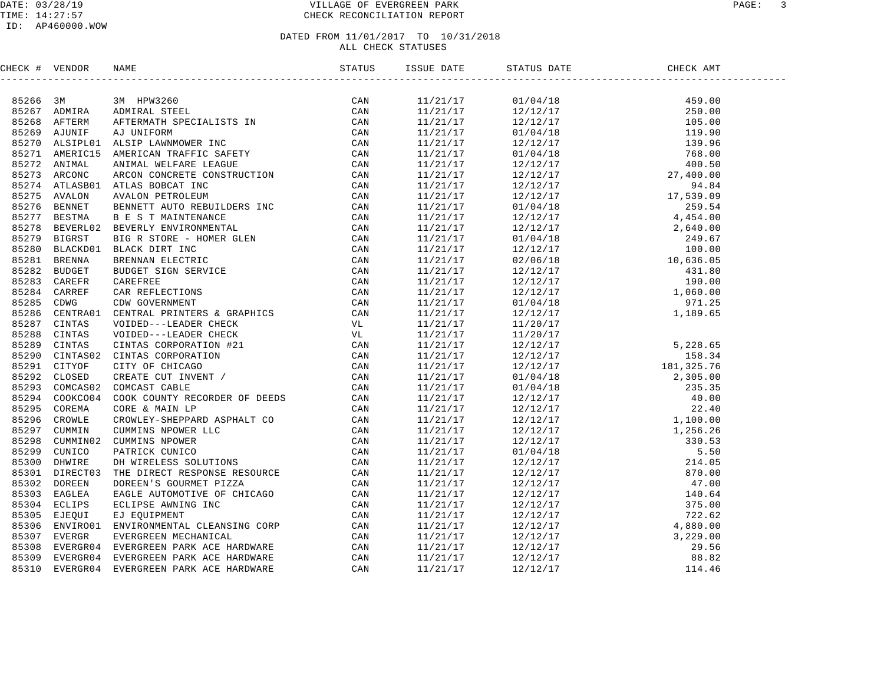VILLAGE OF EVERGREEN PARK
CHECK RECONCILIATION REPORT

DATE: 03/28/19
TIME: 14:27:57
ID: AP460000.WOW

DATED FROM 11/01/2017 TO 10/31/2018
ALL CHECK STATUSES

| CHECK # | VENDOR | NAME | STATUS | ISSUE DATE | STATUS DATE | CHECK AMT |
|---|---|---|---|---|---|---|
| 85266 | 3M | 3M HPW3260 | CAN | 11/21/17 | 01/04/18 | 459.00 |
| 85267 | ADMIRA | ADMIRAL STEEL | CAN | 11/21/17 | 12/12/17 | 250.00 |
| 85268 | AFTERM | AFTERMATH SPECIALISTS IN | CAN | 11/21/17 | 12/12/17 | 105.00 |
| 85269 | AJUNIF | AJ UNIFORM | CAN | 11/21/17 | 01/04/18 | 119.90 |
| 85270 | ALSIPL01 | ALSIP LAWNMOWER INC | CAN | 11/21/17 | 12/12/17 | 139.96 |
| 85271 | AMERIC15 | AMERICAN TRAFFIC SAFETY | CAN | 11/21/17 | 01/04/18 | 768.00 |
| 85272 | ANIMAL | ANIMAL WELFARE LEAGUE | CAN | 11/21/17 | 12/12/17 | 400.50 |
| 85273 | ARCONC | ARCON CONCRETE CONSTRUCTION | CAN | 11/21/17 | 12/12/17 | 27,400.00 |
| 85274 | ATLASB01 | ATLAS BOBCAT INC | CAN | 11/21/17 | 12/12/17 | 94.84 |
| 85275 | AVALON | AVALON PETROLEUM | CAN | 11/21/17 | 12/12/17 | 17,539.09 |
| 85276 | BENNET | BENNETT AUTO REBUILDERS INC | CAN | 11/21/17 | 01/04/18 | 259.54 |
| 85277 | BESTMA | B E S T MAINTENANCE | CAN | 11/21/17 | 12/12/17 | 4,454.00 |
| 85278 | BEVERL02 | BEVERLY ENVIRONMENTAL | CAN | 11/21/17 | 12/12/17 | 2,640.00 |
| 85279 | BIGRST | BIG R STORE - HOMER GLEN | CAN | 11/21/17 | 01/04/18 | 249.67 |
| 85280 | BLACKD01 | BLACK DIRT INC | CAN | 11/21/17 | 12/12/17 | 100.00 |
| 85281 | BRENNA | BRENNAN ELECTRIC | CAN | 11/21/17 | 02/06/18 | 10,636.05 |
| 85282 | BUDGET | BUDGET SIGN SERVICE | CAN | 11/21/17 | 12/12/17 | 431.80 |
| 85283 | CAREFR | CAREFREE | CAN | 11/21/17 | 12/12/17 | 190.00 |
| 85284 | CARREF | CAR REFLECTIONS | CAN | 11/21/17 | 12/12/17 | 1,060.00 |
| 85285 | CDWG | CDW GOVERNMENT | CAN | 11/21/17 | 01/04/18 | 971.25 |
| 85286 | CENTRA01 | CENTRAL PRINTERS & GRAPHICS | CAN | 11/21/17 | 12/12/17 | 1,189.65 |
| 85287 | CINTAS | VOIDED---LEADER CHECK | VL | 11/21/17 | 11/20/17 | |
| 85288 | CINTAS | VOIDED---LEADER CHECK | VL | 11/21/17 | 11/20/17 | |
| 85289 | CINTAS | CINTAS CORPORATION #21 | CAN | 11/21/17 | 12/12/17 | 5,228.65 |
| 85290 | CINTAS02 | CINTAS CORPORATION | CAN | 11/21/17 | 12/12/17 | 158.34 |
| 85291 | CITYOF | CITY OF CHICAGO | CAN | 11/21/17 | 12/12/17 | 181,325.76 |
| 85292 | CLOSED | CREATE CUT INVENT / | CAN | 11/21/17 | 01/04/18 | 2,305.00 |
| 85293 | COMCAS02 | COMCAST CABLE | CAN | 11/21/17 | 01/04/18 | 235.35 |
| 85294 | COOKCO04 | COOK COUNTY RECORDER OF DEEDS | CAN | 11/21/17 | 12/12/17 | 40.00 |
| 85295 | COREMA | CORE & MAIN LP | CAN | 11/21/17 | 12/12/17 | 22.40 |
| 85296 | CROWLE | CROWLEY-SHEPPARD ASPHALT CO | CAN | 11/21/17 | 12/12/17 | 1,100.00 |
| 85297 | CUMMIN | CUMMINS NPOWER LLC | CAN | 11/21/17 | 12/12/17 | 1,256.26 |
| 85298 | CUMMIN02 | CUMMINS NPOWER | CAN | 11/21/17 | 12/12/17 | 330.53 |
| 85299 | CUNICO | PATRICK CUNICO | CAN | 11/21/17 | 01/04/18 | 5.50 |
| 85300 | DHWIRE | DH WIRELESS SOLUTIONS | CAN | 11/21/17 | 12/12/17 | 214.05 |
| 85301 | DIRECT03 | THE DIRECT RESPONSE RESOURCE | CAN | 11/21/17 | 12/12/17 | 870.00 |
| 85302 | DOREEN | DOREEN'S GOURMET PIZZA | CAN | 11/21/17 | 12/12/17 | 47.00 |
| 85303 | EAGLEA | EAGLE AUTOMOTIVE OF CHICAGO | CAN | 11/21/17 | 12/12/17 | 140.64 |
| 85304 | ECLIPS | ECLIPSE AWNING INC | CAN | 11/21/17 | 12/12/17 | 375.00 |
| 85305 | EJEQUI | EJ EQUIPMENT | CAN | 11/21/17 | 12/12/17 | 722.62 |
| 85306 | ENVIRO01 | ENVIRONMENTAL CLEANSING CORP | CAN | 11/21/17 | 12/12/17 | 4,880.00 |
| 85307 | EVERGR | EVERGREEN MECHANICAL | CAN | 11/21/17 | 12/12/17 | 3,229.00 |
| 85308 | EVERGR04 | EVERGREEN PARK ACE HARDWARE | CAN | 11/21/17 | 12/12/17 | 29.56 |
| 85309 | EVERGR04 | EVERGREEN PARK ACE HARDWARE | CAN | 11/21/17 | 12/12/17 | 88.82 |
| 85310 | EVERGR04 | EVERGREEN PARK ACE HARDWARE | CAN | 11/21/17 | 12/12/17 | 114.46 |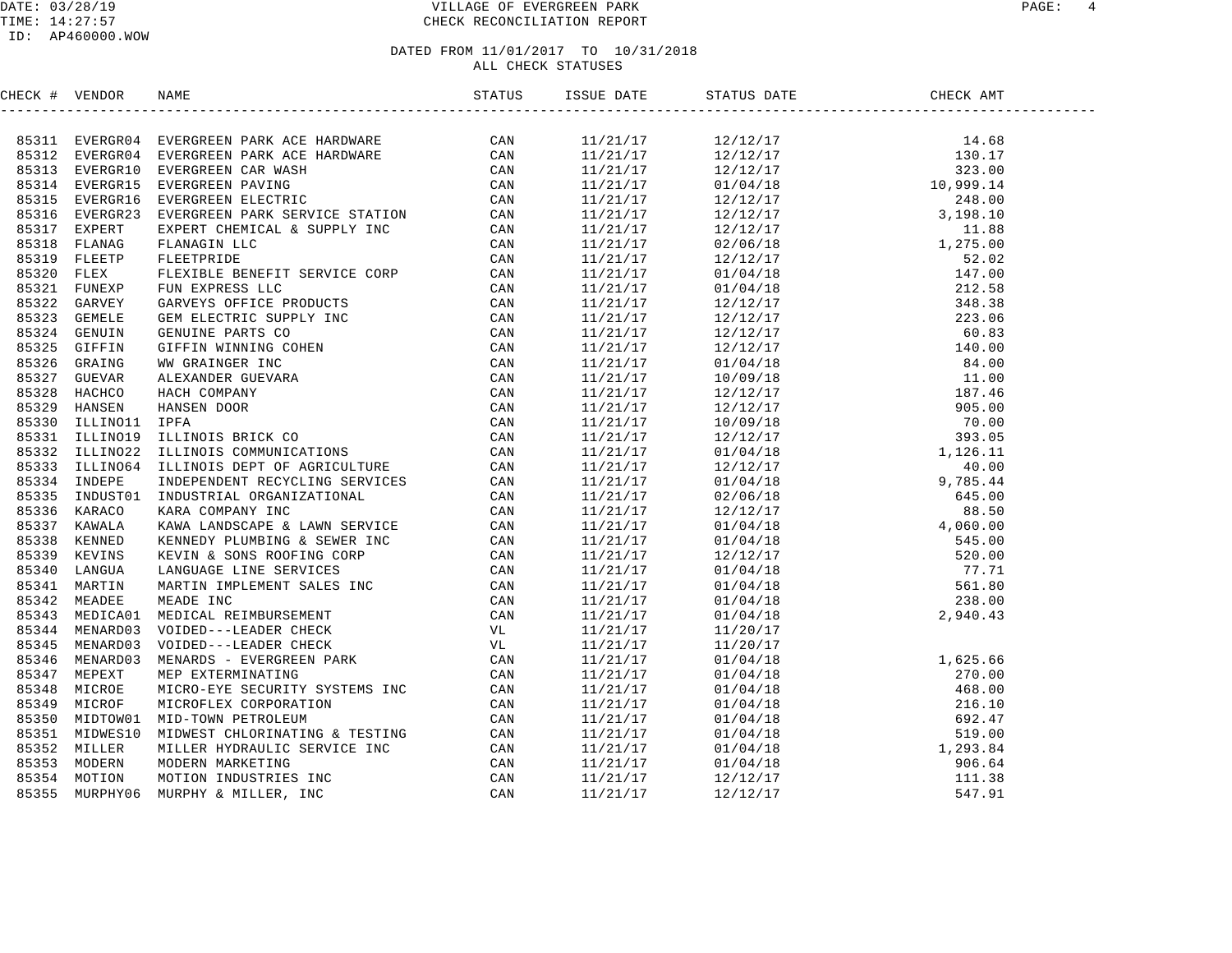VILLAGE OF EVERGREEN PARK
CHECK RECONCILIATION REPORT

DATED FROM 11/01/2017 TO 10/31/2018
ALL CHECK STATUSES

| CHECK # | VENDOR | NAME | STATUS | ISSUE DATE | STATUS DATE | CHECK AMT |
|---|---|---|---|---|---|---|
| 85311 | EVERGR04 | EVERGREEN PARK ACE HARDWARE | CAN | 11/21/17 | 12/12/17 | 14.68 |
| 85312 | EVERGR04 | EVERGREEN PARK ACE HARDWARE | CAN | 11/21/17 | 12/12/17 | 130.17 |
| 85313 | EVERGR10 | EVERGREEN CAR WASH | CAN | 11/21/17 | 12/12/17 | 323.00 |
| 85314 | EVERGR15 | EVERGREEN PAVING | CAN | 11/21/17 | 01/04/18 | 10,999.14 |
| 85315 | EVERGR16 | EVERGREEN ELECTRIC | CAN | 11/21/17 | 12/12/17 | 248.00 |
| 85316 | EVERGR23 | EVERGREEN PARK SERVICE STATION | CAN | 11/21/17 | 12/12/17 | 3,198.10 |
| 85317 | EXPERT | EXPERT CHEMICAL & SUPPLY INC | CAN | 11/21/17 | 12/12/17 | 11.88 |
| 85318 | FLANAG | FLANAGIN LLC | CAN | 11/21/17 | 02/06/18 | 1,275.00 |
| 85319 | FLEETP | FLEETPRIDE | CAN | 11/21/17 | 12/12/17 | 52.02 |
| 85320 | FLEX | FLEXIBLE BENEFIT SERVICE CORP | CAN | 11/21/17 | 01/04/18 | 147.00 |
| 85321 | FUNEXP | FUN EXPRESS LLC | CAN | 11/21/17 | 01/04/18 | 212.58 |
| 85322 | GARVEY | GARVEYS OFFICE PRODUCTS | CAN | 11/21/17 | 12/12/17 | 348.38 |
| 85323 | GEMELE | GEM ELECTRIC SUPPLY INC | CAN | 11/21/17 | 12/12/17 | 223.06 |
| 85324 | GENUIN | GENUINE PARTS CO | CAN | 11/21/17 | 12/12/17 | 60.83 |
| 85325 | GIFFIN | GIFFIN WINNING COHEN | CAN | 11/21/17 | 12/12/17 | 140.00 |
| 85326 | GRAING | WW GRAINGER INC | CAN | 11/21/17 | 01/04/18 | 84.00 |
| 85327 | GUEVAR | ALEXANDER GUEVARA | CAN | 11/21/17 | 10/09/18 | 11.00 |
| 85328 | HACHCO | HACH COMPANY | CAN | 11/21/17 | 12/12/17 | 187.46 |
| 85329 | HANSEN | HANSEN DOOR | CAN | 11/21/17 | 12/12/17 | 905.00 |
| 85330 | ILLINO11 | IPFA | CAN | 11/21/17 | 10/09/18 | 70.00 |
| 85331 | ILLINO19 | ILLINOIS BRICK CO | CAN | 11/21/17 | 12/12/17 | 393.05 |
| 85332 | ILLINO22 | ILLINOIS COMMUNICATIONS | CAN | 11/21/17 | 01/04/18 | 1,126.11 |
| 85333 | ILLINO64 | ILLINOIS DEPT OF AGRICULTURE | CAN | 11/21/17 | 12/12/17 | 40.00 |
| 85334 | INDEPE | INDEPENDENT RECYCLING SERVICES | CAN | 11/21/17 | 01/04/18 | 9,785.44 |
| 85335 | INDUST01 | INDUSTRIAL ORGANIZATIONAL | CAN | 11/21/17 | 02/06/18 | 645.00 |
| 85336 | KARACO | KARA COMPANY INC | CAN | 11/21/17 | 12/12/17 | 88.50 |
| 85337 | KAWALA | KAWA LANDSCAPE & LAWN SERVICE | CAN | 11/21/17 | 01/04/18 | 4,060.00 |
| 85338 | KENNED | KENNEDY PLUMBING & SEWER INC | CAN | 11/21/17 | 01/04/18 | 545.00 |
| 85339 | KEVINS | KEVIN & SONS ROOFING CORP | CAN | 11/21/17 | 12/12/17 | 520.00 |
| 85340 | LANGUA | LANGUAGE LINE SERVICES | CAN | 11/21/17 | 01/04/18 | 77.71 |
| 85341 | MARTIN | MARTIN IMPLEMENT SALES INC | CAN | 11/21/17 | 01/04/18 | 561.80 |
| 85342 | MEADEE | MEADE INC | CAN | 11/21/17 | 01/04/18 | 238.00 |
| 85343 | MEDICA01 | MEDICAL REIMBURSEMENT | CAN | 11/21/17 | 01/04/18 | 2,940.43 |
| 85344 | MENARD03 | VOIDED---LEADER CHECK | VL | 11/21/17 | 11/20/17 | |
| 85345 | MENARD03 | VOIDED---LEADER CHECK | VL | 11/21/17 | 11/20/17 | |
| 85346 | MENARD03 | MENARDS - EVERGREEN PARK | CAN | 11/21/17 | 01/04/18 | 1,625.66 |
| 85347 | MEPEXT | MEP EXTERMINATING | CAN | 11/21/17 | 01/04/18 | 270.00 |
| 85348 | MICROE | MICRO-EYE SECURITY SYSTEMS INC | CAN | 11/21/17 | 01/04/18 | 468.00 |
| 85349 | MICROF | MICROFLEX CORPORATION | CAN | 11/21/17 | 01/04/18 | 216.10 |
| 85350 | MIDTOW01 | MID-TOWN PETROLEUM | CAN | 11/21/17 | 01/04/18 | 692.47 |
| 85351 | MIDWES10 | MIDWEST CHLORINATING & TESTING | CAN | 11/21/17 | 01/04/18 | 519.00 |
| 85352 | MILLER | MILLER HYDRAULIC SERVICE INC | CAN | 11/21/17 | 01/04/18 | 1,293.84 |
| 85353 | MODERN | MODERN MARKETING | CAN | 11/21/17 | 01/04/18 | 906.64 |
| 85354 | MOTION | MOTION INDUSTRIES INC | CAN | 11/21/17 | 12/12/17 | 111.38 |
| 85355 | MURPHY06 | MURPHY & MILLER, INC | CAN | 11/21/17 | 12/12/17 | 547.91 |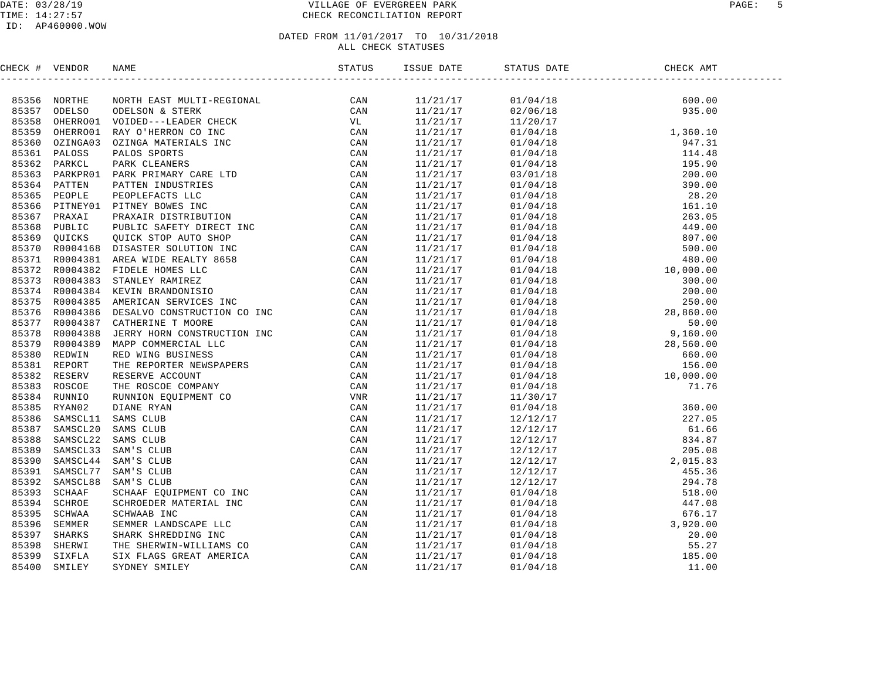# VILLAGE OF EVERGREEN PARK

## CHECK RECONCILIATION REPORT

DATE: 03/28/19
TIME: 14:27:57
ID: AP460000.WOW

DATED FROM 11/01/2017 TO 10/31/2018
ALL CHECK STATUSES

| CHECK # | VENDOR | NAME | STATUS | ISSUE DATE | STATUS DATE | CHECK AMT |
|---|---|---|---|---|---|---|
| 85356 | NORTHE | NORTH EAST MULTI-REGIONAL | CAN | 11/21/17 | 01/04/18 | 600.00 |
| 85357 | ODELSO | ODELSON & STERK | CAN | 11/21/17 | 02/06/18 | 935.00 |
| 85358 | OHERRO01 | VOIDED---LEADER CHECK | VL | 11/21/17 | 11/20/17 | |
| 85359 | OHERRO01 | RAY O'HERRON CO INC | CAN | 11/21/17 | 01/04/18 | 1,360.10 |
| 85360 | OZINGA03 | OZINGA MATERIALS INC | CAN | 11/21/17 | 01/04/18 | 947.31 |
| 85361 | PALOSS | PALOS SPORTS | CAN | 11/21/17 | 01/04/18 | 114.48 |
| 85362 | PARKCL | PARK CLEANERS | CAN | 11/21/17 | 01/04/18 | 195.90 |
| 85363 | PARKPR01 | PARK PRIMARY CARE LTD | CAN | 11/21/17 | 03/01/18 | 200.00 |
| 85364 | PATTEN | PATTEN INDUSTRIES | CAN | 11/21/17 | 01/04/18 | 390.00 |
| 85365 | PEOPLE | PEOPLEFACTS LLC | CAN | 11/21/17 | 01/04/18 | 28.20 |
| 85366 | PITNEY01 | PITNEY BOWES INC | CAN | 11/21/17 | 01/04/18 | 161.10 |
| 85367 | PRAXAI | PRAXAIR DISTRIBUTION | CAN | 11/21/17 | 01/04/18 | 263.05 |
| 85368 | PUBLIC | PUBLIC SAFETY DIRECT INC | CAN | 11/21/17 | 01/04/18 | 449.00 |
| 85369 | QUICKS | QUICK STOP AUTO SHOP | CAN | 11/21/17 | 01/04/18 | 807.00 |
| 85370 | R0004168 | DISASTER SOLUTION INC | CAN | 11/21/17 | 01/04/18 | 500.00 |
| 85371 | R0004381 | AREA WIDE REALTY 8658 | CAN | 11/21/17 | 01/04/18 | 480.00 |
| 85372 | R0004382 | FIDELE HOMES LLC | CAN | 11/21/17 | 01/04/18 | 10,000.00 |
| 85373 | R0004383 | STANLEY RAMIREZ | CAN | 11/21/17 | 01/04/18 | 300.00 |
| 85374 | R0004384 | KEVIN BRANDONISIO | CAN | 11/21/17 | 01/04/18 | 200.00 |
| 85375 | R0004385 | AMERICAN SERVICES INC | CAN | 11/21/17 | 01/04/18 | 250.00 |
| 85376 | R0004386 | DESALVO CONSTRUCTION CO INC | CAN | 11/21/17 | 01/04/18 | 28,860.00 |
| 85377 | R0004387 | CATHERINE T MOORE | CAN | 11/21/17 | 01/04/18 | 50.00 |
| 85378 | R0004388 | JERRY HORN CONSTRUCTION INC | CAN | 11/21/17 | 01/04/18 | 9,160.00 |
| 85379 | R0004389 | MAPP COMMERCIAL LLC | CAN | 11/21/17 | 01/04/18 | 28,560.00 |
| 85380 | REDWIN | RED WING BUSINESS | CAN | 11/21/17 | 01/04/18 | 660.00 |
| 85381 | REPORT | THE REPORTER NEWSPAPERS | CAN | 11/21/17 | 01/04/18 | 156.00 |
| 85382 | RESERV | RESERVE ACCOUNT | CAN | 11/21/17 | 01/04/18 | 10,000.00 |
| 85383 | ROSCOE | THE ROSCOE COMPANY | CAN | 11/21/17 | 01/04/18 | 71.76 |
| 85384 | RUNNIO | RUNNION EQUIPMENT CO | VNR | 11/21/17 | 11/30/17 | |
| 85385 | RYAN02 | DIANE RYAN | CAN | 11/21/17 | 01/04/18 | 360.00 |
| 85386 | SAMSCL11 | SAMS CLUB | CAN | 11/21/17 | 12/12/17 | 227.05 |
| 85387 | SAMSCL20 | SAMS CLUB | CAN | 11/21/17 | 12/12/17 | 61.66 |
| 85388 | SAMSCL22 | SAMS CLUB | CAN | 11/21/17 | 12/12/17 | 834.87 |
| 85389 | SAMSCL33 | SAM'S CLUB | CAN | 11/21/17 | 12/12/17 | 205.08 |
| 85390 | SAMSCL44 | SAM'S CLUB | CAN | 11/21/17 | 12/12/17 | 2,015.83 |
| 85391 | SAMSCL77 | SAM'S CLUB | CAN | 11/21/17 | 12/12/17 | 455.36 |
| 85392 | SAMSCL88 | SAM'S CLUB | CAN | 11/21/17 | 12/12/17 | 294.78 |
| 85393 | SCHAAF | SCHAAF EQUIPMENT CO INC | CAN | 11/21/17 | 01/04/18 | 518.00 |
| 85394 | SCHROE | SCHROEDER MATERIAL INC | CAN | 11/21/17 | 01/04/18 | 447.08 |
| 85395 | SCHWAA | SCHWAAB INC | CAN | 11/21/17 | 01/04/18 | 676.17 |
| 85396 | SEMMER | SEMMER LANDSCAPE LLC | CAN | 11/21/17 | 01/04/18 | 3,920.00 |
| 85397 | SHARKS | SHARK SHREDDING INC | CAN | 11/21/17 | 01/04/18 | 20.00 |
| 85398 | SHERWI | THE SHERWIN-WILLIAMS CO | CAN | 11/21/17 | 01/04/18 | 55.27 |
| 85399 | SIXFLA | SIX FLAGS GREAT AMERICA | CAN | 11/21/17 | 01/04/18 | 185.00 |
| 85400 | SMILEY | SYDNEY SMILEY | CAN | 11/21/17 | 01/04/18 | 11.00 |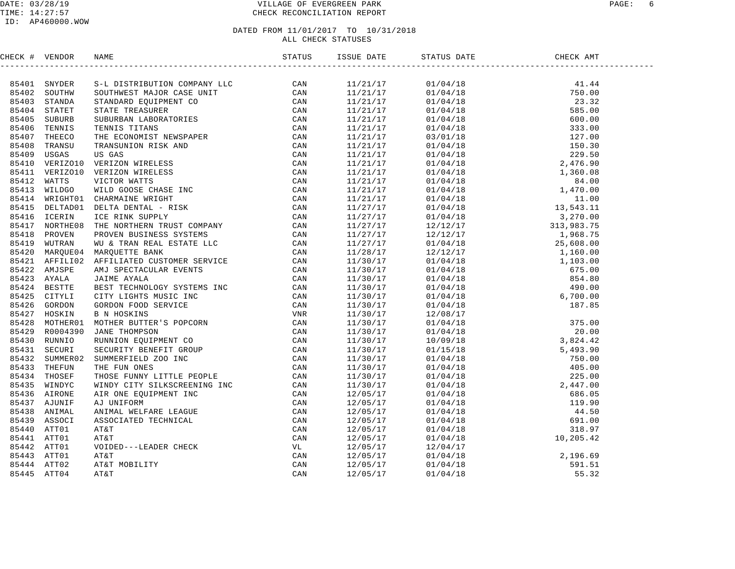# VILLAGE OF EVERGREEN PARK

## CHECK RECONCILIATION REPORT

DATE: 03/28/19
TIME: 14:27:57
ID: AP460000.WOW

DATED FROM 11/01/2017 TO 10/31/2018
ALL CHECK STATUSES

| CHECK # | VENDOR | NAME | STATUS | ISSUE DATE | STATUS DATE | CHECK AMT |
|---|---|---|---|---|---|---|
| 85401 | SNYDER | S-L DISTRIBUTION COMPANY LLC | CAN | 11/21/17 | 01/04/18 | 41.44 |
| 85402 | SOUTHW | SOUTHWEST MAJOR CASE UNIT | CAN | 11/21/17 | 01/04/18 | 750.00 |
| 85403 | STANDA | STANDARD EQUIPMENT CO | CAN | 11/21/17 | 01/04/18 | 23.32 |
| 85404 | STATET | STATE TREASURER | CAN | 11/21/17 | 01/04/18 | 585.00 |
| 85405 | SUBURB | SUBURBAN LABORATORIES | CAN | 11/21/17 | 01/04/18 | 600.00 |
| 85406 | TENNIS | TENNIS TITANS | CAN | 11/21/17 | 01/04/18 | 333.00 |
| 85407 | THEECO | THE ECONOMIST NEWSPAPER | CAN | 11/21/17 | 03/01/18 | 127.00 |
| 85408 | TRANSU | TRANSUNION RISK AND | CAN | 11/21/17 | 01/04/18 | 150.30 |
| 85409 | USGAS | US GAS | CAN | 11/21/17 | 01/04/18 | 229.50 |
| 85410 | VERIZO10 | VERIZON WIRELESS | CAN | 11/21/17 | 01/04/18 | 2,476.90 |
| 85411 | VERIZO10 | VERIZON WIRELESS | CAN | 11/21/17 | 01/04/18 | 1,360.08 |
| 85412 | WATTS | VICTOR WATTS | CAN | 11/21/17 | 01/04/18 | 84.00 |
| 85413 | WILDGO | WILD GOOSE CHASE INC | CAN | 11/21/17 | 01/04/18 | 1,470.00 |
| 85414 | WRIGHT01 | CHARMAINE WRIGHT | CAN | 11/21/17 | 01/04/18 | 11.00 |
| 85415 | DELTAD01 | DELTA DENTAL - RISK | CAN | 11/27/17 | 01/04/18 | 13,543.11 |
| 85416 | ICERIN | ICE RINK SUPPLY | CAN | 11/27/17 | 01/04/18 | 3,270.00 |
| 85417 | NORTHE08 | THE NORTHERN TRUST COMPANY | CAN | 11/27/17 | 12/12/17 | 313,983.75 |
| 85418 | PROVEN | PROVEN BUSINESS SYSTEMS | CAN | 11/27/17 | 12/12/17 | 1,968.75 |
| 85419 | WUTRAN | WU & TRAN REAL ESTATE LLC | CAN | 11/27/17 | 01/04/18 | 25,608.00 |
| 85420 | MARQUE04 | MARQUETTE BANK | CAN | 11/28/17 | 12/12/17 | 1,160.00 |
| 85421 | AFFILI02 | AFFILIATED CUSTOMER SERVICE | CAN | 11/30/17 | 01/04/18 | 1,103.00 |
| 85422 | AMJSPE | AMJ SPECTACULAR EVENTS | CAN | 11/30/17 | 01/04/18 | 675.00 |
| 85423 | AYALA | JAIME AYALA | CAN | 11/30/17 | 01/04/18 | 854.80 |
| 85424 | BESTTE | BEST TECHNOLOGY SYSTEMS INC | CAN | 11/30/17 | 01/04/18 | 490.00 |
| 85425 | CITYLI | CITY LIGHTS MUSIC INC | CAN | 11/30/17 | 01/04/18 | 6,700.00 |
| 85426 | GORDON | GORDON FOOD SERVICE | CAN | 11/30/17 | 01/04/18 | 187.85 |
| 85427 | HOSKIN | B N HOSKINS | VNR | 11/30/17 | 12/08/17 | |
| 85428 | MOTHER01 | MOTHER BUTTER'S POPCORN | CAN | 11/30/17 | 01/04/18 | 375.00 |
| 85429 | R0004390 | JANE THOMPSON | CAN | 11/30/17 | 01/04/18 | 20.00 |
| 85430 | RUNNIO | RUNNION EQUIPMENT CO | CAN | 11/30/17 | 10/09/18 | 3,824.42 |
| 85431 | SECURI | SECURITY BENEFIT GROUP | CAN | 11/30/17 | 01/15/18 | 5,493.90 |
| 85432 | SUMMER02 | SUMMERFIELD ZOO INC | CAN | 11/30/17 | 01/04/18 | 750.00 |
| 85433 | THEFUN | THE FUN ONES | CAN | 11/30/17 | 01/04/18 | 405.00 |
| 85434 | THOSEF | THOSE FUNNY LITTLE PEOPLE | CAN | 11/30/17 | 01/04/18 | 225.00 |
| 85435 | WINDYC | WINDY CITY SILKSCREENING INC | CAN | 11/30/17 | 01/04/18 | 2,447.00 |
| 85436 | AIRONE | AIR ONE EQUIPMENT INC | CAN | 12/05/17 | 01/04/18 | 686.05 |
| 85437 | AJUNIF | AJ UNIFORM | CAN | 12/05/17 | 01/04/18 | 119.90 |
| 85438 | ANIMAL | ANIMAL WELFARE LEAGUE | CAN | 12/05/17 | 01/04/18 | 44.50 |
| 85439 | ASSOCI | ASSOCIATED TECHNICAL | CAN | 12/05/17 | 01/04/18 | 691.00 |
| 85440 | ATT01 | AT&T | CAN | 12/05/17 | 01/04/18 | 318.97 |
| 85441 | ATT01 | AT&T | CAN | 12/05/17 | 01/04/18 | 10,205.42 |
| 85442 | ATT01 | VOIDED---LEADER CHECK | VL | 12/05/17 | 12/04/17 | |
| 85443 | ATT01 | AT&T | CAN | 12/05/17 | 01/04/18 | 2,196.69 |
| 85444 | ATT02 | AT&T MOBILITY | CAN | 12/05/17 | 01/04/18 | 591.51 |
| 85445 | ATT04 | AT&T | CAN | 12/05/17 | 01/04/18 | 55.32 |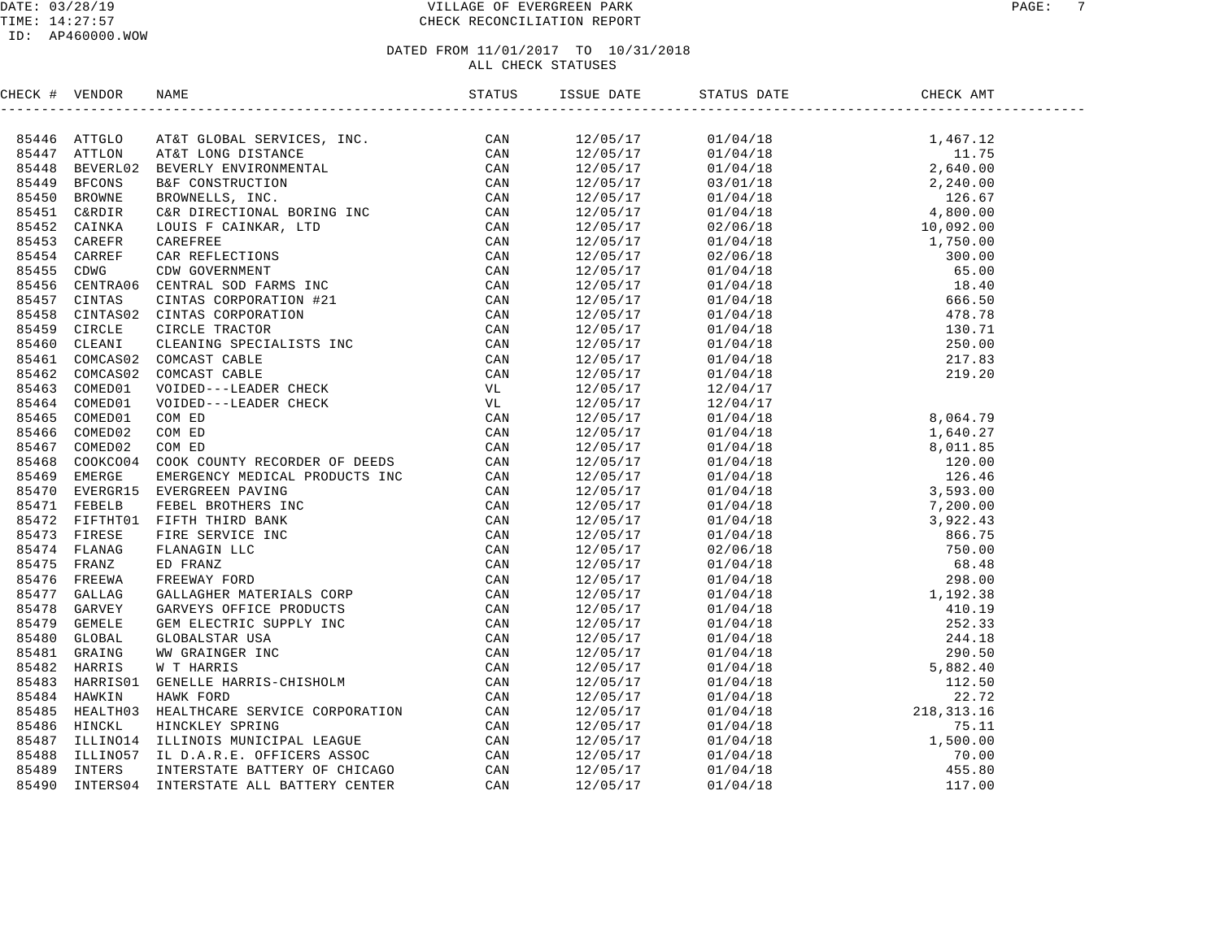VILLAGE OF EVERGREEN PARK
CHECK RECONCILIATION REPORT

DATED FROM 11/01/2017 TO 10/31/2018
ALL CHECK STATUSES

| CHECK # | VENDOR | NAME | STATUS | ISSUE DATE | STATUS DATE | CHECK AMT |
|---|---|---|---|---|---|---|
| 85446 | ATTGLO | AT&T GLOBAL SERVICES, INC. | CAN | 12/05/17 | 01/04/18 | 1,467.12 |
| 85447 | ATTLON | AT&T LONG DISTANCE | CAN | 12/05/17 | 01/04/18 | 11.75 |
| 85448 | BEVERL02 | BEVERLY ENVIRONMENTAL | CAN | 12/05/17 | 01/04/18 | 2,640.00 |
| 85449 | BFCONS | B&F CONSTRUCTION | CAN | 12/05/17 | 03/01/18 | 2,240.00 |
| 85450 | BROWNE | BROWNELLS, INC. | CAN | 12/05/17 | 01/04/18 | 126.67 |
| 85451 | C&RDIR | C&R DIRECTIONAL BORING INC | CAN | 12/05/17 | 01/04/18 | 4,800.00 |
| 85452 | CAINKA | LOUIS F CAINKAR, LTD | CAN | 12/05/17 | 02/06/18 | 10,092.00 |
| 85453 | CAREFR | CAREFREE | CAN | 12/05/17 | 01/04/18 | 1,750.00 |
| 85454 | CARREF | CAR REFLECTIONS | CAN | 12/05/17 | 02/06/18 | 300.00 |
| 85455 | CDWG | CDW GOVERNMENT | CAN | 12/05/17 | 01/04/18 | 65.00 |
| 85456 | CENTRA06 | CENTRAL SOD FARMS INC | CAN | 12/05/17 | 01/04/18 | 18.40 |
| 85457 | CINTAS | CINTAS CORPORATION #21 | CAN | 12/05/17 | 01/04/18 | 666.50 |
| 85458 | CINTAS02 | CINTAS CORPORATION | CAN | 12/05/17 | 01/04/18 | 478.78 |
| 85459 | CIRCLE | CIRCLE TRACTOR | CAN | 12/05/17 | 01/04/18 | 130.71 |
| 85460 | CLEANI | CLEANING SPECIALISTS INC | CAN | 12/05/17 | 01/04/18 | 250.00 |
| 85461 | COMCAS02 | COMCAST CABLE | CAN | 12/05/17 | 01/04/18 | 217.83 |
| 85462 | COMCAS02 | COMCAST CABLE | CAN | 12/05/17 | 01/04/18 | 219.20 |
| 85463 | COMED01 | VOIDED---LEADER CHECK | VL | 12/05/17 | 12/04/17 | |
| 85464 | COMED01 | VOIDED---LEADER CHECK | VL | 12/05/17 | 12/04/17 | |
| 85465 | COMED01 | COM ED | CAN | 12/05/17 | 01/04/18 | 8,064.79 |
| 85466 | COMED02 | COM ED | CAN | 12/05/17 | 01/04/18 | 1,640.27 |
| 85467 | COMED02 | COM ED | CAN | 12/05/17 | 01/04/18 | 8,011.85 |
| 85468 | COOKCO04 | COOK COUNTY RECORDER OF DEEDS | CAN | 12/05/17 | 01/04/18 | 120.00 |
| 85469 | EMERGE | EMERGENCY MEDICAL PRODUCTS INC | CAN | 12/05/17 | 01/04/18 | 126.46 |
| 85470 | EVERGR15 | EVERGREEN PAVING | CAN | 12/05/17 | 01/04/18 | 3,593.00 |
| 85471 | FEBELB | FEBEL BROTHERS INC | CAN | 12/05/17 | 01/04/18 | 7,200.00 |
| 85472 | FIFTHT01 | FIFTH THIRD BANK | CAN | 12/05/17 | 01/04/18 | 3,922.43 |
| 85473 | FIRESE | FIRE SERVICE INC | CAN | 12/05/17 | 01/04/18 | 866.75 |
| 85474 | FLANAG | FLANAGIN LLC | CAN | 12/05/17 | 02/06/18 | 750.00 |
| 85475 | FRANZ | ED FRANZ | CAN | 12/05/17 | 01/04/18 | 68.48 |
| 85476 | FREEWA | FREEWAY FORD | CAN | 12/05/17 | 01/04/18 | 298.00 |
| 85477 | GALLAG | GALLAGHER MATERIALS CORP | CAN | 12/05/17 | 01/04/18 | 1,192.38 |
| 85478 | GARVEY | GARVEYS OFFICE PRODUCTS | CAN | 12/05/17 | 01/04/18 | 410.19 |
| 85479 | GEMELE | GEM ELECTRIC SUPPLY INC | CAN | 12/05/17 | 01/04/18 | 252.33 |
| 85480 | GLOBAL | GLOBALSTAR USA | CAN | 12/05/17 | 01/04/18 | 244.18 |
| 85481 | GRAING | WW GRAINGER INC | CAN | 12/05/17 | 01/04/18 | 290.50 |
| 85482 | HARRIS | W T HARRIS | CAN | 12/05/17 | 01/04/18 | 5,882.40 |
| 85483 | HARRIS01 | GENELLE HARRIS-CHISHOLM | CAN | 12/05/17 | 01/04/18 | 112.50 |
| 85484 | HAWKIN | HAWK FORD | CAN | 12/05/17 | 01/04/18 | 22.72 |
| 85485 | HEALTH03 | HEALTHCARE SERVICE CORPORATION | CAN | 12/05/17 | 01/04/18 | 218,313.16 |
| 85486 | HINCKL | HINCKLEY SPRING | CAN | 12/05/17 | 01/04/18 | 75.11 |
| 85487 | ILLINO14 | ILLINOIS MUNICIPAL LEAGUE | CAN | 12/05/17 | 01/04/18 | 1,500.00 |
| 85488 | ILLINO57 | IL D.A.R.E. OFFICERS ASSOC | CAN | 12/05/17 | 01/04/18 | 70.00 |
| 85489 | INTERS | INTERSTATE BATTERY OF CHICAGO | CAN | 12/05/17 | 01/04/18 | 455.80 |
| 85490 | INTERS04 | INTERSTATE ALL BATTERY CENTER | CAN | 12/05/17 | 01/04/18 | 117.00 |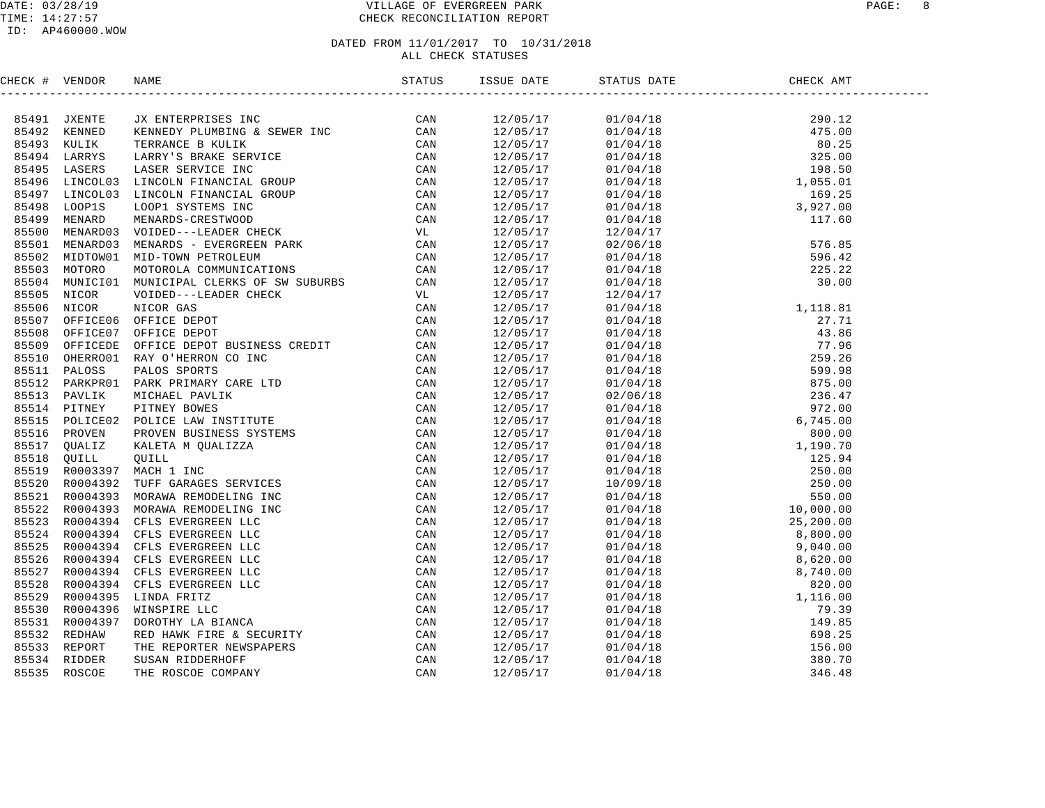DATE: 03/28/19
TIME: 14:27:57
ID: AP460000.WOW

# VILLAGE OF EVERGREEN PARK
## CHECK RECONCILIATION REPORT

DATED FROM 11/01/2017 TO 10/31/2018
ALL CHECK STATUSES

| CHECK # | VENDOR | NAME | STATUS | ISSUE DATE | STATUS DATE | CHECK AMT |
|---|---|---|---|---|---|---|
| 85491 | JXENTE | JX ENTERPRISES INC | CAN | 12/05/17 | 01/04/18 | 290.12 |
| 85492 | KENNED | KENNEDY PLUMBING & SEWER INC | CAN | 12/05/17 | 01/04/18 | 475.00 |
| 85493 | KULIK | TERRANCE B KULIK | CAN | 12/05/17 | 01/04/18 | 80.25 |
| 85494 | LARRYS | LARRY'S BRAKE SERVICE | CAN | 12/05/17 | 01/04/18 | 325.00 |
| 85495 | LASERS | LASER SERVICE INC | CAN | 12/05/17 | 01/04/18 | 198.50 |
| 85496 | LINCOL03 | LINCOLN FINANCIAL GROUP | CAN | 12/05/17 | 01/04/18 | 1,055.01 |
| 85497 | LINCOL03 | LINCOLN FINANCIAL GROUP | CAN | 12/05/17 | 01/04/18 | 169.25 |
| 85498 | LOOP1S | LOOP1 SYSTEMS INC | CAN | 12/05/17 | 01/04/18 | 3,927.00 |
| 85499 | MENARD | MENARDS-CRESTWOOD | CAN | 12/05/17 | 01/04/18 | 117.60 |
| 85500 | MENARD03 | VOIDED---LEADER CHECK | VL | 12/05/17 | 12/04/17 | |
| 85501 | MENARD03 | MENARDS - EVERGREEN PARK | CAN | 12/05/17 | 02/06/18 | 576.85 |
| 85502 | MIDTOW01 | MID-TOWN PETROLEUM | CAN | 12/05/17 | 01/04/18 | 596.42 |
| 85503 | MOTORO | MOTOROLA COMMUNICATIONS | CAN | 12/05/17 | 01/04/18 | 225.22 |
| 85504 | MUNICI01 | MUNICIPAL CLERKS OF SW SUBURBS | CAN | 12/05/17 | 01/04/18 | 30.00 |
| 85505 | NICOR | VOIDED---LEADER CHECK | VL | 12/05/17 | 12/04/17 | |
| 85506 | NICOR | NICOR GAS | CAN | 12/05/17 | 01/04/18 | 1,118.81 |
| 85507 | OFFICE06 | OFFICE DEPOT | CAN | 12/05/17 | 01/04/18 | 27.71 |
| 85508 | OFFICE07 | OFFICE DEPOT | CAN | 12/05/17 | 01/04/18 | 43.86 |
| 85509 | OFFICEDE | OFFICE DEPOT BUSINESS CREDIT | CAN | 12/05/17 | 01/04/18 | 77.96 |
| 85510 | OHERRO01 | RAY O'HERRON CO INC | CAN | 12/05/17 | 01/04/18 | 259.26 |
| 85511 | PALOSS | PALOS SPORTS | CAN | 12/05/17 | 01/04/18 | 599.98 |
| 85512 | PARKPR01 | PARK PRIMARY CARE LTD | CAN | 12/05/17 | 01/04/18 | 875.00 |
| 85513 | PAVLIK | MICHAEL PAVLIK | CAN | 12/05/17 | 02/06/18 | 236.47 |
| 85514 | PITNEY | PITNEY BOWES | CAN | 12/05/17 | 01/04/18 | 972.00 |
| 85515 | POLICE02 | POLICE LAW INSTITUTE | CAN | 12/05/17 | 01/04/18 | 6,745.00 |
| 85516 | PROVEN | PROVEN BUSINESS SYSTEMS | CAN | 12/05/17 | 01/04/18 | 800.00 |
| 85517 | QUALIZ | KALETA M QUALIZZA | CAN | 12/05/17 | 01/04/18 | 1,190.70 |
| 85518 | QUILL | QUILL | CAN | 12/05/17 | 01/04/18 | 125.94 |
| 85519 | R0003397 | MACH 1 INC | CAN | 12/05/17 | 01/04/18 | 250.00 |
| 85520 | R0004392 | TUFF GARAGES SERVICES | CAN | 12/05/17 | 10/09/18 | 250.00 |
| 85521 | R0004393 | MORAWA REMODELING INC | CAN | 12/05/17 | 01/04/18 | 550.00 |
| 85522 | R0004393 | MORAWA REMODELING INC | CAN | 12/05/17 | 01/04/18 | 10,000.00 |
| 85523 | R0004394 | CFLS EVERGREEN LLC | CAN | 12/05/17 | 01/04/18 | 25,200.00 |
| 85524 | R0004394 | CFLS EVERGREEN LLC | CAN | 12/05/17 | 01/04/18 | 8,800.00 |
| 85525 | R0004394 | CFLS EVERGREEN LLC | CAN | 12/05/17 | 01/04/18 | 9,040.00 |
| 85526 | R0004394 | CFLS EVERGREEN LLC | CAN | 12/05/17 | 01/04/18 | 8,620.00 |
| 85527 | R0004394 | CFLS EVERGREEN LLC | CAN | 12/05/17 | 01/04/18 | 8,740.00 |
| 85528 | R0004394 | CFLS EVERGREEN LLC | CAN | 12/05/17 | 01/04/18 | 820.00 |
| 85529 | R0004395 | LINDA FRITZ | CAN | 12/05/17 | 01/04/18 | 1,116.00 |
| 85530 | R0004396 | WINSPIRE LLC | CAN | 12/05/17 | 01/04/18 | 79.39 |
| 85531 | R0004397 | DOROTHY LA BIANCA | CAN | 12/05/17 | 01/04/18 | 149.85 |
| 85532 | REDHAW | RED HAWK FIRE & SECURITY | CAN | 12/05/17 | 01/04/18 | 698.25 |
| 85533 | REPORT | THE REPORTER NEWSPAPERS | CAN | 12/05/17 | 01/04/18 | 156.00 |
| 85534 | RIDDER | SUSAN RIDDERHOFF | CAN | 12/05/17 | 01/04/18 | 380.70 |
| 85535 | ROSCOE | THE ROSCOE COMPANY | CAN | 12/05/17 | 01/04/18 | 346.48 |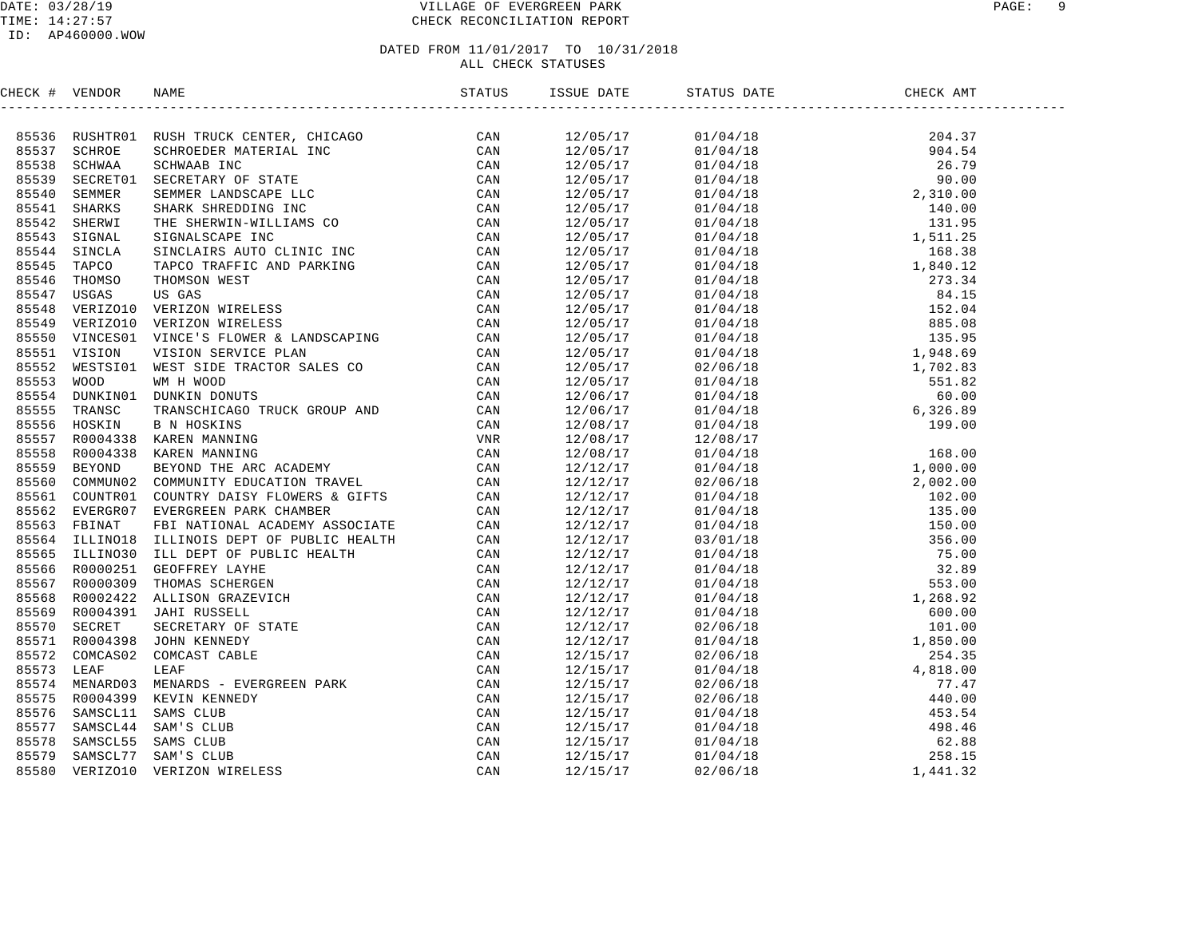VILLAGE OF EVERGREEN PARK
CHECK RECONCILIATION REPORT

DATED FROM 11/01/2017 TO 10/31/2018
ALL CHECK STATUSES

| CHECK # | VENDOR | NAME | STATUS | ISSUE DATE | STATUS DATE | CHECK AMT |
|---|---|---|---|---|---|---|
| 85536 | RUSHTR01 | RUSH TRUCK CENTER, CHICAGO | CAN | 12/05/17 | 01/04/18 | 204.37 |
| 85537 | SCHROE | SCHROEDER MATERIAL INC | CAN | 12/05/17 | 01/04/18 | 904.54 |
| 85538 | SCHWAA | SCHWAAB INC | CAN | 12/05/17 | 01/04/18 | 26.79 |
| 85539 | SECRET01 | SECRETARY OF STATE | CAN | 12/05/17 | 01/04/18 | 90.00 |
| 85540 | SEMMER | SEMMER LANDSCAPE LLC | CAN | 12/05/17 | 01/04/18 | 2,310.00 |
| 85541 | SHARKS | SHARK SHREDDING INC | CAN | 12/05/17 | 01/04/18 | 140.00 |
| 85542 | SHERWI | THE SHERWIN-WILLIAMS CO | CAN | 12/05/17 | 01/04/18 | 131.95 |
| 85543 | SIGNAL | SIGNALSCAPE INC | CAN | 12/05/17 | 01/04/18 | 1,511.25 |
| 85544 | SINCLA | SINCLAIRS AUTO CLINIC INC | CAN | 12/05/17 | 01/04/18 | 168.38 |
| 85545 | TAPCO | TAPCO TRAFFIC AND PARKING | CAN | 12/05/17 | 01/04/18 | 1,840.12 |
| 85546 | THOMSO | THOMSON WEST | CAN | 12/05/17 | 01/04/18 | 273.34 |
| 85547 | USGAS | US GAS | CAN | 12/05/17 | 01/04/18 | 84.15 |
| 85548 | VERIZO10 | VERIZON WIRELESS | CAN | 12/05/17 | 01/04/18 | 152.04 |
| 85549 | VERIZO10 | VERIZON WIRELESS | CAN | 12/05/17 | 01/04/18 | 885.08 |
| 85550 | VINCES01 | VINCE'S FLOWER & LANDSCAPING | CAN | 12/05/17 | 01/04/18 | 135.95 |
| 85551 | VISION | VISION SERVICE PLAN | CAN | 12/05/17 | 01/04/18 | 1,948.69 |
| 85552 | WESTSI01 | WEST SIDE TRACTOR SALES CO | CAN | 12/05/17 | 02/06/18 | 1,702.83 |
| 85553 | WOOD | WM H WOOD | CAN | 12/05/17 | 01/04/18 | 551.82 |
| 85554 | DUNKIN01 | DUNKIN DONUTS | CAN | 12/06/17 | 01/04/18 | 60.00 |
| 85555 | TRANSC | TRANSCHICAGO TRUCK GROUP AND | CAN | 12/06/17 | 01/04/18 | 6,326.89 |
| 85556 | HOSKIN | B N HOSKINS | CAN | 12/08/17 | 01/04/18 | 199.00 |
| 85557 | R0004338 | KAREN MANNING | VNR | 12/08/17 | 12/08/17 | |
| 85558 | R0004338 | KAREN MANNING | CAN | 12/08/17 | 01/04/18 | 168.00 |
| 85559 | BEYOND | BEYOND THE ARC ACADEMY | CAN | 12/12/17 | 01/04/18 | 1,000.00 |
| 85560 | COMMUN02 | COMMUNITY EDUCATION TRAVEL | CAN | 12/12/17 | 02/06/18 | 2,002.00 |
| 85561 | COUNTR01 | COUNTRY DAISY FLOWERS & GIFTS | CAN | 12/12/17 | 01/04/18 | 102.00 |
| 85562 | EVERGR07 | EVERGREEN PARK CHAMBER | CAN | 12/12/17 | 01/04/18 | 135.00 |
| 85563 | FBINAT | FBI NATIONAL ACADEMY ASSOCIATE | CAN | 12/12/17 | 01/04/18 | 150.00 |
| 85564 | ILLINO18 | ILLINOIS DEPT OF PUBLIC HEALTH | CAN | 12/12/17 | 03/01/18 | 356.00 |
| 85565 | ILLINO30 | ILL DEPT OF PUBLIC HEALTH | CAN | 12/12/17 | 01/04/18 | 75.00 |
| 85566 | R0000251 | GEOFFREY LAYHE | CAN | 12/12/17 | 01/04/18 | 32.89 |
| 85567 | R0000309 | THOMAS SCHERGEN | CAN | 12/12/17 | 01/04/18 | 553.00 |
| 85568 | R0002422 | ALLISON GRAZEVICH | CAN | 12/12/17 | 01/04/18 | 1,268.92 |
| 85569 | R0004391 | JAHI RUSSELL | CAN | 12/12/17 | 01/04/18 | 600.00 |
| 85570 | SECRET | SECRETARY OF STATE | CAN | 12/12/17 | 02/06/18 | 101.00 |
| 85571 | R0004398 | JOHN KENNEDY | CAN | 12/12/17 | 01/04/18 | 1,850.00 |
| 85572 | COMCAS02 | COMCAST CABLE | CAN | 12/15/17 | 02/06/18 | 254.35 |
| 85573 | LEAF | LEAF | CAN | 12/15/17 | 01/04/18 | 4,818.00 |
| 85574 | MENARD03 | MENARDS - EVERGREEN PARK | CAN | 12/15/17 | 02/06/18 | 77.47 |
| 85575 | R0004399 | KEVIN KENNEDY | CAN | 12/15/17 | 02/06/18 | 440.00 |
| 85576 | SAMSCL11 | SAMS CLUB | CAN | 12/15/17 | 01/04/18 | 453.54 |
| 85577 | SAMSCL44 | SAM'S CLUB | CAN | 12/15/17 | 01/04/18 | 498.46 |
| 85578 | SAMSCL55 | SAMS CLUB | CAN | 12/15/17 | 01/04/18 | 62.88 |
| 85579 | SAMSCL77 | SAM'S CLUB | CAN | 12/15/17 | 01/04/18 | 258.15 |
| 85580 | VERIZO10 | VERIZON WIRELESS | CAN | 12/15/17 | 02/06/18 | 1,441.32 |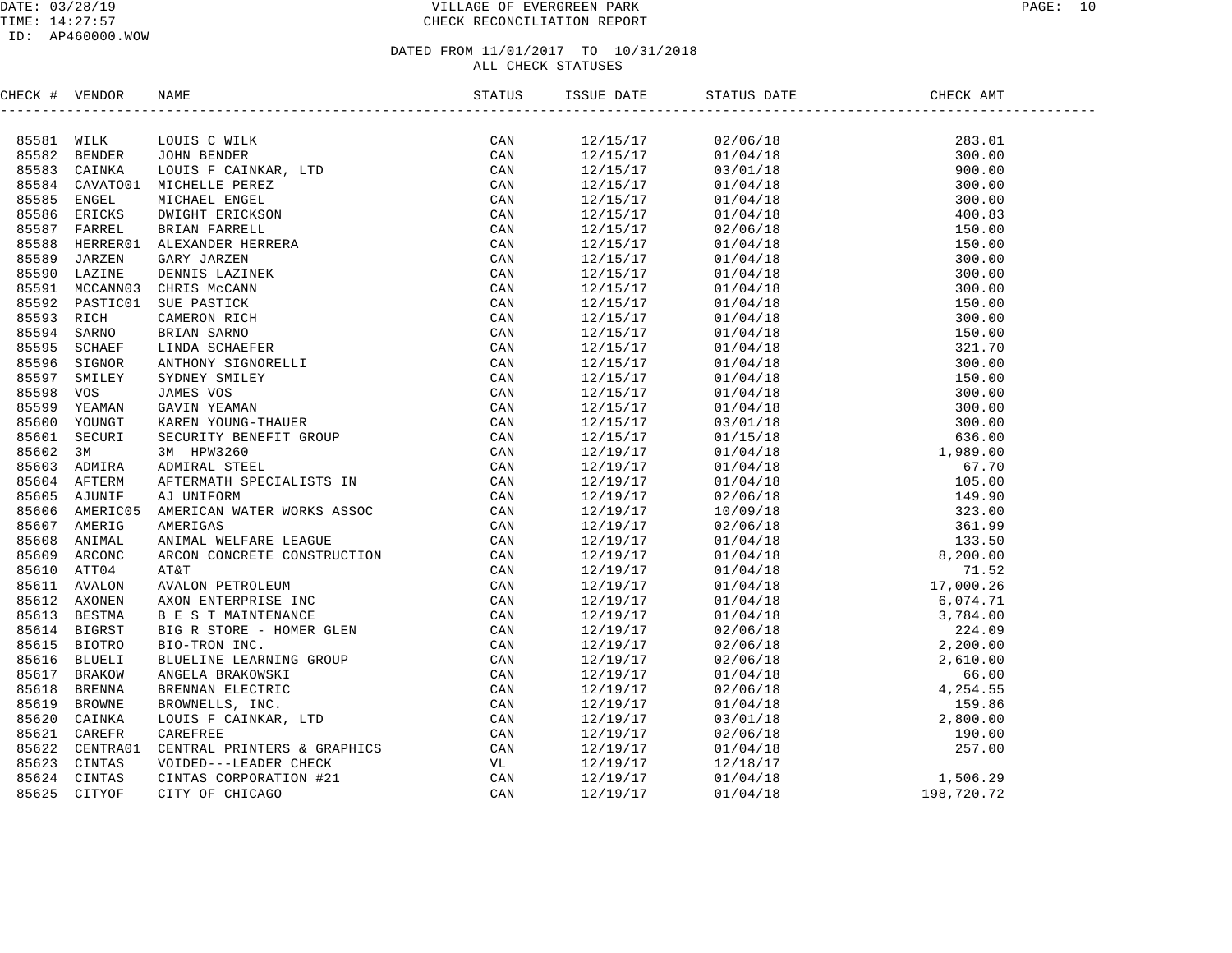VILLAGE OF EVERGREEN PARK
CHECK RECONCILIATION REPORT

DATE: 03/28/19
TIME: 14:27:57
ID: AP460000.WOW

DATED FROM 11/01/2017 TO 10/31/2018
ALL CHECK STATUSES

| CHECK # | VENDOR | NAME | STATUS | ISSUE DATE | STATUS DATE | CHECK AMT |
|---|---|---|---|---|---|---|
| 85581 | WILK | LOUIS C WILK | CAN | 12/15/17 | 02/06/18 | 283.01 |
| 85582 | BENDER | JOHN BENDER | CAN | 12/15/17 | 01/04/18 | 300.00 |
| 85583 | CAINKA | LOUIS F CAINKAR, LTD | CAN | 12/15/17 | 03/01/18 | 900.00 |
| 85584 | CAVATO01 | MICHELLE PEREZ | CAN | 12/15/17 | 01/04/18 | 300.00 |
| 85585 | ENGEL | MICHAEL ENGEL | CAN | 12/15/17 | 01/04/18 | 300.00 |
| 85586 | ERICKS | DWIGHT ERICKSON | CAN | 12/15/17 | 01/04/18 | 400.83 |
| 85587 | FARREL | BRIAN FARRELL | CAN | 12/15/17 | 02/06/18 | 150.00 |
| 85588 | HERRER01 | ALEXANDER HERRERA | CAN | 12/15/17 | 01/04/18 | 150.00 |
| 85589 | JARZEN | GARY JARZEN | CAN | 12/15/17 | 01/04/18 | 300.00 |
| 85590 | LAZINE | DENNIS LAZINEK | CAN | 12/15/17 | 01/04/18 | 300.00 |
| 85591 | MCCANN03 | CHRIS McCANN | CAN | 12/15/17 | 01/04/18 | 300.00 |
| 85592 | PASTIC01 | SUE PASTICK | CAN | 12/15/17 | 01/04/18 | 150.00 |
| 85593 | RICH | CAMERON RICH | CAN | 12/15/17 | 01/04/18 | 300.00 |
| 85594 | SARNO | BRIAN SARNO | CAN | 12/15/17 | 01/04/18 | 150.00 |
| 85595 | SCHAEF | LINDA SCHAEFER | CAN | 12/15/17 | 01/04/18 | 321.70 |
| 85596 | SIGNOR | ANTHONY SIGNORELLI | CAN | 12/15/17 | 01/04/18 | 300.00 |
| 85597 | SMILEY | SYDNEY SMILEY | CAN | 12/15/17 | 01/04/18 | 150.00 |
| 85598 | VOS | JAMES VOS | CAN | 12/15/17 | 01/04/18 | 300.00 |
| 85599 | YEAMAN | GAVIN YEAMAN | CAN | 12/15/17 | 01/04/18 | 300.00 |
| 85600 | YOUNGT | KAREN YOUNG-THAUER | CAN | 12/15/17 | 03/01/18 | 300.00 |
| 85601 | SECURI | SECURITY BENEFIT GROUP | CAN | 12/15/17 | 01/15/18 | 636.00 |
| 85602 | 3M | 3M HPW3260 | CAN | 12/19/17 | 01/04/18 | 1,989.00 |
| 85603 | ADMIRA | ADMIRAL STEEL | CAN | 12/19/17 | 01/04/18 | 67.70 |
| 85604 | AFTERM | AFTERMATH SPECIALISTS IN | CAN | 12/19/17 | 01/04/18 | 105.00 |
| 85605 | AJUNIF | AJ UNIFORM | CAN | 12/19/17 | 02/06/18 | 149.90 |
| 85606 | AMERIC05 | AMERICAN WATER WORKS ASSOC | CAN | 12/19/17 | 10/09/18 | 323.00 |
| 85607 | AMERIG | AMERIGAS | CAN | 12/19/17 | 02/06/18 | 361.99 |
| 85608 | ANIMAL | ANIMAL WELFARE LEAGUE | CAN | 12/19/17 | 01/04/18 | 133.50 |
| 85609 | ARCONC | ARCON CONCRETE CONSTRUCTION | CAN | 12/19/17 | 01/04/18 | 8,200.00 |
| 85610 | ATT04 | AT&T | CAN | 12/19/17 | 01/04/18 | 71.52 |
| 85611 | AVALON | AVALON PETROLEUM | CAN | 12/19/17 | 01/04/18 | 17,000.26 |
| 85612 | AXONEN | AXON ENTERPRISE INC | CAN | 12/19/17 | 01/04/18 | 6,074.71 |
| 85613 | BESTMA | B E S T MAINTENANCE | CAN | 12/19/17 | 01/04/18 | 3,784.00 |
| 85614 | BIGRST | BIG R STORE - HOMER GLEN | CAN | 12/19/17 | 02/06/18 | 224.09 |
| 85615 | BIOTRO | BIO-TRON INC. | CAN | 12/19/17 | 02/06/18 | 2,200.00 |
| 85616 | BLUELI | BLUELINE LEARNING GROUP | CAN | 12/19/17 | 02/06/18 | 2,610.00 |
| 85617 | BRAKOW | ANGELA BRAKOWSKI | CAN | 12/19/17 | 01/04/18 | 66.00 |
| 85618 | BRENNA | BRENNAN ELECTRIC | CAN | 12/19/17 | 02/06/18 | 4,254.55 |
| 85619 | BROWNE | BROWNELLS, INC. | CAN | 12/19/17 | 01/04/18 | 159.86 |
| 85620 | CAINKA | LOUIS F CAINKAR, LTD | CAN | 12/19/17 | 03/01/18 | 2,800.00 |
| 85621 | CAREFR | CAREFREE | CAN | 12/19/17 | 02/06/18 | 190.00 |
| 85622 | CENTRA01 | CENTRAL PRINTERS & GRAPHICS | CAN | 12/19/17 | 01/04/18 | 257.00 |
| 85623 | CINTAS | VOIDED---LEADER CHECK | VL | 12/19/17 | 12/18/17 | |
| 85624 | CINTAS | CINTAS CORPORATION #21 | CAN | 12/19/17 | 01/04/18 | 1,506.29 |
| 85625 | CITYOF | CITY OF CHICAGO | CAN | 12/19/17 | 01/04/18 | 198,720.72 |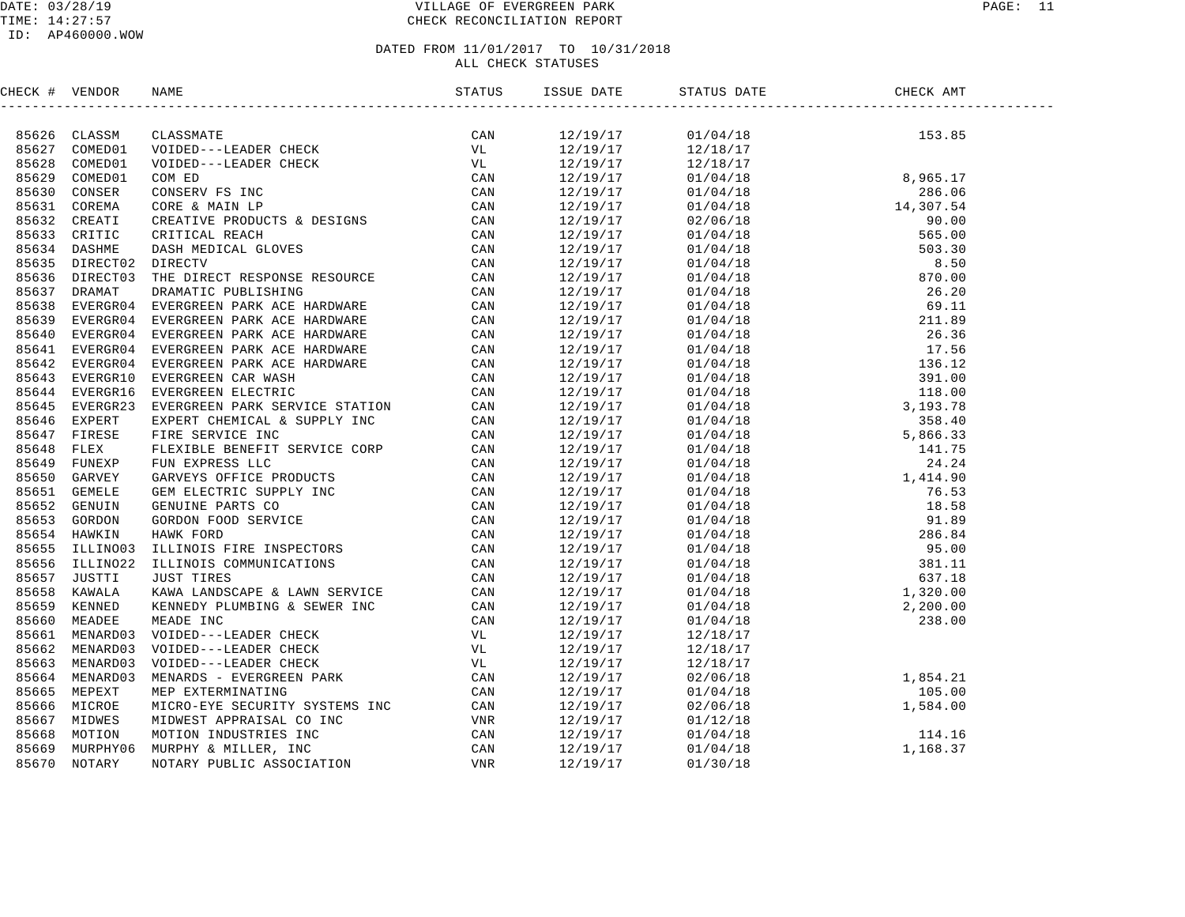VILLAGE OF EVERGREEN PARK
CHECK RECONCILIATION REPORT

DATED FROM 11/01/2017 TO 10/31/2018
ALL CHECK STATUSES

| CHECK # | VENDOR | NAME | STATUS | ISSUE DATE | STATUS DATE | CHECK AMT |
|---|---|---|---|---|---|---|
| 85626 | CLASSM | CLASSMATE | CAN | 12/19/17 | 01/04/18 | 153.85 |
| 85627 | COMED01 | VOIDED---LEADER CHECK | VL | 12/19/17 | 12/18/17 | |
| 85628 | COMED01 | VOIDED---LEADER CHECK | VL | 12/19/17 | 12/18/17 | |
| 85629 | COMED01 | COM ED | CAN | 12/19/17 | 01/04/18 | 8,965.17 |
| 85630 | CONSER | CONSERV FS INC | CAN | 12/19/17 | 01/04/18 | 286.06 |
| 85631 | COREMA | CORE & MAIN LP | CAN | 12/19/17 | 01/04/18 | 14,307.54 |
| 85632 | CREATI | CREATIVE PRODUCTS & DESIGNS | CAN | 12/19/17 | 02/06/18 | 90.00 |
| 85633 | CRITIC | CRITICAL REACH | CAN | 12/19/17 | 01/04/18 | 565.00 |
| 85634 | DASHME | DASH MEDICAL GLOVES | CAN | 12/19/17 | 01/04/18 | 503.30 |
| 85635 | DIRECT02 | DIRECTV | CAN | 12/19/17 | 01/04/18 | 8.50 |
| 85636 | DIRECT03 | THE DIRECT RESPONSE RESOURCE | CAN | 12/19/17 | 01/04/18 | 870.00 |
| 85637 | DRAMAT | DRAMATIC PUBLISHING | CAN | 12/19/17 | 01/04/18 | 26.20 |
| 85638 | EVERGR04 | EVERGREEN PARK ACE HARDWARE | CAN | 12/19/17 | 01/04/18 | 69.11 |
| 85639 | EVERGR04 | EVERGREEN PARK ACE HARDWARE | CAN | 12/19/17 | 01/04/18 | 211.89 |
| 85640 | EVERGR04 | EVERGREEN PARK ACE HARDWARE | CAN | 12/19/17 | 01/04/18 | 26.36 |
| 85641 | EVERGR04 | EVERGREEN PARK ACE HARDWARE | CAN | 12/19/17 | 01/04/18 | 17.56 |
| 85642 | EVERGR04 | EVERGREEN PARK ACE HARDWARE | CAN | 12/19/17 | 01/04/18 | 136.12 |
| 85643 | EVERGR10 | EVERGREEN CAR WASH | CAN | 12/19/17 | 01/04/18 | 391.00 |
| 85644 | EVERGR16 | EVERGREEN ELECTRIC | CAN | 12/19/17 | 01/04/18 | 118.00 |
| 85645 | EVERGR23 | EVERGREEN PARK SERVICE STATION | CAN | 12/19/17 | 01/04/18 | 3,193.78 |
| 85646 | EXPERT | EXPERT CHEMICAL & SUPPLY INC | CAN | 12/19/17 | 01/04/18 | 358.40 |
| 85647 | FIRESE | FIRE SERVICE INC | CAN | 12/19/17 | 01/04/18 | 5,866.33 |
| 85648 | FLEX | FLEXIBLE BENEFIT SERVICE CORP | CAN | 12/19/17 | 01/04/18 | 141.75 |
| 85649 | FUNEXP | FUN EXPRESS LLC | CAN | 12/19/17 | 01/04/18 | 24.24 |
| 85650 | GARVEY | GARVEYS OFFICE PRODUCTS | CAN | 12/19/17 | 01/04/18 | 1,414.90 |
| 85651 | GEMELE | GEM ELECTRIC SUPPLY INC | CAN | 12/19/17 | 01/04/18 | 76.53 |
| 85652 | GENUIN | GENUINE PARTS CO | CAN | 12/19/17 | 01/04/18 | 18.58 |
| 85653 | GORDON | GORDON FOOD SERVICE | CAN | 12/19/17 | 01/04/18 | 91.89 |
| 85654 | HAWKIN | HAWK FORD | CAN | 12/19/17 | 01/04/18 | 286.84 |
| 85655 | ILLINO03 | ILLINOIS FIRE INSPECTORS | CAN | 12/19/17 | 01/04/18 | 95.00 |
| 85656 | ILLINO22 | ILLINOIS COMMUNICATIONS | CAN | 12/19/17 | 01/04/18 | 381.11 |
| 85657 | JUSTTI | JUST TIRES | CAN | 12/19/17 | 01/04/18 | 637.18 |
| 85658 | KAWALA | KAWA LANDSCAPE & LAWN SERVICE | CAN | 12/19/17 | 01/04/18 | 1,320.00 |
| 85659 | KENNED | KENNEDY PLUMBING & SEWER INC | CAN | 12/19/17 | 01/04/18 | 2,200.00 |
| 85660 | MEADEE | MEADE INC | CAN | 12/19/17 | 01/04/18 | 238.00 |
| 85661 | MENARD03 | VOIDED---LEADER CHECK | VL | 12/19/17 | 12/18/17 | |
| 85662 | MENARD03 | VOIDED---LEADER CHECK | VL | 12/19/17 | 12/18/17 | |
| 85663 | MENARD03 | VOIDED---LEADER CHECK | VL | 12/19/17 | 12/18/17 | |
| 85664 | MENARD03 | MENARDS - EVERGREEN PARK | CAN | 12/19/17 | 02/06/18 | 1,854.21 |
| 85665 | MEPEXT | MEP EXTERMINATING | CAN | 12/19/17 | 01/04/18 | 105.00 |
| 85666 | MICROE | MICRO-EYE SECURITY SYSTEMS INC | CAN | 12/19/17 | 02/06/18 | 1,584.00 |
| 85667 | MIDWES | MIDWEST APPRAISAL CO INC | VNR | 12/19/17 | 01/12/18 | |
| 85668 | MOTION | MOTION INDUSTRIES INC | CAN | 12/19/17 | 01/04/18 | 114.16 |
| 85669 | MURPHY06 | MURPHY & MILLER, INC | CAN | 12/19/17 | 01/04/18 | 1,168.37 |
| 85670 | NOTARY | NOTARY PUBLIC ASSOCIATION | VNR | 12/19/17 | 01/30/18 | |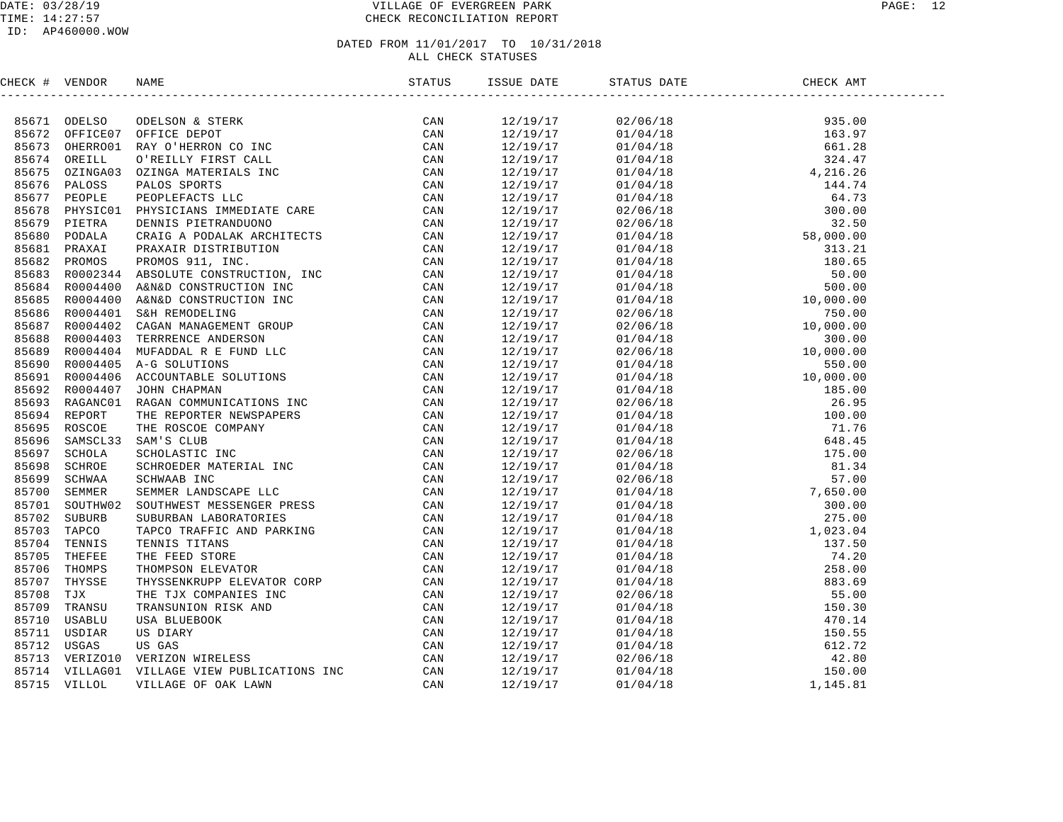# VILLAGE OF EVERGREEN PARK
## CHECK RECONCILIATION REPORT

DATE: 03/28/19
TIME: 14:27:57
ID: AP460000.WOW

DATED FROM 11/01/2017 TO 10/31/2018
ALL CHECK STATUSES

| CHECK # | VENDOR | NAME | STATUS | ISSUE DATE | STATUS DATE | CHECK AMT |
|---|---|---|---|---|---|---|
| 85671 | ODELSO | ODELSON & STERK | CAN | 12/19/17 | 02/06/18 | 935.00 |
| 85672 | OFFICE07 | OFFICE DEPOT | CAN | 12/19/17 | 01/04/18 | 163.97 |
| 85673 | OHERRO01 | RAY O'HERRON CO INC | CAN | 12/19/17 | 01/04/18 | 661.28 |
| 85674 | OREILL | O'REILLY FIRST CALL | CAN | 12/19/17 | 01/04/18 | 324.47 |
| 85675 | OZINGA03 | OZINGA MATERIALS INC | CAN | 12/19/17 | 01/04/18 | 4,216.26 |
| 85676 | PALOSS | PALOS SPORTS | CAN | 12/19/17 | 01/04/18 | 144.74 |
| 85677 | PEOPLE | PEOPLEFACTS LLC | CAN | 12/19/17 | 01/04/18 | 64.73 |
| 85678 | PHYSIC01 | PHYSICIANS IMMEDIATE CARE | CAN | 12/19/17 | 02/06/18 | 300.00 |
| 85679 | PIETRA | DENNIS PIETRANDUONO | CAN | 12/19/17 | 02/06/18 | 32.50 |
| 85680 | PODALA | CRAIG A PODALAK ARCHITECTS | CAN | 12/19/17 | 01/04/18 | 58,000.00 |
| 85681 | PRAXAI | PRAXAIR DISTRIBUTION | CAN | 12/19/17 | 01/04/18 | 313.21 |
| 85682 | PROMOS | PROMOS 911, INC. | CAN | 12/19/17 | 01/04/18 | 180.65 |
| 85683 | R0002344 | ABSOLUTE CONSTRUCTION, INC | CAN | 12/19/17 | 01/04/18 | 50.00 |
| 85684 | R0004400 | A&N&D CONSTRUCTION INC | CAN | 12/19/17 | 01/04/18 | 500.00 |
| 85685 | R0004400 | A&N&D CONSTRUCTION INC | CAN | 12/19/17 | 01/04/18 | 10,000.00 |
| 85686 | R0004401 | S&H REMODELING | CAN | 12/19/17 | 02/06/18 | 750.00 |
| 85687 | R0004402 | CAGAN MANAGEMENT GROUP | CAN | 12/19/17 | 02/06/18 | 10,000.00 |
| 85688 | R0004403 | TERRRENCE ANDERSON | CAN | 12/19/17 | 01/04/18 | 300.00 |
| 85689 | R0004404 | MUFADDAL R E FUND LLC | CAN | 12/19/17 | 02/06/18 | 10,000.00 |
| 85690 | R0004405 | A-G SOLUTIONS | CAN | 12/19/17 | 01/04/18 | 550.00 |
| 85691 | R0004406 | ACCOUNTABLE SOLUTIONS | CAN | 12/19/17 | 01/04/18 | 10,000.00 |
| 85692 | R0004407 | JOHN CHAPMAN | CAN | 12/19/17 | 01/04/18 | 185.00 |
| 85693 | RAGANC01 | RAGAN COMMUNICATIONS INC | CAN | 12/19/17 | 02/06/18 | 26.95 |
| 85694 | REPORT | THE REPORTER NEWSPAPERS | CAN | 12/19/17 | 01/04/18 | 100.00 |
| 85695 | ROSCOE | THE ROSCOE COMPANY | CAN | 12/19/17 | 01/04/18 | 71.76 |
| 85696 | SAMSCL33 | SAM'S CLUB | CAN | 12/19/17 | 01/04/18 | 648.45 |
| 85697 | SCHOLA | SCHOLASTIC INC | CAN | 12/19/17 | 02/06/18 | 175.00 |
| 85698 | SCHROE | SCHROEDER MATERIAL INC | CAN | 12/19/17 | 01/04/18 | 81.34 |
| 85699 | SCHWAA | SCHWAAB INC | CAN | 12/19/17 | 02/06/18 | 57.00 |
| 85700 | SEMMER | SEMMER LANDSCAPE LLC | CAN | 12/19/17 | 01/04/18 | 7,650.00 |
| 85701 | SOUTHW02 | SOUTHWEST MESSENGER PRESS | CAN | 12/19/17 | 01/04/18 | 300.00 |
| 85702 | SUBURB | SUBURBAN LABORATORIES | CAN | 12/19/17 | 01/04/18 | 275.00 |
| 85703 | TAPCO | TAPCO TRAFFIC AND PARKING | CAN | 12/19/17 | 01/04/18 | 1,023.04 |
| 85704 | TENNIS | TENNIS TITANS | CAN | 12/19/17 | 01/04/18 | 137.50 |
| 85705 | THEFEE | THE FEED STORE | CAN | 12/19/17 | 01/04/18 | 74.20 |
| 85706 | THOMPS | THOMPSON ELEVATOR | CAN | 12/19/17 | 01/04/18 | 258.00 |
| 85707 | THYSSE | THYSSENKRUPP ELEVATOR CORP | CAN | 12/19/17 | 01/04/18 | 883.69 |
| 85708 | TJX | THE TJX COMPANIES INC | CAN | 12/19/17 | 02/06/18 | 55.00 |
| 85709 | TRANSU | TRANSUNION RISK AND | CAN | 12/19/17 | 01/04/18 | 150.30 |
| 85710 | USABLU | USA BLUEBOOK | CAN | 12/19/17 | 01/04/18 | 470.14 |
| 85711 | USDIAR | US DIARY | CAN | 12/19/17 | 01/04/18 | 150.55 |
| 85712 | USGAS | US GAS | CAN | 12/19/17 | 01/04/18 | 612.72 |
| 85713 | VERIZO10 | VERIZON WIRELESS | CAN | 12/19/17 | 02/06/18 | 42.80 |
| 85714 | VILLAG01 | VILLAGE VIEW PUBLICATIONS INC | CAN | 12/19/17 | 01/04/18 | 150.00 |
| 85715 | VILLOL | VILLAGE OF OAK LAWN | CAN | 12/19/17 | 01/04/18 | 1,145.81 |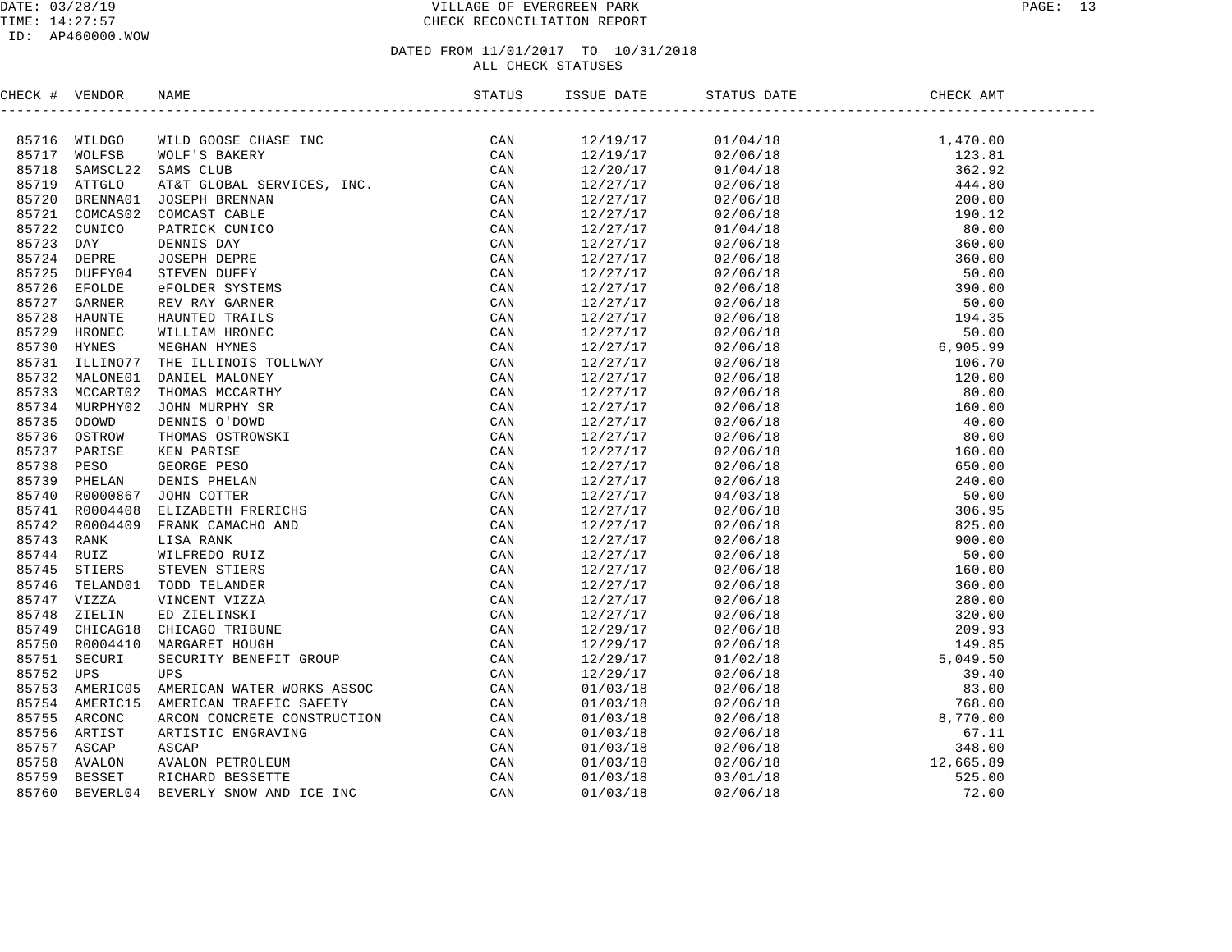# VILLAGE OF EVERGREEN PARK

CHECK RECONCILIATION REPORT

DATE: 03/28/19
TIME: 14:27:57
ID: AP460000.WOW

DATED FROM 11/01/2017 TO 10/31/2018
ALL CHECK STATUSES

| CHECK # | VENDOR | NAME | STATUS | ISSUE DATE | STATUS DATE | CHECK AMT |
|---|---|---|---|---|---|---|
| 85716 | WILDGO | WILD GOOSE CHASE INC | CAN | 12/19/17 | 01/04/18 | 1,470.00 |
| 85717 | WOLFSB | WOLF'S BAKERY | CAN | 12/19/17 | 02/06/18 | 123.81 |
| 85718 | SAMSCL22 | SAMS CLUB | CAN | 12/20/17 | 01/04/18 | 362.92 |
| 85719 | ATTGLO | AT&T GLOBAL SERVICES, INC. | CAN | 12/27/17 | 02/06/18 | 444.80 |
| 85720 | BRENNA01 | JOSEPH BRENNAN | CAN | 12/27/17 | 02/06/18 | 200.00 |
| 85721 | COMCAS02 | COMCAST CABLE | CAN | 12/27/17 | 02/06/18 | 190.12 |
| 85722 | CUNICO | PATRICK CUNICO | CAN | 12/27/17 | 01/04/18 | 80.00 |
| 85723 | DAY | DENNIS DAY | CAN | 12/27/17 | 02/06/18 | 360.00 |
| 85724 | DEPRE | JOSEPH DEPRE | CAN | 12/27/17 | 02/06/18 | 360.00 |
| 85725 | DUFFY04 | STEVEN DUFFY | CAN | 12/27/17 | 02/06/18 | 50.00 |
| 85726 | EFOLDE | eFOLDER SYSTEMS | CAN | 12/27/17 | 02/06/18 | 390.00 |
| 85727 | GARNER | REV RAY GARNER | CAN | 12/27/17 | 02/06/18 | 50.00 |
| 85728 | HAUNTE | HAUNTED TRAILS | CAN | 12/27/17 | 02/06/18 | 194.35 |
| 85729 | HRONEC | WILLIAM HRONEC | CAN | 12/27/17 | 02/06/18 | 50.00 |
| 85730 | HYNES | MEGHAN HYNES | CAN | 12/27/17 | 02/06/18 | 6,905.99 |
| 85731 | ILLINO77 | THE ILLINOIS TOLLWAY | CAN | 12/27/17 | 02/06/18 | 106.70 |
| 85732 | MALONE01 | DANIEL MALONEY | CAN | 12/27/17 | 02/06/18 | 120.00 |
| 85733 | MCCART02 | THOMAS MCCARTHY | CAN | 12/27/17 | 02/06/18 | 80.00 |
| 85734 | MURPHY02 | JOHN MURPHY SR | CAN | 12/27/17 | 02/06/18 | 160.00 |
| 85735 | ODOWD | DENNIS O'DOWD | CAN | 12/27/17 | 02/06/18 | 40.00 |
| 85736 | OSTROW | THOMAS OSTROWSKI | CAN | 12/27/17 | 02/06/18 | 80.00 |
| 85737 | PARISE | KEN PARISE | CAN | 12/27/17 | 02/06/18 | 160.00 |
| 85738 | PESO | GEORGE PESO | CAN | 12/27/17 | 02/06/18 | 650.00 |
| 85739 | PHELAN | DENIS PHELAN | CAN | 12/27/17 | 02/06/18 | 240.00 |
| 85740 | R0000867 | JOHN COTTER | CAN | 12/27/17 | 04/03/18 | 50.00 |
| 85741 | R0004408 | ELIZABETH FRERICHS | CAN | 12/27/17 | 02/06/18 | 306.95 |
| 85742 | R0004409 | FRANK CAMACHO AND | CAN | 12/27/17 | 02/06/18 | 825.00 |
| 85743 | RANK | LISA RANK | CAN | 12/27/17 | 02/06/18 | 900.00 |
| 85744 | RUIZ | WILFREDO RUIZ | CAN | 12/27/17 | 02/06/18 | 50.00 |
| 85745 | STIERS | STEVEN STIERS | CAN | 12/27/17 | 02/06/18 | 160.00 |
| 85746 | TELAND01 | TODD TELANDER | CAN | 12/27/17 | 02/06/18 | 360.00 |
| 85747 | VIZZA | VINCENT VIZZA | CAN | 12/27/17 | 02/06/18 | 280.00 |
| 85748 | ZIELIN | ED ZIELINSKI | CAN | 12/27/17 | 02/06/18 | 320.00 |
| 85749 | CHICAG18 | CHICAGO TRIBUNE | CAN | 12/29/17 | 02/06/18 | 209.93 |
| 85750 | R0004410 | MARGARET HOUGH | CAN | 12/29/17 | 02/06/18 | 149.85 |
| 85751 | SECURI | SECURITY BENEFIT GROUP | CAN | 12/29/17 | 01/02/18 | 5,049.50 |
| 85752 | UPS | UPS | CAN | 12/29/17 | 02/06/18 | 39.40 |
| 85753 | AMERIC05 | AMERICAN WATER WORKS ASSOC | CAN | 01/03/18 | 02/06/18 | 83.00 |
| 85754 | AMERIC15 | AMERICAN TRAFFIC SAFETY | CAN | 01/03/18 | 02/06/18 | 768.00 |
| 85755 | ARCONC | ARCON CONCRETE CONSTRUCTION | CAN | 01/03/18 | 02/06/18 | 8,770.00 |
| 85756 | ARTIST | ARTISTIC ENGRAVING | CAN | 01/03/18 | 02/06/18 | 67.11 |
| 85757 | ASCAP | ASCAP | CAN | 01/03/18 | 02/06/18 | 348.00 |
| 85758 | AVALON | AVALON PETROLEUM | CAN | 01/03/18 | 02/06/18 | 12,665.89 |
| 85759 | BESSET | RICHARD BESSETTE | CAN | 01/03/18 | 03/01/18 | 525.00 |
| 85760 | BEVERL04 | BEVERLY SNOW AND ICE INC | CAN | 01/03/18 | 02/06/18 | 72.00 |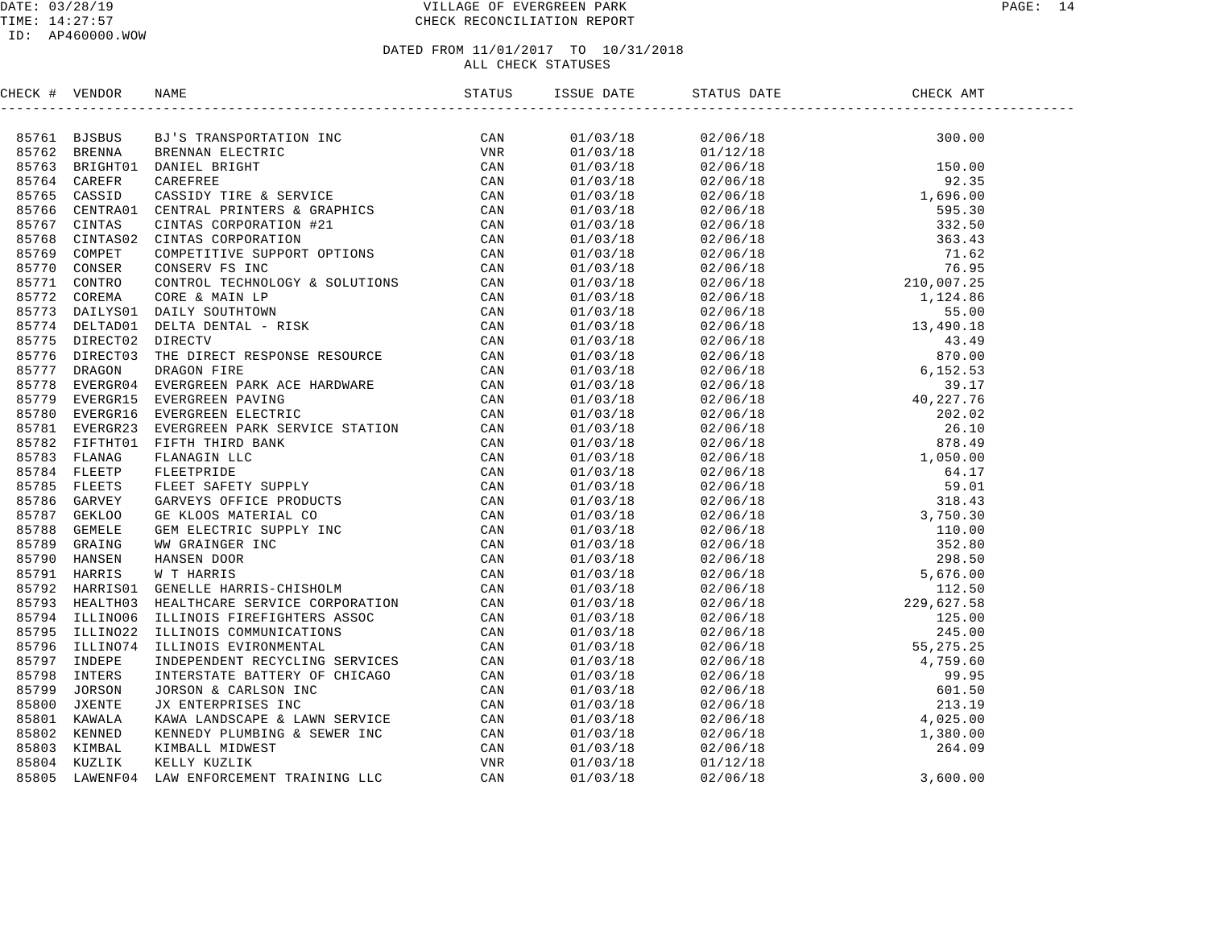VILLAGE OF EVERGREEN PARK
CHECK RECONCILIATION REPORT

DATED FROM 11/01/2017 TO 10/31/2018
ALL CHECK STATUSES

| CHECK # | VENDOR | NAME | STATUS | ISSUE DATE | STATUS DATE | CHECK AMT |
|---|---|---|---|---|---|---|
| 85761 | BJSBUS | BJ'S TRANSPORTATION INC | CAN | 01/03/18 | 02/06/18 | 300.00 |
| 85762 | BRENNA | BRENNAN ELECTRIC | VNR | 01/03/18 | 01/12/18 | |
| 85763 | BRIGHT01 | DANIEL BRIGHT | CAN | 01/03/18 | 02/06/18 | 150.00 |
| 85764 | CAREFR | CAREFREE | CAN | 01/03/18 | 02/06/18 | 92.35 |
| 85765 | CASSID | CASSIDY TIRE & SERVICE | CAN | 01/03/18 | 02/06/18 | 1,696.00 |
| 85766 | CENTRA01 | CENTRAL PRINTERS & GRAPHICS | CAN | 01/03/18 | 02/06/18 | 595.30 |
| 85767 | CINTAS | CINTAS CORPORATION #21 | CAN | 01/03/18 | 02/06/18 | 332.50 |
| 85768 | CINTAS02 | CINTAS CORPORATION | CAN | 01/03/18 | 02/06/18 | 363.43 |
| 85769 | COMPET | COMPETITIVE SUPPORT OPTIONS | CAN | 01/03/18 | 02/06/18 | 71.62 |
| 85770 | CONSER | CONSERV FS INC | CAN | 01/03/18 | 02/06/18 | 76.95 |
| 85771 | CONTRO | CONTROL TECHNOLOGY & SOLUTIONS | CAN | 01/03/18 | 02/06/18 | 210,007.25 |
| 85772 | COREMA | CORE & MAIN LP | CAN | 01/03/18 | 02/06/18 | 1,124.86 |
| 85773 | DAILYS01 | DAILY SOUTHTOWN | CAN | 01/03/18 | 02/06/18 | 55.00 |
| 85774 | DELTAD01 | DELTA DENTAL - RISK | CAN | 01/03/18 | 02/06/18 | 13,490.18 |
| 85775 | DIRECT02 | DIRECTV | CAN | 01/03/18 | 02/06/18 | 43.49 |
| 85776 | DIRECT03 | THE DIRECT RESPONSE RESOURCE | CAN | 01/03/18 | 02/06/18 | 870.00 |
| 85777 | DRAGON | DRAGON FIRE | CAN | 01/03/18 | 02/06/18 | 6,152.53 |
| 85778 | EVERGR04 | EVERGREEN PARK ACE HARDWARE | CAN | 01/03/18 | 02/06/18 | 39.17 |
| 85779 | EVERGR15 | EVERGREEN PAVING | CAN | 01/03/18 | 02/06/18 | 40,227.76 |
| 85780 | EVERGR16 | EVERGREEN ELECTRIC | CAN | 01/03/18 | 02/06/18 | 202.02 |
| 85781 | EVERGR23 | EVERGREEN PARK SERVICE STATION | CAN | 01/03/18 | 02/06/18 | 26.10 |
| 85782 | FIFTHT01 | FIFTH THIRD BANK | CAN | 01/03/18 | 02/06/18 | 878.49 |
| 85783 | FLANAG | FLANAGIN LLC | CAN | 01/03/18 | 02/06/18 | 1,050.00 |
| 85784 | FLEETP | FLEETPRIDE | CAN | 01/03/18 | 02/06/18 | 64.17 |
| 85785 | FLEETS | FLEET SAFETY SUPPLY | CAN | 01/03/18 | 02/06/18 | 59.01 |
| 85786 | GARVEY | GARVEYS OFFICE PRODUCTS | CAN | 01/03/18 | 02/06/18 | 318.43 |
| 85787 | GEKLOO | GE KLOOS MATERIAL CO | CAN | 01/03/18 | 02/06/18 | 3,750.30 |
| 85788 | GEMELE | GEM ELECTRIC SUPPLY INC | CAN | 01/03/18 | 02/06/18 | 110.00 |
| 85789 | GRAING | WW GRAINGER INC | CAN | 01/03/18 | 02/06/18 | 352.80 |
| 85790 | HANSEN | HANSEN DOOR | CAN | 01/03/18 | 02/06/18 | 298.50 |
| 85791 | HARRIS | W T HARRIS | CAN | 01/03/18 | 02/06/18 | 5,676.00 |
| 85792 | HARRIS01 | GENELLE HARRIS-CHISHOLM | CAN | 01/03/18 | 02/06/18 | 112.50 |
| 85793 | HEALTH03 | HEALTHCARE SERVICE CORPORATION | CAN | 01/03/18 | 02/06/18 | 229,627.58 |
| 85794 | ILLINO06 | ILLINOIS FIREFIGHTERS ASSOC | CAN | 01/03/18 | 02/06/18 | 125.00 |
| 85795 | ILLINO22 | ILLINOIS COMMUNICATIONS | CAN | 01/03/18 | 02/06/18 | 245.00 |
| 85796 | ILLINO74 | ILLINOIS EVIRONMENTAL | CAN | 01/03/18 | 02/06/18 | 55,275.25 |
| 85797 | INDEPE | INDEPENDENT RECYCLING SERVICES | CAN | 01/03/18 | 02/06/18 | 4,759.60 |
| 85798 | INTERS | INTERSTATE BATTERY OF CHICAGO | CAN | 01/03/18 | 02/06/18 | 99.95 |
| 85799 | JORSON | JORSON & CARLSON INC | CAN | 01/03/18 | 02/06/18 | 601.50 |
| 85800 | JXENTE | JX ENTERPRISES INC | CAN | 01/03/18 | 02/06/18 | 213.19 |
| 85801 | KAWALA | KAWA LANDSCAPE & LAWN SERVICE | CAN | 01/03/18 | 02/06/18 | 4,025.00 |
| 85802 | KENNED | KENNEDY PLUMBING & SEWER INC | CAN | 01/03/18 | 02/06/18 | 1,380.00 |
| 85803 | KIMBAL | KIMBALL MIDWEST | CAN | 01/03/18 | 02/06/18 | 264.09 |
| 85804 | KUZLIK | KELLY KUZLIK | VNR | 01/03/18 | 01/12/18 | |
| 85805 | LAWENF04 | LAW ENFORCEMENT TRAINING LLC | CAN | 01/03/18 | 02/06/18 | 3,600.00 |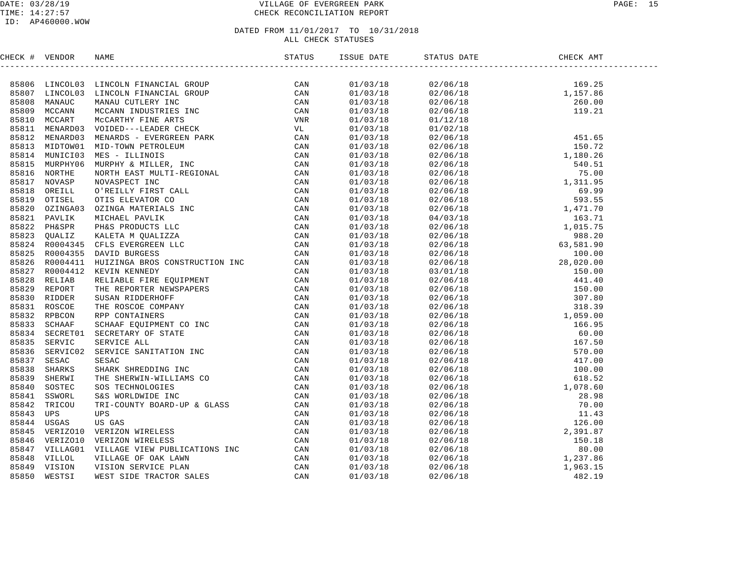# VILLAGE OF EVERGREEN PARK
## CHECK RECONCILIATION REPORT

DATE: 03/28/19
TIME: 14:27:57
ID: AP460000.WOW

DATED FROM 11/01/2017 TO 10/31/2018
ALL CHECK STATUSES

| CHECK # | VENDOR | NAME | STATUS | ISSUE DATE | STATUS DATE | CHECK AMT |
|---|---|---|---|---|---|---|
| 85806 | LINCOL03 | LINCOLN FINANCIAL GROUP | CAN | 01/03/18 | 02/06/18 | 169.25 |
| 85807 | LINCOL03 | LINCOLN FINANCIAL GROUP | CAN | 01/03/18 | 02/06/18 | 1,157.86 |
| 85808 | MANAUC | MANAU CUTLERY INC | CAN | 01/03/18 | 02/06/18 | 260.00 |
| 85809 | MCCANN | MCCANN INDUSTRIES INC | CAN | 01/03/18 | 02/06/18 | 119.21 |
| 85810 | MCCART | McCARTHY FINE ARTS | VNR | 01/03/18 | 01/12/18 | |
| 85811 | MENARD03 | VOIDED---LEADER CHECK | VL | 01/03/18 | 01/02/18 | |
| 85812 | MENARD03 | MENARDS - EVERGREEN PARK | CAN | 01/03/18 | 02/06/18 | 451.65 |
| 85813 | MIDTOW01 | MID-TOWN PETROLEUM | CAN | 01/03/18 | 02/06/18 | 150.72 |
| 85814 | MUNICI03 | MES - ILLINOIS | CAN | 01/03/18 | 02/06/18 | 1,180.26 |
| 85815 | MURPHY06 | MURPHY & MILLER, INC | CAN | 01/03/18 | 02/06/18 | 540.51 |
| 85816 | NORTHE | NORTH EAST MULTI-REGIONAL | CAN | 01/03/18 | 02/06/18 | 75.00 |
| 85817 | NOVASP | NOVASPECT INC | CAN | 01/03/18 | 02/06/18 | 1,311.95 |
| 85818 | OREILL | O'REILLY FIRST CALL | CAN | 01/03/18 | 02/06/18 | 69.99 |
| 85819 | OTISEL | OTIS ELEVATOR CO | CAN | 01/03/18 | 02/06/18 | 593.55 |
| 85820 | OZINGA03 | OZINGA MATERIALS INC | CAN | 01/03/18 | 02/06/18 | 1,471.70 |
| 85821 | PAVLIK | MICHAEL PAVLIK | CAN | 01/03/18 | 04/03/18 | 163.71 |
| 85822 | PH&SPR | PH&S PRODUCTS LLC | CAN | 01/03/18 | 02/06/18 | 1,015.75 |
| 85823 | QUALIZ | KALETA M QUALIZZA | CAN | 01/03/18 | 02/06/18 | 988.20 |
| 85824 | R0004345 | CFLS EVERGREEN LLC | CAN | 01/03/18 | 02/06/18 | 63,581.90 |
| 85825 | R0004355 | DAVID BURGESS | CAN | 01/03/18 | 02/06/18 | 100.00 |
| 85826 | R0004411 | HUIZINGA BROS CONSTRUCTION INC | CAN | 01/03/18 | 02/06/18 | 28,020.00 |
| 85827 | R0004412 | KEVIN KENNEDY | CAN | 01/03/18 | 03/01/18 | 150.00 |
| 85828 | RELIAB | RELIABLE FIRE EQUIPMENT | CAN | 01/03/18 | 02/06/18 | 441.40 |
| 85829 | REPORT | THE REPORTER NEWSPAPERS | CAN | 01/03/18 | 02/06/18 | 150.00 |
| 85830 | RIDDER | SUSAN RIDDERHOFF | CAN | 01/03/18 | 02/06/18 | 307.80 |
| 85831 | ROSCOE | THE ROSCOE COMPANY | CAN | 01/03/18 | 02/06/18 | 318.39 |
| 85832 | RPBCON | RPP CONTAINERS | CAN | 01/03/18 | 02/06/18 | 1,059.00 |
| 85833 | SCHAAF | SCHAAF EQUIPMENT CO INC | CAN | 01/03/18 | 02/06/18 | 166.95 |
| 85834 | SECRET01 | SECRETARY OF STATE | CAN | 01/03/18 | 02/06/18 | 60.00 |
| 85835 | SERVIC | SERVICE ALL | CAN | 01/03/18 | 02/06/18 | 167.50 |
| 85836 | SERVIC02 | SERVICE SANITATION INC | CAN | 01/03/18 | 02/06/18 | 570.00 |
| 85837 | SESAC | SESAC | CAN | 01/03/18 | 02/06/18 | 417.00 |
| 85838 | SHARKS | SHARK SHREDDING INC | CAN | 01/03/18 | 02/06/18 | 100.00 |
| 85839 | SHERWI | THE SHERWIN-WILLIAMS CO | CAN | 01/03/18 | 02/06/18 | 618.52 |
| 85840 | SOSTEC | SOS TECHNOLOGIES | CAN | 01/03/18 | 02/06/18 | 1,078.60 |
| 85841 | SSWORL | S&S WORLDWIDE INC | CAN | 01/03/18 | 02/06/18 | 28.98 |
| 85842 | TRICOU | TRI-COUNTY BOARD-UP & GLASS | CAN | 01/03/18 | 02/06/18 | 70.00 |
| 85843 | UPS | UPS | CAN | 01/03/18 | 02/06/18 | 11.43 |
| 85844 | USGAS | US GAS | CAN | 01/03/18 | 02/06/18 | 126.00 |
| 85845 | VERIZO10 | VERIZON WIRELESS | CAN | 01/03/18 | 02/06/18 | 2,391.87 |
| 85846 | VERIZO10 | VERIZON WIRELESS | CAN | 01/03/18 | 02/06/18 | 150.18 |
| 85847 | VILLAG01 | VILLAGE VIEW PUBLICATIONS INC | CAN | 01/03/18 | 02/06/18 | 80.00 |
| 85848 | VILLOL | VILLAGE OF OAK LAWN | CAN | 01/03/18 | 02/06/18 | 1,237.86 |
| 85849 | VISION | VISION SERVICE PLAN | CAN | 01/03/18 | 02/06/18 | 1,963.15 |
| 85850 | WESTSI | WEST SIDE TRACTOR SALES | CAN | 01/03/18 | 02/06/18 | 482.19 |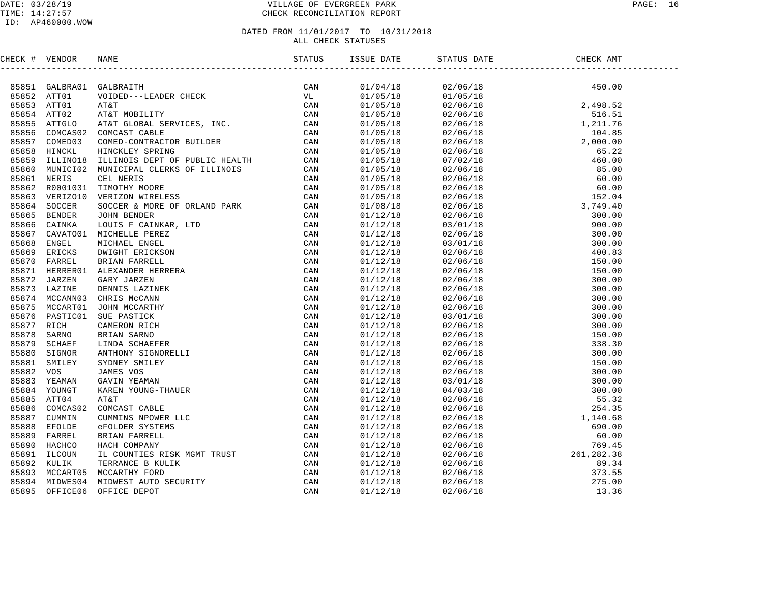VILLAGE OF EVERGREEN PARK
CHECK RECONCILIATION REPORT

DATED FROM 11/01/2017 TO 10/31/2018
ALL CHECK STATUSES

| CHECK # | VENDOR | NAME | STATUS | ISSUE DATE | STATUS DATE | CHECK AMT |
|---|---|---|---|---|---|---|
| 85851 | GALBRA01 | GALBRAITH | CAN | 01/04/18 | 02/06/18 | 450.00 |
| 85852 | ATT01 | VOIDED---LEADER CHECK | VL | 01/05/18 | 01/05/18 | |
| 85853 | ATT01 | AT&T | CAN | 01/05/18 | 02/06/18 | 2,498.52 |
| 85854 | ATT02 | AT&T MOBILITY | CAN | 01/05/18 | 02/06/18 | 516.51 |
| 85855 | ATTGLO | AT&T GLOBAL SERVICES, INC. | CAN | 01/05/18 | 02/06/18 | 1,211.76 |
| 85856 | COMCAS02 | COMCAST CABLE | CAN | 01/05/18 | 02/06/18 | 104.85 |
| 85857 | COMED03 | COMED-CONTRACTOR BUILDER | CAN | 01/05/18 | 02/06/18 | 2,000.00 |
| 85858 | HINCKL | HINCKLEY SPRING | CAN | 01/05/18 | 02/06/18 | 65.22 |
| 85859 | ILLINO18 | ILLINOIS DEPT OF PUBLIC HEALTH | CAN | 01/05/18 | 07/02/18 | 460.00 |
| 85860 | MUNICI02 | MUNICIPAL CLERKS OF ILLINOIS | CAN | 01/05/18 | 02/06/18 | 85.00 |
| 85861 | NERIS | CEL NERIS | CAN | 01/05/18 | 02/06/18 | 60.00 |
| 85862 | R0001031 | TIMOTHY MOORE | CAN | 01/05/18 | 02/06/18 | 60.00 |
| 85863 | VERIZO10 | VERIZON WIRELESS | CAN | 01/05/18 | 02/06/18 | 152.04 |
| 85864 | SOCCER | SOCCER & MORE OF ORLAND PARK | CAN | 01/08/18 | 02/06/18 | 3,749.40 |
| 85865 | BENDER | JOHN BENDER | CAN | 01/12/18 | 02/06/18 | 300.00 |
| 85866 | CAINKA | LOUIS F CAINKAR, LTD | CAN | 01/12/18 | 03/01/18 | 900.00 |
| 85867 | CAVATO01 | MICHELLE PEREZ | CAN | 01/12/18 | 02/06/18 | 300.00 |
| 85868 | ENGEL | MICHAEL ENGEL | CAN | 01/12/18 | 03/01/18 | 300.00 |
| 85869 | ERICKS | DWIGHT ERICKSON | CAN | 01/12/18 | 02/06/18 | 400.83 |
| 85870 | FARREL | BRIAN FARRELL | CAN | 01/12/18 | 02/06/18 | 150.00 |
| 85871 | HERRER01 | ALEXANDER HERRERA | CAN | 01/12/18 | 02/06/18 | 150.00 |
| 85872 | JARZEN | GARY JARZEN | CAN | 01/12/18 | 02/06/18 | 300.00 |
| 85873 | LAZINE | DENNIS LAZINEK | CAN | 01/12/18 | 02/06/18 | 300.00 |
| 85874 | MCCANN03 | CHRIS McCANN | CAN | 01/12/18 | 02/06/18 | 300.00 |
| 85875 | MCCART01 | JOHN MCCARTHY | CAN | 01/12/18 | 02/06/18 | 300.00 |
| 85876 | PASTIC01 | SUE PASTICK | CAN | 01/12/18 | 03/01/18 | 300.00 |
| 85877 | RICH | CAMERON RICH | CAN | 01/12/18 | 02/06/18 | 300.00 |
| 85878 | SARNO | BRIAN SARNO | CAN | 01/12/18 | 02/06/18 | 150.00 |
| 85879 | SCHAEF | LINDA SCHAEFER | CAN | 01/12/18 | 02/06/18 | 338.30 |
| 85880 | SIGNOR | ANTHONY SIGNORELLI | CAN | 01/12/18 | 02/06/18 | 300.00 |
| 85881 | SMILEY | SYDNEY SMILEY | CAN | 01/12/18 | 02/06/18 | 150.00 |
| 85882 | VOS | JAMES VOS | CAN | 01/12/18 | 02/06/18 | 300.00 |
| 85883 | YEAMAN | GAVIN YEAMAN | CAN | 01/12/18 | 03/01/18 | 300.00 |
| 85884 | YOUNGT | KAREN YOUNG-THAUER | CAN | 01/12/18 | 04/03/18 | 300.00 |
| 85885 | ATT04 | AT&T | CAN | 01/12/18 | 02/06/18 | 55.32 |
| 85886 | COMCAS02 | COMCAST CABLE | CAN | 01/12/18 | 02/06/18 | 254.35 |
| 85887 | CUMMIN | CUMMINS NPOWER LLC | CAN | 01/12/18 | 02/06/18 | 1,140.68 |
| 85888 | EFOLDE | eFOLDER SYSTEMS | CAN | 01/12/18 | 02/06/18 | 690.00 |
| 85889 | FARREL | BRIAN FARRELL | CAN | 01/12/18 | 02/06/18 | 60.00 |
| 85890 | HACHCO | HACH COMPANY | CAN | 01/12/18 | 02/06/18 | 769.45 |
| 85891 | ILCOUN | IL COUNTIES RISK MGMT TRUST | CAN | 01/12/18 | 02/06/18 | 261,282.38 |
| 85892 | KULIK | TERRANCE B KULIK | CAN | 01/12/18 | 02/06/18 | 89.34 |
| 85893 | MCCART05 | MCCARTHY FORD | CAN | 01/12/18 | 02/06/18 | 373.55 |
| 85894 | MIDWES04 | MIDWEST AUTO SECURITY | CAN | 01/12/18 | 02/06/18 | 275.00 |
| 85895 | OFFICE06 | OFFICE DEPOT | CAN | 01/12/18 | 02/06/18 | 13.36 |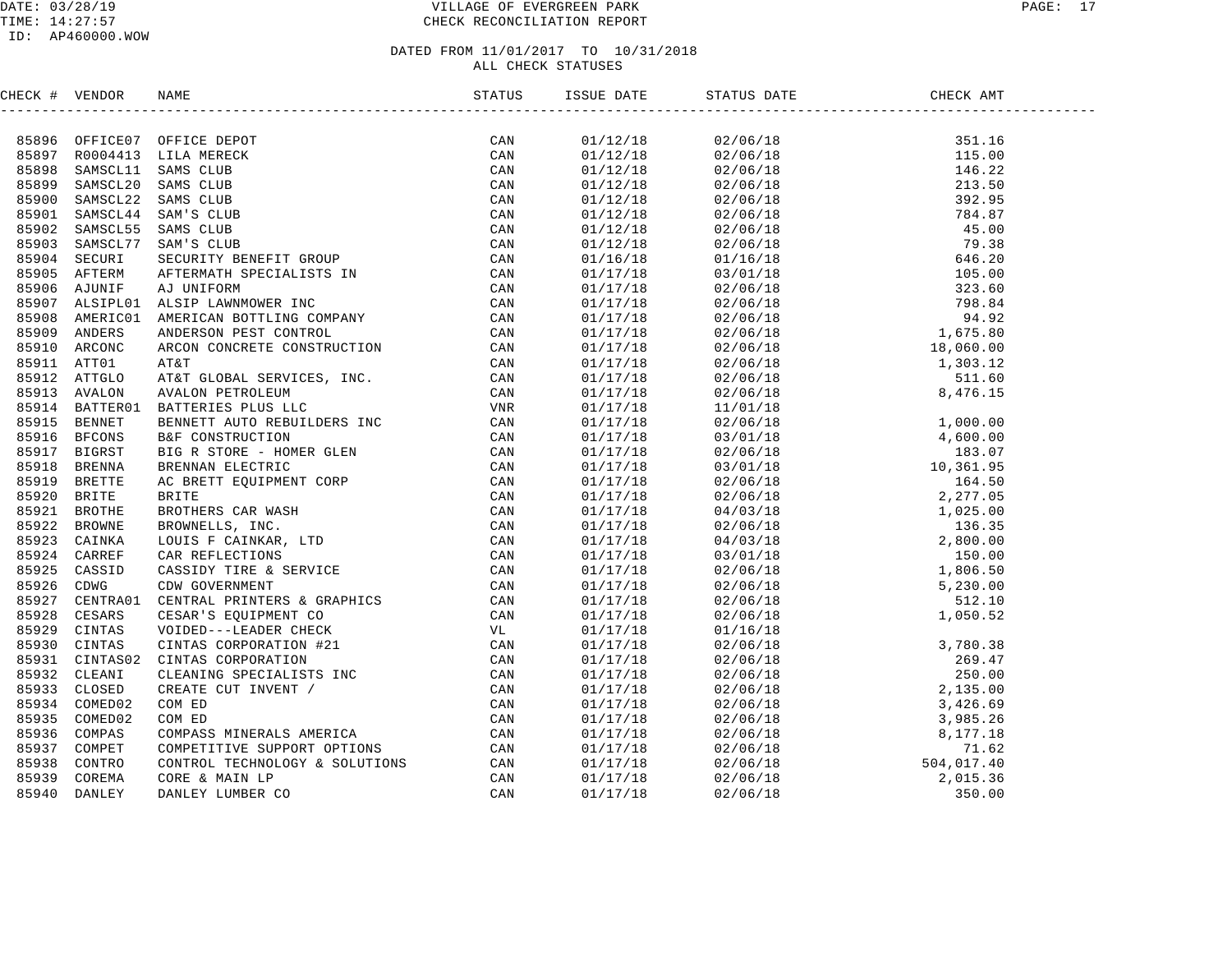DATE: 03/28/19
TIME: 14:27:57
ID: AP460000.WOW

VILLAGE OF EVERGREEN PARK
CHECK RECONCILIATION REPORT

DATED FROM 11/01/2017 TO 10/31/2018
ALL CHECK STATUSES

| CHECK # | VENDOR | NAME | STATUS | ISSUE DATE | STATUS DATE | CHECK AMT |
|---|---|---|---|---|---|---|
| 85896 | OFFICE07 | OFFICE DEPOT | CAN | 01/12/18 | 02/06/18 | 351.16 |
| 85897 | R0004413 | LILA MERECK | CAN | 01/12/18 | 02/06/18 | 115.00 |
| 85898 | SAMSCL11 | SAMS CLUB | CAN | 01/12/18 | 02/06/18 | 146.22 |
| 85899 | SAMSCL20 | SAMS CLUB | CAN | 01/12/18 | 02/06/18 | 213.50 |
| 85900 | SAMSCL22 | SAMS CLUB | CAN | 01/12/18 | 02/06/18 | 392.95 |
| 85901 | SAMSCL44 | SAM'S CLUB | CAN | 01/12/18 | 02/06/18 | 784.87 |
| 85902 | SAMSCL55 | SAMS CLUB | CAN | 01/12/18 | 02/06/18 | 45.00 |
| 85903 | SAMSCL77 | SAM'S CLUB | CAN | 01/12/18 | 02/06/18 | 79.38 |
| 85904 | SECURI | SECURITY BENEFIT GROUP | CAN | 01/16/18 | 01/16/18 | 646.20 |
| 85905 | AFTERM | AFTERMATH SPECIALISTS IN | CAN | 01/17/18 | 03/01/18 | 105.00 |
| 85906 | AJUNIF | AJ UNIFORM | CAN | 01/17/18 | 02/06/18 | 323.60 |
| 85907 | ALSIPL01 | ALSIP LAWNMOWER INC | CAN | 01/17/18 | 02/06/18 | 798.84 |
| 85908 | AMERIC01 | AMERICAN BOTTLING COMPANY | CAN | 01/17/18 | 02/06/18 | 94.92 |
| 85909 | ANDERS | ANDERSON PEST CONTROL | CAN | 01/17/18 | 02/06/18 | 1,675.80 |
| 85910 | ARCONC | ARCON CONCRETE CONSTRUCTION | CAN | 01/17/18 | 02/06/18 | 18,060.00 |
| 85911 | ATT01 | AT&T | CAN | 01/17/18 | 02/06/18 | 1,303.12 |
| 85912 | ATTGLO | AT&T GLOBAL SERVICES, INC. | CAN | 01/17/18 | 02/06/18 | 511.60 |
| 85913 | AVALON | AVALON PETROLEUM | CAN | 01/17/18 | 02/06/18 | 8,476.15 |
| 85914 | BATTER01 | BATTERIES PLUS LLC | VNR | 01/17/18 | 11/01/18 | |
| 85915 | BENNET | BENNETT AUTO REBUILDERS INC | CAN | 01/17/18 | 02/06/18 | 1,000.00 |
| 85916 | BFCONS | B&F CONSTRUCTION | CAN | 01/17/18 | 03/01/18 | 4,600.00 |
| 85917 | BIGRST | BIG R STORE - HOMER GLEN | CAN | 01/17/18 | 02/06/18 | 183.07 |
| 85918 | BRENNA | BRENNAN ELECTRIC | CAN | 01/17/18 | 03/01/18 | 10,361.95 |
| 85919 | BRETTE | AC BRETT EQUIPMENT CORP | CAN | 01/17/18 | 02/06/18 | 164.50 |
| 85920 | BRITE | BRITE | CAN | 01/17/18 | 02/06/18 | 2,277.05 |
| 85921 | BROTHE | BROTHERS CAR WASH | CAN | 01/17/18 | 04/03/18 | 1,025.00 |
| 85922 | BROWNE | BROWNELLS, INC. | CAN | 01/17/18 | 02/06/18 | 136.35 |
| 85923 | CAINKA | LOUIS F CAINKAR, LTD | CAN | 01/17/18 | 04/03/18 | 2,800.00 |
| 85924 | CARREF | CAR REFLECTIONS | CAN | 01/17/18 | 03/01/18 | 150.00 |
| 85925 | CASSID | CASSIDY TIRE & SERVICE | CAN | 01/17/18 | 02/06/18 | 1,806.50 |
| 85926 | CDWG | CDW GOVERNMENT | CAN | 01/17/18 | 02/06/18 | 5,230.00 |
| 85927 | CENTRA01 | CENTRAL PRINTERS & GRAPHICS | CAN | 01/17/18 | 02/06/18 | 512.10 |
| 85928 | CESARS | CESAR'S EQUIPMENT CO | CAN | 01/17/18 | 02/06/18 | 1,050.52 |
| 85929 | CINTAS | VOIDED---LEADER CHECK | VL | 01/17/18 | 01/16/18 | |
| 85930 | CINTAS | CINTAS CORPORATION #21 | CAN | 01/17/18 | 02/06/18 | 3,780.38 |
| 85931 | CINTAS02 | CINTAS CORPORATION | CAN | 01/17/18 | 02/06/18 | 269.47 |
| 85932 | CLEANI | CLEANING SPECIALISTS INC | CAN | 01/17/18 | 02/06/18 | 250.00 |
| 85933 | CLOSED | CREATE CUT INVENT / | CAN | 01/17/18 | 02/06/18 | 2,135.00 |
| 85934 | COMED02 | COM ED | CAN | 01/17/18 | 02/06/18 | 3,426.69 |
| 85935 | COMED02 | COM ED | CAN | 01/17/18 | 02/06/18 | 3,985.26 |
| 85936 | COMPAS | COMPASS MINERALS AMERICA | CAN | 01/17/18 | 02/06/18 | 8,177.18 |
| 85937 | COMPET | COMPETITIVE SUPPORT OPTIONS | CAN | 01/17/18 | 02/06/18 | 71.62 |
| 85938 | CONTRO | CONTROL TECHNOLOGY & SOLUTIONS | CAN | 01/17/18 | 02/06/18 | 504,017.40 |
| 85939 | COREMA | CORE & MAIN LP | CAN | 01/17/18 | 02/06/18 | 2,015.36 |
| 85940 | DANLEY | DANLEY LUMBER CO | CAN | 01/17/18 | 02/06/18 | 350.00 |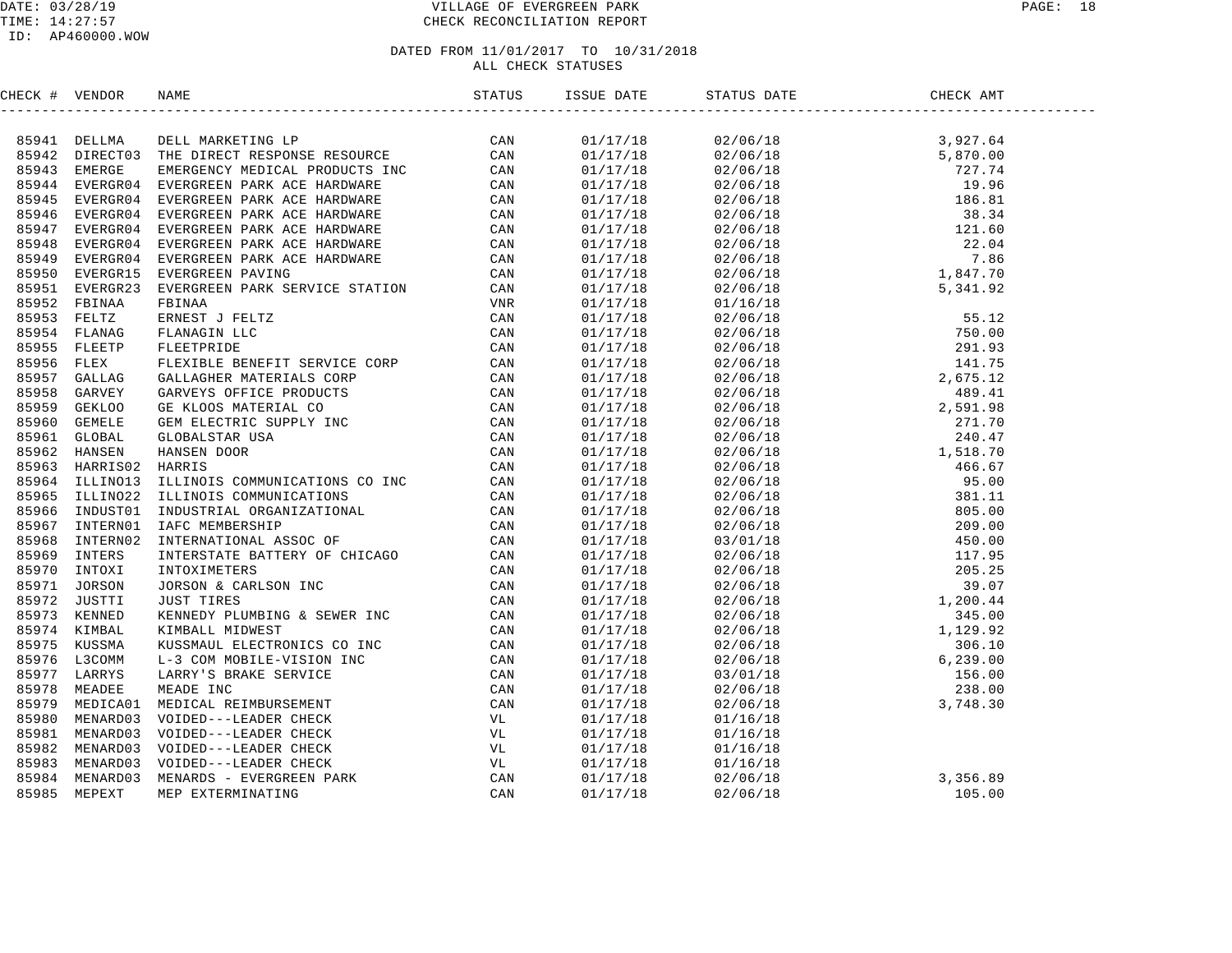# VILLAGE OF EVERGREEN PARK

CHECK RECONCILIATION REPORT

DATED FROM 11/01/2017 TO 10/31/2018
ALL CHECK STATUSES

| CHECK # | VENDOR | NAME | STATUS | ISSUE DATE | STATUS DATE | CHECK AMT |
|---|---|---|---|---|---|---|
| 85941 | DELLMA | DELL MARKETING LP | CAN | 01/17/18 | 02/06/18 | 3,927.64 |
| 85942 | DIRECT03 | THE DIRECT RESPONSE RESOURCE | CAN | 01/17/18 | 02/06/18 | 5,870.00 |
| 85943 | EMERGE | EMERGENCY MEDICAL PRODUCTS INC | CAN | 01/17/18 | 02/06/18 | 727.74 |
| 85944 | EVERGR04 | EVERGREEN PARK ACE HARDWARE | CAN | 01/17/18 | 02/06/18 | 19.96 |
| 85945 | EVERGR04 | EVERGREEN PARK ACE HARDWARE | CAN | 01/17/18 | 02/06/18 | 186.81 |
| 85946 | EVERGR04 | EVERGREEN PARK ACE HARDWARE | CAN | 01/17/18 | 02/06/18 | 38.34 |
| 85947 | EVERGR04 | EVERGREEN PARK ACE HARDWARE | CAN | 01/17/18 | 02/06/18 | 121.60 |
| 85948 | EVERGR04 | EVERGREEN PARK ACE HARDWARE | CAN | 01/17/18 | 02/06/18 | 22.04 |
| 85949 | EVERGR04 | EVERGREEN PARK ACE HARDWARE | CAN | 01/17/18 | 02/06/18 | 7.86 |
| 85950 | EVERGR15 | EVERGREEN PAVING | CAN | 01/17/18 | 02/06/18 | 1,847.70 |
| 85951 | EVERGR23 | EVERGREEN PARK SERVICE STATION | CAN | 01/17/18 | 02/06/18 | 5,341.92 |
| 85952 | FBINAA | FBINAA | VNR | 01/17/18 | 01/16/18 | |
| 85953 | FELTZ | ERNEST J FELTZ | CAN | 01/17/18 | 02/06/18 | 55.12 |
| 85954 | FLANAG | FLANAGIN LLC | CAN | 01/17/18 | 02/06/18 | 750.00 |
| 85955 | FLEETP | FLEETPRIDE | CAN | 01/17/18 | 02/06/18 | 291.93 |
| 85956 | FLEX | FLEXIBLE BENEFIT SERVICE CORP | CAN | 01/17/18 | 02/06/18 | 141.75 |
| 85957 | GALLAG | GALLAGHER MATERIALS CORP | CAN | 01/17/18 | 02/06/18 | 2,675.12 |
| 85958 | GARVEY | GARVEYS OFFICE PRODUCTS | CAN | 01/17/18 | 02/06/18 | 489.41 |
| 85959 | GEKLOO | GE KLOOS MATERIAL CO | CAN | 01/17/18 | 02/06/18 | 2,591.98 |
| 85960 | GEMELE | GEM ELECTRIC SUPPLY INC | CAN | 01/17/18 | 02/06/18 | 271.70 |
| 85961 | GLOBAL | GLOBALSTAR USA | CAN | 01/17/18 | 02/06/18 | 240.47 |
| 85962 | HANSEN | HANSEN DOOR | CAN | 01/17/18 | 02/06/18 | 1,518.70 |
| 85963 | HARRIS02 | HARRIS | CAN | 01/17/18 | 02/06/18 | 466.67 |
| 85964 | ILLINO13 | ILLINOIS COMMUNICATIONS CO INC | CAN | 01/17/18 | 02/06/18 | 95.00 |
| 85965 | ILLINO22 | ILLINOIS COMMUNICATIONS | CAN | 01/17/18 | 02/06/18 | 381.11 |
| 85966 | INDUST01 | INDUSTRIAL ORGANIZATIONAL | CAN | 01/17/18 | 02/06/18 | 805.00 |
| 85967 | INTERN01 | IAFC MEMBERSHIP | CAN | 01/17/18 | 02/06/18 | 209.00 |
| 85968 | INTERN02 | INTERNATIONAL ASSOC OF | CAN | 01/17/18 | 03/01/18 | 450.00 |
| 85969 | INTERS | INTERSTATE BATTERY OF CHICAGO | CAN | 01/17/18 | 02/06/18 | 117.95 |
| 85970 | INTOXI | INTOXIMETERS | CAN | 01/17/18 | 02/06/18 | 205.25 |
| 85971 | JORSON | JORSON & CARLSON INC | CAN | 01/17/18 | 02/06/18 | 39.07 |
| 85972 | JUSTTI | JUST TIRES | CAN | 01/17/18 | 02/06/18 | 1,200.44 |
| 85973 | KENNED | KENNEDY PLUMBING & SEWER INC | CAN | 01/17/18 | 02/06/18 | 345.00 |
| 85974 | KIMBAL | KIMBALL MIDWEST | CAN | 01/17/18 | 02/06/18 | 1,129.92 |
| 85975 | KUSSMA | KUSSMAUL ELECTRONICS CO INC | CAN | 01/17/18 | 02/06/18 | 306.10 |
| 85976 | L3COMM | L-3 COM MOBILE-VISION INC | CAN | 01/17/18 | 02/06/18 | 6,239.00 |
| 85977 | LARRYS | LARRY'S BRAKE SERVICE | CAN | 01/17/18 | 03/01/18 | 156.00 |
| 85978 | MEADEE | MEADE INC | CAN | 01/17/18 | 02/06/18 | 238.00 |
| 85979 | MEDICA01 | MEDICAL REIMBURSEMENT | CAN | 01/17/18 | 02/06/18 | 3,748.30 |
| 85980 | MENARD03 | VOIDED---LEADER CHECK | VL | 01/17/18 | 01/16/18 | |
| 85981 | MENARD03 | VOIDED---LEADER CHECK | VL | 01/17/18 | 01/16/18 | |
| 85982 | MENARD03 | VOIDED---LEADER CHECK | VL | 01/17/18 | 01/16/18 | |
| 85983 | MENARD03 | VOIDED---LEADER CHECK | VL | 01/17/18 | 01/16/18 | |
| 85984 | MENARD03 | MENARDS - EVERGREEN PARK | CAN | 01/17/18 | 02/06/18 | 3,356.89 |
| 85985 | MEPEXT | MEP EXTERMINATING | CAN | 01/17/18 | 02/06/18 | 105.00 |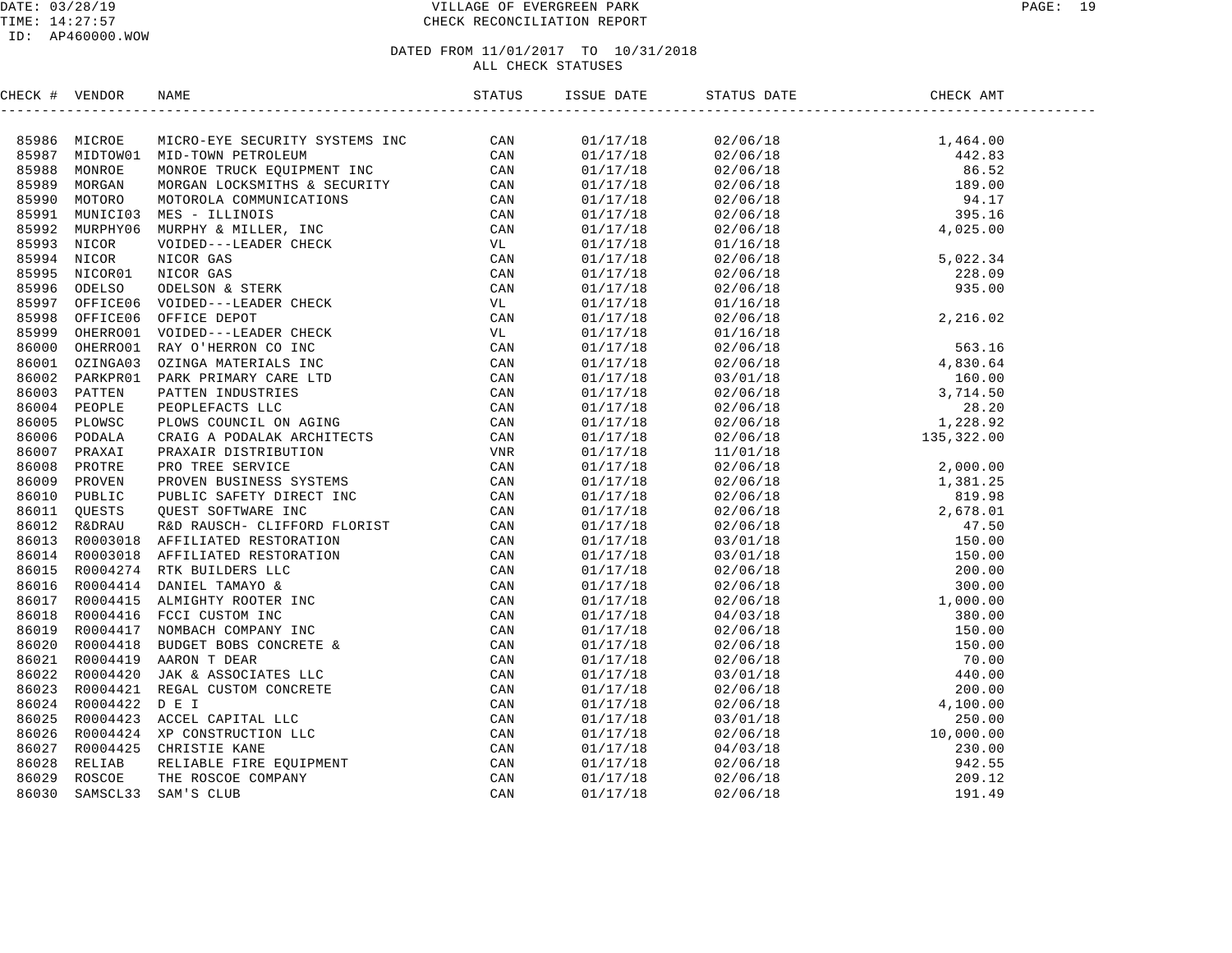DATE: 03/28/19
TIME: 14:27:57
ID: AP460000.WOW

VILLAGE OF EVERGREEN PARK
CHECK RECONCILIATION REPORT

DATED FROM 11/01/2017 TO 10/31/2018
ALL CHECK STATUSES

| CHECK # | VENDOR | NAME | STATUS | ISSUE DATE | STATUS DATE | CHECK AMT |
|---|---|---|---|---|---|---|
| 85986 | MICROE | MICRO-EYE SECURITY SYSTEMS INC | CAN | 01/17/18 | 02/06/18 | 1,464.00 |
| 85987 | MIDTOW01 | MID-TOWN PETROLEUM | CAN | 01/17/18 | 02/06/18 | 442.83 |
| 85988 | MONROE | MONROE TRUCK EQUIPMENT INC | CAN | 01/17/18 | 02/06/18 | 86.52 |
| 85989 | MORGAN | MORGAN LOCKSMITHS & SECURITY | CAN | 01/17/18 | 02/06/18 | 189.00 |
| 85990 | MOTORO | MOTOROLA COMMUNICATIONS | CAN | 01/17/18 | 02/06/18 | 94.17 |
| 85991 | MUNICI03 | MES - ILLINOIS | CAN | 01/17/18 | 02/06/18 | 395.16 |
| 85992 | MURPHY06 | MURPHY & MILLER, INC | CAN | 01/17/18 | 02/06/18 | 4,025.00 |
| 85993 | NICOR | VOIDED---LEADER CHECK | VL | 01/17/18 | 01/16/18 | |
| 85994 | NICOR | NICOR GAS | CAN | 01/17/18 | 02/06/18 | 5,022.34 |
| 85995 | NICOR01 | NICOR GAS | CAN | 01/17/18 | 02/06/18 | 228.09 |
| 85996 | ODELSO | ODELSON & STERK | CAN | 01/17/18 | 02/06/18 | 935.00 |
| 85997 | OFFICE06 | VOIDED---LEADER CHECK | VL | 01/17/18 | 01/16/18 | |
| 85998 | OFFICE06 | OFFICE DEPOT | CAN | 01/17/18 | 02/06/18 | 2,216.02 |
| 85999 | OHERRO01 | VOIDED---LEADER CHECK | VL | 01/17/18 | 01/16/18 | |
| 86000 | OHERRO01 | RAY O'HERRON CO INC | CAN | 01/17/18 | 02/06/18 | 563.16 |
| 86001 | OZINGA03 | OZINGA MATERIALS INC | CAN | 01/17/18 | 02/06/18 | 4,830.64 |
| 86002 | PARKPR01 | PARK PRIMARY CARE LTD | CAN | 01/17/18 | 03/01/18 | 160.00 |
| 86003 | PATTEN | PATTEN INDUSTRIES | CAN | 01/17/18 | 02/06/18 | 3,714.50 |
| 86004 | PEOPLE | PEOPLEFACTS LLC | CAN | 01/17/18 | 02/06/18 | 28.20 |
| 86005 | PLOWSC | PLOWS COUNCIL ON AGING | CAN | 01/17/18 | 02/06/18 | 1,228.92 |
| 86006 | PODALA | CRAIG A PODALAK ARCHITECTS | CAN | 01/17/18 | 02/06/18 | 135,322.00 |
| 86007 | PRAXAI | PRAXAIR DISTRIBUTION | VNR | 01/17/18 | 11/01/18 | |
| 86008 | PROTRE | PRO TREE SERVICE | CAN | 01/17/18 | 02/06/18 | 2,000.00 |
| 86009 | PROVEN | PROVEN BUSINESS SYSTEMS | CAN | 01/17/18 | 02/06/18 | 1,381.25 |
| 86010 | PUBLIC | PUBLIC SAFETY DIRECT INC | CAN | 01/17/18 | 02/06/18 | 819.98 |
| 86011 | QUESTS | QUEST SOFTWARE INC | CAN | 01/17/18 | 02/06/18 | 2,678.01 |
| 86012 | R&DRAU | R&D RAUSCH- CLIFFORD FLORIST | CAN | 01/17/18 | 02/06/18 | 47.50 |
| 86013 | R0003018 | AFFILIATED RESTORATION | CAN | 01/17/18 | 03/01/18 | 150.00 |
| 86014 | R0003018 | AFFILIATED RESTORATION | CAN | 01/17/18 | 03/01/18 | 150.00 |
| 86015 | R0004274 | RTK BUILDERS LLC | CAN | 01/17/18 | 02/06/18 | 200.00 |
| 86016 | R0004414 | DANIEL TAMAYO & | CAN | 01/17/18 | 02/06/18 | 300.00 |
| 86017 | R0004415 | ALMIGHTY ROOTER INC | CAN | 01/17/18 | 02/06/18 | 1,000.00 |
| 86018 | R0004416 | FCCI CUSTOM INC | CAN | 01/17/18 | 04/03/18 | 380.00 |
| 86019 | R0004417 | NOMBACH COMPANY INC | CAN | 01/17/18 | 02/06/18 | 150.00 |
| 86020 | R0004418 | BUDGET BOBS CONCRETE & | CAN | 01/17/18 | 02/06/18 | 150.00 |
| 86021 | R0004419 | AARON T DEAR | CAN | 01/17/18 | 02/06/18 | 70.00 |
| 86022 | R0004420 | JAK & ASSOCIATES LLC | CAN | 01/17/18 | 03/01/18 | 440.00 |
| 86023 | R0004421 | REGAL CUSTOM CONCRETE | CAN | 01/17/18 | 02/06/18 | 200.00 |
| 86024 | R0004422 | D E I | CAN | 01/17/18 | 02/06/18 | 4,100.00 |
| 86025 | R0004423 | ACCEL CAPITAL LLC | CAN | 01/17/18 | 03/01/18 | 250.00 |
| 86026 | R0004424 | XP CONSTRUCTION LLC | CAN | 01/17/18 | 02/06/18 | 10,000.00 |
| 86027 | R0004425 | CHRISTIE KANE | CAN | 01/17/18 | 04/03/18 | 230.00 |
| 86028 | RELIAB | RELIABLE FIRE EQUIPMENT | CAN | 01/17/18 | 02/06/18 | 942.55 |
| 86029 | ROSCOE | THE ROSCOE COMPANY | CAN | 01/17/18 | 02/06/18 | 209.12 |
| 86030 | SAMSCL33 | SAM'S CLUB | CAN | 01/17/18 | 02/06/18 | 191.49 |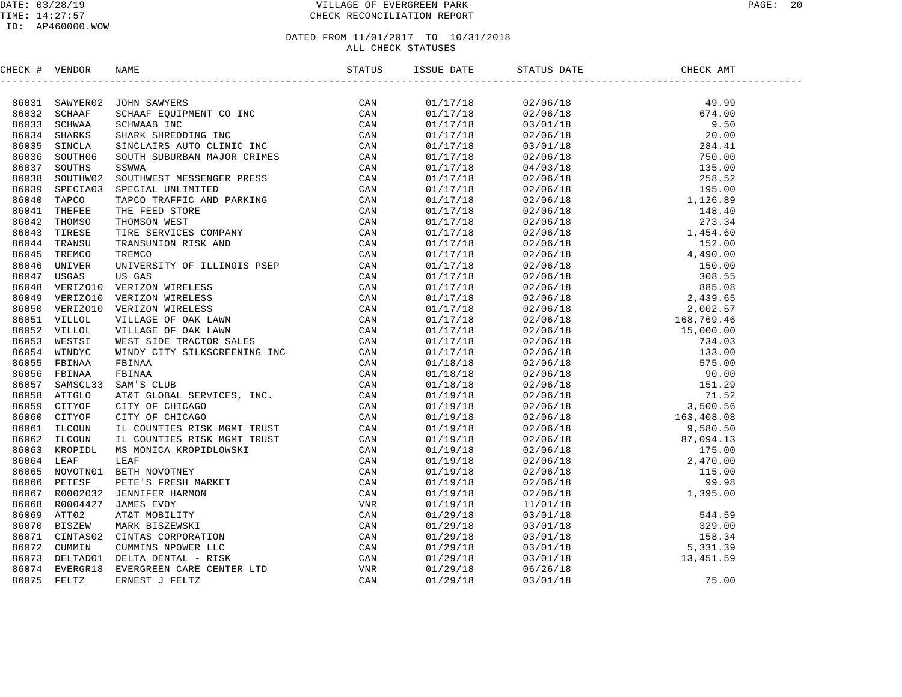VILLAGE OF EVERGREEN PARK
CHECK RECONCILIATION REPORT

DATED FROM 11/01/2017 TO 10/31/2018
ALL CHECK STATUSES

| CHECK # | VENDOR | NAME | STATUS | ISSUE DATE | STATUS DATE | CHECK AMT |
|---|---|---|---|---|---|---|
| 86031 | SAWYER02 | JOHN SAWYERS | CAN | 01/17/18 | 02/06/18 | 49.99 |
| 86032 | SCHAAF | SCHAAF EQUIPMENT CO INC | CAN | 01/17/18 | 02/06/18 | 674.00 |
| 86033 | SCHWAA | SCHWAAB INC | CAN | 01/17/18 | 03/01/18 | 9.50 |
| 86034 | SHARKS | SHARK SHREDDING INC | CAN | 01/17/18 | 02/06/18 | 20.00 |
| 86035 | SINCLA | SINCLAIRS AUTO CLINIC INC | CAN | 01/17/18 | 03/01/18 | 284.41 |
| 86036 | SOUTH06 | SOUTH SUBURBAN MAJOR CRIMES | CAN | 01/17/18 | 02/06/18 | 750.00 |
| 86037 | SOUTHS | SSWWA | CAN | 01/17/18 | 04/03/18 | 135.00 |
| 86038 | SOUTHW02 | SOUTHWEST MESSENGER PRESS | CAN | 01/17/18 | 02/06/18 | 258.52 |
| 86039 | SPECIA03 | SPECIAL UNLIMITED | CAN | 01/17/18 | 02/06/18 | 195.00 |
| 86040 | TAPCO | TAPCO TRAFFIC AND PARKING | CAN | 01/17/18 | 02/06/18 | 1,126.89 |
| 86041 | THEFEE | THE FEED STORE | CAN | 01/17/18 | 02/06/18 | 148.40 |
| 86042 | THOMSO | THOMSON WEST | CAN | 01/17/18 | 02/06/18 | 273.34 |
| 86043 | TIRESE | TIRE SERVICES COMPANY | CAN | 01/17/18 | 02/06/18 | 1,454.60 |
| 86044 | TRANSU | TRANSUNION RISK AND | CAN | 01/17/18 | 02/06/18 | 152.00 |
| 86045 | TREMCO | TREMCO | CAN | 01/17/18 | 02/06/18 | 4,490.00 |
| 86046 | UNIVER | UNIVERSITY OF ILLINOIS PSEP | CAN | 01/17/18 | 02/06/18 | 150.00 |
| 86047 | USGAS | US GAS | CAN | 01/17/18 | 02/06/18 | 308.55 |
| 86048 | VERIZO10 | VERIZON WIRELESS | CAN | 01/17/18 | 02/06/18 | 885.08 |
| 86049 | VERIZO10 | VERIZON WIRELESS | CAN | 01/17/18 | 02/06/18 | 2,439.65 |
| 86050 | VERIZO10 | VERIZON WIRELESS | CAN | 01/17/18 | 02/06/18 | 2,002.57 |
| 86051 | VILLOL | VILLAGE OF OAK LAWN | CAN | 01/17/18 | 02/06/18 | 168,769.46 |
| 86052 | VILLOL | VILLAGE OF OAK LAWN | CAN | 01/17/18 | 02/06/18 | 15,000.00 |
| 86053 | WESTSI | WEST SIDE TRACTOR SALES | CAN | 01/17/18 | 02/06/18 | 734.03 |
| 86054 | WINDYC | WINDY CITY SILKSCREENING INC | CAN | 01/17/18 | 02/06/18 | 133.00 |
| 86055 | FBINAA | FBINAA | CAN | 01/18/18 | 02/06/18 | 575.00 |
| 86056 | FBINAA | FBINAA | CAN | 01/18/18 | 02/06/18 | 90.00 |
| 86057 | SAMSCL33 | SAM'S CLUB | CAN | 01/18/18 | 02/06/18 | 151.29 |
| 86058 | ATTGLO | AT&T GLOBAL SERVICES, INC. | CAN | 01/19/18 | 02/06/18 | 71.52 |
| 86059 | CITYOF | CITY OF CHICAGO | CAN | 01/19/18 | 02/06/18 | 3,500.56 |
| 86060 | CITYOF | CITY OF CHICAGO | CAN | 01/19/18 | 02/06/18 | 163,408.08 |
| 86061 | ILCOUN | IL COUNTIES RISK MGMT TRUST | CAN | 01/19/18 | 02/06/18 | 9,580.50 |
| 86062 | ILCOUN | IL COUNTIES RISK MGMT TRUST | CAN | 01/19/18 | 02/06/18 | 87,094.13 |
| 86063 | KROPIDL | MS MONICA KROPIDLOWSKI | CAN | 01/19/18 | 02/06/18 | 175.00 |
| 86064 | LEAF | LEAF | CAN | 01/19/18 | 02/06/18 | 2,470.00 |
| 86065 | NOVOTN01 | BETH NOVOTNEY | CAN | 01/19/18 | 02/06/18 | 115.00 |
| 86066 | PETESF | PETE'S FRESH MARKET | CAN | 01/19/18 | 02/06/18 | 99.98 |
| 86067 | R0002032 | JENNIFER HARMON | CAN | 01/19/18 | 02/06/18 | 1,395.00 |
| 86068 | R0004427 | JAMES EVOY | VNR | 01/19/18 | 11/01/18 | |
| 86069 | ATT02 | AT&T MOBILITY | CAN | 01/29/18 | 03/01/18 | 544.59 |
| 86070 | BISZEW | MARK BISZEWSKI | CAN | 01/29/18 | 03/01/18 | 329.00 |
| 86071 | CINTAS02 | CINTAS CORPORATION | CAN | 01/29/18 | 03/01/18 | 158.34 |
| 86072 | CUMMIN | CUMMINS NPOWER LLC | CAN | 01/29/18 | 03/01/18 | 5,331.39 |
| 86073 | DELTAD01 | DELTA DENTAL - RISK | CAN | 01/29/18 | 03/01/18 | 13,451.59 |
| 86074 | EVERGR18 | EVERGREEN CARE CENTER LTD | VNR | 01/29/18 | 06/26/18 | |
| 86075 | FELTZ | ERNEST J FELTZ | CAN | 01/29/18 | 03/01/18 | 75.00 |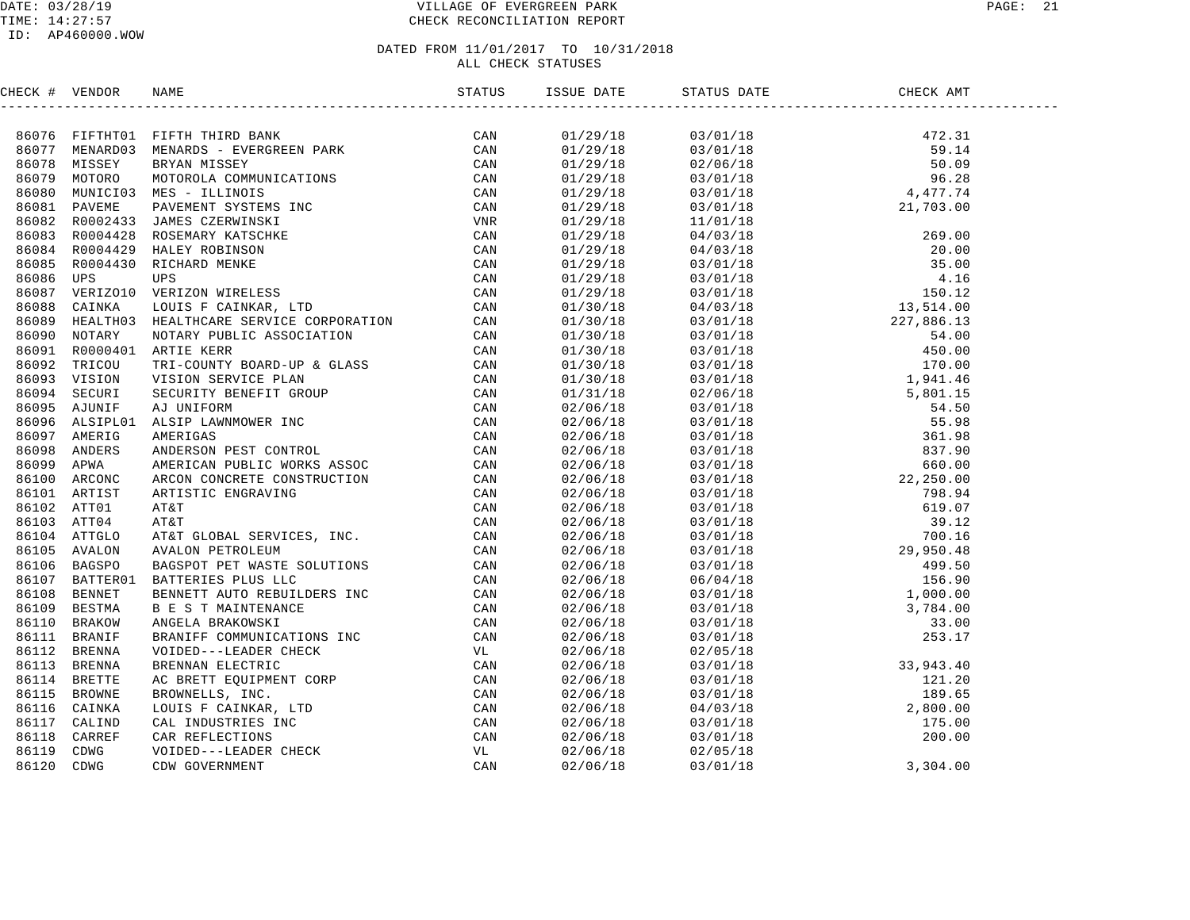VILLAGE OF EVERGREEN PARK
CHECK RECONCILIATION REPORT

DATE: 03/28/19
TIME: 14:27:57
ID: AP460000.WOW

DATED FROM 11/01/2017 TO 10/31/2018
ALL CHECK STATUSES

| CHECK # | VENDOR | NAME | STATUS | ISSUE DATE | STATUS DATE | CHECK AMT |
|---|---|---|---|---|---|---|
| 86076 | FIFTHT01 | FIFTH THIRD BANK | CAN | 01/29/18 | 03/01/18 | 472.31 |
| 86077 | MENARD03 | MENARDS - EVERGREEN PARK | CAN | 01/29/18 | 03/01/18 | 59.14 |
| 86078 | MISSEY | BRYAN MISSEY | CAN | 01/29/18 | 02/06/18 | 50.09 |
| 86079 | MOTORO | MOTOROLA COMMUNICATIONS | CAN | 01/29/18 | 03/01/18 | 96.28 |
| 86080 | MUNICI03 | MES - ILLINOIS | CAN | 01/29/18 | 03/01/18 | 4,477.74 |
| 86081 | PAVEME | PAVEMENT SYSTEMS INC | CAN | 01/29/18 | 03/01/18 | 21,703.00 |
| 86082 | R0002433 | JAMES CZERWINSKI | VNR | 01/29/18 | 11/01/18 | |
| 86083 | R0004428 | ROSEMARY KATSCHKE | CAN | 01/29/18 | 04/03/18 | 269.00 |
| 86084 | R0004429 | HALEY ROBINSON | CAN | 01/29/18 | 04/03/18 | 20.00 |
| 86085 | R0004430 | RICHARD MENKE | CAN | 01/29/18 | 03/01/18 | 35.00 |
| 86086 | UPS | UPS | CAN | 01/29/18 | 03/01/18 | 4.16 |
| 86087 | VERIZO10 | VERIZON WIRELESS | CAN | 01/29/18 | 03/01/18 | 150.12 |
| 86088 | CAINKA | LOUIS F CAINKAR, LTD | CAN | 01/30/18 | 04/03/18 | 13,514.00 |
| 86089 | HEALTH03 | HEALTHCARE SERVICE CORPORATION | CAN | 01/30/18 | 03/01/18 | 227,886.13 |
| 86090 | NOTARY | NOTARY PUBLIC ASSOCIATION | CAN | 01/30/18 | 03/01/18 | 54.00 |
| 86091 | R0000401 | ARTIE KERR | CAN | 01/30/18 | 03/01/18 | 450.00 |
| 86092 | TRICOU | TRI-COUNTY BOARD-UP & GLASS | CAN | 01/30/18 | 03/01/18 | 170.00 |
| 86093 | VISION | VISION SERVICE PLAN | CAN | 01/30/18 | 03/01/18 | 1,941.46 |
| 86094 | SECURI | SECURITY BENEFIT GROUP | CAN | 01/31/18 | 02/06/18 | 5,801.15 |
| 86095 | AJUNIF | AJ UNIFORM | CAN | 02/06/18 | 03/01/18 | 54.50 |
| 86096 | ALSIPL01 | ALSIP LAWNMOWER INC | CAN | 02/06/18 | 03/01/18 | 55.98 |
| 86097 | AMERIG | AMERIGAS | CAN | 02/06/18 | 03/01/18 | 361.98 |
| 86098 | ANDERS | ANDERSON PEST CONTROL | CAN | 02/06/18 | 03/01/18 | 837.90 |
| 86099 | APWA | AMERICAN PUBLIC WORKS ASSOC | CAN | 02/06/18 | 03/01/18 | 660.00 |
| 86100 | ARCONC | ARCON CONCRETE CONSTRUCTION | CAN | 02/06/18 | 03/01/18 | 22,250.00 |
| 86101 | ARTIST | ARTISTIC ENGRAVING | CAN | 02/06/18 | 03/01/18 | 798.94 |
| 86102 | ATT01 | AT&T | CAN | 02/06/18 | 03/01/18 | 619.07 |
| 86103 | ATT04 | AT&T | CAN | 02/06/18 | 03/01/18 | 39.12 |
| 86104 | ATTGLO | AT&T GLOBAL SERVICES, INC. | CAN | 02/06/18 | 03/01/18 | 700.16 |
| 86105 | AVALON | AVALON PETROLEUM | CAN | 02/06/18 | 03/01/18 | 29,950.48 |
| 86106 | BAGSPO | BAGSPOT PET WASTE SOLUTIONS | CAN | 02/06/18 | 03/01/18 | 499.50 |
| 86107 | BATTER01 | BATTERIES PLUS LLC | CAN | 02/06/18 | 06/04/18 | 156.90 |
| 86108 | BENNET | BENNETT AUTO REBUILDERS INC | CAN | 02/06/18 | 03/01/18 | 1,000.00 |
| 86109 | BESTMA | B E S T MAINTENANCE | CAN | 02/06/18 | 03/01/18 | 3,784.00 |
| 86110 | BRAKOW | ANGELA BRAKOWSKI | CAN | 02/06/18 | 03/01/18 | 33.00 |
| 86111 | BRANIF | BRANIFF COMMUNICATIONS INC | CAN | 02/06/18 | 03/01/18 | 253.17 |
| 86112 | BRENNA | VOIDED---LEADER CHECK | VL | 02/06/18 | 02/05/18 | |
| 86113 | BRENNA | BRENNAN ELECTRIC | CAN | 02/06/18 | 03/01/18 | 33,943.40 |
| 86114 | BRETTE | AC BRETT EQUIPMENT CORP | CAN | 02/06/18 | 03/01/18 | 121.20 |
| 86115 | BROWNE | BROWNELLS, INC. | CAN | 02/06/18 | 03/01/18 | 189.65 |
| 86116 | CAINKA | LOUIS F CAINKAR, LTD | CAN | 02/06/18 | 04/03/18 | 2,800.00 |
| 86117 | CALIND | CAL INDUSTRIES INC | CAN | 02/06/18 | 03/01/18 | 175.00 |
| 86118 | CARREF | CAR REFLECTIONS | CAN | 02/06/18 | 03/01/18 | 200.00 |
| 86119 | CDWG | VOIDED---LEADER CHECK | VL | 02/06/18 | 02/05/18 | |
| 86120 | CDWG | CDW GOVERNMENT | CAN | 02/06/18 | 03/01/18 | 3,304.00 |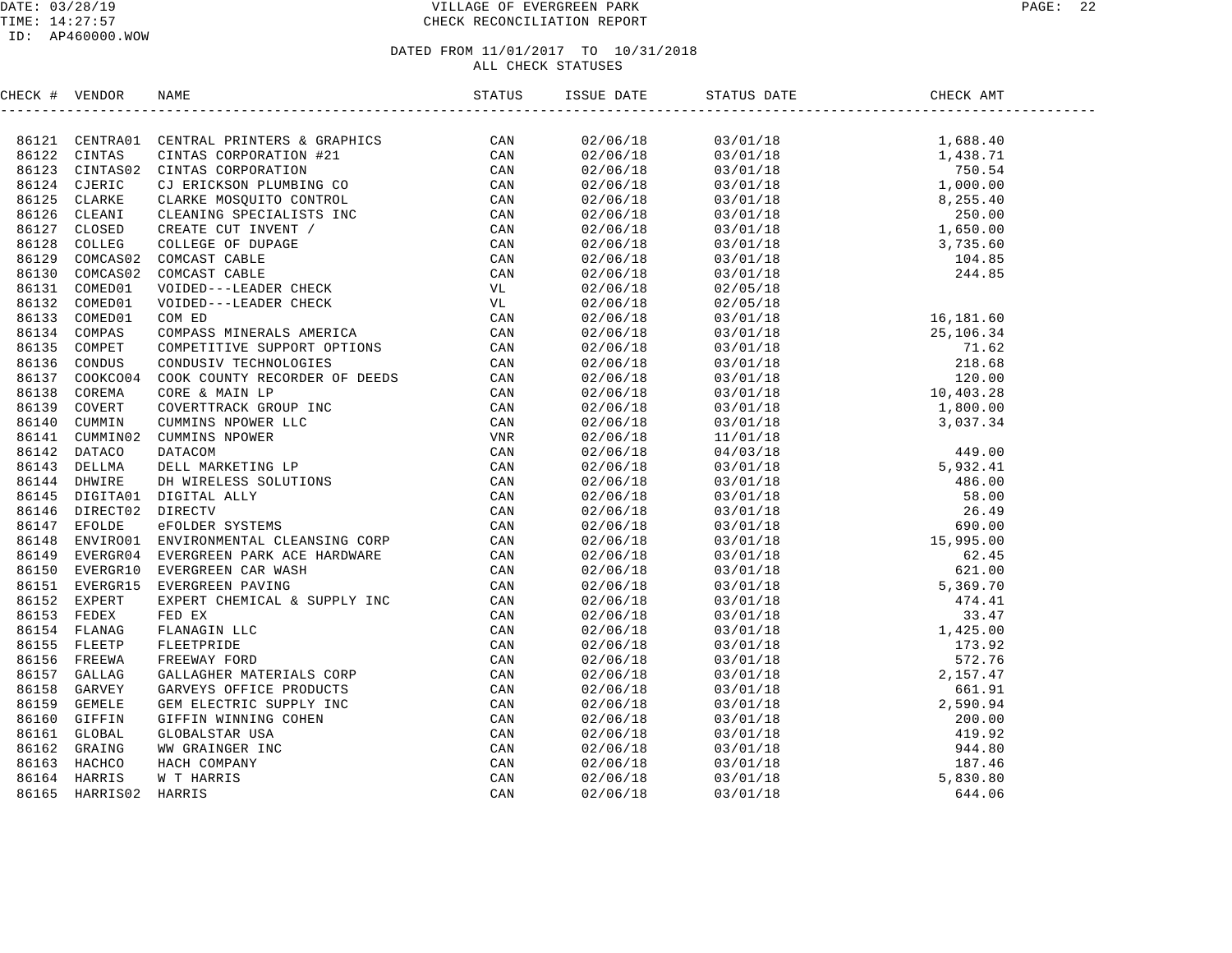# VILLAGE OF EVERGREEN PARK

CHECK RECONCILIATION REPORT

DATE: 03/28/19
TIME: 14:27:57
ID: AP460000.WOW

DATED FROM 11/01/2017 TO 10/31/2018
ALL CHECK STATUSES

| CHECK # | VENDOR | NAME | STATUS | ISSUE DATE | STATUS DATE | CHECK AMT |
|---|---|---|---|---|---|---|
| 86121 | CENTRA01 | CENTRAL PRINTERS & GRAPHICS | CAN | 02/06/18 | 03/01/18 | 1,688.40 |
| 86122 | CINTAS | CINTAS CORPORATION #21 | CAN | 02/06/18 | 03/01/18 | 1,438.71 |
| 86123 | CINTAS02 | CINTAS CORPORATION | CAN | 02/06/18 | 03/01/18 | 750.54 |
| 86124 | CJERIC | CJ ERICKSON PLUMBING CO | CAN | 02/06/18 | 03/01/18 | 1,000.00 |
| 86125 | CLARKE | CLARKE MOSQUITO CONTROL | CAN | 02/06/18 | 03/01/18 | 8,255.40 |
| 86126 | CLEANI | CLEANING SPECIALISTS INC | CAN | 02/06/18 | 03/01/18 | 250.00 |
| 86127 | CLOSED | CREATE CUT INVENT / | CAN | 02/06/18 | 03/01/18 | 1,650.00 |
| 86128 | COLLEG | COLLEGE OF DUPAGE | CAN | 02/06/18 | 03/01/18 | 3,735.60 |
| 86129 | COMCAS02 | COMCAST CABLE | CAN | 02/06/18 | 03/01/18 | 104.85 |
| 86130 | COMCAS02 | COMCAST CABLE | CAN | 02/06/18 | 03/01/18 | 244.85 |
| 86131 | COMED01 | VOIDED---LEADER CHECK | VL | 02/06/18 | 02/05/18 | |
| 86132 | COMED01 | VOIDED---LEADER CHECK | VL | 02/06/18 | 02/05/18 | |
| 86133 | COMED01 | COM ED | CAN | 02/06/18 | 03/01/18 | 16,181.60 |
| 86134 | COMPAS | COMPASS MINERALS AMERICA | CAN | 02/06/18 | 03/01/18 | 25,106.34 |
| 86135 | COMPET | COMPETITIVE SUPPORT OPTIONS | CAN | 02/06/18 | 03/01/18 | 71.62 |
| 86136 | CONDUS | CONDUSIV TECHNOLOGIES | CAN | 02/06/18 | 03/01/18 | 218.68 |
| 86137 | COOKCO04 | COOK COUNTY RECORDER OF DEEDS | CAN | 02/06/18 | 03/01/18 | 120.00 |
| 86138 | COREMA | CORE & MAIN LP | CAN | 02/06/18 | 03/01/18 | 10,403.28 |
| 86139 | COVERT | COVERTTRACK GROUP INC | CAN | 02/06/18 | 03/01/18 | 1,800.00 |
| 86140 | CUMMIN | CUMMINS NPOWER LLC | CAN | 02/06/18 | 03/01/18 | 3,037.34 |
| 86141 | CUMMIN02 | CUMMINS NPOWER | VNR | 02/06/18 | 11/01/18 | |
| 86142 | DATACO | DATACOM | CAN | 02/06/18 | 04/03/18 | 449.00 |
| 86143 | DELLMA | DELL MARKETING LP | CAN | 02/06/18 | 03/01/18 | 5,932.41 |
| 86144 | DHWIRE | DH WIRELESS SOLUTIONS | CAN | 02/06/18 | 03/01/18 | 486.00 |
| 86145 | DIGITA01 | DIGITAL ALLY | CAN | 02/06/18 | 03/01/18 | 58.00 |
| 86146 | DIRECT02 | DIRECTV | CAN | 02/06/18 | 03/01/18 | 26.49 |
| 86147 | EFOLDE | eFOLDER SYSTEMS | CAN | 02/06/18 | 03/01/18 | 690.00 |
| 86148 | ENVIRO01 | ENVIRONMENTAL CLEANSING CORP | CAN | 02/06/18 | 03/01/18 | 15,995.00 |
| 86149 | EVERGR04 | EVERGREEN PARK ACE HARDWARE | CAN | 02/06/18 | 03/01/18 | 62.45 |
| 86150 | EVERGR10 | EVERGREEN CAR WASH | CAN | 02/06/18 | 03/01/18 | 621.00 |
| 86151 | EVERGR15 | EVERGREEN PAVING | CAN | 02/06/18 | 03/01/18 | 5,369.70 |
| 86152 | EXPERT | EXPERT CHEMICAL & SUPPLY INC | CAN | 02/06/18 | 03/01/18 | 474.41 |
| 86153 | FEDEX | FED EX | CAN | 02/06/18 | 03/01/18 | 33.47 |
| 86154 | FLANAG | FLANAGIN LLC | CAN | 02/06/18 | 03/01/18 | 1,425.00 |
| 86155 | FLEETP | FLEETPRIDE | CAN | 02/06/18 | 03/01/18 | 173.92 |
| 86156 | FREEWA | FREEWAY FORD | CAN | 02/06/18 | 03/01/18 | 572.76 |
| 86157 | GALLAG | GALLAGHER MATERIALS CORP | CAN | 02/06/18 | 03/01/18 | 2,157.47 |
| 86158 | GARVEY | GARVEYS OFFICE PRODUCTS | CAN | 02/06/18 | 03/01/18 | 661.91 |
| 86159 | GEMELE | GEM ELECTRIC SUPPLY INC | CAN | 02/06/18 | 03/01/18 | 2,590.94 |
| 86160 | GIFFIN | GIFFIN WINNING COHEN | CAN | 02/06/18 | 03/01/18 | 200.00 |
| 86161 | GLOBAL | GLOBALSTAR USA | CAN | 02/06/18 | 03/01/18 | 419.92 |
| 86162 | GRAING | WW GRAINGER INC | CAN | 02/06/18 | 03/01/18 | 944.80 |
| 86163 | HACHCO | HACH COMPANY | CAN | 02/06/18 | 03/01/18 | 187.46 |
| 86164 | HARRIS | W T HARRIS | CAN | 02/06/18 | 03/01/18 | 5,830.80 |
| 86165 | HARRIS02 | HARRIS | CAN | 02/06/18 | 03/01/18 | 644.06 |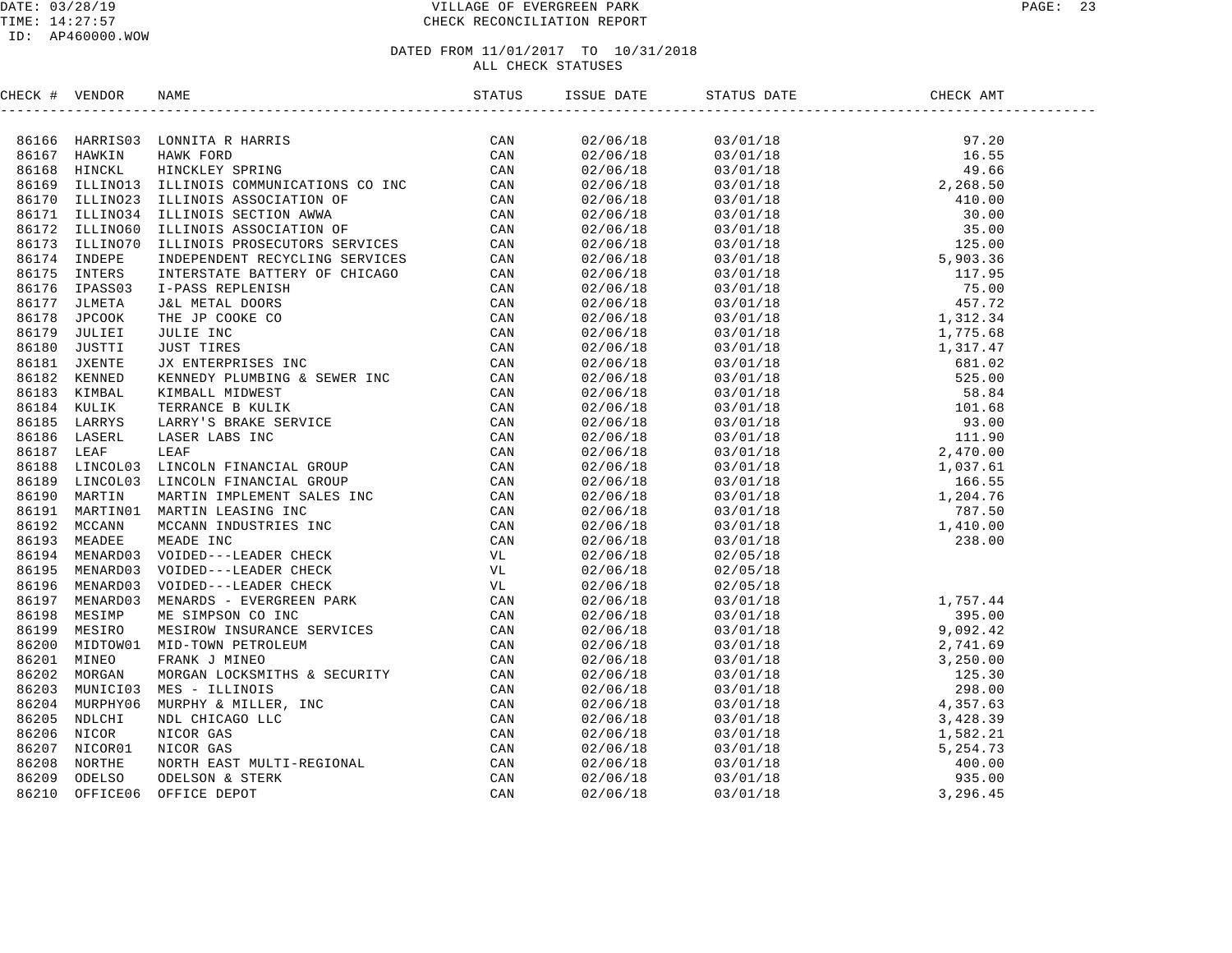# VILLAGE OF EVERGREEN PARK
## CHECK RECONCILIATION REPORT

DATE: 03/28/19
TIME: 14:27:57
ID: AP460000.WOW

### DATED FROM 11/01/2017 TO 10/31/2018
### ALL CHECK STATUSES

| CHECK # | VENDOR | NAME | STATUS | ISSUE DATE | STATUS DATE | CHECK AMT |
|---|---|---|---|---|---|---|
| 86166 | HARRIS03 | LONNITA R HARRIS | CAN | 02/06/18 | 03/01/18 | 97.20 |
| 86167 | HAWKIN | HAWK FORD | CAN | 02/06/18 | 03/01/18 | 16.55 |
| 86168 | HINCKL | HINCKLEY SPRING | CAN | 02/06/18 | 03/01/18 | 49.66 |
| 86169 | ILLINO13 | ILLINOIS COMMUNICATIONS CO INC | CAN | 02/06/18 | 03/01/18 | 2,268.50 |
| 86170 | ILLINO23 | ILLINOIS ASSOCIATION OF | CAN | 02/06/18 | 03/01/18 | 410.00 |
| 86171 | ILLINO34 | ILLINOIS SECTION AWWA | CAN | 02/06/18 | 03/01/18 | 30.00 |
| 86172 | ILLINO60 | ILLINOIS ASSOCIATION OF | CAN | 02/06/18 | 03/01/18 | 35.00 |
| 86173 | ILLINO70 | ILLINOIS PROSECUTORS SERVICES | CAN | 02/06/18 | 03/01/18 | 125.00 |
| 86174 | INDEPE | INDEPENDENT RECYCLING SERVICES | CAN | 02/06/18 | 03/01/18 | 5,903.36 |
| 86175 | INTERS | INTERSTATE BATTERY OF CHICAGO | CAN | 02/06/18 | 03/01/18 | 117.95 |
| 86176 | IPASS03 | I-PASS REPLENISH | CAN | 02/06/18 | 03/01/18 | 75.00 |
| 86177 | JLMETA | J&L METAL DOORS | CAN | 02/06/18 | 03/01/18 | 457.72 |
| 86178 | JPCOOK | THE JP COOKE CO | CAN | 02/06/18 | 03/01/18 | 1,312.34 |
| 86179 | JULIEI | JULIE INC | CAN | 02/06/18 | 03/01/18 | 1,775.68 |
| 86180 | JUSTTI | JUST TIRES | CAN | 02/06/18 | 03/01/18 | 1,317.47 |
| 86181 | JXENTE | JX ENTERPRISES INC | CAN | 02/06/18 | 03/01/18 | 681.02 |
| 86182 | KENNED | KENNEDY PLUMBING & SEWER INC | CAN | 02/06/18 | 03/01/18 | 525.00 |
| 86183 | KIMBAL | KIMBALL MIDWEST | CAN | 02/06/18 | 03/01/18 | 58.84 |
| 86184 | KULIK | TERRANCE B KULIK | CAN | 02/06/18 | 03/01/18 | 101.68 |
| 86185 | LARRYS | LARRY'S BRAKE SERVICE | CAN | 02/06/18 | 03/01/18 | 93.00 |
| 86186 | LASERL | LASER LABS INC | CAN | 02/06/18 | 03/01/18 | 111.90 |
| 86187 | LEAF | LEAF | CAN | 02/06/18 | 03/01/18 | 2,470.00 |
| 86188 | LINCOL03 | LINCOLN FINANCIAL GROUP | CAN | 02/06/18 | 03/01/18 | 1,037.61 |
| 86189 | LINCOL03 | LINCOLN FINANCIAL GROUP | CAN | 02/06/18 | 03/01/18 | 166.55 |
| 86190 | MARTIN | MARTIN IMPLEMENT SALES INC | CAN | 02/06/18 | 03/01/18 | 1,204.76 |
| 86191 | MARTIN01 | MARTIN LEASING INC | CAN | 02/06/18 | 03/01/18 | 787.50 |
| 86192 | MCCANN | MCCANN INDUSTRIES INC | CAN | 02/06/18 | 03/01/18 | 1,410.00 |
| 86193 | MEADEE | MEADE INC | CAN | 02/06/18 | 03/01/18 | 238.00 |
| 86194 | MENARD03 | VOIDED---LEADER CHECK | VL | 02/06/18 | 02/05/18 | |
| 86195 | MENARD03 | VOIDED---LEADER CHECK | VL | 02/06/18 | 02/05/18 | |
| 86196 | MENARD03 | VOIDED---LEADER CHECK | VL | 02/06/18 | 02/05/18 | |
| 86197 | MENARD03 | MENARDS - EVERGREEN PARK | CAN | 02/06/18 | 03/01/18 | 1,757.44 |
| 86198 | MESIMP | ME SIMPSON CO INC | CAN | 02/06/18 | 03/01/18 | 395.00 |
| 86199 | MESIRO | MESIROW INSURANCE SERVICES | CAN | 02/06/18 | 03/01/18 | 9,092.42 |
| 86200 | MIDTOW01 | MID-TOWN PETROLEUM | CAN | 02/06/18 | 03/01/18 | 2,741.69 |
| 86201 | MINEO | FRANK J MINEO | CAN | 02/06/18 | 03/01/18 | 3,250.00 |
| 86202 | MORGAN | MORGAN LOCKSMITHS & SECURITY | CAN | 02/06/18 | 03/01/18 | 125.30 |
| 86203 | MUNICI03 | MES - ILLINOIS | CAN | 02/06/18 | 03/01/18 | 298.00 |
| 86204 | MURPHY06 | MURPHY & MILLER, INC | CAN | 02/06/18 | 03/01/18 | 4,357.63 |
| 86205 | NDLCHI | NDL CHICAGO LLC | CAN | 02/06/18 | 03/01/18 | 3,428.39 |
| 86206 | NICOR | NICOR GAS | CAN | 02/06/18 | 03/01/18 | 1,582.21 |
| 86207 | NICOR01 | NICOR GAS | CAN | 02/06/18 | 03/01/18 | 5,254.73 |
| 86208 | NORTHE | NORTH EAST MULTI-REGIONAL | CAN | 02/06/18 | 03/01/18 | 400.00 |
| 86209 | ODELSO | ODELSON & STERK | CAN | 02/06/18 | 03/01/18 | 935.00 |
| 86210 | OFFICE06 | OFFICE DEPOT | CAN | 02/06/18 | 03/01/18 | 3,296.45 |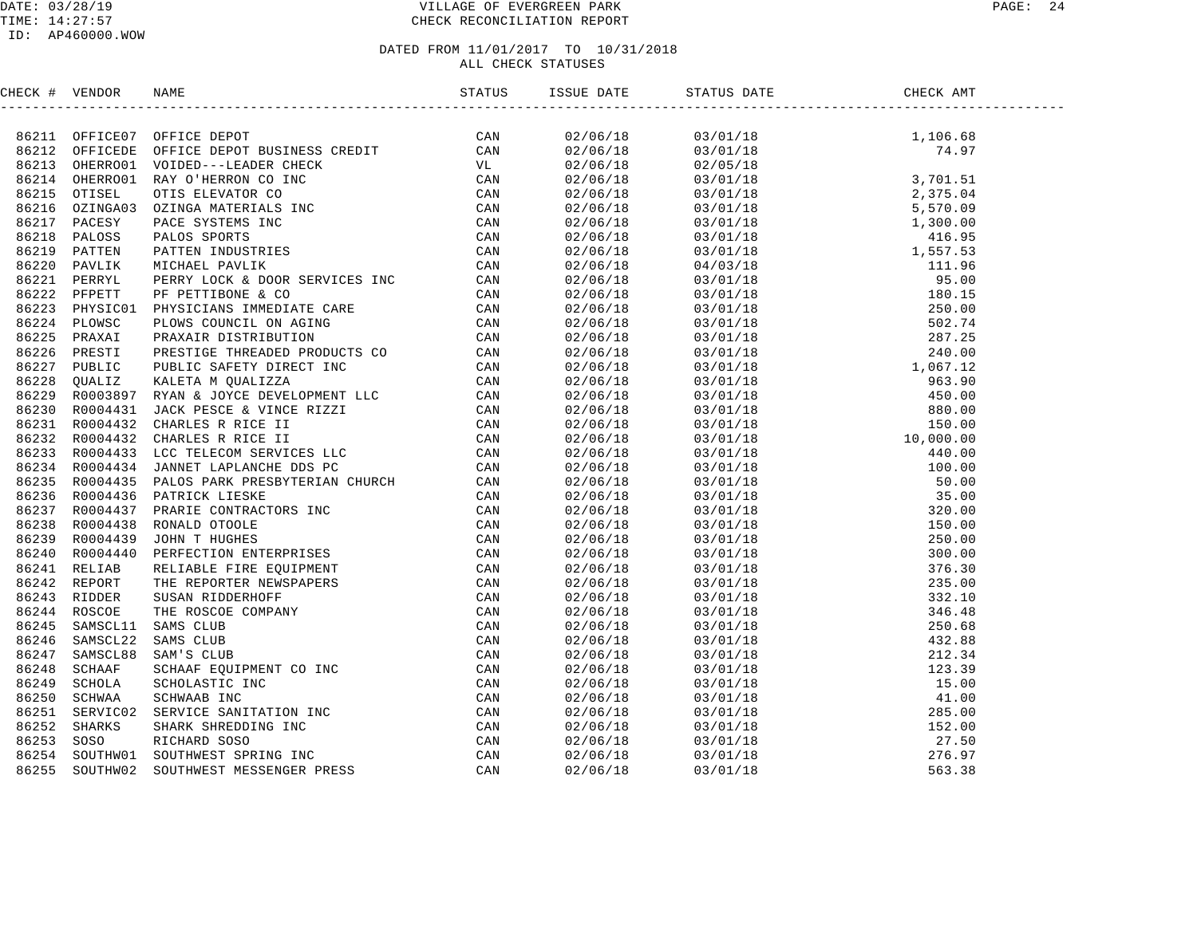DATE: 03/28/19 VILLAGE OF EVERGREEN PARK
TIME: 14:27:57 CHECK RECONCILIATION REPORT
ID: AP460000.WOW

DATED FROM 11/01/2017 TO 10/31/2018
ALL CHECK STATUSES

| CHECK # | VENDOR | NAME | STATUS | ISSUE DATE | STATUS DATE | CHECK AMT |
|---|---|---|---|---|---|---|
| 86211 | OFFICE07 | OFFICE DEPOT | CAN | 02/06/18 | 03/01/18 | 1,106.68 |
| 86212 | OFFICEDE | OFFICE DEPOT BUSINESS CREDIT | CAN | 02/06/18 | 03/01/18 | 74.97 |
| 86213 | OHERRO01 | VOIDED---LEADER CHECK | VL | 02/06/18 | 02/05/18 | |
| 86214 | OHERRO01 | RAY O'HERRON CO INC | CAN | 02/06/18 | 03/01/18 | 3,701.51 |
| 86215 | OTISEL | OTIS ELEVATOR CO | CAN | 02/06/18 | 03/01/18 | 2,375.04 |
| 86216 | OZINGA03 | OZINGA MATERIALS INC | CAN | 02/06/18 | 03/01/18 | 5,570.09 |
| 86217 | PACESY | PACE SYSTEMS INC | CAN | 02/06/18 | 03/01/18 | 1,300.00 |
| 86218 | PALOSS | PALOS SPORTS | CAN | 02/06/18 | 03/01/18 | 416.95 |
| 86219 | PATTEN | PATTEN INDUSTRIES | CAN | 02/06/18 | 03/01/18 | 1,557.53 |
| 86220 | PAVLIK | MICHAEL PAVLIK | CAN | 02/06/18 | 04/03/18 | 111.96 |
| 86221 | PERRYL | PERRY LOCK & DOOR SERVICES INC | CAN | 02/06/18 | 03/01/18 | 95.00 |
| 86222 | PFPETT | PF PETTIBONE & CO | CAN | 02/06/18 | 03/01/18 | 180.15 |
| 86223 | PHYSIC01 | PHYSICIANS IMMEDIATE CARE | CAN | 02/06/18 | 03/01/18 | 250.00 |
| 86224 | PLOWSC | PLOWS COUNCIL ON AGING | CAN | 02/06/18 | 03/01/18 | 502.74 |
| 86225 | PRAXAI | PRAXAIR DISTRIBUTION | CAN | 02/06/18 | 03/01/18 | 287.25 |
| 86226 | PRESTI | PRESTIGE THREADED PRODUCTS CO | CAN | 02/06/18 | 03/01/18 | 240.00 |
| 86227 | PUBLIC | PUBLIC SAFETY DIRECT INC | CAN | 02/06/18 | 03/01/18 | 1,067.12 |
| 86228 | QUALIZ | KALETA M QUALIZZA | CAN | 02/06/18 | 03/01/18 | 963.90 |
| 86229 | R0003897 | RYAN & JOYCE DEVELOPMENT LLC | CAN | 02/06/18 | 03/01/18 | 450.00 |
| 86230 | R0004431 | JACK PESCE & VINCE RIZZI | CAN | 02/06/18 | 03/01/18 | 880.00 |
| 86231 | R0004432 | CHARLES R RICE II | CAN | 02/06/18 | 03/01/18 | 150.00 |
| 86232 | R0004432 | CHARLES R RICE II | CAN | 02/06/18 | 03/01/18 | 10,000.00 |
| 86233 | R0004433 | LCC TELECOM SERVICES LLC | CAN | 02/06/18 | 03/01/18 | 440.00 |
| 86234 | R0004434 | JANNET LAPLANCHE DDS PC | CAN | 02/06/18 | 03/01/18 | 100.00 |
| 86235 | R0004435 | PALOS PARK PRESBYTERIAN CHURCH | CAN | 02/06/18 | 03/01/18 | 50.00 |
| 86236 | R0004436 | PATRICK LIESKE | CAN | 02/06/18 | 03/01/18 | 35.00 |
| 86237 | R0004437 | PRARIE CONTRACTORS INC | CAN | 02/06/18 | 03/01/18 | 320.00 |
| 86238 | R0004438 | RONALD OTOOLE | CAN | 02/06/18 | 03/01/18 | 150.00 |
| 86239 | R0004439 | JOHN T HUGHES | CAN | 02/06/18 | 03/01/18 | 250.00 |
| 86240 | R0004440 | PERFECTION ENTERPRISES | CAN | 02/06/18 | 03/01/18 | 300.00 |
| 86241 | RELIAB | RELIABLE FIRE EQUIPMENT | CAN | 02/06/18 | 03/01/18 | 376.30 |
| 86242 | REPORT | THE REPORTER NEWSPAPERS | CAN | 02/06/18 | 03/01/18 | 235.00 |
| 86243 | RIDDER | SUSAN RIDDERHOFF | CAN | 02/06/18 | 03/01/18 | 332.10 |
| 86244 | ROSCOE | THE ROSCOE COMPANY | CAN | 02/06/18 | 03/01/18 | 346.48 |
| 86245 | SAMSCL11 | SAMS CLUB | CAN | 02/06/18 | 03/01/18 | 250.68 |
| 86246 | SAMSCL22 | SAMS CLUB | CAN | 02/06/18 | 03/01/18 | 432.88 |
| 86247 | SAMSCL88 | SAM'S CLUB | CAN | 02/06/18 | 03/01/18 | 212.34 |
| 86248 | SCHAAF | SCHAAF EQUIPMENT CO INC | CAN | 02/06/18 | 03/01/18 | 123.39 |
| 86249 | SCHOLA | SCHOLASTIC INC | CAN | 02/06/18 | 03/01/18 | 15.00 |
| 86250 | SCHWAA | SCHWAAB INC | CAN | 02/06/18 | 03/01/18 | 41.00 |
| 86251 | SERVIC02 | SERVICE SANITATION INC | CAN | 02/06/18 | 03/01/18 | 285.00 |
| 86252 | SHARKS | SHARK SHREDDING INC | CAN | 02/06/18 | 03/01/18 | 152.00 |
| 86253 | SOSO | RICHARD SOSO | CAN | 02/06/18 | 03/01/18 | 27.50 |
| 86254 | SOUTHW01 | SOUTHWEST SPRING INC | CAN | 02/06/18 | 03/01/18 | 276.97 |
| 86255 | SOUTHW02 | SOUTHWEST MESSENGER PRESS | CAN | 02/06/18 | 03/01/18 | 563.38 |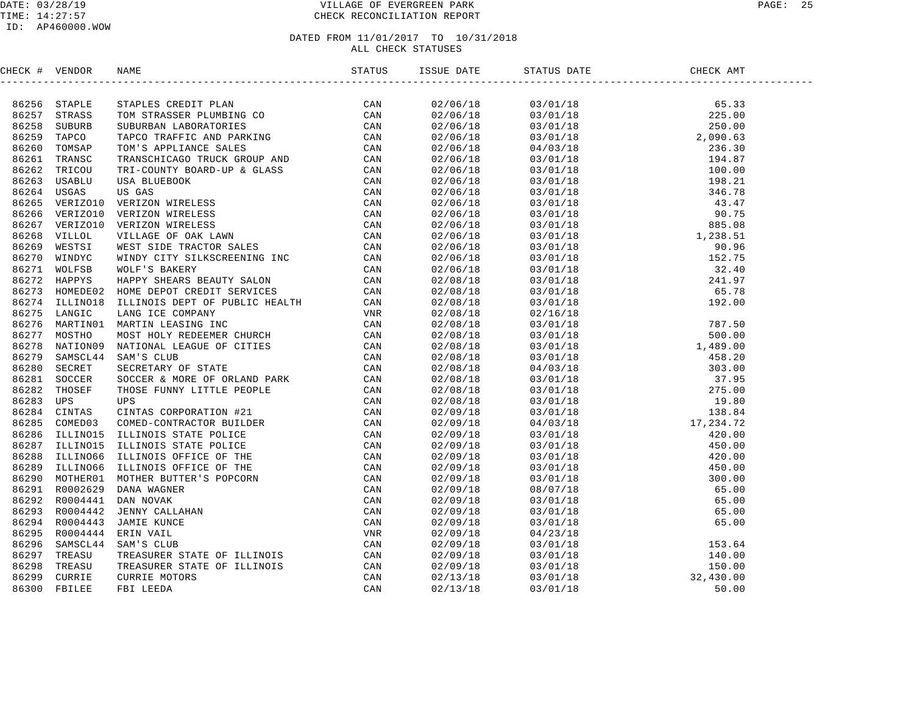VILLAGE OF EVERGREEN PARK
CHECK RECONCILIATION REPORT

DATED FROM 11/01/2017 TO 10/31/2018
ALL CHECK STATUSES

| CHECK # | VENDOR | NAME | STATUS | ISSUE DATE | STATUS DATE | CHECK AMT |
|---|---|---|---|---|---|---|
| 86256 | STAPLE | STAPLES CREDIT PLAN | CAN | 02/06/18 | 03/01/18 | 65.33 |
| 86257 | STRASS | TOM STRASSER PLUMBING CO | CAN | 02/06/18 | 03/01/18 | 225.00 |
| 86258 | SUBURB | SUBURBAN LABORATORIES | CAN | 02/06/18 | 03/01/18 | 250.00 |
| 86259 | TAPCO | TAPCO TRAFFIC AND PARKING | CAN | 02/06/18 | 03/01/18 | 2,090.63 |
| 86260 | TOMSAP | TOM'S APPLIANCE SALES | CAN | 02/06/18 | 04/03/18 | 236.30 |
| 86261 | TRANSC | TRANSCHICAGO TRUCK GROUP AND | CAN | 02/06/18 | 03/01/18 | 194.87 |
| 86262 | TRICOU | TRI-COUNTY BOARD-UP & GLASS | CAN | 02/06/18 | 03/01/18 | 100.00 |
| 86263 | USABLU | USA BLUEBOOK | CAN | 02/06/18 | 03/01/18 | 198.21 |
| 86264 | USGAS | US GAS | CAN | 02/06/18 | 03/01/18 | 346.78 |
| 86265 | VERIZO10 | VERIZON WIRELESS | CAN | 02/06/18 | 03/01/18 | 43.47 |
| 86266 | VERIZO10 | VERIZON WIRELESS | CAN | 02/06/18 | 03/01/18 | 90.75 |
| 86267 | VERIZO10 | VERIZON WIRELESS | CAN | 02/06/18 | 03/01/18 | 885.08 |
| 86268 | VILLOL | VILLAGE OF OAK LAWN | CAN | 02/06/18 | 03/01/18 | 1,238.51 |
| 86269 | WESTSI | WEST SIDE TRACTOR SALES | CAN | 02/06/18 | 03/01/18 | 90.96 |
| 86270 | WINDYC | WINDY CITY SILKSCREENING INC | CAN | 02/06/18 | 03/01/18 | 152.75 |
| 86271 | WOLFSB | WOLF'S BAKERY | CAN | 02/06/18 | 03/01/18 | 32.40 |
| 86272 | HAPPYS | HAPPY SHEARS BEAUTY SALON | CAN | 02/08/18 | 03/01/18 | 241.97 |
| 86273 | HOMEDE02 | HOME DEPOT CREDIT SERVICES | CAN | 02/08/18 | 03/01/18 | 65.78 |
| 86274 | ILLINO18 | ILLINOIS DEPT OF PUBLIC HEALTH | CAN | 02/08/18 | 03/01/18 | 192.00 |
| 86275 | LANGIC | LANG ICE COMPANY | VNR | 02/08/18 | 02/16/18 | |
| 86276 | MARTIN01 | MARTIN LEASING INC | CAN | 02/08/18 | 03/01/18 | 787.50 |
| 86277 | MOSTHO | MOST HOLY REDEEMER CHURCH | CAN | 02/08/18 | 03/01/18 | 500.00 |
| 86278 | NATION09 | NATIONAL LEAGUE OF CITIES | CAN | 02/08/18 | 03/01/18 | 1,489.00 |
| 86279 | SAMSCL44 | SAM'S CLUB | CAN | 02/08/18 | 03/01/18 | 458.20 |
| 86280 | SECRET | SECRETARY OF STATE | CAN | 02/08/18 | 04/03/18 | 303.00 |
| 86281 | SOCCER | SOCCER & MORE OF ORLAND PARK | CAN | 02/08/18 | 03/01/18 | 37.95 |
| 86282 | THOSEF | THOSE FUNNY LITTLE PEOPLE | CAN | 02/08/18 | 03/01/18 | 275.00 |
| 86283 | UPS | UPS | CAN | 02/08/18 | 03/01/18 | 19.80 |
| 86284 | CINTAS | CINTAS CORPORATION #21 | CAN | 02/09/18 | 03/01/18 | 138.84 |
| 86285 | COMED03 | COMED-CONTRACTOR BUILDER | CAN | 02/09/18 | 04/03/18 | 17,234.72 |
| 86286 | ILLINO15 | ILLINOIS STATE POLICE | CAN | 02/09/18 | 03/01/18 | 420.00 |
| 86287 | ILLINO15 | ILLINOIS STATE POLICE | CAN | 02/09/18 | 03/01/18 | 450.00 |
| 86288 | ILLINO66 | ILLINOIS OFFICE OF THE | CAN | 02/09/18 | 03/01/18 | 420.00 |
| 86289 | ILLINO66 | ILLINOIS OFFICE OF THE | CAN | 02/09/18 | 03/01/18 | 450.00 |
| 86290 | MOTHER01 | MOTHER BUTTER'S POPCORN | CAN | 02/09/18 | 03/01/18 | 300.00 |
| 86291 | R0002629 | DANA WAGNER | CAN | 02/09/18 | 08/07/18 | 65.00 |
| 86292 | R0004441 | DAN NOVAK | CAN | 02/09/18 | 03/01/18 | 65.00 |
| 86293 | R0004442 | JENNY CALLAHAN | CAN | 02/09/18 | 03/01/18 | 65.00 |
| 86294 | R0004443 | JAMIE KUNCE | CAN | 02/09/18 | 03/01/18 | 65.00 |
| 86295 | R0004444 | ERIN VAIL | VNR | 02/09/18 | 04/23/18 | |
| 86296 | SAMSCL44 | SAM'S CLUB | CAN | 02/09/18 | 03/01/18 | 153.64 |
| 86297 | TREASU | TREASURER STATE OF ILLINOIS | CAN | 02/09/18 | 03/01/18 | 140.00 |
| 86298 | TREASU | TREASURER STATE OF ILLINOIS | CAN | 02/09/18 | 03/01/18 | 150.00 |
| 86299 | CURRIE | CURRIE MOTORS | CAN | 02/13/18 | 03/01/18 | 32,430.00 |
| 86300 | FBILEE | FBI LEEDA | CAN | 02/13/18 | 03/01/18 | 50.00 |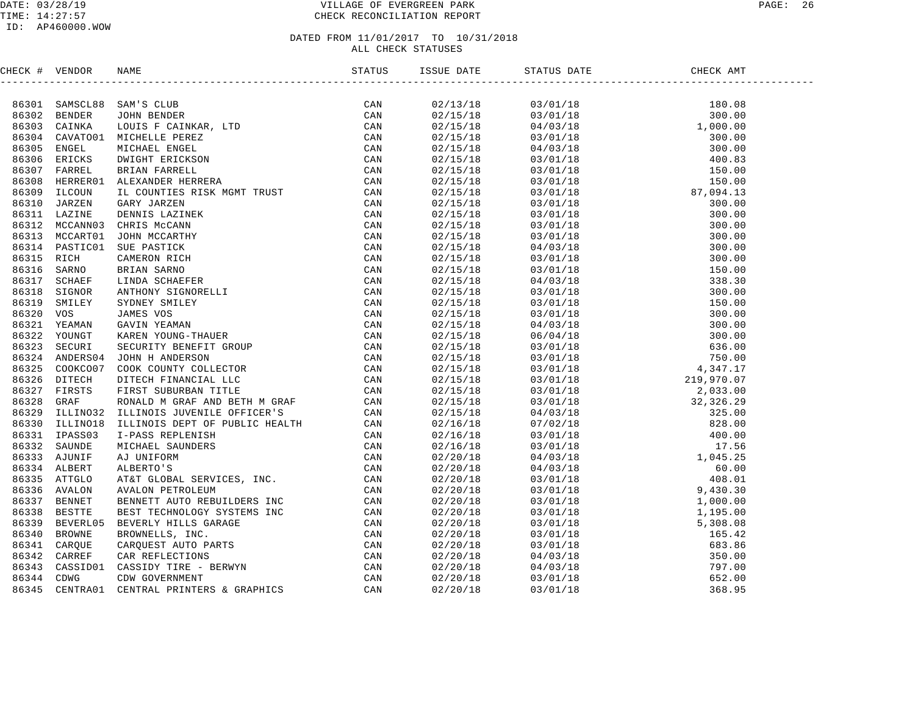DATE: 03/28/19 VILLAGE OF EVERGREEN PARK PAGE: 26
TIME: 14:27:57 CHECK RECONCILIATION REPORT
ID: AP460000.WOW

DATED FROM 11/01/2017 TO 10/31/2018
ALL CHECK STATUSES

| CHECK # | VENDOR | NAME | STATUS | ISSUE DATE | STATUS DATE | CHECK AMT |
|---|---|---|---|---|---|---|
| 86301 | SAMSCL88 | SAM'S CLUB | CAN | 02/13/18 | 03/01/18 | 180.08 |
| 86302 | BENDER | JOHN BENDER | CAN | 02/15/18 | 03/01/18 | 300.00 |
| 86303 | CAINKA | LOUIS F CAINKAR, LTD | CAN | 02/15/18 | 04/03/18 | 1,000.00 |
| 86304 | CAVATO01 | MICHELLE PEREZ | CAN | 02/15/18 | 03/01/18 | 300.00 |
| 86305 | ENGEL | MICHAEL ENGEL | CAN | 02/15/18 | 04/03/18 | 300.00 |
| 86306 | ERICKS | DWIGHT ERICKSON | CAN | 02/15/18 | 03/01/18 | 400.83 |
| 86307 | FARREL | BRIAN FARRELL | CAN | 02/15/18 | 03/01/18 | 150.00 |
| 86308 | HERRER01 | ALEXANDER HERRERA | CAN | 02/15/18 | 03/01/18 | 150.00 |
| 86309 | ILCOUN | IL COUNTIES RISK MGMT TRUST | CAN | 02/15/18 | 03/01/18 | 87,094.13 |
| 86310 | JARZEN | GARY JARZEN | CAN | 02/15/18 | 03/01/18 | 300.00 |
| 86311 | LAZINE | DENNIS LAZINEK | CAN | 02/15/18 | 03/01/18 | 300.00 |
| 86312 | MCCANN03 | CHRIS McCANN | CAN | 02/15/18 | 03/01/18 | 300.00 |
| 86313 | MCCART01 | JOHN MCCARTHY | CAN | 02/15/18 | 03/01/18 | 300.00 |
| 86314 | PASTIC01 | SUE PASTICK | CAN | 02/15/18 | 04/03/18 | 300.00 |
| 86315 | RICH | CAMERON RICH | CAN | 02/15/18 | 03/01/18 | 300.00 |
| 86316 | SARNO | BRIAN SARNO | CAN | 02/15/18 | 03/01/18 | 150.00 |
| 86317 | SCHAEF | LINDA SCHAEFER | CAN | 02/15/18 | 04/03/18 | 338.30 |
| 86318 | SIGNOR | ANTHONY SIGNORELLI | CAN | 02/15/18 | 03/01/18 | 300.00 |
| 86319 | SMILEY | SYDNEY SMILEY | CAN | 02/15/18 | 03/01/18 | 150.00 |
| 86320 | VOS | JAMES VOS | CAN | 02/15/18 | 03/01/18 | 300.00 |
| 86321 | YEAMAN | GAVIN YEAMAN | CAN | 02/15/18 | 04/03/18 | 300.00 |
| 86322 | YOUNGT | KAREN YOUNG-THAUER | CAN | 02/15/18 | 06/04/18 | 300.00 |
| 86323 | SECURI | SECURITY BENEFIT GROUP | CAN | 02/15/18 | 03/01/18 | 636.00 |
| 86324 | ANDERS04 | JOHN H ANDERSON | CAN | 02/15/18 | 03/01/18 | 750.00 |
| 86325 | COOKCO07 | COOK COUNTY COLLECTOR | CAN | 02/15/18 | 03/01/18 | 4,347.17 |
| 86326 | DITECH | DITECH FINANCIAL LLC | CAN | 02/15/18 | 03/01/18 | 219,970.07 |
| 86327 | FIRSTS | FIRST SUBURBAN TITLE | CAN | 02/15/18 | 03/01/18 | 2,033.00 |
| 86328 | GRAF | RONALD M GRAF AND BETH M GRAF | CAN | 02/15/18 | 03/01/18 | 32,326.29 |
| 86329 | ILLINO32 | ILLINOIS JUVENILE OFFICER'S | CAN | 02/15/18 | 04/03/18 | 325.00 |
| 86330 | ILLINO18 | ILLINOIS DEPT OF PUBLIC HEALTH | CAN | 02/16/18 | 07/02/18 | 828.00 |
| 86331 | IPASS03 | I-PASS REPLENISH | CAN | 02/16/18 | 03/01/18 | 400.00 |
| 86332 | SAUNDE | MICHAEL SAUNDERS | CAN | 02/16/18 | 03/01/18 | 17.56 |
| 86333 | AJUNIF | AJ UNIFORM | CAN | 02/20/18 | 04/03/18 | 1,045.25 |
| 86334 | ALBERT | ALBERTO'S | CAN | 02/20/18 | 04/03/18 | 60.00 |
| 86335 | ATTGLO | AT&T GLOBAL SERVICES, INC. | CAN | 02/20/18 | 03/01/18 | 408.01 |
| 86336 | AVALON | AVALON PETROLEUM | CAN | 02/20/18 | 03/01/18 | 9,430.30 |
| 86337 | BENNET | BENNETT AUTO REBUILDERS INC | CAN | 02/20/18 | 03/01/18 | 1,000.00 |
| 86338 | BESTTE | BEST TECHNOLOGY SYSTEMS INC | CAN | 02/20/18 | 03/01/18 | 1,195.00 |
| 86339 | BEVERL05 | BEVERLY HILLS GARAGE | CAN | 02/20/18 | 03/01/18 | 5,308.08 |
| 86340 | BROWNE | BROWNELLS, INC. | CAN | 02/20/18 | 03/01/18 | 165.42 |
| 86341 | CARQUE | CARQUEST AUTO PARTS | CAN | 02/20/18 | 03/01/18 | 683.86 |
| 86342 | CARREF | CAR REFLECTIONS | CAN | 02/20/18 | 04/03/18 | 350.00 |
| 86343 | CASSID01 | CASSIDY TIRE - BERWYN | CAN | 02/20/18 | 04/03/18 | 797.00 |
| 86344 | CDWG | CDW GOVERNMENT | CAN | 02/20/18 | 03/01/18 | 652.00 |
| 86345 | CENTRA01 | CENTRAL PRINTERS & GRAPHICS | CAN | 02/20/18 | 03/01/18 | 368.95 |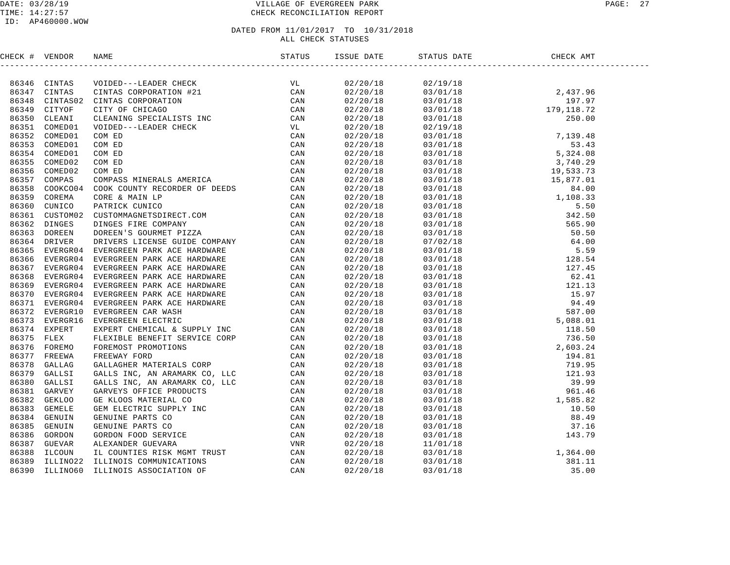DATE: 03/28/19 VILLAGE OF EVERGREEN PARK
TIME: 14:27:57 CHECK RECONCILIATION REPORT
ID: AP460000.WOW

DATED FROM 11/01/2017 TO 10/31/2018
ALL CHECK STATUSES

| CHECK # | VENDOR | NAME | STATUS | ISSUE DATE | STATUS DATE | CHECK AMT |
|---|---|---|---|---|---|---|
| 86346 | CINTAS | VOIDED---LEADER CHECK | VL | 02/20/18 | 02/19/18 | |
| 86347 | CINTAS | CINTAS CORPORATION #21 | CAN | 02/20/18 | 03/01/18 | 2,437.96 |
| 86348 | CINTAS02 | CINTAS CORPORATION | CAN | 02/20/18 | 03/01/18 | 197.97 |
| 86349 | CITYOF | CITY OF CHICAGO | CAN | 02/20/18 | 03/01/18 | 179,118.72 |
| 86350 | CLEANI | CLEANING SPECIALISTS INC | CAN | 02/20/18 | 03/01/18 | 250.00 |
| 86351 | COMED01 | VOIDED---LEADER CHECK | VL | 02/20/18 | 02/19/18 | |
| 86352 | COMED01 | COM ED | CAN | 02/20/18 | 03/01/18 | 7,139.48 |
| 86353 | COMED01 | COM ED | CAN | 02/20/18 | 03/01/18 | 53.43 |
| 86354 | COMED01 | COM ED | CAN | 02/20/18 | 03/01/18 | 5,324.08 |
| 86355 | COMED02 | COM ED | CAN | 02/20/18 | 03/01/18 | 3,740.29 |
| 86356 | COMED02 | COM ED | CAN | 02/20/18 | 03/01/18 | 19,533.73 |
| 86357 | COMPAS | COMPASS MINERALS AMERICA | CAN | 02/20/18 | 03/01/18 | 15,877.01 |
| 86358 | COOKCO04 | COOK COUNTY RECORDER OF DEEDS | CAN | 02/20/18 | 03/01/18 | 84.00 |
| 86359 | COREMA | CORE & MAIN LP | CAN | 02/20/18 | 03/01/18 | 1,108.33 |
| 86360 | CUNICO | PATRICK CUNICO | CAN | 02/20/18 | 03/01/18 | 5.50 |
| 86361 | CUSTOM02 | CUSTOMMAGNETSDIRECT.COM | CAN | 02/20/18 | 03/01/18 | 342.50 |
| 86362 | DINGES | DINGES FIRE COMPANY | CAN | 02/20/18 | 03/01/18 | 565.90 |
| 86363 | DOREEN | DOREEN'S GOURMET PIZZA | CAN | 02/20/18 | 03/01/18 | 50.50 |
| 86364 | DRIVER | DRIVERS LICENSE GUIDE COMPANY | CAN | 02/20/18 | 07/02/18 | 64.00 |
| 86365 | EVERGR04 | EVERGREEN PARK ACE HARDWARE | CAN | 02/20/18 | 03/01/18 | 5.59 |
| 86366 | EVERGR04 | EVERGREEN PARK ACE HARDWARE | CAN | 02/20/18 | 03/01/18 | 128.54 |
| 86367 | EVERGR04 | EVERGREEN PARK ACE HARDWARE | CAN | 02/20/18 | 03/01/18 | 127.45 |
| 86368 | EVERGR04 | EVERGREEN PARK ACE HARDWARE | CAN | 02/20/18 | 03/01/18 | 62.41 |
| 86369 | EVERGR04 | EVERGREEN PARK ACE HARDWARE | CAN | 02/20/18 | 03/01/18 | 121.13 |
| 86370 | EVERGR04 | EVERGREEN PARK ACE HARDWARE | CAN | 02/20/18 | 03/01/18 | 15.97 |
| 86371 | EVERGR04 | EVERGREEN PARK ACE HARDWARE | CAN | 02/20/18 | 03/01/18 | 94.49 |
| 86372 | EVERGR10 | EVERGREEN CAR WASH | CAN | 02/20/18 | 03/01/18 | 587.00 |
| 86373 | EVERGR16 | EVERGREEN ELECTRIC | CAN | 02/20/18 | 03/01/18 | 5,088.01 |
| 86374 | EXPERT | EXPERT CHEMICAL & SUPPLY INC | CAN | 02/20/18 | 03/01/18 | 118.50 |
| 86375 | FLEX | FLEXIBLE BENEFIT SERVICE CORP | CAN | 02/20/18 | 03/01/18 | 736.50 |
| 86376 | FOREMO | FOREMOST PROMOTIONS | CAN | 02/20/18 | 03/01/18 | 2,603.24 |
| 86377 | FREEWA | FREEWAY FORD | CAN | 02/20/18 | 03/01/18 | 194.81 |
| 86378 | GALLAG | GALLAGHER MATERIALS CORP | CAN | 02/20/18 | 03/01/18 | 719.95 |
| 86379 | GALLSI | GALLS INC, AN ARAMARK CO, LLC | CAN | 02/20/18 | 03/01/18 | 121.93 |
| 86380 | GALLSI | GALLS INC, AN ARAMARK CO, LLC | CAN | 02/20/18 | 03/01/18 | 39.99 |
| 86381 | GARVEY | GARVEYS OFFICE PRODUCTS | CAN | 02/20/18 | 03/01/18 | 961.46 |
| 86382 | GEKLOO | GE KLOOS MATERIAL CO | CAN | 02/20/18 | 03/01/18 | 1,585.82 |
| 86383 | GEMELE | GEM ELECTRIC SUPPLY INC | CAN | 02/20/18 | 03/01/18 | 10.50 |
| 86384 | GENUIN | GENUINE PARTS CO | CAN | 02/20/18 | 03/01/18 | 88.49 |
| 86385 | GENUIN | GENUINE PARTS CO | CAN | 02/20/18 | 03/01/18 | 37.16 |
| 86386 | GORDON | GORDON FOOD SERVICE | CAN | 02/20/18 | 03/01/18 | 143.79 |
| 86387 | GUEVAR | ALEXANDER GUEVARA | VNR | 02/20/18 | 11/01/18 | |
| 86388 | ILCOUN | IL COUNTIES RISK MGMT TRUST | CAN | 02/20/18 | 03/01/18 | 1,364.00 |
| 86389 | ILLINO22 | ILLINOIS COMMUNICATIONS | CAN | 02/20/18 | 03/01/18 | 381.11 |
| 86390 | ILLINO60 | ILLINOIS ASSOCIATION OF | CAN | 02/20/18 | 03/01/18 | 35.00 |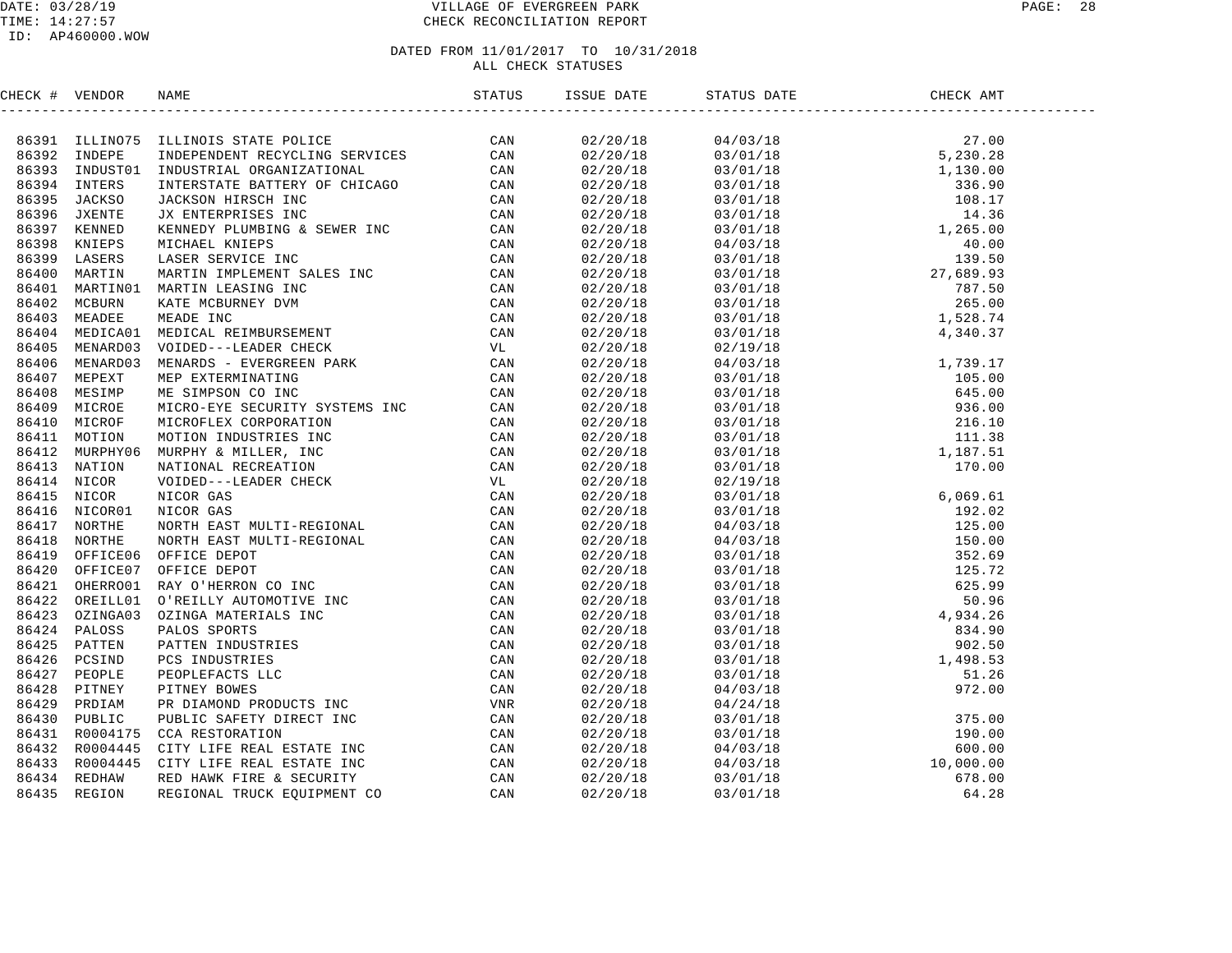VILLAGE OF EVERGREEN PARK
CHECK RECONCILIATION REPORT

DATE: 03/28/19
TIME: 14:27:57
ID: AP460000.WOW

## DATED FROM 11/01/2017 TO 10/31/2018
## ALL CHECK STATUSES

| CHECK # | VENDOR | NAME | STATUS | ISSUE DATE | STATUS DATE | CHECK AMT |
|---|---|---|---|---|---|---|
| 86391 | ILLINO75 | ILLINOIS STATE POLICE | CAN | 02/20/18 | 04/03/18 | 27.00 |
| 86392 | INDEPE | INDEPENDENT RECYCLING SERVICES | CAN | 02/20/18 | 03/01/18 | 5,230.28 |
| 86393 | INDUST01 | INDUSTRIAL ORGANIZATIONAL | CAN | 02/20/18 | 03/01/18 | 1,130.00 |
| 86394 | INTERS | INTERSTATE BATTERY OF CHICAGO | CAN | 02/20/18 | 03/01/18 | 336.90 |
| 86395 | JACKSO | JACKSON HIRSCH INC | CAN | 02/20/18 | 03/01/18 | 108.17 |
| 86396 | JXENTE | JX ENTERPRISES INC | CAN | 02/20/18 | 03/01/18 | 14.36 |
| 86397 | KENNED | KENNEDY PLUMBING & SEWER INC | CAN | 02/20/18 | 03/01/18 | 1,265.00 |
| 86398 | KNIEPS | MICHAEL KNIEPS | CAN | 02/20/18 | 04/03/18 | 40.00 |
| 86399 | LASERS | LASER SERVICE INC | CAN | 02/20/18 | 03/01/18 | 139.50 |
| 86400 | MARTIN | MARTIN IMPLEMENT SALES INC | CAN | 02/20/18 | 03/01/18 | 27,689.93 |
| 86401 | MARTIN01 | MARTIN LEASING INC | CAN | 02/20/18 | 03/01/18 | 787.50 |
| 86402 | MCBURN | KATE MCBURNEY DVM | CAN | 02/20/18 | 03/01/18 | 265.00 |
| 86403 | MEADEE | MEADE INC | CAN | 02/20/18 | 03/01/18 | 1,528.74 |
| 86404 | MEDICA01 | MEDICAL REIMBURSEMENT | CAN | 02/20/18 | 03/01/18 | 4,340.37 |
| 86405 | MENARD03 | VOIDED---LEADER CHECK | VL | 02/20/18 | 02/19/18 | |
| 86406 | MENARD03 | MENARDS - EVERGREEN PARK | CAN | 02/20/18 | 04/03/18 | 1,739.17 |
| 86407 | MEPEXT | MEP EXTERMINATING | CAN | 02/20/18 | 03/01/18 | 105.00 |
| 86408 | MESIMP | ME SIMPSON CO INC | CAN | 02/20/18 | 03/01/18 | 645.00 |
| 86409 | MICROE | MICRO-EYE SECURITY SYSTEMS INC | CAN | 02/20/18 | 03/01/18 | 936.00 |
| 86410 | MICROF | MICROFLEX CORPORATION | CAN | 02/20/18 | 03/01/18 | 216.10 |
| 86411 | MOTION | MOTION INDUSTRIES INC | CAN | 02/20/18 | 03/01/18 | 111.38 |
| 86412 | MURPHY06 | MURPHY & MILLER, INC | CAN | 02/20/18 | 03/01/18 | 1,187.51 |
| 86413 | NATION | NATIONAL RECREATION | CAN | 02/20/18 | 03/01/18 | 170.00 |
| 86414 | NICOR | VOIDED---LEADER CHECK | VL | 02/20/18 | 02/19/18 | |
| 86415 | NICOR | NICOR GAS | CAN | 02/20/18 | 03/01/18 | 6,069.61 |
| 86416 | NICOR01 | NICOR GAS | CAN | 02/20/18 | 03/01/18 | 192.02 |
| 86417 | NORTHE | NORTH EAST MULTI-REGIONAL | CAN | 02/20/18 | 04/03/18 | 125.00 |
| 86418 | NORTHE | NORTH EAST MULTI-REGIONAL | CAN | 02/20/18 | 04/03/18 | 150.00 |
| 86419 | OFFICE06 | OFFICE DEPOT | CAN | 02/20/18 | 03/01/18 | 352.69 |
| 86420 | OFFICE07 | OFFICE DEPOT | CAN | 02/20/18 | 03/01/18 | 125.72 |
| 86421 | OHERRO01 | RAY O'HERRON CO INC | CAN | 02/20/18 | 03/01/18 | 625.99 |
| 86422 | OREILL01 | O'REILLY AUTOMOTIVE INC | CAN | 02/20/18 | 03/01/18 | 50.96 |
| 86423 | OZINGA03 | OZINGA MATERIALS INC | CAN | 02/20/18 | 03/01/18 | 4,934.26 |
| 86424 | PALOSS | PALOS SPORTS | CAN | 02/20/18 | 03/01/18 | 834.90 |
| 86425 | PATTEN | PATTEN INDUSTRIES | CAN | 02/20/18 | 03/01/18 | 902.50 |
| 86426 | PCSIND | PCS INDUSTRIES | CAN | 02/20/18 | 03/01/18 | 1,498.53 |
| 86427 | PEOPLE | PEOPLEFACTS LLC | CAN | 02/20/18 | 03/01/18 | 51.26 |
| 86428 | PITNEY | PITNEY BOWES | CAN | 02/20/18 | 04/03/18 | 972.00 |
| 86429 | PRDIAM | PR DIAMOND PRODUCTS INC | VNR | 02/20/18 | 04/24/18 | |
| 86430 | PUBLIC | PUBLIC SAFETY DIRECT INC | CAN | 02/20/18 | 03/01/18 | 375.00 |
| 86431 | R0004175 | CCA RESTORATION | CAN | 02/20/18 | 03/01/18 | 190.00 |
| 86432 | R0004445 | CITY LIFE REAL ESTATE INC | CAN | 02/20/18 | 04/03/18 | 600.00 |
| 86433 | R0004445 | CITY LIFE REAL ESTATE INC | CAN | 02/20/18 | 04/03/18 | 10,000.00 |
| 86434 | REDHAW | RED HAWK FIRE & SECURITY | CAN | 02/20/18 | 03/01/18 | 678.00 |
| 86435 | REGION | REGIONAL TRUCK EQUIPMENT CO | CAN | 02/20/18 | 03/01/18 | 64.28 |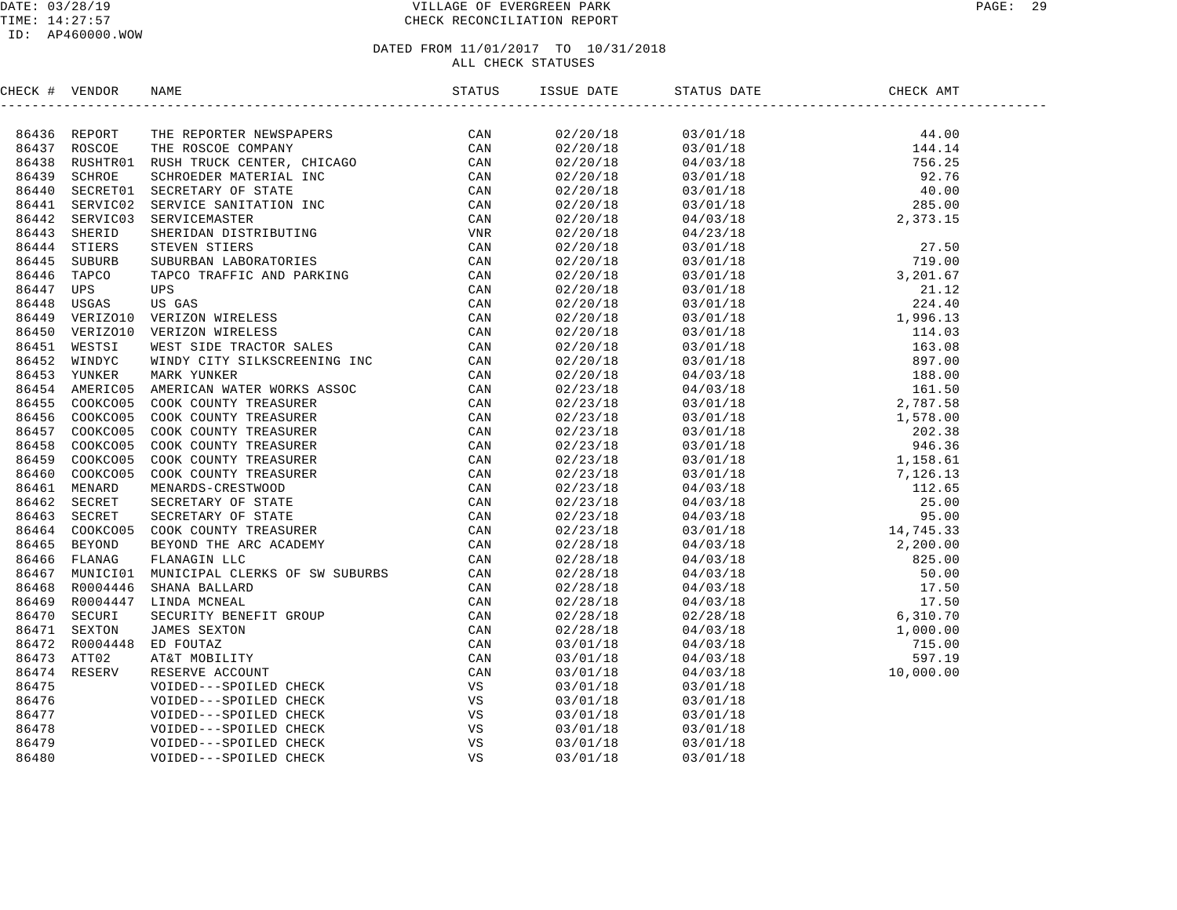VILLAGE OF EVERGREEN PARK
CHECK RECONCILIATION REPORT

DATED FROM 11/01/2017 TO 10/31/2018
ALL CHECK STATUSES

| CHECK # | VENDOR | NAME | STATUS | ISSUE DATE | STATUS DATE | CHECK AMT |
|---|---|---|---|---|---|---|
| 86436 | REPORT | THE REPORTER NEWSPAPERS | CAN | 02/20/18 | 03/01/18 | 44.00 |
| 86437 | ROSCOE | THE ROSCOE COMPANY | CAN | 02/20/18 | 03/01/18 | 144.14 |
| 86438 | RUSHTR01 | RUSH TRUCK CENTER, CHICAGO | CAN | 02/20/18 | 04/03/18 | 756.25 |
| 86439 | SCHROE | SCHROEDER MATERIAL INC | CAN | 02/20/18 | 03/01/18 | 92.76 |
| 86440 | SECRET01 | SECRETARY OF STATE | CAN | 02/20/18 | 03/01/18 | 40.00 |
| 86441 | SERVIC02 | SERVICE SANITATION INC | CAN | 02/20/18 | 03/01/18 | 285.00 |
| 86442 | SERVIC03 | SERVICEMASTER | CAN | 02/20/18 | 04/03/18 | 2,373.15 |
| 86443 | SHERID | SHERIDAN DISTRIBUTING | VNR | 02/20/18 | 04/23/18 | |
| 86444 | STIERS | STEVEN STIERS | CAN | 02/20/18 | 03/01/18 | 27.50 |
| 86445 | SUBURB | SUBURBAN LABORATORIES | CAN | 02/20/18 | 03/01/18 | 719.00 |
| 86446 | TAPCO | TAPCO TRAFFIC AND PARKING | CAN | 02/20/18 | 03/01/18 | 3,201.67 |
| 86447 | UPS | UPS | CAN | 02/20/18 | 03/01/18 | 21.12 |
| 86448 | USGAS | US GAS | CAN | 02/20/18 | 03/01/18 | 224.40 |
| 86449 | VERIZO10 | VERIZON WIRELESS | CAN | 02/20/18 | 03/01/18 | 1,996.13 |
| 86450 | VERIZO10 | VERIZON WIRELESS | CAN | 02/20/18 | 03/01/18 | 114.03 |
| 86451 | WESTSI | WEST SIDE TRACTOR SALES | CAN | 02/20/18 | 03/01/18 | 163.08 |
| 86452 | WINDYC | WINDY CITY SILKSCREENING INC | CAN | 02/20/18 | 03/01/18 | 897.00 |
| 86453 | YUNKER | MARK YUNKER | CAN | 02/20/18 | 04/03/18 | 188.00 |
| 86454 | AMERIC05 | AMERICAN WATER WORKS ASSOC | CAN | 02/23/18 | 04/03/18 | 161.50 |
| 86455 | COOKCO05 | COOK COUNTY TREASURER | CAN | 02/23/18 | 03/01/18 | 2,787.58 |
| 86456 | COOKCO05 | COOK COUNTY TREASURER | CAN | 02/23/18 | 03/01/18 | 1,578.00 |
| 86457 | COOKCO05 | COOK COUNTY TREASURER | CAN | 02/23/18 | 03/01/18 | 202.38 |
| 86458 | COOKCO05 | COOK COUNTY TREASURER | CAN | 02/23/18 | 03/01/18 | 946.36 |
| 86459 | COOKCO05 | COOK COUNTY TREASURER | CAN | 02/23/18 | 03/01/18 | 1,158.61 |
| 86460 | COOKCO05 | COOK COUNTY TREASURER | CAN | 02/23/18 | 03/01/18 | 7,126.13 |
| 86461 | MENARD | MENARDS-CRESTWOOD | CAN | 02/23/18 | 04/03/18 | 112.65 |
| 86462 | SECRET | SECRETARY OF STATE | CAN | 02/23/18 | 04/03/18 | 25.00 |
| 86463 | SECRET | SECRETARY OF STATE | CAN | 02/23/18 | 04/03/18 | 95.00 |
| 86464 | COOKCO05 | COOK COUNTY TREASURER | CAN | 02/23/18 | 03/01/18 | 14,745.33 |
| 86465 | BEYOND | BEYOND THE ARC ACADEMY | CAN | 02/28/18 | 04/03/18 | 2,200.00 |
| 86466 | FLANAG | FLANAGIN LLC | CAN | 02/28/18 | 04/03/18 | 825.00 |
| 86467 | MUNICI01 | MUNICIPAL CLERKS OF SW SUBURBS | CAN | 02/28/18 | 04/03/18 | 50.00 |
| 86468 | R0004446 | SHANA BALLARD | CAN | 02/28/18 | 04/03/18 | 17.50 |
| 86469 | R0004447 | LINDA MCNEAL | CAN | 02/28/18 | 04/03/18 | 17.50 |
| 86470 | SECURI | SECURITY BENEFIT GROUP | CAN | 02/28/18 | 02/28/18 | 6,310.70 |
| 86471 | SEXTON | JAMES SEXTON | CAN | 02/28/18 | 04/03/18 | 1,000.00 |
| 86472 | R0004448 | ED FOUTAZ | CAN | 03/01/18 | 04/03/18 | 715.00 |
| 86473 | ATT02 | AT&T MOBILITY | CAN | 03/01/18 | 04/03/18 | 597.19 |
| 86474 | RESERV | RESERVE ACCOUNT | CAN | 03/01/18 | 04/03/18 | 10,000.00 |
| 86475 | | VOIDED---SPOILED CHECK | VS | 03/01/18 | 03/01/18 | |
| 86476 | | VOIDED---SPOILED CHECK | VS | 03/01/18 | 03/01/18 | |
| 86477 | | VOIDED---SPOILED CHECK | VS | 03/01/18 | 03/01/18 | |
| 86478 | | VOIDED---SPOILED CHECK | VS | 03/01/18 | 03/01/18 | |
| 86479 | | VOIDED---SPOILED CHECK | VS | 03/01/18 | 03/01/18 | |
| 86480 | | VOIDED---SPOILED CHECK | VS | 03/01/18 | 03/01/18 | |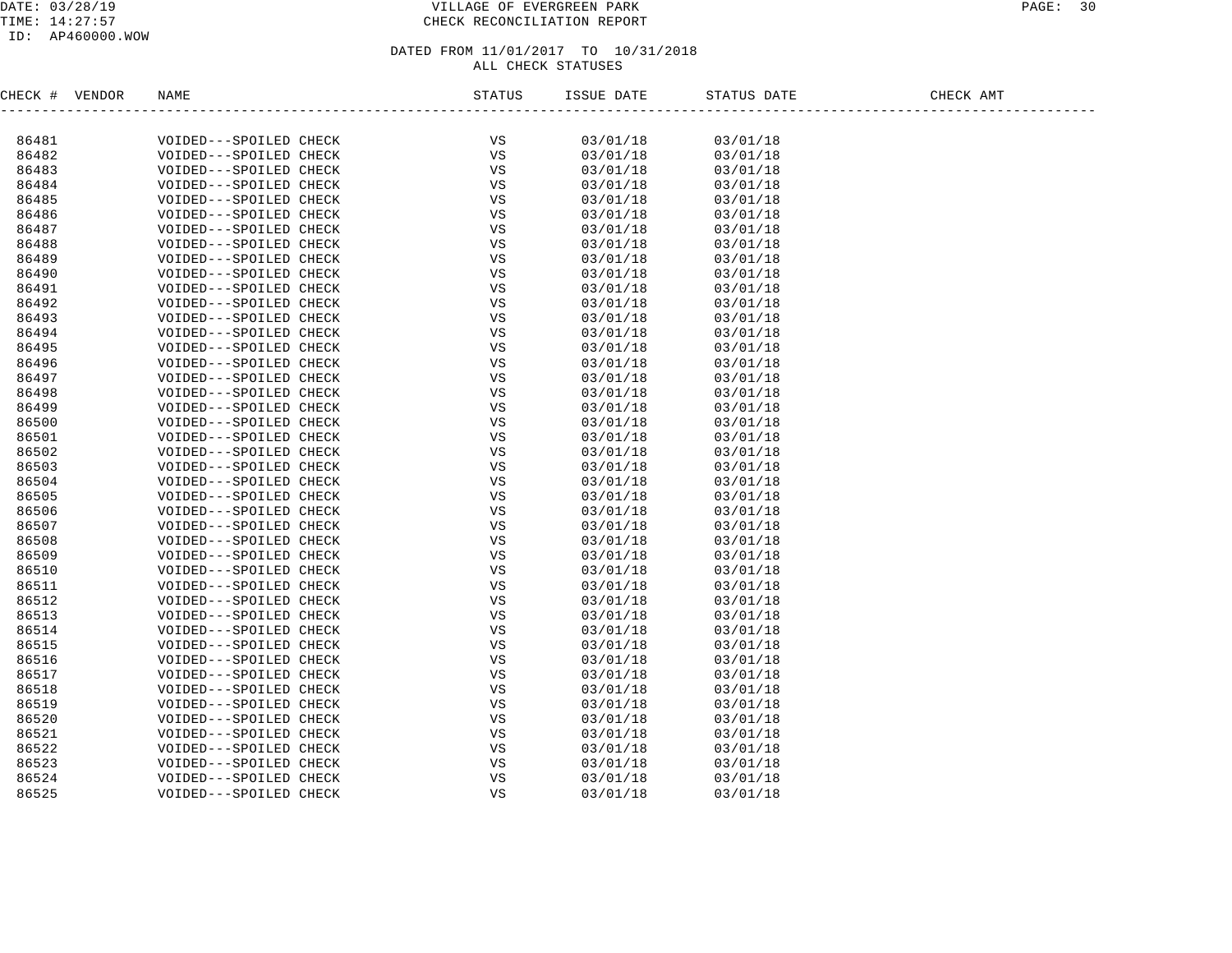VILLAGE OF EVERGREEN PARK
CHECK RECONCILIATION REPORT

DATED FROM 11/01/2017 TO 10/31/2018
ALL CHECK STATUSES

| CHECK # | VENDOR | NAME | STATUS | ISSUE DATE | STATUS DATE | CHECK AMT |
|---|---|---|---|---|---|---|
| 86481 | | VOIDED---SPOILED CHECK | VS | 03/01/18 | 03/01/18 | |
| 86482 | | VOIDED---SPOILED CHECK | VS | 03/01/18 | 03/01/18 | |
| 86483 | | VOIDED---SPOILED CHECK | VS | 03/01/18 | 03/01/18 | |
| 86484 | | VOIDED---SPOILED CHECK | VS | 03/01/18 | 03/01/18 | |
| 86485 | | VOIDED---SPOILED CHECK | VS | 03/01/18 | 03/01/18 | |
| 86486 | | VOIDED---SPOILED CHECK | VS | 03/01/18 | 03/01/18 | |
| 86487 | | VOIDED---SPOILED CHECK | VS | 03/01/18 | 03/01/18 | |
| 86488 | | VOIDED---SPOILED CHECK | VS | 03/01/18 | 03/01/18 | |
| 86489 | | VOIDED---SPOILED CHECK | VS | 03/01/18 | 03/01/18 | |
| 86490 | | VOIDED---SPOILED CHECK | VS | 03/01/18 | 03/01/18 | |
| 86491 | | VOIDED---SPOILED CHECK | VS | 03/01/18 | 03/01/18 | |
| 86492 | | VOIDED---SPOILED CHECK | VS | 03/01/18 | 03/01/18 | |
| 86493 | | VOIDED---SPOILED CHECK | VS | 03/01/18 | 03/01/18 | |
| 86494 | | VOIDED---SPOILED CHECK | VS | 03/01/18 | 03/01/18 | |
| 86495 | | VOIDED---SPOILED CHECK | VS | 03/01/18 | 03/01/18 | |
| 86496 | | VOIDED---SPOILED CHECK | VS | 03/01/18 | 03/01/18 | |
| 86497 | | VOIDED---SPOILED CHECK | VS | 03/01/18 | 03/01/18 | |
| 86498 | | VOIDED---SPOILED CHECK | VS | 03/01/18 | 03/01/18 | |
| 86499 | | VOIDED---SPOILED CHECK | VS | 03/01/18 | 03/01/18 | |
| 86500 | | VOIDED---SPOILED CHECK | VS | 03/01/18 | 03/01/18 | |
| 86501 | | VOIDED---SPOILED CHECK | VS | 03/01/18 | 03/01/18 | |
| 86502 | | VOIDED---SPOILED CHECK | VS | 03/01/18 | 03/01/18 | |
| 86503 | | VOIDED---SPOILED CHECK | VS | 03/01/18 | 03/01/18 | |
| 86504 | | VOIDED---SPOILED CHECK | VS | 03/01/18 | 03/01/18 | |
| 86505 | | VOIDED---SPOILED CHECK | VS | 03/01/18 | 03/01/18 | |
| 86506 | | VOIDED---SPOILED CHECK | VS | 03/01/18 | 03/01/18 | |
| 86507 | | VOIDED---SPOILED CHECK | VS | 03/01/18 | 03/01/18 | |
| 86508 | | VOIDED---SPOILED CHECK | VS | 03/01/18 | 03/01/18 | |
| 86509 | | VOIDED---SPOILED CHECK | VS | 03/01/18 | 03/01/18 | |
| 86510 | | VOIDED---SPOILED CHECK | VS | 03/01/18 | 03/01/18 | |
| 86511 | | VOIDED---SPOILED CHECK | VS | 03/01/18 | 03/01/18 | |
| 86512 | | VOIDED---SPOILED CHECK | VS | 03/01/18 | 03/01/18 | |
| 86513 | | VOIDED---SPOILED CHECK | VS | 03/01/18 | 03/01/18 | |
| 86514 | | VOIDED---SPOILED CHECK | VS | 03/01/18 | 03/01/18 | |
| 86515 | | VOIDED---SPOILED CHECK | VS | 03/01/18 | 03/01/18 | |
| 86516 | | VOIDED---SPOILED CHECK | VS | 03/01/18 | 03/01/18 | |
| 86517 | | VOIDED---SPOILED CHECK | VS | 03/01/18 | 03/01/18 | |
| 86518 | | VOIDED---SPOILED CHECK | VS | 03/01/18 | 03/01/18 | |
| 86519 | | VOIDED---SPOILED CHECK | VS | 03/01/18 | 03/01/18 | |
| 86520 | | VOIDED---SPOILED CHECK | VS | 03/01/18 | 03/01/18 | |
| 86521 | | VOIDED---SPOILED CHECK | VS | 03/01/18 | 03/01/18 | |
| 86522 | | VOIDED---SPOILED CHECK | VS | 03/01/18 | 03/01/18 | |
| 86523 | | VOIDED---SPOILED CHECK | VS | 03/01/18 | 03/01/18 | |
| 86524 | | VOIDED---SPOILED CHECK | VS | 03/01/18 | 03/01/18 | |
| 86525 | | VOIDED---SPOILED CHECK | VS | 03/01/18 | 03/01/18 | |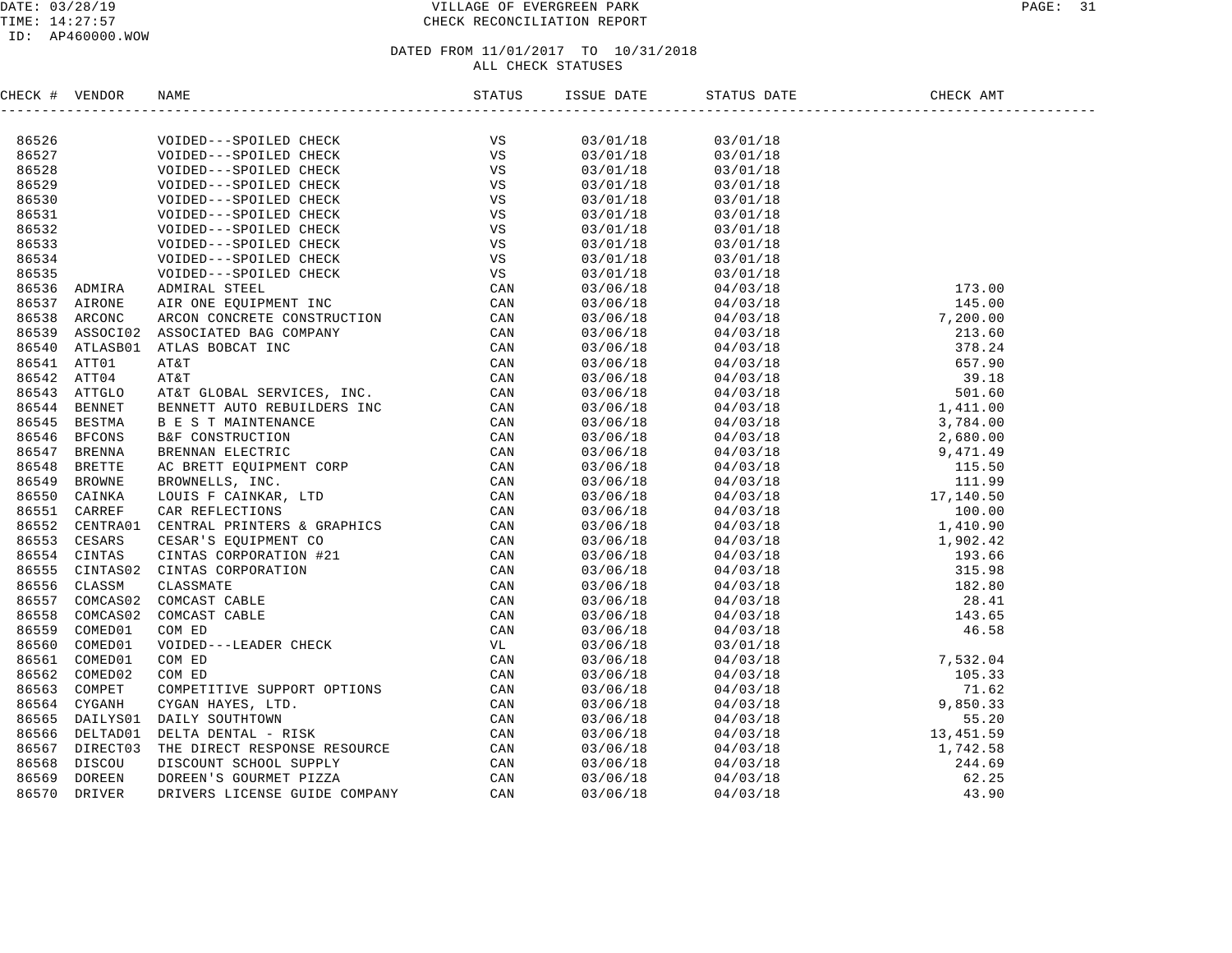DATE: 03/28/19 VILLAGE OF EVERGREEN PARK
TIME: 14:27:57 CHECK RECONCILIATION REPORT
ID: AP460000.WOW

DATED FROM 11/01/2017 TO 10/31/2018
ALL CHECK STATUSES

| CHECK # | VENDOR | NAME | STATUS | ISSUE DATE | STATUS DATE | CHECK AMT |
|---|---|---|---|---|---|---|
| 86526 | | VOIDED---SPOILED CHECK | VS | 03/01/18 | 03/01/18 | |
| 86527 | | VOIDED---SPOILED CHECK | VS | 03/01/18 | 03/01/18 | |
| 86528 | | VOIDED---SPOILED CHECK | VS | 03/01/18 | 03/01/18 | |
| 86529 | | VOIDED---SPOILED CHECK | VS | 03/01/18 | 03/01/18 | |
| 86530 | | VOIDED---SPOILED CHECK | VS | 03/01/18 | 03/01/18 | |
| 86531 | | VOIDED---SPOILED CHECK | VS | 03/01/18 | 03/01/18 | |
| 86532 | | VOIDED---SPOILED CHECK | VS | 03/01/18 | 03/01/18 | |
| 86533 | | VOIDED---SPOILED CHECK | VS | 03/01/18 | 03/01/18 | |
| 86534 | | VOIDED---SPOILED CHECK | VS | 03/01/18 | 03/01/18 | |
| 86535 | | VOIDED---SPOILED CHECK | VS | 03/01/18 | 03/01/18 | |
| 86536 | ADMIRA | ADMIRAL STEEL | CAN | 03/06/18 | 04/03/18 | 173.00 |
| 86537 | AIRONE | AIR ONE EQUIPMENT INC | CAN | 03/06/18 | 04/03/18 | 145.00 |
| 86538 | ARCONC | ARCON CONCRETE CONSTRUCTION | CAN | 03/06/18 | 04/03/18 | 7,200.00 |
| 86539 | ASSOCI02 | ASSOCIATED BAG COMPANY | CAN | 03/06/18 | 04/03/18 | 213.60 |
| 86540 | ATLASB01 | ATLAS BOBCAT INC | CAN | 03/06/18 | 04/03/18 | 378.24 |
| 86541 | ATT01 | AT&T | CAN | 03/06/18 | 04/03/18 | 657.90 |
| 86542 | ATT04 | AT&T | CAN | 03/06/18 | 04/03/18 | 39.18 |
| 86543 | ATTGLO | AT&T GLOBAL SERVICES, INC. | CAN | 03/06/18 | 04/03/18 | 501.60 |
| 86544 | BENNET | BENNETT AUTO REBUILDERS INC | CAN | 03/06/18 | 04/03/18 | 1,411.00 |
| 86545 | BESTMA | B E S T MAINTENANCE | CAN | 03/06/18 | 04/03/18 | 3,784.00 |
| 86546 | BFCONS | B&F CONSTRUCTION | CAN | 03/06/18 | 04/03/18 | 2,680.00 |
| 86547 | BRENNA | BRENNAN ELECTRIC | CAN | 03/06/18 | 04/03/18 | 9,471.49 |
| 86548 | BRETTE | AC BRETT EQUIPMENT CORP | CAN | 03/06/18 | 04/03/18 | 115.50 |
| 86549 | BROWNE | BROWNELLS, INC. | CAN | 03/06/18 | 04/03/18 | 111.99 |
| 86550 | CAINKA | LOUIS F CAINKAR, LTD | CAN | 03/06/18 | 04/03/18 | 17,140.50 |
| 86551 | CARREF | CAR REFLECTIONS | CAN | 03/06/18 | 04/03/18 | 100.00 |
| 86552 | CENTRA01 | CENTRAL PRINTERS & GRAPHICS | CAN | 03/06/18 | 04/03/18 | 1,410.90 |
| 86553 | CESARS | CESAR'S EQUIPMENT CO | CAN | 03/06/18 | 04/03/18 | 1,902.42 |
| 86554 | CINTAS | CINTAS CORPORATION #21 | CAN | 03/06/18 | 04/03/18 | 193.66 |
| 86555 | CINTAS02 | CINTAS CORPORATION | CAN | 03/06/18 | 04/03/18 | 315.98 |
| 86556 | CLASSM | CLASSMATE | CAN | 03/06/18 | 04/03/18 | 182.80 |
| 86557 | COMCAS02 | COMCAST CABLE | CAN | 03/06/18 | 04/03/18 | 28.41 |
| 86558 | COMCAS02 | COMCAST CABLE | CAN | 03/06/18 | 04/03/18 | 143.65 |
| 86559 | COMED01 | COM ED | CAN | 03/06/18 | 04/03/18 | 46.58 |
| 86560 | COMED01 | VOIDED---LEADER CHECK | VL | 03/06/18 | 03/01/18 | |
| 86561 | COMED01 | COM ED | CAN | 03/06/18 | 04/03/18 | 7,532.04 |
| 86562 | COMED02 | COM ED | CAN | 03/06/18 | 04/03/18 | 105.33 |
| 86563 | COMPET | COMPETITIVE SUPPORT OPTIONS | CAN | 03/06/18 | 04/03/18 | 71.62 |
| 86564 | CYGANH | CYGAN HAYES, LTD. | CAN | 03/06/18 | 04/03/18 | 9,850.33 |
| 86565 | DAILYS01 | DAILY SOUTHTOWN | CAN | 03/06/18 | 04/03/18 | 55.20 |
| 86566 | DELTAD01 | DELTA DENTAL - RISK | CAN | 03/06/18 | 04/03/18 | 13,451.59 |
| 86567 | DIRECT03 | THE DIRECT RESPONSE RESOURCE | CAN | 03/06/18 | 04/03/18 | 1,742.58 |
| 86568 | DISCOU | DISCOUNT SCHOOL SUPPLY | CAN | 03/06/18 | 04/03/18 | 244.69 |
| 86569 | DOREEN | DOREEN'S GOURMET PIZZA | CAN | 03/06/18 | 04/03/18 | 62.25 |
| 86570 | DRIVER | DRIVERS LICENSE GUIDE COMPANY | CAN | 03/06/18 | 04/03/18 | 43.90 |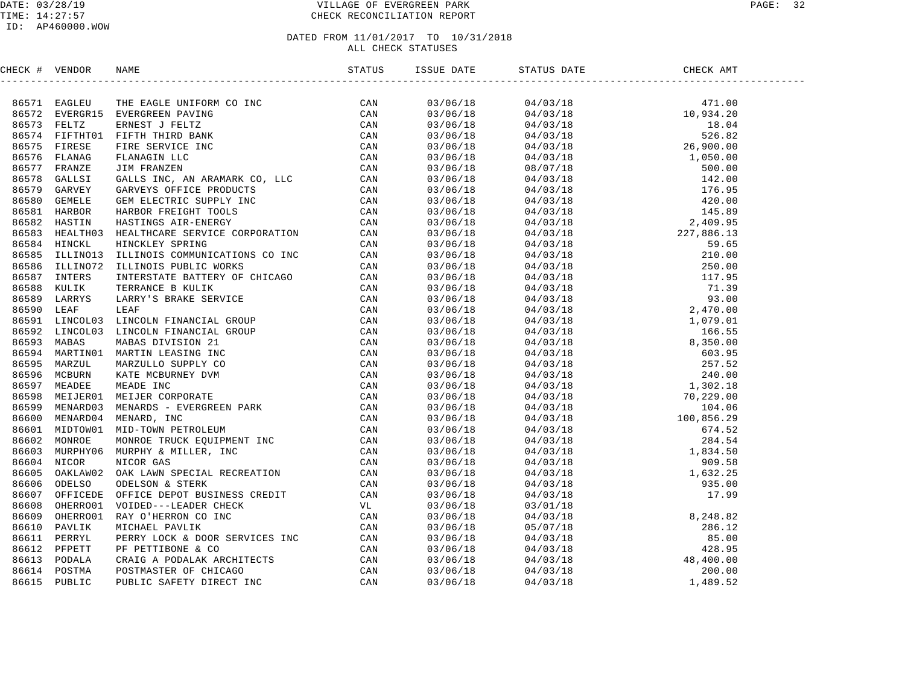DATE: 03/28/19
TIME: 14:27:57
ID: AP460000.WOW

VILLAGE OF EVERGREEN PARK
CHECK RECONCILIATION REPORT

DATED FROM 11/01/2017 TO 10/31/2018
ALL CHECK STATUSES

| CHECK # | VENDOR | NAME | STATUS | ISSUE DATE | STATUS DATE | CHECK AMT |
|---|---|---|---|---|---|---|
| 86571 | EAGLEU | THE EAGLE UNIFORM CO INC | CAN | 03/06/18 | 04/03/18 | 471.00 |
| 86572 | EVERGR15 | EVERGREEN PAVING | CAN | 03/06/18 | 04/03/18 | 10,934.20 |
| 86573 | FELTZ | ERNEST J FELTZ | CAN | 03/06/18 | 04/03/18 | 18.04 |
| 86574 | FIFTHT01 | FIFTH THIRD BANK | CAN | 03/06/18 | 04/03/18 | 526.82 |
| 86575 | FIRESE | FIRE SERVICE INC | CAN | 03/06/18 | 04/03/18 | 26,900.00 |
| 86576 | FLANAG | FLANAGIN LLC | CAN | 03/06/18 | 04/03/18 | 1,050.00 |
| 86577 | FRANZE | JIM FRANZEN | CAN | 03/06/18 | 08/07/18 | 500.00 |
| 86578 | GALLSI | GALLS INC, AN ARAMARK CO, LLC | CAN | 03/06/18 | 04/03/18 | 142.00 |
| 86579 | GARVEY | GARVEYS OFFICE PRODUCTS | CAN | 03/06/18 | 04/03/18 | 176.95 |
| 86580 | GEMELE | GEM ELECTRIC SUPPLY INC | CAN | 03/06/18 | 04/03/18 | 420.00 |
| 86581 | HARBOR | HARBOR FREIGHT TOOLS | CAN | 03/06/18 | 04/03/18 | 145.89 |
| 86582 | HASTIN | HASTINGS AIR-ENERGY | CAN | 03/06/18 | 04/03/18 | 2,409.95 |
| 86583 | HEALTH03 | HEALTHCARE SERVICE CORPORATION | CAN | 03/06/18 | 04/03/18 | 227,886.13 |
| 86584 | HINCKL | HINCKLEY SPRING | CAN | 03/06/18 | 04/03/18 | 59.65 |
| 86585 | ILLINO13 | ILLINOIS COMMUNICATIONS CO INC | CAN | 03/06/18 | 04/03/18 | 210.00 |
| 86586 | ILLINO72 | ILLINOIS PUBLIC WORKS | CAN | 03/06/18 | 04/03/18 | 250.00 |
| 86587 | INTERS | INTERSTATE BATTERY OF CHICAGO | CAN | 03/06/18 | 04/03/18 | 117.95 |
| 86588 | KULIK | TERRANCE B KULIK | CAN | 03/06/18 | 04/03/18 | 71.39 |
| 86589 | LARRYS | LARRY'S BRAKE SERVICE | CAN | 03/06/18 | 04/03/18 | 93.00 |
| 86590 | LEAF | LEAF | CAN | 03/06/18 | 04/03/18 | 2,470.00 |
| 86591 | LINCOL03 | LINCOLN FINANCIAL GROUP | CAN | 03/06/18 | 04/03/18 | 1,079.01 |
| 86592 | LINCOL03 | LINCOLN FINANCIAL GROUP | CAN | 03/06/18 | 04/03/18 | 166.55 |
| 86593 | MABAS | MABAS DIVISION 21 | CAN | 03/06/18 | 04/03/18 | 8,350.00 |
| 86594 | MARTIN01 | MARTIN LEASING INC | CAN | 03/06/18 | 04/03/18 | 603.95 |
| 86595 | MARZUL | MARZULLO SUPPLY CO | CAN | 03/06/18 | 04/03/18 | 257.52 |
| 86596 | MCBURN | KATE MCBURNEY DVM | CAN | 03/06/18 | 04/03/18 | 240.00 |
| 86597 | MEADEE | MEADE INC | CAN | 03/06/18 | 04/03/18 | 1,302.18 |
| 86598 | MEIJER01 | MEIJER CORPORATE | CAN | 03/06/18 | 04/03/18 | 70,229.00 |
| 86599 | MENARD03 | MENARDS - EVERGREEN PARK | CAN | 03/06/18 | 04/03/18 | 104.06 |
| 86600 | MENARD04 | MENARD, INC | CAN | 03/06/18 | 04/03/18 | 100,856.29 |
| 86601 | MIDTOW01 | MID-TOWN PETROLEUM | CAN | 03/06/18 | 04/03/18 | 674.52 |
| 86602 | MONROE | MONROE TRUCK EQUIPMENT INC | CAN | 03/06/18 | 04/03/18 | 284.54 |
| 86603 | MURPHY06 | MURPHY & MILLER, INC | CAN | 03/06/18 | 04/03/18 | 1,834.50 |
| 86604 | NICOR | NICOR GAS | CAN | 03/06/18 | 04/03/18 | 909.58 |
| 86605 | OAKLAW02 | OAK LAWN SPECIAL RECREATION | CAN | 03/06/18 | 04/03/18 | 1,632.25 |
| 86606 | ODELSO | ODELSON & STERK | CAN | 03/06/18 | 04/03/18 | 935.00 |
| 86607 | OFFICEDE | OFFICE DEPOT BUSINESS CREDIT | CAN | 03/06/18 | 04/03/18 | 17.99 |
| 86608 | OHERRO01 | VOIDED---LEADER CHECK | VL | 03/06/18 | 03/01/18 | |
| 86609 | OHERRO01 | RAY O'HERRON CO INC | CAN | 03/06/18 | 04/03/18 | 8,248.82 |
| 86610 | PAVLIK | MICHAEL PAVLIK | CAN | 03/06/18 | 05/07/18 | 286.12 |
| 86611 | PERRYL | PERRY LOCK & DOOR SERVICES INC | CAN | 03/06/18 | 04/03/18 | 85.00 |
| 86612 | PFPETT | PF PETTIBONE & CO | CAN | 03/06/18 | 04/03/18 | 428.95 |
| 86613 | PODALA | CRAIG A PODALAK ARCHITECTS | CAN | 03/06/18 | 04/03/18 | 48,400.00 |
| 86614 | POSTMA | POSTMASTER OF CHICAGO | CAN | 03/06/18 | 04/03/18 | 200.00 |
| 86615 | PUBLIC | PUBLIC SAFETY DIRECT INC | CAN | 03/06/18 | 04/03/18 | 1,489.52 |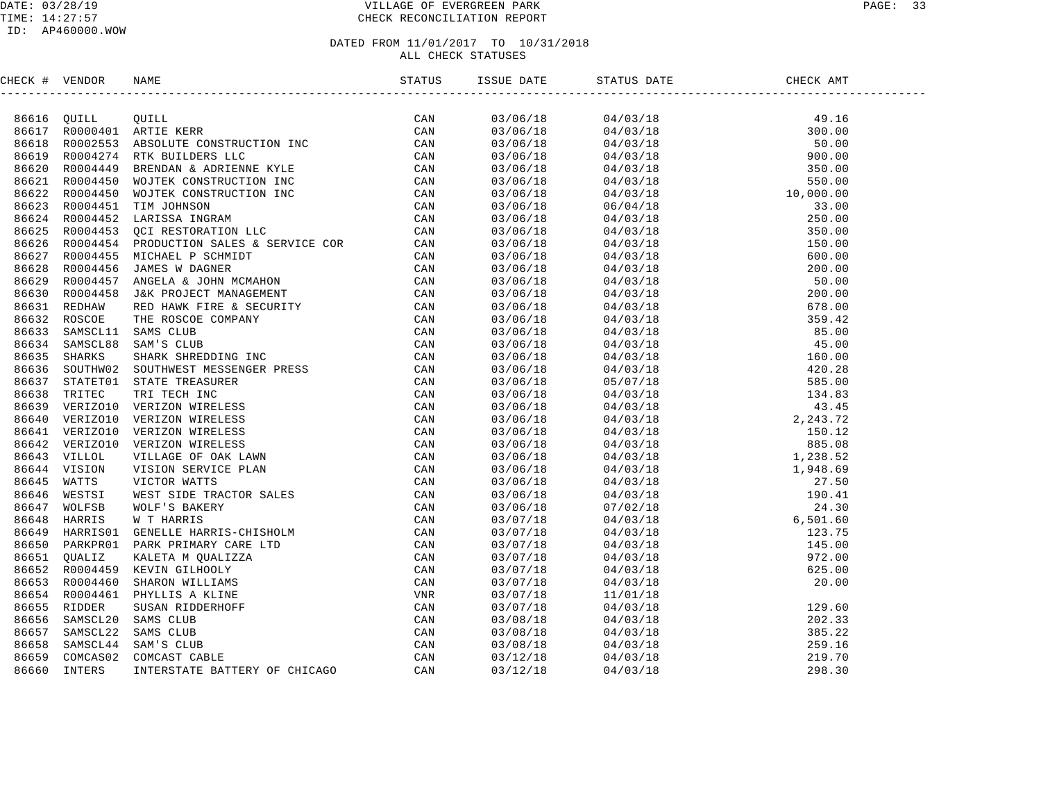DATE: 03/28/19
TIME: 14:27:57
ID: AP460000.WOW

# VILLAGE OF EVERGREEN PARK
## CHECK RECONCILIATION REPORT

DATED FROM 11/01/2017 TO 10/31/2018
ALL CHECK STATUSES

| CHECK # | VENDOR | NAME | STATUS | ISSUE DATE | STATUS DATE | CHECK AMT |
|---|---|---|---|---|---|---|
| 86616 | QUILL | QUILL | CAN | 03/06/18 | 04/03/18 | 49.16 |
| 86617 | R0000401 | ARTIE KERR | CAN | 03/06/18 | 04/03/18 | 300.00 |
| 86618 | R0002553 | ABSOLUTE CONSTRUCTION INC | CAN | 03/06/18 | 04/03/18 | 50.00 |
| 86619 | R0004274 | RTK BUILDERS LLC | CAN | 03/06/18 | 04/03/18 | 900.00 |
| 86620 | R0004449 | BRENDAN & ADRIENNE KYLE | CAN | 03/06/18 | 04/03/18 | 350.00 |
| 86621 | R0004450 | WOJTEK CONSTRUCTION INC | CAN | 03/06/18 | 04/03/18 | 550.00 |
| 86622 | R0004450 | WOJTEK CONSTRUCTION INC | CAN | 03/06/18 | 04/03/18 | 10,000.00 |
| 86623 | R0004451 | TIM JOHNSON | CAN | 03/06/18 | 06/04/18 | 33.00 |
| 86624 | R0004452 | LARISSA INGRAM | CAN | 03/06/18 | 04/03/18 | 250.00 |
| 86625 | R0004453 | QCI RESTORATION LLC | CAN | 03/06/18 | 04/03/18 | 350.00 |
| 86626 | R0004454 | PRODUCTION SALES & SERVICE COR | CAN | 03/06/18 | 04/03/18 | 150.00 |
| 86627 | R0004455 | MICHAEL P SCHMIDT | CAN | 03/06/18 | 04/03/18 | 600.00 |
| 86628 | R0004456 | JAMES W DAGNER | CAN | 03/06/18 | 04/03/18 | 200.00 |
| 86629 | R0004457 | ANGELA & JOHN MCMAHON | CAN | 03/06/18 | 04/03/18 | 50.00 |
| 86630 | R0004458 | J&K PROJECT MANAGEMENT | CAN | 03/06/18 | 04/03/18 | 200.00 |
| 86631 | REDHAW | RED HAWK FIRE & SECURITY | CAN | 03/06/18 | 04/03/18 | 678.00 |
| 86632 | ROSCOE | THE ROSCOE COMPANY | CAN | 03/06/18 | 04/03/18 | 359.42 |
| 86633 | SAMSCL11 | SAMS CLUB | CAN | 03/06/18 | 04/03/18 | 85.00 |
| 86634 | SAMSCL88 | SAM'S CLUB | CAN | 03/06/18 | 04/03/18 | 45.00 |
| 86635 | SHARKS | SHARK SHREDDING INC | CAN | 03/06/18 | 04/03/18 | 160.00 |
| 86636 | SOUTHW02 | SOUTHWEST MESSENGER PRESS | CAN | 03/06/18 | 04/03/18 | 420.28 |
| 86637 | STATET01 | STATE TREASURER | CAN | 03/06/18 | 05/07/18 | 585.00 |
| 86638 | TRITEC | TRI TECH INC | CAN | 03/06/18 | 04/03/18 | 134.83 |
| 86639 | VERIZO10 | VERIZON WIRELESS | CAN | 03/06/18 | 04/03/18 | 43.45 |
| 86640 | VERIZO10 | VERIZON WIRELESS | CAN | 03/06/18 | 04/03/18 | 2,243.72 |
| 86641 | VERIZO10 | VERIZON WIRELESS | CAN | 03/06/18 | 04/03/18 | 150.12 |
| 86642 | VERIZO10 | VERIZON WIRELESS | CAN | 03/06/18 | 04/03/18 | 885.08 |
| 86643 | VILLOL | VILLAGE OF OAK LAWN | CAN | 03/06/18 | 04/03/18 | 1,238.52 |
| 86644 | VISION | VISION SERVICE PLAN | CAN | 03/06/18 | 04/03/18 | 1,948.69 |
| 86645 | WATTS | VICTOR WATTS | CAN | 03/06/18 | 04/03/18 | 27.50 |
| 86646 | WESTSI | WEST SIDE TRACTOR SALES | CAN | 03/06/18 | 04/03/18 | 190.41 |
| 86647 | WOLFSB | WOLF'S BAKERY | CAN | 03/06/18 | 07/02/18 | 24.30 |
| 86648 | HARRIS | W T HARRIS | CAN | 03/07/18 | 04/03/18 | 6,501.60 |
| 86649 | HARRIS01 | GENELLE HARRIS-CHISHOLM | CAN | 03/07/18 | 04/03/18 | 123.75 |
| 86650 | PARKPR01 | PARK PRIMARY CARE LTD | CAN | 03/07/18 | 04/03/18 | 145.00 |
| 86651 | QUALIZ | KALETA M QUALIZZA | CAN | 03/07/18 | 04/03/18 | 972.00 |
| 86652 | R0004459 | KEVIN GILHOOLY | CAN | 03/07/18 | 04/03/18 | 625.00 |
| 86653 | R0004460 | SHARON WILLIAMS | CAN | 03/07/18 | 04/03/18 | 20.00 |
| 86654 | R0004461 | PHYLLIS A KLINE | VNR | 03/07/18 | 11/01/18 | |
| 86655 | RIDDER | SUSAN RIDDERHOFF | CAN | 03/07/18 | 04/03/18 | 129.60 |
| 86656 | SAMSCL20 | SAMS CLUB | CAN | 03/08/18 | 04/03/18 | 202.33 |
| 86657 | SAMSCL22 | SAMS CLUB | CAN | 03/08/18 | 04/03/18 | 385.22 |
| 86658 | SAMSCL44 | SAM'S CLUB | CAN | 03/08/18 | 04/03/18 | 259.16 |
| 86659 | COMCAS02 | COMCAST CABLE | CAN | 03/12/18 | 04/03/18 | 219.70 |
| 86660 | INTERS | INTERSTATE BATTERY OF CHICAGO | CAN | 03/12/18 | 04/03/18 | 298.30 |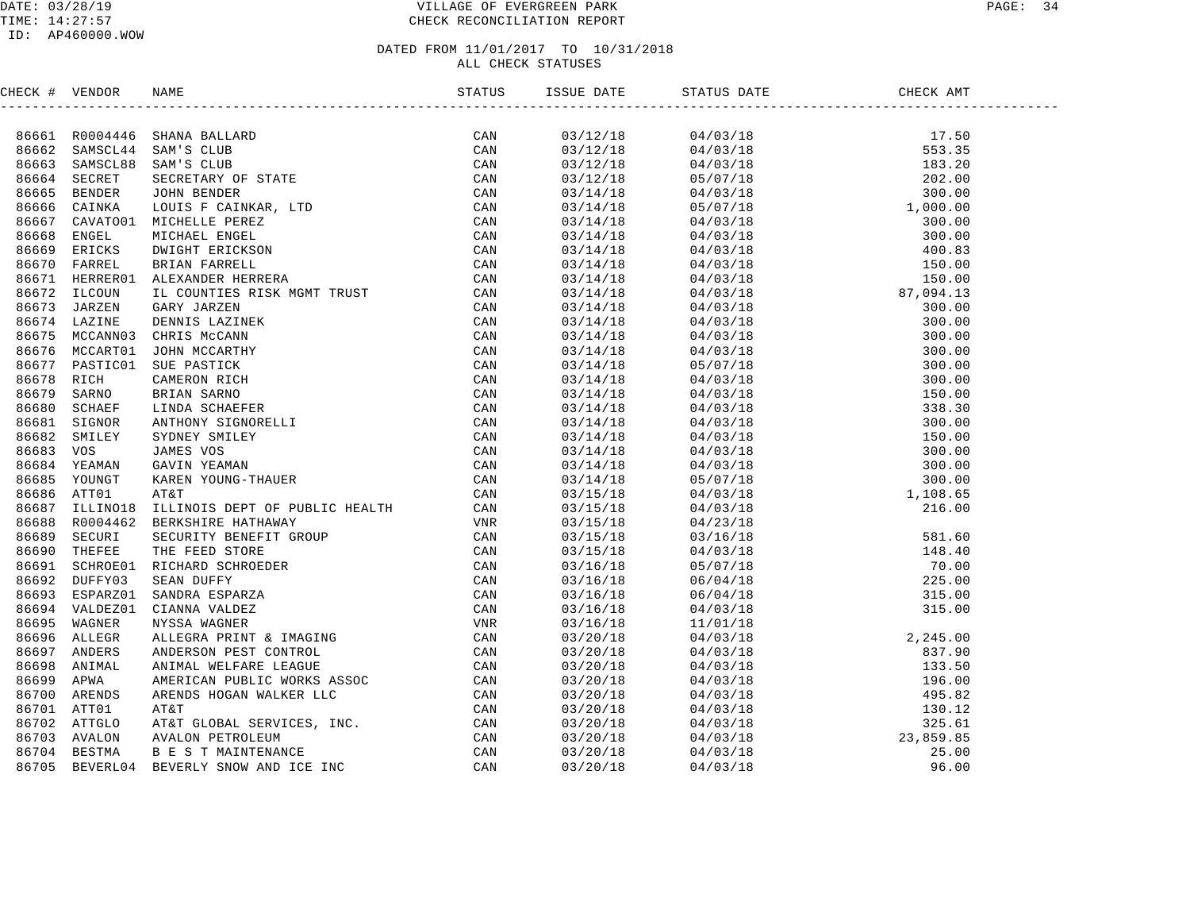DATE: 03/28/19
TIME: 14:27:57
ID: AP460000.WOW

# VILLAGE OF EVERGREEN PARK
## CHECK RECONCILIATION REPORT

DATED FROM 11/01/2017 TO 10/31/2018
ALL CHECK STATUSES

| CHECK # | VENDOR | NAME | STATUS | ISSUE DATE | STATUS DATE | CHECK AMT |
|---|---|---|---|---|---|---|
| 86661 | R0004446 | SHANA BALLARD | CAN | 03/12/18 | 04/03/18 | 17.50 |
| 86662 | SAMSCL44 | SAM'S CLUB | CAN | 03/12/18 | 04/03/18 | 553.35 |
| 86663 | SAMSCL88 | SAM'S CLUB | CAN | 03/12/18 | 04/03/18 | 183.20 |
| 86664 | SECRET | SECRETARY OF STATE | CAN | 03/12/18 | 05/07/18 | 202.00 |
| 86665 | BENDER | JOHN BENDER | CAN | 03/14/18 | 04/03/18 | 300.00 |
| 86666 | CAINKA | LOUIS F CAINKAR, LTD | CAN | 03/14/18 | 05/07/18 | 1,000.00 |
| 86667 | CAVATO01 | MICHELLE PEREZ | CAN | 03/14/18 | 04/03/18 | 300.00 |
| 86668 | ENGEL | MICHAEL ENGEL | CAN | 03/14/18 | 04/03/18 | 300.00 |
| 86669 | ERICKS | DWIGHT ERICKSON | CAN | 03/14/18 | 04/03/18 | 400.83 |
| 86670 | FARREL | BRIAN FARRELL | CAN | 03/14/18 | 04/03/18 | 150.00 |
| 86671 | HERRER01 | ALEXANDER HERRERA | CAN | 03/14/18 | 04/03/18 | 150.00 |
| 86672 | ILCOUN | IL COUNTIES RISK MGMT TRUST | CAN | 03/14/18 | 04/03/18 | 87,094.13 |
| 86673 | JARZEN | GARY JARZEN | CAN | 03/14/18 | 04/03/18 | 300.00 |
| 86674 | LAZINE | DENNIS LAZINEK | CAN | 03/14/18 | 04/03/18 | 300.00 |
| 86675 | MCCANN03 | CHRIS McCANN | CAN | 03/14/18 | 04/03/18 | 300.00 |
| 86676 | MCCART01 | JOHN MCCARTHY | CAN | 03/14/18 | 04/03/18 | 300.00 |
| 86677 | PASTIC01 | SUE PASTICK | CAN | 03/14/18 | 05/07/18 | 300.00 |
| 86678 | RICH | CAMERON RICH | CAN | 03/14/18 | 04/03/18 | 300.00 |
| 86679 | SARNO | BRIAN SARNO | CAN | 03/14/18 | 04/03/18 | 150.00 |
| 86680 | SCHAEF | LINDA SCHAEFER | CAN | 03/14/18 | 04/03/18 | 338.30 |
| 86681 | SIGNOR | ANTHONY SIGNORELLI | CAN | 03/14/18 | 04/03/18 | 300.00 |
| 86682 | SMILEY | SYDNEY SMILEY | CAN | 03/14/18 | 04/03/18 | 150.00 |
| 86683 | VOS | JAMES VOS | CAN | 03/14/18 | 04/03/18 | 300.00 |
| 86684 | YEAMAN | GAVIN YEAMAN | CAN | 03/14/18 | 04/03/18 | 300.00 |
| 86685 | YOUNGT | KAREN YOUNG-THAUER | CAN | 03/14/18 | 05/07/18 | 300.00 |
| 86686 | ATT01 | AT&T | CAN | 03/15/18 | 04/03/18 | 1,108.65 |
| 86687 | ILLINO18 | ILLINOIS DEPT OF PUBLIC HEALTH | CAN | 03/15/18 | 04/03/18 | 216.00 |
| 86688 | R0004462 | BERKSHIRE HATHAWAY | VNR | 03/15/18 | 04/23/18 | |
| 86689 | SECURI | SECURITY BENEFIT GROUP | CAN | 03/15/18 | 03/16/18 | 581.60 |
| 86690 | THEFEE | THE FEED STORE | CAN | 03/15/18 | 04/03/18 | 148.40 |
| 86691 | SCHROE01 | RICHARD SCHROEDER | CAN | 03/16/18 | 05/07/18 | 70.00 |
| 86692 | DUFFY03 | SEAN DUFFY | CAN | 03/16/18 | 06/04/18 | 225.00 |
| 86693 | ESPARZ01 | SANDRA ESPARZA | CAN | 03/16/18 | 06/04/18 | 315.00 |
| 86694 | VALDEZ01 | CIANNA VALDEZ | CAN | 03/16/18 | 04/03/18 | 315.00 |
| 86695 | WAGNER | NYSSA WAGNER | VNR | 03/16/18 | 11/01/18 | |
| 86696 | ALLEGR | ALLEGRA PRINT & IMAGING | CAN | 03/20/18 | 04/03/18 | 2,245.00 |
| 86697 | ANDERS | ANDERSON PEST CONTROL | CAN | 03/20/18 | 04/03/18 | 837.90 |
| 86698 | ANIMAL | ANIMAL WELFARE LEAGUE | CAN | 03/20/18 | 04/03/18 | 133.50 |
| 86699 | APWA | AMERICAN PUBLIC WORKS ASSOC | CAN | 03/20/18 | 04/03/18 | 196.00 |
| 86700 | ARENDS | ARENDS HOGAN WALKER LLC | CAN | 03/20/18 | 04/03/18 | 495.82 |
| 86701 | ATT01 | AT&T | CAN | 03/20/18 | 04/03/18 | 130.12 |
| 86702 | ATTGLO | AT&T GLOBAL SERVICES, INC. | CAN | 03/20/18 | 04/03/18 | 325.61 |
| 86703 | AVALON | AVALON PETROLEUM | CAN | 03/20/18 | 04/03/18 | 23,859.85 |
| 86704 | BESTMA | B E S T MAINTENANCE | CAN | 03/20/18 | 04/03/18 | 25.00 |
| 86705 | BEVERL04 | BEVERLY SNOW AND ICE INC | CAN | 03/20/18 | 04/03/18 | 96.00 |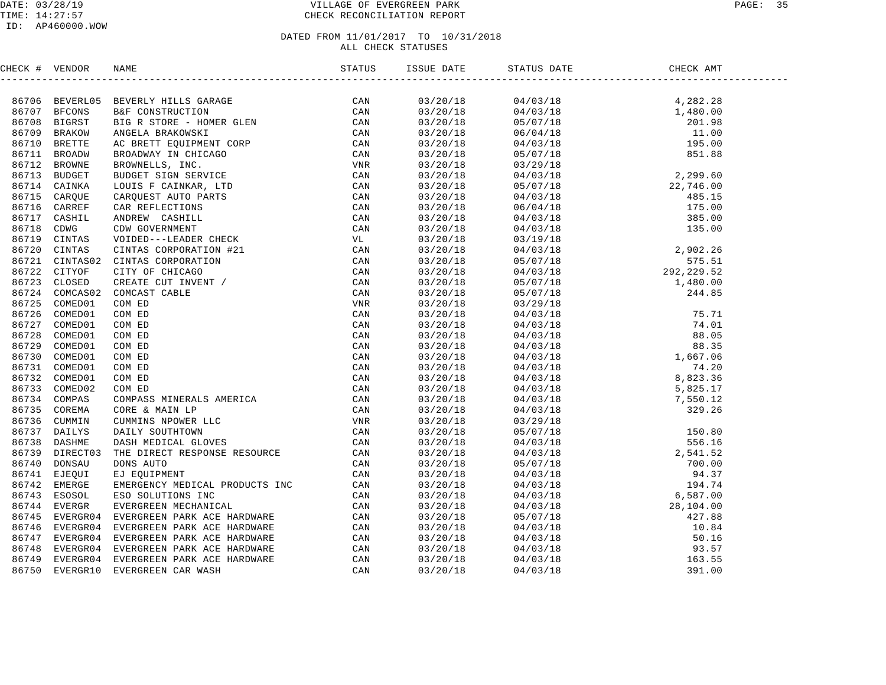DATE: 03/28/19
TIME: 14:27:57
ID: AP460000.WOW

# VILLAGE OF EVERGREEN PARK
## CHECK RECONCILIATION REPORT

DATED FROM 11/01/2017 TO 10/31/2018
ALL CHECK STATUSES

| CHECK # | VENDOR | NAME | STATUS | ISSUE DATE | STATUS DATE | CHECK AMT |
|---|---|---|---|---|---|---|
| 86706 | BEVERL05 | BEVERLY HILLS GARAGE | CAN | 03/20/18 | 04/03/18 | 4,282.28 |
| 86707 | BFCONS | B&F CONSTRUCTION | CAN | 03/20/18 | 04/03/18 | 1,480.00 |
| 86708 | BIGRST | BIG R STORE - HOMER GLEN | CAN | 03/20/18 | 05/07/18 | 201.98 |
| 86709 | BRAKOW | ANGELA BRAKOWSKI | CAN | 03/20/18 | 06/04/18 | 11.00 |
| 86710 | BRETTE | AC BRETT EQUIPMENT CORP | CAN | 03/20/18 | 04/03/18 | 195.00 |
| 86711 | BROADW | BROADWAY IN CHICAGO | CAN | 03/20/18 | 05/07/18 | 851.88 |
| 86712 | BROWNE | BROWNELLS, INC. | VNR | 03/20/18 | 03/29/18 | |
| 86713 | BUDGET | BUDGET SIGN SERVICE | CAN | 03/20/18 | 04/03/18 | 2,299.60 |
| 86714 | CAINKA | LOUIS F CAINKAR, LTD | CAN | 03/20/18 | 05/07/18 | 22,746.00 |
| 86715 | CARQUE | CARQUEST AUTO PARTS | CAN | 03/20/18 | 04/03/18 | 485.15 |
| 86716 | CARREF | CAR REFLECTIONS | CAN | 03/20/18 | 06/04/18 | 175.00 |
| 86717 | CASHIL | ANDREW CASHILL | CAN | 03/20/18 | 04/03/18 | 385.00 |
| 86718 | CDWG | CDW GOVERNMENT | CAN | 03/20/18 | 04/03/18 | 135.00 |
| 86719 | CINTAS | VOIDED---LEADER CHECK | VL | 03/20/18 | 03/19/18 | |
| 86720 | CINTAS | CINTAS CORPORATION #21 | CAN | 03/20/18 | 04/03/18 | 2,902.26 |
| 86721 | CINTAS02 | CINTAS CORPORATION | CAN | 03/20/18 | 05/07/18 | 575.51 |
| 86722 | CITYOF | CITY OF CHICAGO | CAN | 03/20/18 | 04/03/18 | 292,229.52 |
| 86723 | CLOSED | CREATE CUT INVENT / | CAN | 03/20/18 | 05/07/18 | 1,480.00 |
| 86724 | COMCAS02 | COMCAST CABLE | CAN | 03/20/18 | 05/07/18 | 244.85 |
| 86725 | COMED01 | COM ED | VNR | 03/20/18 | 03/29/18 | |
| 86726 | COMED01 | COM ED | CAN | 03/20/18 | 04/03/18 | 75.71 |
| 86727 | COMED01 | COM ED | CAN | 03/20/18 | 04/03/18 | 74.01 |
| 86728 | COMED01 | COM ED | CAN | 03/20/18 | 04/03/18 | 88.05 |
| 86729 | COMED01 | COM ED | CAN | 03/20/18 | 04/03/18 | 88.35 |
| 86730 | COMED01 | COM ED | CAN | 03/20/18 | 04/03/18 | 1,667.06 |
| 86731 | COMED01 | COM ED | CAN | 03/20/18 | 04/03/18 | 74.20 |
| 86732 | COMED01 | COM ED | CAN | 03/20/18 | 04/03/18 | 8,823.36 |
| 86733 | COMED02 | COM ED | CAN | 03/20/18 | 04/03/18 | 5,825.17 |
| 86734 | COMPAS | COMPASS MINERALS AMERICA | CAN | 03/20/18 | 04/03/18 | 7,550.12 |
| 86735 | COREMA | CORE & MAIN LP | CAN | 03/20/18 | 04/03/18 | 329.26 |
| 86736 | CUMMIN | CUMMINS NPOWER LLC | VNR | 03/20/18 | 03/29/18 | |
| 86737 | DAILYS | DAILY SOUTHTOWN | CAN | 03/20/18 | 05/07/18 | 150.80 |
| 86738 | DASHME | DASH MEDICAL GLOVES | CAN | 03/20/18 | 04/03/18 | 556.16 |
| 86739 | DIRECT03 | THE DIRECT RESPONSE RESOURCE | CAN | 03/20/18 | 04/03/18 | 2,541.52 |
| 86740 | DONSAU | DONS AUTO | CAN | 03/20/18 | 05/07/18 | 700.00 |
| 86741 | EJEQUI | EJ EQUIPMENT | CAN | 03/20/18 | 04/03/18 | 94.37 |
| 86742 | EMERGE | EMERGENCY MEDICAL PRODUCTS INC | CAN | 03/20/18 | 04/03/18 | 194.74 |
| 86743 | ESOSOL | ESO SOLUTIONS INC | CAN | 03/20/18 | 04/03/18 | 6,587.00 |
| 86744 | EVERGR | EVERGREEN MECHANICAL | CAN | 03/20/18 | 04/03/18 | 28,104.00 |
| 86745 | EVERGR04 | EVERGREEN PARK ACE HARDWARE | CAN | 03/20/18 | 05/07/18 | 427.88 |
| 86746 | EVERGR04 | EVERGREEN PARK ACE HARDWARE | CAN | 03/20/18 | 04/03/18 | 10.84 |
| 86747 | EVERGR04 | EVERGREEN PARK ACE HARDWARE | CAN | 03/20/18 | 04/03/18 | 50.16 |
| 86748 | EVERGR04 | EVERGREEN PARK ACE HARDWARE | CAN | 03/20/18 | 04/03/18 | 93.57 |
| 86749 | EVERGR04 | EVERGREEN PARK ACE HARDWARE | CAN | 03/20/18 | 04/03/18 | 163.55 |
| 86750 | EVERGR10 | EVERGREEN CAR WASH | CAN | 03/20/18 | 04/03/18 | 391.00 |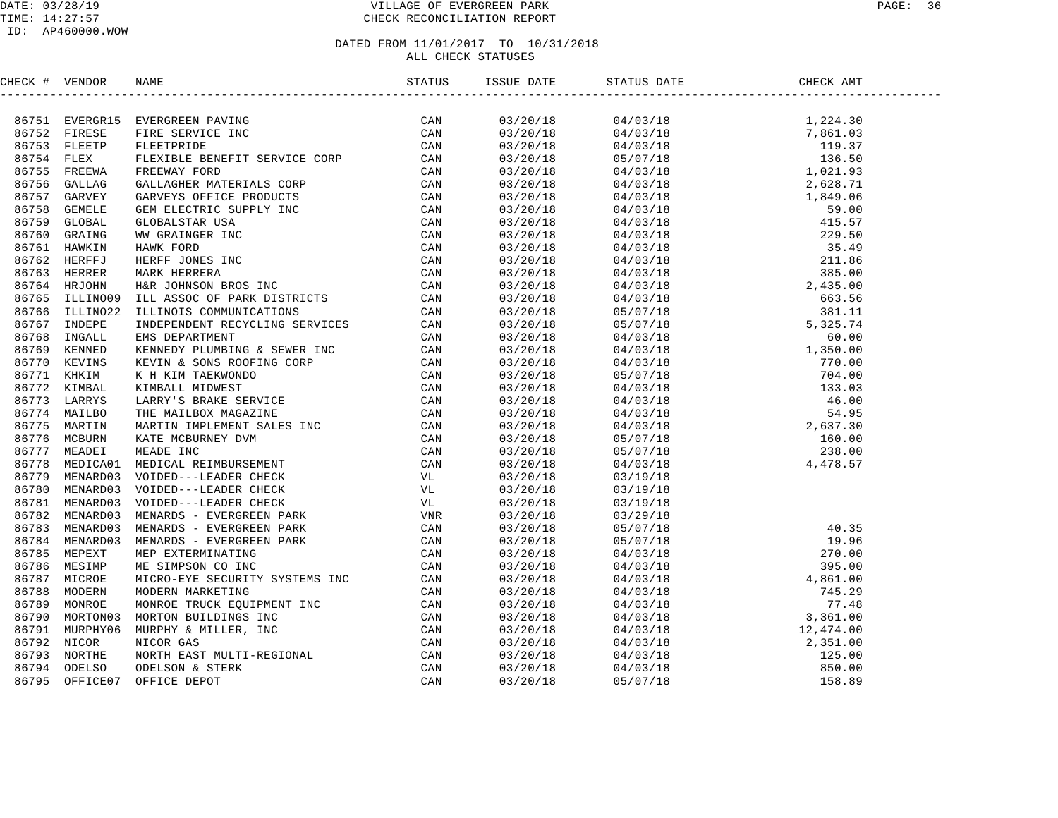DATE: 03/28/19 VILLAGE OF EVERGREEN PARK
TIME: 14:27:57 CHECK RECONCILIATION REPORT
ID: AP460000.WOW

DATED FROM 11/01/2017 TO 10/31/2018
ALL CHECK STATUSES

| CHECK # | VENDOR | NAME | STATUS | ISSUE DATE | STATUS DATE | CHECK AMT |
|---|---|---|---|---|---|---|
| 86751 | EVERGR15 | EVERGREEN PAVING | CAN | 03/20/18 | 04/03/18 | 1,224.30 |
| 86752 | FIRESE | FIRE SERVICE INC | CAN | 03/20/18 | 04/03/18 | 7,861.03 |
| 86753 | FLEETP | FLEETPRIDE | CAN | 03/20/18 | 04/03/18 | 119.37 |
| 86754 | FLEX | FLEXIBLE BENEFIT SERVICE CORP | CAN | 03/20/18 | 05/07/18 | 136.50 |
| 86755 | FREEWA | FREEWAY FORD | CAN | 03/20/18 | 04/03/18 | 1,021.93 |
| 86756 | GALLAG | GALLAGHER MATERIALS CORP | CAN | 03/20/18 | 04/03/18 | 2,628.71 |
| 86757 | GARVEY | GARVEYS OFFICE PRODUCTS | CAN | 03/20/18 | 04/03/18 | 1,849.06 |
| 86758 | GEMELE | GEM ELECTRIC SUPPLY INC | CAN | 03/20/18 | 04/03/18 | 59.00 |
| 86759 | GLOBAL | GLOBALSTAR USA | CAN | 03/20/18 | 04/03/18 | 415.57 |
| 86760 | GRAING | WW GRAINGER INC | CAN | 03/20/18 | 04/03/18 | 229.50 |
| 86761 | HAWKIN | HAWK FORD | CAN | 03/20/18 | 04/03/18 | 35.49 |
| 86762 | HERFFJ | HERFF JONES INC | CAN | 03/20/18 | 04/03/18 | 211.86 |
| 86763 | HERRER | MARK HERRERA | CAN | 03/20/18 | 04/03/18 | 385.00 |
| 86764 | HRJOHN | H&R JOHNSON BROS INC | CAN | 03/20/18 | 04/03/18 | 2,435.00 |
| 86765 | ILLINO09 | ILL ASSOC OF PARK DISTRICTS | CAN | 03/20/18 | 04/03/18 | 663.56 |
| 86766 | ILLINO22 | ILLINOIS COMMUNICATIONS | CAN | 03/20/18 | 05/07/18 | 381.11 |
| 86767 | INDEPE | INDEPENDENT RECYCLING SERVICES | CAN | 03/20/18 | 05/07/18 | 5,325.74 |
| 86768 | INGALL | EMS DEPARTMENT | CAN | 03/20/18 | 04/03/18 | 60.00 |
| 86769 | KENNED | KENNEDY PLUMBING & SEWER INC | CAN | 03/20/18 | 04/03/18 | 1,350.00 |
| 86770 | KEVINS | KEVIN & SONS ROOFING CORP | CAN | 03/20/18 | 04/03/18 | 770.00 |
| 86771 | KHKIM | K H KIM TAEKWONDO | CAN | 03/20/18 | 05/07/18 | 704.00 |
| 86772 | KIMBAL | KIMBALL MIDWEST | CAN | 03/20/18 | 04/03/18 | 133.03 |
| 86773 | LARRYS | LARRY'S BRAKE SERVICE | CAN | 03/20/18 | 04/03/18 | 46.00 |
| 86774 | MAILBO | THE MAILBOX MAGAZINE | CAN | 03/20/18 | 04/03/18 | 54.95 |
| 86775 | MARTIN | MARTIN IMPLEMENT SALES INC | CAN | 03/20/18 | 04/03/18 | 2,637.30 |
| 86776 | MCBURN | KATE MCBURNEY DVM | CAN | 03/20/18 | 05/07/18 | 160.00 |
| 86777 | MEADEI | MEADE INC | CAN | 03/20/18 | 05/07/18 | 238.00 |
| 86778 | MEDICA01 | MEDICAL REIMBURSEMENT | CAN | 03/20/18 | 04/03/18 | 4,478.57 |
| 86779 | MENARD03 | VOIDED---LEADER CHECK | VL | 03/20/18 | 03/19/18 | |
| 86780 | MENARD03 | VOIDED---LEADER CHECK | VL | 03/20/18 | 03/19/18 | |
| 86781 | MENARD03 | VOIDED---LEADER CHECK | VL | 03/20/18 | 03/19/18 | |
| 86782 | MENARD03 | MENARDS - EVERGREEN PARK | VNR | 03/20/18 | 03/29/18 | |
| 86783 | MENARD03 | MENARDS - EVERGREEN PARK | CAN | 03/20/18 | 05/07/18 | 40.35 |
| 86784 | MENARD03 | MENARDS - EVERGREEN PARK | CAN | 03/20/18 | 05/07/18 | 19.96 |
| 86785 | MEPEXT | MEP EXTERMINATING | CAN | 03/20/18 | 04/03/18 | 270.00 |
| 86786 | MESIMP | ME SIMPSON CO INC | CAN | 03/20/18 | 04/03/18 | 395.00 |
| 86787 | MICROE | MICRO-EYE SECURITY SYSTEMS INC | CAN | 03/20/18 | 04/03/18 | 4,861.00 |
| 86788 | MODERN | MODERN MARKETING | CAN | 03/20/18 | 04/03/18 | 745.29 |
| 86789 | MONROE | MONROE TRUCK EQUIPMENT INC | CAN | 03/20/18 | 04/03/18 | 77.48 |
| 86790 | MORTON03 | MORTON BUILDINGS INC | CAN | 03/20/18 | 04/03/18 | 3,361.00 |
| 86791 | MURPHY06 | MURPHY & MILLER, INC | CAN | 03/20/18 | 04/03/18 | 12,474.00 |
| 86792 | NICOR | NICOR GAS | CAN | 03/20/18 | 04/03/18 | 2,351.00 |
| 86793 | NORTHE | NORTH EAST MULTI-REGIONAL | CAN | 03/20/18 | 04/03/18 | 125.00 |
| 86794 | ODELSO | ODELSON & STERK | CAN | 03/20/18 | 04/03/18 | 850.00 |
| 86795 | OFFICE07 | OFFICE DEPOT | CAN | 03/20/18 | 05/07/18 | 158.89 |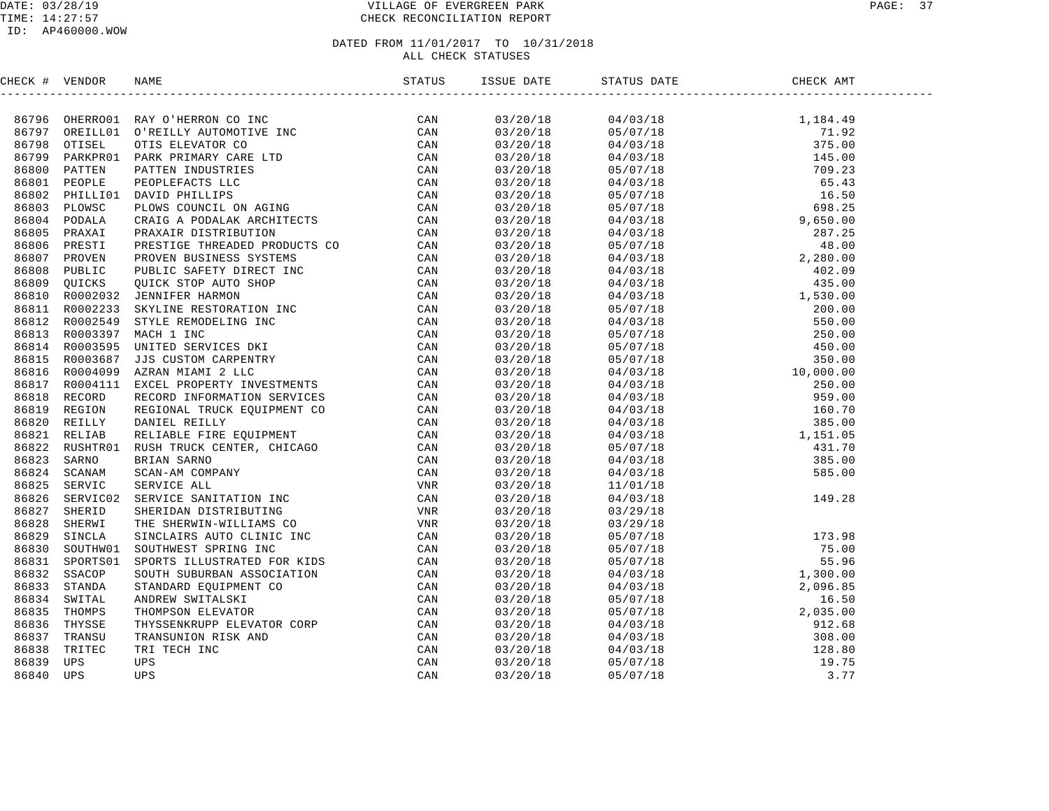DATE: 03/28/19
TIME: 14:27:57
ID: AP460000.WOW

# VILLAGE OF EVERGREEN PARK
## CHECK RECONCILIATION REPORT

DATED FROM 11/01/2017 TO 10/31/2018
ALL CHECK STATUSES

| CHECK # | VENDOR | NAME | STATUS | ISSUE DATE | STATUS DATE | CHECK AMT |
|---|---|---|---|---|---|---|
| 86796 | OHERRO01 | RAY O'HERRON CO INC | CAN | 03/20/18 | 04/03/18 | 1,184.49 |
| 86797 | OREILL01 | O'REILLY AUTOMOTIVE INC | CAN | 03/20/18 | 05/07/18 | 71.92 |
| 86798 | OTISEL | OTIS ELEVATOR CO | CAN | 03/20/18 | 04/03/18 | 375.00 |
| 86799 | PARKPR01 | PARK PRIMARY CARE LTD | CAN | 03/20/18 | 04/03/18 | 145.00 |
| 86800 | PATTEN | PATTEN INDUSTRIES | CAN | 03/20/18 | 05/07/18 | 709.23 |
| 86801 | PEOPLE | PEOPLEFACTS LLC | CAN | 03/20/18 | 04/03/18 | 65.43 |
| 86802 | PHILLI01 | DAVID PHILLIPS | CAN | 03/20/18 | 05/07/18 | 16.50 |
| 86803 | PLOWSC | PLOWS COUNCIL ON AGING | CAN | 03/20/18 | 05/07/18 | 698.25 |
| 86804 | PODALA | CRAIG A PODALAK ARCHITECTS | CAN | 03/20/18 | 04/03/18 | 9,650.00 |
| 86805 | PRAXAI | PRAXAIR DISTRIBUTION | CAN | 03/20/18 | 04/03/18 | 287.25 |
| 86806 | PRESTI | PRESTIGE THREADED PRODUCTS CO | CAN | 03/20/18 | 05/07/18 | 48.00 |
| 86807 | PROVEN | PROVEN BUSINESS SYSTEMS | CAN | 03/20/18 | 04/03/18 | 2,280.00 |
| 86808 | PUBLIC | PUBLIC SAFETY DIRECT INC | CAN | 03/20/18 | 04/03/18 | 402.09 |
| 86809 | QUICKS | QUICK STOP AUTO SHOP | CAN | 03/20/18 | 04/03/18 | 435.00 |
| 86810 | R0002032 | JENNIFER HARMON | CAN | 03/20/18 | 04/03/18 | 1,530.00 |
| 86811 | R0002233 | SKYLINE RESTORATION INC | CAN | 03/20/18 | 05/07/18 | 200.00 |
| 86812 | R0002549 | STYLE REMODELING INC | CAN | 03/20/18 | 04/03/18 | 550.00 |
| 86813 | R0003397 | MACH 1 INC | CAN | 03/20/18 | 05/07/18 | 250.00 |
| 86814 | R0003595 | UNITED SERVICES DKI | CAN | 03/20/18 | 05/07/18 | 450.00 |
| 86815 | R0003687 | JJS CUSTOM CARPENTRY | CAN | 03/20/18 | 05/07/18 | 350.00 |
| 86816 | R0004099 | AZRAN MIAMI 2 LLC | CAN | 03/20/18 | 04/03/18 | 10,000.00 |
| 86817 | R0004111 | EXCEL PROPERTY INVESTMENTS | CAN | 03/20/18 | 04/03/18 | 250.00 |
| 86818 | RECORD | RECORD INFORMATION SERVICES | CAN | 03/20/18 | 04/03/18 | 959.00 |
| 86819 | REGION | REGIONAL TRUCK EQUIPMENT CO | CAN | 03/20/18 | 04/03/18 | 160.70 |
| 86820 | REILLY | DANIEL REILLY | CAN | 03/20/18 | 04/03/18 | 385.00 |
| 86821 | RELIAB | RELIABLE FIRE EQUIPMENT | CAN | 03/20/18 | 04/03/18 | 1,151.05 |
| 86822 | RUSHTR01 | RUSH TRUCK CENTER, CHICAGO | CAN | 03/20/18 | 05/07/18 | 431.70 |
| 86823 | SARNO | BRIAN SARNO | CAN | 03/20/18 | 04/03/18 | 385.00 |
| 86824 | SCANAM | SCAN-AM COMPANY | CAN | 03/20/18 | 04/03/18 | 585.00 |
| 86825 | SERVIC | SERVICE ALL | VNR | 03/20/18 | 11/01/18 | |
| 86826 | SERVIC02 | SERVICE SANITATION INC | CAN | 03/20/18 | 04/03/18 | 149.28 |
| 86827 | SHERID | SHERIDAN DISTRIBUTING | VNR | 03/20/18 | 03/29/18 | |
| 86828 | SHERWI | THE SHERWIN-WILLIAMS CO | VNR | 03/20/18 | 03/29/18 | |
| 86829 | SINCLA | SINCLAIRS AUTO CLINIC INC | CAN | 03/20/18 | 05/07/18 | 173.98 |
| 86830 | SOUTHW01 | SOUTHWEST SPRING INC | CAN | 03/20/18 | 05/07/18 | 75.00 |
| 86831 | SPORTS01 | SPORTS ILLUSTRATED FOR KIDS | CAN | 03/20/18 | 05/07/18 | 55.96 |
| 86832 | SSACOP | SOUTH SUBURBAN ASSOCIATION | CAN | 03/20/18 | 04/03/18 | 1,300.00 |
| 86833 | STANDA | STANDARD EQUIPMENT CO | CAN | 03/20/18 | 04/03/18 | 2,096.85 |
| 86834 | SWITAL | ANDREW SWITALSKI | CAN | 03/20/18 | 05/07/18 | 16.50 |
| 86835 | THOMPS | THOMPSON ELEVATOR | CAN | 03/20/18 | 05/07/18 | 2,035.00 |
| 86836 | THYSSE | THYSSENKRUPP ELEVATOR CORP | CAN | 03/20/18 | 04/03/18 | 912.68 |
| 86837 | TRANSU | TRANSUNION RISK AND | CAN | 03/20/18 | 04/03/18 | 308.00 |
| 86838 | TRITEC | TRI TECH INC | CAN | 03/20/18 | 04/03/18 | 128.80 |
| 86839 | UPS | UPS | CAN | 03/20/18 | 05/07/18 | 19.75 |
| 86840 | UPS | UPS | CAN | 03/20/18 | 05/07/18 | 3.77 |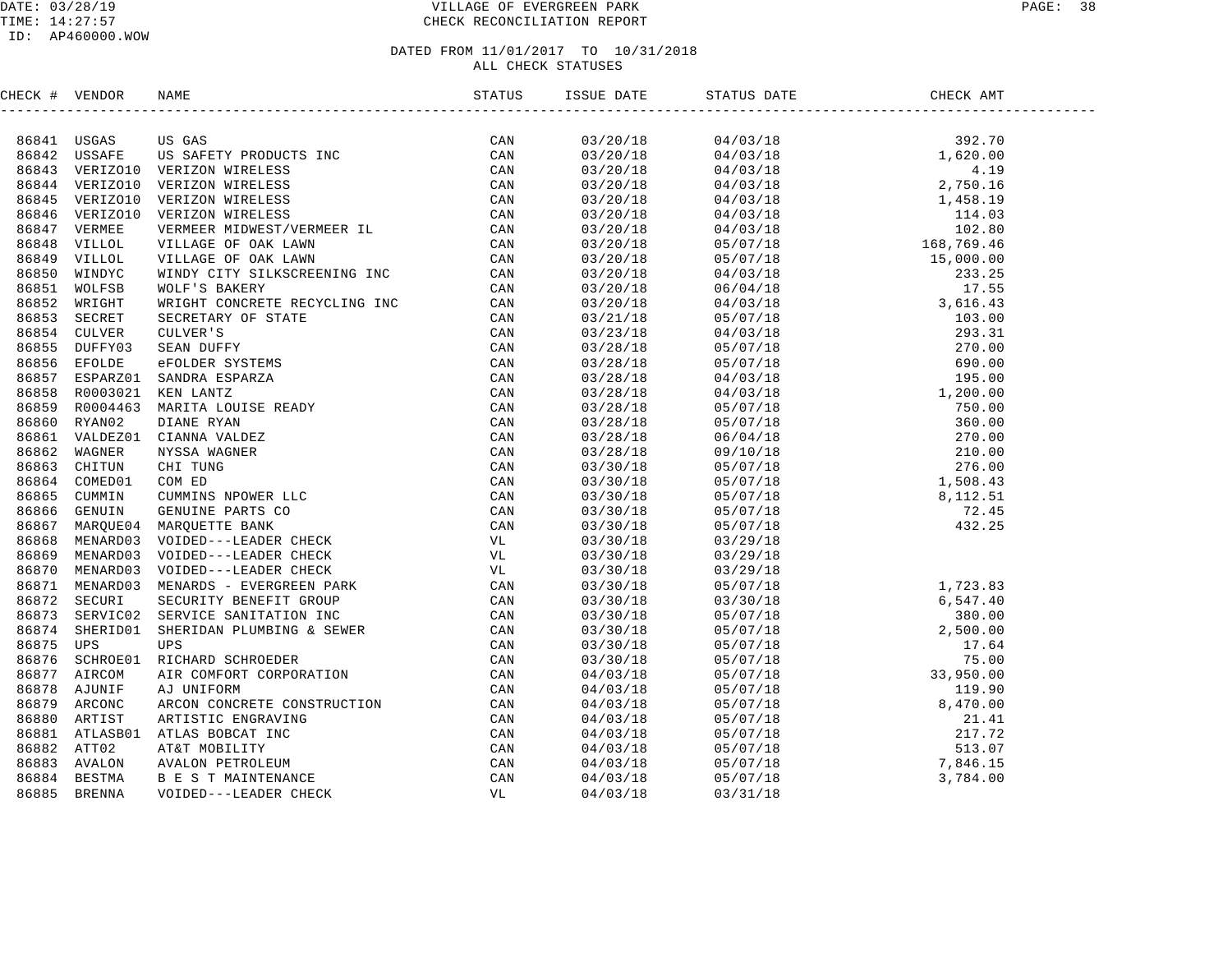# VILLAGE OF EVERGREEN PARK
## CHECK RECONCILIATION REPORT

DATE: 03/28/19
TIME: 14:27:57
ID: AP460000.WOW

DATED FROM 11/01/2017 TO 10/31/2018
ALL CHECK STATUSES

| CHECK # | VENDOR | NAME | STATUS | ISSUE DATE | STATUS DATE | CHECK AMT |
|---|---|---|---|---|---|---|
| 86841 | USGAS | US GAS | CAN | 03/20/18 | 04/03/18 | 392.70 |
| 86842 | USSAFE | US SAFETY PRODUCTS INC | CAN | 03/20/18 | 04/03/18 | 1,620.00 |
| 86843 | VERIZO10 | VERIZON WIRELESS | CAN | 03/20/18 | 04/03/18 | 4.19 |
| 86844 | VERIZO10 | VERIZON WIRELESS | CAN | 03/20/18 | 04/03/18 | 2,750.16 |
| 86845 | VERIZO10 | VERIZON WIRELESS | CAN | 03/20/18 | 04/03/18 | 1,458.19 |
| 86846 | VERIZO10 | VERIZON WIRELESS | CAN | 03/20/18 | 04/03/18 | 114.03 |
| 86847 | VERMEE | VERMEER MIDWEST/VERMEER IL | CAN | 03/20/18 | 04/03/18 | 102.80 |
| 86848 | VILLOL | VILLAGE OF OAK LAWN | CAN | 03/20/18 | 05/07/18 | 168,769.46 |
| 86849 | VILLOL | VILLAGE OF OAK LAWN | CAN | 03/20/18 | 05/07/18 | 15,000.00 |
| 86850 | WINDYC | WINDY CITY SILKSCREENING INC | CAN | 03/20/18 | 04/03/18 | 233.25 |
| 86851 | WOLFSB | WOLF'S BAKERY | CAN | 03/20/18 | 06/04/18 | 17.55 |
| 86852 | WRIGHT | WRIGHT CONCRETE RECYCLING INC | CAN | 03/20/18 | 04/03/18 | 3,616.43 |
| 86853 | SECRET | SECRETARY OF STATE | CAN | 03/21/18 | 05/07/18 | 103.00 |
| 86854 | CULVER | CULVER'S | CAN | 03/23/18 | 04/03/18 | 293.31 |
| 86855 | DUFFY03 | SEAN DUFFY | CAN | 03/28/18 | 05/07/18 | 270.00 |
| 86856 | EFOLDE | eFOLDER SYSTEMS | CAN | 03/28/18 | 05/07/18 | 690.00 |
| 86857 | ESPARZ01 | SANDRA ESPARZA | CAN | 03/28/18 | 04/03/18 | 195.00 |
| 86858 | R0003021 | KEN LANTZ | CAN | 03/28/18 | 04/03/18 | 1,200.00 |
| 86859 | R0004463 | MARITA LOUISE READY | CAN | 03/28/18 | 05/07/18 | 750.00 |
| 86860 | RYAN02 | DIANE RYAN | CAN | 03/28/18 | 05/07/18 | 360.00 |
| 86861 | VALDEZ01 | CIANNA VALDEZ | CAN | 03/28/18 | 06/04/18 | 270.00 |
| 86862 | WAGNER | NYSSA WAGNER | CAN | 03/28/18 | 09/10/18 | 210.00 |
| 86863 | CHITUN | CHI TUNG | CAN | 03/30/18 | 05/07/18 | 276.00 |
| 86864 | COMED01 | COM ED | CAN | 03/30/18 | 05/07/18 | 1,508.43 |
| 86865 | CUMMIN | CUMMINS NPOWER LLC | CAN | 03/30/18 | 05/07/18 | 8,112.51 |
| 86866 | GENUIN | GENUINE PARTS CO | CAN | 03/30/18 | 05/07/18 | 72.45 |
| 86867 | MARQUE04 | MARQUETTE BANK | CAN | 03/30/18 | 05/07/18 | 432.25 |
| 86868 | MENARD03 | VOIDED---LEADER CHECK | VL | 03/30/18 | 03/29/18 | |
| 86869 | MENARD03 | VOIDED---LEADER CHECK | VL | 03/30/18 | 03/29/18 | |
| 86870 | MENARD03 | VOIDED---LEADER CHECK | VL | 03/30/18 | 03/29/18 | |
| 86871 | MENARD03 | MENARDS - EVERGREEN PARK | CAN | 03/30/18 | 05/07/18 | 1,723.83 |
| 86872 | SECURI | SECURITY BENEFIT GROUP | CAN | 03/30/18 | 03/30/18 | 6,547.40 |
| 86873 | SERVIC02 | SERVICE SANITATION INC | CAN | 03/30/18 | 05/07/18 | 380.00 |
| 86874 | SHERID01 | SHERIDAN PLUMBING & SEWER | CAN | 03/30/18 | 05/07/18 | 2,500.00 |
| 86875 | UPS | UPS | CAN | 03/30/18 | 05/07/18 | 17.64 |
| 86876 | SCHROE01 | RICHARD SCHROEDER | CAN | 03/30/18 | 05/07/18 | 75.00 |
| 86877 | AIRCOM | AIR COMFORT CORPORATION | CAN | 04/03/18 | 05/07/18 | 33,950.00 |
| 86878 | AJUNIF | AJ UNIFORM | CAN | 04/03/18 | 05/07/18 | 119.90 |
| 86879 | ARCONC | ARCON CONCRETE CONSTRUCTION | CAN | 04/03/18 | 05/07/18 | 8,470.00 |
| 86880 | ARTIST | ARTISTIC ENGRAVING | CAN | 04/03/18 | 05/07/18 | 21.41 |
| 86881 | ATLASB01 | ATLAS BOBCAT INC | CAN | 04/03/18 | 05/07/18 | 217.72 |
| 86882 | ATT02 | AT&T MOBILITY | CAN | 04/03/18 | 05/07/18 | 513.07 |
| 86883 | AVALON | AVALON PETROLEUM | CAN | 04/03/18 | 05/07/18 | 7,846.15 |
| 86884 | BESTMA | B E S T MAINTENANCE | CAN | 04/03/18 | 05/07/18 | 3,784.00 |
| 86885 | BRENNA | VOIDED---LEADER CHECK | VL | 04/03/18 | 03/31/18 | |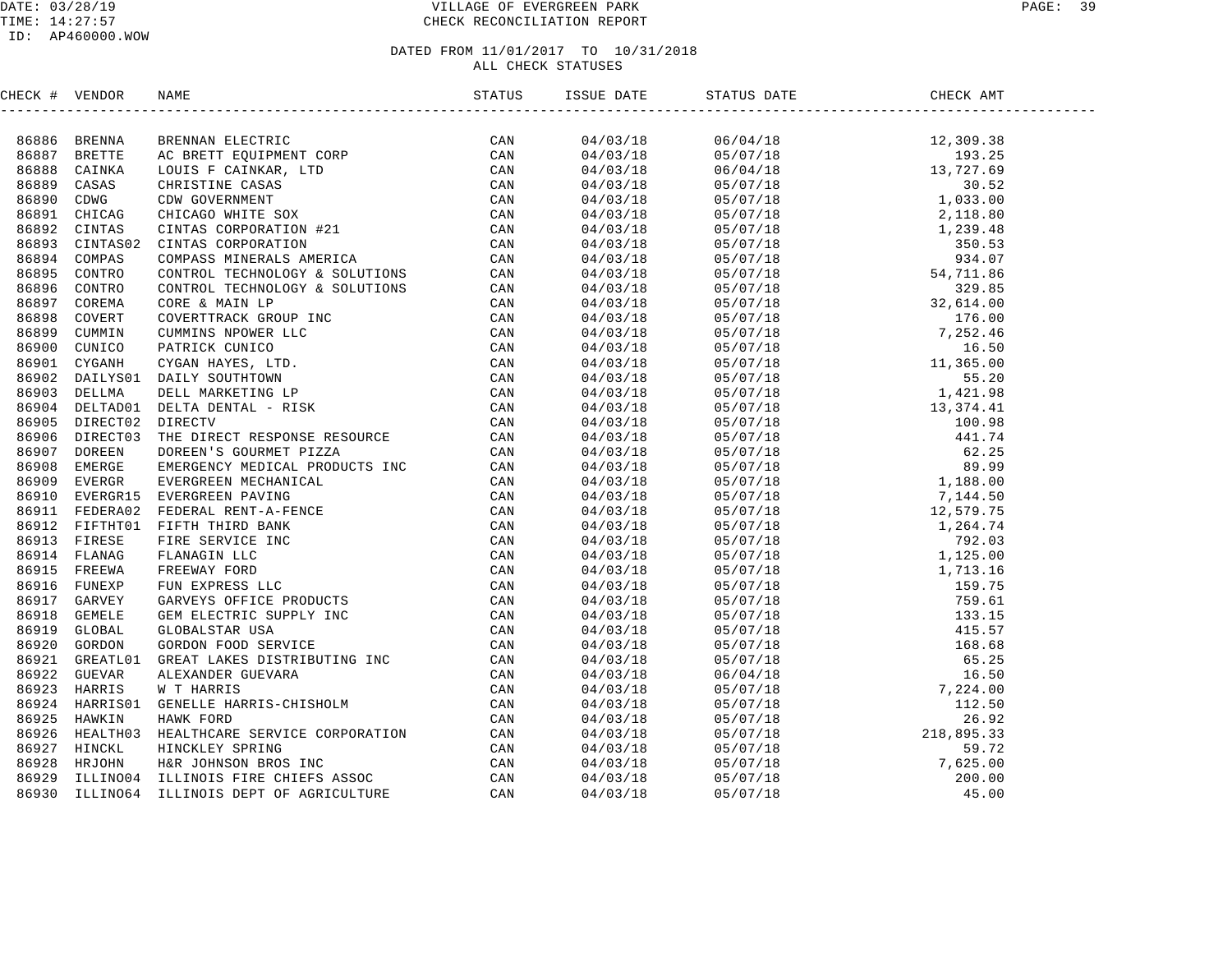# VILLAGE OF EVERGREEN PARK
## CHECK RECONCILIATION REPORT

DATE: 03/28/19
TIME: 14:27:57
ID: AP460000.WOW

### DATED FROM 11/01/2017 TO 10/31/2018
### ALL CHECK STATUSES

| CHECK # | VENDOR | NAME | STATUS | ISSUE DATE | STATUS DATE | CHECK AMT |
|---|---|---|---|---|---|---|
| 86886 | BRENNA | BRENNAN ELECTRIC | CAN | 04/03/18 | 06/04/18 | 12,309.38 |
| 86887 | BRETTE | AC BRETT EQUIPMENT CORP | CAN | 04/03/18 | 05/07/18 | 193.25 |
| 86888 | CAINKA | LOUIS F CAINKAR, LTD | CAN | 04/03/18 | 06/04/18 | 13,727.69 |
| 86889 | CASAS | CHRISTINE CASAS | CAN | 04/03/18 | 05/07/18 | 30.52 |
| 86890 | CDWG | CDW GOVERNMENT | CAN | 04/03/18 | 05/07/18 | 1,033.00 |
| 86891 | CHICAG | CHICAGO WHITE SOX | CAN | 04/03/18 | 05/07/18 | 2,118.80 |
| 86892 | CINTAS | CINTAS CORPORATION #21 | CAN | 04/03/18 | 05/07/18 | 1,239.48 |
| 86893 | CINTAS02 | CINTAS CORPORATION | CAN | 04/03/18 | 05/07/18 | 350.53 |
| 86894 | COMPAS | COMPASS MINERALS AMERICA | CAN | 04/03/18 | 05/07/18 | 934.07 |
| 86895 | CONTRO | CONTROL TECHNOLOGY & SOLUTIONS | CAN | 04/03/18 | 05/07/18 | 54,711.86 |
| 86896 | CONTRO | CONTROL TECHNOLOGY & SOLUTIONS | CAN | 04/03/18 | 05/07/18 | 329.85 |
| 86897 | COREMA | CORE & MAIN LP | CAN | 04/03/18 | 05/07/18 | 32,614.00 |
| 86898 | COVERT | COVERTTRACK GROUP INC | CAN | 04/03/18 | 05/07/18 | 176.00 |
| 86899 | CUMMIN | CUMMINS NPOWER LLC | CAN | 04/03/18 | 05/07/18 | 7,252.46 |
| 86900 | CUNICO | PATRICK CUNICO | CAN | 04/03/18 | 05/07/18 | 16.50 |
| 86901 | CYGANH | CYGAN HAYES, LTD. | CAN | 04/03/18 | 05/07/18 | 11,365.00 |
| 86902 | DAILYS01 | DAILY SOUTHTOWN | CAN | 04/03/18 | 05/07/18 | 55.20 |
| 86903 | DELLMA | DELL MARKETING LP | CAN | 04/03/18 | 05/07/18 | 1,421.98 |
| 86904 | DELTAD01 | DELTA DENTAL - RISK | CAN | 04/03/18 | 05/07/18 | 13,374.41 |
| 86905 | DIRECT02 | DIRECTV | CAN | 04/03/18 | 05/07/18 | 100.98 |
| 86906 | DIRECT03 | THE DIRECT RESPONSE RESOURCE | CAN | 04/03/18 | 05/07/18 | 441.74 |
| 86907 | DOREEN | DOREEN'S GOURMET PIZZA | CAN | 04/03/18 | 05/07/18 | 62.25 |
| 86908 | EMERGE | EMERGENCY MEDICAL PRODUCTS INC | CAN | 04/03/18 | 05/07/18 | 89.99 |
| 86909 | EVERGR | EVERGREEN MECHANICAL | CAN | 04/03/18 | 05/07/18 | 1,188.00 |
| 86910 | EVERGR15 | EVERGREEN PAVING | CAN | 04/03/18 | 05/07/18 | 7,144.50 |
| 86911 | FEDERA02 | FEDERAL RENT-A-FENCE | CAN | 04/03/18 | 05/07/18 | 12,579.75 |
| 86912 | FIFTHT01 | FIFTH THIRD BANK | CAN | 04/03/18 | 05/07/18 | 1,264.74 |
| 86913 | FIRESE | FIRE SERVICE INC | CAN | 04/03/18 | 05/07/18 | 792.03 |
| 86914 | FLANAG | FLANAGIN LLC | CAN | 04/03/18 | 05/07/18 | 1,125.00 |
| 86915 | FREEWA | FREEWAY FORD | CAN | 04/03/18 | 05/07/18 | 1,713.16 |
| 86916 | FUNEXP | FUN EXPRESS LLC | CAN | 04/03/18 | 05/07/18 | 159.75 |
| 86917 | GARVEY | GARVEYS OFFICE PRODUCTS | CAN | 04/03/18 | 05/07/18 | 759.61 |
| 86918 | GEMELE | GEM ELECTRIC SUPPLY INC | CAN | 04/03/18 | 05/07/18 | 133.15 |
| 86919 | GLOBAL | GLOBALSTAR USA | CAN | 04/03/18 | 05/07/18 | 415.57 |
| 86920 | GORDON | GORDON FOOD SERVICE | CAN | 04/03/18 | 05/07/18 | 168.68 |
| 86921 | GREATL01 | GREAT LAKES DISTRIBUTING INC | CAN | 04/03/18 | 05/07/18 | 65.25 |
| 86922 | GUEVAR | ALEXANDER GUEVARA | CAN | 04/03/18 | 06/04/18 | 16.50 |
| 86923 | HARRIS | W T HARRIS | CAN | 04/03/18 | 05/07/18 | 7,224.00 |
| 86924 | HARRIS01 | GENELLE HARRIS-CHISHOLM | CAN | 04/03/18 | 05/07/18 | 112.50 |
| 86925 | HAWKIN | HAWK FORD | CAN | 04/03/18 | 05/07/18 | 26.92 |
| 86926 | HEALTH03 | HEALTHCARE SERVICE CORPORATION | CAN | 04/03/18 | 05/07/18 | 218,895.33 |
| 86927 | HINCKL | HINCKLEY SPRING | CAN | 04/03/18 | 05/07/18 | 59.72 |
| 86928 | HRJOHN | H&R JOHNSON BROS INC | CAN | 04/03/18 | 05/07/18 | 7,625.00 |
| 86929 | ILLINO04 | ILLINOIS FIRE CHIEFS ASSOC | CAN | 04/03/18 | 05/07/18 | 200.00 |
| 86930 | ILLINO64 | ILLINOIS DEPT OF AGRICULTURE | CAN | 04/03/18 | 05/07/18 | 45.00 |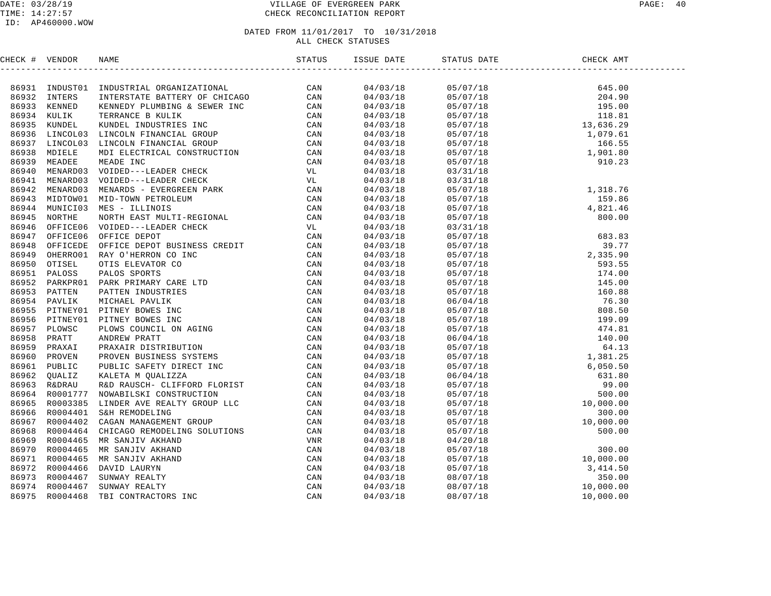DATE: 03/28/19 VILLAGE OF EVERGREEN PARK
TIME: 14:27:57 CHECK RECONCILIATION REPORT
ID: AP460000.WOW

DATED FROM 11/01/2017 TO 10/31/2018
ALL CHECK STATUSES

| CHECK # | VENDOR | NAME | STATUS | ISSUE DATE | STATUS DATE | CHECK AMT |
|---|---|---|---|---|---|---|
| 86931 | INDUST01 | INDUSTRIAL ORGANIZATIONAL | CAN | 04/03/18 | 05/07/18 | 645.00 |
| 86932 | INTERS | INTERSTATE BATTERY OF CHICAGO | CAN | 04/03/18 | 05/07/18 | 204.90 |
| 86933 | KENNED | KENNEDY PLUMBING & SEWER INC | CAN | 04/03/18 | 05/07/18 | 195.00 |
| 86934 | KULIK | TERRANCE B KULIK | CAN | 04/03/18 | 05/07/18 | 118.81 |
| 86935 | KUNDEL | KUNDEL INDUSTRIES INC | CAN | 04/03/18 | 05/07/18 | 13,636.29 |
| 86936 | LINCOL03 | LINCOLN FINANCIAL GROUP | CAN | 04/03/18 | 05/07/18 | 1,079.61 |
| 86937 | LINCOL03 | LINCOLN FINANCIAL GROUP | CAN | 04/03/18 | 05/07/18 | 166.55 |
| 86938 | MDIELE | MDI ELECTRICAL CONSTRUCTION | CAN | 04/03/18 | 05/07/18 | 1,901.80 |
| 86939 | MEADEE | MEADE INC | CAN | 04/03/18 | 05/07/18 | 910.23 |
| 86940 | MENARD03 | VOIDED---LEADER CHECK | VL | 04/03/18 | 03/31/18 | |
| 86941 | MENARD03 | VOIDED---LEADER CHECK | VL | 04/03/18 | 03/31/18 | |
| 86942 | MENARD03 | MENARDS - EVERGREEN PARK | CAN | 04/03/18 | 05/07/18 | 1,318.76 |
| 86943 | MIDTOW01 | MID-TOWN PETROLEUM | CAN | 04/03/18 | 05/07/18 | 159.86 |
| 86944 | MUNICI03 | MES - ILLINOIS | CAN | 04/03/18 | 05/07/18 | 4,821.46 |
| 86945 | NORTHE | NORTH EAST MULTI-REGIONAL | CAN | 04/03/18 | 05/07/18 | 800.00 |
| 86946 | OFFICE06 | VOIDED---LEADER CHECK | VL | 04/03/18 | 03/31/18 | |
| 86947 | OFFICE06 | OFFICE DEPOT | CAN | 04/03/18 | 05/07/18 | 683.83 |
| 86948 | OFFICEDE | OFFICE DEPOT BUSINESS CREDIT | CAN | 04/03/18 | 05/07/18 | 39.77 |
| 86949 | OHERRO01 | RAY O'HERRON CO INC | CAN | 04/03/18 | 05/07/18 | 2,335.90 |
| 86950 | OTISEL | OTIS ELEVATOR CO | CAN | 04/03/18 | 05/07/18 | 593.55 |
| 86951 | PALOSS | PALOS SPORTS | CAN | 04/03/18 | 05/07/18 | 174.00 |
| 86952 | PARKPR01 | PARK PRIMARY CARE LTD | CAN | 04/03/18 | 05/07/18 | 145.00 |
| 86953 | PATTEN | PATTEN INDUSTRIES | CAN | 04/03/18 | 05/07/18 | 160.88 |
| 86954 | PAVLIK | MICHAEL PAVLIK | CAN | 04/03/18 | 06/04/18 | 76.30 |
| 86955 | PITNEY01 | PITNEY BOWES INC | CAN | 04/03/18 | 05/07/18 | 808.50 |
| 86956 | PITNEY01 | PITNEY BOWES INC | CAN | 04/03/18 | 05/07/18 | 199.09 |
| 86957 | PLOWSC | PLOWS COUNCIL ON AGING | CAN | 04/03/18 | 05/07/18 | 474.81 |
| 86958 | PRATT | ANDREW PRATT | CAN | 04/03/18 | 06/04/18 | 140.00 |
| 86959 | PRAXAI | PRAXAIR DISTRIBUTION | CAN | 04/03/18 | 05/07/18 | 64.13 |
| 86960 | PROVEN | PROVEN BUSINESS SYSTEMS | CAN | 04/03/18 | 05/07/18 | 1,381.25 |
| 86961 | PUBLIC | PUBLIC SAFETY DIRECT INC | CAN | 04/03/18 | 05/07/18 | 6,050.50 |
| 86962 | QUALIZ | KALETA M QUALIZZA | CAN | 04/03/18 | 06/04/18 | 631.80 |
| 86963 | R&DRAU | R&D RAUSCH- CLIFFORD FLORIST | CAN | 04/03/18 | 05/07/18 | 99.00 |
| 86964 | R0001777 | NOWABILSKI CONSTRUCTION | CAN | 04/03/18 | 05/07/18 | 500.00 |
| 86965 | R0003385 | LINDER AVE REALTY GROUP LLC | CAN | 04/03/18 | 05/07/18 | 10,000.00 |
| 86966 | R0004401 | S&H REMODELING | CAN | 04/03/18 | 05/07/18 | 300.00 |
| 86967 | R0004402 | CAGAN MANAGEMENT GROUP | CAN | 04/03/18 | 05/07/18 | 10,000.00 |
| 86968 | R0004464 | CHICAGO REMODELING SOLUTIONS | CAN | 04/03/18 | 05/07/18 | 500.00 |
| 86969 | R0004465 | MR SANJIV AKHAND | VNR | 04/03/18 | 04/20/18 | |
| 86970 | R0004465 | MR SANJIV AKHAND | CAN | 04/03/18 | 05/07/18 | 300.00 |
| 86971 | R0004465 | MR SANJIV AKHAND | CAN | 04/03/18 | 05/07/18 | 10,000.00 |
| 86972 | R0004466 | DAVID LAURYN | CAN | 04/03/18 | 05/07/18 | 3,414.50 |
| 86973 | R0004467 | SUNWAY REALTY | CAN | 04/03/18 | 08/07/18 | 350.00 |
| 86974 | R0004467 | SUNWAY REALTY | CAN | 04/03/18 | 08/07/18 | 10,000.00 |
| 86975 | R0004468 | TBI CONTRACTORS INC | CAN | 04/03/18 | 08/07/18 | 10,000.00 |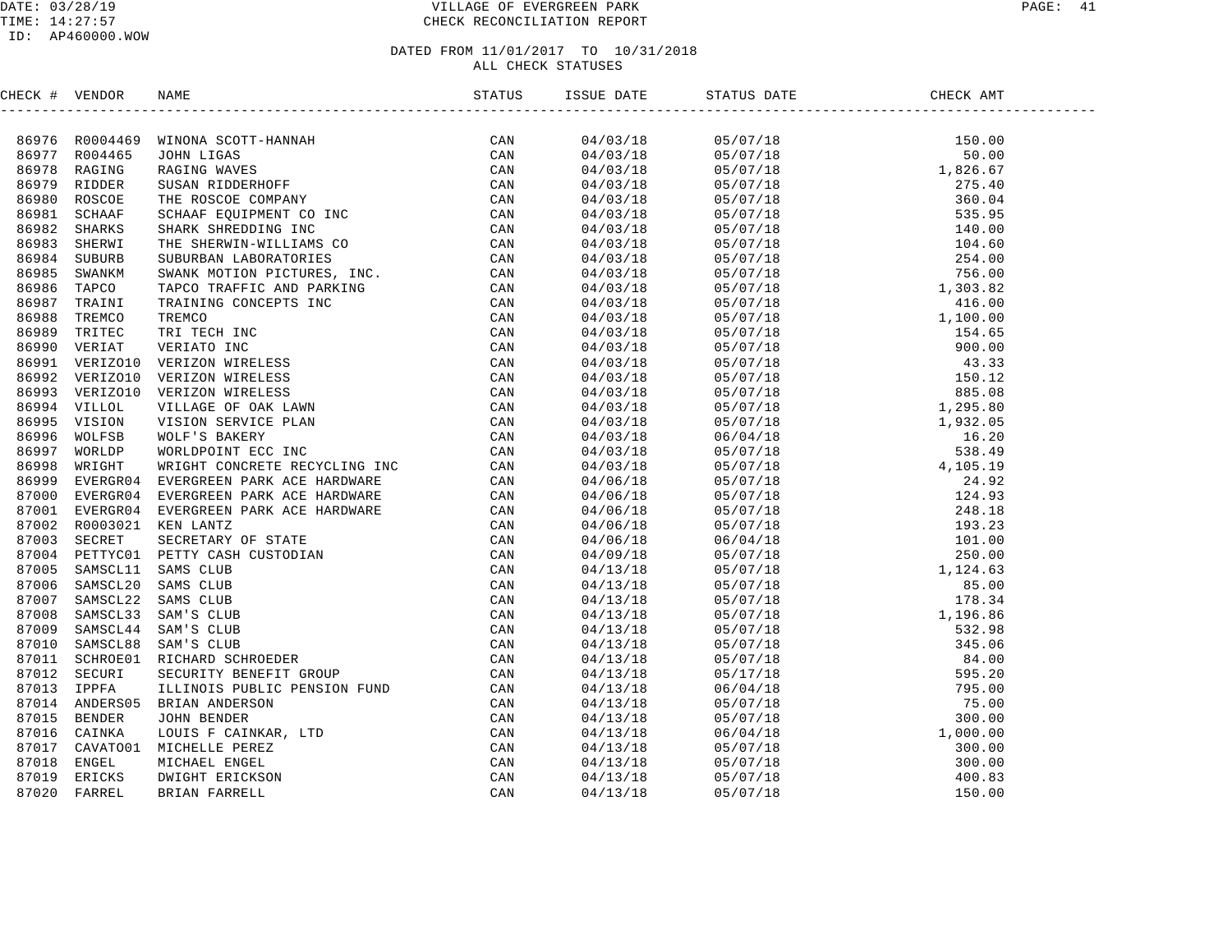DATE: 03/28/19
TIME: 14:27:57
ID: AP460000.WOW

VILLAGE OF EVERGREEN PARK
CHECK RECONCILIATION REPORT

DATED FROM 11/01/2017 TO 10/31/2018
ALL CHECK STATUSES

| CHECK # | VENDOR | NAME | STATUS | ISSUE DATE | STATUS DATE | CHECK AMT |
|---|---|---|---|---|---|---|
| 86976 | R0004469 | WINONA SCOTT-HANNAH | CAN | 04/03/18 | 05/07/18 | 150.00 |
| 86977 | R004465 | JOHN LIGAS | CAN | 04/03/18 | 05/07/18 | 50.00 |
| 86978 | RAGING | RAGING WAVES | CAN | 04/03/18 | 05/07/18 | 1,826.67 |
| 86979 | RIDDER | SUSAN RIDDERHOFF | CAN | 04/03/18 | 05/07/18 | 275.40 |
| 86980 | ROSCOE | THE ROSCOE COMPANY | CAN | 04/03/18 | 05/07/18 | 360.04 |
| 86981 | SCHAAF | SCHAAF EQUIPMENT CO INC | CAN | 04/03/18 | 05/07/18 | 535.95 |
| 86982 | SHARKS | SHARK SHREDDING INC | CAN | 04/03/18 | 05/07/18 | 140.00 |
| 86983 | SHERWI | THE SHERWIN-WILLIAMS CO | CAN | 04/03/18 | 05/07/18 | 104.60 |
| 86984 | SUBURB | SUBURBAN LABORATORIES | CAN | 04/03/18 | 05/07/18 | 254.00 |
| 86985 | SWANKM | SWANK MOTION PICTURES, INC. | CAN | 04/03/18 | 05/07/18 | 756.00 |
| 86986 | TAPCO | TAPCO TRAFFIC AND PARKING | CAN | 04/03/18 | 05/07/18 | 1,303.82 |
| 86987 | TRAINI | TRAINING CONCEPTS INC | CAN | 04/03/18 | 05/07/18 | 416.00 |
| 86988 | TREMCO | TREMCO | CAN | 04/03/18 | 05/07/18 | 1,100.00 |
| 86989 | TRITEC | TRI TECH INC | CAN | 04/03/18 | 05/07/18 | 154.65 |
| 86990 | VERIAT | VERIATO INC | CAN | 04/03/18 | 05/07/18 | 900.00 |
| 86991 | VERIZO10 | VERIZON WIRELESS | CAN | 04/03/18 | 05/07/18 | 43.33 |
| 86992 | VERIZO10 | VERIZON WIRELESS | CAN | 04/03/18 | 05/07/18 | 150.12 |
| 86993 | VERIZO10 | VERIZON WIRELESS | CAN | 04/03/18 | 05/07/18 | 885.08 |
| 86994 | VILLOL | VILLAGE OF OAK LAWN | CAN | 04/03/18 | 05/07/18 | 1,295.80 |
| 86995 | VISION | VISION SERVICE PLAN | CAN | 04/03/18 | 05/07/18 | 1,932.05 |
| 86996 | WOLFSB | WOLF'S BAKERY | CAN | 04/03/18 | 06/04/18 | 16.20 |
| 86997 | WORLDP | WORLDPOINT ECC INC | CAN | 04/03/18 | 05/07/18 | 538.49 |
| 86998 | WRIGHT | WRIGHT CONCRETE RECYCLING INC | CAN | 04/03/18 | 05/07/18 | 4,105.19 |
| 86999 | EVERGR04 | EVERGREEN PARK ACE HARDWARE | CAN | 04/06/18 | 05/07/18 | 24.92 |
| 87000 | EVERGR04 | EVERGREEN PARK ACE HARDWARE | CAN | 04/06/18 | 05/07/18 | 124.93 |
| 87001 | EVERGR04 | EVERGREEN PARK ACE HARDWARE | CAN | 04/06/18 | 05/07/18 | 248.18 |
| 87002 | R0003021 | KEN LANTZ | CAN | 04/06/18 | 05/07/18 | 193.23 |
| 87003 | SECRET | SECRETARY OF STATE | CAN | 04/06/18 | 06/04/18 | 101.00 |
| 87004 | PETTYC01 | PETTY CASH CUSTODIAN | CAN | 04/09/18 | 05/07/18 | 250.00 |
| 87005 | SAMSCL11 | SAMS CLUB | CAN | 04/13/18 | 05/07/18 | 1,124.63 |
| 87006 | SAMSCL20 | SAMS CLUB | CAN | 04/13/18 | 05/07/18 | 85.00 |
| 87007 | SAMSCL22 | SAMS CLUB | CAN | 04/13/18 | 05/07/18 | 178.34 |
| 87008 | SAMSCL33 | SAM'S CLUB | CAN | 04/13/18 | 05/07/18 | 1,196.86 |
| 87009 | SAMSCL44 | SAM'S CLUB | CAN | 04/13/18 | 05/07/18 | 532.98 |
| 87010 | SAMSCL88 | SAM'S CLUB | CAN | 04/13/18 | 05/07/18 | 345.06 |
| 87011 | SCHROE01 | RICHARD SCHROEDER | CAN | 04/13/18 | 05/07/18 | 84.00 |
| 87012 | SECURI | SECURITY BENEFIT GROUP | CAN | 04/13/18 | 05/17/18 | 595.20 |
| 87013 | IPPFA | ILLINOIS PUBLIC PENSION FUND | CAN | 04/13/18 | 06/04/18 | 795.00 |
| 87014 | ANDERS05 | BRIAN ANDERSON | CAN | 04/13/18 | 05/07/18 | 75.00 |
| 87015 | BENDER | JOHN BENDER | CAN | 04/13/18 | 05/07/18 | 300.00 |
| 87016 | CAINKA | LOUIS F CAINKAR, LTD | CAN | 04/13/18 | 06/04/18 | 1,000.00 |
| 87017 | CAVATO01 | MICHELLE PEREZ | CAN | 04/13/18 | 05/07/18 | 300.00 |
| 87018 | ENGEL | MICHAEL ENGEL | CAN | 04/13/18 | 05/07/18 | 300.00 |
| 87019 | ERICKS | DWIGHT ERICKSON | CAN | 04/13/18 | 05/07/18 | 400.83 |
| 87020 | FARREL | BRIAN FARRELL | CAN | 04/13/18 | 05/07/18 | 150.00 |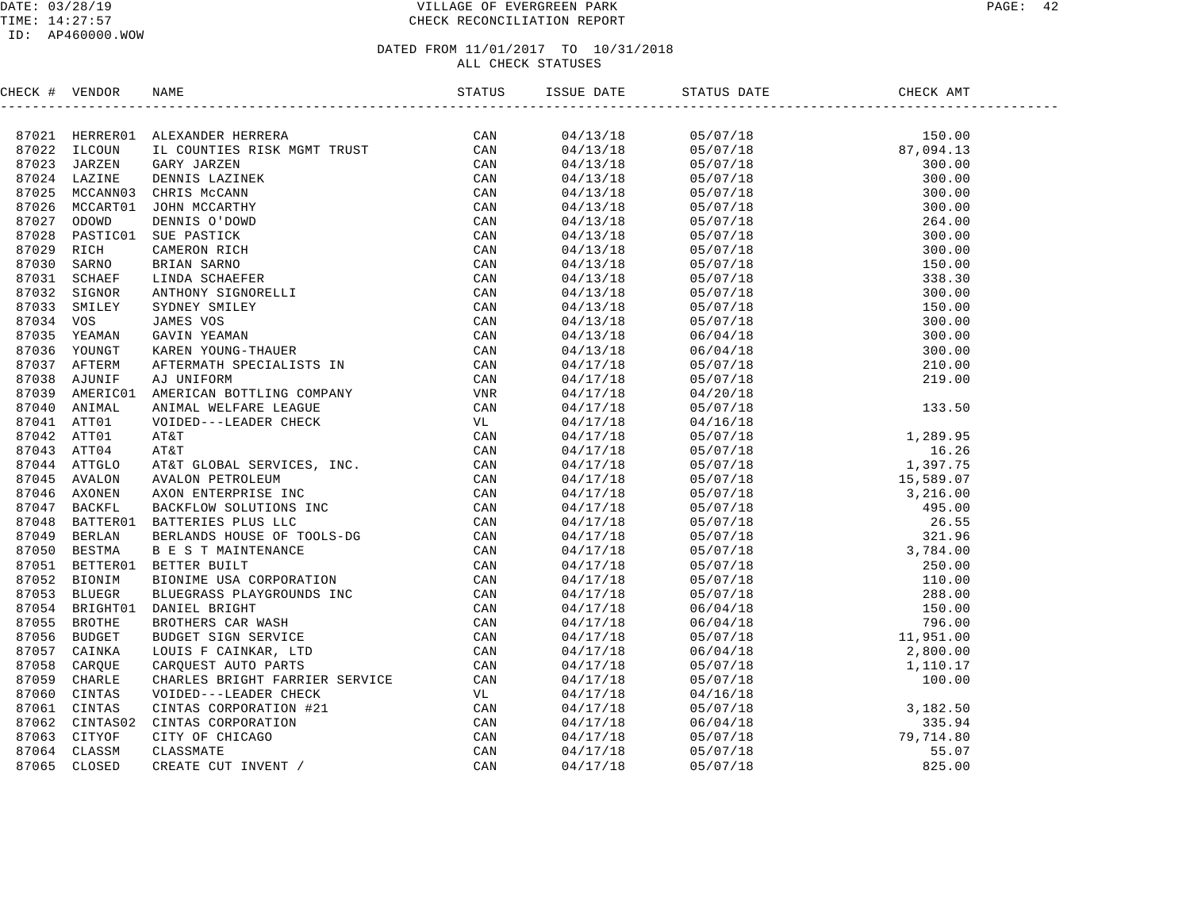DATE: 03/28/19
TIME: 14:27:57
ID: AP460000.WOW

# VILLAGE OF EVERGREEN PARK
## CHECK RECONCILIATION REPORT

DATED FROM 11/01/2017 TO 10/31/2018
ALL CHECK STATUSES

| CHECK # | VENDOR | NAME | STATUS | ISSUE DATE | STATUS DATE | CHECK AMT |
|---|---|---|---|---|---|---|
| 87021 | HERRER01 | ALEXANDER HERRERA | CAN | 04/13/18 | 05/07/18 | 150.00 |
| 87022 | ILCOUN | IL COUNTIES RISK MGMT TRUST | CAN | 04/13/18 | 05/07/18 | 87,094.13 |
| 87023 | JARZEN | GARY JARZEN | CAN | 04/13/18 | 05/07/18 | 300.00 |
| 87024 | LAZINE | DENNIS LAZINEK | CAN | 04/13/18 | 05/07/18 | 300.00 |
| 87025 | MCCANN03 | CHRIS McCANN | CAN | 04/13/18 | 05/07/18 | 300.00 |
| 87026 | MCCART01 | JOHN MCCARTHY | CAN | 04/13/18 | 05/07/18 | 300.00 |
| 87027 | ODOWD | DENNIS O'DOWD | CAN | 04/13/18 | 05/07/18 | 264.00 |
| 87028 | PASTIC01 | SUE PASTICK | CAN | 04/13/18 | 05/07/18 | 300.00 |
| 87029 | RICH | CAMERON RICH | CAN | 04/13/18 | 05/07/18 | 300.00 |
| 87030 | SARNO | BRIAN SARNO | CAN | 04/13/18 | 05/07/18 | 150.00 |
| 87031 | SCHAEF | LINDA SCHAEFER | CAN | 04/13/18 | 05/07/18 | 338.30 |
| 87032 | SIGNOR | ANTHONY SIGNORELLI | CAN | 04/13/18 | 05/07/18 | 300.00 |
| 87033 | SMILEY | SYDNEY SMILEY | CAN | 04/13/18 | 05/07/18 | 150.00 |
| 87034 | VOS | JAMES VOS | CAN | 04/13/18 | 05/07/18 | 300.00 |
| 87035 | YEAMAN | GAVIN YEAMAN | CAN | 04/13/18 | 06/04/18 | 300.00 |
| 87036 | YOUNGT | KAREN YOUNG-THAUER | CAN | 04/13/18 | 06/04/18 | 300.00 |
| 87037 | AFTERM | AFTERMATH SPECIALISTS IN | CAN | 04/17/18 | 05/07/18 | 210.00 |
| 87038 | AJUNIF | AJ UNIFORM | CAN | 04/17/18 | 05/07/18 | 219.00 |
| 87039 | AMERIC01 | AMERICAN BOTTLING COMPANY | VNR | 04/17/18 | 04/20/18 | |
| 87040 | ANIMAL | ANIMAL WELFARE LEAGUE | CAN | 04/17/18 | 05/07/18 | 133.50 |
| 87041 | ATT01 | VOIDED---LEADER CHECK | VL | 04/17/18 | 04/16/18 | |
| 87042 | ATT01 | AT&T | CAN | 04/17/18 | 05/07/18 | 1,289.95 |
| 87043 | ATT04 | AT&T | CAN | 04/17/18 | 05/07/18 | 16.26 |
| 87044 | ATTGLO | AT&T GLOBAL SERVICES, INC. | CAN | 04/17/18 | 05/07/18 | 1,397.75 |
| 87045 | AVALON | AVALON PETROLEUM | CAN | 04/17/18 | 05/07/18 | 15,589.07 |
| 87046 | AXONEN | AXON ENTERPRISE INC | CAN | 04/17/18 | 05/07/18 | 3,216.00 |
| 87047 | BACKFL | BACKFLOW SOLUTIONS INC | CAN | 04/17/18 | 05/07/18 | 495.00 |
| 87048 | BATTER01 | BATTERIES PLUS LLC | CAN | 04/17/18 | 05/07/18 | 26.55 |
| 87049 | BERLAN | BERLANDS HOUSE OF TOOLS-DG | CAN | 04/17/18 | 05/07/18 | 321.96 |
| 87050 | BESTMA | B E S T MAINTENANCE | CAN | 04/17/18 | 05/07/18 | 3,784.00 |
| 87051 | BETTER01 | BETTER BUILT | CAN | 04/17/18 | 05/07/18 | 250.00 |
| 87052 | BIONIM | BIONIME USA CORPORATION | CAN | 04/17/18 | 05/07/18 | 110.00 |
| 87053 | BLUEGR | BLUEGRASS PLAYGROUNDS INC | CAN | 04/17/18 | 05/07/18 | 288.00 |
| 87054 | BRIGHT01 | DANIEL BRIGHT | CAN | 04/17/18 | 06/04/18 | 150.00 |
| 87055 | BROTHE | BROTHERS CAR WASH | CAN | 04/17/18 | 06/04/18 | 796.00 |
| 87056 | BUDGET | BUDGET SIGN SERVICE | CAN | 04/17/18 | 05/07/18 | 11,951.00 |
| 87057 | CAINKA | LOUIS F CAINKAR, LTD | CAN | 04/17/18 | 06/04/18 | 2,800.00 |
| 87058 | CARQUE | CARQUEST AUTO PARTS | CAN | 04/17/18 | 05/07/18 | 1,110.17 |
| 87059 | CHARLE | CHARLES BRIGHT FARRIER SERVICE | CAN | 04/17/18 | 05/07/18 | 100.00 |
| 87060 | CINTAS | VOIDED---LEADER CHECK | VL | 04/17/18 | 04/16/18 | |
| 87061 | CINTAS | CINTAS CORPORATION #21 | CAN | 04/17/18 | 05/07/18 | 3,182.50 |
| 87062 | CINTAS02 | CINTAS CORPORATION | CAN | 04/17/18 | 06/04/18 | 335.94 |
| 87063 | CITYOF | CITY OF CHICAGO | CAN | 04/17/18 | 05/07/18 | 79,714.80 |
| 87064 | CLASSM | CLASSMATE | CAN | 04/17/18 | 05/07/18 | 55.07 |
| 87065 | CLOSED | CREATE CUT INVENT / | CAN | 04/17/18 | 05/07/18 | 825.00 |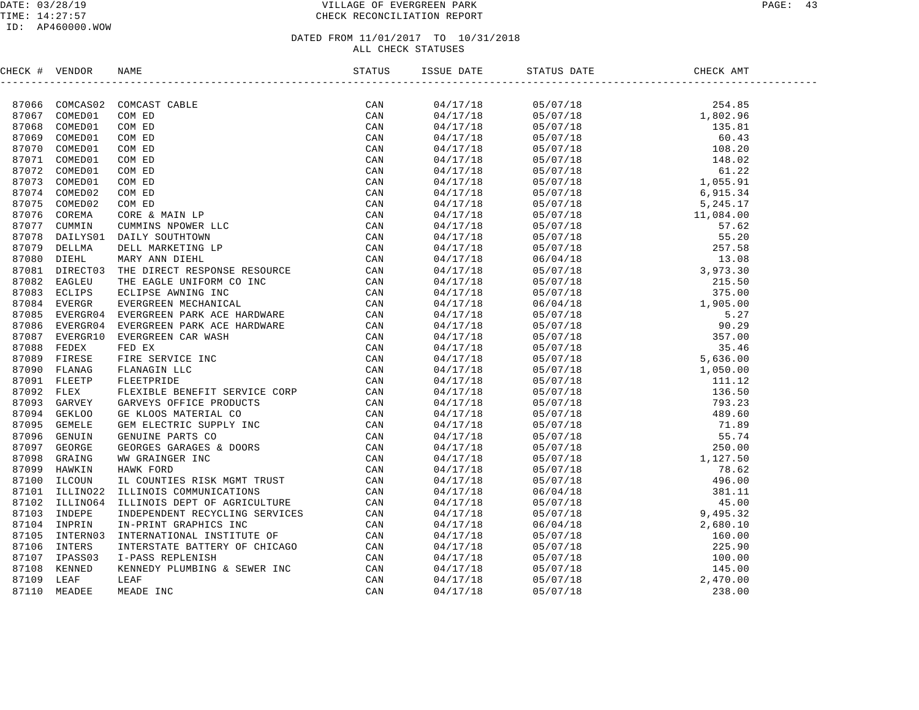# VILLAGE OF EVERGREEN PARK
## CHECK RECONCILIATION REPORT

DATE: 03/28/19
TIME: 14:27:57
ID: AP460000.WOW

DATED FROM 11/01/2017 TO 10/31/2018
ALL CHECK STATUSES

| CHECK # | VENDOR | NAME | STATUS | ISSUE DATE | STATUS DATE | CHECK AMT |
|---|---|---|---|---|---|---|
| 87066 | COMCAS02 | COMCAST CABLE | CAN | 04/17/18 | 05/07/18 | 254.85 |
| 87067 | COMED01 | COM ED | CAN | 04/17/18 | 05/07/18 | 1,802.96 |
| 87068 | COMED01 | COM ED | CAN | 04/17/18 | 05/07/18 | 135.81 |
| 87069 | COMED01 | COM ED | CAN | 04/17/18 | 05/07/18 | 60.43 |
| 87070 | COMED01 | COM ED | CAN | 04/17/18 | 05/07/18 | 108.20 |
| 87071 | COMED01 | COM ED | CAN | 04/17/18 | 05/07/18 | 148.02 |
| 87072 | COMED01 | COM ED | CAN | 04/17/18 | 05/07/18 | 61.22 |
| 87073 | COMED01 | COM ED | CAN | 04/17/18 | 05/07/18 | 1,055.91 |
| 87074 | COMED02 | COM ED | CAN | 04/17/18 | 05/07/18 | 6,915.34 |
| 87075 | COMED02 | COM ED | CAN | 04/17/18 | 05/07/18 | 5,245.17 |
| 87076 | COREMA | CORE & MAIN LP | CAN | 04/17/18 | 05/07/18 | 11,084.00 |
| 87077 | CUMMIN | CUMMINS NPOWER LLC | CAN | 04/17/18 | 05/07/18 | 57.62 |
| 87078 | DAILYS01 | DAILY SOUTHTOWN | CAN | 04/17/18 | 05/07/18 | 55.20 |
| 87079 | DELLMA | DELL MARKETING LP | CAN | 04/17/18 | 05/07/18 | 257.58 |
| 87080 | DIEHL | MARY ANN DIEHL | CAN | 04/17/18 | 06/04/18 | 13.08 |
| 87081 | DIRECT03 | THE DIRECT RESPONSE RESOURCE | CAN | 04/17/18 | 05/07/18 | 3,973.30 |
| 87082 | EAGLEU | THE EAGLE UNIFORM CO INC | CAN | 04/17/18 | 05/07/18 | 215.50 |
| 87083 | ECLIPS | ECLIPSE AWNING INC | CAN | 04/17/18 | 05/07/18 | 375.00 |
| 87084 | EVERGR | EVERGREEN MECHANICAL | CAN | 04/17/18 | 06/04/18 | 1,905.00 |
| 87085 | EVERGR04 | EVERGREEN PARK ACE HARDWARE | CAN | 04/17/18 | 05/07/18 | 5.27 |
| 87086 | EVERGR04 | EVERGREEN PARK ACE HARDWARE | CAN | 04/17/18 | 05/07/18 | 90.29 |
| 87087 | EVERGR10 | EVERGREEN CAR WASH | CAN | 04/17/18 | 05/07/18 | 357.00 |
| 87088 | FEDEX | FED EX | CAN | 04/17/18 | 05/07/18 | 35.46 |
| 87089 | FIRESE | FIRE SERVICE INC | CAN | 04/17/18 | 05/07/18 | 5,636.00 |
| 87090 | FLANAG | FLANAGIN LLC | CAN | 04/17/18 | 05/07/18 | 1,050.00 |
| 87091 | FLEETP | FLEETPRIDE | CAN | 04/17/18 | 05/07/18 | 111.12 |
| 87092 | FLEX | FLEXIBLE BENEFIT SERVICE CORP | CAN | 04/17/18 | 05/07/18 | 136.50 |
| 87093 | GARVEY | GARVEYS OFFICE PRODUCTS | CAN | 04/17/18 | 05/07/18 | 793.23 |
| 87094 | GEKLOO | GE KLOOS MATERIAL CO | CAN | 04/17/18 | 05/07/18 | 489.60 |
| 87095 | GEMELE | GEM ELECTRIC SUPPLY INC | CAN | 04/17/18 | 05/07/18 | 71.89 |
| 87096 | GENUIN | GENUINE PARTS CO | CAN | 04/17/18 | 05/07/18 | 55.74 |
| 87097 | GEORGE | GEORGES GARAGES & DOORS | CAN | 04/17/18 | 05/07/18 | 250.00 |
| 87098 | GRAING | WW GRAINGER INC | CAN | 04/17/18 | 05/07/18 | 1,127.50 |
| 87099 | HAWKIN | HAWK FORD | CAN | 04/17/18 | 05/07/18 | 78.62 |
| 87100 | ILCOUN | IL COUNTIES RISK MGMT TRUST | CAN | 04/17/18 | 05/07/18 | 496.00 |
| 87101 | ILLINO22 | ILLINOIS COMMUNICATIONS | CAN | 04/17/18 | 06/04/18 | 381.11 |
| 87102 | ILLINO64 | ILLINOIS DEPT OF AGRICULTURE | CAN | 04/17/18 | 05/07/18 | 45.00 |
| 87103 | INDEPE | INDEPENDENT RECYCLING SERVICES | CAN | 04/17/18 | 05/07/18 | 9,495.32 |
| 87104 | INPRIN | IN-PRINT GRAPHICS INC | CAN | 04/17/18 | 06/04/18 | 2,680.10 |
| 87105 | INTERN03 | INTERNATIONAL INSTITUTE OF | CAN | 04/17/18 | 05/07/18 | 160.00 |
| 87106 | INTERS | INTERSTATE BATTERY OF CHICAGO | CAN | 04/17/18 | 05/07/18 | 225.90 |
| 87107 | IPASS03 | I-PASS REPLENISH | CAN | 04/17/18 | 05/07/18 | 100.00 |
| 87108 | KENNED | KENNEDY PLUMBING & SEWER INC | CAN | 04/17/18 | 05/07/18 | 145.00 |
| 87109 | LEAF | LEAF | CAN | 04/17/18 | 05/07/18 | 2,470.00 |
| 87110 | MEADEE | MEADE INC | CAN | 04/17/18 | 05/07/18 | 238.00 |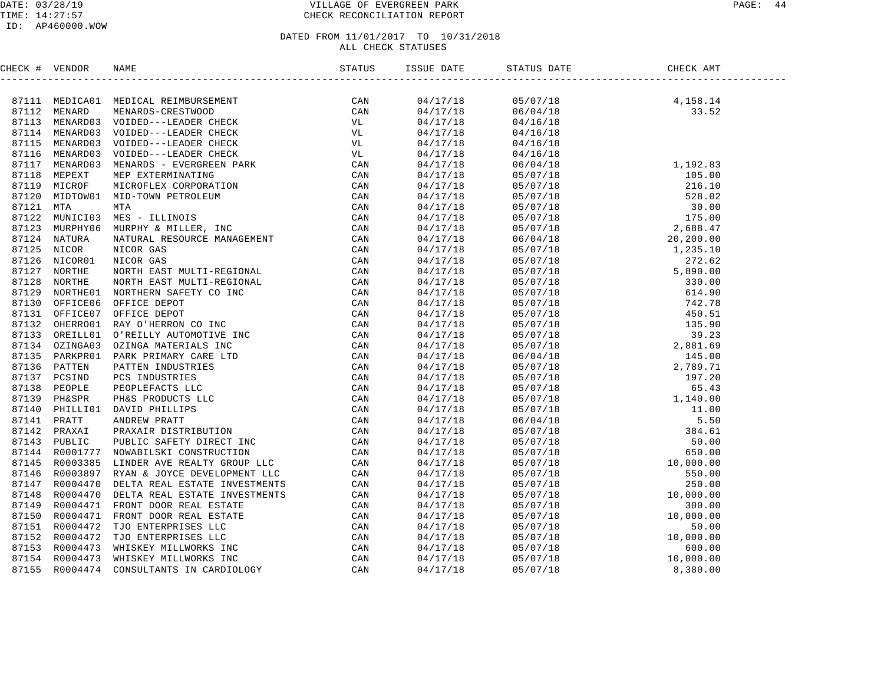# VILLAGE OF EVERGREEN PARK
## CHECK RECONCILIATION REPORT

DATE: 03/28/19
TIME: 14:27:57
ID: AP460000.WOW

### DATED FROM 11/01/2017 TO 10/31/2018
### ALL CHECK STATUSES

| CHECK # | VENDOR | NAME | STATUS | ISSUE DATE | STATUS DATE | CHECK AMT |
|---|---|---|---|---|---|---|
| 87111 | MEDICA01 | MEDICAL REIMBURSEMENT | CAN | 04/17/18 | 05/07/18 | 4,158.14 |
| 87112 | MENARD | MENARDS-CRESTWOOD | CAN | 04/17/18 | 06/04/18 | 33.52 |
| 87113 | MENARD03 | VOIDED---LEADER CHECK | VL | 04/17/18 | 04/16/18 | |
| 87114 | MENARD03 | VOIDED---LEADER CHECK | VL | 04/17/18 | 04/16/18 | |
| 87115 | MENARD03 | VOIDED---LEADER CHECK | VL | 04/17/18 | 04/16/18 | |
| 87116 | MENARD03 | VOIDED---LEADER CHECK | VL | 04/17/18 | 04/16/18 | |
| 87117 | MENARD03 | MENARDS - EVERGREEN PARK | CAN | 04/17/18 | 06/04/18 | 1,192.83 |
| 87118 | MEPEXT | MEP EXTERMINATING | CAN | 04/17/18 | 05/07/18 | 105.00 |
| 87119 | MICROF | MICROFLEX CORPORATION | CAN | 04/17/18 | 05/07/18 | 216.10 |
| 87120 | MIDTOW01 | MID-TOWN PETROLEUM | CAN | 04/17/18 | 05/07/18 | 528.02 |
| 87121 | MTA | MTA | CAN | 04/17/18 | 05/07/18 | 30.00 |
| 87122 | MUNICI03 | MES - ILLINOIS | CAN | 04/17/18 | 05/07/18 | 175.00 |
| 87123 | MURPHY06 | MURPHY & MILLER, INC | CAN | 04/17/18 | 05/07/18 | 2,688.47 |
| 87124 | NATURA | NATURAL RESOURCE MANAGEMENT | CAN | 04/17/18 | 06/04/18 | 20,200.00 |
| 87125 | NICOR | NICOR GAS | CAN | 04/17/18 | 05/07/18 | 1,235.10 |
| 87126 | NICOR01 | NICOR GAS | CAN | 04/17/18 | 05/07/18 | 272.62 |
| 87127 | NORTHE | NORTH EAST MULTI-REGIONAL | CAN | 04/17/18 | 05/07/18 | 5,890.00 |
| 87128 | NORTHE | NORTH EAST MULTI-REGIONAL | CAN | 04/17/18 | 05/07/18 | 330.00 |
| 87129 | NORTHE01 | NORTHERN SAFETY CO INC | CAN | 04/17/18 | 05/07/18 | 614.90 |
| 87130 | OFFICE06 | OFFICE DEPOT | CAN | 04/17/18 | 05/07/18 | 742.78 |
| 87131 | OFFICE07 | OFFICE DEPOT | CAN | 04/17/18 | 05/07/18 | 450.51 |
| 87132 | OHERRO01 | RAY O'HERRON CO INC | CAN | 04/17/18 | 05/07/18 | 135.90 |
| 87133 | OREILL01 | O'REILLY AUTOMOTIVE INC | CAN | 04/17/18 | 05/07/18 | 39.23 |
| 87134 | OZINGA03 | OZINGA MATERIALS INC | CAN | 04/17/18 | 05/07/18 | 2,881.69 |
| 87135 | PARKPR01 | PARK PRIMARY CARE LTD | CAN | 04/17/18 | 06/04/18 | 145.00 |
| 87136 | PATTEN | PATTEN INDUSTRIES | CAN | 04/17/18 | 05/07/18 | 2,789.71 |
| 87137 | PCSIND | PCS INDUSTRIES | CAN | 04/17/18 | 05/07/18 | 197.20 |
| 87138 | PEOPLE | PEOPLEFACTS LLC | CAN | 04/17/18 | 05/07/18 | 65.43 |
| 87139 | PH&SPR | PH&S PRODUCTS LLC | CAN | 04/17/18 | 05/07/18 | 1,140.00 |
| 87140 | PHILLI01 | DAVID PHILLIPS | CAN | 04/17/18 | 05/07/18 | 11.00 |
| 87141 | PRATT | ANDREW PRATT | CAN | 04/17/18 | 06/04/18 | 5.50 |
| 87142 | PRAXAI | PRAXAIR DISTRIBUTION | CAN | 04/17/18 | 05/07/18 | 384.61 |
| 87143 | PUBLIC | PUBLIC SAFETY DIRECT INC | CAN | 04/17/18 | 05/07/18 | 50.00 |
| 87144 | R0001777 | NOWABILSKI CONSTRUCTION | CAN | 04/17/18 | 05/07/18 | 650.00 |
| 87145 | R0003385 | LINDER AVE REALTY GROUP LLC | CAN | 04/17/18 | 05/07/18 | 10,000.00 |
| 87146 | R0003897 | RYAN & JOYCE DEVELOPMENT LLC | CAN | 04/17/18 | 05/07/18 | 550.00 |
| 87147 | R0004470 | DELTA REAL ESTATE INVESTMENTS | CAN | 04/17/18 | 05/07/18 | 250.00 |
| 87148 | R0004470 | DELTA REAL ESTATE INVESTMENTS | CAN | 04/17/18 | 05/07/18 | 10,000.00 |
| 87149 | R0004471 | FRONT DOOR REAL ESTATE | CAN | 04/17/18 | 05/07/18 | 300.00 |
| 87150 | R0004471 | FRONT DOOR REAL ESTATE | CAN | 04/17/18 | 05/07/18 | 10,000.00 |
| 87151 | R0004472 | TJO ENTERPRISES LLC | CAN | 04/17/18 | 05/07/18 | 50.00 |
| 87152 | R0004472 | TJO ENTERPRISES LLC | CAN | 04/17/18 | 05/07/18 | 10,000.00 |
| 87153 | R0004473 | WHISKEY MILLWORKS INC | CAN | 04/17/18 | 05/07/18 | 600.00 |
| 87154 | R0004473 | WHISKEY MILLWORKS INC | CAN | 04/17/18 | 05/07/18 | 10,000.00 |
| 87155 | R0004474 | CONSULTANTS IN CARDIOLOGY | CAN | 04/17/18 | 05/07/18 | 8,380.00 |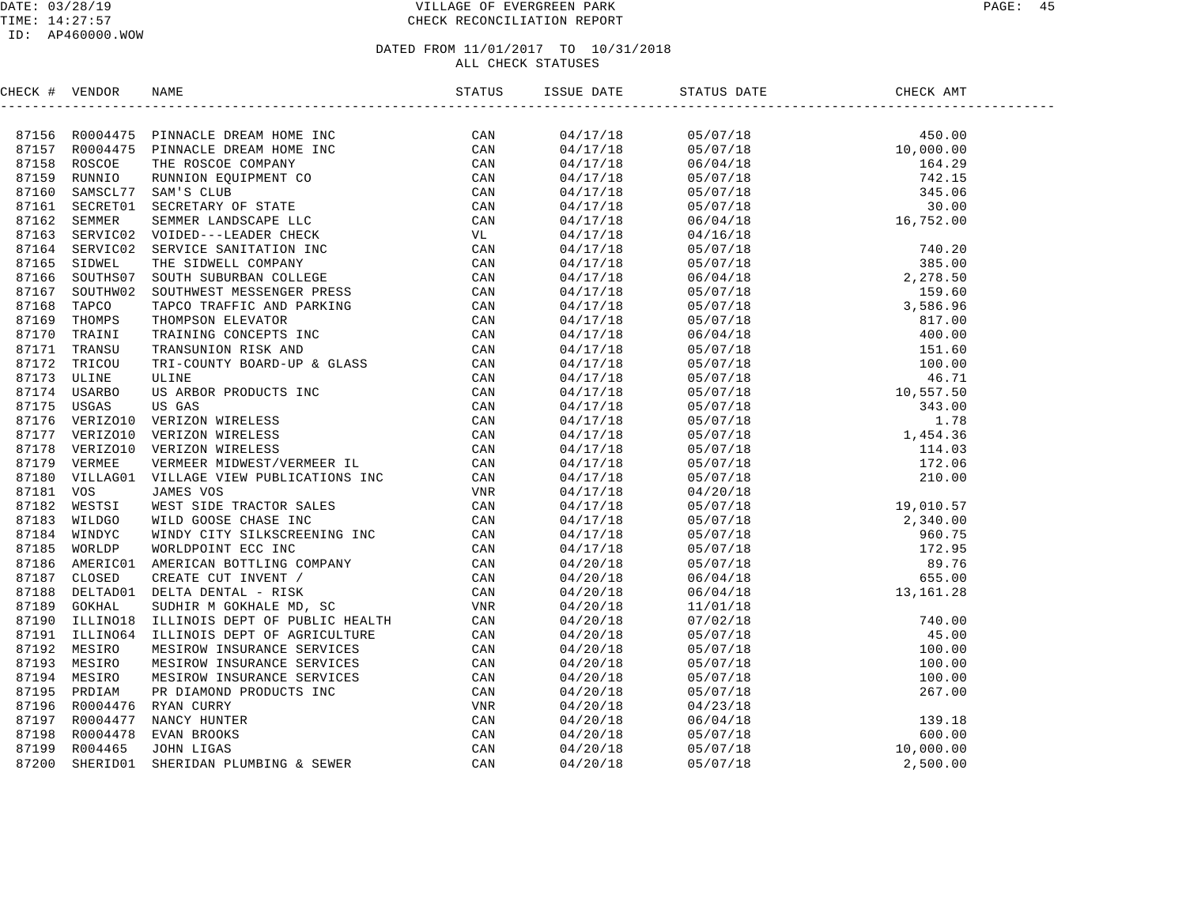# VILLAGE OF EVERGREEN PARK
## CHECK RECONCILIATION REPORT

DATE: 03/28/19
TIME: 14:27:57
ID: AP460000.WOW

DATED FROM 11/01/2017 TO 10/31/2018
ALL CHECK STATUSES

| CHECK # | VENDOR | NAME | STATUS | ISSUE DATE | STATUS DATE | CHECK AMT |
|---|---|---|---|---|---|---|
| 87156 | R0004475 | PINNACLE DREAM HOME INC | CAN | 04/17/18 | 05/07/18 | 450.00 |
| 87157 | R0004475 | PINNACLE DREAM HOME INC | CAN | 04/17/18 | 05/07/18 | 10,000.00 |
| 87158 | ROSCOE | THE ROSCOE COMPANY | CAN | 04/17/18 | 06/04/18 | 164.29 |
| 87159 | RUNNIO | RUNNION EQUIPMENT CO | CAN | 04/17/18 | 05/07/18 | 742.15 |
| 87160 | SAMSCL77 | SAM'S CLUB | CAN | 04/17/18 | 05/07/18 | 345.06 |
| 87161 | SECRET01 | SECRETARY OF STATE | CAN | 04/17/18 | 05/07/18 | 30.00 |
| 87162 | SEMMER | SEMMER LANDSCAPE LLC | CAN | 04/17/18 | 06/04/18 | 16,752.00 |
| 87163 | SERVIC02 | VOIDED---LEADER CHECK | VL | 04/17/18 | 04/16/18 | |
| 87164 | SERVIC02 | SERVICE SANITATION INC | CAN | 04/17/18 | 05/07/18 | 740.20 |
| 87165 | SIDWEL | THE SIDWELL COMPANY | CAN | 04/17/18 | 05/07/18 | 385.00 |
| 87166 | SOUTHS07 | SOUTH SUBURBAN COLLEGE | CAN | 04/17/18 | 06/04/18 | 2,278.50 |
| 87167 | SOUTHW02 | SOUTHWEST MESSENGER PRESS | CAN | 04/17/18 | 05/07/18 | 159.60 |
| 87168 | TAPCO | TAPCO TRAFFIC AND PARKING | CAN | 04/17/18 | 05/07/18 | 3,586.96 |
| 87169 | THOMPS | THOMPSON ELEVATOR | CAN | 04/17/18 | 05/07/18 | 817.00 |
| 87170 | TRAINI | TRAINING CONCEPTS INC | CAN | 04/17/18 | 06/04/18 | 400.00 |
| 87171 | TRANSU | TRANSUNION RISK AND | CAN | 04/17/18 | 05/07/18 | 151.60 |
| 87172 | TRICOU | TRI-COUNTY BOARD-UP & GLASS | CAN | 04/17/18 | 05/07/18 | 100.00 |
| 87173 | ULINE | ULINE | CAN | 04/17/18 | 05/07/18 | 46.71 |
| 87174 | USARBO | US ARBOR PRODUCTS INC | CAN | 04/17/18 | 05/07/18 | 10,557.50 |
| 87175 | USGAS | US GAS | CAN | 04/17/18 | 05/07/18 | 343.00 |
| 87176 | VERIZO10 | VERIZON WIRELESS | CAN | 04/17/18 | 05/07/18 | 1.78 |
| 87177 | VERIZO10 | VERIZON WIRELESS | CAN | 04/17/18 | 05/07/18 | 1,454.36 |
| 87178 | VERIZO10 | VERIZON WIRELESS | CAN | 04/17/18 | 05/07/18 | 114.03 |
| 87179 | VERMEE | VERMEER MIDWEST/VERMEER IL | CAN | 04/17/18 | 05/07/18 | 172.06 |
| 87180 | VILLAG01 | VILLAGE VIEW PUBLICATIONS INC | CAN | 04/17/18 | 05/07/18 | 210.00 |
| 87181 | VOS | JAMES VOS | VNR | 04/17/18 | 04/20/18 | |
| 87182 | WESTSI | WEST SIDE TRACTOR SALES | CAN | 04/17/18 | 05/07/18 | 19,010.57 |
| 87183 | WILDGO | WILD GOOSE CHASE INC | CAN | 04/17/18 | 05/07/18 | 2,340.00 |
| 87184 | WINDYC | WINDY CITY SILKSCREENING INC | CAN | 04/17/18 | 05/07/18 | 960.75 |
| 87185 | WORLDP | WORLDPOINT ECC INC | CAN | 04/17/18 | 05/07/18 | 172.95 |
| 87186 | AMERIC01 | AMERICAN BOTTLING COMPANY | CAN | 04/20/18 | 05/07/18 | 89.76 |
| 87187 | CLOSED | CREATE CUT INVENT / | CAN | 04/20/18 | 06/04/18 | 655.00 |
| 87188 | DELTAD01 | DELTA DENTAL - RISK | CAN | 04/20/18 | 06/04/18 | 13,161.28 |
| 87189 | GOKHAL | SUDHIR M GOKHALE MD, SC | VNR | 04/20/18 | 11/01/18 | |
| 87190 | ILLINO18 | ILLINOIS DEPT OF PUBLIC HEALTH | CAN | 04/20/18 | 07/02/18 | 740.00 |
| 87191 | ILLINO64 | ILLINOIS DEPT OF AGRICULTURE | CAN | 04/20/18 | 05/07/18 | 45.00 |
| 87192 | MESIRO | MESIROW INSURANCE SERVICES | CAN | 04/20/18 | 05/07/18 | 100.00 |
| 87193 | MESIRO | MESIROW INSURANCE SERVICES | CAN | 04/20/18 | 05/07/18 | 100.00 |
| 87194 | MESIRO | MESIROW INSURANCE SERVICES | CAN | 04/20/18 | 05/07/18 | 100.00 |
| 87195 | PRDIAM | PR DIAMOND PRODUCTS INC | CAN | 04/20/18 | 05/07/18 | 267.00 |
| 87196 | R0004476 | RYAN CURRY | VNR | 04/20/18 | 04/23/18 | |
| 87197 | R0004477 | NANCY HUNTER | CAN | 04/20/18 | 06/04/18 | 139.18 |
| 87198 | R0004478 | EVAN BROOKS | CAN | 04/20/18 | 05/07/18 | 600.00 |
| 87199 | R004465 | JOHN LIGAS | CAN | 04/20/18 | 05/07/18 | 10,000.00 |
| 87200 | SHERID01 | SHERIDAN PLUMBING & SEWER | CAN | 04/20/18 | 05/07/18 | 2,500.00 |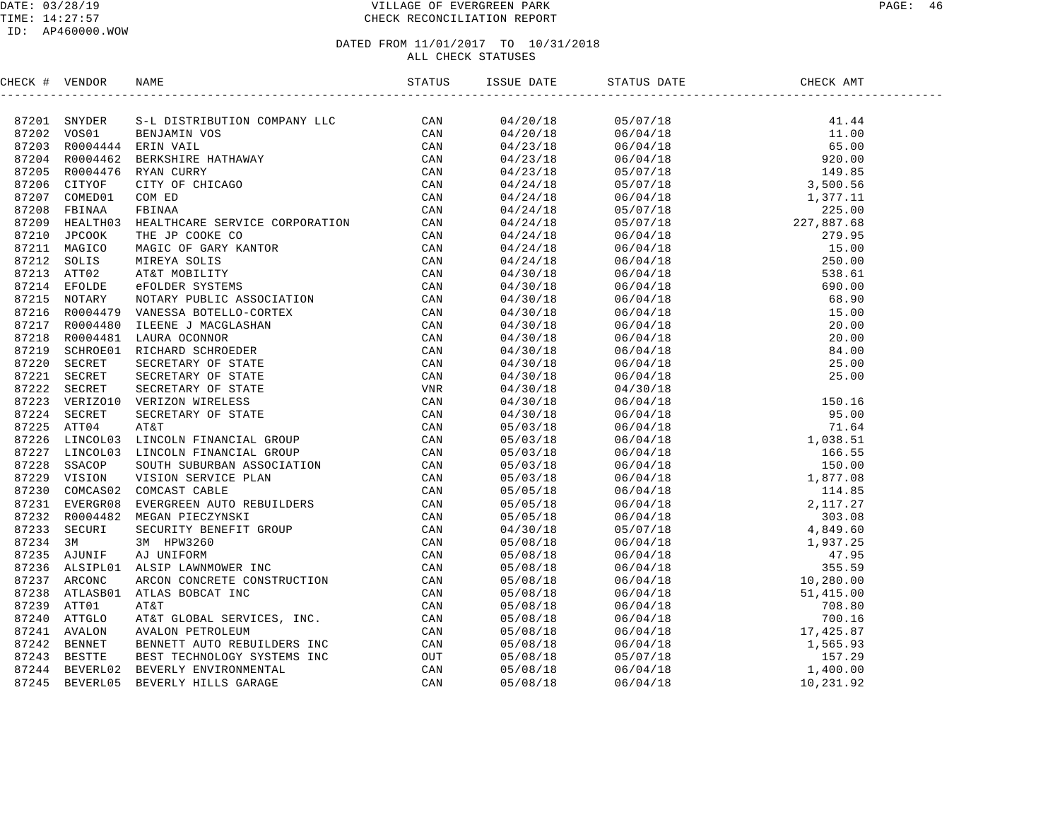VILLAGE OF EVERGREEN PARK
CHECK RECONCILIATION REPORT

DATE: 03/28/19
TIME: 14:27:57
ID: AP460000.WOW

DATED FROM 11/01/2017 TO 10/31/2018
ALL CHECK STATUSES

| CHECK # | VENDOR | NAME | STATUS | ISSUE DATE | STATUS DATE | CHECK AMT |
|---|---|---|---|---|---|---|
| 87201 | SNYDER | S-L DISTRIBUTION COMPANY LLC | CAN | 04/20/18 | 05/07/18 | 41.44 |
| 87202 | VOS01 | BENJAMIN VOS | CAN | 04/20/18 | 06/04/18 | 11.00 |
| 87203 | R0004444 | ERIN VAIL | CAN | 04/23/18 | 06/04/18 | 65.00 |
| 87204 | R0004462 | BERKSHIRE HATHAWAY | CAN | 04/23/18 | 06/04/18 | 920.00 |
| 87205 | R0004476 | RYAN CURRY | CAN | 04/23/18 | 05/07/18 | 149.85 |
| 87206 | CITYOF | CITY OF CHICAGO | CAN | 04/24/18 | 05/07/18 | 3,500.56 |
| 87207 | COMED01 | COM ED | CAN | 04/24/18 | 06/04/18 | 1,377.11 |
| 87208 | FBINAA | FBINAA | CAN | 04/24/18 | 05/07/18 | 225.00 |
| 87209 | HEALTH03 | HEALTHCARE SERVICE CORPORATION | CAN | 04/24/18 | 05/07/18 | 227,887.68 |
| 87210 | JPCOOK | THE JP COOKE CO | CAN | 04/24/18 | 06/04/18 | 279.95 |
| 87211 | MAGICO | MAGIC OF GARY KANTOR | CAN | 04/24/18 | 06/04/18 | 15.00 |
| 87212 | SOLIS | MIREYA SOLIS | CAN | 04/24/18 | 06/04/18 | 250.00 |
| 87213 | ATT02 | AT&T MOBILITY | CAN | 04/30/18 | 06/04/18 | 538.61 |
| 87214 | EFOLDE | eFOLDER SYSTEMS | CAN | 04/30/18 | 06/04/18 | 690.00 |
| 87215 | NOTARY | NOTARY PUBLIC ASSOCIATION | CAN | 04/30/18 | 06/04/18 | 68.90 |
| 87216 | R0004479 | VANESSA BOTELLO-CORTEX | CAN | 04/30/18 | 06/04/18 | 15.00 |
| 87217 | R0004480 | ILEENE J MACGLASHAN | CAN | 04/30/18 | 06/04/18 | 20.00 |
| 87218 | R0004481 | LAURA OCONNOR | CAN | 04/30/18 | 06/04/18 | 20.00 |
| 87219 | SCHROE01 | RICHARD SCHROEDER | CAN | 04/30/18 | 06/04/18 | 84.00 |
| 87220 | SECRET | SECRETARY OF STATE | CAN | 04/30/18 | 06/04/18 | 25.00 |
| 87221 | SECRET | SECRETARY OF STATE | CAN | 04/30/18 | 06/04/18 | 25.00 |
| 87222 | SECRET | SECRETARY OF STATE | VNR | 04/30/18 | 04/30/18 | |
| 87223 | VERIZO10 | VERIZON WIRELESS | CAN | 04/30/18 | 06/04/18 | 150.16 |
| 87224 | SECRET | SECRETARY OF STATE | CAN | 04/30/18 | 06/04/18 | 95.00 |
| 87225 | ATT04 | AT&T | CAN | 05/03/18 | 06/04/18 | 71.64 |
| 87226 | LINCOL03 | LINCOLN FINANCIAL GROUP | CAN | 05/03/18 | 06/04/18 | 1,038.51 |
| 87227 | LINCOL03 | LINCOLN FINANCIAL GROUP | CAN | 05/03/18 | 06/04/18 | 166.55 |
| 87228 | SSACOP | SOUTH SUBURBAN ASSOCIATION | CAN | 05/03/18 | 06/04/18 | 150.00 |
| 87229 | VISION | VISION SERVICE PLAN | CAN | 05/03/18 | 06/04/18 | 1,877.08 |
| 87230 | COMCAS02 | COMCAST CABLE | CAN | 05/05/18 | 06/04/18 | 114.85 |
| 87231 | EVERGR08 | EVERGREEN AUTO REBUILDERS | CAN | 05/05/18 | 06/04/18 | 2,117.27 |
| 87232 | R0004482 | MEGAN PIECZYNSKI | CAN | 05/05/18 | 06/04/18 | 303.08 |
| 87233 | SECURI | SECURITY BENEFIT GROUP | CAN | 04/30/18 | 05/07/18 | 4,849.60 |
| 87234 | 3M | 3M HPW3260 | CAN | 05/08/18 | 06/04/18 | 1,937.25 |
| 87235 | AJUNIF | AJ UNIFORM | CAN | 05/08/18 | 06/04/18 | 47.95 |
| 87236 | ALSIPL01 | ALSIP LAWNMOWER INC | CAN | 05/08/18 | 06/04/18 | 355.59 |
| 87237 | ARCONC | ARCON CONCRETE CONSTRUCTION | CAN | 05/08/18 | 06/04/18 | 10,280.00 |
| 87238 | ATLASB01 | ATLAS BOBCAT INC | CAN | 05/08/18 | 06/04/18 | 51,415.00 |
| 87239 | ATT01 | AT&T | CAN | 05/08/18 | 06/04/18 | 708.80 |
| 87240 | ATTGLO | AT&T GLOBAL SERVICES, INC. | CAN | 05/08/18 | 06/04/18 | 700.16 |
| 87241 | AVALON | AVALON PETROLEUM | CAN | 05/08/18 | 06/04/18 | 17,425.87 |
| 87242 | BENNET | BENNETT AUTO REBUILDERS INC | CAN | 05/08/18 | 06/04/18 | 1,565.93 |
| 87243 | BESTTE | BEST TECHNOLOGY SYSTEMS INC | OUT | 05/08/18 | 05/07/18 | 157.29 |
| 87244 | BEVERL02 | BEVERLY ENVIRONMENTAL | CAN | 05/08/18 | 06/04/18 | 1,400.00 |
| 87245 | BEVERL05 | BEVERLY HILLS GARAGE | CAN | 05/08/18 | 06/04/18 | 10,231.92 |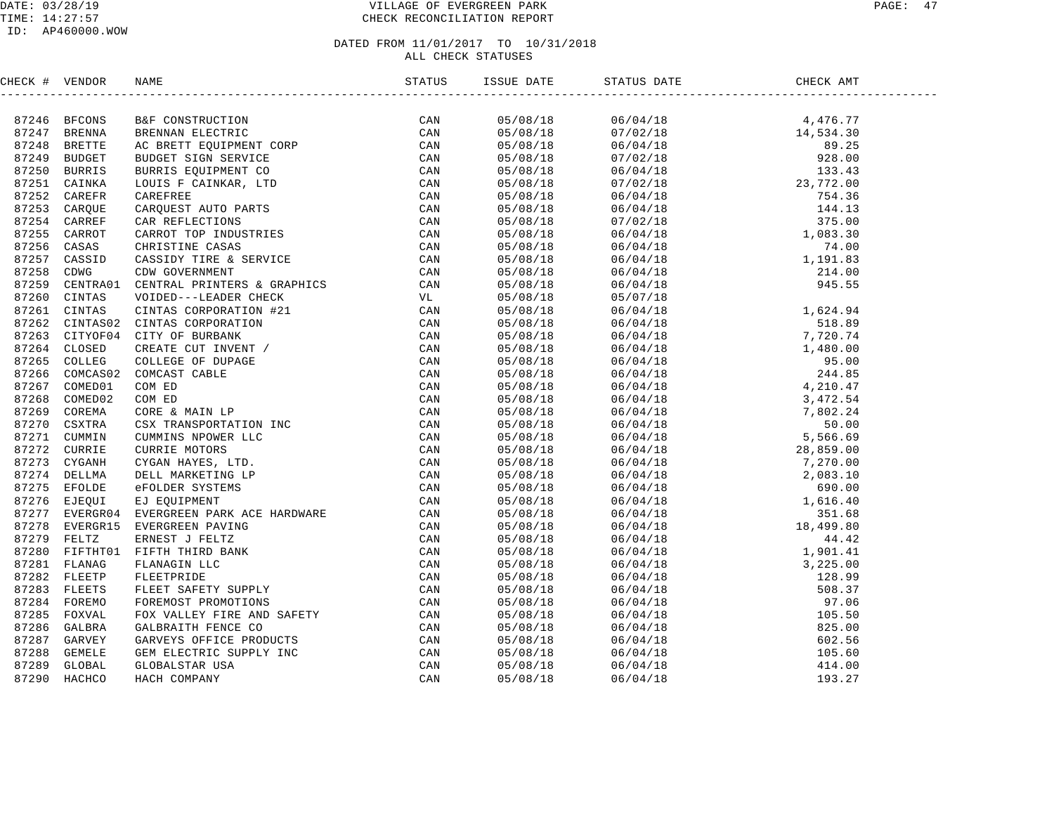VILLAGE OF EVERGREEN PARK
CHECK RECONCILIATION REPORT

DATE: 03/28/19
TIME: 14:27:57
ID: AP460000.WOW

DATED FROM 11/01/2017 TO 10/31/2018
ALL CHECK STATUSES

| CHECK # | VENDOR | NAME | STATUS | ISSUE DATE | STATUS DATE | CHECK AMT |
|---|---|---|---|---|---|---|
| 87246 | BFCONS | B&F CONSTRUCTION | CAN | 05/08/18 | 06/04/18 | 4,476.77 |
| 87247 | BRENNA | BRENNAN ELECTRIC | CAN | 05/08/18 | 07/02/18 | 14,534.30 |
| 87248 | BRETTE | AC BRETT EQUIPMENT CORP | CAN | 05/08/18 | 06/04/18 | 89.25 |
| 87249 | BUDGET | BUDGET SIGN SERVICE | CAN | 05/08/18 | 07/02/18 | 928.00 |
| 87250 | BURRIS | BURRIS EQUIPMENT CO | CAN | 05/08/18 | 06/04/18 | 133.43 |
| 87251 | CAINKA | LOUIS F CAINKAR, LTD | CAN | 05/08/18 | 07/02/18 | 23,772.00 |
| 87252 | CAREFR | CAREFREE | CAN | 05/08/18 | 06/04/18 | 754.36 |
| 87253 | CARQUE | CARQUEST AUTO PARTS | CAN | 05/08/18 | 06/04/18 | 144.13 |
| 87254 | CARREF | CAR REFLECTIONS | CAN | 05/08/18 | 07/02/18 | 375.00 |
| 87255 | CARROT | CARROT TOP INDUSTRIES | CAN | 05/08/18 | 06/04/18 | 1,083.30 |
| 87256 | CASAS | CHRISTINE CASAS | CAN | 05/08/18 | 06/04/18 | 74.00 |
| 87257 | CASSID | CASSIDY TIRE & SERVICE | CAN | 05/08/18 | 06/04/18 | 1,191.83 |
| 87258 | CDWG | CDW GOVERNMENT | CAN | 05/08/18 | 06/04/18 | 214.00 |
| 87259 | CENTRA01 | CENTRAL PRINTERS & GRAPHICS | CAN | 05/08/18 | 06/04/18 | 945.55 |
| 87260 | CINTAS | VOIDED---LEADER CHECK | VL | 05/08/18 | 05/07/18 | |
| 87261 | CINTAS | CINTAS CORPORATION #21 | CAN | 05/08/18 | 06/04/18 | 1,624.94 |
| 87262 | CINTAS02 | CINTAS CORPORATION | CAN | 05/08/18 | 06/04/18 | 518.89 |
| 87263 | CITYOF04 | CITY OF BURBANK | CAN | 05/08/18 | 06/04/18 | 7,720.74 |
| 87264 | CLOSED | CREATE CUT INVENT / | CAN | 05/08/18 | 06/04/18 | 1,480.00 |
| 87265 | COLLEG | COLLEGE OF DUPAGE | CAN | 05/08/18 | 06/04/18 | 95.00 |
| 87266 | COMCAS02 | COMCAST CABLE | CAN | 05/08/18 | 06/04/18 | 244.85 |
| 87267 | COMED01 | COM ED | CAN | 05/08/18 | 06/04/18 | 4,210.47 |
| 87268 | COMED02 | COM ED | CAN | 05/08/18 | 06/04/18 | 3,472.54 |
| 87269 | COREMA | CORE & MAIN LP | CAN | 05/08/18 | 06/04/18 | 7,802.24 |
| 87270 | CSXTRA | CSX TRANSPORTATION INC | CAN | 05/08/18 | 06/04/18 | 50.00 |
| 87271 | CUMMIN | CUMMINS NPOWER LLC | CAN | 05/08/18 | 06/04/18 | 5,566.69 |
| 87272 | CURRIE | CURRIE MOTORS | CAN | 05/08/18 | 06/04/18 | 28,859.00 |
| 87273 | CYGANH | CYGAN HAYES, LTD. | CAN | 05/08/18 | 06/04/18 | 7,270.00 |
| 87274 | DELLMA | DELL MARKETING LP | CAN | 05/08/18 | 06/04/18 | 2,083.10 |
| 87275 | EFOLDE | eFOLDER SYSTEMS | CAN | 05/08/18 | 06/04/18 | 690.00 |
| 87276 | EJEQUI | EJ EQUIPMENT | CAN | 05/08/18 | 06/04/18 | 1,616.40 |
| 87277 | EVERGR04 | EVERGREEN PARK ACE HARDWARE | CAN | 05/08/18 | 06/04/18 | 351.68 |
| 87278 | EVERGR15 | EVERGREEN PAVING | CAN | 05/08/18 | 06/04/18 | 18,499.80 |
| 87279 | FELTZ | ERNEST J FELTZ | CAN | 05/08/18 | 06/04/18 | 44.42 |
| 87280 | FIFTHT01 | FIFTH THIRD BANK | CAN | 05/08/18 | 06/04/18 | 1,901.41 |
| 87281 | FLANAG | FLANAGIN LLC | CAN | 05/08/18 | 06/04/18 | 3,225.00 |
| 87282 | FLEETP | FLEETPRIDE | CAN | 05/08/18 | 06/04/18 | 128.99 |
| 87283 | FLEETS | FLEET SAFETY SUPPLY | CAN | 05/08/18 | 06/04/18 | 508.37 |
| 87284 | FOREMO | FOREMOST PROMOTIONS | CAN | 05/08/18 | 06/04/18 | 97.06 |
| 87285 | FOXVAL | FOX VALLEY FIRE AND SAFETY | CAN | 05/08/18 | 06/04/18 | 105.50 |
| 87286 | GALBRA | GALBRAITH FENCE CO | CAN | 05/08/18 | 06/04/18 | 825.00 |
| 87287 | GARVEY | GARVEYS OFFICE PRODUCTS | CAN | 05/08/18 | 06/04/18 | 602.56 |
| 87288 | GEMELE | GEM ELECTRIC SUPPLY INC | CAN | 05/08/18 | 06/04/18 | 105.60 |
| 87289 | GLOBAL | GLOBALSTAR USA | CAN | 05/08/18 | 06/04/18 | 414.00 |
| 87290 | HACHCO | HACH COMPANY | CAN | 05/08/18 | 06/04/18 | 193.27 |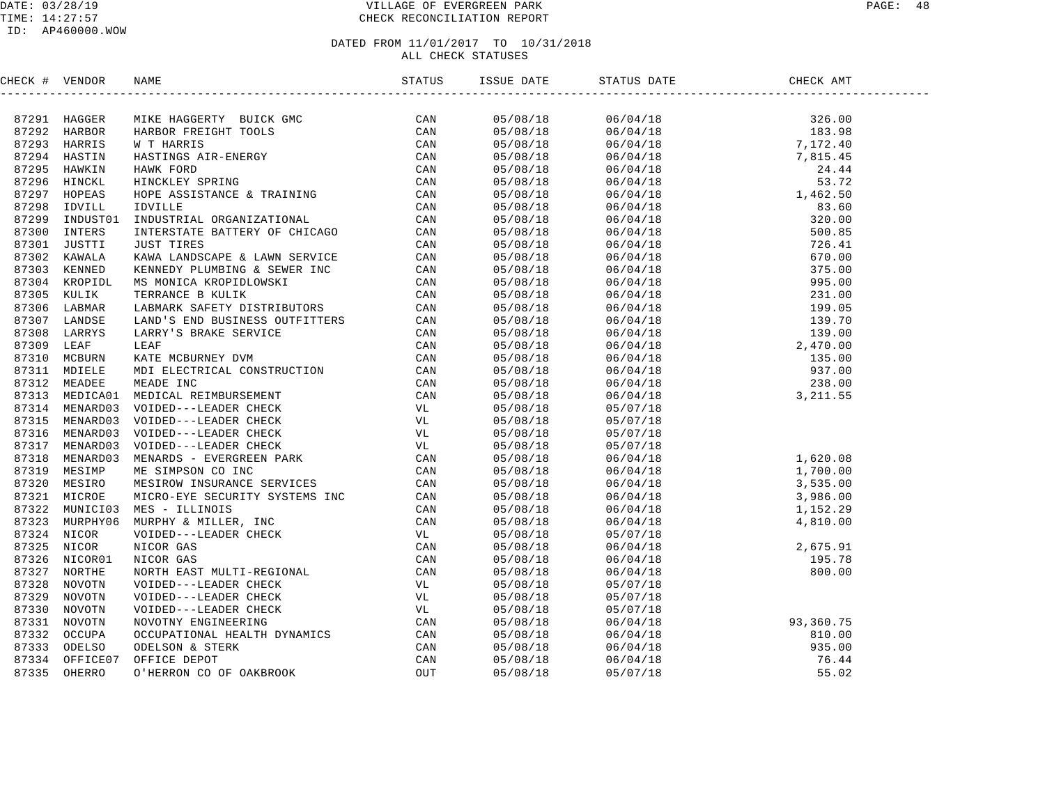DATE: 03/28/19
TIME: 14:27:57
ID: AP460000.WOW

# VILLAGE OF EVERGREEN PARK
## CHECK RECONCILIATION REPORT

DATED FROM 11/01/2017 TO 10/31/2018
ALL CHECK STATUSES

| CHECK # | VENDOR | NAME | STATUS | ISSUE DATE | STATUS DATE | CHECK AMT |
|---|---|---|---|---|---|---|
| 87291 | HAGGER | MIKE HAGGERTY BUICK GMC | CAN | 05/08/18 | 06/04/18 | 326.00 |
| 87292 | HARBOR | HARBOR FREIGHT TOOLS | CAN | 05/08/18 | 06/04/18 | 183.98 |
| 87293 | HARRIS | W T HARRIS | CAN | 05/08/18 | 06/04/18 | 7,172.40 |
| 87294 | HASTIN | HASTINGS AIR-ENERGY | CAN | 05/08/18 | 06/04/18 | 7,815.45 |
| 87295 | HAWKIN | HAWK FORD | CAN | 05/08/18 | 06/04/18 | 24.44 |
| 87296 | HINCKL | HINCKLEY SPRING | CAN | 05/08/18 | 06/04/18 | 53.72 |
| 87297 | HOPEAS | HOPE ASSISTANCE & TRAINING | CAN | 05/08/18 | 06/04/18 | 1,462.50 |
| 87298 | IDVILL | IDVILLE | CAN | 05/08/18 | 06/04/18 | 83.60 |
| 87299 | INDUST01 | INDUSTRIAL ORGANIZATIONAL | CAN | 05/08/18 | 06/04/18 | 320.00 |
| 87300 | INTERS | INTERSTATE BATTERY OF CHICAGO | CAN | 05/08/18 | 06/04/18 | 500.85 |
| 87301 | JUSTTI | JUST TIRES | CAN | 05/08/18 | 06/04/18 | 726.41 |
| 87302 | KAWALA | KAWA LANDSCAPE & LAWN SERVICE | CAN | 05/08/18 | 06/04/18 | 670.00 |
| 87303 | KENNED | KENNEDY PLUMBING & SEWER INC | CAN | 05/08/18 | 06/04/18 | 375.00 |
| 87304 | KROPIDL | MS MONICA KROPIDLOWSKI | CAN | 05/08/18 | 06/04/18 | 995.00 |
| 87305 | KULIK | TERRANCE B KULIK | CAN | 05/08/18 | 06/04/18 | 231.00 |
| 87306 | LABMAR | LABMARK SAFETY DISTRIBUTORS | CAN | 05/08/18 | 06/04/18 | 199.05 |
| 87307 | LANDSE | LAND'S END BUSINESS OUTFITTERS | CAN | 05/08/18 | 06/04/18 | 139.70 |
| 87308 | LARRYS | LARRY'S BRAKE SERVICE | CAN | 05/08/18 | 06/04/18 | 139.00 |
| 87309 | LEAF | LEAF | CAN | 05/08/18 | 06/04/18 | 2,470.00 |
| 87310 | MCBURN | KATE MCBURNEY DVM | CAN | 05/08/18 | 06/04/18 | 135.00 |
| 87311 | MDIELE | MDI ELECTRICAL CONSTRUCTION | CAN | 05/08/18 | 06/04/18 | 937.00 |
| 87312 | MEADEE | MEADE INC | CAN | 05/08/18 | 06/04/18 | 238.00 |
| 87313 | MEDICA01 | MEDICAL REIMBURSEMENT | CAN | 05/08/18 | 06/04/18 | 3,211.55 |
| 87314 | MENARD03 | VOIDED---LEADER CHECK | VL | 05/08/18 | 05/07/18 | |
| 87315 | MENARD03 | VOIDED---LEADER CHECK | VL | 05/08/18 | 05/07/18 | |
| 87316 | MENARD03 | VOIDED---LEADER CHECK | VL | 05/08/18 | 05/07/18 | |
| 87317 | MENARD03 | VOIDED---LEADER CHECK | VL | 05/08/18 | 05/07/18 | |
| 87318 | MENARD03 | MENARDS - EVERGREEN PARK | CAN | 05/08/18 | 06/04/18 | 1,620.08 |
| 87319 | MESIMP | ME SIMPSON CO INC | CAN | 05/08/18 | 06/04/18 | 1,700.00 |
| 87320 | MESIRO | MESIROW INSURANCE SERVICES | CAN | 05/08/18 | 06/04/18 | 3,535.00 |
| 87321 | MICROE | MICRO-EYE SECURITY SYSTEMS INC | CAN | 05/08/18 | 06/04/18 | 3,986.00 |
| 87322 | MUNICI03 | MES - ILLINOIS | CAN | 05/08/18 | 06/04/18 | 1,152.29 |
| 87323 | MURPHY06 | MURPHY & MILLER, INC | CAN | 05/08/18 | 06/04/18 | 4,810.00 |
| 87324 | NICOR | VOIDED---LEADER CHECK | VL | 05/08/18 | 05/07/18 | |
| 87325 | NICOR | NICOR GAS | CAN | 05/08/18 | 06/04/18 | 2,675.91 |
| 87326 | NICOR01 | NICOR GAS | CAN | 05/08/18 | 06/04/18 | 195.78 |
| 87327 | NORTHE | NORTH EAST MULTI-REGIONAL | CAN | 05/08/18 | 06/04/18 | 800.00 |
| 87328 | NOVOTN | VOIDED---LEADER CHECK | VL | 05/08/18 | 05/07/18 | |
| 87329 | NOVOTN | VOIDED---LEADER CHECK | VL | 05/08/18 | 05/07/18 | |
| 87330 | NOVOTN | VOIDED---LEADER CHECK | VL | 05/08/18 | 05/07/18 | |
| 87331 | NOVOTN | NOVOTNY ENGINEERING | CAN | 05/08/18 | 06/04/18 | 93,360.75 |
| 87332 | OCCUPA | OCCUPATIONAL HEALTH DYNAMICS | CAN | 05/08/18 | 06/04/18 | 810.00 |
| 87333 | ODELSO | ODELSON & STERK | CAN | 05/08/18 | 06/04/18 | 935.00 |
| 87334 | OFFICE07 | OFFICE DEPOT | CAN | 05/08/18 | 06/04/18 | 76.44 |
| 87335 | OHERRO | O'HERRON CO OF OAKBROOK | OUT | 05/08/18 | 05/07/18 | 55.02 |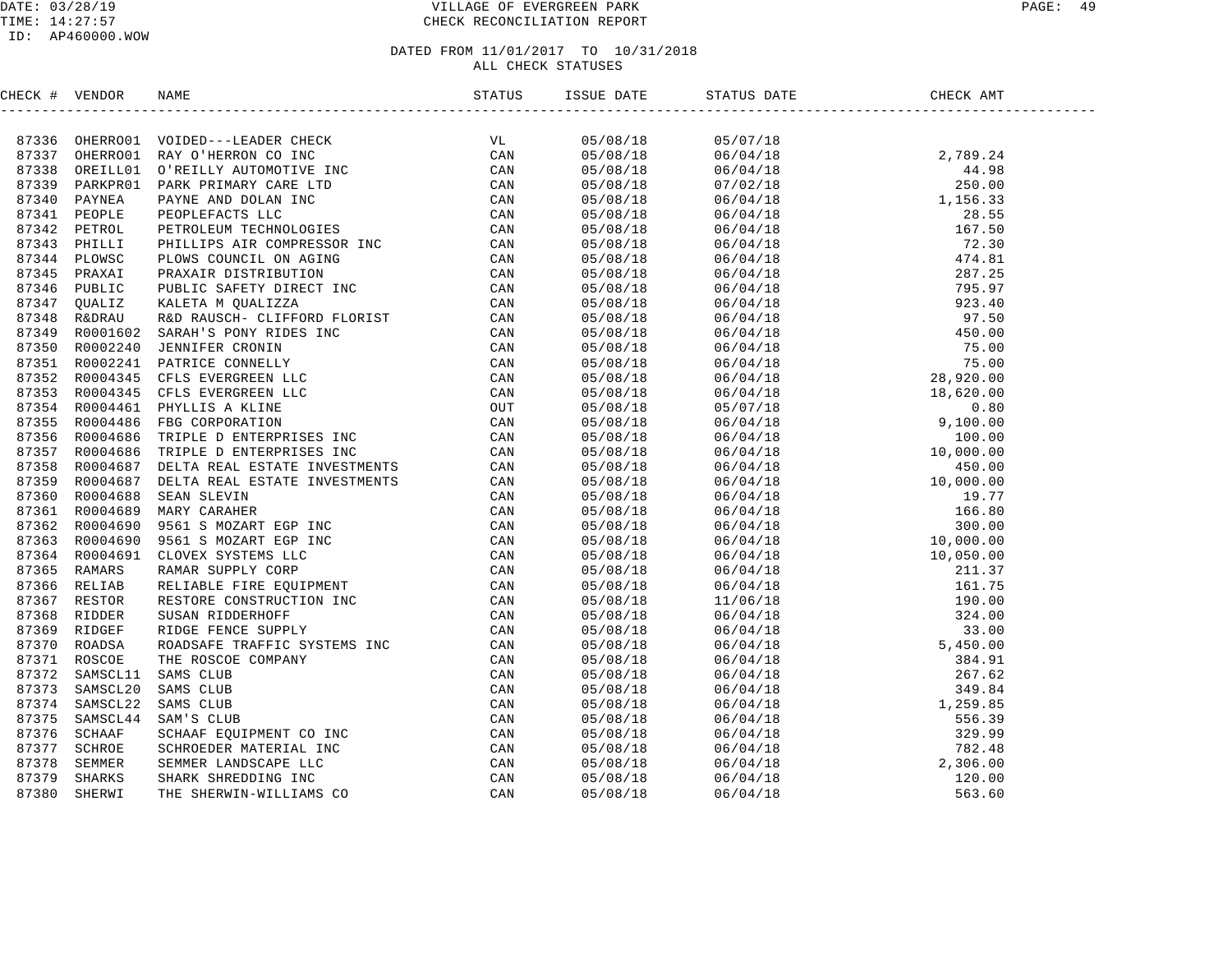# VILLAGE OF EVERGREEN PARK

## CHECK RECONCILIATION REPORT

DATE: 03/28/19
TIME: 14:27:57
ID: AP460000.WOW

### DATED FROM 11/01/2017 TO 10/31/2018
### ALL CHECK STATUSES

| CHECK # | VENDOR | NAME | STATUS | ISSUE DATE | STATUS DATE | CHECK AMT |
|---|---|---|---|---|---|---|
| 87336 | OHERRO01 | VOIDED---LEADER CHECK | VL | 05/08/18 | 05/07/18 | |
| 87337 | OHERRO01 | RAY O'HERRON CO INC | CAN | 05/08/18 | 06/04/18 | 2,789.24 |
| 87338 | OREILL01 | O'REILLY AUTOMOTIVE INC | CAN | 05/08/18 | 06/04/18 | 44.98 |
| 87339 | PARKPR01 | PARK PRIMARY CARE LTD | CAN | 05/08/18 | 07/02/18 | 250.00 |
| 87340 | PAYNEA | PAYNE AND DOLAN INC | CAN | 05/08/18 | 06/04/18 | 1,156.33 |
| 87341 | PEOPLE | PEOPLEFACTS LLC | CAN | 05/08/18 | 06/04/18 | 28.55 |
| 87342 | PETROL | PETROLEUM TECHNOLOGIES | CAN | 05/08/18 | 06/04/18 | 167.50 |
| 87343 | PHILLI | PHILLIPS AIR COMPRESSOR INC | CAN | 05/08/18 | 06/04/18 | 72.30 |
| 87344 | PLOWSC | PLOWS COUNCIL ON AGING | CAN | 05/08/18 | 06/04/18 | 474.81 |
| 87345 | PRAXAI | PRAXAIR DISTRIBUTION | CAN | 05/08/18 | 06/04/18 | 287.25 |
| 87346 | PUBLIC | PUBLIC SAFETY DIRECT INC | CAN | 05/08/18 | 06/04/18 | 795.97 |
| 87347 | QUALIZ | KALETA M QUALIZZA | CAN | 05/08/18 | 06/04/18 | 923.40 |
| 87348 | R&DRAU | R&D RAUSCH- CLIFFORD FLORIST | CAN | 05/08/18 | 06/04/18 | 97.50 |
| 87349 | R0001602 | SARAH'S PONY RIDES INC | CAN | 05/08/18 | 06/04/18 | 450.00 |
| 87350 | R0002240 | JENNIFER CRONIN | CAN | 05/08/18 | 06/04/18 | 75.00 |
| 87351 | R0002241 | PATRICE CONNELLY | CAN | 05/08/18 | 06/04/18 | 75.00 |
| 87352 | R0004345 | CFLS EVERGREEN LLC | CAN | 05/08/18 | 06/04/18 | 28,920.00 |
| 87353 | R0004345 | CFLS EVERGREEN LLC | CAN | 05/08/18 | 06/04/18 | 18,620.00 |
| 87354 | R0004461 | PHYLLIS A KLINE | OUT | 05/08/18 | 05/07/18 | 0.80 |
| 87355 | R0004486 | FBG CORPORATION | CAN | 05/08/18 | 06/04/18 | 9,100.00 |
| 87356 | R0004686 | TRIPLE D ENTERPRISES INC | CAN | 05/08/18 | 06/04/18 | 100.00 |
| 87357 | R0004686 | TRIPLE D ENTERPRISES INC | CAN | 05/08/18 | 06/04/18 | 10,000.00 |
| 87358 | R0004687 | DELTA REAL ESTATE INVESTMENTS | CAN | 05/08/18 | 06/04/18 | 450.00 |
| 87359 | R0004687 | DELTA REAL ESTATE INVESTMENTS | CAN | 05/08/18 | 06/04/18 | 10,000.00 |
| 87360 | R0004688 | SEAN SLEVIN | CAN | 05/08/18 | 06/04/18 | 19.77 |
| 87361 | R0004689 | MARY CARAHER | CAN | 05/08/18 | 06/04/18 | 166.80 |
| 87362 | R0004690 | 9561 S MOZART EGP INC | CAN | 05/08/18 | 06/04/18 | 300.00 |
| 87363 | R0004690 | 9561 S MOZART EGP INC | CAN | 05/08/18 | 06/04/18 | 10,000.00 |
| 87364 | R0004691 | CLOVEX SYSTEMS LLC | CAN | 05/08/18 | 06/04/18 | 10,050.00 |
| 87365 | RAMARS | RAMAR SUPPLY CORP | CAN | 05/08/18 | 06/04/18 | 211.37 |
| 87366 | RELIAB | RELIABLE FIRE EQUIPMENT | CAN | 05/08/18 | 06/04/18 | 161.75 |
| 87367 | RESTOR | RESTORE CONSTRUCTION INC | CAN | 05/08/18 | 11/06/18 | 190.00 |
| 87368 | RIDDER | SUSAN RIDDERHOFF | CAN | 05/08/18 | 06/04/18 | 324.00 |
| 87369 | RIDGEF | RIDGE FENCE SUPPLY | CAN | 05/08/18 | 06/04/18 | 33.00 |
| 87370 | ROADSA | ROADSAFE TRAFFIC SYSTEMS INC | CAN | 05/08/18 | 06/04/18 | 5,450.00 |
| 87371 | ROSCOE | THE ROSCOE COMPANY | CAN | 05/08/18 | 06/04/18 | 384.91 |
| 87372 | SAMSCL11 | SAMS CLUB | CAN | 05/08/18 | 06/04/18 | 267.62 |
| 87373 | SAMSCL20 | SAMS CLUB | CAN | 05/08/18 | 06/04/18 | 349.84 |
| 87374 | SAMSCL22 | SAMS CLUB | CAN | 05/08/18 | 06/04/18 | 1,259.85 |
| 87375 | SAMSCL44 | SAM'S CLUB | CAN | 05/08/18 | 06/04/18 | 556.39 |
| 87376 | SCHAAF | SCHAAF EQUIPMENT CO INC | CAN | 05/08/18 | 06/04/18 | 329.99 |
| 87377 | SCHROE | SCHROEDER MATERIAL INC | CAN | 05/08/18 | 06/04/18 | 782.48 |
| 87378 | SEMMER | SEMMER LANDSCAPE LLC | CAN | 05/08/18 | 06/04/18 | 2,306.00 |
| 87379 | SHARKS | SHARK SHREDDING INC | CAN | 05/08/18 | 06/04/18 | 120.00 |
| 87380 | SHERWI | THE SHERWIN-WILLIAMS CO | CAN | 05/08/18 | 06/04/18 | 563.60 |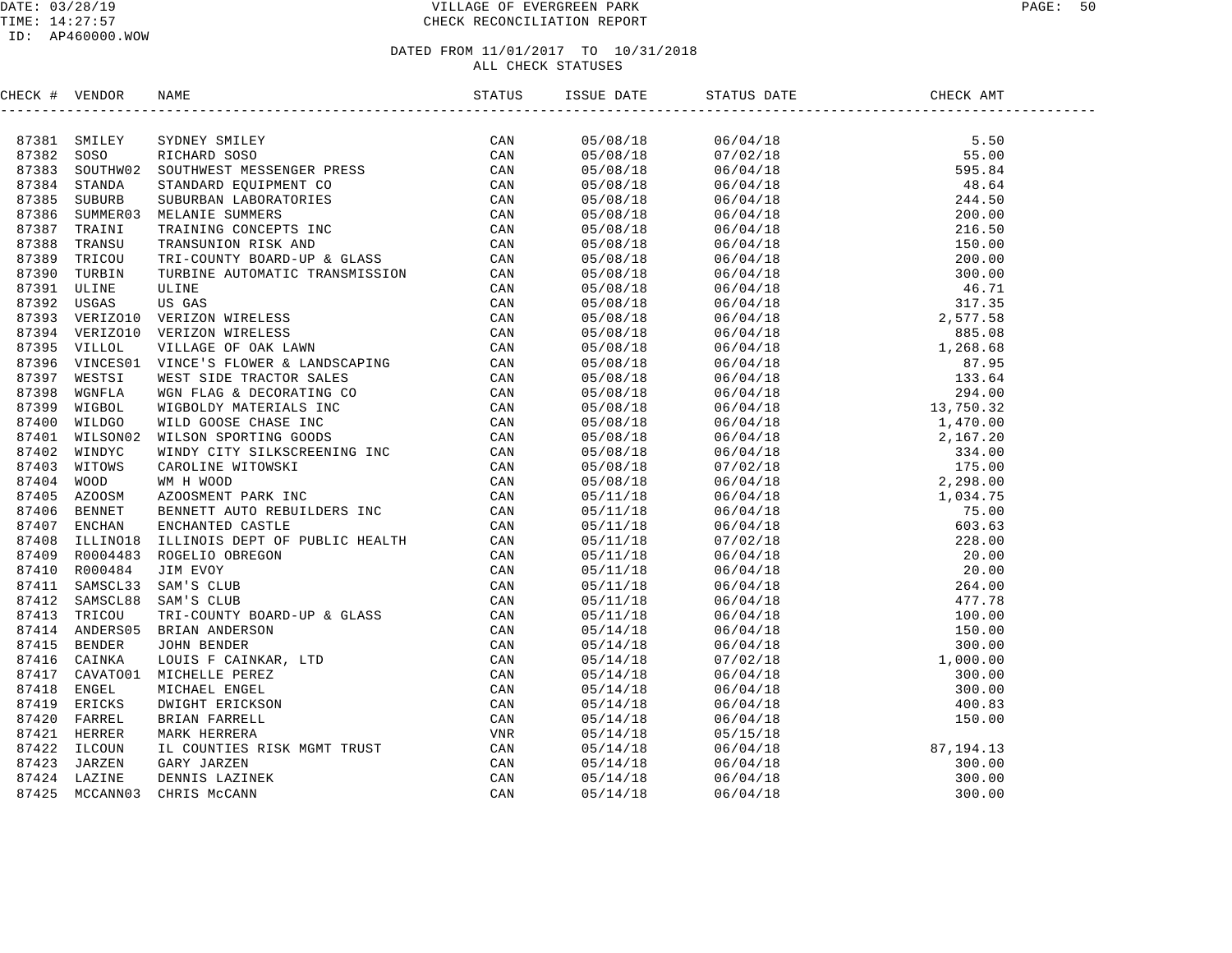DATED FROM 11/01/2017 TO 10/31/2018
ALL CHECK STATUSES

| CHECK # | VENDOR | NAME | STATUS | ISSUE DATE | STATUS DATE | CHECK AMT |
|---|---|---|---|---|---|---|
| 87381 | SMILEY | SYDNEY SMILEY | CAN | 05/08/18 | 06/04/18 | 5.50 |
| 87382 | SOSO | RICHARD SOSO | CAN | 05/08/18 | 07/02/18 | 55.00 |
| 87383 | SOUTHW02 | SOUTHWEST MESSENGER PRESS | CAN | 05/08/18 | 06/04/18 | 595.84 |
| 87384 | STANDA | STANDARD EQUIPMENT CO | CAN | 05/08/18 | 06/04/18 | 48.64 |
| 87385 | SUBURB | SUBURBAN LABORATORIES | CAN | 05/08/18 | 06/04/18 | 244.50 |
| 87386 | SUMMER03 | MELANIE SUMMERS | CAN | 05/08/18 | 06/04/18 | 200.00 |
| 87387 | TRAINI | TRAINING CONCEPTS INC | CAN | 05/08/18 | 06/04/18 | 216.50 |
| 87388 | TRANSU | TRANSUNION RISK AND | CAN | 05/08/18 | 06/04/18 | 150.00 |
| 87389 | TRICOU | TRI-COUNTY BOARD-UP & GLASS | CAN | 05/08/18 | 06/04/18 | 200.00 |
| 87390 | TURBIN | TURBINE AUTOMATIC TRANSMISSION | CAN | 05/08/18 | 06/04/18 | 300.00 |
| 87391 | ULINE | ULINE | CAN | 05/08/18 | 06/04/18 | 46.71 |
| 87392 | USGAS | US GAS | CAN | 05/08/18 | 06/04/18 | 317.35 |
| 87393 | VERIZO10 | VERIZON WIRELESS | CAN | 05/08/18 | 06/04/18 | 2,577.58 |
| 87394 | VERIZO10 | VERIZON WIRELESS | CAN | 05/08/18 | 06/04/18 | 885.08 |
| 87395 | VILLOL | VILLAGE OF OAK LAWN | CAN | 05/08/18 | 06/04/18 | 1,268.68 |
| 87396 | VINCES01 | VINCE'S FLOWER & LANDSCAPING | CAN | 05/08/18 | 06/04/18 | 87.95 |
| 87397 | WESTSI | WEST SIDE TRACTOR SALES | CAN | 05/08/18 | 06/04/18 | 133.64 |
| 87398 | WGNFLA | WGN FLAG & DECORATING CO | CAN | 05/08/18 | 06/04/18 | 294.00 |
| 87399 | WIGBOL | WIGBOLDY MATERIALS INC | CAN | 05/08/18 | 06/04/18 | 13,750.32 |
| 87400 | WILDGO | WILD GOOSE CHASE INC | CAN | 05/08/18 | 06/04/18 | 1,470.00 |
| 87401 | WILSON02 | WILSON SPORTING GOODS | CAN | 05/08/18 | 06/04/18 | 2,167.20 |
| 87402 | WINDYC | WINDY CITY SILKSCREENING INC | CAN | 05/08/18 | 06/04/18 | 334.00 |
| 87403 | WITOWS | CAROLINE WITOWSKI | CAN | 05/08/18 | 07/02/18 | 175.00 |
| 87404 | WOOD | WM H WOOD | CAN | 05/08/18 | 06/04/18 | 2,298.00 |
| 87405 | AZOOSM | AZOOSMENT PARK INC | CAN | 05/11/18 | 06/04/18 | 1,034.75 |
| 87406 | BENNET | BENNETT AUTO REBUILDERS INC | CAN | 05/11/18 | 06/04/18 | 75.00 |
| 87407 | ENCHAN | ENCHANTED CASTLE | CAN | 05/11/18 | 06/04/18 | 603.63 |
| 87408 | ILLINO18 | ILLINOIS DEPT OF PUBLIC HEALTH | CAN | 05/11/18 | 07/02/18 | 228.00 |
| 87409 | R0004483 | ROGELIO OBREGON | CAN | 05/11/18 | 06/04/18 | 20.00 |
| 87410 | R000484 | JIM EVOY | CAN | 05/11/18 | 06/04/18 | 20.00 |
| 87411 | SAMSCL33 | SAM'S CLUB | CAN | 05/11/18 | 06/04/18 | 264.00 |
| 87412 | SAMSCL88 | SAM'S CLUB | CAN | 05/11/18 | 06/04/18 | 477.78 |
| 87413 | TRICOU | TRI-COUNTY BOARD-UP & GLASS | CAN | 05/11/18 | 06/04/18 | 100.00 |
| 87414 | ANDERS05 | BRIAN ANDERSON | CAN | 05/14/18 | 06/04/18 | 150.00 |
| 87415 | BENDER | JOHN BENDER | CAN | 05/14/18 | 06/04/18 | 300.00 |
| 87416 | CAINKA | LOUIS F CAINKAR, LTD | CAN | 05/14/18 | 07/02/18 | 1,000.00 |
| 87417 | CAVATO01 | MICHELLE PEREZ | CAN | 05/14/18 | 06/04/18 | 300.00 |
| 87418 | ENGEL | MICHAEL ENGEL | CAN | 05/14/18 | 06/04/18 | 300.00 |
| 87419 | ERICKS | DWIGHT ERICKSON | CAN | 05/14/18 | 06/04/18 | 400.83 |
| 87420 | FARREL | BRIAN FARRELL | CAN | 05/14/18 | 06/04/18 | 150.00 |
| 87421 | HERRER | MARK HERRERA | VNR | 05/14/18 | 05/15/18 | |
| 87422 | ILCOUN | IL COUNTIES RISK MGMT TRUST | CAN | 05/14/18 | 06/04/18 | 87,194.13 |
| 87423 | JARZEN | GARY JARZEN | CAN | 05/14/18 | 06/04/18 | 300.00 |
| 87424 | LAZINE | DENNIS LAZINEK | CAN | 05/14/18 | 06/04/18 | 300.00 |
| 87425 | MCCANN03 | CHRIS McCANN | CAN | 05/14/18 | 06/04/18 | 300.00 |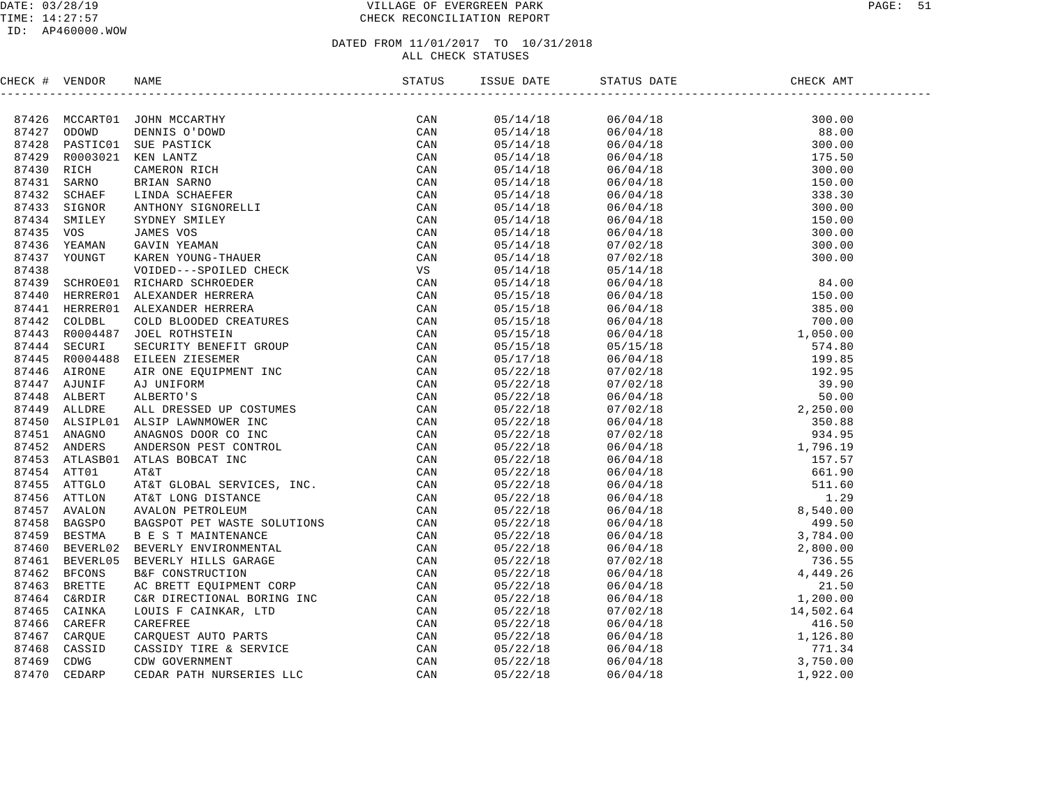VILLAGE OF EVERGREEN PARK
CHECK RECONCILIATION REPORT

DATE: 03/28/19
TIME: 14:27:57
ID: AP460000.WOW

DATED FROM 11/01/2017 TO 10/31/2018
ALL CHECK STATUSES

| CHECK # | VENDOR | NAME | STATUS | ISSUE DATE | STATUS DATE | CHECK AMT |
|---|---|---|---|---|---|---|
| 87426 | MCCART01 | JOHN MCCARTHY | CAN | 05/14/18 | 06/04/18 | 300.00 |
| 87427 | ODOWD | DENNIS O'DOWD | CAN | 05/14/18 | 06/04/18 | 88.00 |
| 87428 | PASTIC01 | SUE PASTICK | CAN | 05/14/18 | 06/04/18 | 300.00 |
| 87429 | R0003021 | KEN LANTZ | CAN | 05/14/18 | 06/04/18 | 175.50 |
| 87430 | RICH | CAMERON RICH | CAN | 05/14/18 | 06/04/18 | 300.00 |
| 87431 | SARNO | BRIAN SARNO | CAN | 05/14/18 | 06/04/18 | 150.00 |
| 87432 | SCHAEF | LINDA SCHAEFER | CAN | 05/14/18 | 06/04/18 | 338.30 |
| 87433 | SIGNOR | ANTHONY SIGNORELLI | CAN | 05/14/18 | 06/04/18 | 300.00 |
| 87434 | SMILEY | SYDNEY SMILEY | CAN | 05/14/18 | 06/04/18 | 150.00 |
| 87435 | VOS | JAMES VOS | CAN | 05/14/18 | 06/04/18 | 300.00 |
| 87436 | YEAMAN | GAVIN YEAMAN | CAN | 05/14/18 | 07/02/18 | 300.00 |
| 87437 | YOUNGT | KAREN YOUNG-THAUER | CAN | 05/14/18 | 07/02/18 | 300.00 |
| 87438 | | VOIDED---SPOILED CHECK | VS | 05/14/18 | 05/14/18 | |
| 87439 | SCHROE01 | RICHARD SCHROEDER | CAN | 05/14/18 | 06/04/18 | 84.00 |
| 87440 | HERRER01 | ALEXANDER HERRERA | CAN | 05/15/18 | 06/04/18 | 150.00 |
| 87441 | HERRER01 | ALEXANDER HERRERA | CAN | 05/15/18 | 06/04/18 | 385.00 |
| 87442 | COLDBL | COLD BLOODED CREATURES | CAN | 05/15/18 | 06/04/18 | 700.00 |
| 87443 | R0004487 | JOEL ROTHSTEIN | CAN | 05/15/18 | 06/04/18 | 1,050.00 |
| 87444 | SECURI | SECURITY BENEFIT GROUP | CAN | 05/15/18 | 05/15/18 | 574.80 |
| 87445 | R0004488 | EILEEN ZIESEMER | CAN | 05/17/18 | 06/04/18 | 199.85 |
| 87446 | AIRONE | AIR ONE EQUIPMENT INC | CAN | 05/22/18 | 07/02/18 | 192.95 |
| 87447 | AJUNIF | AJ UNIFORM | CAN | 05/22/18 | 07/02/18 | 39.90 |
| 87448 | ALBERT | ALBERTO'S | CAN | 05/22/18 | 06/04/18 | 50.00 |
| 87449 | ALLDRE | ALL DRESSED UP COSTUMES | CAN | 05/22/18 | 07/02/18 | 2,250.00 |
| 87450 | ALSIPL01 | ALSIP LAWNMOWER INC | CAN | 05/22/18 | 06/04/18 | 350.88 |
| 87451 | ANAGNO | ANAGNOS DOOR CO INC | CAN | 05/22/18 | 07/02/18 | 934.95 |
| 87452 | ANDERS | ANDERSON PEST CONTROL | CAN | 05/22/18 | 06/04/18 | 1,796.19 |
| 87453 | ATLASB01 | ATLAS BOBCAT INC | CAN | 05/22/18 | 06/04/18 | 157.57 |
| 87454 | ATT01 | AT&T | CAN | 05/22/18 | 06/04/18 | 661.90 |
| 87455 | ATTGLO | AT&T GLOBAL SERVICES, INC. | CAN | 05/22/18 | 06/04/18 | 511.60 |
| 87456 | ATTLON | AT&T LONG DISTANCE | CAN | 05/22/18 | 06/04/18 | 1.29 |
| 87457 | AVALON | AVALON PETROLEUM | CAN | 05/22/18 | 06/04/18 | 8,540.00 |
| 87458 | BAGSPO | BAGSPOT PET WASTE SOLUTIONS | CAN | 05/22/18 | 06/04/18 | 499.50 |
| 87459 | BESTMA | B E S T MAINTENANCE | CAN | 05/22/18 | 06/04/18 | 3,784.00 |
| 87460 | BEVERL02 | BEVERLY ENVIRONMENTAL | CAN | 05/22/18 | 06/04/18 | 2,800.00 |
| 87461 | BEVERL05 | BEVERLY HILLS GARAGE | CAN | 05/22/18 | 07/02/18 | 736.55 |
| 87462 | BFCONS | B&F CONSTRUCTION | CAN | 05/22/18 | 06/04/18 | 4,449.26 |
| 87463 | BRETTE | AC BRETT EQUIPMENT CORP | CAN | 05/22/18 | 06/04/18 | 21.50 |
| 87464 | C&RDIR | C&R DIRECTIONAL BORING INC | CAN | 05/22/18 | 06/04/18 | 1,200.00 |
| 87465 | CAINKA | LOUIS F CAINKAR, LTD | CAN | 05/22/18 | 07/02/18 | 14,502.64 |
| 87466 | CAREFR | CAREFREE | CAN | 05/22/18 | 06/04/18 | 416.50 |
| 87467 | CARQUE | CARQUEST AUTO PARTS | CAN | 05/22/18 | 06/04/18 | 1,126.80 |
| 87468 | CASSID | CASSIDY TIRE & SERVICE | CAN | 05/22/18 | 06/04/18 | 771.34 |
| 87469 | CDWG | CDW GOVERNMENT | CAN | 05/22/18 | 06/04/18 | 3,750.00 |
| 87470 | CEDARP | CEDAR PATH NURSERIES LLC | CAN | 05/22/18 | 06/04/18 | 1,922.00 |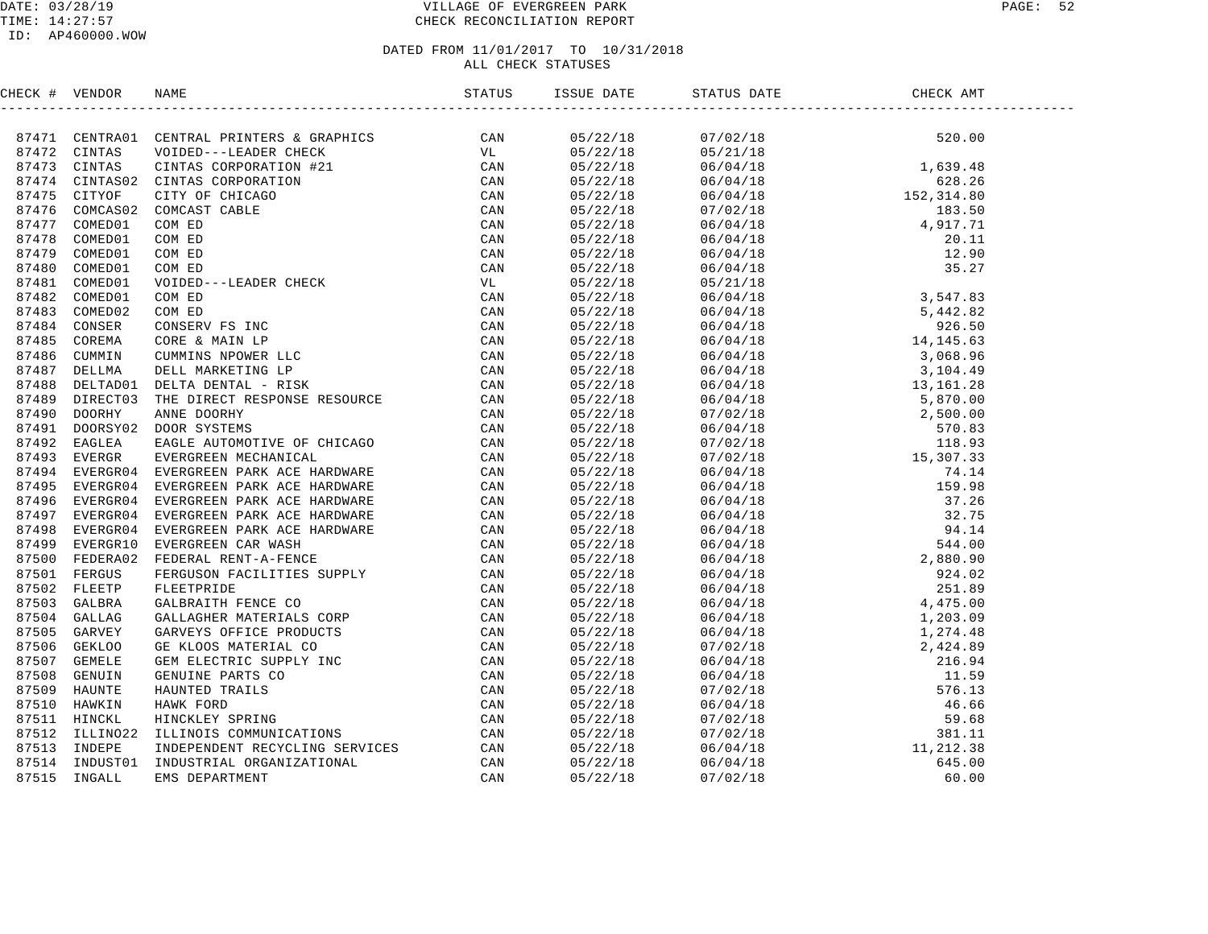DATE: 03/28/19
TIME: 14:27:57
ID: AP460000.WOW

# VILLAGE OF EVERGREEN PARK
## CHECK RECONCILIATION REPORT

DATED FROM 11/01/2017 TO 10/31/2018
ALL CHECK STATUSES

| CHECK # | VENDOR | NAME | STATUS | ISSUE DATE | STATUS DATE | CHECK AMT |
|---|---|---|---|---|---|---|
| 87471 | CENTRA01 | CENTRAL PRINTERS & GRAPHICS | CAN | 05/22/18 | 07/02/18 | 520.00 |
| 87472 | CINTAS | VOIDED---LEADER CHECK | VL | 05/22/18 | 05/21/18 | |
| 87473 | CINTAS | CINTAS CORPORATION #21 | CAN | 05/22/18 | 06/04/18 | 1,639.48 |
| 87474 | CINTAS02 | CINTAS CORPORATION | CAN | 05/22/18 | 06/04/18 | 628.26 |
| 87475 | CITYOF | CITY OF CHICAGO | CAN | 05/22/18 | 06/04/18 | 152,314.80 |
| 87476 | COMCAS02 | COMCAST CABLE | CAN | 05/22/18 | 07/02/18 | 183.50 |
| 87477 | COMED01 | COM ED | CAN | 05/22/18 | 06/04/18 | 4,917.71 |
| 87478 | COMED01 | COM ED | CAN | 05/22/18 | 06/04/18 | 20.11 |
| 87479 | COMED01 | COM ED | CAN | 05/22/18 | 06/04/18 | 12.90 |
| 87480 | COMED01 | COM ED | CAN | 05/22/18 | 06/04/18 | 35.27 |
| 87481 | COMED01 | VOIDED---LEADER CHECK | VL | 05/22/18 | 05/21/18 | |
| 87482 | COMED01 | COM ED | CAN | 05/22/18 | 06/04/18 | 3,547.83 |
| 87483 | COMED02 | COM ED | CAN | 05/22/18 | 06/04/18 | 5,442.82 |
| 87484 | CONSER | CONSERV FS INC | CAN | 05/22/18 | 06/04/18 | 926.50 |
| 87485 | COREMA | CORE & MAIN LP | CAN | 05/22/18 | 06/04/18 | 14,145.63 |
| 87486 | CUMMIN | CUMMINS NPOWER LLC | CAN | 05/22/18 | 06/04/18 | 3,068.96 |
| 87487 | DELLMA | DELL MARKETING LP | CAN | 05/22/18 | 06/04/18 | 3,104.49 |
| 87488 | DELTAD01 | DELTA DENTAL - RISK | CAN | 05/22/18 | 06/04/18 | 13,161.28 |
| 87489 | DIRECT03 | THE DIRECT RESPONSE RESOURCE | CAN | 05/22/18 | 06/04/18 | 5,870.00 |
| 87490 | DOORHY | ANNE DOORHY | CAN | 05/22/18 | 07/02/18 | 2,500.00 |
| 87491 | DOORSY02 | DOOR SYSTEMS | CAN | 05/22/18 | 06/04/18 | 570.83 |
| 87492 | EAGLEA | EAGLE AUTOMOTIVE OF CHICAGO | CAN | 05/22/18 | 07/02/18 | 118.93 |
| 87493 | EVERGR | EVERGREEN MECHANICAL | CAN | 05/22/18 | 07/02/18 | 15,307.33 |
| 87494 | EVERGR04 | EVERGREEN PARK ACE HARDWARE | CAN | 05/22/18 | 06/04/18 | 74.14 |
| 87495 | EVERGR04 | EVERGREEN PARK ACE HARDWARE | CAN | 05/22/18 | 06/04/18 | 159.98 |
| 87496 | EVERGR04 | EVERGREEN PARK ACE HARDWARE | CAN | 05/22/18 | 06/04/18 | 37.26 |
| 87497 | EVERGR04 | EVERGREEN PARK ACE HARDWARE | CAN | 05/22/18 | 06/04/18 | 32.75 |
| 87498 | EVERGR04 | EVERGREEN PARK ACE HARDWARE | CAN | 05/22/18 | 06/04/18 | 94.14 |
| 87499 | EVERGR10 | EVERGREEN CAR WASH | CAN | 05/22/18 | 06/04/18 | 544.00 |
| 87500 | FEDERA02 | FEDERAL RENT-A-FENCE | CAN | 05/22/18 | 06/04/18 | 2,880.90 |
| 87501 | FERGUS | FERGUSON FACILITIES SUPPLY | CAN | 05/22/18 | 06/04/18 | 924.02 |
| 87502 | FLEETP | FLEETPRIDE | CAN | 05/22/18 | 06/04/18 | 251.89 |
| 87503 | GALBRA | GALBRAITH FENCE CO | CAN | 05/22/18 | 06/04/18 | 4,475.00 |
| 87504 | GALLAG | GALLAGHER MATERIALS CORP | CAN | 05/22/18 | 06/04/18 | 1,203.09 |
| 87505 | GARVEY | GARVEYS OFFICE PRODUCTS | CAN | 05/22/18 | 06/04/18 | 1,274.48 |
| 87506 | GEKLOO | GE KLOOS MATERIAL CO | CAN | 05/22/18 | 07/02/18 | 2,424.89 |
| 87507 | GEMELE | GEM ELECTRIC SUPPLY INC | CAN | 05/22/18 | 06/04/18 | 216.94 |
| 87508 | GENUIN | GENUINE PARTS CO | CAN | 05/22/18 | 06/04/18 | 11.59 |
| 87509 | HAUNTE | HAUNTED TRAILS | CAN | 05/22/18 | 07/02/18 | 576.13 |
| 87510 | HAWKIN | HAWK FORD | CAN | 05/22/18 | 06/04/18 | 46.66 |
| 87511 | HINCKL | HINCKLEY SPRING | CAN | 05/22/18 | 07/02/18 | 59.68 |
| 87512 | ILLINO22 | ILLINOIS COMMUNICATIONS | CAN | 05/22/18 | 07/02/18 | 381.11 |
| 87513 | INDEPE | INDEPENDENT RECYCLING SERVICES | CAN | 05/22/18 | 06/04/18 | 11,212.38 |
| 87514 | INDUST01 | INDUSTRIAL ORGANIZATIONAL | CAN | 05/22/18 | 06/04/18 | 645.00 |
| 87515 | INGALL | EMS DEPARTMENT | CAN | 05/22/18 | 07/02/18 | 60.00 |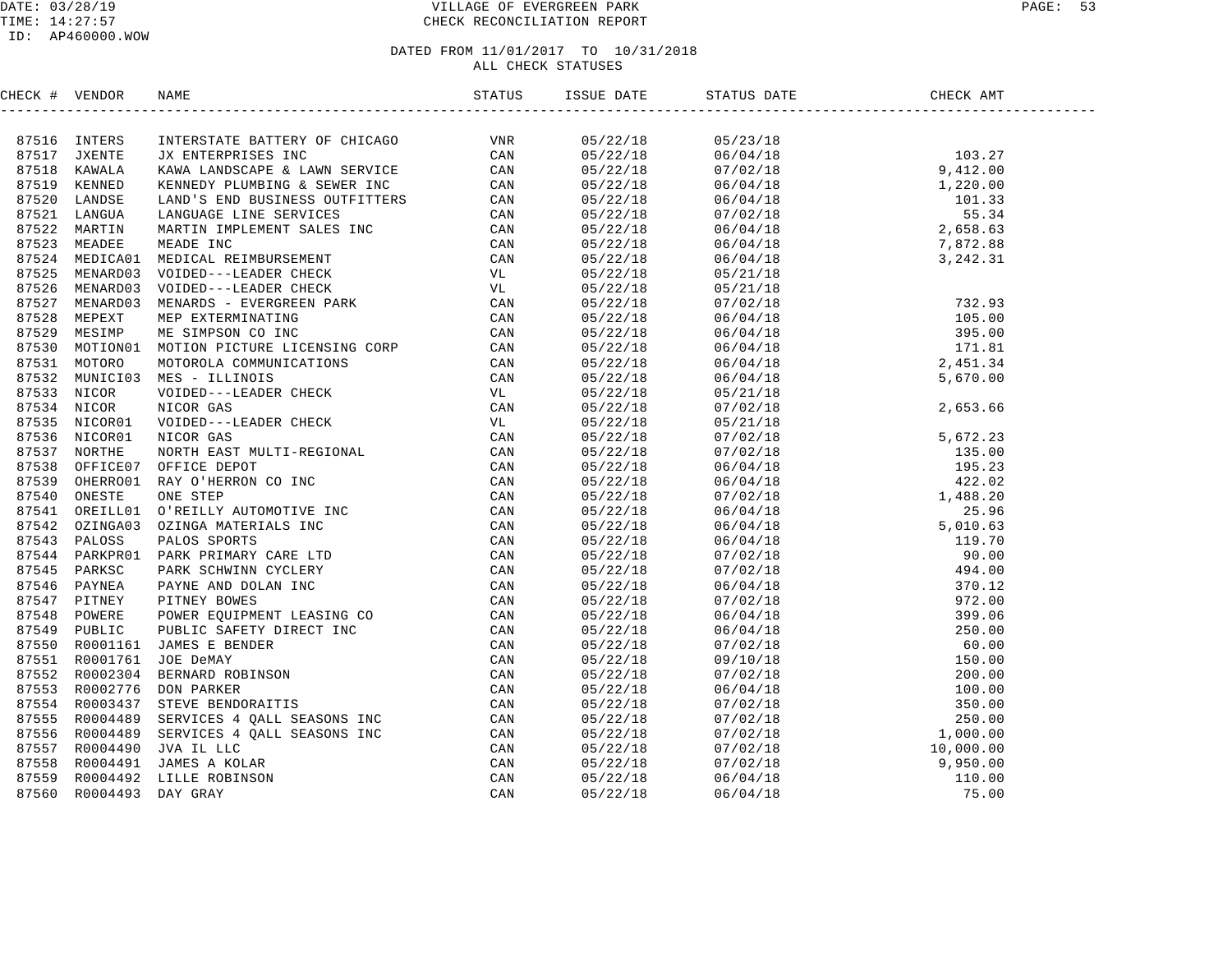DATE: 03/28/19
TIME: 14:27:57
ID: AP460000.WOW

VILLAGE OF EVERGREEN PARK
CHECK RECONCILIATION REPORT

DATED FROM 11/01/2017 TO 10/31/2018
ALL CHECK STATUSES

| CHECK # | VENDOR | NAME | STATUS | ISSUE DATE | STATUS DATE | CHECK AMT |
|---|---|---|---|---|---|---|
| 87516 | INTERS | INTERSTATE BATTERY OF CHICAGO | VNR | 05/22/18 | 05/23/18 | |
| 87517 | JXENTE | JX ENTERPRISES INC | CAN | 05/22/18 | 06/04/18 | 103.27 |
| 87518 | KAWALA | KAWA LANDSCAPE & LAWN SERVICE | CAN | 05/22/18 | 07/02/18 | 9,412.00 |
| 87519 | KENNED | KENNEDY PLUMBING & SEWER INC | CAN | 05/22/18 | 06/04/18 | 1,220.00 |
| 87520 | LANDSE | LAND'S END BUSINESS OUTFITTERS | CAN | 05/22/18 | 06/04/18 | 101.33 |
| 87521 | LANGUA | LANGUAGE LINE SERVICES | CAN | 05/22/18 | 07/02/18 | 55.34 |
| 87522 | MARTIN | MARTIN IMPLEMENT SALES INC | CAN | 05/22/18 | 06/04/18 | 2,658.63 |
| 87523 | MEADEE | MEADE INC | CAN | 05/22/18 | 06/04/18 | 7,872.88 |
| 87524 | MEDICA01 | MEDICAL REIMBURSEMENT | CAN | 05/22/18 | 06/04/18 | 3,242.31 |
| 87525 | MENARD03 | VOIDED---LEADER CHECK | VL | 05/22/18 | 05/21/18 | |
| 87526 | MENARD03 | VOIDED---LEADER CHECK | VL | 05/22/18 | 05/21/18 | |
| 87527 | MENARD03 | MENARDS - EVERGREEN PARK | CAN | 05/22/18 | 07/02/18 | 732.93 |
| 87528 | MEPEXT | MEP EXTERMINATING | CAN | 05/22/18 | 06/04/18 | 105.00 |
| 87529 | MESIMP | ME SIMPSON CO INC | CAN | 05/22/18 | 06/04/18 | 395.00 |
| 87530 | MOTION01 | MOTION PICTURE LICENSING CORP | CAN | 05/22/18 | 06/04/18 | 171.81 |
| 87531 | MOTORO | MOTOROLA COMMUNICATIONS | CAN | 05/22/18 | 06/04/18 | 2,451.34 |
| 87532 | MUNICI03 | MES - ILLINOIS | CAN | 05/22/18 | 06/04/18 | 5,670.00 |
| 87533 | NICOR | VOIDED---LEADER CHECK | VL | 05/22/18 | 05/21/18 | |
| 87534 | NICOR | NICOR GAS | CAN | 05/22/18 | 07/02/18 | 2,653.66 |
| 87535 | NICOR01 | VOIDED---LEADER CHECK | VL | 05/22/18 | 05/21/18 | |
| 87536 | NICOR01 | NICOR GAS | CAN | 05/22/18 | 07/02/18 | 5,672.23 |
| 87537 | NORTHE | NORTH EAST MULTI-REGIONAL | CAN | 05/22/18 | 07/02/18 | 135.00 |
| 87538 | OFFICE07 | OFFICE DEPOT | CAN | 05/22/18 | 06/04/18 | 195.23 |
| 87539 | OHERRO01 | RAY O'HERRON CO INC | CAN | 05/22/18 | 06/04/18 | 422.02 |
| 87540 | ONESTE | ONE STEP | CAN | 05/22/18 | 07/02/18 | 1,488.20 |
| 87541 | OREILL01 | O'REILLY AUTOMOTIVE INC | CAN | 05/22/18 | 06/04/18 | 25.96 |
| 87542 | OZINGA03 | OZINGA MATERIALS INC | CAN | 05/22/18 | 06/04/18 | 5,010.63 |
| 87543 | PALOSS | PALOS SPORTS | CAN | 05/22/18 | 06/04/18 | 119.70 |
| 87544 | PARKPR01 | PARK PRIMARY CARE LTD | CAN | 05/22/18 | 07/02/18 | 90.00 |
| 87545 | PARKSC | PARK SCHWINN CYCLERY | CAN | 05/22/18 | 07/02/18 | 494.00 |
| 87546 | PAYNEA | PAYNE AND DOLAN INC | CAN | 05/22/18 | 06/04/18 | 370.12 |
| 87547 | PITNEY | PITNEY BOWES | CAN | 05/22/18 | 07/02/18 | 972.00 |
| 87548 | POWERE | POWER EQUIPMENT LEASING CO | CAN | 05/22/18 | 06/04/18 | 399.06 |
| 87549 | PUBLIC | PUBLIC SAFETY DIRECT INC | CAN | 05/22/18 | 06/04/18 | 250.00 |
| 87550 | R0001161 | JAMES E BENDER | CAN | 05/22/18 | 07/02/18 | 60.00 |
| 87551 | R0001761 | JOE DeMAY | CAN | 05/22/18 | 09/10/18 | 150.00 |
| 87552 | R0002304 | BERNARD ROBINSON | CAN | 05/22/18 | 07/02/18 | 200.00 |
| 87553 | R0002776 | DON PARKER | CAN | 05/22/18 | 06/04/18 | 100.00 |
| 87554 | R0003437 | STEVE BENDORAITIS | CAN | 05/22/18 | 07/02/18 | 350.00 |
| 87555 | R0004489 | SERVICES 4 QALL SEASONS INC | CAN | 05/22/18 | 07/02/18 | 250.00 |
| 87556 | R0004489 | SERVICES 4 QALL SEASONS INC | CAN | 05/22/18 | 07/02/18 | 1,000.00 |
| 87557 | R0004490 | JVA IL LLC | CAN | 05/22/18 | 07/02/18 | 10,000.00 |
| 87558 | R0004491 | JAMES A KOLAR | CAN | 05/22/18 | 07/02/18 | 9,950.00 |
| 87559 | R0004492 | LILLE ROBINSON | CAN | 05/22/18 | 06/04/18 | 110.00 |
| 87560 | R0004493 | DAY GRAY | CAN | 05/22/18 | 06/04/18 | 75.00 |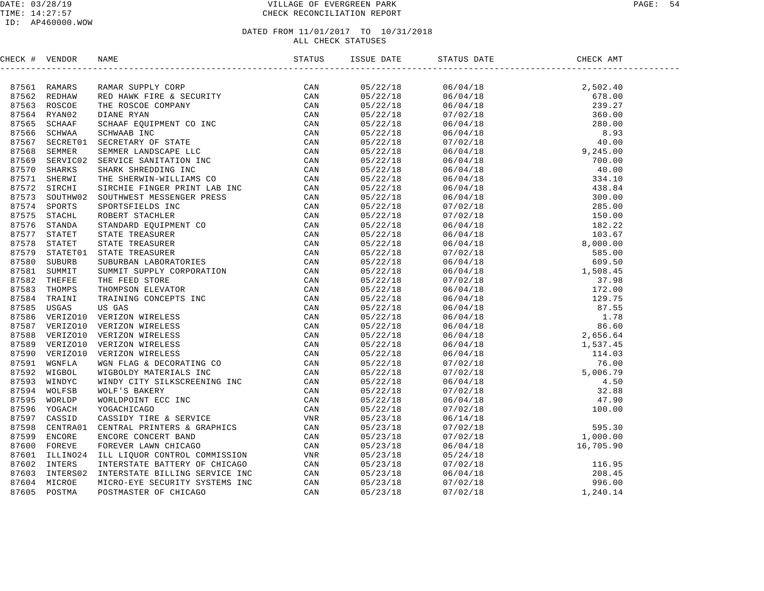# VILLAGE OF EVERGREEN PARK
## CHECK RECONCILIATION REPORT

DATE: 03/28/19
TIME: 14:27:57
ID: AP460000.WOW

DATED FROM 11/01/2017 TO 10/31/2018
ALL CHECK STATUSES

| CHECK # | VENDOR | NAME | STATUS | ISSUE DATE | STATUS DATE | CHECK AMT |
|---|---|---|---|---|---|---|
| 87561 | RAMARS | RAMAR SUPPLY CORP | CAN | 05/22/18 | 06/04/18 | 2,502.40 |
| 87562 | REDHAW | RED HAWK FIRE & SECURITY | CAN | 05/22/18 | 06/04/18 | 678.00 |
| 87563 | ROSCOE | THE ROSCOE COMPANY | CAN | 05/22/18 | 06/04/18 | 239.27 |
| 87564 | RYAN02 | DIANE RYAN | CAN | 05/22/18 | 07/02/18 | 360.00 |
| 87565 | SCHAAF | SCHAAF EQUIPMENT CO INC | CAN | 05/22/18 | 06/04/18 | 280.00 |
| 87566 | SCHWAA | SCHWAAB INC | CAN | 05/22/18 | 06/04/18 | 8.93 |
| 87567 | SECRET01 | SECRETARY OF STATE | CAN | 05/22/18 | 07/02/18 | 40.00 |
| 87568 | SEMMER | SEMMER LANDSCAPE LLC | CAN | 05/22/18 | 06/04/18 | 9,245.00 |
| 87569 | SERVIC02 | SERVICE SANITATION INC | CAN | 05/22/18 | 06/04/18 | 700.00 |
| 87570 | SHARKS | SHARK SHREDDING INC | CAN | 05/22/18 | 06/04/18 | 40.00 |
| 87571 | SHERWI | THE SHERWIN-WILLIAMS CO | CAN | 05/22/18 | 06/04/18 | 334.10 |
| 87572 | SIRCHI | SIRCHIE FINGER PRINT LAB INC | CAN | 05/22/18 | 06/04/18 | 438.84 |
| 87573 | SOUTHW02 | SOUTHWEST MESSENGER PRESS | CAN | 05/22/18 | 06/04/18 | 300.00 |
| 87574 | SPORTS | SPORTSFIELDS INC | CAN | 05/22/18 | 07/02/18 | 285.00 |
| 87575 | STACHL | ROBERT STACHLER | CAN | 05/22/18 | 07/02/18 | 150.00 |
| 87576 | STANDA | STANDARD EQUIPMENT CO | CAN | 05/22/18 | 06/04/18 | 182.22 |
| 87577 | STATET | STATE TREASURER | CAN | 05/22/18 | 06/04/18 | 103.67 |
| 87578 | STATET | STATE TREASURER | CAN | 05/22/18 | 06/04/18 | 8,000.00 |
| 87579 | STATET01 | STATE TREASURER | CAN | 05/22/18 | 07/02/18 | 585.00 |
| 87580 | SUBURB | SUBURBAN LABORATORIES | CAN | 05/22/18 | 06/04/18 | 609.50 |
| 87581 | SUMMIT | SUMMIT SUPPLY CORPORATION | CAN | 05/22/18 | 06/04/18 | 1,508.45 |
| 87582 | THEFEE | THE FEED STORE | CAN | 05/22/18 | 07/02/18 | 37.98 |
| 87583 | THOMPS | THOMPSON ELEVATOR | CAN | 05/22/18 | 06/04/18 | 172.00 |
| 87584 | TRAINI | TRAINING CONCEPTS INC | CAN | 05/22/18 | 06/04/18 | 129.75 |
| 87585 | USGAS | US GAS | CAN | 05/22/18 | 06/04/18 | 87.55 |
| 87586 | VERIZO10 | VERIZON WIRELESS | CAN | 05/22/18 | 06/04/18 | 1.78 |
| 87587 | VERIZO10 | VERIZON WIRELESS | CAN | 05/22/18 | 06/04/18 | 86.60 |
| 87588 | VERIZO10 | VERIZON WIRELESS | CAN | 05/22/18 | 06/04/18 | 2,656.64 |
| 87589 | VERIZO10 | VERIZON WIRELESS | CAN | 05/22/18 | 06/04/18 | 1,537.45 |
| 87590 | VERIZO10 | VERIZON WIRELESS | CAN | 05/22/18 | 06/04/18 | 114.03 |
| 87591 | WGNFLA | WGN FLAG & DECORATING CO | CAN | 05/22/18 | 07/02/18 | 76.00 |
| 87592 | WIGBOL | WIGBOLDY MATERIALS INC | CAN | 05/22/18 | 07/02/18 | 5,006.79 |
| 87593 | WINDYC | WINDY CITY SILKSCREENING INC | CAN | 05/22/18 | 06/04/18 | 4.50 |
| 87594 | WOLFSB | WOLF'S BAKERY | CAN | 05/22/18 | 07/02/18 | 32.88 |
| 87595 | WORLDP | WORLDPOINT ECC INC | CAN | 05/22/18 | 06/04/18 | 47.90 |
| 87596 | YOGACH | YOGACHICAGO | CAN | 05/22/18 | 07/02/18 | 100.00 |
| 87597 | CASSID | CASSIDY TIRE & SERVICE | VNR | 05/23/18 | 06/14/18 | |
| 87598 | CENTRA01 | CENTRAL PRINTERS & GRAPHICS | CAN | 05/23/18 | 07/02/18 | 595.30 |
| 87599 | ENCORE | ENCORE CONCERT BAND | CAN | 05/23/18 | 07/02/18 | 1,000.00 |
| 87600 | FOREVE | FOREVER LAWN CHICAGO | CAN | 05/23/18 | 06/04/18 | 16,705.90 |
| 87601 | ILLINO24 | ILL LIQUOR CONTROL COMMISSION | VNR | 05/23/18 | 05/24/18 | |
| 87602 | INTERS | INTERSTATE BATTERY OF CHICAGO | CAN | 05/23/18 | 07/02/18 | 116.95 |
| 87603 | INTERS02 | INTERSTATE BILLING SERVICE INC | CAN | 05/23/18 | 06/04/18 | 208.45 |
| 87604 | MICROE | MICRO-EYE SECURITY SYSTEMS INC | CAN | 05/23/18 | 07/02/18 | 996.00 |
| 87605 | POSTMA | POSTMASTER OF CHICAGO | CAN | 05/23/18 | 07/02/18 | 1,240.14 |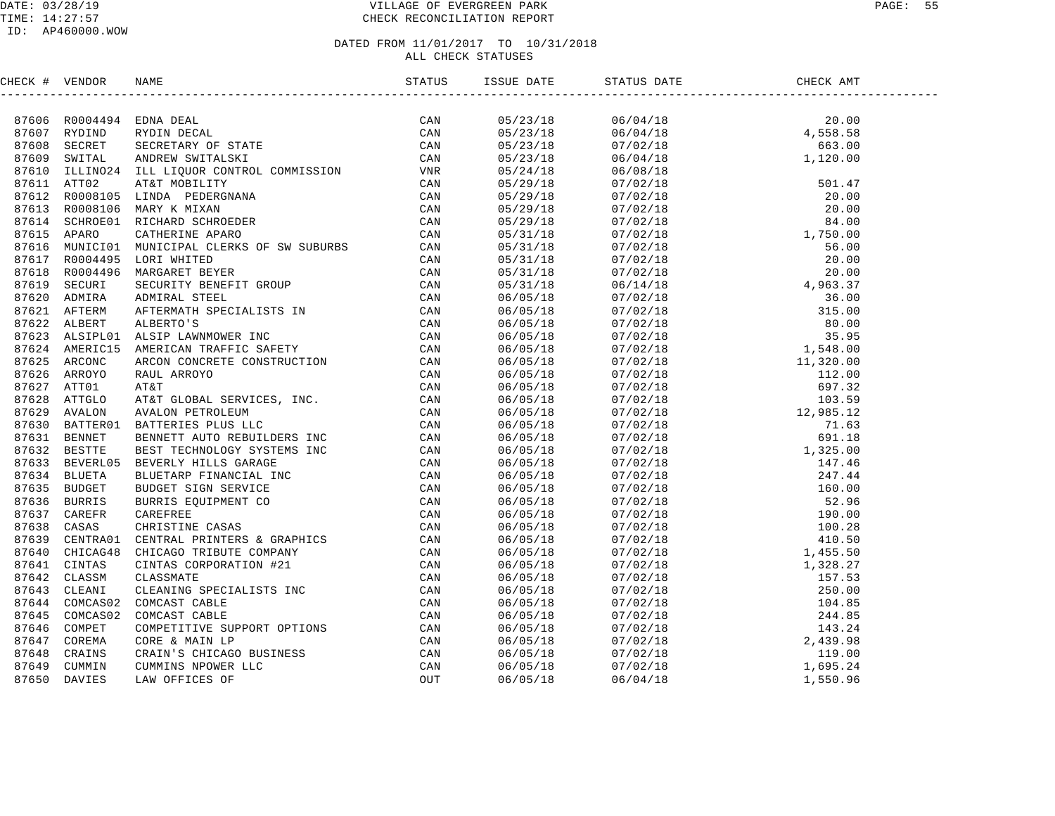DATE: 03/28/19
TIME: 14:27:57
ID: AP460000.WOW

VILLAGE OF EVERGREEN PARK
CHECK RECONCILIATION REPORT

DATED FROM 11/01/2017 TO 10/31/2018
ALL CHECK STATUSES

| CHECK # | VENDOR | NAME | STATUS | ISSUE DATE | STATUS DATE | CHECK AMT |
|---|---|---|---|---|---|---|
| 87606 | R0004494 | EDNA DEAL | CAN | 05/23/18 | 06/04/18 | 20.00 |
| 87607 | RYDIND | RYDIN DECAL | CAN | 05/23/18 | 06/04/18 | 4,558.58 |
| 87608 | SECRET | SECRETARY OF STATE | CAN | 05/23/18 | 07/02/18 | 663.00 |
| 87609 | SWITAL | ANDREW SWITALSKI | CAN | 05/23/18 | 06/04/18 | 1,120.00 |
| 87610 | ILLINO24 | ILL LIQUOR CONTROL COMMISSION | VNR | 05/24/18 | 06/08/18 | |
| 87611 | ATT02 | AT&T MOBILITY | CAN | 05/29/18 | 07/02/18 | 501.47 |
| 87612 | R0008105 | LINDA PEDERGNANA | CAN | 05/29/18 | 07/02/18 | 20.00 |
| 87613 | R0008106 | MARY K MIXAN | CAN | 05/29/18 | 07/02/18 | 20.00 |
| 87614 | SCHROE01 | RICHARD SCHROEDER | CAN | 05/29/18 | 07/02/18 | 84.00 |
| 87615 | APARO | CATHERINE APARO | CAN | 05/31/18 | 07/02/18 | 1,750.00 |
| 87616 | MUNICI01 | MUNICIPAL CLERKS OF SW SUBURBS | CAN | 05/31/18 | 07/02/18 | 56.00 |
| 87617 | R0004495 | LORI WHITED | CAN | 05/31/18 | 07/02/18 | 20.00 |
| 87618 | R0004496 | MARGARET BEYER | CAN | 05/31/18 | 07/02/18 | 20.00 |
| 87619 | SECURI | SECURITY BENEFIT GROUP | CAN | 05/31/18 | 06/14/18 | 4,963.37 |
| 87620 | ADMIRA | ADMIRAL STEEL | CAN | 06/05/18 | 07/02/18 | 36.00 |
| 87621 | AFTERM | AFTERMATH SPECIALISTS IN | CAN | 06/05/18 | 07/02/18 | 315.00 |
| 87622 | ALBERT | ALBERTO'S | CAN | 06/05/18 | 07/02/18 | 80.00 |
| 87623 | ALSIPL01 | ALSIP LAWNMOWER INC | CAN | 06/05/18 | 07/02/18 | 35.95 |
| 87624 | AMERIC15 | AMERICAN TRAFFIC SAFETY | CAN | 06/05/18 | 07/02/18 | 1,548.00 |
| 87625 | ARCONC | ARCON CONCRETE CONSTRUCTION | CAN | 06/05/18 | 07/02/18 | 11,320.00 |
| 87626 | ARROYO | RAUL ARROYO | CAN | 06/05/18 | 07/02/18 | 112.00 |
| 87627 | ATT01 | AT&T | CAN | 06/05/18 | 07/02/18 | 697.32 |
| 87628 | ATTGLO | AT&T GLOBAL SERVICES, INC. | CAN | 06/05/18 | 07/02/18 | 103.59 |
| 87629 | AVALON | AVALON PETROLEUM | CAN | 06/05/18 | 07/02/18 | 12,985.12 |
| 87630 | BATTER01 | BATTERIES PLUS LLC | CAN | 06/05/18 | 07/02/18 | 71.63 |
| 87631 | BENNET | BENNETT AUTO REBUILDERS INC | CAN | 06/05/18 | 07/02/18 | 691.18 |
| 87632 | BESTTE | BEST TECHNOLOGY SYSTEMS INC | CAN | 06/05/18 | 07/02/18 | 1,325.00 |
| 87633 | BEVERL05 | BEVERLY HILLS GARAGE | CAN | 06/05/18 | 07/02/18 | 147.46 |
| 87634 | BLUETA | BLUETARP FINANCIAL INC | CAN | 06/05/18 | 07/02/18 | 247.44 |
| 87635 | BUDGET | BUDGET SIGN SERVICE | CAN | 06/05/18 | 07/02/18 | 160.00 |
| 87636 | BURRIS | BURRIS EQUIPMENT CO | CAN | 06/05/18 | 07/02/18 | 52.96 |
| 87637 | CAREFR | CAREFREE | CAN | 06/05/18 | 07/02/18 | 190.00 |
| 87638 | CASAS | CHRISTINE CASAS | CAN | 06/05/18 | 07/02/18 | 100.28 |
| 87639 | CENTRA01 | CENTRAL PRINTERS & GRAPHICS | CAN | 06/05/18 | 07/02/18 | 410.50 |
| 87640 | CHICAG48 | CHICAGO TRIBUTE COMPANY | CAN | 06/05/18 | 07/02/18 | 1,455.50 |
| 87641 | CINTAS | CINTAS CORPORATION #21 | CAN | 06/05/18 | 07/02/18 | 1,328.27 |
| 87642 | CLASSM | CLASSMATE | CAN | 06/05/18 | 07/02/18 | 157.53 |
| 87643 | CLEANI | CLEANING SPECIALISTS INC | CAN | 06/05/18 | 07/02/18 | 250.00 |
| 87644 | COMCAS02 | COMCAST CABLE | CAN | 06/05/18 | 07/02/18 | 104.85 |
| 87645 | COMCAS02 | COMCAST CABLE | CAN | 06/05/18 | 07/02/18 | 244.85 |
| 87646 | COMPET | COMPETITIVE SUPPORT OPTIONS | CAN | 06/05/18 | 07/02/18 | 143.24 |
| 87647 | COREMA | CORE & MAIN LP | CAN | 06/05/18 | 07/02/18 | 2,439.98 |
| 87648 | CRAINS | CRAIN'S CHICAGO BUSINESS | CAN | 06/05/18 | 07/02/18 | 119.00 |
| 87649 | CUMMIN | CUMMINS NPOWER LLC | CAN | 06/05/18 | 07/02/18 | 1,695.24 |
| 87650 | DAVIES | LAW OFFICES OF | OUT | 06/05/18 | 06/04/18 | 1,550.96 |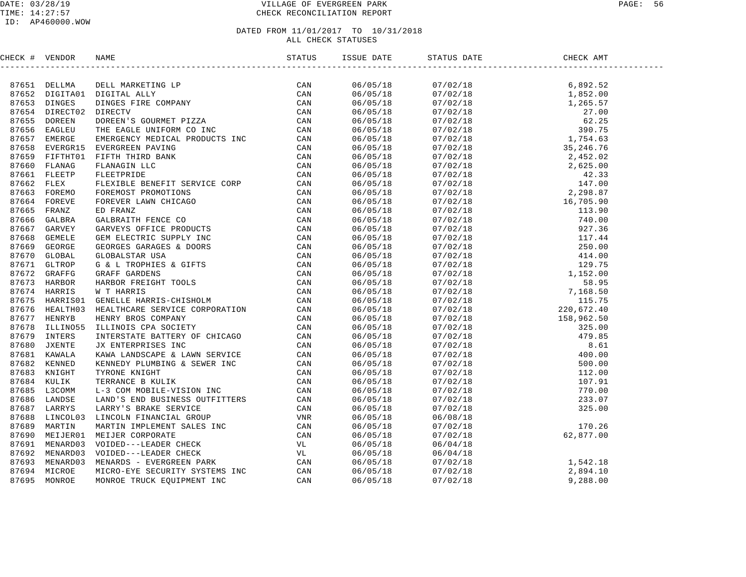DATE: 03/28/19
TIME: 14:27:57
ID: AP460000.WOW

# VILLAGE OF EVERGREEN PARK
## CHECK RECONCILIATION REPORT

DATED FROM 11/01/2017 TO 10/31/2018
ALL CHECK STATUSES

| CHECK # | VENDOR | NAME | STATUS | ISSUE DATE | STATUS DATE | CHECK AMT |
|---|---|---|---|---|---|---|
| 87651 | DELLMA | DELL MARKETING LP | CAN | 06/05/18 | 07/02/18 | 6,892.52 |
| 87652 | DIGITA01 | DIGITAL ALLY | CAN | 06/05/18 | 07/02/18 | 1,852.00 |
| 87653 | DINGES | DINGES FIRE COMPANY | CAN | 06/05/18 | 07/02/18 | 1,265.57 |
| 87654 | DIRECT02 | DIRECTV | CAN | 06/05/18 | 07/02/18 | 27.00 |
| 87655 | DOREEN | DOREEN'S GOURMET PIZZA | CAN | 06/05/18 | 07/02/18 | 62.25 |
| 87656 | EAGLEU | THE EAGLE UNIFORM CO INC | CAN | 06/05/18 | 07/02/18 | 390.75 |
| 87657 | EMERGE | EMERGENCY MEDICAL PRODUCTS INC | CAN | 06/05/18 | 07/02/18 | 1,754.63 |
| 87658 | EVERGR15 | EVERGREEN PAVING | CAN | 06/05/18 | 07/02/18 | 35,246.76 |
| 87659 | FIFTHT01 | FIFTH THIRD BANK | CAN | 06/05/18 | 07/02/18 | 2,452.02 |
| 87660 | FLANAG | FLANAGIN LLC | CAN | 06/05/18 | 07/02/18 | 2,625.00 |
| 87661 | FLEETP | FLEETPRIDE | CAN | 06/05/18 | 07/02/18 | 42.33 |
| 87662 | FLEX | FLEXIBLE BENEFIT SERVICE CORP | CAN | 06/05/18 | 07/02/18 | 147.00 |
| 87663 | FOREMO | FOREMOST PROMOTIONS | CAN | 06/05/18 | 07/02/18 | 2,298.87 |
| 87664 | FOREVE | FOREVER LAWN CHICAGO | CAN | 06/05/18 | 07/02/18 | 16,705.90 |
| 87665 | FRANZ | ED FRANZ | CAN | 06/05/18 | 07/02/18 | 113.90 |
| 87666 | GALBRA | GALBRAITH FENCE CO | CAN | 06/05/18 | 07/02/18 | 740.00 |
| 87667 | GARVEY | GARVEYS OFFICE PRODUCTS | CAN | 06/05/18 | 07/02/18 | 927.36 |
| 87668 | GEMELE | GEM ELECTRIC SUPPLY INC | CAN | 06/05/18 | 07/02/18 | 117.44 |
| 87669 | GEORGE | GEORGES GARAGES & DOORS | CAN | 06/05/18 | 07/02/18 | 250.00 |
| 87670 | GLOBAL | GLOBALSTAR USA | CAN | 06/05/18 | 07/02/18 | 414.00 |
| 87671 | GLTROP | G & L TROPHIES & GIFTS | CAN | 06/05/18 | 07/02/18 | 129.75 |
| 87672 | GRAFFG | GRAFF GARDENS | CAN | 06/05/18 | 07/02/18 | 1,152.00 |
| 87673 | HARBOR | HARBOR FREIGHT TOOLS | CAN | 06/05/18 | 07/02/18 | 58.95 |
| 87674 | HARRIS | W T HARRIS | CAN | 06/05/18 | 07/02/18 | 7,168.50 |
| 87675 | HARRIS01 | GENELLE HARRIS-CHISHOLM | CAN | 06/05/18 | 07/02/18 | 115.75 |
| 87676 | HEALTH03 | HEALTHCARE SERVICE CORPORATION | CAN | 06/05/18 | 07/02/18 | 220,672.40 |
| 87677 | HENRYB | HENRY BROS COMPANY | CAN | 06/05/18 | 07/02/18 | 158,962.50 |
| 87678 | ILLINO55 | ILLINOIS CPA SOCIETY | CAN | 06/05/18 | 07/02/18 | 325.00 |
| 87679 | INTERS | INTERSTATE BATTERY OF CHICAGO | CAN | 06/05/18 | 07/02/18 | 479.85 |
| 87680 | JXENTE | JX ENTERPRISES INC | CAN | 06/05/18 | 07/02/18 | 8.61 |
| 87681 | KAWALA | KAWA LANDSCAPE & LAWN SERVICE | CAN | 06/05/18 | 07/02/18 | 400.00 |
| 87682 | KENNED | KENNEDY PLUMBING & SEWER INC | CAN | 06/05/18 | 07/02/18 | 500.00 |
| 87683 | KNIGHT | TYRONE KNIGHT | CAN | 06/05/18 | 07/02/18 | 112.00 |
| 87684 | KULIK | TERRANCE B KULIK | CAN | 06/05/18 | 07/02/18 | 107.91 |
| 87685 | L3COMM | L-3 COM MOBILE-VISION INC | CAN | 06/05/18 | 07/02/18 | 770.00 |
| 87686 | LANDSE | LAND'S END BUSINESS OUTFITTERS | CAN | 06/05/18 | 07/02/18 | 233.07 |
| 87687 | LARRYS | LARRY'S BRAKE SERVICE | CAN | 06/05/18 | 07/02/18 | 325.00 |
| 87688 | LINCOL03 | LINCOLN FINANCIAL GROUP | VNR | 06/05/18 | 06/08/18 | |
| 87689 | MARTIN | MARTIN IMPLEMENT SALES INC | CAN | 06/05/18 | 07/02/18 | 170.26 |
| 87690 | MEIJER01 | MEIJER CORPORATE | CAN | 06/05/18 | 07/02/18 | 62,877.00 |
| 87691 | MENARD03 | VOIDED---LEADER CHECK | VL | 06/05/18 | 06/04/18 | |
| 87692 | MENARD03 | VOIDED---LEADER CHECK | VL | 06/05/18 | 06/04/18 | |
| 87693 | MENARD03 | MENARDS - EVERGREEN PARK | CAN | 06/05/18 | 07/02/18 | 1,542.18 |
| 87694 | MICROE | MICRO-EYE SECURITY SYSTEMS INC | CAN | 06/05/18 | 07/02/18 | 2,894.10 |
| 87695 | MONROE | MONROE TRUCK EQUIPMENT INC | CAN | 06/05/18 | 07/02/18 | 9,288.00 |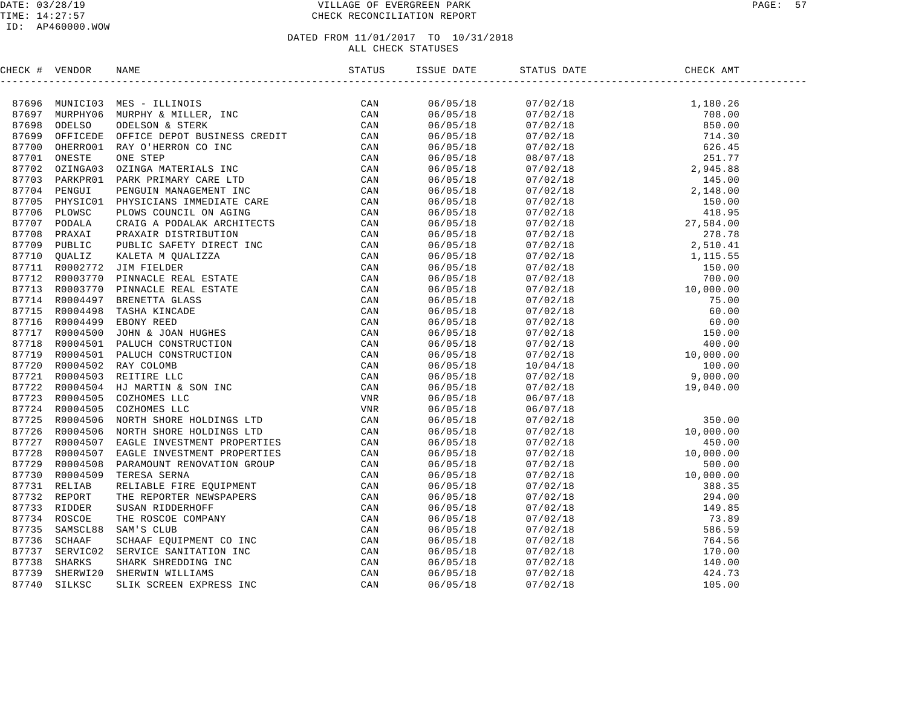DATE: 03/28/19
TIME: 14:27:57
ID: AP460000.WOW

# VILLAGE OF EVERGREEN PARK
## CHECK RECONCILIATION REPORT

DATED FROM 11/01/2017 TO 10/31/2018
ALL CHECK STATUSES

| CHECK # | VENDOR | NAME | STATUS | ISSUE DATE | STATUS DATE | CHECK AMT |
|---|---|---|---|---|---|---|
| 87696 | MUNICI03 | MES - ILLINOIS | CAN | 06/05/18 | 07/02/18 | 1,180.26 |
| 87697 | MURPHY06 | MURPHY & MILLER, INC | CAN | 06/05/18 | 07/02/18 | 708.00 |
| 87698 | ODELSO | ODELSON & STERK | CAN | 06/05/18 | 07/02/18 | 850.00 |
| 87699 | OFFICEDE | OFFICE DEPOT BUSINESS CREDIT | CAN | 06/05/18 | 07/02/18 | 714.30 |
| 87700 | OHERRO01 | RAY O'HERRON CO INC | CAN | 06/05/18 | 07/02/18 | 626.45 |
| 87701 | ONESTE | ONE STEP | CAN | 06/05/18 | 08/07/18 | 251.77 |
| 87702 | OZINGA03 | OZINGA MATERIALS INC | CAN | 06/05/18 | 07/02/18 | 2,945.88 |
| 87703 | PARKPR01 | PARK PRIMARY CARE LTD | CAN | 06/05/18 | 07/02/18 | 145.00 |
| 87704 | PENGUI | PENGUIN MANAGEMENT INC | CAN | 06/05/18 | 07/02/18 | 2,148.00 |
| 87705 | PHYSIC01 | PHYSICIANS IMMEDIATE CARE | CAN | 06/05/18 | 07/02/18 | 150.00 |
| 87706 | PLOWSC | PLOWS COUNCIL ON AGING | CAN | 06/05/18 | 07/02/18 | 418.95 |
| 87707 | PODALA | CRAIG A PODALAK ARCHITECTS | CAN | 06/05/18 | 07/02/18 | 27,584.00 |
| 87708 | PRAXAI | PRAXAIR DISTRIBUTION | CAN | 06/05/18 | 07/02/18 | 278.78 |
| 87709 | PUBLIC | PUBLIC SAFETY DIRECT INC | CAN | 06/05/18 | 07/02/18 | 2,510.41 |
| 87710 | QUALIZ | KALETA M QUALIZZA | CAN | 06/05/18 | 07/02/18 | 1,115.55 |
| 87711 | R0002772 | JIM FIELDER | CAN | 06/05/18 | 07/02/18 | 150.00 |
| 87712 | R0003770 | PINNACLE REAL ESTATE | CAN | 06/05/18 | 07/02/18 | 700.00 |
| 87713 | R0003770 | PINNACLE REAL ESTATE | CAN | 06/05/18 | 07/02/18 | 10,000.00 |
| 87714 | R0004497 | BRENETTA GLASS | CAN | 06/05/18 | 07/02/18 | 75.00 |
| 87715 | R0004498 | TASHA KINCADE | CAN | 06/05/18 | 07/02/18 | 60.00 |
| 87716 | R0004499 | EBONY REED | CAN | 06/05/18 | 07/02/18 | 60.00 |
| 87717 | R0004500 | JOHN & JOAN HUGHES | CAN | 06/05/18 | 07/02/18 | 150.00 |
| 87718 | R0004501 | PALUCH CONSTRUCTION | CAN | 06/05/18 | 07/02/18 | 400.00 |
| 87719 | R0004501 | PALUCH CONSTRUCTION | CAN | 06/05/18 | 07/02/18 | 10,000.00 |
| 87720 | R0004502 | RAY COLOMB | CAN | 06/05/18 | 10/04/18 | 100.00 |
| 87721 | R0004503 | REITIRE LLC | CAN | 06/05/18 | 07/02/18 | 9,000.00 |
| 87722 | R0004504 | HJ MARTIN & SON INC | CAN | 06/05/18 | 07/02/18 | 19,040.00 |
| 87723 | R0004505 | COZHOMES LLC | VNR | 06/05/18 | 06/07/18 | |
| 87724 | R0004505 | COZHOMES LLC | VNR | 06/05/18 | 06/07/18 | |
| 87725 | R0004506 | NORTH SHORE HOLDINGS LTD | CAN | 06/05/18 | 07/02/18 | 350.00 |
| 87726 | R0004506 | NORTH SHORE HOLDINGS LTD | CAN | 06/05/18 | 07/02/18 | 10,000.00 |
| 87727 | R0004507 | EAGLE INVESTMENT PROPERTIES | CAN | 06/05/18 | 07/02/18 | 450.00 |
| 87728 | R0004507 | EAGLE INVESTMENT PROPERTIES | CAN | 06/05/18 | 07/02/18 | 10,000.00 |
| 87729 | R0004508 | PARAMOUNT RENOVATION GROUP | CAN | 06/05/18 | 07/02/18 | 500.00 |
| 87730 | R0004509 | TERESA SERNA | CAN | 06/05/18 | 07/02/18 | 10,000.00 |
| 87731 | RELIAB | RELIABLE FIRE EQUIPMENT | CAN | 06/05/18 | 07/02/18 | 388.35 |
| 87732 | REPORT | THE REPORTER NEWSPAPERS | CAN | 06/05/18 | 07/02/18 | 294.00 |
| 87733 | RIDDER | SUSAN RIDDERHOFF | CAN | 06/05/18 | 07/02/18 | 149.85 |
| 87734 | ROSCOE | THE ROSCOE COMPANY | CAN | 06/05/18 | 07/02/18 | 73.89 |
| 87735 | SAMSCL88 | SAM'S CLUB | CAN | 06/05/18 | 07/02/18 | 586.59 |
| 87736 | SCHAAF | SCHAAF EQUIPMENT CO INC | CAN | 06/05/18 | 07/02/18 | 764.56 |
| 87737 | SERVIC02 | SERVICE SANITATION INC | CAN | 06/05/18 | 07/02/18 | 170.00 |
| 87738 | SHARKS | SHARK SHREDDING INC | CAN | 06/05/18 | 07/02/18 | 140.00 |
| 87739 | SHERWI20 | SHERWIN WILLIAMS | CAN | 06/05/18 | 07/02/18 | 424.73 |
| 87740 | SILKSC | SLIK SCREEN EXPRESS INC | CAN | 06/05/18 | 07/02/18 | 105.00 |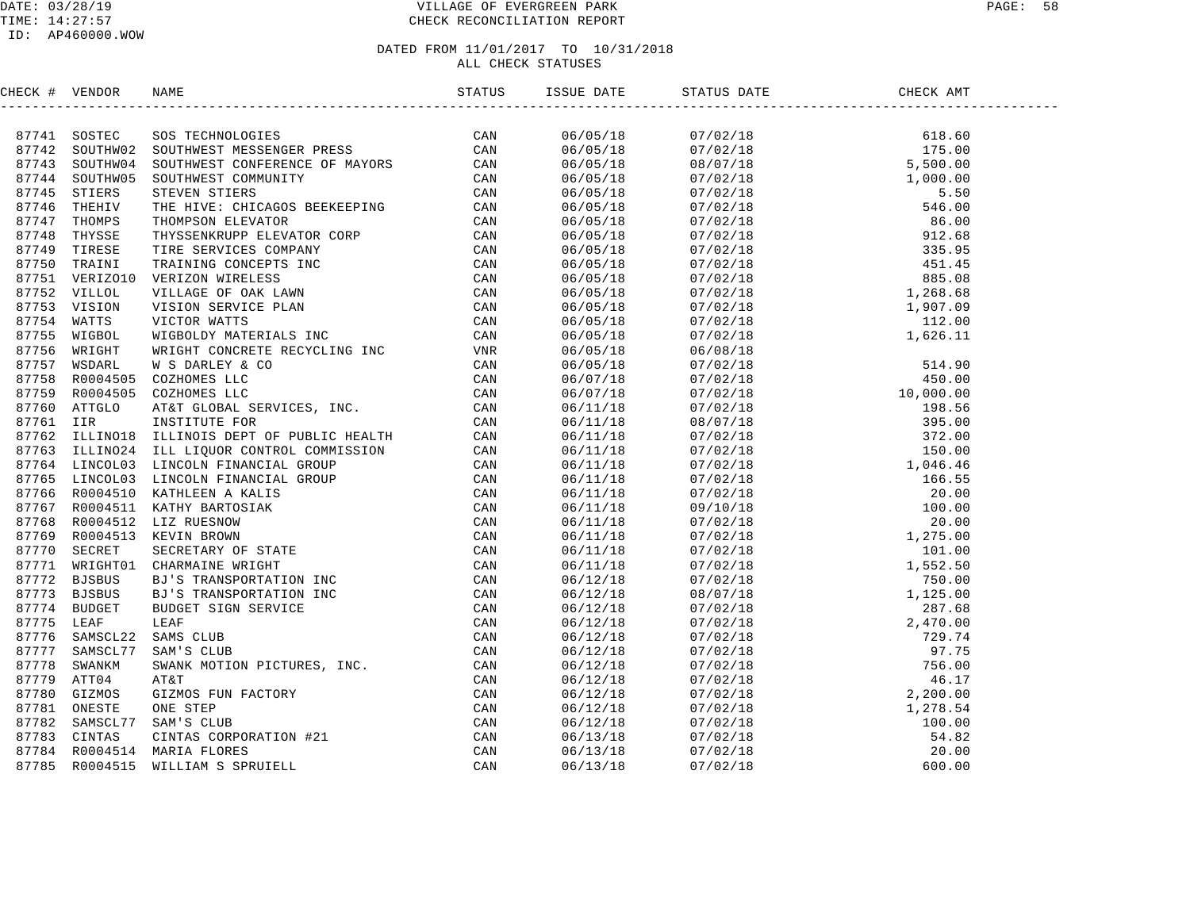DATE: 03/28/19 | VILLAGE OF EVERGREEN PARK
TIME: 14:27:57 | CHECK RECONCILIATION REPORT
ID: AP460000.WOW

DATED FROM 11/01/2017 TO 10/31/2018
ALL CHECK STATUSES

| CHECK # | VENDOR | NAME | STATUS | ISSUE DATE | STATUS DATE | CHECK AMT |
|---|---|---|---|---|---|---|
| 87741 | SOSTEC | SOS TECHNOLOGIES | CAN | 06/05/18 | 07/02/18 | 618.60 |
| 87742 | SOUTHW02 | SOUTHWEST MESSENGER PRESS | CAN | 06/05/18 | 07/02/18 | 175.00 |
| 87743 | SOUTHW04 | SOUTHWEST CONFERENCE OF MAYORS | CAN | 06/05/18 | 08/07/18 | 5,500.00 |
| 87744 | SOUTHW05 | SOUTHWEST COMMUNITY | CAN | 06/05/18 | 07/02/18 | 1,000.00 |
| 87745 | STIERS | STEVEN STIERS | CAN | 06/05/18 | 07/02/18 | 5.50 |
| 87746 | THEHIV | THE HIVE: CHICAGOS BEEKEEPING | CAN | 06/05/18 | 07/02/18 | 546.00 |
| 87747 | THOMPS | THOMPSON ELEVATOR | CAN | 06/05/18 | 07/02/18 | 86.00 |
| 87748 | THYSSE | THYSSENKRUPP ELEVATOR CORP | CAN | 06/05/18 | 07/02/18 | 912.68 |
| 87749 | TIRESE | TIRE SERVICES COMPANY | CAN | 06/05/18 | 07/02/18 | 335.95 |
| 87750 | TRAINI | TRAINING CONCEPTS INC | CAN | 06/05/18 | 07/02/18 | 451.45 |
| 87751 | VERIZO10 | VERIZON WIRELESS | CAN | 06/05/18 | 07/02/18 | 885.08 |
| 87752 | VILLOL | VILLAGE OF OAK LAWN | CAN | 06/05/18 | 07/02/18 | 1,268.68 |
| 87753 | VISION | VISION SERVICE PLAN | CAN | 06/05/18 | 07/02/18 | 1,907.09 |
| 87754 | WATTS | VICTOR WATTS | CAN | 06/05/18 | 07/02/18 | 112.00 |
| 87755 | WIGBOL | WIGBOLDY MATERIALS INC | CAN | 06/05/18 | 07/02/18 | 1,626.11 |
| 87756 | WRIGHT | WRIGHT CONCRETE RECYCLING INC | VNR | 06/05/18 | 06/08/18 | |
| 87757 | WSDARL | W S DARLEY & CO | CAN | 06/05/18 | 07/02/18 | 514.90 |
| 87758 | R0004505 | COZHOMES LLC | CAN | 06/07/18 | 07/02/18 | 450.00 |
| 87759 | R0004505 | COZHOMES LLC | CAN | 06/07/18 | 07/02/18 | 10,000.00 |
| 87760 | ATTGLO | AT&T GLOBAL SERVICES, INC. | CAN | 06/11/18 | 07/02/18 | 198.56 |
| 87761 | IIR | INSTITUTE FOR | CAN | 06/11/18 | 08/07/18 | 395.00 |
| 87762 | ILLINO18 | ILLINOIS DEPT OF PUBLIC HEALTH | CAN | 06/11/18 | 07/02/18 | 372.00 |
| 87763 | ILLINO24 | ILL LIQUOR CONTROL COMMISSION | CAN | 06/11/18 | 07/02/18 | 150.00 |
| 87764 | LINCOL03 | LINCOLN FINANCIAL GROUP | CAN | 06/11/18 | 07/02/18 | 1,046.46 |
| 87765 | LINCOL03 | LINCOLN FINANCIAL GROUP | CAN | 06/11/18 | 07/02/18 | 166.55 |
| 87766 | R0004510 | KATHLEEN A KALIS | CAN | 06/11/18 | 07/02/18 | 20.00 |
| 87767 | R0004511 | KATHY BARTOSIAK | CAN | 06/11/18 | 09/10/18 | 100.00 |
| 87768 | R0004512 | LIZ RUESNOW | CAN | 06/11/18 | 07/02/18 | 20.00 |
| 87769 | R0004513 | KEVIN BROWN | CAN | 06/11/18 | 07/02/18 | 1,275.00 |
| 87770 | SECRET | SECRETARY OF STATE | CAN | 06/11/18 | 07/02/18 | 101.00 |
| 87771 | WRIGHT01 | CHARMAINE WRIGHT | CAN | 06/11/18 | 07/02/18 | 1,552.50 |
| 87772 | BJSBUS | BJ'S TRANSPORTATION INC | CAN | 06/12/18 | 07/02/18 | 750.00 |
| 87773 | BJSBUS | BJ'S TRANSPORTATION INC | CAN | 06/12/18 | 08/07/18 | 1,125.00 |
| 87774 | BUDGET | BUDGET SIGN SERVICE | CAN | 06/12/18 | 07/02/18 | 287.68 |
| 87775 | LEAF | LEAF | CAN | 06/12/18 | 07/02/18 | 2,470.00 |
| 87776 | SAMSCL22 | SAMS CLUB | CAN | 06/12/18 | 07/02/18 | 729.74 |
| 87777 | SAMSCL77 | SAM'S CLUB | CAN | 06/12/18 | 07/02/18 | 97.75 |
| 87778 | SWANKM | SWANK MOTION PICTURES, INC. | CAN | 06/12/18 | 07/02/18 | 756.00 |
| 87779 | ATT04 | AT&T | CAN | 06/12/18 | 07/02/18 | 46.17 |
| 87780 | GIZMOS | GIZMOS FUN FACTORY | CAN | 06/12/18 | 07/02/18 | 2,200.00 |
| 87781 | ONESTE | ONE STEP | CAN | 06/12/18 | 07/02/18 | 1,278.54 |
| 87782 | SAMSCL77 | SAM'S CLUB | CAN | 06/12/18 | 07/02/18 | 100.00 |
| 87783 | CINTAS | CINTAS CORPORATION #21 | CAN | 06/13/18 | 07/02/18 | 54.82 |
| 87784 | R0004514 | MARIA FLORES | CAN | 06/13/18 | 07/02/18 | 20.00 |
| 87785 | R0004515 | WILLIAM S SPRUIELL | CAN | 06/13/18 | 07/02/18 | 600.00 |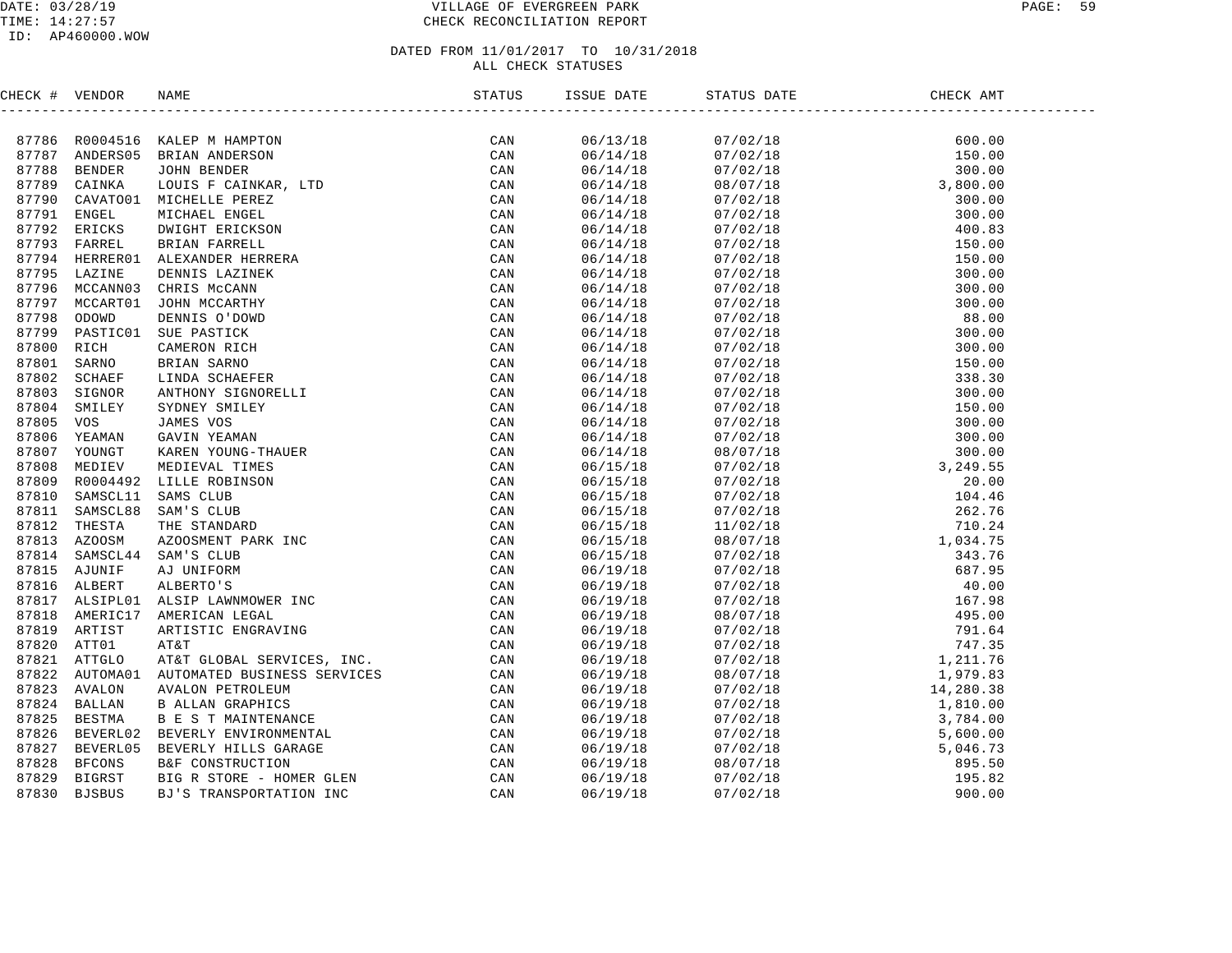# VILLAGE OF EVERGREEN PARK
## CHECK RECONCILIATION REPORT

DATE: 03/28/19
TIME: 14:27:57
ID: AP460000.WOW

DATED FROM 11/01/2017 TO 10/31/2018
ALL CHECK STATUSES

| CHECK # | VENDOR | NAME | STATUS | ISSUE DATE | STATUS DATE | CHECK AMT |
|---|---|---|---|---|---|---|
| 87786 | R0004516 | KALEP M HAMPTON | CAN | 06/13/18 | 07/02/18 | 600.00 |
| 87787 | ANDERS05 | BRIAN ANDERSON | CAN | 06/14/18 | 07/02/18 | 150.00 |
| 87788 | BENDER | JOHN BENDER | CAN | 06/14/18 | 07/02/18 | 300.00 |
| 87789 | CAINKA | LOUIS F CAINKAR, LTD | CAN | 06/14/18 | 08/07/18 | 3,800.00 |
| 87790 | CAVATO01 | MICHELLE PEREZ | CAN | 06/14/18 | 07/02/18 | 300.00 |
| 87791 | ENGEL | MICHAEL ENGEL | CAN | 06/14/18 | 07/02/18 | 300.00 |
| 87792 | ERICKS | DWIGHT ERICKSON | CAN | 06/14/18 | 07/02/18 | 400.83 |
| 87793 | FARREL | BRIAN FARRELL | CAN | 06/14/18 | 07/02/18 | 150.00 |
| 87794 | HERRER01 | ALEXANDER HERRERA | CAN | 06/14/18 | 07/02/18 | 150.00 |
| 87795 | LAZINE | DENNIS LAZINEK | CAN | 06/14/18 | 07/02/18 | 300.00 |
| 87796 | MCCANN03 | CHRIS McCANN | CAN | 06/14/18 | 07/02/18 | 300.00 |
| 87797 | MCCART01 | JOHN MCCARTHY | CAN | 06/14/18 | 07/02/18 | 300.00 |
| 87798 | ODOWD | DENNIS O'DOWD | CAN | 06/14/18 | 07/02/18 | 88.00 |
| 87799 | PASTIC01 | SUE PASTICK | CAN | 06/14/18 | 07/02/18 | 300.00 |
| 87800 | RICH | CAMERON RICH | CAN | 06/14/18 | 07/02/18 | 300.00 |
| 87801 | SARNO | BRIAN SARNO | CAN | 06/14/18 | 07/02/18 | 150.00 |
| 87802 | SCHAEF | LINDA SCHAEFER | CAN | 06/14/18 | 07/02/18 | 338.30 |
| 87803 | SIGNOR | ANTHONY SIGNORELLI | CAN | 06/14/18 | 07/02/18 | 300.00 |
| 87804 | SMILEY | SYDNEY SMILEY | CAN | 06/14/18 | 07/02/18 | 150.00 |
| 87805 | VOS | JAMES VOS | CAN | 06/14/18 | 07/02/18 | 300.00 |
| 87806 | YEAMAN | GAVIN YEAMAN | CAN | 06/14/18 | 07/02/18 | 300.00 |
| 87807 | YOUNGT | KAREN YOUNG-THAUER | CAN | 06/14/18 | 08/07/18 | 300.00 |
| 87808 | MEDIEV | MEDIEVAL TIMES | CAN | 06/15/18 | 07/02/18 | 3,249.55 |
| 87809 | R0004492 | LILLE ROBINSON | CAN | 06/15/18 | 07/02/18 | 20.00 |
| 87810 | SAMSCL11 | SAMS CLUB | CAN | 06/15/18 | 07/02/18 | 104.46 |
| 87811 | SAMSCL88 | SAM'S CLUB | CAN | 06/15/18 | 07/02/18 | 262.76 |
| 87812 | THESTA | THE STANDARD | CAN | 06/15/18 | 11/02/18 | 710.24 |
| 87813 | AZOOSM | AZOOSMENT PARK INC | CAN | 06/15/18 | 08/07/18 | 1,034.75 |
| 87814 | SAMSCL44 | SAM'S CLUB | CAN | 06/15/18 | 07/02/18 | 343.76 |
| 87815 | AJUNIF | AJ UNIFORM | CAN | 06/19/18 | 07/02/18 | 687.95 |
| 87816 | ALBERT | ALBERTO'S | CAN | 06/19/18 | 07/02/18 | 40.00 |
| 87817 | ALSIPL01 | ALSIP LAWNMOWER INC | CAN | 06/19/18 | 07/02/18 | 167.98 |
| 87818 | AMERIC17 | AMERICAN LEGAL | CAN | 06/19/18 | 08/07/18 | 495.00 |
| 87819 | ARTIST | ARTISTIC ENGRAVING | CAN | 06/19/18 | 07/02/18 | 791.64 |
| 87820 | ATT01 | AT&T | CAN | 06/19/18 | 07/02/18 | 747.35 |
| 87821 | ATTGLO | AT&T GLOBAL SERVICES, INC. | CAN | 06/19/18 | 07/02/18 | 1,211.76 |
| 87822 | AUTOMA01 | AUTOMATED BUSINESS SERVICES | CAN | 06/19/18 | 08/07/18 | 1,979.83 |
| 87823 | AVALON | AVALON PETROLEUM | CAN | 06/19/18 | 07/02/18 | 14,280.38 |
| 87824 | BALLAN | B ALLAN GRAPHICS | CAN | 06/19/18 | 07/02/18 | 1,810.00 |
| 87825 | BESTMA | B E S T MAINTENANCE | CAN | 06/19/18 | 07/02/18 | 3,784.00 |
| 87826 | BEVERL02 | BEVERLY ENVIRONMENTAL | CAN | 06/19/18 | 07/02/18 | 5,600.00 |
| 87827 | BEVERL05 | BEVERLY HILLS GARAGE | CAN | 06/19/18 | 07/02/18 | 5,046.73 |
| 87828 | BFCONS | B&F CONSTRUCTION | CAN | 06/19/18 | 08/07/18 | 895.50 |
| 87829 | BIGRST | BIG R STORE - HOMER GLEN | CAN | 06/19/18 | 07/02/18 | 195.82 |
| 87830 | BJSBUS | BJ'S TRANSPORTATION INC | CAN | 06/19/18 | 07/02/18 | 900.00 |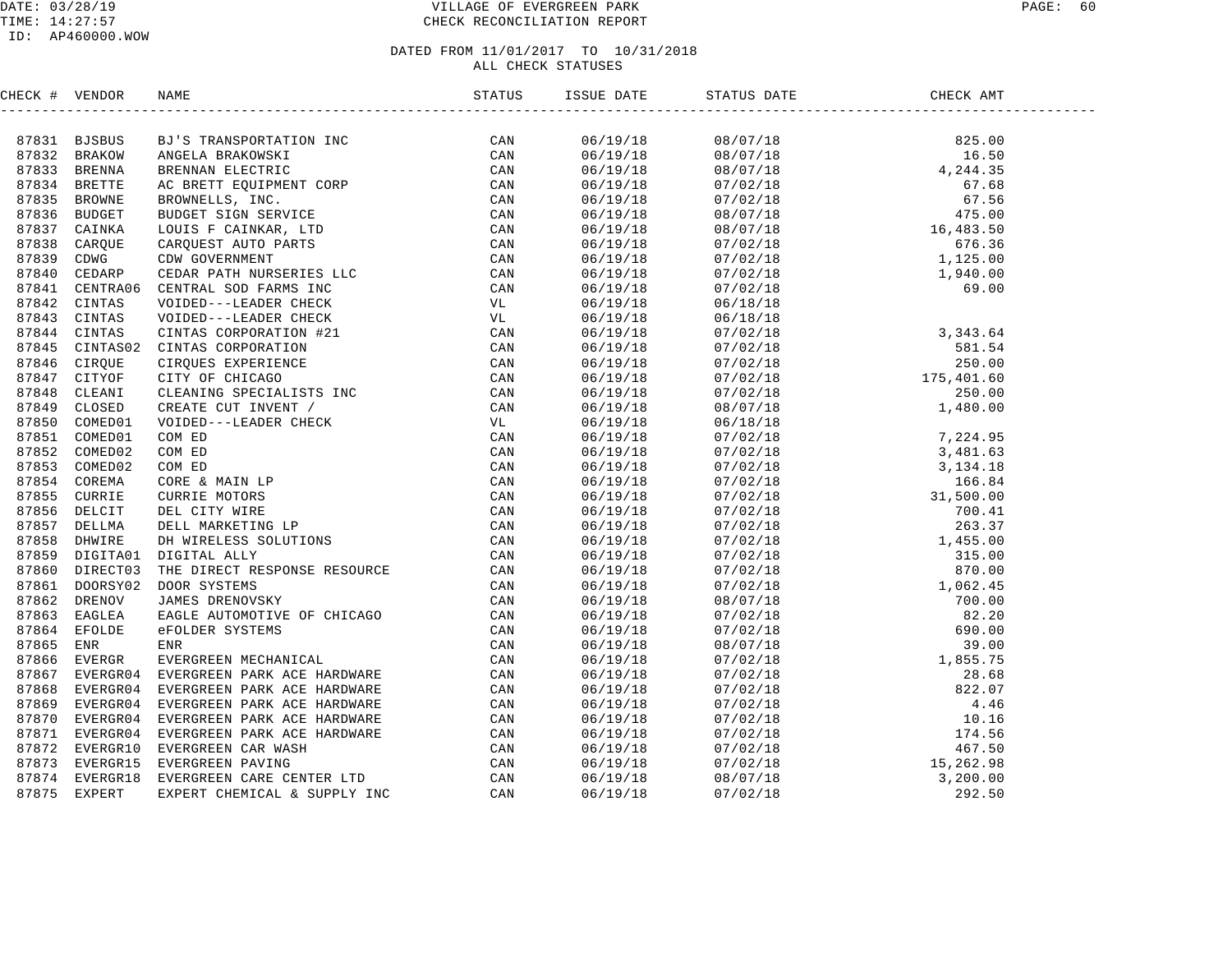# VILLAGE OF EVERGREEN PARK
## CHECK RECONCILIATION REPORT

DATE: 03/28/19
TIME: 14:27:57
ID: AP460000.WOW

DATED FROM 11/01/2017 TO 10/31/2018
ALL CHECK STATUSES

| CHECK # | VENDOR | NAME | STATUS | ISSUE DATE | STATUS DATE | CHECK AMT |
|---|---|---|---|---|---|---|
| 87831 | BJSBUS | BJ'S TRANSPORTATION INC | CAN | 06/19/18 | 08/07/18 | 825.00 |
| 87832 | BRAKOW | ANGELA BRAKOWSKI | CAN | 06/19/18 | 08/07/18 | 16.50 |
| 87833 | BRENNA | BRENNAN ELECTRIC | CAN | 06/19/18 | 08/07/18 | 4,244.35 |
| 87834 | BRETTE | AC BRETT EQUIPMENT CORP | CAN | 06/19/18 | 07/02/18 | 67.68 |
| 87835 | BROWNE | BROWNELLS, INC. | CAN | 06/19/18 | 07/02/18 | 67.56 |
| 87836 | BUDGET | BUDGET SIGN SERVICE | CAN | 06/19/18 | 08/07/18 | 475.00 |
| 87837 | CAINKA | LOUIS F CAINKAR, LTD | CAN | 06/19/18 | 08/07/18 | 16,483.50 |
| 87838 | CARQUE | CARQUEST AUTO PARTS | CAN | 06/19/18 | 07/02/18 | 676.36 |
| 87839 | CDWG | CDW GOVERNMENT | CAN | 06/19/18 | 07/02/18 | 1,125.00 |
| 87840 | CEDARP | CEDAR PATH NURSERIES LLC | CAN | 06/19/18 | 07/02/18 | 1,940.00 |
| 87841 | CENTRA06 | CENTRAL SOD FARMS INC | CAN | 06/19/18 | 07/02/18 | 69.00 |
| 87842 | CINTAS | VOIDED---LEADER CHECK | VL | 06/19/18 | 06/18/18 | |
| 87843 | CINTAS | VOIDED---LEADER CHECK | VL | 06/19/18 | 06/18/18 | |
| 87844 | CINTAS | CINTAS CORPORATION #21 | CAN | 06/19/18 | 07/02/18 | 3,343.64 |
| 87845 | CINTAS02 | CINTAS CORPORATION | CAN | 06/19/18 | 07/02/18 | 581.54 |
| 87846 | CIRQUE | CIRQUES EXPERIENCE | CAN | 06/19/18 | 07/02/18 | 250.00 |
| 87847 | CITYOF | CITY OF CHICAGO | CAN | 06/19/18 | 07/02/18 | 175,401.60 |
| 87848 | CLEANI | CLEANING SPECIALISTS INC | CAN | 06/19/18 | 07/02/18 | 250.00 |
| 87849 | CLOSED | CREATE CUT INVENT / | CAN | 06/19/18 | 08/07/18 | 1,480.00 |
| 87850 | COMED01 | VOIDED---LEADER CHECK | VL | 06/19/18 | 06/18/18 | |
| 87851 | COMED01 | COM ED | CAN | 06/19/18 | 07/02/18 | 7,224.95 |
| 87852 | COMED02 | COM ED | CAN | 06/19/18 | 07/02/18 | 3,481.63 |
| 87853 | COMED02 | COM ED | CAN | 06/19/18 | 07/02/18 | 3,134.18 |
| 87854 | COREMA | CORE & MAIN LP | CAN | 06/19/18 | 07/02/18 | 166.84 |
| 87855 | CURRIE | CURRIE MOTORS | CAN | 06/19/18 | 07/02/18 | 31,500.00 |
| 87856 | DELCIT | DEL CITY WIRE | CAN | 06/19/18 | 07/02/18 | 700.41 |
| 87857 | DELLMA | DELL MARKETING LP | CAN | 06/19/18 | 07/02/18 | 263.37 |
| 87858 | DHWIRE | DH WIRELESS SOLUTIONS | CAN | 06/19/18 | 07/02/18 | 1,455.00 |
| 87859 | DIGITA01 | DIGITAL ALLY | CAN | 06/19/18 | 07/02/18 | 315.00 |
| 87860 | DIRECT03 | THE DIRECT RESPONSE RESOURCE | CAN | 06/19/18 | 07/02/18 | 870.00 |
| 87861 | DOORSY02 | DOOR SYSTEMS | CAN | 06/19/18 | 07/02/18 | 1,062.45 |
| 87862 | DRENOV | JAMES DRENOVSKY | CAN | 06/19/18 | 08/07/18 | 700.00 |
| 87863 | EAGLEA | EAGLE AUTOMOTIVE OF CHICAGO | CAN | 06/19/18 | 07/02/18 | 82.20 |
| 87864 | EFOLDE | eFOLDER SYSTEMS | CAN | 06/19/18 | 07/02/18 | 690.00 |
| 87865 | ENR | ENR | CAN | 06/19/18 | 08/07/18 | 39.00 |
| 87866 | EVERGR | EVERGREEN MECHANICAL | CAN | 06/19/18 | 07/02/18 | 1,855.75 |
| 87867 | EVERGR04 | EVERGREEN PARK ACE HARDWARE | CAN | 06/19/18 | 07/02/18 | 28.68 |
| 87868 | EVERGR04 | EVERGREEN PARK ACE HARDWARE | CAN | 06/19/18 | 07/02/18 | 822.07 |
| 87869 | EVERGR04 | EVERGREEN PARK ACE HARDWARE | CAN | 06/19/18 | 07/02/18 | 4.46 |
| 87870 | EVERGR04 | EVERGREEN PARK ACE HARDWARE | CAN | 06/19/18 | 07/02/18 | 10.16 |
| 87871 | EVERGR04 | EVERGREEN PARK ACE HARDWARE | CAN | 06/19/18 | 07/02/18 | 174.56 |
| 87872 | EVERGR10 | EVERGREEN CAR WASH | CAN | 06/19/18 | 07/02/18 | 467.50 |
| 87873 | EVERGR15 | EVERGREEN PAVING | CAN | 06/19/18 | 07/02/18 | 15,262.98 |
| 87874 | EVERGR18 | EVERGREEN CARE CENTER LTD | CAN | 06/19/18 | 08/07/18 | 3,200.00 |
| 87875 | EXPERT | EXPERT CHEMICAL & SUPPLY INC | CAN | 06/19/18 | 07/02/18 | 292.50 |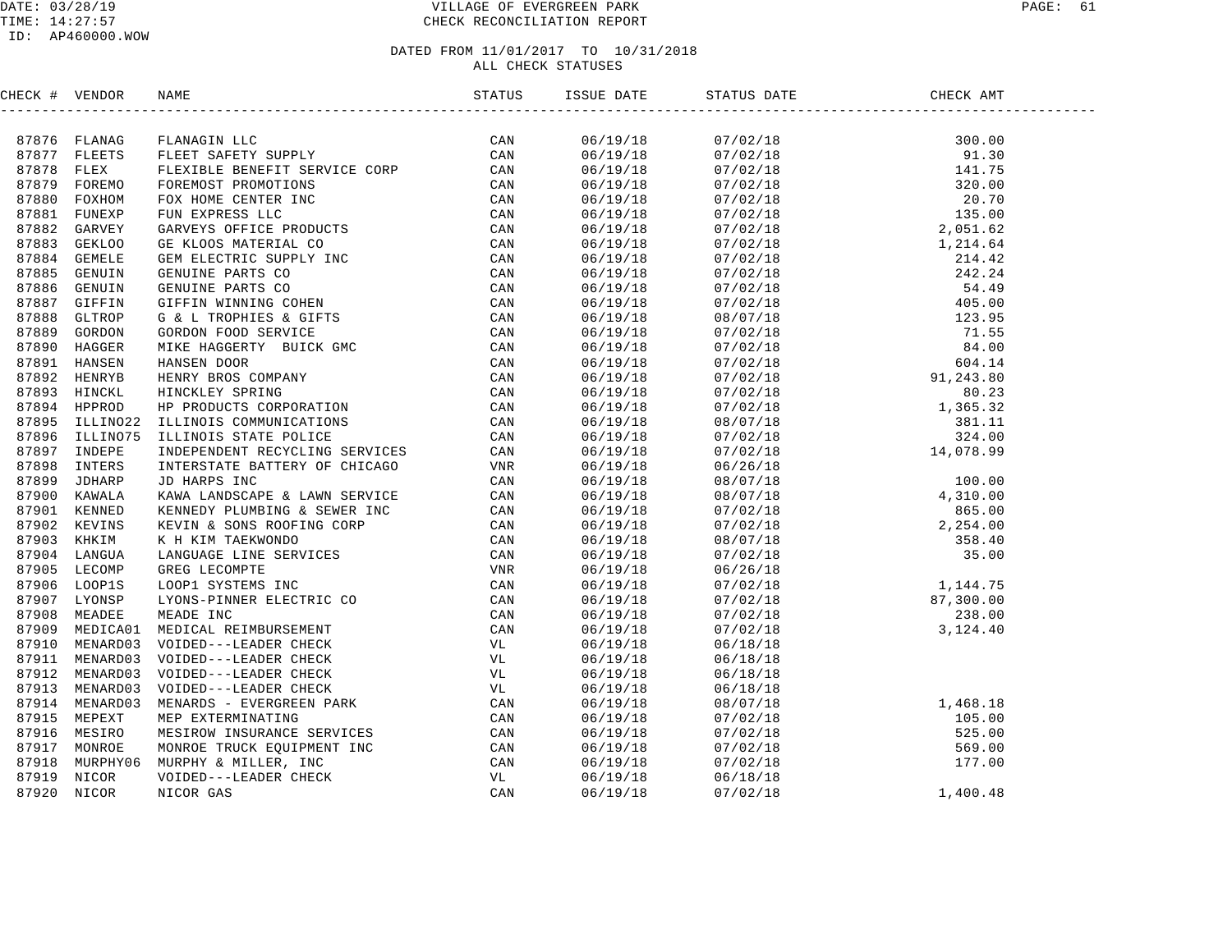VILLAGE OF EVERGREEN PARK
CHECK RECONCILIATION REPORT

DATE: 03/28/19
TIME: 14:27:57
ID: AP460000.WOW

DATED FROM 11/01/2017 TO 10/31/2018
ALL CHECK STATUSES

| CHECK # | VENDOR | NAME | STATUS | ISSUE DATE | STATUS DATE | CHECK AMT |
|---|---|---|---|---|---|---|
| 87876 | FLANAG | FLANAGIN LLC | CAN | 06/19/18 | 07/02/18 | 300.00 |
| 87877 | FLEETS | FLEET SAFETY SUPPLY | CAN | 06/19/18 | 07/02/18 | 91.30 |
| 87878 | FLEX | FLEXIBLE BENEFIT SERVICE CORP | CAN | 06/19/18 | 07/02/18 | 141.75 |
| 87879 | FOREMO | FOREMOST PROMOTIONS | CAN | 06/19/18 | 07/02/18 | 320.00 |
| 87880 | FOXHOM | FOX HOME CENTER INC | CAN | 06/19/18 | 07/02/18 | 20.70 |
| 87881 | FUNEXP | FUN EXPRESS LLC | CAN | 06/19/18 | 07/02/18 | 135.00 |
| 87882 | GARVEY | GARVEYS OFFICE PRODUCTS | CAN | 06/19/18 | 07/02/18 | 2,051.62 |
| 87883 | GEKLOO | GE KLOOS MATERIAL CO | CAN | 06/19/18 | 07/02/18 | 1,214.64 |
| 87884 | GEMELE | GEM ELECTRIC SUPPLY INC | CAN | 06/19/18 | 07/02/18 | 214.42 |
| 87885 | GENUIN | GENUINE PARTS CO | CAN | 06/19/18 | 07/02/18 | 242.24 |
| 87886 | GENUIN | GENUINE PARTS CO | CAN | 06/19/18 | 07/02/18 | 54.49 |
| 87887 | GIFFIN | GIFFIN WINNING COHEN | CAN | 06/19/18 | 07/02/18 | 405.00 |
| 87888 | GLTROP | G & L TROPHIES & GIFTS | CAN | 06/19/18 | 08/07/18 | 123.95 |
| 87889 | GORDON | GORDON FOOD SERVICE | CAN | 06/19/18 | 07/02/18 | 71.55 |
| 87890 | HAGGER | MIKE HAGGERTY BUICK GMC | CAN | 06/19/18 | 07/02/18 | 84.00 |
| 87891 | HANSEN | HANSEN DOOR | CAN | 06/19/18 | 07/02/18 | 604.14 |
| 87892 | HENRYB | HENRY BROS COMPANY | CAN | 06/19/18 | 07/02/18 | 91,243.80 |
| 87893 | HINCKL | HINCKLEY SPRING | CAN | 06/19/18 | 07/02/18 | 80.23 |
| 87894 | HPPROD | HP PRODUCTS CORPORATION | CAN | 06/19/18 | 07/02/18 | 1,365.32 |
| 87895 | ILLINO22 | ILLINOIS COMMUNICATIONS | CAN | 06/19/18 | 08/07/18 | 381.11 |
| 87896 | ILLINO75 | ILLINOIS STATE POLICE | CAN | 06/19/18 | 07/02/18 | 324.00 |
| 87897 | INDEPE | INDEPENDENT RECYCLING SERVICES | CAN | 06/19/18 | 07/02/18 | 14,078.99 |
| 87898 | INTERS | INTERSTATE BATTERY OF CHICAGO | VNR | 06/19/18 | 06/26/18 | |
| 87899 | JDHARP | JD HARPS INC | CAN | 06/19/18 | 08/07/18 | 100.00 |
| 87900 | KAWALA | KAWA LANDSCAPE & LAWN SERVICE | CAN | 06/19/18 | 08/07/18 | 4,310.00 |
| 87901 | KENNED | KENNEDY PLUMBING & SEWER INC | CAN | 06/19/18 | 07/02/18 | 865.00 |
| 87902 | KEVINS | KEVIN & SONS ROOFING CORP | CAN | 06/19/18 | 07/02/18 | 2,254.00 |
| 87903 | KHKIM | K H KIM TAEKWONDO | CAN | 06/19/18 | 08/07/18 | 358.40 |
| 87904 | LANGUA | LANGUAGE LINE SERVICES | CAN | 06/19/18 | 07/02/18 | 35.00 |
| 87905 | LECOMP | GREG LECOMPTE | VNR | 06/19/18 | 06/26/18 | |
| 87906 | LOOP1S | LOOP1 SYSTEMS INC | CAN | 06/19/18 | 07/02/18 | 1,144.75 |
| 87907 | LYONSP | LYONS-PINNER ELECTRIC CO | CAN | 06/19/18 | 07/02/18 | 87,300.00 |
| 87908 | MEADEE | MEADE INC | CAN | 06/19/18 | 07/02/18 | 238.00 |
| 87909 | MEDICA01 | MEDICAL REIMBURSEMENT | CAN | 06/19/18 | 07/02/18 | 3,124.40 |
| 87910 | MENARD03 | VOIDED---LEADER CHECK | VL | 06/19/18 | 06/18/18 | |
| 87911 | MENARD03 | VOIDED---LEADER CHECK | VL | 06/19/18 | 06/18/18 | |
| 87912 | MENARD03 | VOIDED---LEADER CHECK | VL | 06/19/18 | 06/18/18 | |
| 87913 | MENARD03 | VOIDED---LEADER CHECK | VL | 06/19/18 | 06/18/18 | |
| 87914 | MENARD03 | MENARDS - EVERGREEN PARK | CAN | 06/19/18 | 08/07/18 | 1,468.18 |
| 87915 | MEPEXT | MEP EXTERMINATING | CAN | 06/19/18 | 07/02/18 | 105.00 |
| 87916 | MESIRO | MESIROW INSURANCE SERVICES | CAN | 06/19/18 | 07/02/18 | 525.00 |
| 87917 | MONROE | MONROE TRUCK EQUIPMENT INC | CAN | 06/19/18 | 07/02/18 | 569.00 |
| 87918 | MURPHY06 | MURPHY & MILLER, INC | CAN | 06/19/18 | 07/02/18 | 177.00 |
| 87919 | NICOR | VOIDED---LEADER CHECK | VL | 06/19/18 | 06/18/18 | |
| 87920 | NICOR | NICOR GAS | CAN | 06/19/18 | 07/02/18 | 1,400.48 |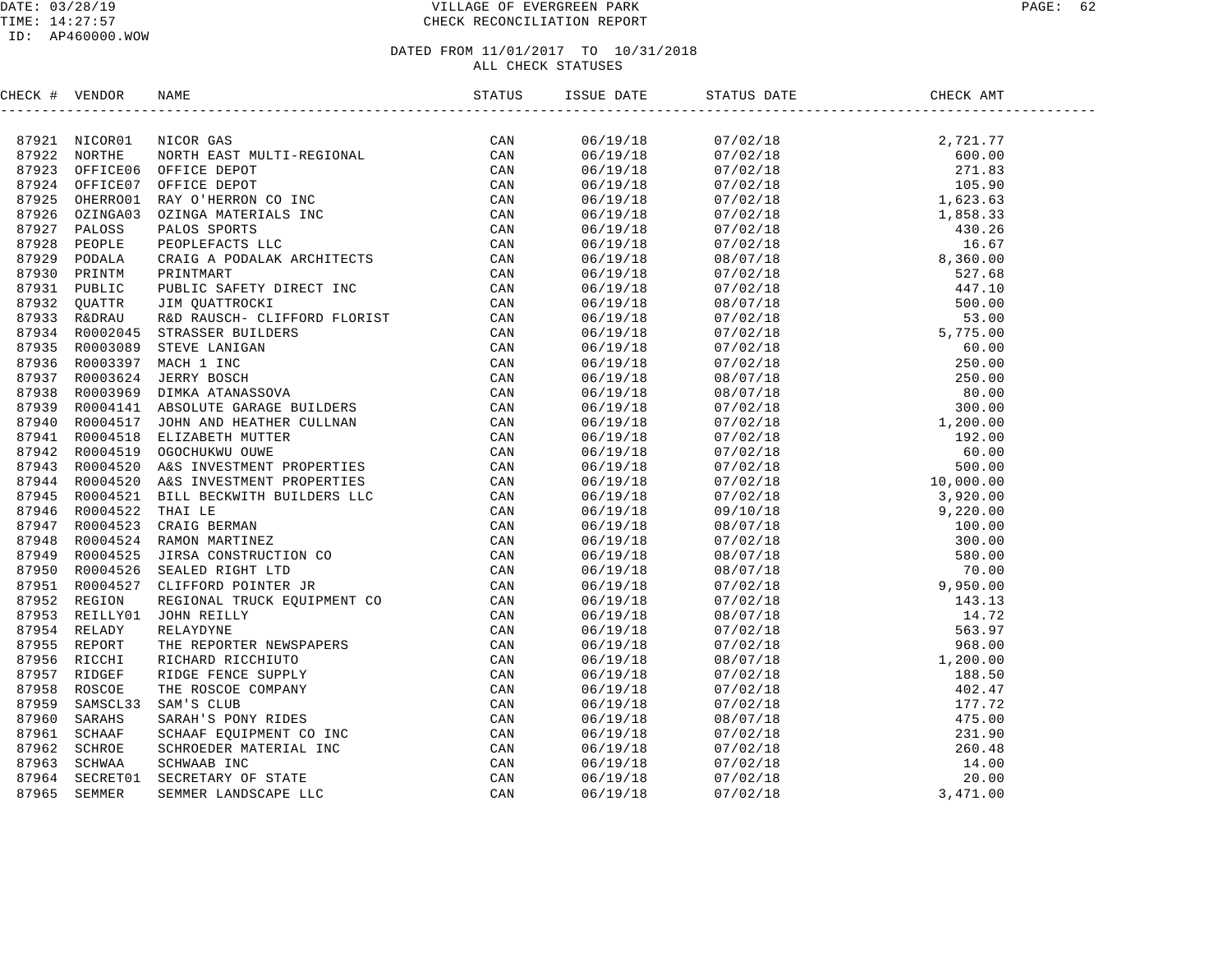# VILLAGE OF EVERGREEN PARK
## CHECK RECONCILIATION REPORT

DATE: 03/28/19
TIME: 14:27:57
ID: AP460000.WOW

DATED FROM 11/01/2017 TO 10/31/2018
ALL CHECK STATUSES

| CHECK # | VENDOR | NAME | STATUS | ISSUE DATE | STATUS DATE | CHECK AMT |
|---|---|---|---|---|---|---|
| 87921 | NICOR01 | NICOR GAS | CAN | 06/19/18 | 07/02/18 | 2,721.77 |
| 87922 | NORTHE | NORTH EAST MULTI-REGIONAL | CAN | 06/19/18 | 07/02/18 | 600.00 |
| 87923 | OFFICE06 | OFFICE DEPOT | CAN | 06/19/18 | 07/02/18 | 271.83 |
| 87924 | OFFICE07 | OFFICE DEPOT | CAN | 06/19/18 | 07/02/18 | 105.90 |
| 87925 | OHERRO01 | RAY O'HERRON CO INC | CAN | 06/19/18 | 07/02/18 | 1,623.63 |
| 87926 | OZINGA03 | OZINGA MATERIALS INC | CAN | 06/19/18 | 07/02/18 | 1,858.33 |
| 87927 | PALOSS | PALOS SPORTS | CAN | 06/19/18 | 07/02/18 | 430.26 |
| 87928 | PEOPLE | PEOPLEFACTS LLC | CAN | 06/19/18 | 07/02/18 | 16.67 |
| 87929 | PODALA | CRAIG A PODALAK ARCHITECTS | CAN | 06/19/18 | 08/07/18 | 8,360.00 |
| 87930 | PRINTM | PRINTMART | CAN | 06/19/18 | 07/02/18 | 527.68 |
| 87931 | PUBLIC | PUBLIC SAFETY DIRECT INC | CAN | 06/19/18 | 07/02/18 | 447.10 |
| 87932 | QUATTR | JIM QUATTROCKI | CAN | 06/19/18 | 08/07/18 | 500.00 |
| 87933 | R&DRAU | R&D RAUSCH- CLIFFORD FLORIST | CAN | 06/19/18 | 07/02/18 | 53.00 |
| 87934 | R0002045 | STRASSER BUILDERS | CAN | 06/19/18 | 07/02/18 | 5,775.00 |
| 87935 | R0003089 | STEVE LANIGAN | CAN | 06/19/18 | 07/02/18 | 60.00 |
| 87936 | R0003397 | MACH 1 INC | CAN | 06/19/18 | 07/02/18 | 250.00 |
| 87937 | R0003624 | JERRY BOSCH | CAN | 06/19/18 | 08/07/18 | 250.00 |
| 87938 | R0003969 | DIMKA ATANASSOVA | CAN | 06/19/18 | 08/07/18 | 80.00 |
| 87939 | R0004141 | ABSOLUTE GARAGE BUILDERS | CAN | 06/19/18 | 07/02/18 | 300.00 |
| 87940 | R0004517 | JOHN AND HEATHER CULLNAN | CAN | 06/19/18 | 07/02/18 | 1,200.00 |
| 87941 | R0004518 | ELIZABETH MUTTER | CAN | 06/19/18 | 07/02/18 | 192.00 |
| 87942 | R0004519 | OGOCHUKWU OUWE | CAN | 06/19/18 | 07/02/18 | 60.00 |
| 87943 | R0004520 | A&S INVESTMENT PROPERTIES | CAN | 06/19/18 | 07/02/18 | 500.00 |
| 87944 | R0004520 | A&S INVESTMENT PROPERTIES | CAN | 06/19/18 | 07/02/18 | 10,000.00 |
| 87945 | R0004521 | BILL BECKWITH BUILDERS LLC | CAN | 06/19/18 | 07/02/18 | 3,920.00 |
| 87946 | R0004522 | THAI LE | CAN | 06/19/18 | 09/10/18 | 9,220.00 |
| 87947 | R0004523 | CRAIG BERMAN | CAN | 06/19/18 | 08/07/18 | 100.00 |
| 87948 | R0004524 | RAMON MARTINEZ | CAN | 06/19/18 | 07/02/18 | 300.00 |
| 87949 | R0004525 | JIRSA CONSTRUCTION CO | CAN | 06/19/18 | 08/07/18 | 580.00 |
| 87950 | R0004526 | SEALED RIGHT LTD | CAN | 06/19/18 | 08/07/18 | 70.00 |
| 87951 | R0004527 | CLIFFORD POINTER JR | CAN | 06/19/18 | 07/02/18 | 9,950.00 |
| 87952 | REGION | REGIONAL TRUCK EQUIPMENT CO | CAN | 06/19/18 | 07/02/18 | 143.13 |
| 87953 | REILLY01 | JOHN REILLY | CAN | 06/19/18 | 08/07/18 | 14.72 |
| 87954 | RELADY | RELAYDYNE | CAN | 06/19/18 | 07/02/18 | 563.97 |
| 87955 | REPORT | THE REPORTER NEWSPAPERS | CAN | 06/19/18 | 07/02/18 | 968.00 |
| 87956 | RICCHI | RICHARD RICCHIUTO | CAN | 06/19/18 | 08/07/18 | 1,200.00 |
| 87957 | RIDGEF | RIDGE FENCE SUPPLY | CAN | 06/19/18 | 07/02/18 | 188.50 |
| 87958 | ROSCOE | THE ROSCOE COMPANY | CAN | 06/19/18 | 07/02/18 | 402.47 |
| 87959 | SAMSCL33 | SAM'S CLUB | CAN | 06/19/18 | 07/02/18 | 177.72 |
| 87960 | SARAHS | SARAH'S PONY RIDES | CAN | 06/19/18 | 08/07/18 | 475.00 |
| 87961 | SCHAAF | SCHAAF EQUIPMENT CO INC | CAN | 06/19/18 | 07/02/18 | 231.90 |
| 87962 | SCHROE | SCHROEDER MATERIAL INC | CAN | 06/19/18 | 07/02/18 | 260.48 |
| 87963 | SCHWAA | SCHWAAB INC | CAN | 06/19/18 | 07/02/18 | 14.00 |
| 87964 | SECRET01 | SECRETARY OF STATE | CAN | 06/19/18 | 07/02/18 | 20.00 |
| 87965 | SEMMER | SEMMER LANDSCAPE LLC | CAN | 06/19/18 | 07/02/18 | 3,471.00 |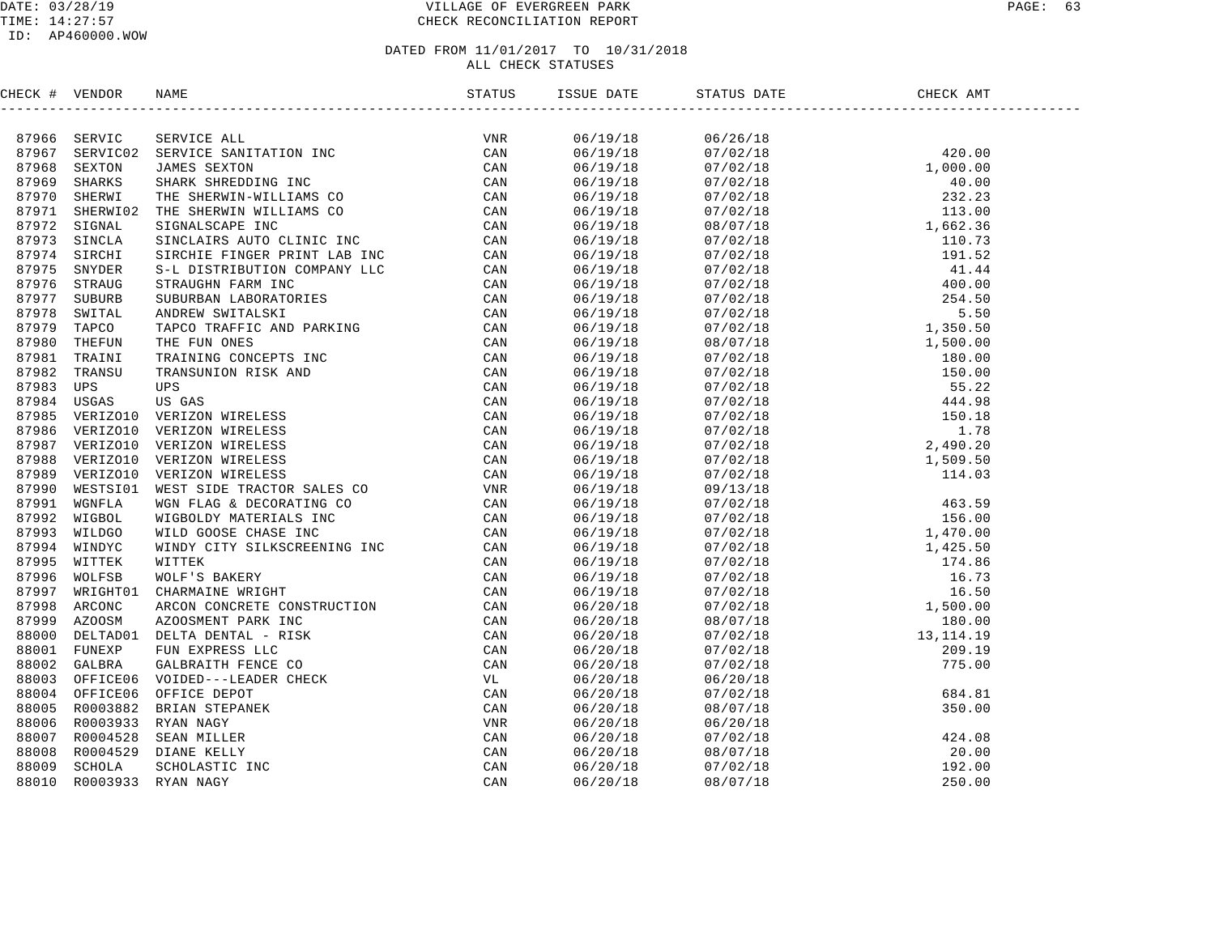DATE: 03/28/19
TIME: 14:27:57
ID: AP460000.WOW

# VILLAGE OF EVERGREEN PARK
## CHECK RECONCILIATION REPORT

DATED FROM 11/01/2017 TO 10/31/2018
ALL CHECK STATUSES

| CHECK # | VENDOR | NAME | STATUS | ISSUE DATE | STATUS DATE | CHECK AMT |
|---|---|---|---|---|---|---|
| 87966 | SERVIC | SERVICE ALL | VNR | 06/19/18 | 06/26/18 | |
| 87967 | SERVIC02 | SERVICE SANITATION INC | CAN | 06/19/18 | 07/02/18 | 420.00 |
| 87968 | SEXTON | JAMES SEXTON | CAN | 06/19/18 | 07/02/18 | 1,000.00 |
| 87969 | SHARKS | SHARK SHREDDING INC | CAN | 06/19/18 | 07/02/18 | 40.00 |
| 87970 | SHERWI | THE SHERWIN-WILLIAMS CO | CAN | 06/19/18 | 07/02/18 | 232.23 |
| 87971 | SHERWI02 | THE SHERWIN WILLIAMS CO | CAN | 06/19/18 | 07/02/18 | 113.00 |
| 87972 | SIGNAL | SIGNALSCAPE INC | CAN | 06/19/18 | 08/07/18 | 1,662.36 |
| 87973 | SINCLA | SINCLAIRS AUTO CLINIC INC | CAN | 06/19/18 | 07/02/18 | 110.73 |
| 87974 | SIRCHI | SIRCHIE FINGER PRINT LAB INC | CAN | 06/19/18 | 07/02/18 | 191.52 |
| 87975 | SNYDER | S-L DISTRIBUTION COMPANY LLC | CAN | 06/19/18 | 07/02/18 | 41.44 |
| 87976 | STRAUG | STRAUGHN FARM INC | CAN | 06/19/18 | 07/02/18 | 400.00 |
| 87977 | SUBURB | SUBURBAN LABORATORIES | CAN | 06/19/18 | 07/02/18 | 254.50 |
| 87978 | SWITAL | ANDREW SWITALSKI | CAN | 06/19/18 | 07/02/18 | 5.50 |
| 87979 | TAPCO | TAPCO TRAFFIC AND PARKING | CAN | 06/19/18 | 07/02/18 | 1,350.50 |
| 87980 | THEFUN | THE FUN ONES | CAN | 06/19/18 | 08/07/18 | 1,500.00 |
| 87981 | TRAINI | TRAINING CONCEPTS INC | CAN | 06/19/18 | 07/02/18 | 180.00 |
| 87982 | TRANSU | TRANSUNION RISK AND | CAN | 06/19/18 | 07/02/18 | 150.00 |
| 87983 | UPS | UPS | CAN | 06/19/18 | 07/02/18 | 55.22 |
| 87984 | USGAS | US GAS | CAN | 06/19/18 | 07/02/18 | 444.98 |
| 87985 | VERIZO10 | VERIZON WIRELESS | CAN | 06/19/18 | 07/02/18 | 150.18 |
| 87986 | VERIZO10 | VERIZON WIRELESS | CAN | 06/19/18 | 07/02/18 | 1.78 |
| 87987 | VERIZO10 | VERIZON WIRELESS | CAN | 06/19/18 | 07/02/18 | 2,490.20 |
| 87988 | VERIZO10 | VERIZON WIRELESS | CAN | 06/19/18 | 07/02/18 | 1,509.50 |
| 87989 | VERIZO10 | VERIZON WIRELESS | CAN | 06/19/18 | 07/02/18 | 114.03 |
| 87990 | WESTSI01 | WEST SIDE TRACTOR SALES CO | VNR | 06/19/18 | 09/13/18 | |
| 87991 | WGNFLA | WGN FLAG & DECORATING CO | CAN | 06/19/18 | 07/02/18 | 463.59 |
| 87992 | WIGBOL | WIGBOLDY MATERIALS INC | CAN | 06/19/18 | 07/02/18 | 156.00 |
| 87993 | WILDGO | WILD GOOSE CHASE INC | CAN | 06/19/18 | 07/02/18 | 1,470.00 |
| 87994 | WINDYC | WINDY CITY SILKSCREENING INC | CAN | 06/19/18 | 07/02/18 | 1,425.50 |
| 87995 | WITTEK | WITTEK | CAN | 06/19/18 | 07/02/18 | 174.86 |
| 87996 | WOLFSB | WOLF'S BAKERY | CAN | 06/19/18 | 07/02/18 | 16.73 |
| 87997 | WRIGHT01 | CHARMAINE WRIGHT | CAN | 06/19/18 | 07/02/18 | 16.50 |
| 87998 | ARCONC | ARCON CONCRETE CONSTRUCTION | CAN | 06/20/18 | 07/02/18 | 1,500.00 |
| 87999 | AZOOSM | AZOOSMENT PARK INC | CAN | 06/20/18 | 08/07/18 | 180.00 |
| 88000 | DELTAD01 | DELTA DENTAL - RISK | CAN | 06/20/18 | 07/02/18 | 13,114.19 |
| 88001 | FUNEXP | FUN EXPRESS LLC | CAN | 06/20/18 | 07/02/18 | 209.19 |
| 88002 | GALBRA | GALBRAITH FENCE CO | CAN | 06/20/18 | 07/02/18 | 775.00 |
| 88003 | OFFICE06 | VOIDED---LEADER CHECK | VL | 06/20/18 | 06/20/18 | |
| 88004 | OFFICE06 | OFFICE DEPOT | CAN | 06/20/18 | 07/02/18 | 684.81 |
| 88005 | R0003882 | BRIAN STEPANEK | CAN | 06/20/18 | 08/07/18 | 350.00 |
| 88006 | R0003933 | RYAN NAGY | VNR | 06/20/18 | 06/20/18 | |
| 88007 | R0004528 | SEAN MILLER | CAN | 06/20/18 | 07/02/18 | 424.08 |
| 88008 | R0004529 | DIANE KELLY | CAN | 06/20/18 | 08/07/18 | 20.00 |
| 88009 | SCHOLA | SCHOLASTIC INC | CAN | 06/20/18 | 07/02/18 | 192.00 |
| 88010 | R0003933 | RYAN NAGY | CAN | 06/20/18 | 08/07/18 | 250.00 |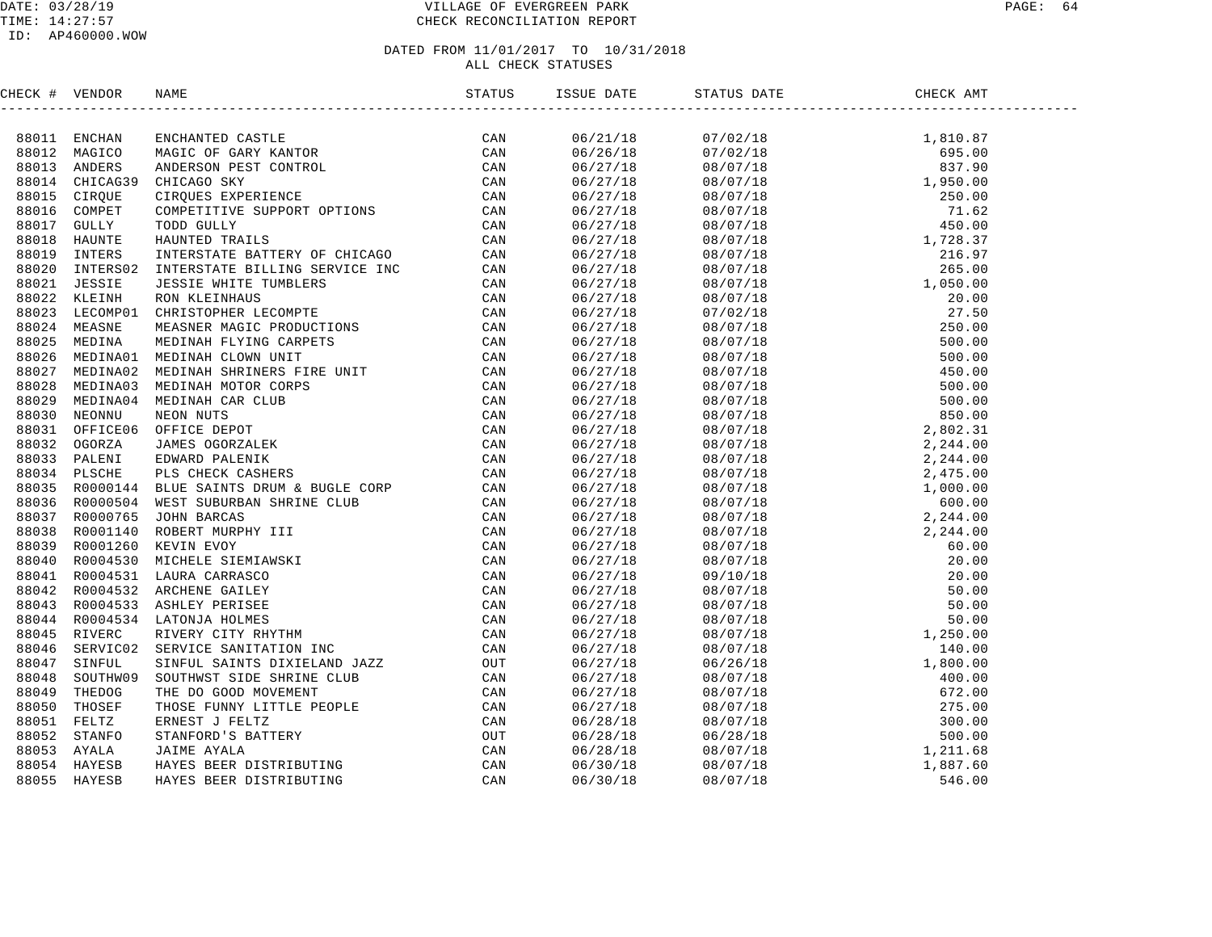VILLAGE OF EVERGREEN PARK
CHECK RECONCILIATION REPORT

DATED FROM 11/01/2017 TO 10/31/2018
ALL CHECK STATUSES

| CHECK # | VENDOR | NAME | STATUS | ISSUE DATE | STATUS DATE | CHECK AMT |
|---|---|---|---|---|---|---|
| 88011 | ENCHAN | ENCHANTED CASTLE | CAN | 06/21/18 | 07/02/18 | 1,810.87 |
| 88012 | MAGICO | MAGIC OF GARY KANTOR | CAN | 06/26/18 | 07/02/18 | 695.00 |
| 88013 | ANDERS | ANDERSON PEST CONTROL | CAN | 06/27/18 | 08/07/18 | 837.90 |
| 88014 | CHICAG39 | CHICAGO SKY | CAN | 06/27/18 | 08/07/18 | 1,950.00 |
| 88015 | CIRQUE | CIRQUES EXPERIENCE | CAN | 06/27/18 | 08/07/18 | 250.00 |
| 88016 | COMPET | COMPETITIVE SUPPORT OPTIONS | CAN | 06/27/18 | 08/07/18 | 71.62 |
| 88017 | GULLY | TODD GULLY | CAN | 06/27/18 | 08/07/18 | 450.00 |
| 88018 | HAUNTE | HAUNTED TRAILS | CAN | 06/27/18 | 08/07/18 | 1,728.37 |
| 88019 | INTERS | INTERSTATE BATTERY OF CHICAGO | CAN | 06/27/18 | 08/07/18 | 216.97 |
| 88020 | INTERS02 | INTERSTATE BILLING SERVICE INC | CAN | 06/27/18 | 08/07/18 | 265.00 |
| 88021 | JESSIE | JESSIE WHITE TUMBLERS | CAN | 06/27/18 | 08/07/18 | 1,050.00 |
| 88022 | KLEINH | RON KLEINHAUS | CAN | 06/27/18 | 08/07/18 | 20.00 |
| 88023 | LECOMP01 | CHRISTOPHER LECOMPTE | CAN | 06/27/18 | 07/02/18 | 27.50 |
| 88024 | MEASNE | MEASNER MAGIC PRODUCTIONS | CAN | 06/27/18 | 08/07/18 | 250.00 |
| 88025 | MEDINA | MEDINAH FLYING CARPETS | CAN | 06/27/18 | 08/07/18 | 500.00 |
| 88026 | MEDINA01 | MEDINAH CLOWN UNIT | CAN | 06/27/18 | 08/07/18 | 500.00 |
| 88027 | MEDINA02 | MEDINAH SHRINERS FIRE UNIT | CAN | 06/27/18 | 08/07/18 | 450.00 |
| 88028 | MEDINA03 | MEDINAH MOTOR CORPS | CAN | 06/27/18 | 08/07/18 | 500.00 |
| 88029 | MEDINA04 | MEDINAH CAR CLUB | CAN | 06/27/18 | 08/07/18 | 500.00 |
| 88030 | NEONNU | NEON NUTS | CAN | 06/27/18 | 08/07/18 | 850.00 |
| 88031 | OFFICE06 | OFFICE DEPOT | CAN | 06/27/18 | 08/07/18 | 2,802.31 |
| 88032 | OGORZA | JAMES OGORZALEK | CAN | 06/27/18 | 08/07/18 | 2,244.00 |
| 88033 | PALENI | EDWARD PALENIK | CAN | 06/27/18 | 08/07/18 | 2,244.00 |
| 88034 | PLSCHE | PLS CHECK CASHERS | CAN | 06/27/18 | 08/07/18 | 2,475.00 |
| 88035 | R0000144 | BLUE SAINTS DRUM & BUGLE CORP | CAN | 06/27/18 | 08/07/18 | 1,000.00 |
| 88036 | R0000504 | WEST SUBURBAN SHRINE CLUB | CAN | 06/27/18 | 08/07/18 | 600.00 |
| 88037 | R0000765 | JOHN BARCAS | CAN | 06/27/18 | 08/07/18 | 2,244.00 |
| 88038 | R0001140 | ROBERT MURPHY III | CAN | 06/27/18 | 08/07/18 | 2,244.00 |
| 88039 | R0001260 | KEVIN EVOY | CAN | 06/27/18 | 08/07/18 | 60.00 |
| 88040 | R0004530 | MICHELE SIEMIAWSKI | CAN | 06/27/18 | 08/07/18 | 20.00 |
| 88041 | R0004531 | LAURA CARRASCO | CAN | 06/27/18 | 09/10/18 | 20.00 |
| 88042 | R0004532 | ARCHENE GAILEY | CAN | 06/27/18 | 08/07/18 | 50.00 |
| 88043 | R0004533 | ASHLEY PERISEE | CAN | 06/27/18 | 08/07/18 | 50.00 |
| 88044 | R0004534 | LATONJA HOLMES | CAN | 06/27/18 | 08/07/18 | 50.00 |
| 88045 | RIVERC | RIVERY CITY RHYTHM | CAN | 06/27/18 | 08/07/18 | 1,250.00 |
| 88046 | SERVIC02 | SERVICE SANITATION INC | CAN | 06/27/18 | 08/07/18 | 140.00 |
| 88047 | SINFUL | SINFUL SAINTS DIXIELAND JAZZ | OUT | 06/27/18 | 06/26/18 | 1,800.00 |
| 88048 | SOUTHW09 | SOUTHWST SIDE SHRINE CLUB | CAN | 06/27/18 | 08/07/18 | 400.00 |
| 88049 | THEDOG | THE DO GOOD MOVEMENT | CAN | 06/27/18 | 08/07/18 | 672.00 |
| 88050 | THOSEF | THOSE FUNNY LITTLE PEOPLE | CAN | 06/27/18 | 08/07/18 | 275.00 |
| 88051 | FELTZ | ERNEST J FELTZ | CAN | 06/28/18 | 08/07/18 | 300.00 |
| 88052 | STANFO | STANFORD'S BATTERY | OUT | 06/28/18 | 06/28/18 | 500.00 |
| 88053 | AYALA | JAIME AYALA | CAN | 06/28/18 | 08/07/18 | 1,211.68 |
| 88054 | HAYESB | HAYES BEER DISTRIBUTING | CAN | 06/30/18 | 08/07/18 | 1,887.60 |
| 88055 | HAYESB | HAYES BEER DISTRIBUTING | CAN | 06/30/18 | 08/07/18 | 546.00 |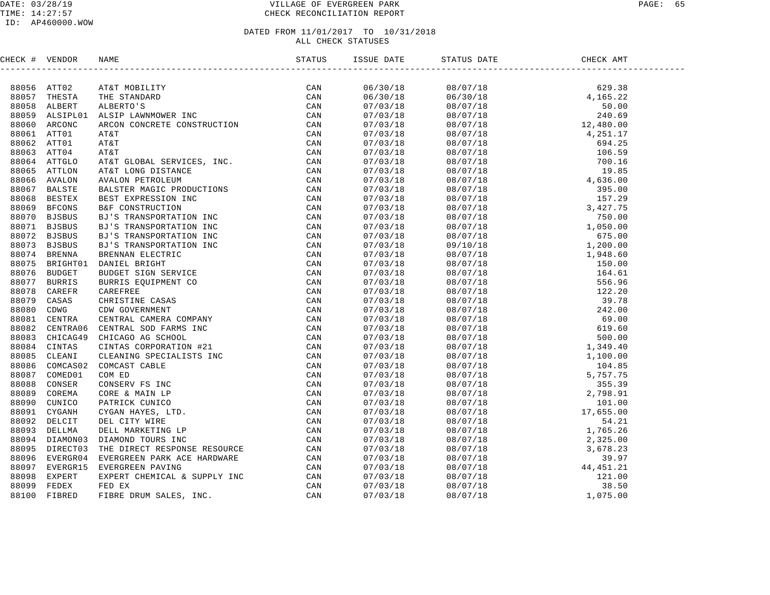# VILLAGE OF EVERGREEN PARK

## CHECK RECONCILIATION REPORT

DATE: 03/28/19
TIME: 14:27:57
ID: AP460000.WOW

DATED FROM 11/01/2017 TO 10/31/2018
ALL CHECK STATUSES

| CHECK # | VENDOR | NAME | STATUS | ISSUE DATE | STATUS DATE | CHECK AMT |
|---|---|---|---|---|---|---|
| 88056 | ATT02 | AT&T MOBILITY | CAN | 06/30/18 | 08/07/18 | 629.38 |
| 88057 | THESTA | THE STANDARD | CAN | 06/30/18 | 06/30/18 | 4,165.22 |
| 88058 | ALBERT | ALBERTO'S | CAN | 07/03/18 | 08/07/18 | 50.00 |
| 88059 | ALSIPL01 | ALSIP LAWNMOWER INC | CAN | 07/03/18 | 08/07/18 | 240.69 |
| 88060 | ARCONC | ARCON CONCRETE CONSTRUCTION | CAN | 07/03/18 | 08/07/18 | 12,480.00 |
| 88061 | ATT01 | AT&T | CAN | 07/03/18 | 08/07/18 | 4,251.17 |
| 88062 | ATT01 | AT&T | CAN | 07/03/18 | 08/07/18 | 694.25 |
| 88063 | ATT04 | AT&T | CAN | 07/03/18 | 08/07/18 | 106.59 |
| 88064 | ATTGLO | AT&T GLOBAL SERVICES, INC. | CAN | 07/03/18 | 08/07/18 | 700.16 |
| 88065 | ATTLON | AT&T LONG DISTANCE | CAN | 07/03/18 | 08/07/18 | 19.85 |
| 88066 | AVALON | AVALON PETROLEUM | CAN | 07/03/18 | 08/07/18 | 4,636.00 |
| 88067 | BALSTE | BALSTER MAGIC PRODUCTIONS | CAN | 07/03/18 | 08/07/18 | 395.00 |
| 88068 | BESTEX | BEST EXPRESSION INC | CAN | 07/03/18 | 08/07/18 | 157.29 |
| 88069 | BFCONS | B&F CONSTRUCTION | CAN | 07/03/18 | 08/07/18 | 3,427.75 |
| 88070 | BJSBUS | BJ'S TRANSPORTATION INC | CAN | 07/03/18 | 08/07/18 | 750.00 |
| 88071 | BJSBUS | BJ'S TRANSPORTATION INC | CAN | 07/03/18 | 08/07/18 | 1,050.00 |
| 88072 | BJSBUS | BJ'S TRANSPORTATION INC | CAN | 07/03/18 | 08/07/18 | 675.00 |
| 88073 | BJSBUS | BJ'S TRANSPORTATION INC | CAN | 07/03/18 | 09/10/18 | 1,200.00 |
| 88074 | BRENNA | BRENNAN ELECTRIC | CAN | 07/03/18 | 08/07/18 | 1,948.60 |
| 88075 | BRIGHT01 | DANIEL BRIGHT | CAN | 07/03/18 | 08/07/18 | 150.00 |
| 88076 | BUDGET | BUDGET SIGN SERVICE | CAN | 07/03/18 | 08/07/18 | 164.61 |
| 88077 | BURRIS | BURRIS EQUIPMENT CO | CAN | 07/03/18 | 08/07/18 | 556.96 |
| 88078 | CAREFR | CAREFREE | CAN | 07/03/18 | 08/07/18 | 122.20 |
| 88079 | CASAS | CHRISTINE CASAS | CAN | 07/03/18 | 08/07/18 | 39.78 |
| 88080 | CDWG | CDW GOVERNMENT | CAN | 07/03/18 | 08/07/18 | 242.00 |
| 88081 | CENTRA | CENTRAL CAMERA COMPANY | CAN | 07/03/18 | 08/07/18 | 69.00 |
| 88082 | CENTRA06 | CENTRAL SOD FARMS INC | CAN | 07/03/18 | 08/07/18 | 619.60 |
| 88083 | CHICAG49 | CHICAGO AG SCHOOL | CAN | 07/03/18 | 08/07/18 | 500.00 |
| 88084 | CINTAS | CINTAS CORPORATION #21 | CAN | 07/03/18 | 08/07/18 | 1,349.40 |
| 88085 | CLEANI | CLEANING SPECIALISTS INC | CAN | 07/03/18 | 08/07/18 | 1,100.00 |
| 88086 | COMCAS02 | COMCAST CABLE | CAN | 07/03/18 | 08/07/18 | 104.85 |
| 88087 | COMED01 | COM ED | CAN | 07/03/18 | 08/07/18 | 5,757.75 |
| 88088 | CONSER | CONSERV FS INC | CAN | 07/03/18 | 08/07/18 | 355.39 |
| 88089 | COREMA | CORE & MAIN LP | CAN | 07/03/18 | 08/07/18 | 2,798.91 |
| 88090 | CUNICO | PATRICK CUNICO | CAN | 07/03/18 | 08/07/18 | 101.00 |
| 88091 | CYGANH | CYGAN HAYES, LTD. | CAN | 07/03/18 | 08/07/18 | 17,655.00 |
| 88092 | DELCIT | DEL CITY WIRE | CAN | 07/03/18 | 08/07/18 | 54.21 |
| 88093 | DELLMA | DELL MARKETING LP | CAN | 07/03/18 | 08/07/18 | 1,765.26 |
| 88094 | DIAMON03 | DIAMOND TOURS INC | CAN | 07/03/18 | 08/07/18 | 2,325.00 |
| 88095 | DIRECT03 | THE DIRECT RESPONSE RESOURCE | CAN | 07/03/18 | 08/07/18 | 3,678.23 |
| 88096 | EVERGR04 | EVERGREEN PARK ACE HARDWARE | CAN | 07/03/18 | 08/07/18 | 39.97 |
| 88097 | EVERGR15 | EVERGREEN PAVING | CAN | 07/03/18 | 08/07/18 | 44,451.21 |
| 88098 | EXPERT | EXPERT CHEMICAL & SUPPLY INC | CAN | 07/03/18 | 08/07/18 | 121.00 |
| 88099 | FEDEX | FED EX | CAN | 07/03/18 | 08/07/18 | 38.50 |
| 88100 | FIBRED | FIBRE DRUM SALES, INC. | CAN | 07/03/18 | 08/07/18 | 1,075.00 |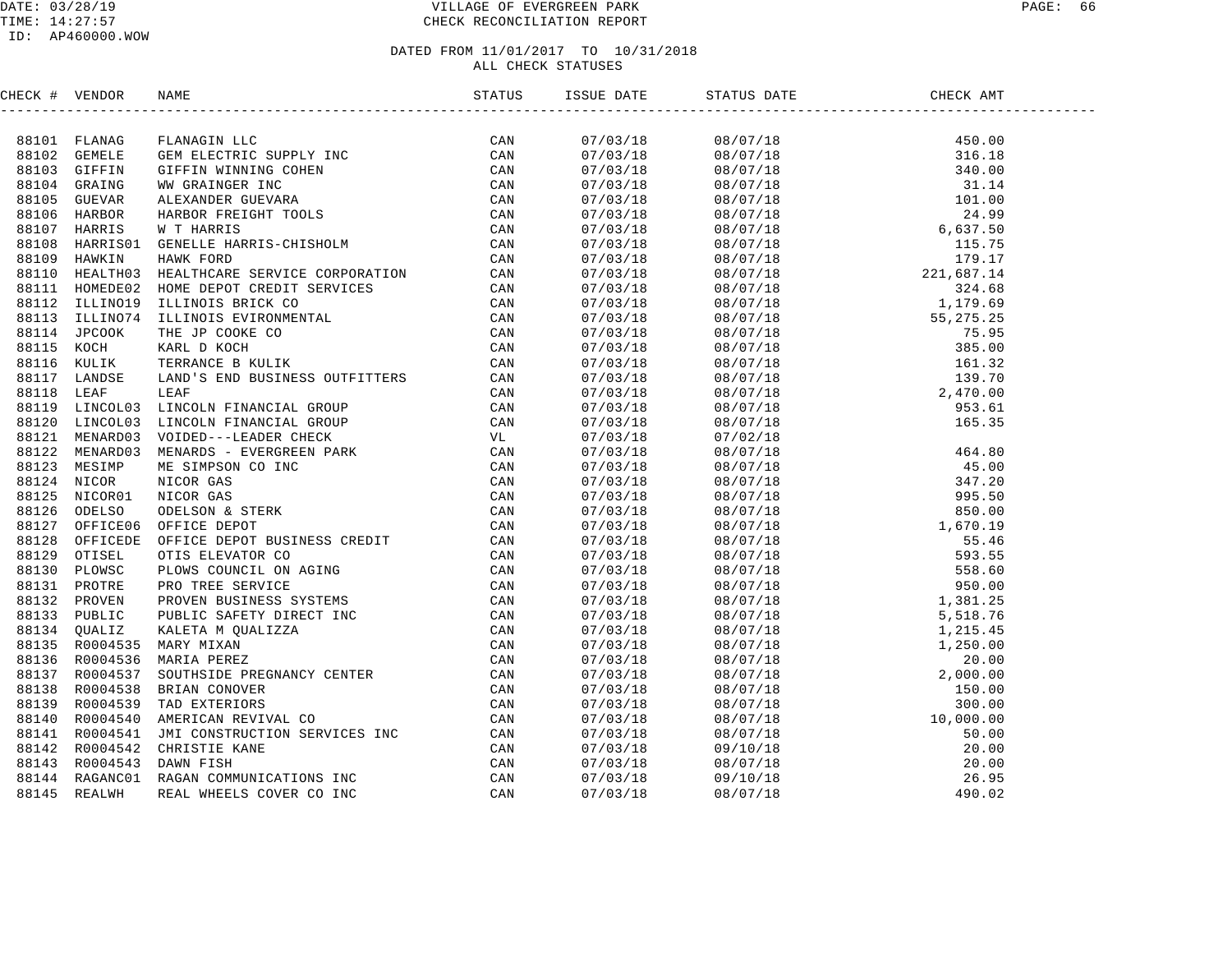# VILLAGE OF EVERGREEN PARK

## CHECK RECONCILIATION REPORT

DATE: 03/28/19
TIME: 14:27:57
ID: AP460000.WOW

### DATED FROM 11/01/2017 TO 10/31/2018
### ALL CHECK STATUSES

| CHECK # | VENDOR | NAME | STATUS | ISSUE DATE | STATUS DATE | CHECK AMT |
|---|---|---|---|---|---|---|
| 88101 | FLANAG | FLANAGIN LLC | CAN | 07/03/18 | 08/07/18 | 450.00 |
| 88102 | GEMELE | GEM ELECTRIC SUPPLY INC | CAN | 07/03/18 | 08/07/18 | 316.18 |
| 88103 | GIFFIN | GIFFIN WINNING COHEN | CAN | 07/03/18 | 08/07/18 | 340.00 |
| 88104 | GRAING | WW GRAINGER INC | CAN | 07/03/18 | 08/07/18 | 31.14 |
| 88105 | GUEVAR | ALEXANDER GUEVARA | CAN | 07/03/18 | 08/07/18 | 101.00 |
| 88106 | HARBOR | HARBOR FREIGHT TOOLS | CAN | 07/03/18 | 08/07/18 | 24.99 |
| 88107 | HARRIS | W T HARRIS | CAN | 07/03/18 | 08/07/18 | 6,637.50 |
| 88108 | HARRIS01 | GENELLE HARRIS-CHISHOLM | CAN | 07/03/18 | 08/07/18 | 115.75 |
| 88109 | HAWKIN | HAWK FORD | CAN | 07/03/18 | 08/07/18 | 179.17 |
| 88110 | HEALTH03 | HEALTHCARE SERVICE CORPORATION | CAN | 07/03/18 | 08/07/18 | 221,687.14 |
| 88111 | HOMEDE02 | HOME DEPOT CREDIT SERVICES | CAN | 07/03/18 | 08/07/18 | 324.68 |
| 88112 | ILLINO19 | ILLINOIS BRICK CO | CAN | 07/03/18 | 08/07/18 | 1,179.69 |
| 88113 | ILLINO74 | ILLINOIS EVIRONMENTAL | CAN | 07/03/18 | 08/07/18 | 55,275.25 |
| 88114 | JPCOOK | THE JP COOKE CO | CAN | 07/03/18 | 08/07/18 | 75.95 |
| 88115 | KOCH | KARL D KOCH | CAN | 07/03/18 | 08/07/18 | 385.00 |
| 88116 | KULIK | TERRANCE B KULIK | CAN | 07/03/18 | 08/07/18 | 161.32 |
| 88117 | LANDSE | LAND'S END BUSINESS OUTFITTERS | CAN | 07/03/18 | 08/07/18 | 139.70 |
| 88118 | LEAF | LEAF | CAN | 07/03/18 | 08/07/18 | 2,470.00 |
| 88119 | LINCOL03 | LINCOLN FINANCIAL GROUP | CAN | 07/03/18 | 08/07/18 | 953.61 |
| 88120 | LINCOL03 | LINCOLN FINANCIAL GROUP | CAN | 07/03/18 | 08/07/18 | 165.35 |
| 88121 | MENARD03 | VOIDED---LEADER CHECK | VL | 07/03/18 | 07/02/18 | |
| 88122 | MENARD03 | MENARDS - EVERGREEN PARK | CAN | 07/03/18 | 08/07/18 | 464.80 |
| 88123 | MESIMP | ME SIMPSON CO INC | CAN | 07/03/18 | 08/07/18 | 45.00 |
| 88124 | NICOR | NICOR GAS | CAN | 07/03/18 | 08/07/18 | 347.20 |
| 88125 | NICOR01 | NICOR GAS | CAN | 07/03/18 | 08/07/18 | 995.50 |
| 88126 | ODELSO | ODELSON & STERK | CAN | 07/03/18 | 08/07/18 | 850.00 |
| 88127 | OFFICE06 | OFFICE DEPOT | CAN | 07/03/18 | 08/07/18 | 1,670.19 |
| 88128 | OFFICEDE | OFFICE DEPOT BUSINESS CREDIT | CAN | 07/03/18 | 08/07/18 | 55.46 |
| 88129 | OTISEL | OTIS ELEVATOR CO | CAN | 07/03/18 | 08/07/18 | 593.55 |
| 88130 | PLOWSC | PLOWS COUNCIL ON AGING | CAN | 07/03/18 | 08/07/18 | 558.60 |
| 88131 | PROTRE | PRO TREE SERVICE | CAN | 07/03/18 | 08/07/18 | 950.00 |
| 88132 | PROVEN | PROVEN BUSINESS SYSTEMS | CAN | 07/03/18 | 08/07/18 | 1,381.25 |
| 88133 | PUBLIC | PUBLIC SAFETY DIRECT INC | CAN | 07/03/18 | 08/07/18 | 5,518.76 |
| 88134 | QUALIZ | KALETA M QUALIZZA | CAN | 07/03/18 | 08/07/18 | 1,215.45 |
| 88135 | R0004535 | MARY MIXAN | CAN | 07/03/18 | 08/07/18 | 1,250.00 |
| 88136 | R0004536 | MARIA PEREZ | CAN | 07/03/18 | 08/07/18 | 20.00 |
| 88137 | R0004537 | SOUTHSIDE PREGNANCY CENTER | CAN | 07/03/18 | 08/07/18 | 2,000.00 |
| 88138 | R0004538 | BRIAN CONOVER | CAN | 07/03/18 | 08/07/18 | 150.00 |
| 88139 | R0004539 | TAD EXTERIORS | CAN | 07/03/18 | 08/07/18 | 300.00 |
| 88140 | R0004540 | AMERICAN REVIVAL CO | CAN | 07/03/18 | 08/07/18 | 10,000.00 |
| 88141 | R0004541 | JMI CONSTRUCTION SERVICES INC | CAN | 07/03/18 | 08/07/18 | 50.00 |
| 88142 | R0004542 | CHRISTIE KANE | CAN | 07/03/18 | 09/10/18 | 20.00 |
| 88143 | R0004543 | DAWN FISH | CAN | 07/03/18 | 08/07/18 | 20.00 |
| 88144 | RAGANC01 | RAGAN COMMUNICATIONS INC | CAN | 07/03/18 | 09/10/18 | 26.95 |
| 88145 | REALWH | REAL WHEELS COVER CO INC | CAN | 07/03/18 | 08/07/18 | 490.02 |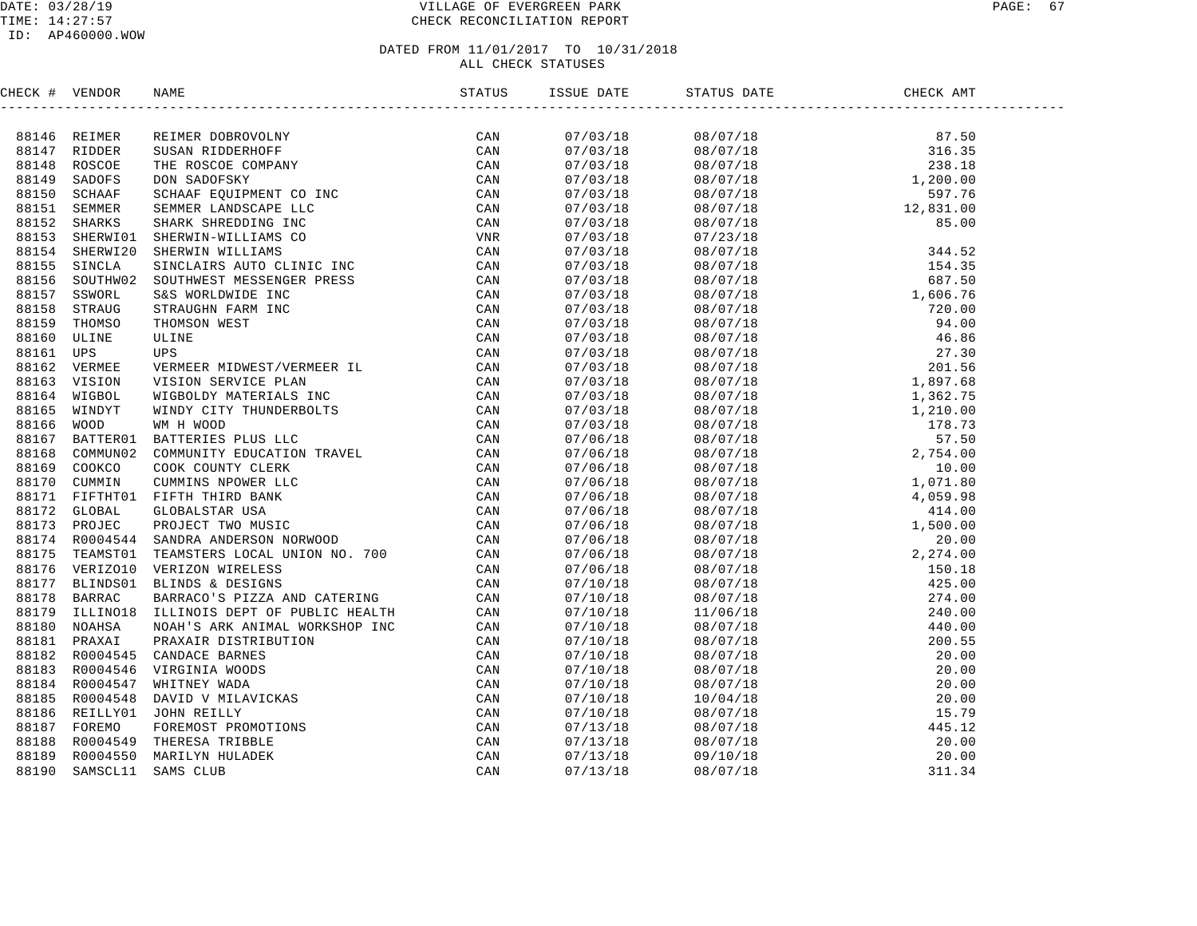DATE: 03/28/19 VILLAGE OF EVERGREEN PARK
TIME: 14:27:57 CHECK RECONCILIATION REPORT
ID: AP460000.WOW

DATED FROM 11/01/2017 TO 10/31/2018
ALL CHECK STATUSES

| CHECK # | VENDOR | NAME | STATUS | ISSUE DATE | STATUS DATE | CHECK AMT |
|---|---|---|---|---|---|---|
| 88146 | REIMER | REIMER DOBROVOLNY | CAN | 07/03/18 | 08/07/18 | 87.50 |
| 88147 | RIDDER | SUSAN RIDDERHOFF | CAN | 07/03/18 | 08/07/18 | 316.35 |
| 88148 | ROSCOE | THE ROSCOE COMPANY | CAN | 07/03/18 | 08/07/18 | 238.18 |
| 88149 | SADOFS | DON SADOFSKY | CAN | 07/03/18 | 08/07/18 | 1,200.00 |
| 88150 | SCHAAF | SCHAAF EQUIPMENT CO INC | CAN | 07/03/18 | 08/07/18 | 597.76 |
| 88151 | SEMMER | SEMMER LANDSCAPE LLC | CAN | 07/03/18 | 08/07/18 | 12,831.00 |
| 88152 | SHARKS | SHARK SHREDDING INC | CAN | 07/03/18 | 08/07/18 | 85.00 |
| 88153 | SHERWI01 | SHERWIN-WILLIAMS CO | VNR | 07/03/18 | 07/23/18 | |
| 88154 | SHERWI20 | SHERWIN WILLIAMS | CAN | 07/03/18 | 08/07/18 | 344.52 |
| 88155 | SINCLA | SINCLAIRS AUTO CLINIC INC | CAN | 07/03/18 | 08/07/18 | 154.35 |
| 88156 | SOUTHW02 | SOUTHWEST MESSENGER PRESS | CAN | 07/03/18 | 08/07/18 | 687.50 |
| 88157 | SSWORL | S&S WORLDWIDE INC | CAN | 07/03/18 | 08/07/18 | 1,606.76 |
| 88158 | STRAUG | STRAUGHN FARM INC | CAN | 07/03/18 | 08/07/18 | 720.00 |
| 88159 | THOMSO | THOMSON WEST | CAN | 07/03/18 | 08/07/18 | 94.00 |
| 88160 | ULINE | ULINE | CAN | 07/03/18 | 08/07/18 | 46.86 |
| 88161 | UPS | UPS | CAN | 07/03/18 | 08/07/18 | 27.30 |
| 88162 | VERMEE | VERMEER MIDWEST/VERMEER IL | CAN | 07/03/18 | 08/07/18 | 201.56 |
| 88163 | VISION | VISION SERVICE PLAN | CAN | 07/03/18 | 08/07/18 | 1,897.68 |
| 88164 | WIGBOL | WIGBOLDY MATERIALS INC | CAN | 07/03/18 | 08/07/18 | 1,362.75 |
| 88165 | WINDYT | WINDY CITY THUNDERBOLTS | CAN | 07/03/18 | 08/07/18 | 1,210.00 |
| 88166 | WOOD | WM H WOOD | CAN | 07/03/18 | 08/07/18 | 178.73 |
| 88167 | BATTER01 | BATTERIES PLUS LLC | CAN | 07/06/18 | 08/07/18 | 57.50 |
| 88168 | COMMUN02 | COMMUNITY EDUCATION TRAVEL | CAN | 07/06/18 | 08/07/18 | 2,754.00 |
| 88169 | COOKCO | COOK COUNTY CLERK | CAN | 07/06/18 | 08/07/18 | 10.00 |
| 88170 | CUMMIN | CUMMINS NPOWER LLC | CAN | 07/06/18 | 08/07/18 | 1,071.80 |
| 88171 | FIFTHT01 | FIFTH THIRD BANK | CAN | 07/06/18 | 08/07/18 | 4,059.98 |
| 88172 | GLOBAL | GLOBALSTAR USA | CAN | 07/06/18 | 08/07/18 | 414.00 |
| 88173 | PROJEC | PROJECT TWO MUSIC | CAN | 07/06/18 | 08/07/18 | 1,500.00 |
| 88174 | R0004544 | SANDRA ANDERSON NORWOOD | CAN | 07/06/18 | 08/07/18 | 20.00 |
| 88175 | TEAMST01 | TEAMSTERS LOCAL UNION NO. 700 | CAN | 07/06/18 | 08/07/18 | 2,274.00 |
| 88176 | VERIZO10 | VERIZON WIRELESS | CAN | 07/06/18 | 08/07/18 | 150.18 |
| 88177 | BLINDS01 | BLINDS & DESIGNS | CAN | 07/10/18 | 08/07/18 | 425.00 |
| 88178 | BARRAC | BARRACO'S PIZZA AND CATERING | CAN | 07/10/18 | 08/07/18 | 274.00 |
| 88179 | ILLINO18 | ILLINOIS DEPT OF PUBLIC HEALTH | CAN | 07/10/18 | 11/06/18 | 240.00 |
| 88180 | NOAHSA | NOAH'S ARK ANIMAL WORKSHOP INC | CAN | 07/10/18 | 08/07/18 | 440.00 |
| 88181 | PRAXAI | PRAXAIR DISTRIBUTION | CAN | 07/10/18 | 08/07/18 | 200.55 |
| 88182 | R0004545 | CANDACE BARNES | CAN | 07/10/18 | 08/07/18 | 20.00 |
| 88183 | R0004546 | VIRGINIA WOODS | CAN | 07/10/18 | 08/07/18 | 20.00 |
| 88184 | R0004547 | WHITNEY WADA | CAN | 07/10/18 | 08/07/18 | 20.00 |
| 88185 | R0004548 | DAVID V MILAVICKAS | CAN | 07/10/18 | 10/04/18 | 20.00 |
| 88186 | REILLY01 | JOHN REILLY | CAN | 07/10/18 | 08/07/18 | 15.79 |
| 88187 | FOREMO | FOREMOST PROMOTIONS | CAN | 07/13/18 | 08/07/18 | 445.12 |
| 88188 | R0004549 | THERESA TRIBBLE | CAN | 07/13/18 | 08/07/18 | 20.00 |
| 88189 | R0004550 | MARILYN HULADEK | CAN | 07/13/18 | 09/10/18 | 20.00 |
| 88190 | SAMSCL11 | SAMS CLUB | CAN | 07/13/18 | 08/07/18 | 311.34 |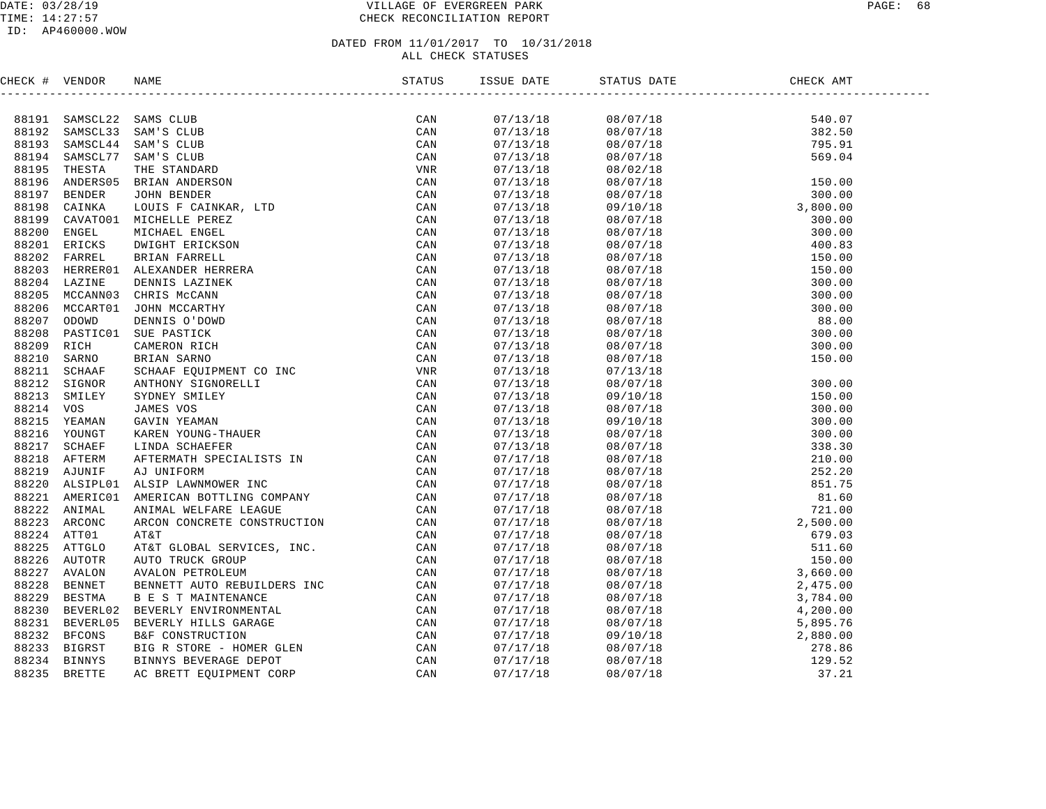# VILLAGE OF EVERGREEN PARK
## CHECK RECONCILIATION REPORT

DATE: 03/28/19
TIME: 14:27:57
ID: AP460000.WOW

DATED FROM 11/01/2017 TO 10/31/2018
ALL CHECK STATUSES

| CHECK # | VENDOR | NAME | STATUS | ISSUE DATE | STATUS DATE | CHECK AMT |
|---|---|---|---|---|---|---|
| 88191 | SAMSCL22 | SAMS CLUB | CAN | 07/13/18 | 08/07/18 | 540.07 |
| 88192 | SAMSCL33 | SAM'S CLUB | CAN | 07/13/18 | 08/07/18 | 382.50 |
| 88193 | SAMSCL44 | SAM'S CLUB | CAN | 07/13/18 | 08/07/18 | 795.91 |
| 88194 | SAMSCL77 | SAM'S CLUB | CAN | 07/13/18 | 08/07/18 | 569.04 |
| 88195 | THESTA | THE STANDARD | VNR | 07/13/18 | 08/02/18 | |
| 88196 | ANDERS05 | BRIAN ANDERSON | CAN | 07/13/18 | 08/07/18 | 150.00 |
| 88197 | BENDER | JOHN BENDER | CAN | 07/13/18 | 08/07/18 | 300.00 |
| 88198 | CAINKA | LOUIS F CAINKAR, LTD | CAN | 07/13/18 | 09/10/18 | 3,800.00 |
| 88199 | CAVATO01 | MICHELLE PEREZ | CAN | 07/13/18 | 08/07/18 | 300.00 |
| 88200 | ENGEL | MICHAEL ENGEL | CAN | 07/13/18 | 08/07/18 | 300.00 |
| 88201 | ERICKS | DWIGHT ERICKSON | CAN | 07/13/18 | 08/07/18 | 400.83 |
| 88202 | FARREL | BRIAN FARRELL | CAN | 07/13/18 | 08/07/18 | 150.00 |
| 88203 | HERRER01 | ALEXANDER HERRERA | CAN | 07/13/18 | 08/07/18 | 150.00 |
| 88204 | LAZINE | DENNIS LAZINEK | CAN | 07/13/18 | 08/07/18 | 300.00 |
| 88205 | MCCANN03 | CHRIS McCANN | CAN | 07/13/18 | 08/07/18 | 300.00 |
| 88206 | MCCART01 | JOHN MCCARTHY | CAN | 07/13/18 | 08/07/18 | 300.00 |
| 88207 | ODOWD | DENNIS O'DOWD | CAN | 07/13/18 | 08/07/18 | 88.00 |
| 88208 | PASTIC01 | SUE PASTICK | CAN | 07/13/18 | 08/07/18 | 300.00 |
| 88209 | RICH | CAMERON RICH | CAN | 07/13/18 | 08/07/18 | 300.00 |
| 88210 | SARNO | BRIAN SARNO | CAN | 07/13/18 | 08/07/18 | 150.00 |
| 88211 | SCHAAF | SCHAAF EQUIPMENT CO INC | VNR | 07/13/18 | 07/13/18 | |
| 88212 | SIGNOR | ANTHONY SIGNORELLI | CAN | 07/13/18 | 08/07/18 | 300.00 |
| 88213 | SMILEY | SYDNEY SMILEY | CAN | 07/13/18 | 09/10/18 | 150.00 |
| 88214 | VOS | JAMES VOS | CAN | 07/13/18 | 08/07/18 | 300.00 |
| 88215 | YEAMAN | GAVIN YEAMAN | CAN | 07/13/18 | 09/10/18 | 300.00 |
| 88216 | YOUNGT | KAREN YOUNG-THAUER | CAN | 07/13/18 | 08/07/18 | 300.00 |
| 88217 | SCHAEF | LINDA SCHAEFER | CAN | 07/13/18 | 08/07/18 | 338.30 |
| 88218 | AFTERM | AFTERMATH SPECIALISTS IN | CAN | 07/17/18 | 08/07/18 | 210.00 |
| 88219 | AJUNIF | AJ UNIFORM | CAN | 07/17/18 | 08/07/18 | 252.20 |
| 88220 | ALSIPL01 | ALSIP LAWNMOWER INC | CAN | 07/17/18 | 08/07/18 | 851.75 |
| 88221 | AMERIC01 | AMERICAN BOTTLING COMPANY | CAN | 07/17/18 | 08/07/18 | 81.60 |
| 88222 | ANIMAL | ANIMAL WELFARE LEAGUE | CAN | 07/17/18 | 08/07/18 | 721.00 |
| 88223 | ARCONC | ARCON CONCRETE CONSTRUCTION | CAN | 07/17/18 | 08/07/18 | 2,500.00 |
| 88224 | ATT01 | AT&T | CAN | 07/17/18 | 08/07/18 | 679.03 |
| 88225 | ATTGLO | AT&T GLOBAL SERVICES, INC. | CAN | 07/17/18 | 08/07/18 | 511.60 |
| 88226 | AUTOTR | AUTO TRUCK GROUP | CAN | 07/17/18 | 08/07/18 | 150.00 |
| 88227 | AVALON | AVALON PETROLEUM | CAN | 07/17/18 | 08/07/18 | 3,660.00 |
| 88228 | BENNET | BENNETT AUTO REBUILDERS INC | CAN | 07/17/18 | 08/07/18 | 2,475.00 |
| 88229 | BESTMA | B E S T MAINTENANCE | CAN | 07/17/18 | 08/07/18 | 3,784.00 |
| 88230 | BEVERL02 | BEVERLY ENVIRONMENTAL | CAN | 07/17/18 | 08/07/18 | 4,200.00 |
| 88231 | BEVERL05 | BEVERLY HILLS GARAGE | CAN | 07/17/18 | 08/07/18 | 5,895.76 |
| 88232 | BFCONS | B&F CONSTRUCTION | CAN | 07/17/18 | 09/10/18 | 2,880.00 |
| 88233 | BIGRST | BIG R STORE - HOMER GLEN | CAN | 07/17/18 | 08/07/18 | 278.86 |
| 88234 | BINNYS | BINNYS BEVERAGE DEPOT | CAN | 07/17/18 | 08/07/18 | 129.52 |
| 88235 | BRETTE | AC BRETT EQUIPMENT CORP | CAN | 07/17/18 | 08/07/18 | 37.21 |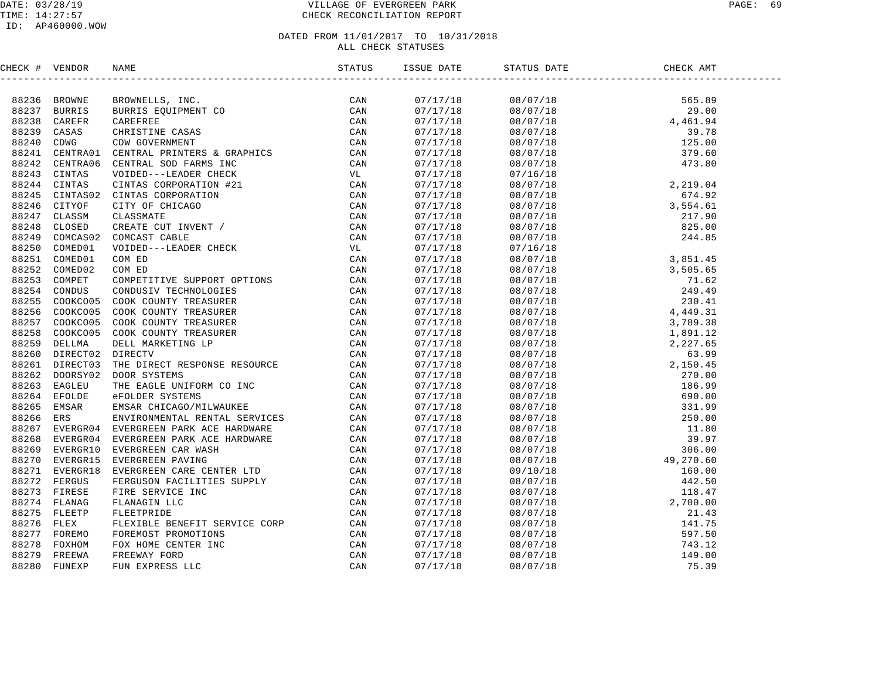DATE: 03/28/19
TIME: 14:27:57
ID: AP460000.WOW

# VILLAGE OF EVERGREEN PARK
## CHECK RECONCILIATION REPORT

DATED FROM 11/01/2017 TO 10/31/2018
ALL CHECK STATUSES

| CHECK # | VENDOR | NAME | STATUS | ISSUE DATE | STATUS DATE | CHECK AMT |
|---|---|---|---|---|---|---|
| 88236 | BROWNE | BROWNELLS, INC. | CAN | 07/17/18 | 08/07/18 | 565.89 |
| 88237 | BURRIS | BURRIS EQUIPMENT CO | CAN | 07/17/18 | 08/07/18 | 29.00 |
| 88238 | CAREFR | CAREFREE | CAN | 07/17/18 | 08/07/18 | 4,461.94 |
| 88239 | CASAS | CHRISTINE CASAS | CAN | 07/17/18 | 08/07/18 | 39.78 |
| 88240 | CDWG | CDW GOVERNMENT | CAN | 07/17/18 | 08/07/18 | 125.00 |
| 88241 | CENTRA01 | CENTRAL PRINTERS & GRAPHICS | CAN | 07/17/18 | 08/07/18 | 379.60 |
| 88242 | CENTRA06 | CENTRAL SOD FARMS INC | CAN | 07/17/18 | 08/07/18 | 473.80 |
| 88243 | CINTAS | VOIDED---LEADER CHECK | VL | 07/17/18 | 07/16/18 | |
| 88244 | CINTAS | CINTAS CORPORATION #21 | CAN | 07/17/18 | 08/07/18 | 2,219.04 |
| 88245 | CINTAS02 | CINTAS CORPORATION | CAN | 07/17/18 | 08/07/18 | 674.92 |
| 88246 | CITYOF | CITY OF CHICAGO | CAN | 07/17/18 | 08/07/18 | 3,554.61 |
| 88247 | CLASSM | CLASSMATE | CAN | 07/17/18 | 08/07/18 | 217.90 |
| 88248 | CLOSED | CREATE CUT INVENT / | CAN | 07/17/18 | 08/07/18 | 825.00 |
| 88249 | COMCAS02 | COMCAST CABLE | CAN | 07/17/18 | 08/07/18 | 244.85 |
| 88250 | COMED01 | VOIDED---LEADER CHECK | VL | 07/17/18 | 07/16/18 | |
| 88251 | COMED01 | COM ED | CAN | 07/17/18 | 08/07/18 | 3,851.45 |
| 88252 | COMED02 | COM ED | CAN | 07/17/18 | 08/07/18 | 3,505.65 |
| 88253 | COMPET | COMPETITIVE SUPPORT OPTIONS | CAN | 07/17/18 | 08/07/18 | 71.62 |
| 88254 | CONDUS | CONDUSIV TECHNOLOGIES | CAN | 07/17/18 | 08/07/18 | 249.49 |
| 88255 | COOKCO05 | COOK COUNTY TREASURER | CAN | 07/17/18 | 08/07/18 | 230.41 |
| 88256 | COOKCO05 | COOK COUNTY TREASURER | CAN | 07/17/18 | 08/07/18 | 4,449.31 |
| 88257 | COOKCO05 | COOK COUNTY TREASURER | CAN | 07/17/18 | 08/07/18 | 3,789.38 |
| 88258 | COOKCO05 | COOK COUNTY TREASURER | CAN | 07/17/18 | 08/07/18 | 1,891.12 |
| 88259 | DELLMA | DELL MARKETING LP | CAN | 07/17/18 | 08/07/18 | 2,227.65 |
| 88260 | DIRECT02 | DIRECTV | CAN | 07/17/18 | 08/07/18 | 63.99 |
| 88261 | DIRECT03 | THE DIRECT RESPONSE RESOURCE | CAN | 07/17/18 | 08/07/18 | 2,150.45 |
| 88262 | DOORSY02 | DOOR SYSTEMS | CAN | 07/17/18 | 08/07/18 | 270.00 |
| 88263 | EAGLEU | THE EAGLE UNIFORM CO INC | CAN | 07/17/18 | 08/07/18 | 186.99 |
| 88264 | EFOLDE | eFOLDER SYSTEMS | CAN | 07/17/18 | 08/07/18 | 690.00 |
| 88265 | EMSAR | EMSAR CHICAGO/MILWAUKEE | CAN | 07/17/18 | 08/07/18 | 331.99 |
| 88266 | ERS | ENVIRONMENTAL RENTAL SERVICES | CAN | 07/17/18 | 08/07/18 | 250.00 |
| 88267 | EVERGR04 | EVERGREEN PARK ACE HARDWARE | CAN | 07/17/18 | 08/07/18 | 11.80 |
| 88268 | EVERGR04 | EVERGREEN PARK ACE HARDWARE | CAN | 07/17/18 | 08/07/18 | 39.97 |
| 88269 | EVERGR10 | EVERGREEN CAR WASH | CAN | 07/17/18 | 08/07/18 | 306.00 |
| 88270 | EVERGR15 | EVERGREEN PAVING | CAN | 07/17/18 | 08/07/18 | 49,270.60 |
| 88271 | EVERGR18 | EVERGREEN CARE CENTER LTD | CAN | 07/17/18 | 09/10/18 | 160.00 |
| 88272 | FERGUS | FERGUSON FACILITIES SUPPLY | CAN | 07/17/18 | 08/07/18 | 442.50 |
| 88273 | FIRESE | FIRE SERVICE INC | CAN | 07/17/18 | 08/07/18 | 118.47 |
| 88274 | FLANAG | FLANAGIN LLC | CAN | 07/17/18 | 08/07/18 | 2,700.00 |
| 88275 | FLEETP | FLEETPRIDE | CAN | 07/17/18 | 08/07/18 | 21.43 |
| 88276 | FLEX | FLEXIBLE BENEFIT SERVICE CORP | CAN | 07/17/18 | 08/07/18 | 141.75 |
| 88277 | FOREMO | FOREMOST PROMOTIONS | CAN | 07/17/18 | 08/07/18 | 597.50 |
| 88278 | FOXHOM | FOX HOME CENTER INC | CAN | 07/17/18 | 08/07/18 | 743.12 |
| 88279 | FREEWA | FREEWAY FORD | CAN | 07/17/18 | 08/07/18 | 149.00 |
| 88280 | FUNEXP | FUN EXPRESS LLC | CAN | 07/17/18 | 08/07/18 | 75.39 |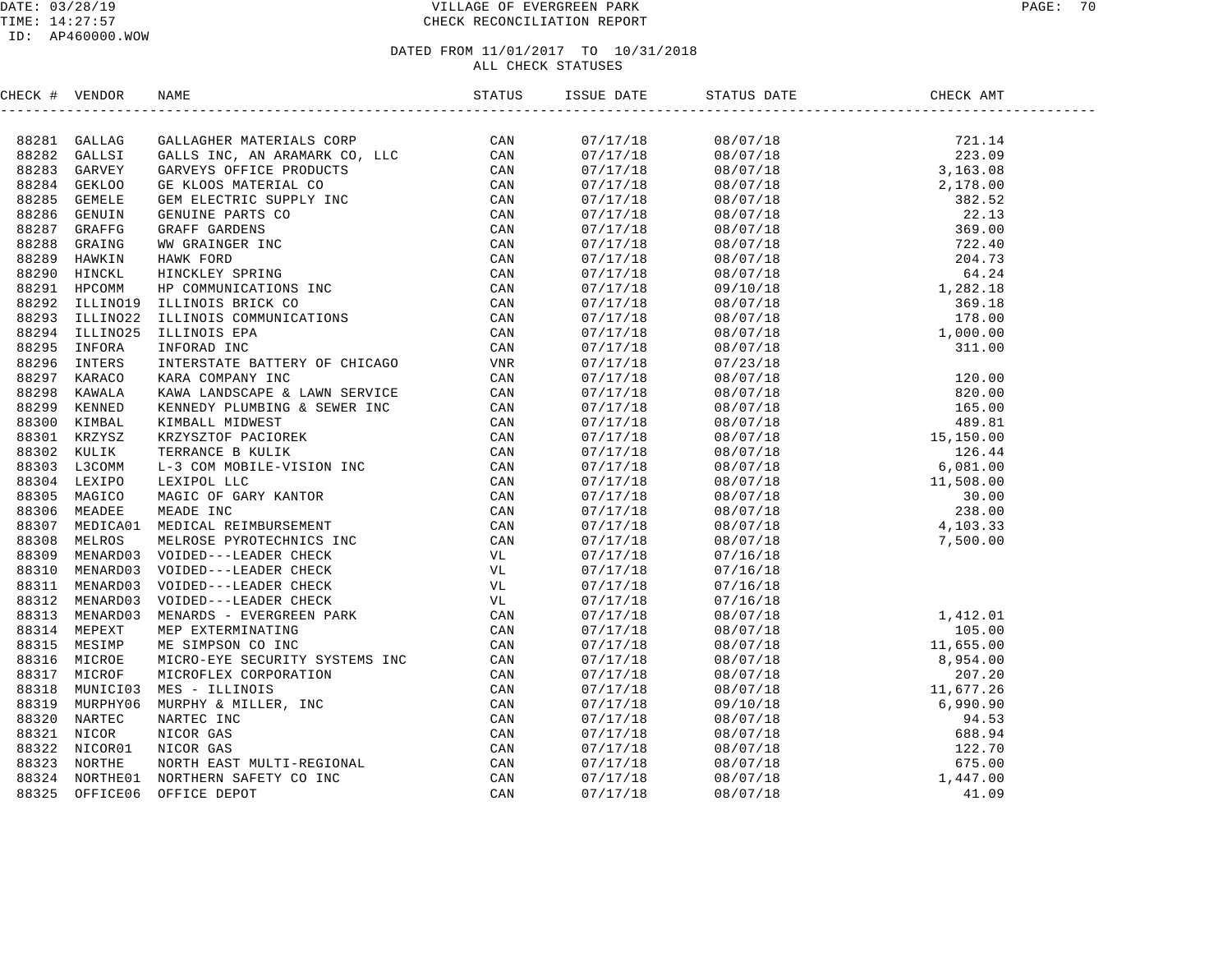# VILLAGE OF EVERGREEN PARK

## CHECK RECONCILIATION REPORT

DATE: 03/28/19
TIME: 14:27:57
ID: AP460000.WOW

### DATED FROM 11/01/2017 TO 10/31/2018
### ALL CHECK STATUSES

| CHECK # | VENDOR | NAME | STATUS | ISSUE DATE | STATUS DATE | CHECK AMT |
|---|---|---|---|---|---|---|
| 88281 | GALLAG | GALLAGHER MATERIALS CORP | CAN | 07/17/18 | 08/07/18 | 721.14 |
| 88282 | GALLSI | GALLS INC, AN ARAMARK CO, LLC | CAN | 07/17/18 | 08/07/18 | 223.09 |
| 88283 | GARVEY | GARVEYS OFFICE PRODUCTS | CAN | 07/17/18 | 08/07/18 | 3,163.08 |
| 88284 | GEKLOO | GE KLOOS MATERIAL CO | CAN | 07/17/18 | 08/07/18 | 2,178.00 |
| 88285 | GEMELE | GEM ELECTRIC SUPPLY INC | CAN | 07/17/18 | 08/07/18 | 382.52 |
| 88286 | GENUIN | GENUINE PARTS CO | CAN | 07/17/18 | 08/07/18 | 22.13 |
| 88287 | GRAFFG | GRAFF GARDENS | CAN | 07/17/18 | 08/07/18 | 369.00 |
| 88288 | GRAING | WW GRAINGER INC | CAN | 07/17/18 | 08/07/18 | 722.40 |
| 88289 | HAWKIN | HAWK FORD | CAN | 07/17/18 | 08/07/18 | 204.73 |
| 88290 | HINCKL | HINCKLEY SPRING | CAN | 07/17/18 | 08/07/18 | 64.24 |
| 88291 | HPCOMM | HP COMMUNICATIONS INC | CAN | 07/17/18 | 09/10/18 | 1,282.18 |
| 88292 | ILLINO19 | ILLINOIS BRICK CO | CAN | 07/17/18 | 08/07/18 | 369.18 |
| 88293 | ILLINO22 | ILLINOIS COMMUNICATIONS | CAN | 07/17/18 | 08/07/18 | 178.00 |
| 88294 | ILLINO25 | ILLINOIS EPA | CAN | 07/17/18 | 08/07/18 | 1,000.00 |
| 88295 | INFORA | INFORAD INC | CAN | 07/17/18 | 08/07/18 | 311.00 |
| 88296 | INTERS | INTERSTATE BATTERY OF CHICAGO | VNR | 07/17/18 | 07/23/18 | |
| 88297 | KARACO | KARA COMPANY INC | CAN | 07/17/18 | 08/07/18 | 120.00 |
| 88298 | KAWALA | KAWA LANDSCAPE & LAWN SERVICE | CAN | 07/17/18 | 08/07/18 | 820.00 |
| 88299 | KENNED | KENNEDY PLUMBING & SEWER INC | CAN | 07/17/18 | 08/07/18 | 165.00 |
| 88300 | KIMBAL | KIMBALL MIDWEST | CAN | 07/17/18 | 08/07/18 | 489.81 |
| 88301 | KRZYSZ | KRZYSZTOF PACIOREK | CAN | 07/17/18 | 08/07/18 | 15,150.00 |
| 88302 | KULIK | TERRANCE B KULIK | CAN | 07/17/18 | 08/07/18 | 126.44 |
| 88303 | L3COMM | L-3 COM MOBILE-VISION INC | CAN | 07/17/18 | 08/07/18 | 6,081.00 |
| 88304 | LEXIPO | LEXIPOL LLC | CAN | 07/17/18 | 08/07/18 | 11,508.00 |
| 88305 | MAGICO | MAGIC OF GARY KANTOR | CAN | 07/17/18 | 08/07/18 | 30.00 |
| 88306 | MEADEE | MEADE INC | CAN | 07/17/18 | 08/07/18 | 238.00 |
| 88307 | MEDICA01 | MEDICAL REIMBURSEMENT | CAN | 07/17/18 | 08/07/18 | 4,103.33 |
| 88308 | MELROS | MELROSE PYROTECHNICS INC | CAN | 07/17/18 | 08/07/18 | 7,500.00 |
| 88309 | MENARD03 | VOIDED---LEADER CHECK | VL | 07/17/18 | 07/16/18 | |
| 88310 | MENARD03 | VOIDED---LEADER CHECK | VL | 07/17/18 | 07/16/18 | |
| 88311 | MENARD03 | VOIDED---LEADER CHECK | VL | 07/17/18 | 07/16/18 | |
| 88312 | MENARD03 | VOIDED---LEADER CHECK | VL | 07/17/18 | 07/16/18 | |
| 88313 | MENARD03 | MENARDS - EVERGREEN PARK | CAN | 07/17/18 | 08/07/18 | 1,412.01 |
| 88314 | MEPEXT | MEP EXTERMINATING | CAN | 07/17/18 | 08/07/18 | 105.00 |
| 88315 | MESIMP | ME SIMPSON CO INC | CAN | 07/17/18 | 08/07/18 | 11,655.00 |
| 88316 | MICROE | MICRO-EYE SECURITY SYSTEMS INC | CAN | 07/17/18 | 08/07/18 | 8,954.00 |
| 88317 | MICROF | MICROFLEX CORPORATION | CAN | 07/17/18 | 08/07/18 | 207.20 |
| 88318 | MUNICI03 | MES - ILLINOIS | CAN | 07/17/18 | 08/07/18 | 11,677.26 |
| 88319 | MURPHY06 | MURPHY & MILLER, INC | CAN | 07/17/18 | 09/10/18 | 6,990.90 |
| 88320 | NARTEC | NARTEC INC | CAN | 07/17/18 | 08/07/18 | 94.53 |
| 88321 | NICOR | NICOR GAS | CAN | 07/17/18 | 08/07/18 | 688.94 |
| 88322 | NICOR01 | NICOR GAS | CAN | 07/17/18 | 08/07/18 | 122.70 |
| 88323 | NORTHE | NORTH EAST MULTI-REGIONAL | CAN | 07/17/18 | 08/07/18 | 675.00 |
| 88324 | NORTHE01 | NORTHERN SAFETY CO INC | CAN | 07/17/18 | 08/07/18 | 1,447.00 |
| 88325 | OFFICE06 | OFFICE DEPOT | CAN | 07/17/18 | 08/07/18 | 41.09 |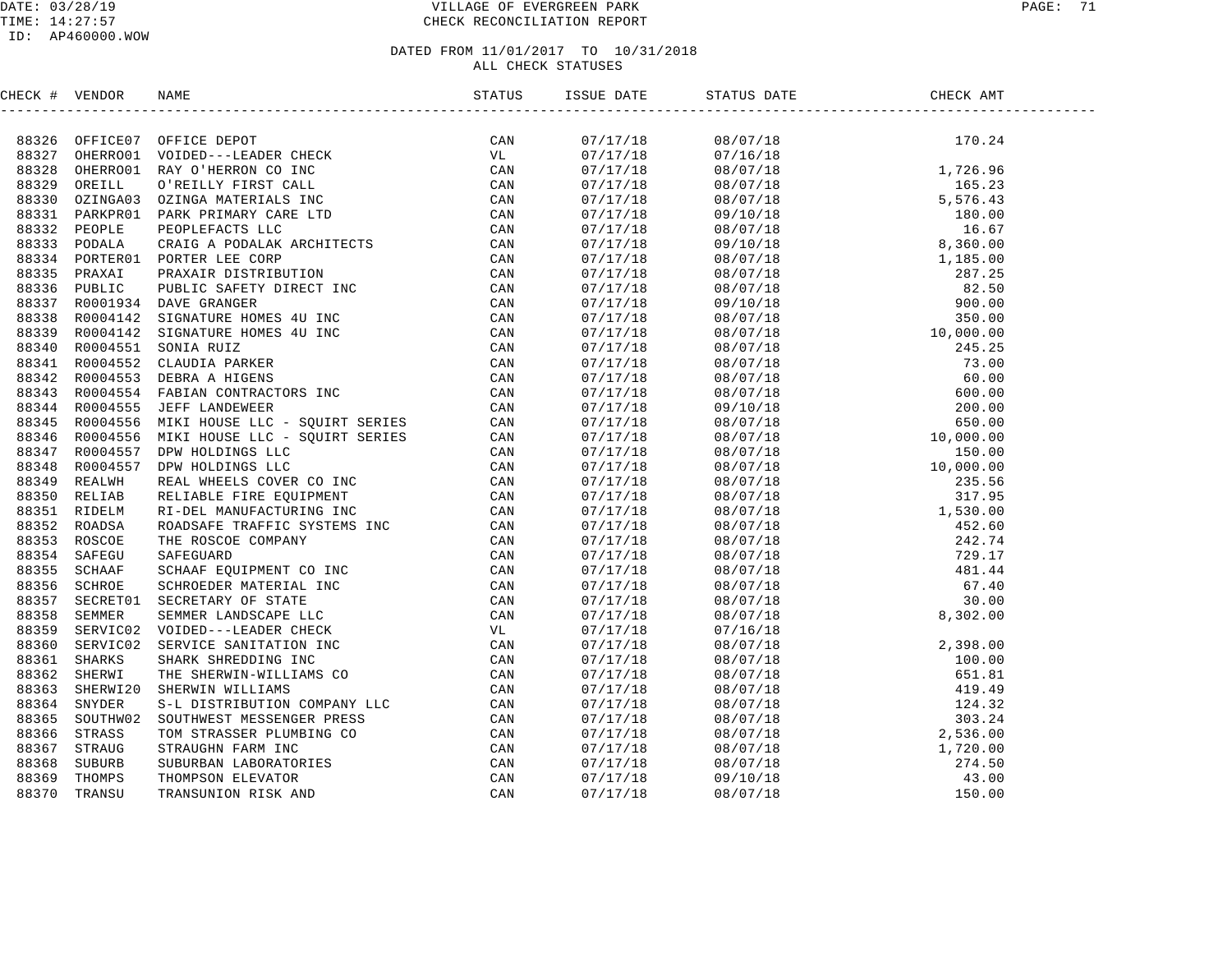DATE: 03/28/19
TIME: 14:27:57
ID: AP460000.WOW

# VILLAGE OF EVERGREEN PARK
## CHECK RECONCILIATION REPORT

DATED FROM 11/01/2017 TO 10/31/2018
ALL CHECK STATUSES

| CHECK # | VENDOR | NAME | STATUS | ISSUE DATE | STATUS DATE | CHECK AMT |
|---|---|---|---|---|---|---|
| 88326 | OFFICE07 | OFFICE DEPOT | CAN | 07/17/18 | 08/07/18 | 170.24 |
| 88327 | OHERRO01 | VOIDED---LEADER CHECK | VL | 07/17/18 | 07/16/18 | |
| 88328 | OHERRO01 | RAY O'HERRON CO INC | CAN | 07/17/18 | 08/07/18 | 1,726.96 |
| 88329 | OREILL | O'REILLY FIRST CALL | CAN | 07/17/18 | 08/07/18 | 165.23 |
| 88330 | OZINGA03 | OZINGA MATERIALS INC | CAN | 07/17/18 | 08/07/18 | 5,576.43 |
| 88331 | PARKPR01 | PARK PRIMARY CARE LTD | CAN | 07/17/18 | 09/10/18 | 180.00 |
| 88332 | PEOPLE | PEOPLEFACTS LLC | CAN | 07/17/18 | 08/07/18 | 16.67 |
| 88333 | PODALA | CRAIG A PODALAK ARCHITECTS | CAN | 07/17/18 | 09/10/18 | 8,360.00 |
| 88334 | PORTER01 | PORTER LEE CORP | CAN | 07/17/18 | 08/07/18 | 1,185.00 |
| 88335 | PRAXAI | PRAXAIR DISTRIBUTION | CAN | 07/17/18 | 08/07/18 | 287.25 |
| 88336 | PUBLIC | PUBLIC SAFETY DIRECT INC | CAN | 07/17/18 | 08/07/18 | 82.50 |
| 88337 | R0001934 | DAVE GRANGER | CAN | 07/17/18 | 09/10/18 | 900.00 |
| 88338 | R0004142 | SIGNATURE HOMES 4U INC | CAN | 07/17/18 | 08/07/18 | 350.00 |
| 88339 | R0004142 | SIGNATURE HOMES 4U INC | CAN | 07/17/18 | 08/07/18 | 10,000.00 |
| 88340 | R0004551 | SONIA RUIZ | CAN | 07/17/18 | 08/07/18 | 245.25 |
| 88341 | R0004552 | CLAUDIA PARKER | CAN | 07/17/18 | 08/07/18 | 73.00 |
| 88342 | R0004553 | DEBRA A HIGENS | CAN | 07/17/18 | 08/07/18 | 60.00 |
| 88343 | R0004554 | FABIAN CONTRACTORS INC | CAN | 07/17/18 | 08/07/18 | 600.00 |
| 88344 | R0004555 | JEFF LANDEWEER | CAN | 07/17/18 | 09/10/18 | 200.00 |
| 88345 | R0004556 | MIKI HOUSE LLC - SQUIRT SERIES | CAN | 07/17/18 | 08/07/18 | 650.00 |
| 88346 | R0004556 | MIKI HOUSE LLC - SQUIRT SERIES | CAN | 07/17/18 | 08/07/18 | 10,000.00 |
| 88347 | R0004557 | DPW HOLDINGS LLC | CAN | 07/17/18 | 08/07/18 | 150.00 |
| 88348 | R0004557 | DPW HOLDINGS LLC | CAN | 07/17/18 | 08/07/18 | 10,000.00 |
| 88349 | REALWH | REAL WHEELS COVER CO INC | CAN | 07/17/18 | 08/07/18 | 235.56 |
| 88350 | RELIAB | RELIABLE FIRE EQUIPMENT | CAN | 07/17/18 | 08/07/18 | 317.95 |
| 88351 | RIDELM | RI-DEL MANUFACTURING INC | CAN | 07/17/18 | 08/07/18 | 1,530.00 |
| 88352 | ROADSA | ROADSAFE TRAFFIC SYSTEMS INC | CAN | 07/17/18 | 08/07/18 | 452.60 |
| 88353 | ROSCOE | THE ROSCOE COMPANY | CAN | 07/17/18 | 08/07/18 | 242.74 |
| 88354 | SAFEGU | SAFEGUARD | CAN | 07/17/18 | 08/07/18 | 729.17 |
| 88355 | SCHAAF | SCHAAF EQUIPMENT CO INC | CAN | 07/17/18 | 08/07/18 | 481.44 |
| 88356 | SCHROE | SCHROEDER MATERIAL INC | CAN | 07/17/18 | 08/07/18 | 67.40 |
| 88357 | SECRET01 | SECRETARY OF STATE | CAN | 07/17/18 | 08/07/18 | 30.00 |
| 88358 | SEMMER | SEMMER LANDSCAPE LLC | CAN | 07/17/18 | 08/07/18 | 8,302.00 |
| 88359 | SERVIC02 | VOIDED---LEADER CHECK | VL | 07/17/18 | 07/16/18 | |
| 88360 | SERVIC02 | SERVICE SANITATION INC | CAN | 07/17/18 | 08/07/18 | 2,398.00 |
| 88361 | SHARKS | SHARK SHREDDING INC | CAN | 07/17/18 | 08/07/18 | 100.00 |
| 88362 | SHERWI | THE SHERWIN-WILLIAMS CO | CAN | 07/17/18 | 08/07/18 | 651.81 |
| 88363 | SHERWI20 | SHERWIN WILLIAMS | CAN | 07/17/18 | 08/07/18 | 419.49 |
| 88364 | SNYDER | S-L DISTRIBUTION COMPANY LLC | CAN | 07/17/18 | 08/07/18 | 124.32 |
| 88365 | SOUTHW02 | SOUTHWEST MESSENGER PRESS | CAN | 07/17/18 | 08/07/18 | 303.24 |
| 88366 | STRASS | TOM STRASSER PLUMBING CO | CAN | 07/17/18 | 08/07/18 | 2,536.00 |
| 88367 | STRAUG | STRAUGHN FARM INC | CAN | 07/17/18 | 08/07/18 | 1,720.00 |
| 88368 | SUBURB | SUBURBAN LABORATORIES | CAN | 07/17/18 | 08/07/18 | 274.50 |
| 88369 | THOMPS | THOMPSON ELEVATOR | CAN | 07/17/18 | 09/10/18 | 43.00 |
| 88370 | TRANSU | TRANSUNION RISK AND | CAN | 07/17/18 | 08/07/18 | 150.00 |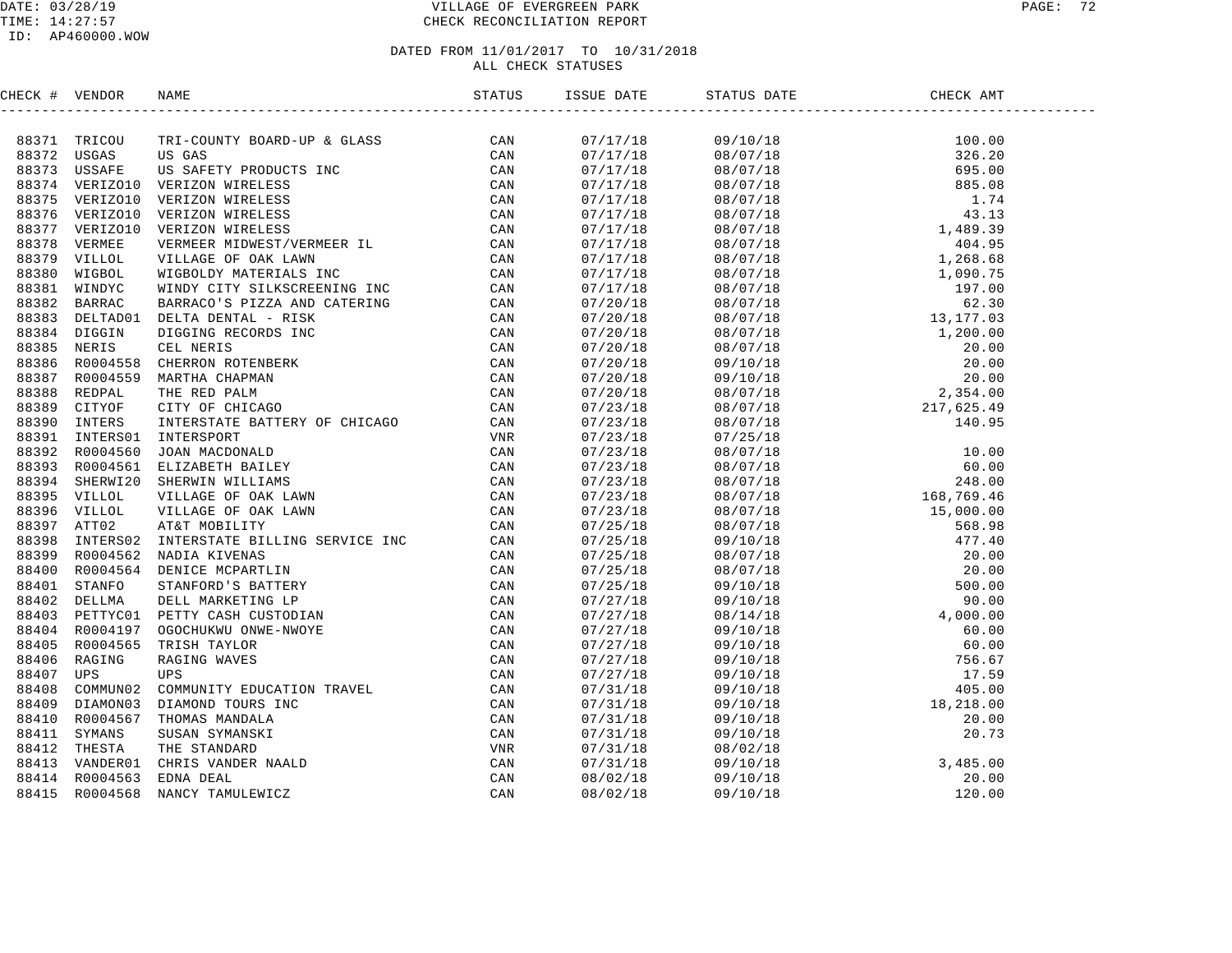VILLAGE OF EVERGREEN PARK
CHECK RECONCILIATION REPORT

DATE: 03/28/19
TIME: 14:27:57
ID: AP460000.WOW

DATED FROM 11/01/2017 TO 10/31/2018
ALL CHECK STATUSES

| CHECK # | VENDOR | NAME | STATUS | ISSUE DATE | STATUS DATE | CHECK AMT |
|---|---|---|---|---|---|---|
| 88371 | TRICOU | TRI-COUNTY BOARD-UP & GLASS | CAN | 07/17/18 | 09/10/18 | 100.00 |
| 88372 | USGAS | US GAS | CAN | 07/17/18 | 08/07/18 | 326.20 |
| 88373 | USSAFE | US SAFETY PRODUCTS INC | CAN | 07/17/18 | 08/07/18 | 695.00 |
| 88374 | VERIZO10 | VERIZON WIRELESS | CAN | 07/17/18 | 08/07/18 | 885.08 |
| 88375 | VERIZO10 | VERIZON WIRELESS | CAN | 07/17/18 | 08/07/18 | 1.74 |
| 88376 | VERIZO10 | VERIZON WIRELESS | CAN | 07/17/18 | 08/07/18 | 43.13 |
| 88377 | VERIZO10 | VERIZON WIRELESS | CAN | 07/17/18 | 08/07/18 | 1,489.39 |
| 88378 | VERMEE | VERMEER MIDWEST/VERMEER IL | CAN | 07/17/18 | 08/07/18 | 404.95 |
| 88379 | VILLOL | VILLAGE OF OAK LAWN | CAN | 07/17/18 | 08/07/18 | 1,268.68 |
| 88380 | WIGBOL | WIGBOLDY MATERIALS INC | CAN | 07/17/18 | 08/07/18 | 1,090.75 |
| 88381 | WINDYC | WINDY CITY SILKSCREENING INC | CAN | 07/17/18 | 08/07/18 | 197.00 |
| 88382 | BARRAC | BARRACO'S PIZZA AND CATERING | CAN | 07/20/18 | 08/07/18 | 62.30 |
| 88383 | DELTAD01 | DELTA DENTAL - RISK | CAN | 07/20/18 | 08/07/18 | 13,177.03 |
| 88384 | DIGGIN | DIGGING RECORDS INC | CAN | 07/20/18 | 08/07/18 | 1,200.00 |
| 88385 | NERIS | CEL NERIS | CAN | 07/20/18 | 08/07/18 | 20.00 |
| 88386 | R0004558 | CHERRON ROTENBERK | CAN | 07/20/18 | 09/10/18 | 20.00 |
| 88387 | R0004559 | MARTHA CHAPMAN | CAN | 07/20/18 | 09/10/18 | 20.00 |
| 88388 | REDPAL | THE RED PALM | CAN | 07/20/18 | 08/07/18 | 2,354.00 |
| 88389 | CITYOF | CITY OF CHICAGO | CAN | 07/23/18 | 08/07/18 | 217,625.49 |
| 88390 | INTERS | INTERSTATE BATTERY OF CHICAGO | CAN | 07/23/18 | 08/07/18 | 140.95 |
| 88391 | INTERS01 | INTERSPORT | VNR | 07/23/18 | 07/25/18 | |
| 88392 | R0004560 | JOAN MACDONALD | CAN | 07/23/18 | 08/07/18 | 10.00 |
| 88393 | R0004561 | ELIZABETH BAILEY | CAN | 07/23/18 | 08/07/18 | 60.00 |
| 88394 | SHERWI20 | SHERWIN WILLIAMS | CAN | 07/23/18 | 08/07/18 | 248.00 |
| 88395 | VILLOL | VILLAGE OF OAK LAWN | CAN | 07/23/18 | 08/07/18 | 168,769.46 |
| 88396 | VILLOL | VILLAGE OF OAK LAWN | CAN | 07/23/18 | 08/07/18 | 15,000.00 |
| 88397 | ATT02 | AT&T MOBILITY | CAN | 07/25/18 | 08/07/18 | 568.98 |
| 88398 | INTERS02 | INTERSTATE BILLING SERVICE INC | CAN | 07/25/18 | 09/10/18 | 477.40 |
| 88399 | R0004562 | NADIA KIVENAS | CAN | 07/25/18 | 08/07/18 | 20.00 |
| 88400 | R0004564 | DENICE MCPARTLIN | CAN | 07/25/18 | 08/07/18 | 20.00 |
| 88401 | STANFO | STANFORD'S BATTERY | CAN | 07/25/18 | 09/10/18 | 500.00 |
| 88402 | DELLMA | DELL MARKETING LP | CAN | 07/27/18 | 09/10/18 | 90.00 |
| 88403 | PETTYC01 | PETTY CASH CUSTODIAN | CAN | 07/27/18 | 08/14/18 | 4,000.00 |
| 88404 | R0004197 | OGOCHUKWU ONWE-NWOYE | CAN | 07/27/18 | 09/10/18 | 60.00 |
| 88405 | R0004565 | TRISH TAYLOR | CAN | 07/27/18 | 09/10/18 | 60.00 |
| 88406 | RAGING | RAGING WAVES | CAN | 07/27/18 | 09/10/18 | 756.67 |
| 88407 | UPS | UPS | CAN | 07/27/18 | 09/10/18 | 17.59 |
| 88408 | COMMUN02 | COMMUNITY EDUCATION TRAVEL | CAN | 07/31/18 | 09/10/18 | 405.00 |
| 88409 | DIAMON03 | DIAMOND TOURS INC | CAN | 07/31/18 | 09/10/18 | 18,218.00 |
| 88410 | R0004567 | THOMAS MANDALA | CAN | 07/31/18 | 09/10/18 | 20.00 |
| 88411 | SYMANS | SUSAN SYMANSKI | CAN | 07/31/18 | 09/10/18 | 20.73 |
| 88412 | THESTA | THE STANDARD | VNR | 07/31/18 | 08/02/18 | |
| 88413 | VANDER01 | CHRIS VANDER NAALD | CAN | 07/31/18 | 09/10/18 | 3,485.00 |
| 88414 | R0004563 | EDNA DEAL | CAN | 08/02/18 | 09/10/18 | 20.00 |
| 88415 | R0004568 | NANCY TAMULEWICZ | CAN | 08/02/18 | 09/10/18 | 120.00 |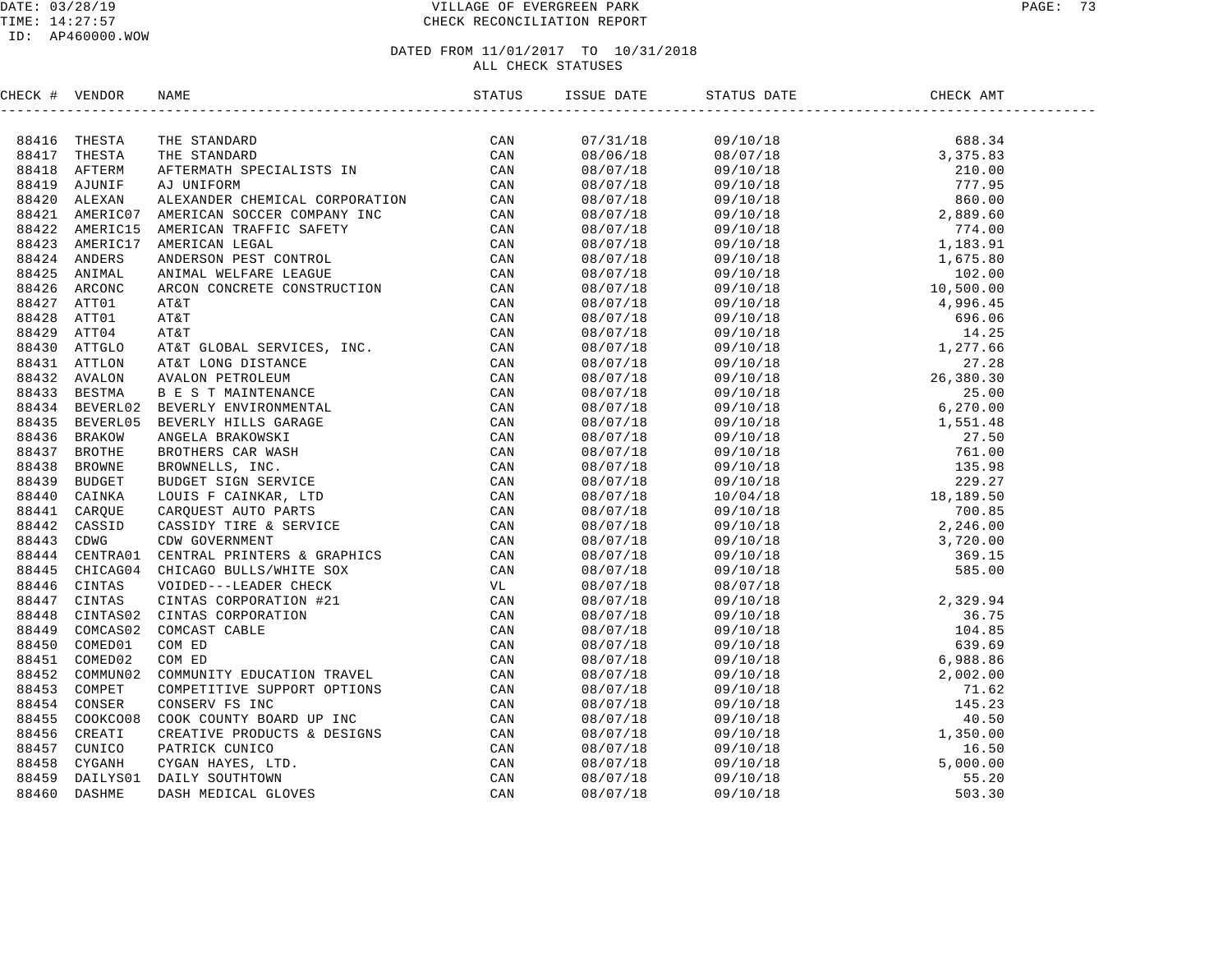DATE: 03/28/19
TIME: 14:27:57
ID: AP460000.WOW

# VILLAGE OF EVERGREEN PARK
## CHECK RECONCILIATION REPORT

DATED FROM 11/01/2017 TO 10/31/2018
ALL CHECK STATUSES

| CHECK # | VENDOR | NAME | STATUS | ISSUE DATE | STATUS DATE | CHECK AMT |
|---|---|---|---|---|---|---|
| 88416 | THESTA | THE STANDARD | CAN | 07/31/18 | 09/10/18 | 688.34 |
| 88417 | THESTA | THE STANDARD | CAN | 08/06/18 | 08/07/18 | 3,375.83 |
| 88418 | AFTERM | AFTERMATH SPECIALISTS IN | CAN | 08/07/18 | 09/10/18 | 210.00 |
| 88419 | AJUNIF | AJ UNIFORM | CAN | 08/07/18 | 09/10/18 | 777.95 |
| 88420 | ALEXAN | ALEXANDER CHEMICAL CORPORATION | CAN | 08/07/18 | 09/10/18 | 860.00 |
| 88421 | AMERIC07 | AMERICAN SOCCER COMPANY INC | CAN | 08/07/18 | 09/10/18 | 2,889.60 |
| 88422 | AMERIC15 | AMERICAN TRAFFIC SAFETY | CAN | 08/07/18 | 09/10/18 | 774.00 |
| 88423 | AMERIC17 | AMERICAN LEGAL | CAN | 08/07/18 | 09/10/18 | 1,183.91 |
| 88424 | ANDERS | ANDERSON PEST CONTROL | CAN | 08/07/18 | 09/10/18 | 1,675.80 |
| 88425 | ANIMAL | ANIMAL WELFARE LEAGUE | CAN | 08/07/18 | 09/10/18 | 102.00 |
| 88426 | ARCONC | ARCON CONCRETE CONSTRUCTION | CAN | 08/07/18 | 09/10/18 | 10,500.00 |
| 88427 | ATT01 | AT&T | CAN | 08/07/18 | 09/10/18 | 4,996.45 |
| 88428 | ATT01 | AT&T | CAN | 08/07/18 | 09/10/18 | 696.06 |
| 88429 | ATT04 | AT&T | CAN | 08/07/18 | 09/10/18 | 14.25 |
| 88430 | ATTGLO | AT&T GLOBAL SERVICES, INC. | CAN | 08/07/18 | 09/10/18 | 1,277.66 |
| 88431 | ATTLON | AT&T LONG DISTANCE | CAN | 08/07/18 | 09/10/18 | 27.28 |
| 88432 | AVALON | AVALON PETROLEUM | CAN | 08/07/18 | 09/10/18 | 26,380.30 |
| 88433 | BESTMA | B E S T MAINTENANCE | CAN | 08/07/18 | 09/10/18 | 25.00 |
| 88434 | BEVERL02 | BEVERLY ENVIRONMENTAL | CAN | 08/07/18 | 09/10/18 | 6,270.00 |
| 88435 | BEVERL05 | BEVERLY HILLS GARAGE | CAN | 08/07/18 | 09/10/18 | 1,551.48 |
| 88436 | BRAKOW | ANGELA BRAKOWSKI | CAN | 08/07/18 | 09/10/18 | 27.50 |
| 88437 | BROTHE | BROTHERS CAR WASH | CAN | 08/07/18 | 09/10/18 | 761.00 |
| 88438 | BROWNE | BROWNELLS, INC. | CAN | 08/07/18 | 09/10/18 | 135.98 |
| 88439 | BUDGET | BUDGET SIGN SERVICE | CAN | 08/07/18 | 09/10/18 | 229.27 |
| 88440 | CAINKA | LOUIS F CAINKAR, LTD | CAN | 08/07/18 | 10/04/18 | 18,189.50 |
| 88441 | CARQUE | CARQUEST AUTO PARTS | CAN | 08/07/18 | 09/10/18 | 700.85 |
| 88442 | CASSID | CASSIDY TIRE & SERVICE | CAN | 08/07/18 | 09/10/18 | 2,246.00 |
| 88443 | CDWG | CDW GOVERNMENT | CAN | 08/07/18 | 09/10/18 | 3,720.00 |
| 88444 | CENTRA01 | CENTRAL PRINTERS & GRAPHICS | CAN | 08/07/18 | 09/10/18 | 369.15 |
| 88445 | CHICAG04 | CHICAGO BULLS/WHITE SOX | CAN | 08/07/18 | 09/10/18 | 585.00 |
| 88446 | CINTAS | VOIDED---LEADER CHECK | VL | 08/07/18 | 08/07/18 | |
| 88447 | CINTAS | CINTAS CORPORATION #21 | CAN | 08/07/18 | 09/10/18 | 2,329.94 |
| 88448 | CINTAS02 | CINTAS CORPORATION | CAN | 08/07/18 | 09/10/18 | 36.75 |
| 88449 | COMCAS02 | COMCAST CABLE | CAN | 08/07/18 | 09/10/18 | 104.85 |
| 88450 | COMED01 | COM ED | CAN | 08/07/18 | 09/10/18 | 639.69 |
| 88451 | COMED02 | COM ED | CAN | 08/07/18 | 09/10/18 | 6,988.86 |
| 88452 | COMMUN02 | COMMUNITY EDUCATION TRAVEL | CAN | 08/07/18 | 09/10/18 | 2,002.00 |
| 88453 | COMPET | COMPETITIVE SUPPORT OPTIONS | CAN | 08/07/18 | 09/10/18 | 71.62 |
| 88454 | CONSER | CONSERV FS INC | CAN | 08/07/18 | 09/10/18 | 145.23 |
| 88455 | COOKCO08 | COOK COUNTY BOARD UP INC | CAN | 08/07/18 | 09/10/18 | 40.50 |
| 88456 | CREATI | CREATIVE PRODUCTS & DESIGNS | CAN | 08/07/18 | 09/10/18 | 1,350.00 |
| 88457 | CUNICO | PATRICK CUNICO | CAN | 08/07/18 | 09/10/18 | 16.50 |
| 88458 | CYGANH | CYGAN HAYES, LTD. | CAN | 08/07/18 | 09/10/18 | 5,000.00 |
| 88459 | DAILYS01 | DAILY SOUTHTOWN | CAN | 08/07/18 | 09/10/18 | 55.20 |
| 88460 | DASHME | DASH MEDICAL GLOVES | CAN | 08/07/18 | 09/10/18 | 503.30 |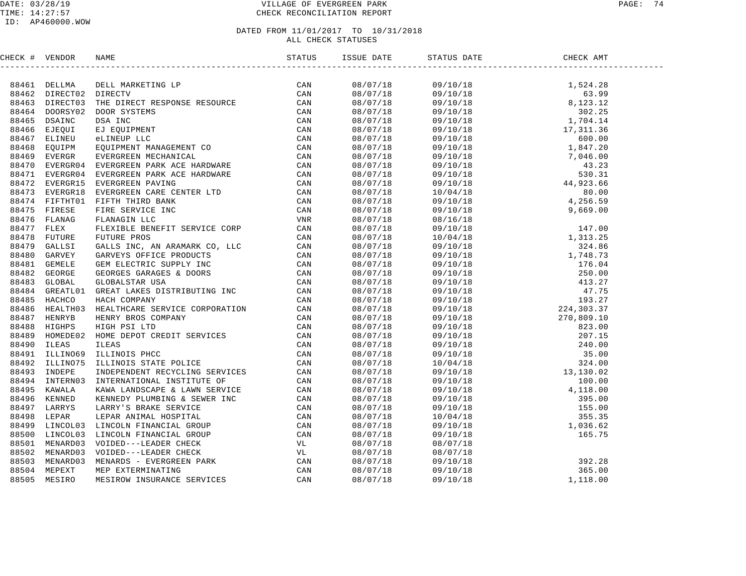VILLAGE OF EVERGREEN PARK
CHECK RECONCILIATION REPORT

DATE: 03/28/19
TIME: 14:27:57
ID: AP460000.WOW

DATED FROM 11/01/2017 TO 10/31/2018
ALL CHECK STATUSES

| CHECK # | VENDOR | NAME | STATUS | ISSUE DATE | STATUS DATE | CHECK AMT |
|---|---|---|---|---|---|---|
| 88461 | DELLMA | DELL MARKETING LP | CAN | 08/07/18 | 09/10/18 | 1,524.28 |
| 88462 | DIRECT02 | DIRECTV | CAN | 08/07/18 | 09/10/18 | 63.99 |
| 88463 | DIRECT03 | THE DIRECT RESPONSE RESOURCE | CAN | 08/07/18 | 09/10/18 | 8,123.12 |
| 88464 | DOORSY02 | DOOR SYSTEMS | CAN | 08/07/18 | 09/10/18 | 302.25 |
| 88465 | DSAINC | DSA INC | CAN | 08/07/18 | 09/10/18 | 1,704.14 |
| 88466 | EJEQUI | EJ EQUIPMENT | CAN | 08/07/18 | 09/10/18 | 17,311.36 |
| 88467 | ELINEU | eLINEUP LLC | CAN | 08/07/18 | 09/10/18 | 600.00 |
| 88468 | EQUIPM | EQUIPMENT MANAGEMENT CO | CAN | 08/07/18 | 09/10/18 | 1,847.20 |
| 88469 | EVERGR | EVERGREEN MECHANICAL | CAN | 08/07/18 | 09/10/18 | 7,046.00 |
| 88470 | EVERGR04 | EVERGREEN PARK ACE HARDWARE | CAN | 08/07/18 | 09/10/18 | 43.23 |
| 88471 | EVERGR04 | EVERGREEN PARK ACE HARDWARE | CAN | 08/07/18 | 09/10/18 | 530.31 |
| 88472 | EVERGR15 | EVERGREEN PAVING | CAN | 08/07/18 | 09/10/18 | 44,923.66 |
| 88473 | EVERGR18 | EVERGREEN CARE CENTER LTD | CAN | 08/07/18 | 10/04/18 | 80.00 |
| 88474 | FIFTHT01 | FIFTH THIRD BANK | CAN | 08/07/18 | 09/10/18 | 4,256.59 |
| 88475 | FIRESE | FIRE SERVICE INC | CAN | 08/07/18 | 09/10/18 | 9,669.00 |
| 88476 | FLANAG | FLANAGIN LLC | VNR | 08/07/18 | 08/16/18 | |
| 88477 | FLEX | FLEXIBLE BENEFIT SERVICE CORP | CAN | 08/07/18 | 09/10/18 | 147.00 |
| 88478 | FUTURE | FUTURE PROS | CAN | 08/07/18 | 10/04/18 | 1,313.25 |
| 88479 | GALLSI | GALLS INC, AN ARAMARK CO, LLC | CAN | 08/07/18 | 09/10/18 | 324.86 |
| 88480 | GARVEY | GARVEYS OFFICE PRODUCTS | CAN | 08/07/18 | 09/10/18 | 1,748.73 |
| 88481 | GEMELE | GEM ELECTRIC SUPPLY INC | CAN | 08/07/18 | 09/10/18 | 176.04 |
| 88482 | GEORGE | GEORGES GARAGES & DOORS | CAN | 08/07/18 | 09/10/18 | 250.00 |
| 88483 | GLOBAL | GLOBALSTAR USA | CAN | 08/07/18 | 09/10/18 | 413.27 |
| 88484 | GREATL01 | GREAT LAKES DISTRIBUTING INC | CAN | 08/07/18 | 09/10/18 | 47.75 |
| 88485 | HACHCO | HACH COMPANY | CAN | 08/07/18 | 09/10/18 | 193.27 |
| 88486 | HEALTH03 | HEALTHCARE SERVICE CORPORATION | CAN | 08/07/18 | 09/10/18 | 224,303.37 |
| 88487 | HENRYB | HENRY BROS COMPANY | CAN | 08/07/18 | 09/10/18 | 270,809.10 |
| 88488 | HIGHPS | HIGH PSI LTD | CAN | 08/07/18 | 09/10/18 | 823.00 |
| 88489 | HOMEDE02 | HOME DEPOT CREDIT SERVICES | CAN | 08/07/18 | 09/10/18 | 207.15 |
| 88490 | ILEAS | ILEAS | CAN | 08/07/18 | 09/10/18 | 240.00 |
| 88491 | ILLINO69 | ILLINOIS PHCC | CAN | 08/07/18 | 09/10/18 | 35.00 |
| 88492 | ILLINO75 | ILLINOIS STATE POLICE | CAN | 08/07/18 | 10/04/18 | 324.00 |
| 88493 | INDEPE | INDEPENDENT RECYCLING SERVICES | CAN | 08/07/18 | 09/10/18 | 13,130.02 |
| 88494 | INTERN03 | INTERNATIONAL INSTITUTE OF | CAN | 08/07/18 | 09/10/18 | 100.00 |
| 88495 | KAWALA | KAWA LANDSCAPE & LAWN SERVICE | CAN | 08/07/18 | 09/10/18 | 4,118.00 |
| 88496 | KENNED | KENNEDY PLUMBING & SEWER INC | CAN | 08/07/18 | 09/10/18 | 395.00 |
| 88497 | LARRYS | LARRY'S BRAKE SERVICE | CAN | 08/07/18 | 09/10/18 | 155.00 |
| 88498 | LEPAR | LEPAR ANIMAL HOSPITAL | CAN | 08/07/18 | 10/04/18 | 355.35 |
| 88499 | LINCOL03 | LINCOLN FINANCIAL GROUP | CAN | 08/07/18 | 09/10/18 | 1,036.62 |
| 88500 | LINCOL03 | LINCOLN FINANCIAL GROUP | CAN | 08/07/18 | 09/10/18 | 165.75 |
| 88501 | MENARD03 | VOIDED---LEADER CHECK | VL | 08/07/18 | 08/07/18 | |
| 88502 | MENARD03 | VOIDED---LEADER CHECK | VL | 08/07/18 | 08/07/18 | |
| 88503 | MENARD03 | MENARDS - EVERGREEN PARK | CAN | 08/07/18 | 09/10/18 | 392.28 |
| 88504 | MEPEXT | MEP EXTERMINATING | CAN | 08/07/18 | 09/10/18 | 365.00 |
| 88505 | MESIRO | MESIROW INSURANCE SERVICES | CAN | 08/07/18 | 09/10/18 | 1,118.00 |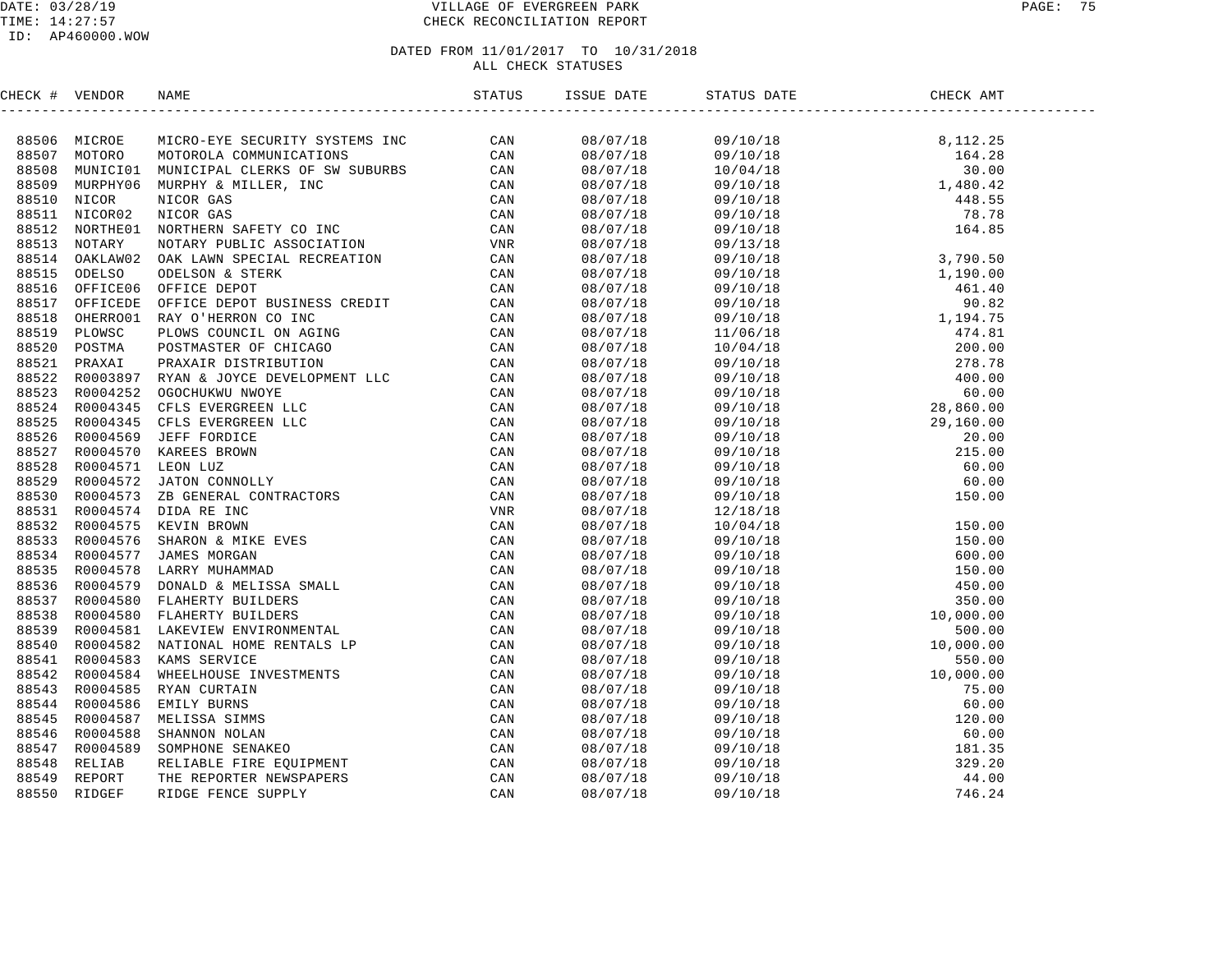# VILLAGE OF EVERGREEN PARK
## CHECK RECONCILIATION REPORT

DATE: 03/28/19
TIME: 14:27:57
ID: AP460000.WOW

DATED FROM 11/01/2017 TO 10/31/2018
ALL CHECK STATUSES

| CHECK # | VENDOR | NAME | STATUS | ISSUE DATE | STATUS DATE | CHECK AMT |
|---|---|---|---|---|---|---|
| 88506 | MICROE | MICRO-EYE SECURITY SYSTEMS INC | CAN | 08/07/18 | 09/10/18 | 8,112.25 |
| 88507 | MOTORO | MOTOROLA COMMUNICATIONS | CAN | 08/07/18 | 09/10/18 | 164.28 |
| 88508 | MUNICI01 | MUNICIPAL CLERKS OF SW SUBURBS | CAN | 08/07/18 | 10/04/18 | 30.00 |
| 88509 | MURPHY06 | MURPHY & MILLER, INC | CAN | 08/07/18 | 09/10/18 | 1,480.42 |
| 88510 | NICOR | NICOR GAS | CAN | 08/07/18 | 09/10/18 | 448.55 |
| 88511 | NICOR02 | NICOR GAS | CAN | 08/07/18 | 09/10/18 | 78.78 |
| 88512 | NORTHE01 | NORTHERN SAFETY CO INC | CAN | 08/07/18 | 09/10/18 | 164.85 |
| 88513 | NOTARY | NOTARY PUBLIC ASSOCIATION | VNR | 08/07/18 | 09/13/18 | |
| 88514 | OAKLAW02 | OAK LAWN SPECIAL RECREATION | CAN | 08/07/18 | 09/10/18 | 3,790.50 |
| 88515 | ODELSO | ODELSON & STERK | CAN | 08/07/18 | 09/10/18 | 1,190.00 |
| 88516 | OFFICE06 | OFFICE DEPOT | CAN | 08/07/18 | 09/10/18 | 461.40 |
| 88517 | OFFICEDE | OFFICE DEPOT BUSINESS CREDIT | CAN | 08/07/18 | 09/10/18 | 90.82 |
| 88518 | OHERRO01 | RAY O'HERRON CO INC | CAN | 08/07/18 | 09/10/18 | 1,194.75 |
| 88519 | PLOWSC | PLOWS COUNCIL ON AGING | CAN | 08/07/18 | 11/06/18 | 474.81 |
| 88520 | POSTMA | POSTMASTER OF CHICAGO | CAN | 08/07/18 | 10/04/18 | 200.00 |
| 88521 | PRAXAI | PRAXAIR DISTRIBUTION | CAN | 08/07/18 | 09/10/18 | 278.78 |
| 88522 | R0003897 | RYAN & JOYCE DEVELOPMENT LLC | CAN | 08/07/18 | 09/10/18 | 400.00 |
| 88523 | R0004252 | OGOCHUKWU NWOYE | CAN | 08/07/18 | 09/10/18 | 60.00 |
| 88524 | R0004345 | CFLS EVERGREEN LLC | CAN | 08/07/18 | 09/10/18 | 28,860.00 |
| 88525 | R0004345 | CFLS EVERGREEN LLC | CAN | 08/07/18 | 09/10/18 | 29,160.00 |
| 88526 | R0004569 | JEFF FORDICE | CAN | 08/07/18 | 09/10/18 | 20.00 |
| 88527 | R0004570 | KAREES BROWN | CAN | 08/07/18 | 09/10/18 | 215.00 |
| 88528 | R0004571 | LEON LUZ | CAN | 08/07/18 | 09/10/18 | 60.00 |
| 88529 | R0004572 | JATON CONNOLLY | CAN | 08/07/18 | 09/10/18 | 60.00 |
| 88530 | R0004573 | ZB GENERAL CONTRACTORS | CAN | 08/07/18 | 09/10/18 | 150.00 |
| 88531 | R0004574 | DIDA RE INC | VNR | 08/07/18 | 12/18/18 | |
| 88532 | R0004575 | KEVIN BROWN | CAN | 08/07/18 | 10/04/18 | 150.00 |
| 88533 | R0004576 | SHARON & MIKE EVES | CAN | 08/07/18 | 09/10/18 | 150.00 |
| 88534 | R0004577 | JAMES MORGAN | CAN | 08/07/18 | 09/10/18 | 600.00 |
| 88535 | R0004578 | LARRY MUHAMMAD | CAN | 08/07/18 | 09/10/18 | 150.00 |
| 88536 | R0004579 | DONALD & MELISSA SMALL | CAN | 08/07/18 | 09/10/18 | 450.00 |
| 88537 | R0004580 | FLAHERTY BUILDERS | CAN | 08/07/18 | 09/10/18 | 350.00 |
| 88538 | R0004580 | FLAHERTY BUILDERS | CAN | 08/07/18 | 09/10/18 | 10,000.00 |
| 88539 | R0004581 | LAKEVIEW ENVIRONMENTAL | CAN | 08/07/18 | 09/10/18 | 500.00 |
| 88540 | R0004582 | NATIONAL HOME RENTALS LP | CAN | 08/07/18 | 09/10/18 | 10,000.00 |
| 88541 | R0004583 | KAMS SERVICE | CAN | 08/07/18 | 09/10/18 | 550.00 |
| 88542 | R0004584 | WHEELHOUSE INVESTMENTS | CAN | 08/07/18 | 09/10/18 | 10,000.00 |
| 88543 | R0004585 | RYAN CURTAIN | CAN | 08/07/18 | 09/10/18 | 75.00 |
| 88544 | R0004586 | EMILY BURNS | CAN | 08/07/18 | 09/10/18 | 60.00 |
| 88545 | R0004587 | MELISSA SIMMS | CAN | 08/07/18 | 09/10/18 | 120.00 |
| 88546 | R0004588 | SHANNON NOLAN | CAN | 08/07/18 | 09/10/18 | 60.00 |
| 88547 | R0004589 | SOMPHONE SENAKEO | CAN | 08/07/18 | 09/10/18 | 181.35 |
| 88548 | RELIAB | RELIABLE FIRE EQUIPMENT | CAN | 08/07/18 | 09/10/18 | 329.20 |
| 88549 | REPORT | THE REPORTER NEWSPAPERS | CAN | 08/07/18 | 09/10/18 | 44.00 |
| 88550 | RIDGEF | RIDGE FENCE SUPPLY | CAN | 08/07/18 | 09/10/18 | 746.24 |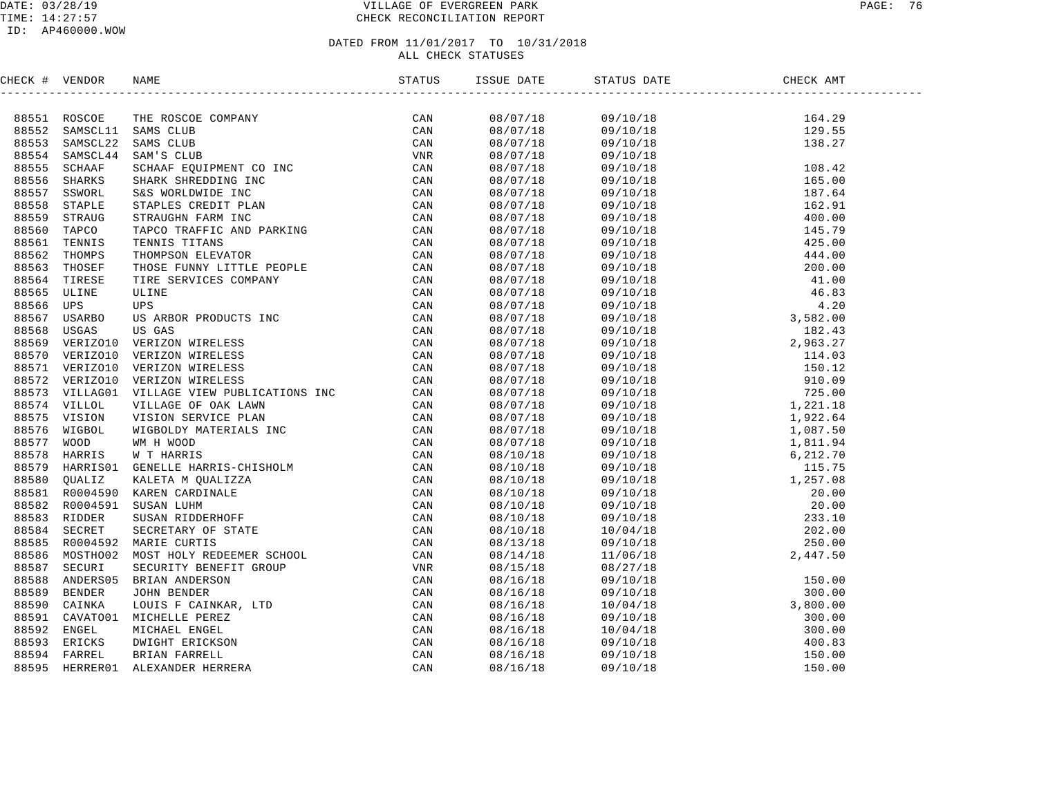# VILLAGE OF EVERGREEN PARK

## CHECK RECONCILIATION REPORT

DATE: 03/28/19
TIME: 14:27:57
ID: AP460000.WOW

DATED FROM 11/01/2017 TO 10/31/2018
ALL CHECK STATUSES

| CHECK # | VENDOR | NAME | STATUS | ISSUE DATE | STATUS DATE | CHECK AMT |
|---|---|---|---|---|---|---|
| 88551 | ROSCOE | THE ROSCOE COMPANY | CAN | 08/07/18 | 09/10/18 | 164.29 |
| 88552 | SAMSCL11 | SAMS CLUB | CAN | 08/07/18 | 09/10/18 | 129.55 |
| 88553 | SAMSCL22 | SAMS CLUB | CAN | 08/07/18 | 09/10/18 | 138.27 |
| 88554 | SAMSCL44 | SAM'S CLUB | VNR | 08/07/18 | 09/10/18 | |
| 88555 | SCHAAF | SCHAAF EQUIPMENT CO INC | CAN | 08/07/18 | 09/10/18 | 108.42 |
| 88556 | SHARKS | SHARK SHREDDING INC | CAN | 08/07/18 | 09/10/18 | 165.00 |
| 88557 | SSWORL | S&S WORLDWIDE INC | CAN | 08/07/18 | 09/10/18 | 187.64 |
| 88558 | STAPLE | STAPLES CREDIT PLAN | CAN | 08/07/18 | 09/10/18 | 162.91 |
| 88559 | STRAUG | STRAUGHN FARM INC | CAN | 08/07/18 | 09/10/18 | 400.00 |
| 88560 | TAPCO | TAPCO TRAFFIC AND PARKING | CAN | 08/07/18 | 09/10/18 | 145.79 |
| 88561 | TENNIS | TENNIS TITANS | CAN | 08/07/18 | 09/10/18 | 425.00 |
| 88562 | THOMPS | THOMPSON ELEVATOR | CAN | 08/07/18 | 09/10/18 | 444.00 |
| 88563 | THOSEF | THOSE FUNNY LITTLE PEOPLE | CAN | 08/07/18 | 09/10/18 | 200.00 |
| 88564 | TIRESE | TIRE SERVICES COMPANY | CAN | 08/07/18 | 09/10/18 | 41.00 |
| 88565 | ULINE | ULINE | CAN | 08/07/18 | 09/10/18 | 46.83 |
| 88566 | UPS | UPS | CAN | 08/07/18 | 09/10/18 | 4.20 |
| 88567 | USARBO | US ARBOR PRODUCTS INC | CAN | 08/07/18 | 09/10/18 | 3,582.00 |
| 88568 | USGAS | US GAS | CAN | 08/07/18 | 09/10/18 | 182.43 |
| 88569 | VERIZO10 | VERIZON WIRELESS | CAN | 08/07/18 | 09/10/18 | 2,963.27 |
| 88570 | VERIZO10 | VERIZON WIRELESS | CAN | 08/07/18 | 09/10/18 | 114.03 |
| 88571 | VERIZO10 | VERIZON WIRELESS | CAN | 08/07/18 | 09/10/18 | 150.12 |
| 88572 | VERIZO10 | VERIZON WIRELESS | CAN | 08/07/18 | 09/10/18 | 910.09 |
| 88573 | VILLAG01 | VILLAGE VIEW PUBLICATIONS INC | CAN | 08/07/18 | 09/10/18 | 725.00 |
| 88574 | VILLOL | VILLAGE OF OAK LAWN | CAN | 08/07/18 | 09/10/18 | 1,221.18 |
| 88575 | VISION | VISION SERVICE PLAN | CAN | 08/07/18 | 09/10/18 | 1,922.64 |
| 88576 | WIGBOL | WIGBOLDY MATERIALS INC | CAN | 08/07/18 | 09/10/18 | 1,087.50 |
| 88577 | WOOD | WM H WOOD | CAN | 08/07/18 | 09/10/18 | 1,811.94 |
| 88578 | HARRIS | W T HARRIS | CAN | 08/10/18 | 09/10/18 | 6,212.70 |
| 88579 | HARRIS01 | GENELLE HARRIS-CHISHOLM | CAN | 08/10/18 | 09/10/18 | 115.75 |
| 88580 | QUALIZ | KALETA M QUALIZZA | CAN | 08/10/18 | 09/10/18 | 1,257.08 |
| 88581 | R0004590 | KAREN CARDINALE | CAN | 08/10/18 | 09/10/18 | 20.00 |
| 88582 | R0004591 | SUSAN LUHM | CAN | 08/10/18 | 09/10/18 | 20.00 |
| 88583 | RIDDER | SUSAN RIDDERHOFF | CAN | 08/10/18 | 09/10/18 | 233.10 |
| 88584 | SECRET | SECRETARY OF STATE | CAN | 08/10/18 | 10/04/18 | 202.00 |
| 88585 | R0004592 | MARIE CURTIS | CAN | 08/13/18 | 09/10/18 | 250.00 |
| 88586 | MOSTHO02 | MOST HOLY REDEEMER SCHOOL | CAN | 08/14/18 | 11/06/18 | 2,447.50 |
| 88587 | SECURI | SECURITY BENEFIT GROUP | VNR | 08/15/18 | 08/27/18 | |
| 88588 | ANDERS05 | BRIAN ANDERSON | CAN | 08/16/18 | 09/10/18 | 150.00 |
| 88589 | BENDER | JOHN BENDER | CAN | 08/16/18 | 09/10/18 | 300.00 |
| 88590 | CAINKA | LOUIS F CAINKAR, LTD | CAN | 08/16/18 | 10/04/18 | 3,800.00 |
| 88591 | CAVATO01 | MICHELLE PEREZ | CAN | 08/16/18 | 09/10/18 | 300.00 |
| 88592 | ENGEL | MICHAEL ENGEL | CAN | 08/16/18 | 10/04/18 | 300.00 |
| 88593 | ERICKS | DWIGHT ERICKSON | CAN | 08/16/18 | 09/10/18 | 400.83 |
| 88594 | FARREL | BRIAN FARRELL | CAN | 08/16/18 | 09/10/18 | 150.00 |
| 88595 | HERRER01 | ALEXANDER HERRERA | CAN | 08/16/18 | 09/10/18 | 150.00 |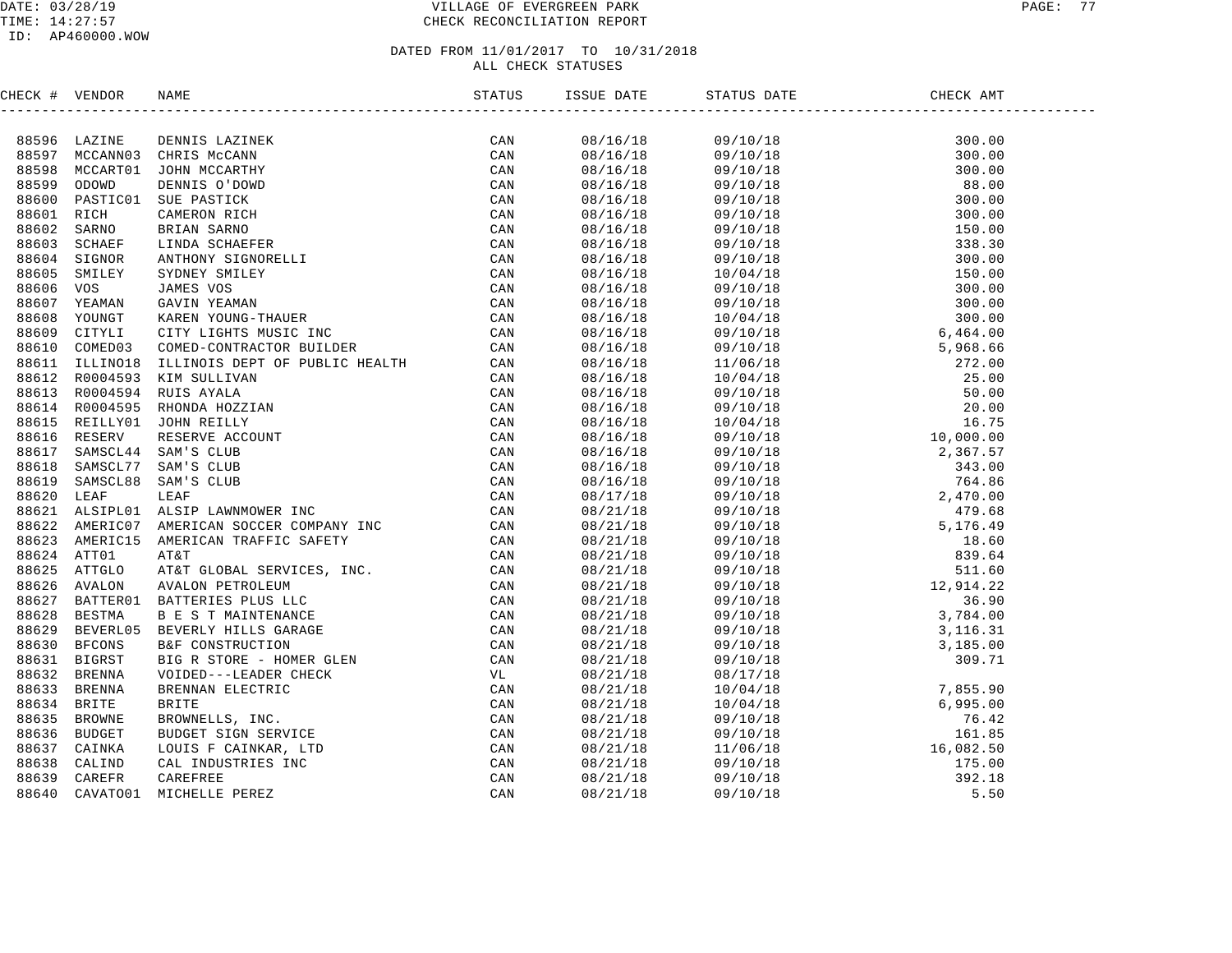VILLAGE OF EVERGREEN PARK
CHECK RECONCILIATION REPORT

DATED FROM 11/01/2017 TO 10/31/2018
ALL CHECK STATUSES

| CHECK # | VENDOR | NAME | STATUS | ISSUE DATE | STATUS DATE | CHECK AMT |
|---|---|---|---|---|---|---|
| 88596 | LAZINE | DENNIS LAZINEK | CAN | 08/16/18 | 09/10/18 | 300.00 |
| 88597 | MCCANN03 | CHRIS McCANN | CAN | 08/16/18 | 09/10/18 | 300.00 |
| 88598 | MCCART01 | JOHN MCCARTHY | CAN | 08/16/18 | 09/10/18 | 300.00 |
| 88599 | ODOWD | DENNIS O'DOWD | CAN | 08/16/18 | 09/10/18 | 88.00 |
| 88600 | PASTIC01 | SUE PASTICK | CAN | 08/16/18 | 09/10/18 | 300.00 |
| 88601 | RICH | CAMERON RICH | CAN | 08/16/18 | 09/10/18 | 300.00 |
| 88602 | SARNO | BRIAN SARNO | CAN | 08/16/18 | 09/10/18 | 150.00 |
| 88603 | SCHAEF | LINDA SCHAEFER | CAN | 08/16/18 | 09/10/18 | 338.30 |
| 88604 | SIGNOR | ANTHONY SIGNORELLI | CAN | 08/16/18 | 09/10/18 | 300.00 |
| 88605 | SMILEY | SYDNEY SMILEY | CAN | 08/16/18 | 10/04/18 | 150.00 |
| 88606 | VOS | JAMES VOS | CAN | 08/16/18 | 09/10/18 | 300.00 |
| 88607 | YEAMAN | GAVIN YEAMAN | CAN | 08/16/18 | 09/10/18 | 300.00 |
| 88608 | YOUNGT | KAREN YOUNG-THAUER | CAN | 08/16/18 | 10/04/18 | 300.00 |
| 88609 | CITYLI | CITY LIGHTS MUSIC INC | CAN | 08/16/18 | 09/10/18 | 6,464.00 |
| 88610 | COMED03 | COMED-CONTRACTOR BUILDER | CAN | 08/16/18 | 09/10/18 | 5,968.66 |
| 88611 | ILLINO18 | ILLINOIS DEPT OF PUBLIC HEALTH | CAN | 08/16/18 | 11/06/18 | 272.00 |
| 88612 | R0004593 | KIM SULLIVAN | CAN | 08/16/18 | 10/04/18 | 25.00 |
| 88613 | R0004594 | RUIS AYALA | CAN | 08/16/18 | 09/10/18 | 50.00 |
| 88614 | R0004595 | RHONDA HOZZIAN | CAN | 08/16/18 | 09/10/18 | 20.00 |
| 88615 | REILLY01 | JOHN REILLY | CAN | 08/16/18 | 10/04/18 | 16.75 |
| 88616 | RESERV | RESERVE ACCOUNT | CAN | 08/16/18 | 09/10/18 | 10,000.00 |
| 88617 | SAMSCL44 | SAM'S CLUB | CAN | 08/16/18 | 09/10/18 | 2,367.57 |
| 88618 | SAMSCL77 | SAM'S CLUB | CAN | 08/16/18 | 09/10/18 | 343.00 |
| 88619 | SAMSCL88 | SAM'S CLUB | CAN | 08/16/18 | 09/10/18 | 764.86 |
| 88620 | LEAF | LEAF | CAN | 08/17/18 | 09/10/18 | 2,470.00 |
| 88621 | ALSIPL01 | ALSIP LAWNMOWER INC | CAN | 08/21/18 | 09/10/18 | 479.68 |
| 88622 | AMERIC07 | AMERICAN SOCCER COMPANY INC | CAN | 08/21/18 | 09/10/18 | 5,176.49 |
| 88623 | AMERIC15 | AMERICAN TRAFFIC SAFETY | CAN | 08/21/18 | 09/10/18 | 18.60 |
| 88624 | ATT01 | AT&T | CAN | 08/21/18 | 09/10/18 | 839.64 |
| 88625 | ATTGLO | AT&T GLOBAL SERVICES, INC. | CAN | 08/21/18 | 09/10/18 | 511.60 |
| 88626 | AVALON | AVALON PETROLEUM | CAN | 08/21/18 | 09/10/18 | 12,914.22 |
| 88627 | BATTER01 | BATTERIES PLUS LLC | CAN | 08/21/18 | 09/10/18 | 36.90 |
| 88628 | BESTMA | B E S T MAINTENANCE | CAN | 08/21/18 | 09/10/18 | 3,784.00 |
| 88629 | BEVERL05 | BEVERLY HILLS GARAGE | CAN | 08/21/18 | 09/10/18 | 3,116.31 |
| 88630 | BFCONS | B&F CONSTRUCTION | CAN | 08/21/18 | 09/10/18 | 3,185.00 |
| 88631 | BIGRST | BIG R STORE - HOMER GLEN | CAN | 08/21/18 | 09/10/18 | 309.71 |
| 88632 | BRENNA | VOIDED---LEADER CHECK | VL | 08/21/18 | 08/17/18 | |
| 88633 | BRENNA | BRENNAN ELECTRIC | CAN | 08/21/18 | 10/04/18 | 7,855.90 |
| 88634 | BRITE | BRITE | CAN | 08/21/18 | 10/04/18 | 6,995.00 |
| 88635 | BROWNE | BROWNELLS, INC. | CAN | 08/21/18 | 09/10/18 | 76.42 |
| 88636 | BUDGET | BUDGET SIGN SERVICE | CAN | 08/21/18 | 09/10/18 | 161.85 |
| 88637 | CAINKA | LOUIS F CAINKAR, LTD | CAN | 08/21/18 | 11/06/18 | 16,082.50 |
| 88638 | CALIND | CAL INDUSTRIES INC | CAN | 08/21/18 | 09/10/18 | 175.00 |
| 88639 | CAREFR | CAREFREE | CAN | 08/21/18 | 09/10/18 | 392.18 |
| 88640 | CAVATO01 | MICHELLE PEREZ | CAN | 08/21/18 | 09/10/18 | 5.50 |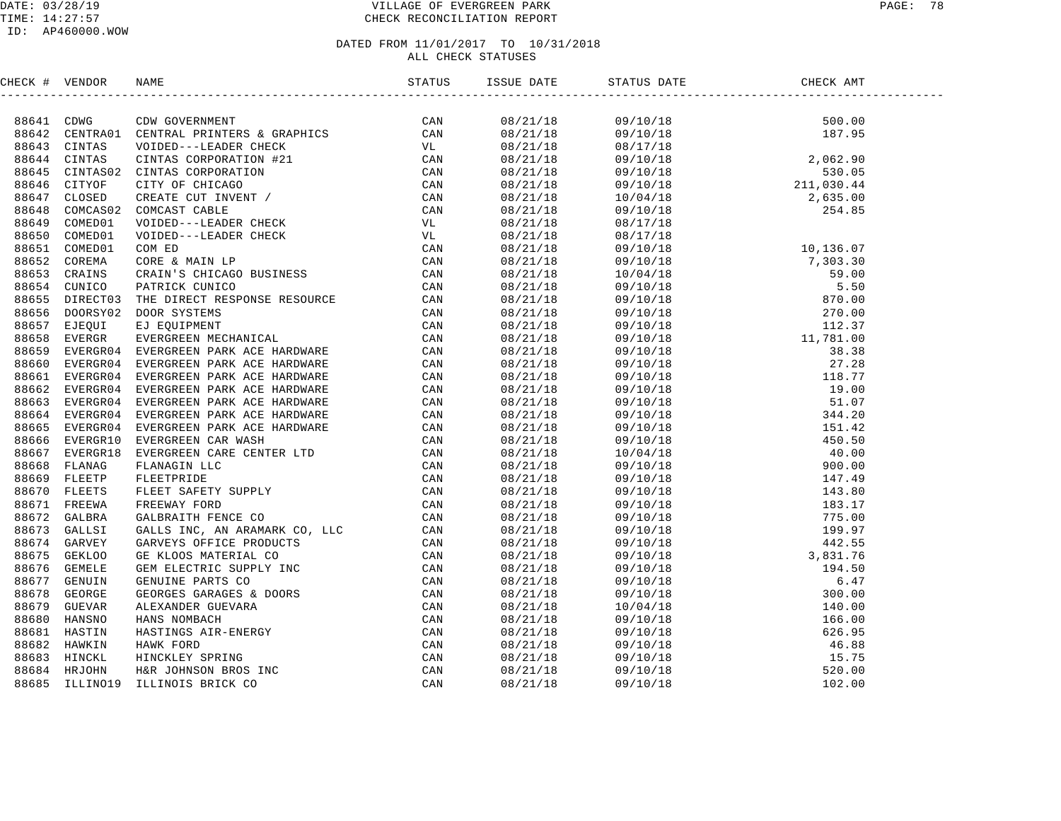DATE: 03/28/19
TIME: 14:27:57
ID: AP460000.WOW

# VILLAGE OF EVERGREEN PARK
## CHECK RECONCILIATION REPORT

DATED FROM 11/01/2017 TO 10/31/2018
ALL CHECK STATUSES

| CHECK # | VENDOR | NAME | STATUS | ISSUE DATE | STATUS DATE | CHECK AMT |
|---|---|---|---|---|---|---|
| 88641 | CDWG | CDW GOVERNMENT | CAN | 08/21/18 | 09/10/18 | 500.00 |
| 88642 | CENTRA01 | CENTRAL PRINTERS & GRAPHICS | CAN | 08/21/18 | 09/10/18 | 187.95 |
| 88643 | CINTAS | VOIDED---LEADER CHECK | VL | 08/21/18 | 08/17/18 | |
| 88644 | CINTAS | CINTAS CORPORATION #21 | CAN | 08/21/18 | 09/10/18 | 2,062.90 |
| 88645 | CINTAS02 | CINTAS CORPORATION | CAN | 08/21/18 | 09/10/18 | 530.05 |
| 88646 | CITYOF | CITY OF CHICAGO | CAN | 08/21/18 | 09/10/18 | 211,030.44 |
| 88647 | CLOSED | CREATE CUT INVENT / | CAN | 08/21/18 | 10/04/18 | 2,635.00 |
| 88648 | COMCAS02 | COMCAST CABLE | CAN | 08/21/18 | 09/10/18 | 254.85 |
| 88649 | COMED01 | VOIDED---LEADER CHECK | VL | 08/21/18 | 08/17/18 | |
| 88650 | COMED01 | VOIDED---LEADER CHECK | VL | 08/21/18 | 08/17/18 | |
| 88651 | COMED01 | COM ED | CAN | 08/21/18 | 09/10/18 | 10,136.07 |
| 88652 | COREMA | CORE & MAIN LP | CAN | 08/21/18 | 09/10/18 | 7,303.30 |
| 88653 | CRAINS | CRAIN'S CHICAGO BUSINESS | CAN | 08/21/18 | 10/04/18 | 59.00 |
| 88654 | CUNICO | PATRICK CUNICO | CAN | 08/21/18 | 09/10/18 | 5.50 |
| 88655 | DIRECT03 | THE DIRECT RESPONSE RESOURCE | CAN | 08/21/18 | 09/10/18 | 870.00 |
| 88656 | DOORSY02 | DOOR SYSTEMS | CAN | 08/21/18 | 09/10/18 | 270.00 |
| 88657 | EJEQUI | EJ EQUIPMENT | CAN | 08/21/18 | 09/10/18 | 112.37 |
| 88658 | EVERGR | EVERGREEN MECHANICAL | CAN | 08/21/18 | 09/10/18 | 11,781.00 |
| 88659 | EVERGR04 | EVERGREEN PARK ACE HARDWARE | CAN | 08/21/18 | 09/10/18 | 38.38 |
| 88660 | EVERGR04 | EVERGREEN PARK ACE HARDWARE | CAN | 08/21/18 | 09/10/18 | 27.28 |
| 88661 | EVERGR04 | EVERGREEN PARK ACE HARDWARE | CAN | 08/21/18 | 09/10/18 | 118.77 |
| 88662 | EVERGR04 | EVERGREEN PARK ACE HARDWARE | CAN | 08/21/18 | 09/10/18 | 19.00 |
| 88663 | EVERGR04 | EVERGREEN PARK ACE HARDWARE | CAN | 08/21/18 | 09/10/18 | 51.07 |
| 88664 | EVERGR04 | EVERGREEN PARK ACE HARDWARE | CAN | 08/21/18 | 09/10/18 | 344.20 |
| 88665 | EVERGR04 | EVERGREEN PARK ACE HARDWARE | CAN | 08/21/18 | 09/10/18 | 151.42 |
| 88666 | EVERGR10 | EVERGREEN CAR WASH | CAN | 08/21/18 | 09/10/18 | 450.50 |
| 88667 | EVERGR18 | EVERGREEN CARE CENTER LTD | CAN | 08/21/18 | 10/04/18 | 40.00 |
| 88668 | FLANAG | FLANAGIN LLC | CAN | 08/21/18 | 09/10/18 | 900.00 |
| 88669 | FLEETP | FLEETPRIDE | CAN | 08/21/18 | 09/10/18 | 147.49 |
| 88670 | FLEETS | FLEET SAFETY SUPPLY | CAN | 08/21/18 | 09/10/18 | 143.80 |
| 88671 | FREEWA | FREEWAY FORD | CAN | 08/21/18 | 09/10/18 | 183.17 |
| 88672 | GALBRA | GALBRAITH FENCE CO | CAN | 08/21/18 | 09/10/18 | 775.00 |
| 88673 | GALLSI | GALLS INC, AN ARAMARK CO, LLC | CAN | 08/21/18 | 09/10/18 | 199.97 |
| 88674 | GARVEY | GARVEYS OFFICE PRODUCTS | CAN | 08/21/18 | 09/10/18 | 442.55 |
| 88675 | GEKLOO | GE KLOOS MATERIAL CO | CAN | 08/21/18 | 09/10/18 | 3,831.76 |
| 88676 | GEMELE | GEM ELECTRIC SUPPLY INC | CAN | 08/21/18 | 09/10/18 | 194.50 |
| 88677 | GENUIN | GENUINE PARTS CO | CAN | 08/21/18 | 09/10/18 | 6.47 |
| 88678 | GEORGE | GEORGES GARAGES & DOORS | CAN | 08/21/18 | 09/10/18 | 300.00 |
| 88679 | GUEVAR | ALEXANDER GUEVARA | CAN | 08/21/18 | 10/04/18 | 140.00 |
| 88680 | HANSNO | HANS NOMBACH | CAN | 08/21/18 | 09/10/18 | 166.00 |
| 88681 | HASTIN | HASTINGS AIR-ENERGY | CAN | 08/21/18 | 09/10/18 | 626.95 |
| 88682 | HAWKIN | HAWK FORD | CAN | 08/21/18 | 09/10/18 | 46.88 |
| 88683 | HINCKL | HINCKLEY SPRING | CAN | 08/21/18 | 09/10/18 | 15.75 |
| 88684 | HRJOHN | H&R JOHNSON BROS INC | CAN | 08/21/18 | 09/10/18 | 520.00 |
| 88685 | ILLINO19 | ILLINOIS BRICK CO | CAN | 08/21/18 | 09/10/18 | 102.00 |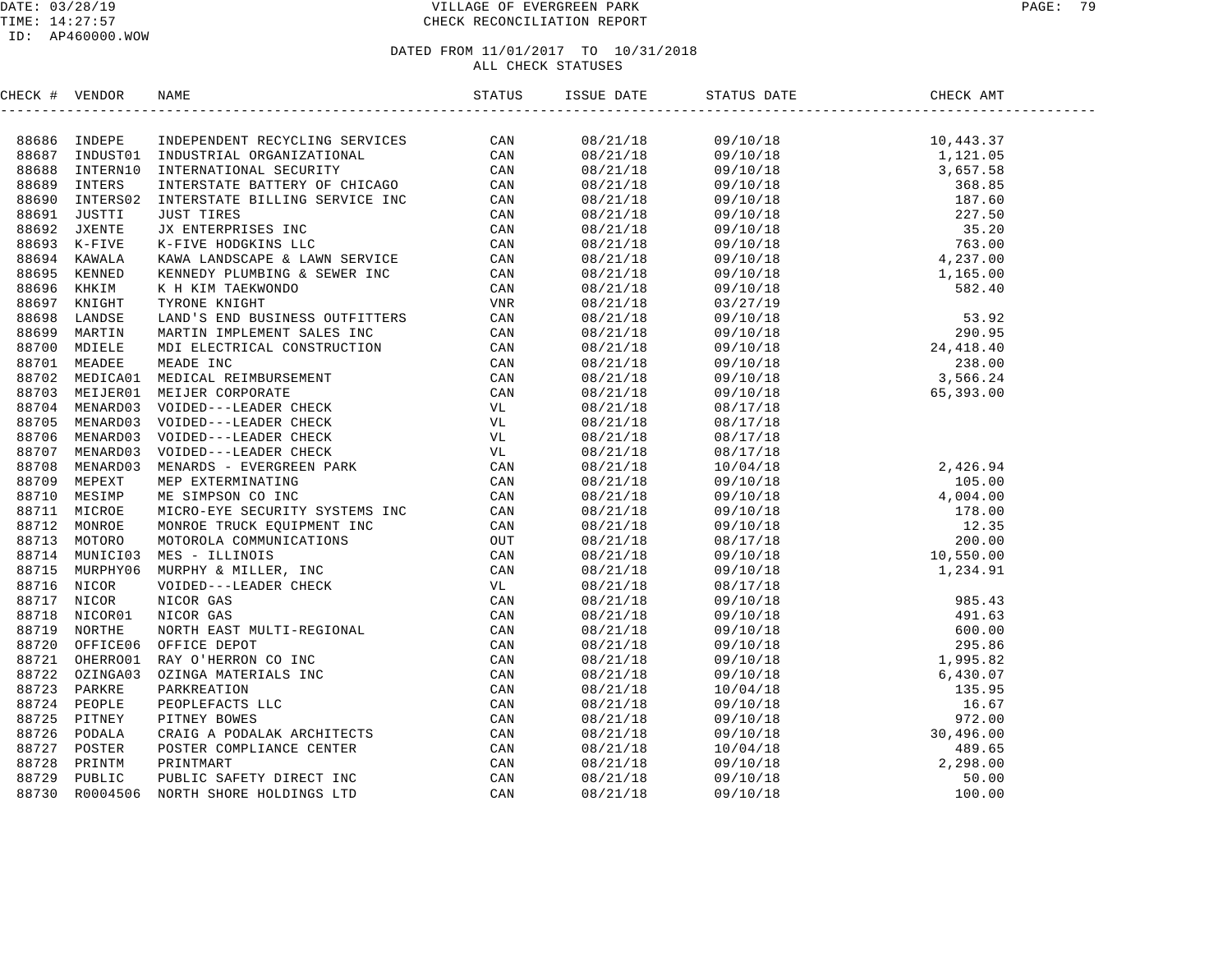# VILLAGE OF EVERGREEN PARK
## CHECK RECONCILIATION REPORT

DATE: 03/28/19
TIME: 14:27:57
ID: AP460000.WOW

### DATED FROM 11/01/2017 TO 10/31/2018
### ALL CHECK STATUSES

| CHECK # | VENDOR | NAME | STATUS | ISSUE DATE | STATUS DATE | CHECK AMT |
|---|---|---|---|---|---|---|
| 88686 | INDEPE | INDEPENDENT RECYCLING SERVICES | CAN | 08/21/18 | 09/10/18 | 10,443.37 |
| 88687 | INDUST01 | INDUSTRIAL ORGANIZATIONAL | CAN | 08/21/18 | 09/10/18 | 1,121.05 |
| 88688 | INTERN10 | INTERNATIONAL SECURITY | CAN | 08/21/18 | 09/10/18 | 3,657.58 |
| 88689 | INTERS | INTERSTATE BATTERY OF CHICAGO | CAN | 08/21/18 | 09/10/18 | 368.85 |
| 88690 | INTERS02 | INTERSTATE BILLING SERVICE INC | CAN | 08/21/18 | 09/10/18 | 187.60 |
| 88691 | JUSTTI | JUST TIRES | CAN | 08/21/18 | 09/10/18 | 227.50 |
| 88692 | JXENTE | JX ENTERPRISES INC | CAN | 08/21/18 | 09/10/18 | 35.20 |
| 88693 | K-FIVE | K-FIVE HODGKINS LLC | CAN | 08/21/18 | 09/10/18 | 763.00 |
| 88694 | KAWALA | KAWA LANDSCAPE & LAWN SERVICE | CAN | 08/21/18 | 09/10/18 | 4,237.00 |
| 88695 | KENNED | KENNEDY PLUMBING & SEWER INC | CAN | 08/21/18 | 09/10/18 | 1,165.00 |
| 88696 | KHKIM | K H KIM TAEKWONDO | CAN | 08/21/18 | 09/10/18 | 582.40 |
| 88697 | KNIGHT | TYRONE KNIGHT | VNR | 08/21/18 | 03/27/19 | |
| 88698 | LANDSE | LAND'S END BUSINESS OUTFITTERS | CAN | 08/21/18 | 09/10/18 | 53.92 |
| 88699 | MARTIN | MARTIN IMPLEMENT SALES INC | CAN | 08/21/18 | 09/10/18 | 290.95 |
| 88700 | MDIELE | MDI ELECTRICAL CONSTRUCTION | CAN | 08/21/18 | 09/10/18 | 24,418.40 |
| 88701 | MEADEE | MEADE INC | CAN | 08/21/18 | 09/10/18 | 238.00 |
| 88702 | MEDICA01 | MEDICAL REIMBURSEMENT | CAN | 08/21/18 | 09/10/18 | 3,566.24 |
| 88703 | MEIJER01 | MEIJER CORPORATE | CAN | 08/21/18 | 09/10/18 | 65,393.00 |
| 88704 | MENARD03 | VOIDED---LEADER CHECK | VL | 08/21/18 | 08/17/18 | |
| 88705 | MENARD03 | VOIDED---LEADER CHECK | VL | 08/21/18 | 08/17/18 | |
| 88706 | MENARD03 | VOIDED---LEADER CHECK | VL | 08/21/18 | 08/17/18 | |
| 88707 | MENARD03 | VOIDED---LEADER CHECK | VL | 08/21/18 | 08/17/18 | |
| 88708 | MENARD03 | MENARDS - EVERGREEN PARK | CAN | 08/21/18 | 10/04/18 | 2,426.94 |
| 88709 | MEPEXT | MEP EXTERMINATING | CAN | 08/21/18 | 09/10/18 | 105.00 |
| 88710 | MESIMP | ME SIMPSON CO INC | CAN | 08/21/18 | 09/10/18 | 4,004.00 |
| 88711 | MICROE | MICRO-EYE SECURITY SYSTEMS INC | CAN | 08/21/18 | 09/10/18 | 178.00 |
| 88712 | MONROE | MONROE TRUCK EQUIPMENT INC | CAN | 08/21/18 | 09/10/18 | 12.35 |
| 88713 | MOTORO | MOTOROLA COMMUNICATIONS | OUT | 08/21/18 | 08/17/18 | 200.00 |
| 88714 | MUNICI03 | MES - ILLINOIS | CAN | 08/21/18 | 09/10/18 | 10,550.00 |
| 88715 | MURPHY06 | MURPHY & MILLER, INC | CAN | 08/21/18 | 09/10/18 | 1,234.91 |
| 88716 | NICOR | VOIDED---LEADER CHECK | VL | 08/21/18 | 08/17/18 | |
| 88717 | NICOR | NICOR GAS | CAN | 08/21/18 | 09/10/18 | 985.43 |
| 88718 | NICOR01 | NICOR GAS | CAN | 08/21/18 | 09/10/18 | 491.63 |
| 88719 | NORTHE | NORTH EAST MULTI-REGIONAL | CAN | 08/21/18 | 09/10/18 | 600.00 |
| 88720 | OFFICE06 | OFFICE DEPOT | CAN | 08/21/18 | 09/10/18 | 295.86 |
| 88721 | OHERRO01 | RAY O'HERRON CO INC | CAN | 08/21/18 | 09/10/18 | 1,995.82 |
| 88722 | OZINGA03 | OZINGA MATERIALS INC | CAN | 08/21/18 | 09/10/18 | 6,430.07 |
| 88723 | PARKRE | PARKREATION | CAN | 08/21/18 | 10/04/18 | 135.95 |
| 88724 | PEOPLE | PEOPLEFACTS LLC | CAN | 08/21/18 | 09/10/18 | 16.67 |
| 88725 | PITNEY | PITNEY BOWES | CAN | 08/21/18 | 09/10/18 | 972.00 |
| 88726 | PODALA | CRAIG A PODALAK ARCHITECTS | CAN | 08/21/18 | 09/10/18 | 30,496.00 |
| 88727 | POSTER | POSTER COMPLIANCE CENTER | CAN | 08/21/18 | 10/04/18 | 489.65 |
| 88728 | PRINTM | PRINTMART | CAN | 08/21/18 | 09/10/18 | 2,298.00 |
| 88729 | PUBLIC | PUBLIC SAFETY DIRECT INC | CAN | 08/21/18 | 09/10/18 | 50.00 |
| 88730 | R0004506 | NORTH SHORE HOLDINGS LTD | CAN | 08/21/18 | 09/10/18 | 100.00 |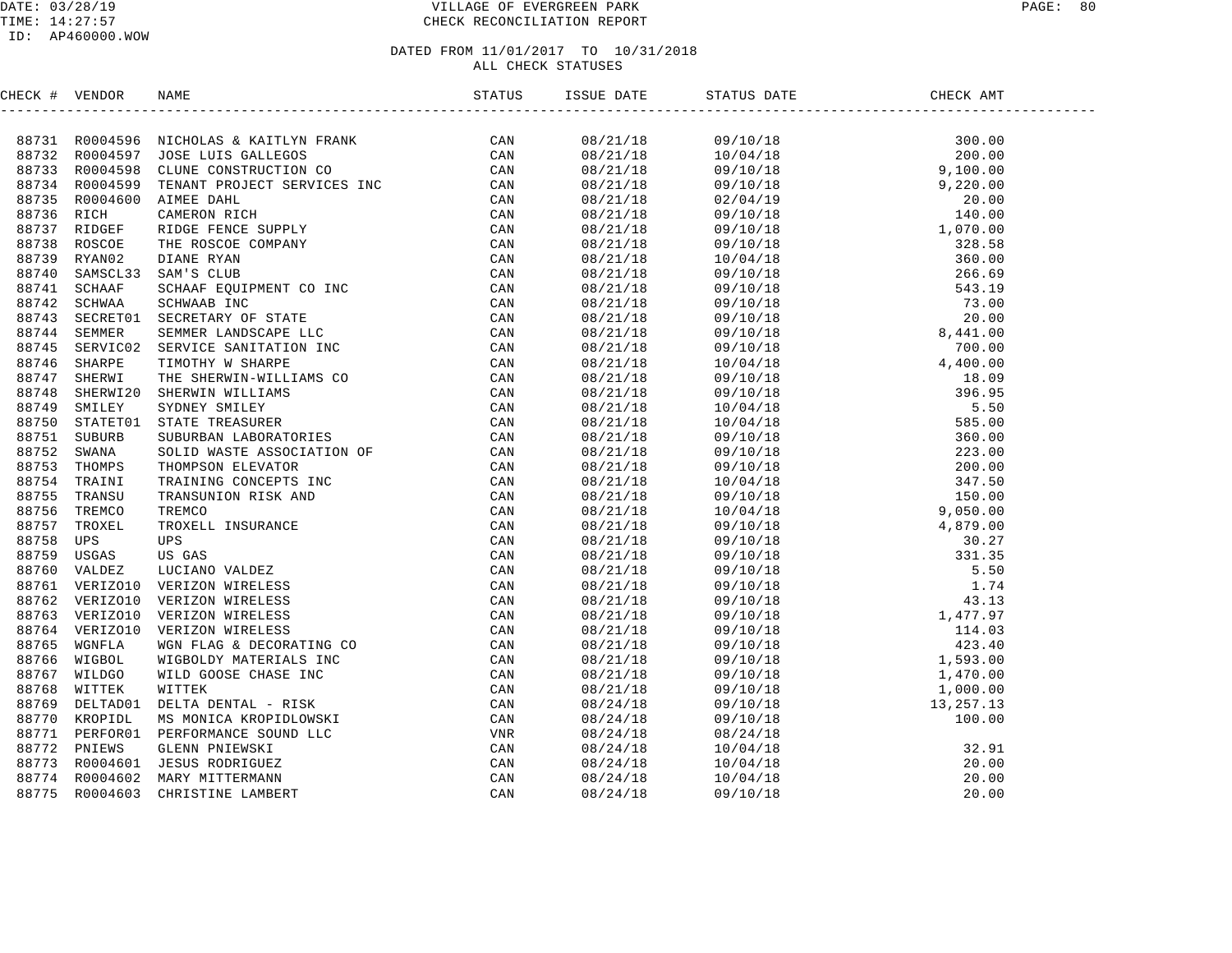# VILLAGE OF EVERGREEN PARK
## CHECK RECONCILIATION REPORT

DATE: 03/28/19
TIME: 14:27:57
ID: AP460000.WOW

DATED FROM 11/01/2017 TO 10/31/2018
ALL CHECK STATUSES

| CHECK # | VENDOR | NAME | STATUS | ISSUE DATE | STATUS DATE | CHECK AMT |
|---|---|---|---|---|---|---|
| 88731 | R0004596 | NICHOLAS & KAITLYN FRANK | CAN | 08/21/18 | 09/10/18 | 300.00 |
| 88732 | R0004597 | JOSE LUIS GALLEGOS | CAN | 08/21/18 | 10/04/18 | 200.00 |
| 88733 | R0004598 | CLUNE CONSTRUCTION CO | CAN | 08/21/18 | 09/10/18 | 9,100.00 |
| 88734 | R0004599 | TENANT PROJECT SERVICES INC | CAN | 08/21/18 | 09/10/18 | 9,220.00 |
| 88735 | R0004600 | AIMEE DAHL | CAN | 08/21/18 | 02/04/19 | 20.00 |
| 88736 | RICH | CAMERON RICH | CAN | 08/21/18 | 09/10/18 | 140.00 |
| 88737 | RIDGEF | RIDGE FENCE SUPPLY | CAN | 08/21/18 | 09/10/18 | 1,070.00 |
| 88738 | ROSCOE | THE ROSCOE COMPANY | CAN | 08/21/18 | 09/10/18 | 328.58 |
| 88739 | RYAN02 | DIANE RYAN | CAN | 08/21/18 | 10/04/18 | 360.00 |
| 88740 | SAMSCL33 | SAM'S CLUB | CAN | 08/21/18 | 09/10/18 | 266.69 |
| 88741 | SCHAAF | SCHAAF EQUIPMENT CO INC | CAN | 08/21/18 | 09/10/18 | 543.19 |
| 88742 | SCHWAA | SCHWAAB INC | CAN | 08/21/18 | 09/10/18 | 73.00 |
| 88743 | SECRET01 | SECRETARY OF STATE | CAN | 08/21/18 | 09/10/18 | 20.00 |
| 88744 | SEMMER | SEMMER LANDSCAPE LLC | CAN | 08/21/18 | 09/10/18 | 8,441.00 |
| 88745 | SERVIC02 | SERVICE SANITATION INC | CAN | 08/21/18 | 09/10/18 | 700.00 |
| 88746 | SHARPE | TIMOTHY W SHARPE | CAN | 08/21/18 | 10/04/18 | 4,400.00 |
| 88747 | SHERWI | THE SHERWIN-WILLIAMS CO | CAN | 08/21/18 | 09/10/18 | 18.09 |
| 88748 | SHERWI20 | SHERWIN WILLIAMS | CAN | 08/21/18 | 09/10/18 | 396.95 |
| 88749 | SMILEY | SYDNEY SMILEY | CAN | 08/21/18 | 10/04/18 | 5.50 |
| 88750 | STATET01 | STATE TREASURER | CAN | 08/21/18 | 10/04/18 | 585.00 |
| 88751 | SUBURB | SUBURBAN LABORATORIES | CAN | 08/21/18 | 09/10/18 | 360.00 |
| 88752 | SWANA | SOLID WASTE ASSOCIATION OF | CAN | 08/21/18 | 09/10/18 | 223.00 |
| 88753 | THOMPS | THOMPSON ELEVATOR | CAN | 08/21/18 | 09/10/18 | 200.00 |
| 88754 | TRAINI | TRAINING CONCEPTS INC | CAN | 08/21/18 | 10/04/18 | 347.50 |
| 88755 | TRANSU | TRANSUNION RISK AND | CAN | 08/21/18 | 09/10/18 | 150.00 |
| 88756 | TREMCO | TREMCO | CAN | 08/21/18 | 10/04/18 | 9,050.00 |
| 88757 | TROXEL | TROXELL INSURANCE | CAN | 08/21/18 | 09/10/18 | 4,879.00 |
| 88758 | UPS | UPS | CAN | 08/21/18 | 09/10/18 | 30.27 |
| 88759 | USGAS | US GAS | CAN | 08/21/18 | 09/10/18 | 331.35 |
| 88760 | VALDEZ | LUCIANO VALDEZ | CAN | 08/21/18 | 09/10/18 | 5.50 |
| 88761 | VERIZO10 | VERIZON WIRELESS | CAN | 08/21/18 | 09/10/18 | 1.74 |
| 88762 | VERIZO10 | VERIZON WIRELESS | CAN | 08/21/18 | 09/10/18 | 43.13 |
| 88763 | VERIZO10 | VERIZON WIRELESS | CAN | 08/21/18 | 09/10/18 | 1,477.97 |
| 88764 | VERIZO10 | VERIZON WIRELESS | CAN | 08/21/18 | 09/10/18 | 114.03 |
| 88765 | WGNFLA | WGN FLAG & DECORATING CO | CAN | 08/21/18 | 09/10/18 | 423.40 |
| 88766 | WIGBOL | WIGBOLDY MATERIALS INC | CAN | 08/21/18 | 09/10/18 | 1,593.00 |
| 88767 | WILDGO | WILD GOOSE CHASE INC | CAN | 08/21/18 | 09/10/18 | 1,470.00 |
| 88768 | WITTEK | WITTEK | CAN | 08/21/18 | 09/10/18 | 1,000.00 |
| 88769 | DELTAD01 | DELTA DENTAL - RISK | CAN | 08/24/18 | 09/10/18 | 13,257.13 |
| 88770 | KROPIDL | MS MONICA KROPIDLOWSKI | CAN | 08/24/18 | 09/10/18 | 100.00 |
| 88771 | PERFOR01 | PERFORMANCE SOUND LLC | VNR | 08/24/18 | 08/24/18 | |
| 88772 | PNIEWS | GLENN PNIEWSKI | CAN | 08/24/18 | 10/04/18 | 32.91 |
| 88773 | R0004601 | JESUS RODRIGUEZ | CAN | 08/24/18 | 10/04/18 | 20.00 |
| 88774 | R0004602 | MARY MITTERMANN | CAN | 08/24/18 | 10/04/18 | 20.00 |
| 88775 | R0004603 | CHRISTINE LAMBERT | CAN | 08/24/18 | 09/10/18 | 20.00 |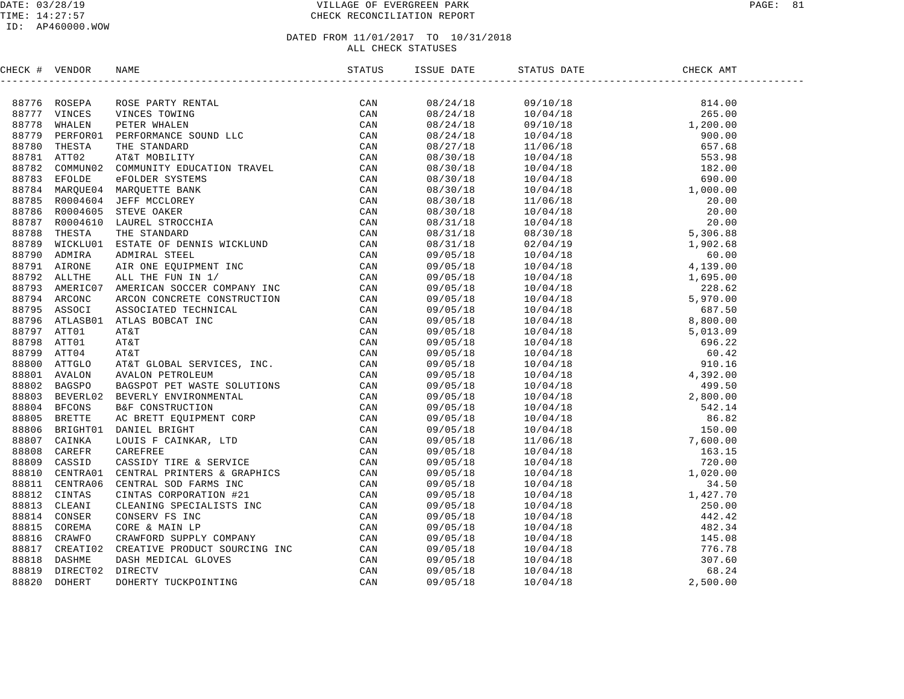# VILLAGE OF EVERGREEN PARK
## CHECK RECONCILIATION REPORT

DATE: 03/28/19
TIME: 14:27:57
ID: AP460000.WOW

DATED FROM 11/01/2017 TO 10/31/2018
ALL CHECK STATUSES

| CHECK # | VENDOR | NAME | STATUS | ISSUE DATE | STATUS DATE | CHECK AMT |
|---|---|---|---|---|---|---|
| 88776 | ROSEPA | ROSE PARTY RENTAL | CAN | 08/24/18 | 09/10/18 | 814.00 |
| 88777 | VINCES | VINCES TOWING | CAN | 08/24/18 | 10/04/18 | 265.00 |
| 88778 | WHALEN | PETER WHALEN | CAN | 08/24/18 | 09/10/18 | 1,200.00 |
| 88779 | PERFOR01 | PERFORMANCE SOUND LLC | CAN | 08/24/18 | 10/04/18 | 900.00 |
| 88780 | THESTA | THE STANDARD | CAN | 08/27/18 | 11/06/18 | 657.68 |
| 88781 | ATT02 | AT&T MOBILITY | CAN | 08/30/18 | 10/04/18 | 553.98 |
| 88782 | COMMUN02 | COMMUNITY EDUCATION TRAVEL | CAN | 08/30/18 | 10/04/18 | 182.00 |
| 88783 | EFOLDE | eFOLDER SYSTEMS | CAN | 08/30/18 | 10/04/18 | 690.00 |
| 88784 | MARQUE04 | MARQUETTE BANK | CAN | 08/30/18 | 10/04/18 | 1,000.00 |
| 88785 | R0004604 | JEFF MCCLOREY | CAN | 08/30/18 | 11/06/18 | 20.00 |
| 88786 | R0004605 | STEVE OAKER | CAN | 08/30/18 | 10/04/18 | 20.00 |
| 88787 | R0004610 | LAUREL STROCCHIA | CAN | 08/31/18 | 10/04/18 | 20.00 |
| 88788 | THESTA | THE STANDARD | CAN | 08/31/18 | 08/30/18 | 5,306.88 |
| 88789 | WICKLU01 | ESTATE OF DENNIS WICKLUND | CAN | 08/31/18 | 02/04/19 | 1,902.68 |
| 88790 | ADMIRA | ADMIRAL STEEL | CAN | 09/05/18 | 10/04/18 | 60.00 |
| 88791 | AIRONE | AIR ONE EQUIPMENT INC | CAN | 09/05/18 | 10/04/18 | 4,139.00 |
| 88792 | ALLTHE | ALL THE FUN IN 1/ | CAN | 09/05/18 | 10/04/18 | 1,695.00 |
| 88793 | AMERIC07 | AMERICAN SOCCER COMPANY INC | CAN | 09/05/18 | 10/04/18 | 228.62 |
| 88794 | ARCONC | ARCON CONCRETE CONSTRUCTION | CAN | 09/05/18 | 10/04/18 | 5,970.00 |
| 88795 | ASSOCI | ASSOCIATED TECHNICAL | CAN | 09/05/18 | 10/04/18 | 687.50 |
| 88796 | ATLASB01 | ATLAS BOBCAT INC | CAN | 09/05/18 | 10/04/18 | 8,800.00 |
| 88797 | ATT01 | AT&T | CAN | 09/05/18 | 10/04/18 | 5,013.09 |
| 88798 | ATT01 | AT&T | CAN | 09/05/18 | 10/04/18 | 696.22 |
| 88799 | ATT04 | AT&T | CAN | 09/05/18 | 10/04/18 | 60.42 |
| 88800 | ATTGLO | AT&T GLOBAL SERVICES, INC. | CAN | 09/05/18 | 10/04/18 | 910.16 |
| 88801 | AVALON | AVALON PETROLEUM | CAN | 09/05/18 | 10/04/18 | 4,392.00 |
| 88802 | BAGSPO | BAGSPOT PET WASTE SOLUTIONS | CAN | 09/05/18 | 10/04/18 | 499.50 |
| 88803 | BEVERL02 | BEVERLY ENVIRONMENTAL | CAN | 09/05/18 | 10/04/18 | 2,800.00 |
| 88804 | BFCONS | B&F CONSTRUCTION | CAN | 09/05/18 | 10/04/18 | 542.14 |
| 88805 | BRETTE | AC BRETT EQUIPMENT CORP | CAN | 09/05/18 | 10/04/18 | 86.82 |
| 88806 | BRIGHT01 | DANIEL BRIGHT | CAN | 09/05/18 | 10/04/18 | 150.00 |
| 88807 | CAINKA | LOUIS F CAINKAR, LTD | CAN | 09/05/18 | 11/06/18 | 7,600.00 |
| 88808 | CAREFR | CAREFREE | CAN | 09/05/18 | 10/04/18 | 163.15 |
| 88809 | CASSID | CASSIDY TIRE & SERVICE | CAN | 09/05/18 | 10/04/18 | 720.00 |
| 88810 | CENTRA01 | CENTRAL PRINTERS & GRAPHICS | CAN | 09/05/18 | 10/04/18 | 1,020.00 |
| 88811 | CENTRA06 | CENTRAL SOD FARMS INC | CAN | 09/05/18 | 10/04/18 | 34.50 |
| 88812 | CINTAS | CINTAS CORPORATION #21 | CAN | 09/05/18 | 10/04/18 | 1,427.70 |
| 88813 | CLEANI | CLEANING SPECIALISTS INC | CAN | 09/05/18 | 10/04/18 | 250.00 |
| 88814 | CONSER | CONSERV FS INC | CAN | 09/05/18 | 10/04/18 | 442.42 |
| 88815 | COREMA | CORE & MAIN LP | CAN | 09/05/18 | 10/04/18 | 482.34 |
| 88816 | CRAWFO | CRAWFORD SUPPLY COMPANY | CAN | 09/05/18 | 10/04/18 | 145.08 |
| 88817 | CREATI02 | CREATIVE PRODUCT SOURCING INC | CAN | 09/05/18 | 10/04/18 | 776.78 |
| 88818 | DASHME | DASH MEDICAL GLOVES | CAN | 09/05/18 | 10/04/18 | 307.60 |
| 88819 | DIRECT02 | DIRECTV | CAN | 09/05/18 | 10/04/18 | 68.24 |
| 88820 | DOHERT | DOHERTY TUCKPOINTING | CAN | 09/05/18 | 10/04/18 | 2,500.00 |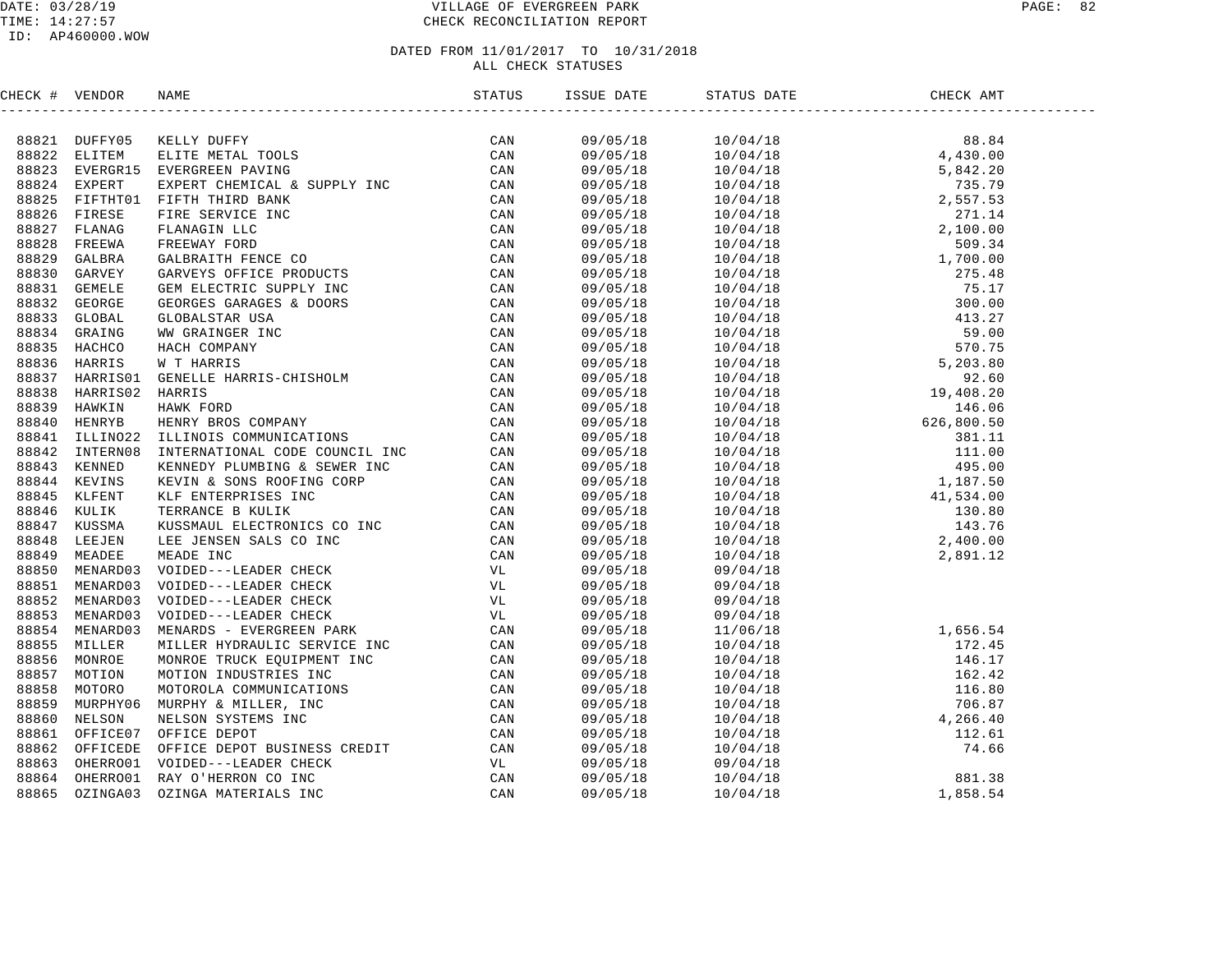# VILLAGE OF EVERGREEN PARK
## CHECK RECONCILIATION REPORT

DATE: 03/28/19
TIME: 14:27:57
ID: AP460000.WOW

DATED FROM 11/01/2017 TO 10/31/2018
ALL CHECK STATUSES

| CHECK # | VENDOR | NAME | STATUS | ISSUE DATE | STATUS DATE | CHECK AMT |
|---|---|---|---|---|---|---|
| 88821 | DUFFY05 | KELLY DUFFY | CAN | 09/05/18 | 10/04/18 | 88.84 |
| 88822 | ELITEM | ELITE METAL TOOLS | CAN | 09/05/18 | 10/04/18 | 4,430.00 |
| 88823 | EVERGR15 | EVERGREEN PAVING | CAN | 09/05/18 | 10/04/18 | 5,842.20 |
| 88824 | EXPERT | EXPERT CHEMICAL & SUPPLY INC | CAN | 09/05/18 | 10/04/18 | 735.79 |
| 88825 | FIFTHT01 | FIFTH THIRD BANK | CAN | 09/05/18 | 10/04/18 | 2,557.53 |
| 88826 | FIRESE | FIRE SERVICE INC | CAN | 09/05/18 | 10/04/18 | 271.14 |
| 88827 | FLANAG | FLANAGIN LLC | CAN | 09/05/18 | 10/04/18 | 2,100.00 |
| 88828 | FREEWA | FREEWAY FORD | CAN | 09/05/18 | 10/04/18 | 509.34 |
| 88829 | GALBRA | GALBRAITH FENCE CO | CAN | 09/05/18 | 10/04/18 | 1,700.00 |
| 88830 | GARVEY | GARVEYS OFFICE PRODUCTS | CAN | 09/05/18 | 10/04/18 | 275.48 |
| 88831 | GEMELE | GEM ELECTRIC SUPPLY INC | CAN | 09/05/18 | 10/04/18 | 75.17 |
| 88832 | GEORGE | GEORGES GARAGES & DOORS | CAN | 09/05/18 | 10/04/18 | 300.00 |
| 88833 | GLOBAL | GLOBALSTAR USA | CAN | 09/05/18 | 10/04/18 | 413.27 |
| 88834 | GRAING | WW GRAINGER INC | CAN | 09/05/18 | 10/04/18 | 59.00 |
| 88835 | HACHCO | HACH COMPANY | CAN | 09/05/18 | 10/04/18 | 570.75 |
| 88836 | HARRIS | W T HARRIS | CAN | 09/05/18 | 10/04/18 | 5,203.80 |
| 88837 | HARRIS01 | GENELLE HARRIS-CHISHOLM | CAN | 09/05/18 | 10/04/18 | 92.60 |
| 88838 | HARRIS02 | HARRIS | CAN | 09/05/18 | 10/04/18 | 19,408.20 |
| 88839 | HAWKIN | HAWK FORD | CAN | 09/05/18 | 10/04/18 | 146.06 |
| 88840 | HENRYB | HENRY BROS COMPANY | CAN | 09/05/18 | 10/04/18 | 626,800.50 |
| 88841 | ILLINO22 | ILLINOIS COMMUNICATIONS | CAN | 09/05/18 | 10/04/18 | 381.11 |
| 88842 | INTERN08 | INTERNATIONAL CODE COUNCIL INC | CAN | 09/05/18 | 10/04/18 | 111.00 |
| 88843 | KENNED | KENNEDY PLUMBING & SEWER INC | CAN | 09/05/18 | 10/04/18 | 495.00 |
| 88844 | KEVINS | KEVIN & SONS ROOFING CORP | CAN | 09/05/18 | 10/04/18 | 1,187.50 |
| 88845 | KLFENT | KLF ENTERPRISES INC | CAN | 09/05/18 | 10/04/18 | 41,534.00 |
| 88846 | KULIK | TERRANCE B KULIK | CAN | 09/05/18 | 10/04/18 | 130.80 |
| 88847 | KUSSMA | KUSSMAUL ELECTRONICS CO INC | CAN | 09/05/18 | 10/04/18 | 143.76 |
| 88848 | LEEJEN | LEE JENSEN SALS CO INC | CAN | 09/05/18 | 10/04/18 | 2,400.00 |
| 88849 | MEADEE | MEADE INC | CAN | 09/05/18 | 10/04/18 | 2,891.12 |
| 88850 | MENARD03 | VOIDED---LEADER CHECK | VL | 09/05/18 | 09/04/18 | |
| 88851 | MENARD03 | VOIDED---LEADER CHECK | VL | 09/05/18 | 09/04/18 | |
| 88852 | MENARD03 | VOIDED---LEADER CHECK | VL | 09/05/18 | 09/04/18 | |
| 88853 | MENARD03 | VOIDED---LEADER CHECK | VL | 09/05/18 | 09/04/18 | |
| 88854 | MENARD03 | MENARDS - EVERGREEN PARK | CAN | 09/05/18 | 11/06/18 | 1,656.54 |
| 88855 | MILLER | MILLER HYDRAULIC SERVICE INC | CAN | 09/05/18 | 10/04/18 | 172.45 |
| 88856 | MONROE | MONROE TRUCK EQUIPMENT INC | CAN | 09/05/18 | 10/04/18 | 146.17 |
| 88857 | MOTION | MOTION INDUSTRIES INC | CAN | 09/05/18 | 10/04/18 | 162.42 |
| 88858 | MOTORO | MOTOROLA COMMUNICATIONS | CAN | 09/05/18 | 10/04/18 | 116.80 |
| 88859 | MURPHY06 | MURPHY & MILLER, INC | CAN | 09/05/18 | 10/04/18 | 706.87 |
| 88860 | NELSON | NELSON SYSTEMS INC | CAN | 09/05/18 | 10/04/18 | 4,266.40 |
| 88861 | OFFICE07 | OFFICE DEPOT | CAN | 09/05/18 | 10/04/18 | 112.61 |
| 88862 | OFFICEDE | OFFICE DEPOT BUSINESS CREDIT | CAN | 09/05/18 | 10/04/18 | 74.66 |
| 88863 | OHERRO01 | VOIDED---LEADER CHECK | VL | 09/05/18 | 09/04/18 | |
| 88864 | OHERRO01 | RAY O'HERRON CO INC | CAN | 09/05/18 | 10/04/18 | 881.38 |
| 88865 | OZINGA03 | OZINGA MATERIALS INC | CAN | 09/05/18 | 10/04/18 | 1,858.54 |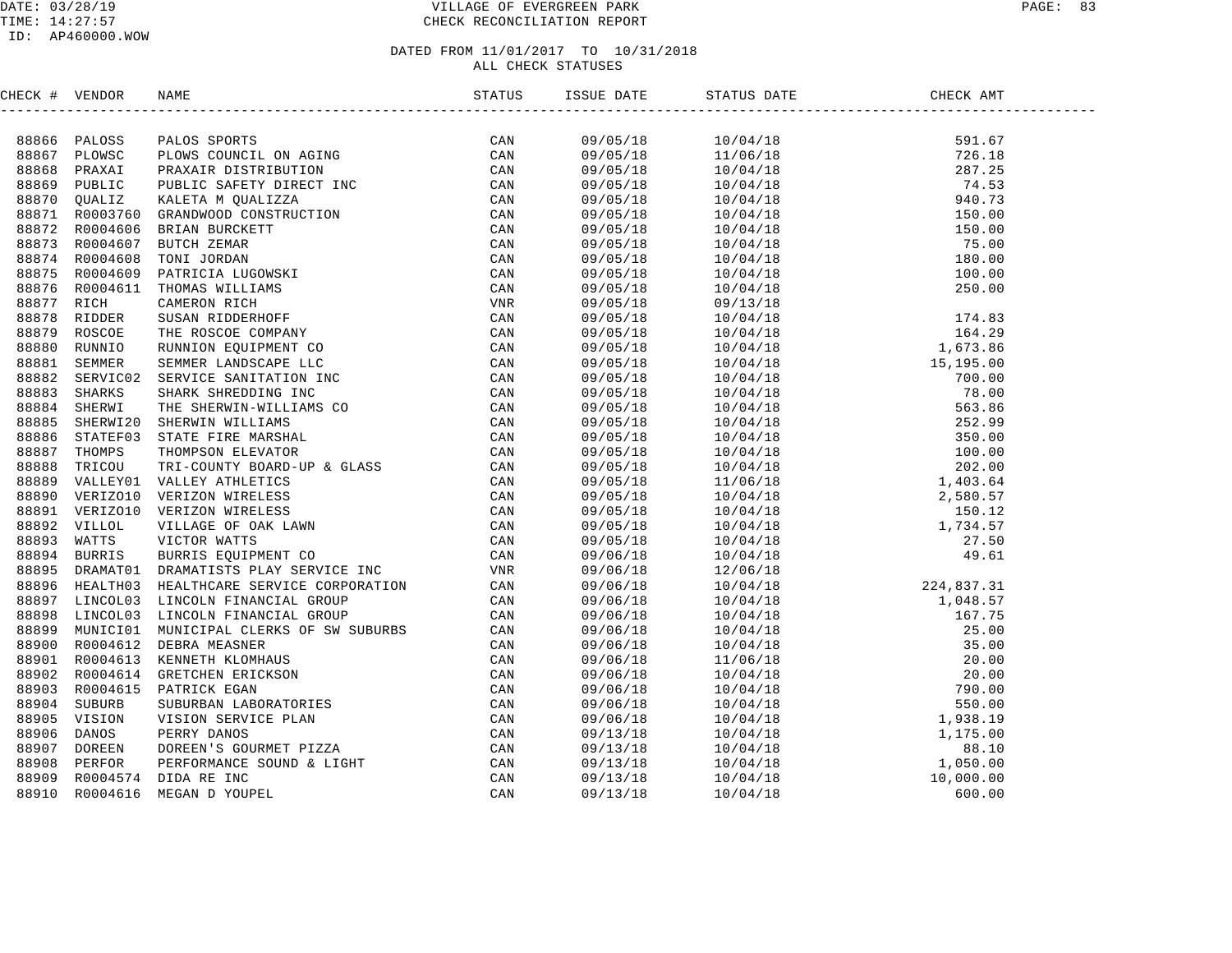DATE: 03/28/19 VILLAGE OF EVERGREEN PARK
TIME: 14:27:57 CHECK RECONCILIATION REPORT
ID: AP460000.WOW

DATED FROM 11/01/2017 TO 10/31/2018
ALL CHECK STATUSES

| CHECK # | VENDOR | NAME | STATUS | ISSUE DATE | STATUS DATE | CHECK AMT |
|---|---|---|---|---|---|---|
| 88866 | PALOSS | PALOS SPORTS | CAN | 09/05/18 | 10/04/18 | 591.67 |
| 88867 | PLOWSC | PLOWS COUNCIL ON AGING | CAN | 09/05/18 | 11/06/18 | 726.18 |
| 88868 | PRAXAI | PRAXAIR DISTRIBUTION | CAN | 09/05/18 | 10/04/18 | 287.25 |
| 88869 | PUBLIC | PUBLIC SAFETY DIRECT INC | CAN | 09/05/18 | 10/04/18 | 74.53 |
| 88870 | QUALIZ | KALETA M QUALIZZA | CAN | 09/05/18 | 10/04/18 | 940.73 |
| 88871 | R0003760 | GRANDWOOD CONSTRUCTION | CAN | 09/05/18 | 10/04/18 | 150.00 |
| 88872 | R0004606 | BRIAN BURCKETT | CAN | 09/05/18 | 10/04/18 | 150.00 |
| 88873 | R0004607 | BUTCH ZEMAR | CAN | 09/05/18 | 10/04/18 | 75.00 |
| 88874 | R0004608 | TONI JORDAN | CAN | 09/05/18 | 10/04/18 | 180.00 |
| 88875 | R0004609 | PATRICIA LUGOWSKI | CAN | 09/05/18 | 10/04/18 | 100.00 |
| 88876 | R0004611 | THOMAS WILLIAMS | CAN | 09/05/18 | 10/04/18 | 250.00 |
| 88877 | RICH | CAMERON RICH | VNR | 09/05/18 | 09/13/18 | |
| 88878 | RIDDER | SUSAN RIDDERHOFF | CAN | 09/05/18 | 10/04/18 | 174.83 |
| 88879 | ROSCOE | THE ROSCOE COMPANY | CAN | 09/05/18 | 10/04/18 | 164.29 |
| 88880 | RUNNIO | RUNNION EQUIPMENT CO | CAN | 09/05/18 | 10/04/18 | 1,673.86 |
| 88881 | SEMMER | SEMMER LANDSCAPE LLC | CAN | 09/05/18 | 10/04/18 | 15,195.00 |
| 88882 | SERVIC02 | SERVICE SANITATION INC | CAN | 09/05/18 | 10/04/18 | 700.00 |
| 88883 | SHARKS | SHARK SHREDDING INC | CAN | 09/05/18 | 10/04/18 | 78.00 |
| 88884 | SHERWI | THE SHERWIN-WILLIAMS CO | CAN | 09/05/18 | 10/04/18 | 563.86 |
| 88885 | SHERWI20 | SHERWIN WILLIAMS | CAN | 09/05/18 | 10/04/18 | 252.99 |
| 88886 | STATEF03 | STATE FIRE MARSHAL | CAN | 09/05/18 | 10/04/18 | 350.00 |
| 88887 | THOMPS | THOMPSON ELEVATOR | CAN | 09/05/18 | 10/04/18 | 100.00 |
| 88888 | TRICOU | TRI-COUNTY BOARD-UP & GLASS | CAN | 09/05/18 | 10/04/18 | 202.00 |
| 88889 | VALLEY01 | VALLEY ATHLETICS | CAN | 09/05/18 | 11/06/18 | 1,403.64 |
| 88890 | VERIZO10 | VERIZON WIRELESS | CAN | 09/05/18 | 10/04/18 | 2,580.57 |
| 88891 | VERIZO10 | VERIZON WIRELESS | CAN | 09/05/18 | 10/04/18 | 150.12 |
| 88892 | VILLOL | VILLAGE OF OAK LAWN | CAN | 09/05/18 | 10/04/18 | 1,734.57 |
| 88893 | WATTS | VICTOR WATTS | CAN | 09/05/18 | 10/04/18 | 27.50 |
| 88894 | BURRIS | BURRIS EQUIPMENT CO | CAN | 09/06/18 | 10/04/18 | 49.61 |
| 88895 | DRAMAT01 | DRAMATISTS PLAY SERVICE INC | VNR | 09/06/18 | 12/06/18 | |
| 88896 | HEALTH03 | HEALTHCARE SERVICE CORPORATION | CAN | 09/06/18 | 10/04/18 | 224,837.31 |
| 88897 | LINCOL03 | LINCOLN FINANCIAL GROUP | CAN | 09/06/18 | 10/04/18 | 1,048.57 |
| 88898 | LINCOL03 | LINCOLN FINANCIAL GROUP | CAN | 09/06/18 | 10/04/18 | 167.75 |
| 88899 | MUNICI01 | MUNICIPAL CLERKS OF SW SUBURBS | CAN | 09/06/18 | 10/04/18 | 25.00 |
| 88900 | R0004612 | DEBRA MEASNER | CAN | 09/06/18 | 10/04/18 | 35.00 |
| 88901 | R0004613 | KENNETH KLOMHAUS | CAN | 09/06/18 | 11/06/18 | 20.00 |
| 88902 | R0004614 | GRETCHEN ERICKSON | CAN | 09/06/18 | 10/04/18 | 20.00 |
| 88903 | R0004615 | PATRICK EGAN | CAN | 09/06/18 | 10/04/18 | 790.00 |
| 88904 | SUBURB | SUBURBAN LABORATORIES | CAN | 09/06/18 | 10/04/18 | 550.00 |
| 88905 | VISION | VISION SERVICE PLAN | CAN | 09/06/18 | 10/04/18 | 1,938.19 |
| 88906 | DANOS | PERRY DANOS | CAN | 09/13/18 | 10/04/18 | 1,175.00 |
| 88907 | DOREEN | DOREEN'S GOURMET PIZZA | CAN | 09/13/18 | 10/04/18 | 88.10 |
| 88908 | PERFOR | PERFORMANCE SOUND & LIGHT | CAN | 09/13/18 | 10/04/18 | 1,050.00 |
| 88909 | R0004574 | DIDA RE INC | CAN | 09/13/18 | 10/04/18 | 10,000.00 |
| 88910 | R0004616 | MEGAN D YOUPEL | CAN | 09/13/18 | 10/04/18 | 600.00 |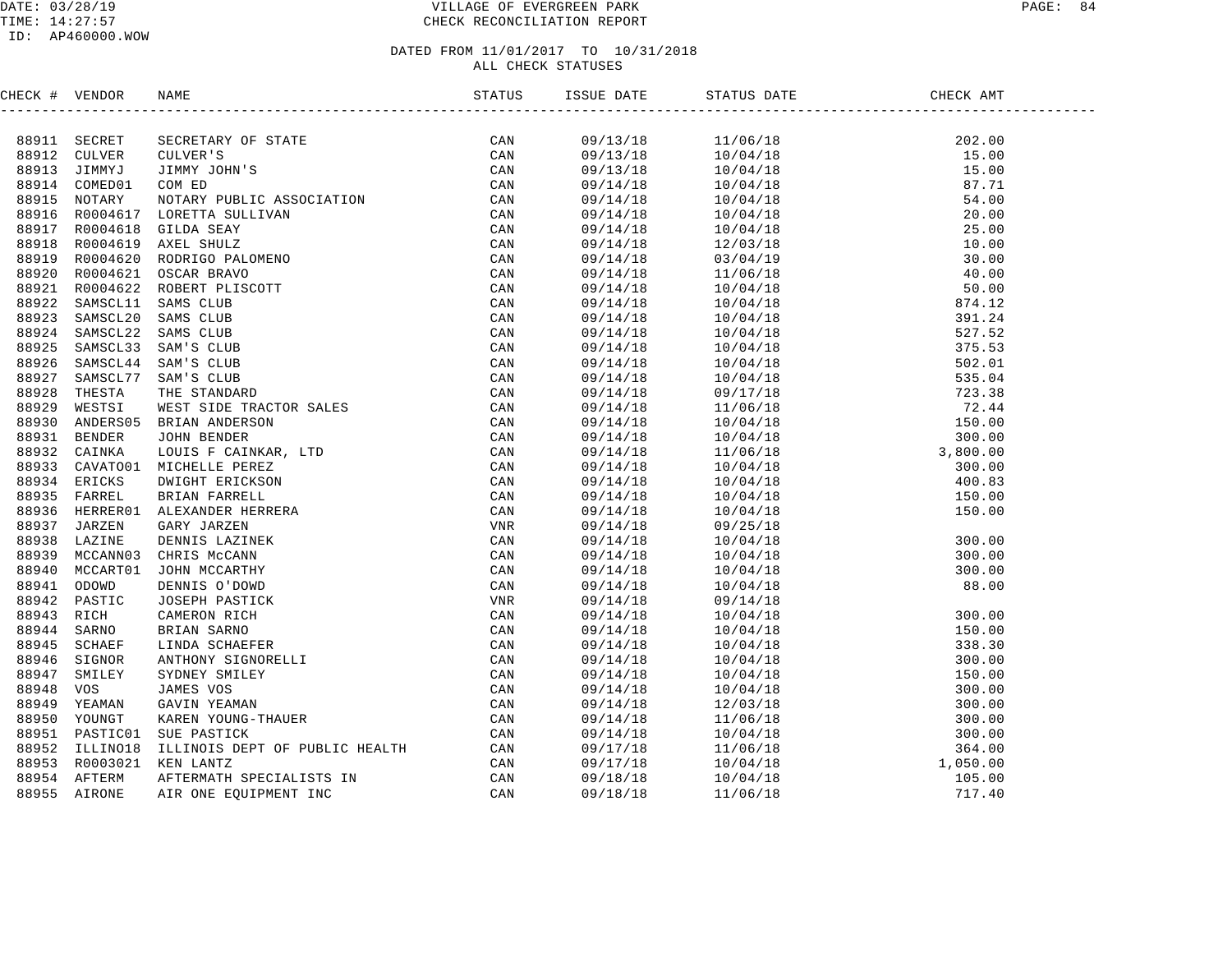VILLAGE OF EVERGREEN PARK
CHECK RECONCILIATION REPORT

DATED FROM 11/01/2017 TO 10/31/2018
ALL CHECK STATUSES

| CHECK # | VENDOR | NAME | STATUS | ISSUE DATE | STATUS DATE | CHECK AMT |
|---|---|---|---|---|---|---|
| 88911 | SECRET | SECRETARY OF STATE | CAN | 09/13/18 | 11/06/18 | 202.00 |
| 88912 | CULVER | CULVER'S | CAN | 09/13/18 | 10/04/18 | 15.00 |
| 88913 | JIMMYJ | JIMMY JOHN'S | CAN | 09/13/18 | 10/04/18 | 15.00 |
| 88914 | COMED01 | COM ED | CAN | 09/14/18 | 10/04/18 | 87.71 |
| 88915 | NOTARY | NOTARY PUBLIC ASSOCIATION | CAN | 09/14/18 | 10/04/18 | 54.00 |
| 88916 | R0004617 | LORETTA SULLIVAN | CAN | 09/14/18 | 10/04/18 | 20.00 |
| 88917 | R0004618 | GILDA SEAY | CAN | 09/14/18 | 10/04/18 | 25.00 |
| 88918 | R0004619 | AXEL SHULZ | CAN | 09/14/18 | 12/03/18 | 10.00 |
| 88919 | R0004620 | RODRIGO PALOMENO | CAN | 09/14/18 | 03/04/19 | 30.00 |
| 88920 | R0004621 | OSCAR BRAVO | CAN | 09/14/18 | 11/06/18 | 40.00 |
| 88921 | R0004622 | ROBERT PLISCOTT | CAN | 09/14/18 | 10/04/18 | 50.00 |
| 88922 | SAMSCL11 | SAMS CLUB | CAN | 09/14/18 | 10/04/18 | 874.12 |
| 88923 | SAMSCL20 | SAMS CLUB | CAN | 09/14/18 | 10/04/18 | 391.24 |
| 88924 | SAMSCL22 | SAMS CLUB | CAN | 09/14/18 | 10/04/18 | 527.52 |
| 88925 | SAMSCL33 | SAM'S CLUB | CAN | 09/14/18 | 10/04/18 | 375.53 |
| 88926 | SAMSCL44 | SAM'S CLUB | CAN | 09/14/18 | 10/04/18 | 502.01 |
| 88927 | SAMSCL77 | SAM'S CLUB | CAN | 09/14/18 | 10/04/18 | 535.04 |
| 88928 | THESTA | THE STANDARD | CAN | 09/14/18 | 09/17/18 | 723.38 |
| 88929 | WESTSI | WEST SIDE TRACTOR SALES | CAN | 09/14/18 | 11/06/18 | 72.44 |
| 88930 | ANDERS05 | BRIAN ANDERSON | CAN | 09/14/18 | 10/04/18 | 150.00 |
| 88931 | BENDER | JOHN BENDER | CAN | 09/14/18 | 10/04/18 | 300.00 |
| 88932 | CAINKA | LOUIS F CAINKAR, LTD | CAN | 09/14/18 | 11/06/18 | 3,800.00 |
| 88933 | CAVATO01 | MICHELLE PEREZ | CAN | 09/14/18 | 10/04/18 | 300.00 |
| 88934 | ERICKS | DWIGHT ERICKSON | CAN | 09/14/18 | 10/04/18 | 400.83 |
| 88935 | FARREL | BRIAN FARRELL | CAN | 09/14/18 | 10/04/18 | 150.00 |
| 88936 | HERRER01 | ALEXANDER HERRERA | CAN | 09/14/18 | 10/04/18 | 150.00 |
| 88937 | JARZEN | GARY JARZEN | VNR | 09/14/18 | 09/25/18 | |
| 88938 | LAZINE | DENNIS LAZINEK | CAN | 09/14/18 | 10/04/18 | 300.00 |
| 88939 | MCCANN03 | CHRIS McCANN | CAN | 09/14/18 | 10/04/18 | 300.00 |
| 88940 | MCCART01 | JOHN MCCARTHY | CAN | 09/14/18 | 10/04/18 | 300.00 |
| 88941 | ODOWD | DENNIS O'DOWD | CAN | 09/14/18 | 10/04/18 | 88.00 |
| 88942 | PASTIC | JOSEPH PASTICK | VNR | 09/14/18 | 09/14/18 | |
| 88943 | RICH | CAMERON RICH | CAN | 09/14/18 | 10/04/18 | 300.00 |
| 88944 | SARNO | BRIAN SARNO | CAN | 09/14/18 | 10/04/18 | 150.00 |
| 88945 | SCHAEF | LINDA SCHAEFER | CAN | 09/14/18 | 10/04/18 | 338.30 |
| 88946 | SIGNOR | ANTHONY SIGNORELLI | CAN | 09/14/18 | 10/04/18 | 300.00 |
| 88947 | SMILEY | SYDNEY SMILEY | CAN | 09/14/18 | 10/04/18 | 150.00 |
| 88948 | VOS | JAMES VOS | CAN | 09/14/18 | 10/04/18 | 300.00 |
| 88949 | YEAMAN | GAVIN YEAMAN | CAN | 09/14/18 | 12/03/18 | 300.00 |
| 88950 | YOUNGT | KAREN YOUNG-THAUER | CAN | 09/14/18 | 11/06/18 | 300.00 |
| 88951 | PASTIC01 | SUE PASTICK | CAN | 09/14/18 | 10/04/18 | 300.00 |
| 88952 | ILLINO18 | ILLINOIS DEPT OF PUBLIC HEALTH | CAN | 09/17/18 | 11/06/18 | 364.00 |
| 88953 | R0003021 | KEN LANTZ | CAN | 09/17/18 | 10/04/18 | 1,050.00 |
| 88954 | AFTERM | AFTERMATH SPECIALISTS IN | CAN | 09/18/18 | 10/04/18 | 105.00 |
| 88955 | AIRONE | AIR ONE EQUIPMENT INC | CAN | 09/18/18 | 11/06/18 | 717.40 |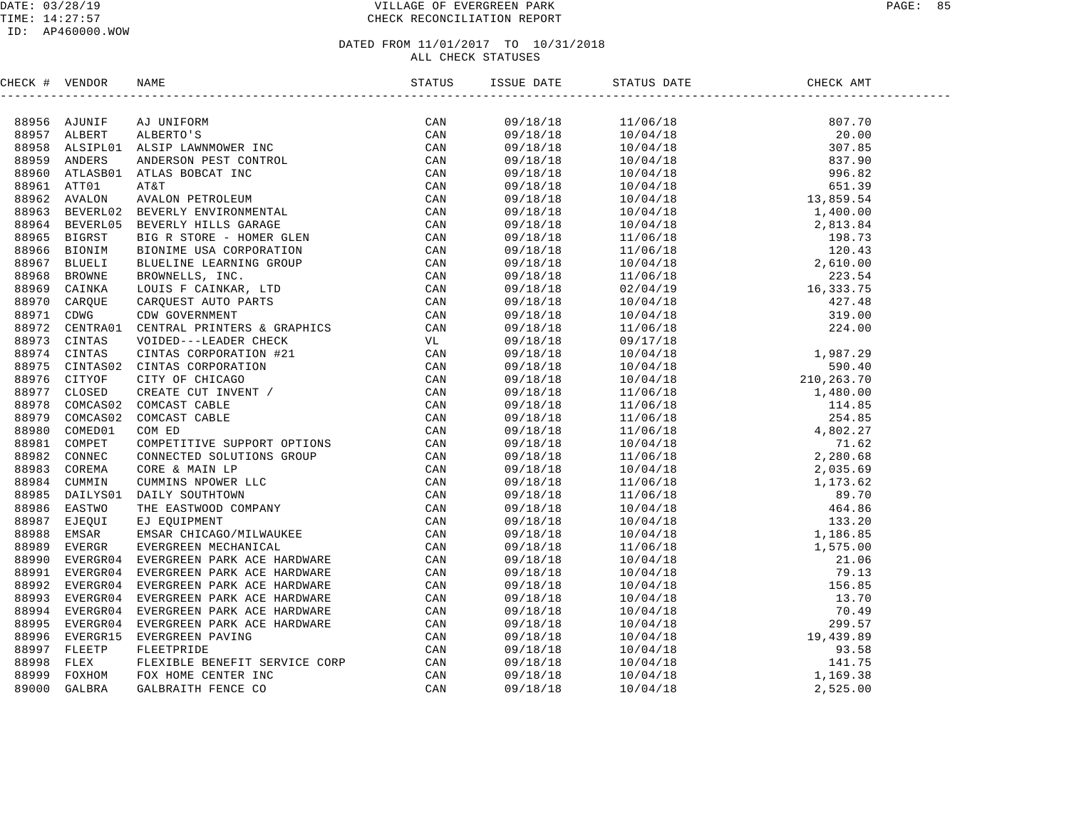# VILLAGE OF EVERGREEN PARK
## CHECK RECONCILIATION REPORT

DATE: 03/28/19
TIME: 14:27:57
ID: AP460000.WOW

### DATED FROM 11/01/2017 TO 10/31/2018
### ALL CHECK STATUSES

| CHECK # | VENDOR | NAME | STATUS | ISSUE DATE | STATUS DATE | CHECK AMT |
|---|---|---|---|---|---|---|
| 88956 | AJUNIF | AJ UNIFORM | CAN | 09/18/18 | 11/06/18 | 807.70 |
| 88957 | ALBERT | ALBERTO'S | CAN | 09/18/18 | 10/04/18 | 20.00 |
| 88958 | ALSIPL01 | ALSIP LAWNMOWER INC | CAN | 09/18/18 | 10/04/18 | 307.85 |
| 88959 | ANDERS | ANDERSON PEST CONTROL | CAN | 09/18/18 | 10/04/18 | 837.90 |
| 88960 | ATLASB01 | ATLAS BOBCAT INC | CAN | 09/18/18 | 10/04/18 | 996.82 |
| 88961 | ATT01 | AT&T | CAN | 09/18/18 | 10/04/18 | 651.39 |
| 88962 | AVALON | AVALON PETROLEUM | CAN | 09/18/18 | 10/04/18 | 13,859.54 |
| 88963 | BEVERL02 | BEVERLY ENVIRONMENTAL | CAN | 09/18/18 | 10/04/18 | 1,400.00 |
| 88964 | BEVERL05 | BEVERLY HILLS GARAGE | CAN | 09/18/18 | 10/04/18 | 2,813.84 |
| 88965 | BIGRST | BIG R STORE - HOMER GLEN | CAN | 09/18/18 | 11/06/18 | 198.73 |
| 88966 | BIONIM | BIONIME USA CORPORATION | CAN | 09/18/18 | 11/06/18 | 120.43 |
| 88967 | BLUELI | BLUELINE LEARNING GROUP | CAN | 09/18/18 | 10/04/18 | 2,610.00 |
| 88968 | BROWNE | BROWNELLS, INC. | CAN | 09/18/18 | 11/06/18 | 223.54 |
| 88969 | CAINKA | LOUIS F CAINKAR, LTD | CAN | 09/18/18 | 02/04/19 | 16,333.75 |
| 88970 | CARQUE | CARQUEST AUTO PARTS | CAN | 09/18/18 | 10/04/18 | 427.48 |
| 88971 | CDWG | CDW GOVERNMENT | CAN | 09/18/18 | 10/04/18 | 319.00 |
| 88972 | CENTRA01 | CENTRAL PRINTERS & GRAPHICS | CAN | 09/18/18 | 11/06/18 | 224.00 |
| 88973 | CINTAS | VOIDED---LEADER CHECK | VL | 09/18/18 | 09/17/18 | |
| 88974 | CINTAS | CINTAS CORPORATION #21 | CAN | 09/18/18 | 10/04/18 | 1,987.29 |
| 88975 | CINTAS02 | CINTAS CORPORATION | CAN | 09/18/18 | 10/04/18 | 590.40 |
| 88976 | CITYOF | CITY OF CHICAGO | CAN | 09/18/18 | 10/04/18 | 210,263.70 |
| 88977 | CLOSED | CREATE CUT INVENT / | CAN | 09/18/18 | 11/06/18 | 1,480.00 |
| 88978 | COMCAS02 | COMCAST CABLE | CAN | 09/18/18 | 11/06/18 | 114.85 |
| 88979 | COMCAS02 | COMCAST CABLE | CAN | 09/18/18 | 11/06/18 | 254.85 |
| 88980 | COMED01 | COM ED | CAN | 09/18/18 | 11/06/18 | 4,802.27 |
| 88981 | COMPET | COMPETITIVE SUPPORT OPTIONS | CAN | 09/18/18 | 10/04/18 | 71.62 |
| 88982 | CONNEC | CONNECTED SOLUTIONS GROUP | CAN | 09/18/18 | 11/06/18 | 2,280.68 |
| 88983 | COREMA | CORE & MAIN LP | CAN | 09/18/18 | 10/04/18 | 2,035.69 |
| 88984 | CUMMIN | CUMMINS NPOWER LLC | CAN | 09/18/18 | 11/06/18 | 1,173.62 |
| 88985 | DAILYS01 | DAILY SOUTHTOWN | CAN | 09/18/18 | 11/06/18 | 89.70 |
| 88986 | EASTWO | THE EASTWOOD COMPANY | CAN | 09/18/18 | 10/04/18 | 464.86 |
| 88987 | EJEQUI | EJ EQUIPMENT | CAN | 09/18/18 | 10/04/18 | 133.20 |
| 88988 | EMSAR | EMSAR CHICAGO/MILWAUKEE | CAN | 09/18/18 | 10/04/18 | 1,186.85 |
| 88989 | EVERGR | EVERGREEN MECHANICAL | CAN | 09/18/18 | 11/06/18 | 1,575.00 |
| 88990 | EVERGR04 | EVERGREEN PARK ACE HARDWARE | CAN | 09/18/18 | 10/04/18 | 21.06 |
| 88991 | EVERGR04 | EVERGREEN PARK ACE HARDWARE | CAN | 09/18/18 | 10/04/18 | 79.13 |
| 88992 | EVERGR04 | EVERGREEN PARK ACE HARDWARE | CAN | 09/18/18 | 10/04/18 | 156.85 |
| 88993 | EVERGR04 | EVERGREEN PARK ACE HARDWARE | CAN | 09/18/18 | 10/04/18 | 13.70 |
| 88994 | EVERGR04 | EVERGREEN PARK ACE HARDWARE | CAN | 09/18/18 | 10/04/18 | 70.49 |
| 88995 | EVERGR04 | EVERGREEN PARK ACE HARDWARE | CAN | 09/18/18 | 10/04/18 | 299.57 |
| 88996 | EVERGR15 | EVERGREEN PAVING | CAN | 09/18/18 | 10/04/18 | 19,439.89 |
| 88997 | FLEETP | FLEETPRIDE | CAN | 09/18/18 | 10/04/18 | 93.58 |
| 88998 | FLEX | FLEXIBLE BENEFIT SERVICE CORP | CAN | 09/18/18 | 10/04/18 | 141.75 |
| 88999 | FOXHOM | FOX HOME CENTER INC | CAN | 09/18/18 | 10/04/18 | 1,169.38 |
| 89000 | GALBRA | GALBRAITH FENCE CO | CAN | 09/18/18 | 10/04/18 | 2,525.00 |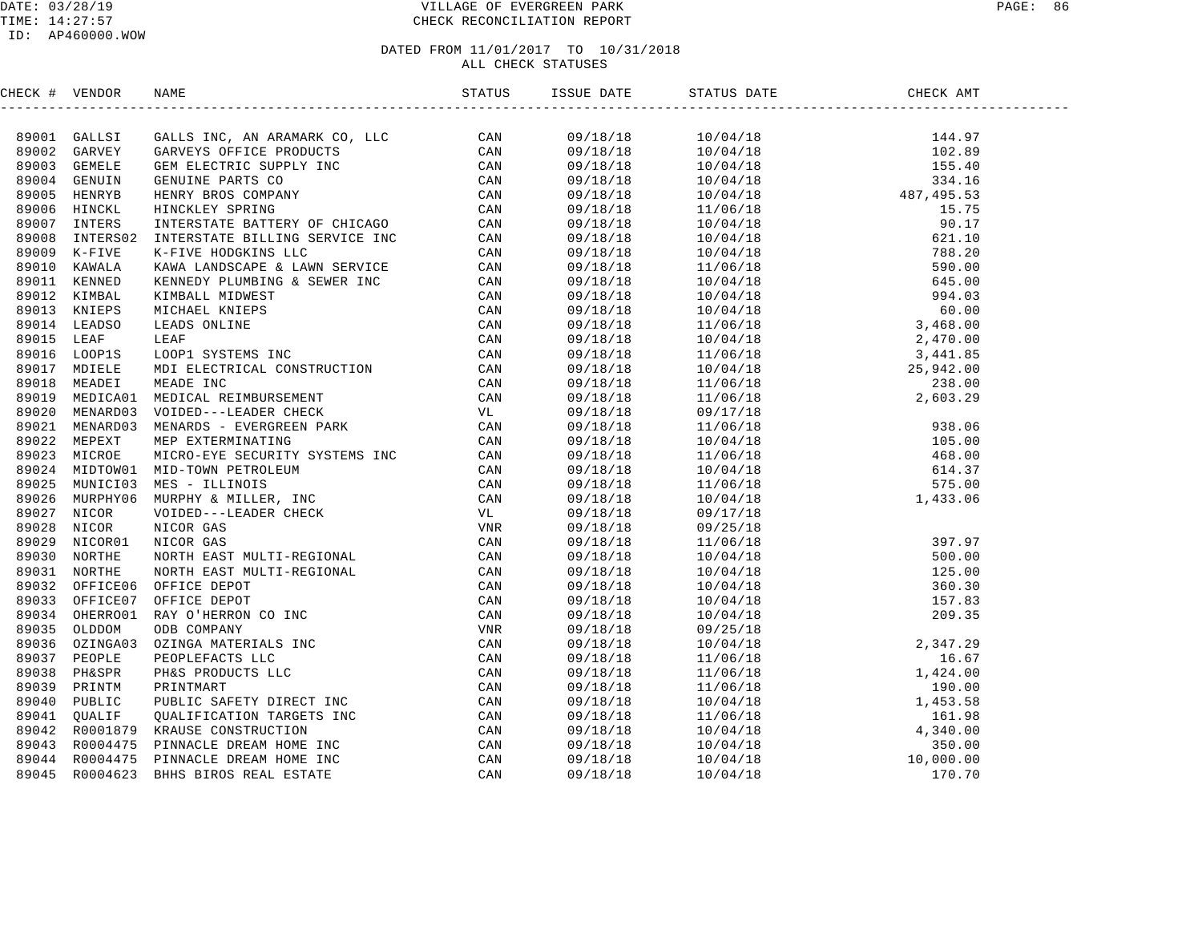DATE: 03/28/19 VILLAGE OF EVERGREEN PARK
TIME: 14:27:57 CHECK RECONCILIATION REPORT
ID: AP460000.WOW

DATED FROM 11/01/2017 TO 10/31/2018
ALL CHECK STATUSES

| CHECK # | VENDOR | NAME | STATUS | ISSUE DATE | STATUS DATE | CHECK AMT |
|---|---|---|---|---|---|---|
| 89001 | GALLSI | GALLS INC, AN ARAMARK CO, LLC | CAN | 09/18/18 | 10/04/18 | 144.97 |
| 89002 | GARVEY | GARVEYS OFFICE PRODUCTS | CAN | 09/18/18 | 10/04/18 | 102.89 |
| 89003 | GEMELE | GEM ELECTRIC SUPPLY INC | CAN | 09/18/18 | 10/04/18 | 155.40 |
| 89004 | GENUIN | GENUINE PARTS CO | CAN | 09/18/18 | 10/04/18 | 334.16 |
| 89005 | HENRYB | HENRY BROS COMPANY | CAN | 09/18/18 | 10/04/18 | 487,495.53 |
| 89006 | HINCKL | HINCKLEY SPRING | CAN | 09/18/18 | 11/06/18 | 15.75 |
| 89007 | INTERS | INTERSTATE BATTERY OF CHICAGO | CAN | 09/18/18 | 10/04/18 | 90.17 |
| 89008 | INTERS02 | INTERSTATE BILLING SERVICE INC | CAN | 09/18/18 | 10/04/18 | 621.10 |
| 89009 | K-FIVE | K-FIVE HODGKINS LLC | CAN | 09/18/18 | 10/04/18 | 788.20 |
| 89010 | KAWALA | KAWA LANDSCAPE & LAWN SERVICE | CAN | 09/18/18 | 11/06/18 | 590.00 |
| 89011 | KENNED | KENNEDY PLUMBING & SEWER INC | CAN | 09/18/18 | 10/04/18 | 645.00 |
| 89012 | KIMBAL | KIMBALL MIDWEST | CAN | 09/18/18 | 10/04/18 | 994.03 |
| 89013 | KNIEPS | MICHAEL KNIEPS | CAN | 09/18/18 | 10/04/18 | 60.00 |
| 89014 | LEADSO | LEADS ONLINE | CAN | 09/18/18 | 11/06/18 | 3,468.00 |
| 89015 | LEAF | LEAF | CAN | 09/18/18 | 10/04/18 | 2,470.00 |
| 89016 | LOOP1S | LOOP1 SYSTEMS INC | CAN | 09/18/18 | 11/06/18 | 3,441.85 |
| 89017 | MDIELE | MDI ELECTRICAL CONSTRUCTION | CAN | 09/18/18 | 10/04/18 | 25,942.00 |
| 89018 | MEADEI | MEADE INC | CAN | 09/18/18 | 11/06/18 | 238.00 |
| 89019 | MEDICA01 | MEDICAL REIMBURSEMENT | CAN | 09/18/18 | 11/06/18 | 2,603.29 |
| 89020 | MENARD03 | VOIDED---LEADER CHECK | VL | 09/18/18 | 09/17/18 | |
| 89021 | MENARD03 | MENARDS - EVERGREEN PARK | CAN | 09/18/18 | 11/06/18 | 938.06 |
| 89022 | MEPEXT | MEP EXTERMINATING | CAN | 09/18/18 | 10/04/18 | 105.00 |
| 89023 | MICROE | MICRO-EYE SECURITY SYSTEMS INC | CAN | 09/18/18 | 11/06/18 | 468.00 |
| 89024 | MIDTOW01 | MID-TOWN PETROLEUM | CAN | 09/18/18 | 10/04/18 | 614.37 |
| 89025 | MUNICI03 | MES - ILLINOIS | CAN | 09/18/18 | 11/06/18 | 575.00 |
| 89026 | MURPHY06 | MURPHY & MILLER, INC | CAN | 09/18/18 | 10/04/18 | 1,433.06 |
| 89027 | NICOR | VOIDED---LEADER CHECK | VL | 09/18/18 | 09/17/18 | |
| 89028 | NICOR | NICOR GAS | VNR | 09/18/18 | 09/25/18 | |
| 89029 | NICOR01 | NICOR GAS | CAN | 09/18/18 | 11/06/18 | 397.97 |
| 89030 | NORTHE | NORTH EAST MULTI-REGIONAL | CAN | 09/18/18 | 10/04/18 | 500.00 |
| 89031 | NORTHE | NORTH EAST MULTI-REGIONAL | CAN | 09/18/18 | 10/04/18 | 125.00 |
| 89032 | OFFICE06 | OFFICE DEPOT | CAN | 09/18/18 | 10/04/18 | 360.30 |
| 89033 | OFFICE07 | OFFICE DEPOT | CAN | 09/18/18 | 10/04/18 | 157.83 |
| 89034 | OHERRO01 | RAY O'HERRON CO INC | CAN | 09/18/18 | 10/04/18 | 209.35 |
| 89035 | OLDDOM | ODB COMPANY | VNR | 09/18/18 | 09/25/18 | |
| 89036 | OZINGA03 | OZINGA MATERIALS INC | CAN | 09/18/18 | 10/04/18 | 2,347.29 |
| 89037 | PEOPLE | PEOPLEFACTS LLC | CAN | 09/18/18 | 11/06/18 | 16.67 |
| 89038 | PH&SPR | PH&S PRODUCTS LLC | CAN | 09/18/18 | 11/06/18 | 1,424.00 |
| 89039 | PRINTM | PRINTMART | CAN | 09/18/18 | 11/06/18 | 190.00 |
| 89040 | PUBLIC | PUBLIC SAFETY DIRECT INC | CAN | 09/18/18 | 10/04/18 | 1,453.58 |
| 89041 | QUALIF | QUALIFICATION TARGETS INC | CAN | 09/18/18 | 11/06/18 | 161.98 |
| 89042 | R0001879 | KRAUSE CONSTRUCTION | CAN | 09/18/18 | 10/04/18 | 4,340.00 |
| 89043 | R0004475 | PINNACLE DREAM HOME INC | CAN | 09/18/18 | 10/04/18 | 350.00 |
| 89044 | R0004475 | PINNACLE DREAM HOME INC | CAN | 09/18/18 | 10/04/18 | 10,000.00 |
| 89045 | R0004623 | BHHS BIROS REAL ESTATE | CAN | 09/18/18 | 10/04/18 | 170.70 |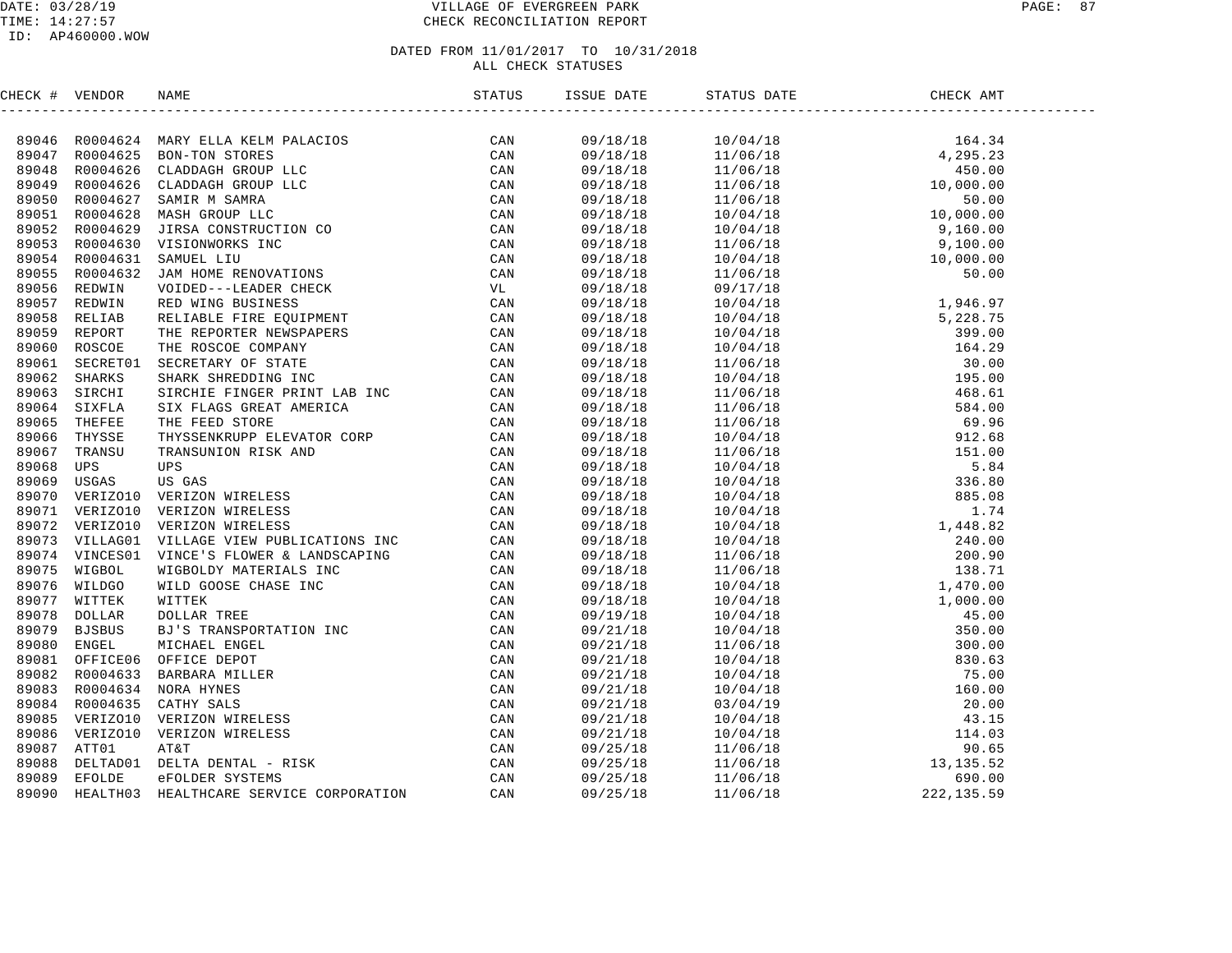VILLAGE OF EVERGREEN PARK
CHECK RECONCILIATION REPORT

DATE: 03/28/19
TIME: 14:27:57
ID: AP460000.WOW

## DATED FROM 11/01/2017 TO 10/31/2018
## ALL CHECK STATUSES

| CHECK # | VENDOR | NAME | STATUS | ISSUE DATE | STATUS DATE | CHECK AMT |
|---|---|---|---|---|---|---|
| 89046 | R0004624 | MARY ELLA KELM PALACIOS | CAN | 09/18/18 | 10/04/18 | 164.34 |
| 89047 | R0004625 | BON-TON STORES | CAN | 09/18/18 | 11/06/18 | 4,295.23 |
| 89048 | R0004626 | CLADDAGH GROUP LLC | CAN | 09/18/18 | 11/06/18 | 450.00 |
| 89049 | R0004626 | CLADDAGH GROUP LLC | CAN | 09/18/18 | 11/06/18 | 10,000.00 |
| 89050 | R0004627 | SAMIR M SAMRA | CAN | 09/18/18 | 11/06/18 | 50.00 |
| 89051 | R0004628 | MASH GROUP LLC | CAN | 09/18/18 | 10/04/18 | 10,000.00 |
| 89052 | R0004629 | JIRSA CONSTRUCTION CO | CAN | 09/18/18 | 10/04/18 | 9,160.00 |
| 89053 | R0004630 | VISIONWORKS INC | CAN | 09/18/18 | 11/06/18 | 9,100.00 |
| 89054 | R0004631 | SAMUEL LIU | CAN | 09/18/18 | 10/04/18 | 10,000.00 |
| 89055 | R0004632 | JAM HOME RENOVATIONS | CAN | 09/18/18 | 11/06/18 | 50.00 |
| 89056 | REDWIN | VOIDED---LEADER CHECK | VL | 09/18/18 | 09/17/18 | |
| 89057 | REDWIN | RED WING BUSINESS | CAN | 09/18/18 | 10/04/18 | 1,946.97 |
| 89058 | RELIAB | RELIABLE FIRE EQUIPMENT | CAN | 09/18/18 | 10/04/18 | 5,228.75 |
| 89059 | REPORT | THE REPORTER NEWSPAPERS | CAN | 09/18/18 | 10/04/18 | 399.00 |
| 89060 | ROSCOE | THE ROSCOE COMPANY | CAN | 09/18/18 | 10/04/18 | 164.29 |
| 89061 | SECRET01 | SECRETARY OF STATE | CAN | 09/18/18 | 11/06/18 | 30.00 |
| 89062 | SHARKS | SHARK SHREDDING INC | CAN | 09/18/18 | 10/04/18 | 195.00 |
| 89063 | SIRCHI | SIRCHIE FINGER PRINT LAB INC | CAN | 09/18/18 | 11/06/18 | 468.61 |
| 89064 | SIXFLA | SIX FLAGS GREAT AMERICA | CAN | 09/18/18 | 11/06/18 | 584.00 |
| 89065 | THEFEE | THE FEED STORE | CAN | 09/18/18 | 11/06/18 | 69.96 |
| 89066 | THYSSE | THYSSENKRUPP ELEVATOR CORP | CAN | 09/18/18 | 10/04/18 | 912.68 |
| 89067 | TRANSU | TRANSUNION RISK AND | CAN | 09/18/18 | 11/06/18 | 151.00 |
| 89068 | UPS | UPS | CAN | 09/18/18 | 10/04/18 | 5.84 |
| 89069 | USGAS | US GAS | CAN | 09/18/18 | 10/04/18 | 336.80 |
| 89070 | VERIZO10 | VERIZON WIRELESS | CAN | 09/18/18 | 10/04/18 | 885.08 |
| 89071 | VERIZO10 | VERIZON WIRELESS | CAN | 09/18/18 | 10/04/18 | 1.74 |
| 89072 | VERIZO10 | VERIZON WIRELESS | CAN | 09/18/18 | 10/04/18 | 1,448.82 |
| 89073 | VILLAG01 | VILLAGE VIEW PUBLICATIONS INC | CAN | 09/18/18 | 10/04/18 | 240.00 |
| 89074 | VINCES01 | VINCE'S FLOWER & LANDSCAPING | CAN | 09/18/18 | 11/06/18 | 200.90 |
| 89075 | WIGBOL | WIGBOLDY MATERIALS INC | CAN | 09/18/18 | 11/06/18 | 138.71 |
| 89076 | WILDGO | WILD GOOSE CHASE INC | CAN | 09/18/18 | 10/04/18 | 1,470.00 |
| 89077 | WITTEK | WITTEK | CAN | 09/18/18 | 10/04/18 | 1,000.00 |
| 89078 | DOLLAR | DOLLAR TREE | CAN | 09/19/18 | 10/04/18 | 45.00 |
| 89079 | BJSBUS | BJ'S TRANSPORTATION INC | CAN | 09/21/18 | 10/04/18 | 350.00 |
| 89080 | ENGEL | MICHAEL ENGEL | CAN | 09/21/18 | 11/06/18 | 300.00 |
| 89081 | OFFICE06 | OFFICE DEPOT | CAN | 09/21/18 | 10/04/18 | 830.63 |
| 89082 | R0004633 | BARBARA MILLER | CAN | 09/21/18 | 10/04/18 | 75.00 |
| 89083 | R0004634 | NORA HYNES | CAN | 09/21/18 | 10/04/18 | 160.00 |
| 89084 | R0004635 | CATHY SALS | CAN | 09/21/18 | 03/04/19 | 20.00 |
| 89085 | VERIZO10 | VERIZON WIRELESS | CAN | 09/21/18 | 10/04/18 | 43.15 |
| 89086 | VERIZO10 | VERIZON WIRELESS | CAN | 09/21/18 | 10/04/18 | 114.03 |
| 89087 | ATT01 | AT&T | CAN | 09/25/18 | 11/06/18 | 90.65 |
| 89088 | DELTAD01 | DELTA DENTAL - RISK | CAN | 09/25/18 | 11/06/18 | 13,135.52 |
| 89089 | EFOLDE | eFOLDER SYSTEMS | CAN | 09/25/18 | 11/06/18 | 690.00 |
| 89090 | HEALTH03 | HEALTHCARE SERVICE CORPORATION | CAN | 09/25/18 | 11/06/18 | 222,135.59 |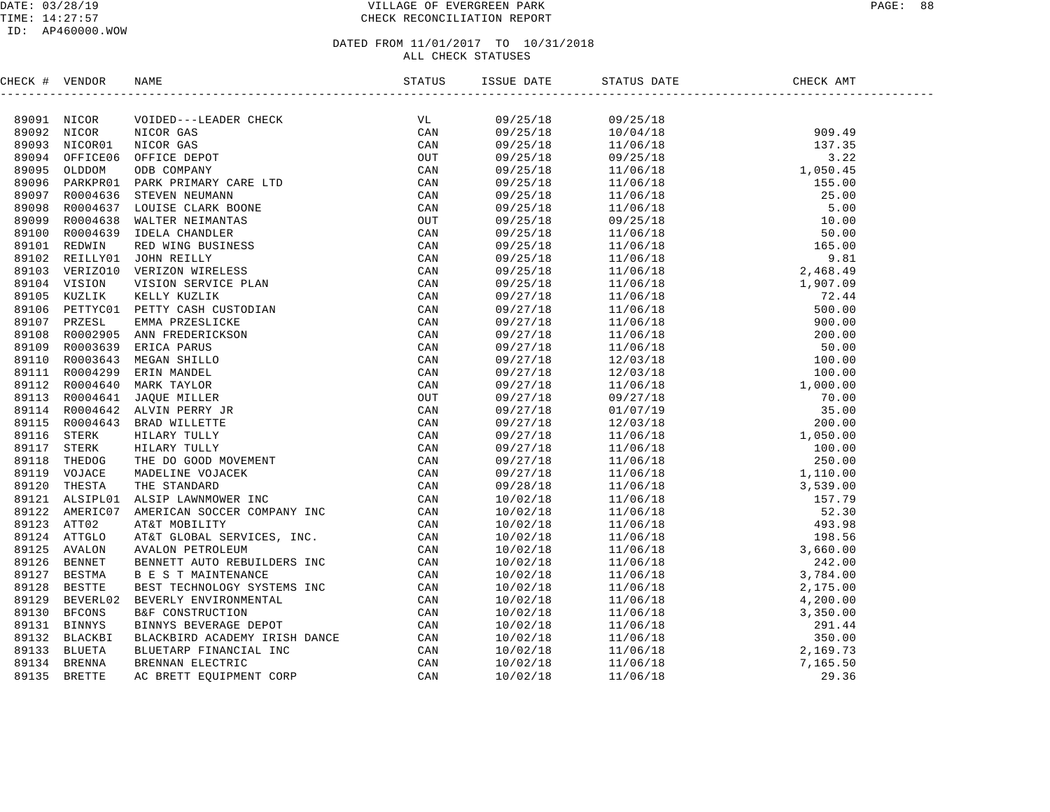VILLAGE OF EVERGREEN PARK
CHECK RECONCILIATION REPORT

DATE: 03/28/19
TIME: 14:27:57
ID: AP460000.WOW

DATED FROM 11/01/2017 TO 10/31/2018
ALL CHECK STATUSES

| CHECK # | VENDOR | NAME | STATUS | ISSUE DATE | STATUS DATE | CHECK AMT |
|---|---|---|---|---|---|---|
| 89091 | NICOR | VOIDED---LEADER CHECK | VL | 09/25/18 | 09/25/18 | |
| 89092 | NICOR | NICOR GAS | CAN | 09/25/18 | 10/04/18 | 909.49 |
| 89093 | NICOR01 | NICOR GAS | CAN | 09/25/18 | 11/06/18 | 137.35 |
| 89094 | OFFICE06 | OFFICE DEPOT | OUT | 09/25/18 | 09/25/18 | 3.22 |
| 89095 | OLDDOM | ODB COMPANY | CAN | 09/25/18 | 11/06/18 | 1,050.45 |
| 89096 | PARKPR01 | PARK PRIMARY CARE LTD | CAN | 09/25/18 | 11/06/18 | 155.00 |
| 89097 | R0004636 | STEVEN NEUMANN | CAN | 09/25/18 | 11/06/18 | 25.00 |
| 89098 | R0004637 | LOUISE CLARK BOONE | CAN | 09/25/18 | 11/06/18 | 5.00 |
| 89099 | R0004638 | WALTER NEIMANTAS | OUT | 09/25/18 | 09/25/18 | 10.00 |
| 89100 | R0004639 | IDELA CHANDLER | CAN | 09/25/18 | 11/06/18 | 50.00 |
| 89101 | REDWIN | RED WING BUSINESS | CAN | 09/25/18 | 11/06/18 | 165.00 |
| 89102 | REILLY01 | JOHN REILLY | CAN | 09/25/18 | 11/06/18 | 9.81 |
| 89103 | VERIZO10 | VERIZON WIRELESS | CAN | 09/25/18 | 11/06/18 | 2,468.49 |
| 89104 | VISION | VISION SERVICE PLAN | CAN | 09/25/18 | 11/06/18 | 1,907.09 |
| 89105 | KUZLIK | KELLY KUZLIK | CAN | 09/27/18 | 11/06/18 | 72.44 |
| 89106 | PETTYC01 | PETTY CASH CUSTODIAN | CAN | 09/27/18 | 11/06/18 | 500.00 |
| 89107 | PRZESL | EMMA PRZESLICKE | CAN | 09/27/18 | 11/06/18 | 900.00 |
| 89108 | R0002905 | ANN FREDERICKSON | CAN | 09/27/18 | 11/06/18 | 200.00 |
| 89109 | R0003639 | ERICA PARUS | CAN | 09/27/18 | 11/06/18 | 50.00 |
| 89110 | R0003643 | MEGAN SHILLO | CAN | 09/27/18 | 12/03/18 | 100.00 |
| 89111 | R0004299 | ERIN MANDEL | CAN | 09/27/18 | 12/03/18 | 100.00 |
| 89112 | R0004640 | MARK TAYLOR | CAN | 09/27/18 | 11/06/18 | 1,000.00 |
| 89113 | R0004641 | JAQUE MILLER | OUT | 09/27/18 | 09/27/18 | 70.00 |
| 89114 | R0004642 | ALVIN PERRY JR | CAN | 09/27/18 | 01/07/19 | 35.00 |
| 89115 | R0004643 | BRAD WILLETTE | CAN | 09/27/18 | 12/03/18 | 200.00 |
| 89116 | STERK | HILARY TULLY | CAN | 09/27/18 | 11/06/18 | 1,050.00 |
| 89117 | STERK | HILARY TULLY | CAN | 09/27/18 | 11/06/18 | 100.00 |
| 89118 | THEDOG | THE DO GOOD MOVEMENT | CAN | 09/27/18 | 11/06/18 | 250.00 |
| 89119 | VOJACE | MADELINE VOJACEK | CAN | 09/27/18 | 11/06/18 | 1,110.00 |
| 89120 | THESTA | THE STANDARD | CAN | 09/28/18 | 11/06/18 | 3,539.00 |
| 89121 | ALSIPL01 | ALSIP LAWNMOWER INC | CAN | 10/02/18 | 11/06/18 | 157.79 |
| 89122 | AMERIC07 | AMERICAN SOCCER COMPANY INC | CAN | 10/02/18 | 11/06/18 | 52.30 |
| 89123 | ATT02 | AT&T MOBILITY | CAN | 10/02/18 | 11/06/18 | 493.98 |
| 89124 | ATTGLO | AT&T GLOBAL SERVICES, INC. | CAN | 10/02/18 | 11/06/18 | 198.56 |
| 89125 | AVALON | AVALON PETROLEUM | CAN | 10/02/18 | 11/06/18 | 3,660.00 |
| 89126 | BENNET | BENNETT AUTO REBUILDERS INC | CAN | 10/02/18 | 11/06/18 | 242.00 |
| 89127 | BESTMA | B E S T MAINTENANCE | CAN | 10/02/18 | 11/06/18 | 3,784.00 |
| 89128 | BESTTE | BEST TECHNOLOGY SYSTEMS INC | CAN | 10/02/18 | 11/06/18 | 2,175.00 |
| 89129 | BEVERL02 | BEVERLY ENVIRONMENTAL | CAN | 10/02/18 | 11/06/18 | 4,200.00 |
| 89130 | BFCONS | B&F CONSTRUCTION | CAN | 10/02/18 | 11/06/18 | 3,350.00 |
| 89131 | BINNYS | BINNYS BEVERAGE DEPOT | CAN | 10/02/18 | 11/06/18 | 291.44 |
| 89132 | BLACKBI | BLACKBIRD ACADEMY IRISH DANCE | CAN | 10/02/18 | 11/06/18 | 350.00 |
| 89133 | BLUETA | BLUETARP FINANCIAL INC | CAN | 10/02/18 | 11/06/18 | 2,169.73 |
| 89134 | BRENNA | BRENNAN ELECTRIC | CAN | 10/02/18 | 11/06/18 | 7,165.50 |
| 89135 | BRETTE | AC BRETT EQUIPMENT CORP | CAN | 10/02/18 | 11/06/18 | 29.36 |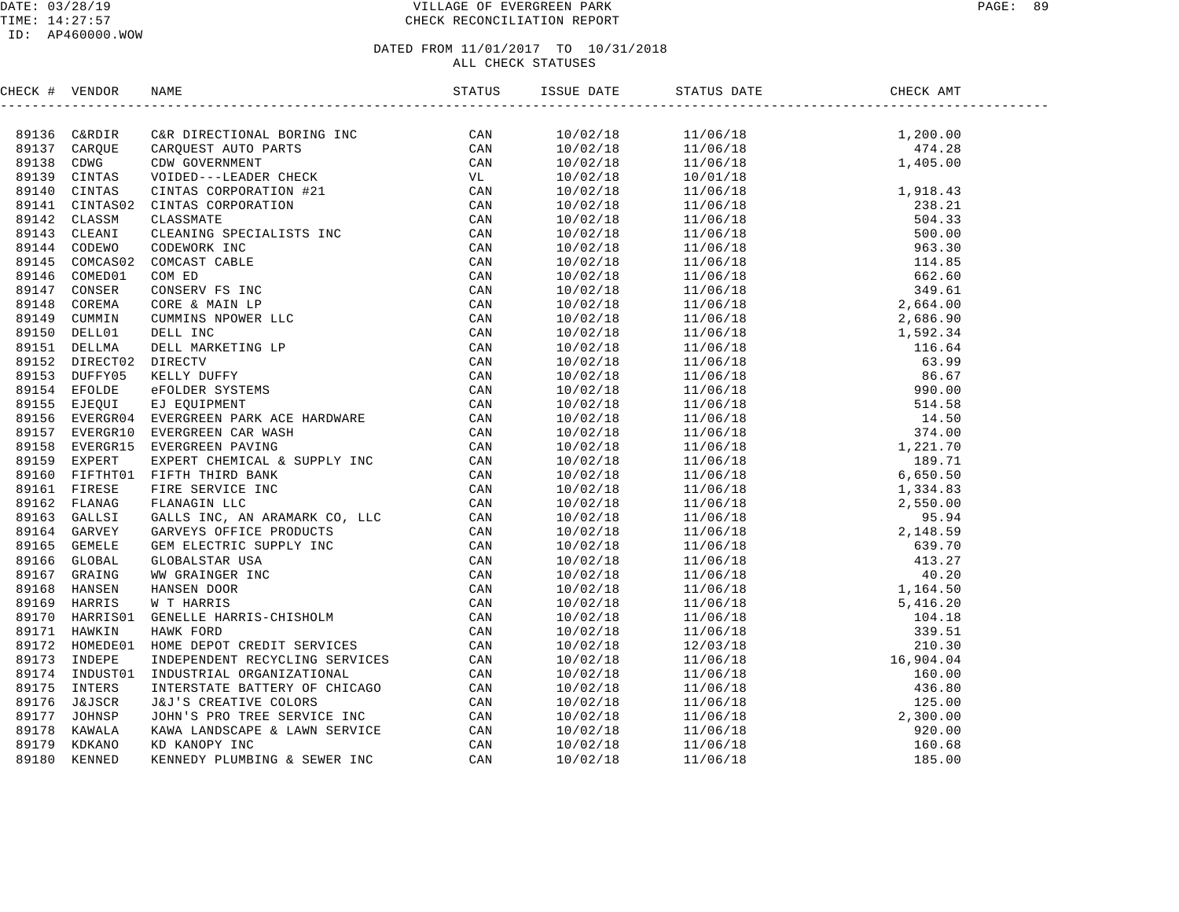VILLAGE OF EVERGREEN PARK
CHECK RECONCILIATION REPORT

DATED FROM 11/01/2017 TO 10/31/2018
ALL CHECK STATUSES

| CHECK # | VENDOR | NAME | STATUS | ISSUE DATE | STATUS DATE | CHECK AMT |
|---|---|---|---|---|---|---|
| 89136 | C&RDIR | C&R DIRECTIONAL BORING INC | CAN | 10/02/18 | 11/06/18 | 1,200.00 |
| 89137 | CARQUE | CARQUEST AUTO PARTS | CAN | 10/02/18 | 11/06/18 | 474.28 |
| 89138 | CDWG | CDW GOVERNMENT | CAN | 10/02/18 | 11/06/18 | 1,405.00 |
| 89139 | CINTAS | VOIDED---LEADER CHECK | VL | 10/02/18 | 10/01/18 | |
| 89140 | CINTAS | CINTAS CORPORATION #21 | CAN | 10/02/18 | 11/06/18 | 1,918.43 |
| 89141 | CINTAS02 | CINTAS CORPORATION | CAN | 10/02/18 | 11/06/18 | 238.21 |
| 89142 | CLASSM | CLASSMATE | CAN | 10/02/18 | 11/06/18 | 504.33 |
| 89143 | CLEANI | CLEANING SPECIALISTS INC | CAN | 10/02/18 | 11/06/18 | 500.00 |
| 89144 | CODEWO | CODEWORK INC | CAN | 10/02/18 | 11/06/18 | 963.30 |
| 89145 | COMCAS02 | COMCAST CABLE | CAN | 10/02/18 | 11/06/18 | 114.85 |
| 89146 | COMED01 | COM ED | CAN | 10/02/18 | 11/06/18 | 662.60 |
| 89147 | CONSER | CONSERV FS INC | CAN | 10/02/18 | 11/06/18 | 349.61 |
| 89148 | COREMA | CORE & MAIN LP | CAN | 10/02/18 | 11/06/18 | 2,664.00 |
| 89149 | CUMMIN | CUMMINS NPOWER LLC | CAN | 10/02/18 | 11/06/18 | 2,686.90 |
| 89150 | DELL01 | DELL INC | CAN | 10/02/18 | 11/06/18 | 1,592.34 |
| 89151 | DELLMA | DELL MARKETING LP | CAN | 10/02/18 | 11/06/18 | 116.64 |
| 89152 | DIRECT02 | DIRECTV | CAN | 10/02/18 | 11/06/18 | 63.99 |
| 89153 | DUFFY05 | KELLY DUFFY | CAN | 10/02/18 | 11/06/18 | 86.67 |
| 89154 | EFOLDE | eFOLDER SYSTEMS | CAN | 10/02/18 | 11/06/18 | 990.00 |
| 89155 | EJEQUI | EJ EQUIPMENT | CAN | 10/02/18 | 11/06/18 | 514.58 |
| 89156 | EVERGR04 | EVERGREEN PARK ACE HARDWARE | CAN | 10/02/18 | 11/06/18 | 14.50 |
| 89157 | EVERGR10 | EVERGREEN CAR WASH | CAN | 10/02/18 | 11/06/18 | 374.00 |
| 89158 | EVERGR15 | EVERGREEN PAVING | CAN | 10/02/18 | 11/06/18 | 1,221.70 |
| 89159 | EXPERT | EXPERT CHEMICAL & SUPPLY INC | CAN | 10/02/18 | 11/06/18 | 189.71 |
| 89160 | FIFTHT01 | FIFTH THIRD BANK | CAN | 10/02/18 | 11/06/18 | 6,650.50 |
| 89161 | FIRESE | FIRE SERVICE INC | CAN | 10/02/18 | 11/06/18 | 1,334.83 |
| 89162 | FLANAG | FLANAGIN LLC | CAN | 10/02/18 | 11/06/18 | 2,550.00 |
| 89163 | GALLSI | GALLS INC, AN ARAMARK CO, LLC | CAN | 10/02/18 | 11/06/18 | 95.94 |
| 89164 | GARVEY | GARVEYS OFFICE PRODUCTS | CAN | 10/02/18 | 11/06/18 | 2,148.59 |
| 89165 | GEMELE | GEM ELECTRIC SUPPLY INC | CAN | 10/02/18 | 11/06/18 | 639.70 |
| 89166 | GLOBAL | GLOBALSTAR USA | CAN | 10/02/18 | 11/06/18 | 413.27 |
| 89167 | GRAING | WW GRAINGER INC | CAN | 10/02/18 | 11/06/18 | 40.20 |
| 89168 | HANSEN | HANSEN DOOR | CAN | 10/02/18 | 11/06/18 | 1,164.50 |
| 89169 | HARRIS | W T HARRIS | CAN | 10/02/18 | 11/06/18 | 5,416.20 |
| 89170 | HARRIS01 | GENELLE HARRIS-CHISHOLM | CAN | 10/02/18 | 11/06/18 | 104.18 |
| 89171 | HAWKIN | HAWK FORD | CAN | 10/02/18 | 11/06/18 | 339.51 |
| 89172 | HOMEDE01 | HOME DEPOT CREDIT SERVICES | CAN | 10/02/18 | 12/03/18 | 210.30 |
| 89173 | INDEPE | INDEPENDENT RECYCLING SERVICES | CAN | 10/02/18 | 11/06/18 | 16,904.04 |
| 89174 | INDUST01 | INDUSTRIAL ORGANIZATIONAL | CAN | 10/02/18 | 11/06/18 | 160.00 |
| 89175 | INTERS | INTERSTATE BATTERY OF CHICAGO | CAN | 10/02/18 | 11/06/18 | 436.80 |
| 89176 | J&JSCR | J&J'S CREATIVE COLORS | CAN | 10/02/18 | 11/06/18 | 125.00 |
| 89177 | JOHNSP | JOHN'S PRO TREE SERVICE INC | CAN | 10/02/18 | 11/06/18 | 2,300.00 |
| 89178 | KAWALA | KAWA LANDSCAPE & LAWN SERVICE | CAN | 10/02/18 | 11/06/18 | 920.00 |
| 89179 | KDKANO | KD KANOPY INC | CAN | 10/02/18 | 11/06/18 | 160.68 |
| 89180 | KENNED | KENNEDY PLUMBING & SEWER INC | CAN | 10/02/18 | 11/06/18 | 185.00 |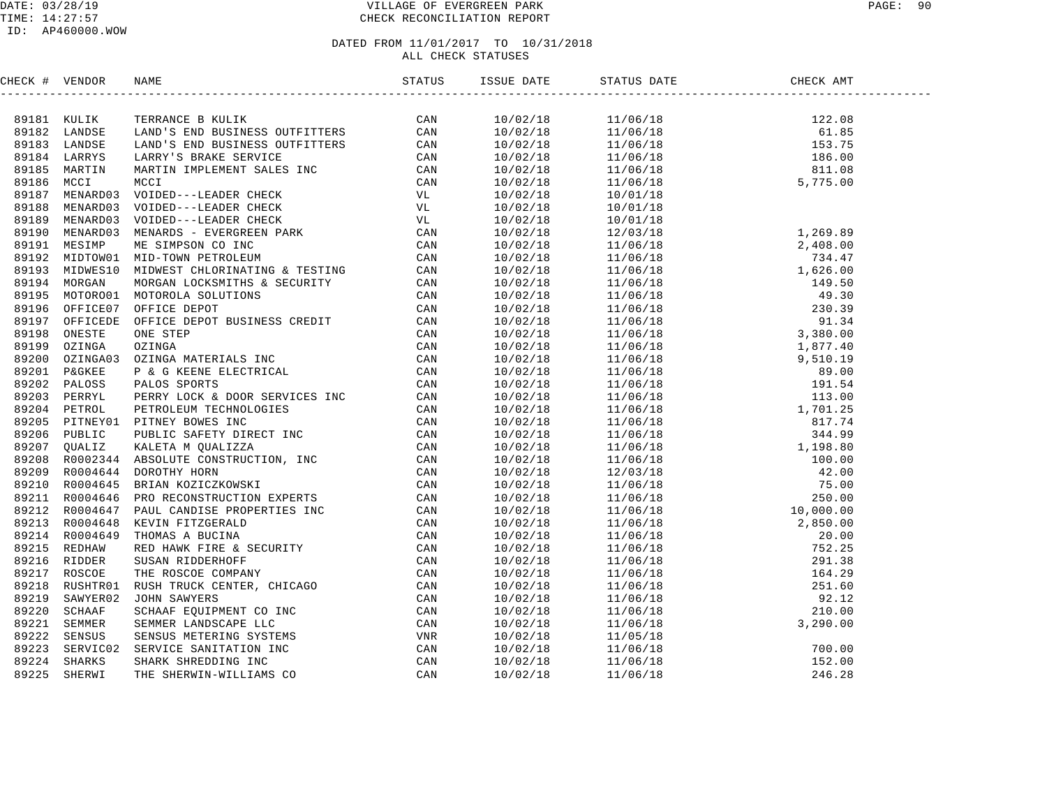# VILLAGE OF EVERGREEN PARK
## CHECK RECONCILIATION REPORT

DATE: 03/28/19
TIME: 14:27:57
ID: AP460000.WOW

DATED FROM 11/01/2017 TO 10/31/2018
ALL CHECK STATUSES

| CHECK # | VENDOR | NAME | STATUS | ISSUE DATE | STATUS DATE | CHECK AMT |
|---|---|---|---|---|---|---|
| 89181 | KULIK | TERRANCE B KULIK | CAN | 10/02/18 | 11/06/18 | 122.08 |
| 89182 | LANDSE | LAND'S END BUSINESS OUTFITTERS | CAN | 10/02/18 | 11/06/18 | 61.85 |
| 89183 | LANDSE | LAND'S END BUSINESS OUTFITTERS | CAN | 10/02/18 | 11/06/18 | 153.75 |
| 89184 | LARRYS | LARRY'S BRAKE SERVICE | CAN | 10/02/18 | 11/06/18 | 186.00 |
| 89185 | MARTIN | MARTIN IMPLEMENT SALES INC | CAN | 10/02/18 | 11/06/18 | 811.08 |
| 89186 | MCCI | MCCI | CAN | 10/02/18 | 11/06/18 | 5,775.00 |
| 89187 | MENARD03 | VOIDED---LEADER CHECK | VL | 10/02/18 | 10/01/18 | |
| 89188 | MENARD03 | VOIDED---LEADER CHECK | VL | 10/02/18 | 10/01/18 | |
| 89189 | MENARD03 | VOIDED---LEADER CHECK | VL | 10/02/18 | 10/01/18 | |
| 89190 | MENARD03 | MENARDS - EVERGREEN PARK | CAN | 10/02/18 | 12/03/18 | 1,269.89 |
| 89191 | MESIMP | ME SIMPSON CO INC | CAN | 10/02/18 | 11/06/18 | 2,408.00 |
| 89192 | MIDTOW01 | MID-TOWN PETROLEUM | CAN | 10/02/18 | 11/06/18 | 734.47 |
| 89193 | MIDWES10 | MIDWEST CHLORINATING & TESTING | CAN | 10/02/18 | 11/06/18 | 1,626.00 |
| 89194 | MORGAN | MORGAN LOCKSMITHS & SECURITY | CAN | 10/02/18 | 11/06/18 | 149.50 |
| 89195 | MOTORO01 | MOTOROLA SOLUTIONS | CAN | 10/02/18 | 11/06/18 | 49.30 |
| 89196 | OFFICE07 | OFFICE DEPOT | CAN | 10/02/18 | 11/06/18 | 230.39 |
| 89197 | OFFICEDE | OFFICE DEPOT BUSINESS CREDIT | CAN | 10/02/18 | 11/06/18 | 91.34 |
| 89198 | ONESTE | ONE STEP | CAN | 10/02/18 | 11/06/18 | 3,380.00 |
| 89199 | OZINGA | OZINGA | CAN | 10/02/18 | 11/06/18 | 1,877.40 |
| 89200 | OZINGA03 | OZINGA MATERIALS INC | CAN | 10/02/18 | 11/06/18 | 9,510.19 |
| 89201 | P&GKEE | P & G KEENE ELECTRICAL | CAN | 10/02/18 | 11/06/18 | 89.00 |
| 89202 | PALOSS | PALOS SPORTS | CAN | 10/02/18 | 11/06/18 | 191.54 |
| 89203 | PERRYL | PERRY LOCK & DOOR SERVICES INC | CAN | 10/02/18 | 11/06/18 | 113.00 |
| 89204 | PETROL | PETROLEUM TECHNOLOGIES | CAN | 10/02/18 | 11/06/18 | 1,701.25 |
| 89205 | PITNEY01 | PITNEY BOWES INC | CAN | 10/02/18 | 11/06/18 | 817.74 |
| 89206 | PUBLIC | PUBLIC SAFETY DIRECT INC | CAN | 10/02/18 | 11/06/18 | 344.99 |
| 89207 | QUALIZ | KALETA M QUALIZZA | CAN | 10/02/18 | 11/06/18 | 1,198.80 |
| 89208 | R0002344 | ABSOLUTE CONSTRUCTION, INC | CAN | 10/02/18 | 11/06/18 | 100.00 |
| 89209 | R0004644 | DOROTHY HORN | CAN | 10/02/18 | 12/03/18 | 42.00 |
| 89210 | R0004645 | BRIAN KOZICZKOWSKI | CAN | 10/02/18 | 11/06/18 | 75.00 |
| 89211 | R0004646 | PRO RECONSTRUCTION EXPERTS | CAN | 10/02/18 | 11/06/18 | 250.00 |
| 89212 | R0004647 | PAUL CANDISE PROPERTIES INC | CAN | 10/02/18 | 11/06/18 | 10,000.00 |
| 89213 | R0004648 | KEVIN FITZGERALD | CAN | 10/02/18 | 11/06/18 | 2,850.00 |
| 89214 | R0004649 | THOMAS A BUCINA | CAN | 10/02/18 | 11/06/18 | 20.00 |
| 89215 | REDHAW | RED HAWK FIRE & SECURITY | CAN | 10/02/18 | 11/06/18 | 752.25 |
| 89216 | RIDDER | SUSAN RIDDERHOFF | CAN | 10/02/18 | 11/06/18 | 291.38 |
| 89217 | ROSCOE | THE ROSCOE COMPANY | CAN | 10/02/18 | 11/06/18 | 164.29 |
| 89218 | RUSHTR01 | RUSH TRUCK CENTER, CHICAGO | CAN | 10/02/18 | 11/06/18 | 251.60 |
| 89219 | SAWYER02 | JOHN SAWYERS | CAN | 10/02/18 | 11/06/18 | 92.12 |
| 89220 | SCHAAF | SCHAAF EQUIPMENT CO INC | CAN | 10/02/18 | 11/06/18 | 210.00 |
| 89221 | SEMMER | SEMMER LANDSCAPE LLC | CAN | 10/02/18 | 11/06/18 | 3,290.00 |
| 89222 | SENSUS | SENSUS METERING SYSTEMS | VNR | 10/02/18 | 11/05/18 | |
| 89223 | SERVIC02 | SERVICE SANITATION INC | CAN | 10/02/18 | 11/06/18 | 700.00 |
| 89224 | SHARKS | SHARK SHREDDING INC | CAN | 10/02/18 | 11/06/18 | 152.00 |
| 89225 | SHERWI | THE SHERWIN-WILLIAMS CO | CAN | 10/02/18 | 11/06/18 | 246.28 |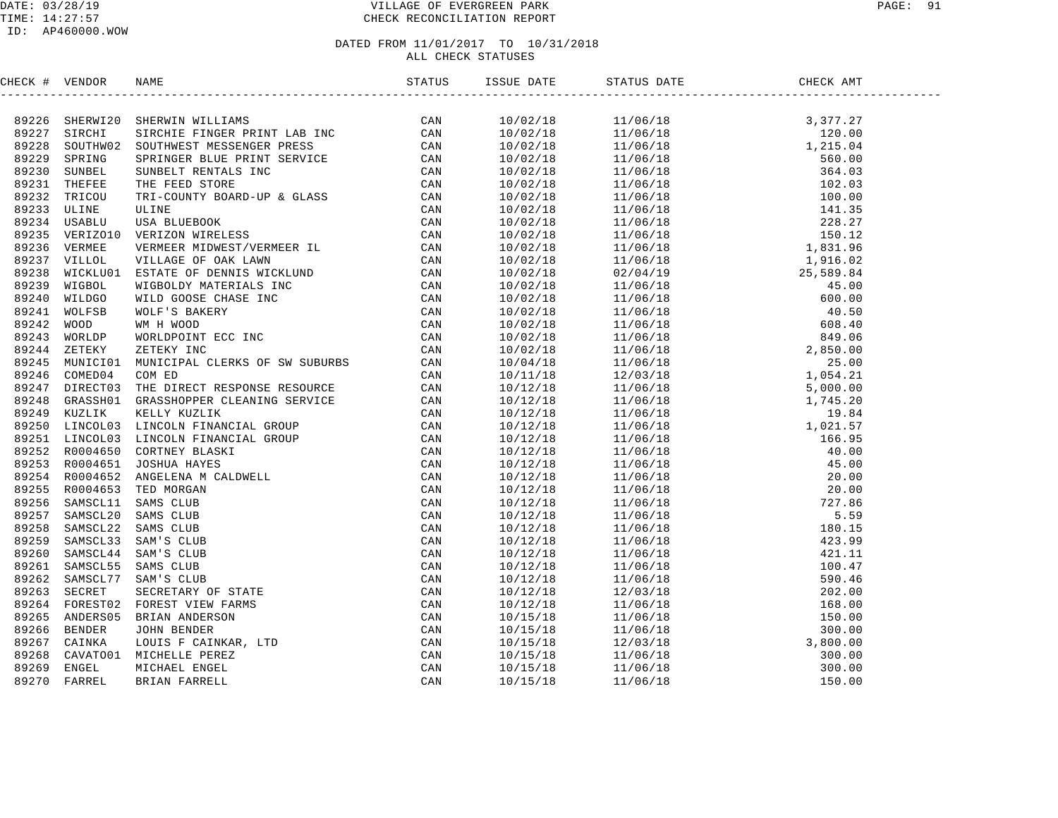VILLAGE OF EVERGREEN PARK
CHECK RECONCILIATION REPORT

DATE: 03/28/19
TIME: 14:27:57
ID: AP460000.WOW

DATED FROM 11/01/2017 TO 10/31/2018
ALL CHECK STATUSES

| CHECK # | VENDOR | NAME | STATUS | ISSUE DATE | STATUS DATE | CHECK AMT |
|---|---|---|---|---|---|---|
| 89226 | SHERWI20 | SHERWIN WILLIAMS | CAN | 10/02/18 | 11/06/18 | 3,377.27 |
| 89227 | SIRCHI | SIRCHIE FINGER PRINT LAB INC | CAN | 10/02/18 | 11/06/18 | 120.00 |
| 89228 | SOUTHW02 | SOUTHWEST MESSENGER PRESS | CAN | 10/02/18 | 11/06/18 | 1,215.04 |
| 89229 | SPRING | SPRINGER BLUE PRINT SERVICE | CAN | 10/02/18 | 11/06/18 | 560.00 |
| 89230 | SUNBEL | SUNBELT RENTALS INC | CAN | 10/02/18 | 11/06/18 | 364.03 |
| 89231 | THEFEE | THE FEED STORE | CAN | 10/02/18 | 11/06/18 | 102.03 |
| 89232 | TRICOU | TRI-COUNTY BOARD-UP & GLASS | CAN | 10/02/18 | 11/06/18 | 100.00 |
| 89233 | ULINE | ULINE | CAN | 10/02/18 | 11/06/18 | 141.35 |
| 89234 | USABLU | USA BLUEBOOK | CAN | 10/02/18 | 11/06/18 | 228.27 |
| 89235 | VERIZO10 | VERIZON WIRELESS | CAN | 10/02/18 | 11/06/18 | 150.12 |
| 89236 | VERMEE | VERMEER MIDWEST/VERMEER IL | CAN | 10/02/18 | 11/06/18 | 1,831.96 |
| 89237 | VILLOL | VILLAGE OF OAK LAWN | CAN | 10/02/18 | 11/06/18 | 1,916.02 |
| 89238 | WICKLU01 | ESTATE OF DENNIS WICKLUND | CAN | 10/02/18 | 02/04/19 | 25,589.84 |
| 89239 | WIGBOL | WIGBOLDY MATERIALS INC | CAN | 10/02/18 | 11/06/18 | 45.00 |
| 89240 | WILDGO | WILD GOOSE CHASE INC | CAN | 10/02/18 | 11/06/18 | 600.00 |
| 89241 | WOLFSB | WOLF'S BAKERY | CAN | 10/02/18 | 11/06/18 | 40.50 |
| 89242 | WOOD | WM H WOOD | CAN | 10/02/18 | 11/06/18 | 608.40 |
| 89243 | WORLDP | WORLDPOINT ECC INC | CAN | 10/02/18 | 11/06/18 | 849.06 |
| 89244 | ZETEKY | ZETEKY INC | CAN | 10/02/18 | 11/06/18 | 2,850.00 |
| 89245 | MUNICI01 | MUNICIPAL CLERKS OF SW SUBURBS | CAN | 10/04/18 | 11/06/18 | 25.00 |
| 89246 | COMED04 | COM ED | CAN | 10/11/18 | 12/03/18 | 1,054.21 |
| 89247 | DIRECT03 | THE DIRECT RESPONSE RESOURCE | CAN | 10/12/18 | 11/06/18 | 5,000.00 |
| 89248 | GRASSH01 | GRASSHOPPER CLEANING SERVICE | CAN | 10/12/18 | 11/06/18 | 1,745.20 |
| 89249 | KUZLIK | KELLY KUZLIK | CAN | 10/12/18 | 11/06/18 | 19.84 |
| 89250 | LINCOL03 | LINCOLN FINANCIAL GROUP | CAN | 10/12/18 | 11/06/18 | 1,021.57 |
| 89251 | LINCOL03 | LINCOLN FINANCIAL GROUP | CAN | 10/12/18 | 11/06/18 | 166.95 |
| 89252 | R0004650 | CORTNEY BLASKI | CAN | 10/12/18 | 11/06/18 | 40.00 |
| 89253 | R0004651 | JOSHUA HAYES | CAN | 10/12/18 | 11/06/18 | 45.00 |
| 89254 | R0004652 | ANGELENA M CALDWELL | CAN | 10/12/18 | 11/06/18 | 20.00 |
| 89255 | R0004653 | TED MORGAN | CAN | 10/12/18 | 11/06/18 | 20.00 |
| 89256 | SAMSCL11 | SAMS CLUB | CAN | 10/12/18 | 11/06/18 | 727.86 |
| 89257 | SAMSCL20 | SAMS CLUB | CAN | 10/12/18 | 11/06/18 | 5.59 |
| 89258 | SAMSCL22 | SAMS CLUB | CAN | 10/12/18 | 11/06/18 | 180.15 |
| 89259 | SAMSCL33 | SAM'S CLUB | CAN | 10/12/18 | 11/06/18 | 423.99 |
| 89260 | SAMSCL44 | SAM'S CLUB | CAN | 10/12/18 | 11/06/18 | 421.11 |
| 89261 | SAMSCL55 | SAMS CLUB | CAN | 10/12/18 | 11/06/18 | 100.47 |
| 89262 | SAMSCL77 | SAM'S CLUB | CAN | 10/12/18 | 11/06/18 | 590.46 |
| 89263 | SECRET | SECRETARY OF STATE | CAN | 10/12/18 | 12/03/18 | 202.00 |
| 89264 | FOREST02 | FOREST VIEW FARMS | CAN | 10/12/18 | 11/06/18 | 168.00 |
| 89265 | ANDERS05 | BRIAN ANDERSON | CAN | 10/15/18 | 11/06/18 | 150.00 |
| 89266 | BENDER | JOHN BENDER | CAN | 10/15/18 | 11/06/18 | 300.00 |
| 89267 | CAINKA | LOUIS F CAINKAR, LTD | CAN | 10/15/18 | 12/03/18 | 3,800.00 |
| 89268 | CAVATO01 | MICHELLE PEREZ | CAN | 10/15/18 | 11/06/18 | 300.00 |
| 89269 | ENGEL | MICHAEL ENGEL | CAN | 10/15/18 | 11/06/18 | 300.00 |
| 89270 | FARREL | BRIAN FARRELL | CAN | 10/15/18 | 11/06/18 | 150.00 |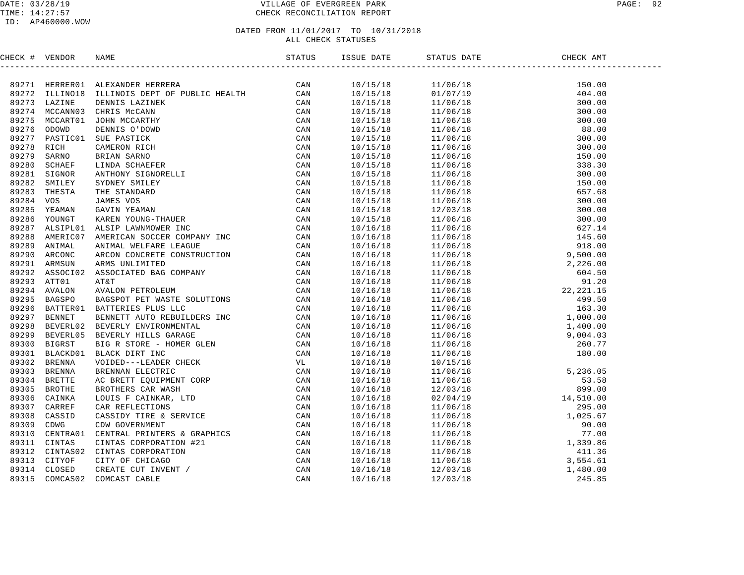DATE: 03/28/19 VILLAGE OF EVERGREEN PARK
TIME: 14:27:57 CHECK RECONCILIATION REPORT
ID: AP460000.WOW

DATED FROM 11/01/2017 TO 10/31/2018
ALL CHECK STATUSES

| CHECK # | VENDOR | NAME | STATUS | ISSUE DATE | STATUS DATE | CHECK AMT |
|---|---|---|---|---|---|---|
| 89271 | HERRER01 | ALEXANDER HERRERA | CAN | 10/15/18 | 11/06/18 | 150.00 |
| 89272 | ILLINO18 | ILLINOIS DEPT OF PUBLIC HEALTH | CAN | 10/15/18 | 01/07/19 | 404.00 |
| 89273 | LAZINE | DENNIS LAZINEK | CAN | 10/15/18 | 11/06/18 | 300.00 |
| 89274 | MCCANN03 | CHRIS McCANN | CAN | 10/15/18 | 11/06/18 | 300.00 |
| 89275 | MCCART01 | JOHN MCCARTHY | CAN | 10/15/18 | 11/06/18 | 300.00 |
| 89276 | ODOWD | DENNIS O'DOWD | CAN | 10/15/18 | 11/06/18 | 88.00 |
| 89277 | PASTIC01 | SUE PASTICK | CAN | 10/15/18 | 11/06/18 | 300.00 |
| 89278 | RICH | CAMERON RICH | CAN | 10/15/18 | 11/06/18 | 300.00 |
| 89279 | SARNO | BRIAN SARNO | CAN | 10/15/18 | 11/06/18 | 150.00 |
| 89280 | SCHAEF | LINDA SCHAEFER | CAN | 10/15/18 | 11/06/18 | 338.30 |
| 89281 | SIGNOR | ANTHONY SIGNORELLI | CAN | 10/15/18 | 11/06/18 | 300.00 |
| 89282 | SMILEY | SYDNEY SMILEY | CAN | 10/15/18 | 11/06/18 | 150.00 |
| 89283 | THESTA | THE STANDARD | CAN | 10/15/18 | 11/06/18 | 657.68 |
| 89284 | VOS | JAMES VOS | CAN | 10/15/18 | 11/06/18 | 300.00 |
| 89285 | YEAMAN | GAVIN YEAMAN | CAN | 10/15/18 | 12/03/18 | 300.00 |
| 89286 | YOUNGT | KAREN YOUNG-THAUER | CAN | 10/15/18 | 11/06/18 | 300.00 |
| 89287 | ALSIPL01 | ALSIP LAWNMOWER INC | CAN | 10/16/18 | 11/06/18 | 627.14 |
| 89288 | AMERIC07 | AMERICAN SOCCER COMPANY INC | CAN | 10/16/18 | 11/06/18 | 145.60 |
| 89289 | ANIMAL | ANIMAL WELFARE LEAGUE | CAN | 10/16/18 | 11/06/18 | 918.00 |
| 89290 | ARCONC | ARCON CONCRETE CONSTRUCTION | CAN | 10/16/18 | 11/06/18 | 9,500.00 |
| 89291 | ARMSUN | ARMS UNLIMITED | CAN | 10/16/18 | 11/06/18 | 2,226.00 |
| 89292 | ASSOCI02 | ASSOCIATED BAG COMPANY | CAN | 10/16/18 | 11/06/18 | 604.50 |
| 89293 | ATT01 | AT&T | CAN | 10/16/18 | 11/06/18 | 91.20 |
| 89294 | AVALON | AVALON PETROLEUM | CAN | 10/16/18 | 11/06/18 | 22,221.15 |
| 89295 | BAGSPO | BAGSPOT PET WASTE SOLUTIONS | CAN | 10/16/18 | 11/06/18 | 499.50 |
| 89296 | BATTER01 | BATTERIES PLUS LLC | CAN | 10/16/18 | 11/06/18 | 163.30 |
| 89297 | BENNET | BENNETT AUTO REBUILDERS INC | CAN | 10/16/18 | 11/06/18 | 1,000.00 |
| 89298 | BEVERL02 | BEVERLY ENVIRONMENTAL | CAN | 10/16/18 | 11/06/18 | 1,400.00 |
| 89299 | BEVERL05 | BEVERLY HILLS GARAGE | CAN | 10/16/18 | 11/06/18 | 9,004.03 |
| 89300 | BIGRST | BIG R STORE - HOMER GLEN | CAN | 10/16/18 | 11/06/18 | 260.77 |
| 89301 | BLACKD01 | BLACK DIRT INC | CAN | 10/16/18 | 11/06/18 | 180.00 |
| 89302 | BRENNA | VOIDED---LEADER CHECK | VL | 10/16/18 | 10/15/18 | |
| 89303 | BRENNA | BRENNAN ELECTRIC | CAN | 10/16/18 | 11/06/18 | 5,236.05 |
| 89304 | BRETTE | AC BRETT EQUIPMENT CORP | CAN | 10/16/18 | 11/06/18 | 53.58 |
| 89305 | BROTHE | BROTHERS CAR WASH | CAN | 10/16/18 | 12/03/18 | 899.00 |
| 89306 | CAINKA | LOUIS F CAINKAR, LTD | CAN | 10/16/18 | 02/04/19 | 14,510.00 |
| 89307 | CARREF | CAR REFLECTIONS | CAN | 10/16/18 | 11/06/18 | 295.00 |
| 89308 | CASSID | CASSIDY TIRE & SERVICE | CAN | 10/16/18 | 11/06/18 | 1,025.67 |
| 89309 | CDWG | CDW GOVERNMENT | CAN | 10/16/18 | 11/06/18 | 90.00 |
| 89310 | CENTRA01 | CENTRAL PRINTERS & GRAPHICS | CAN | 10/16/18 | 11/06/18 | 77.00 |
| 89311 | CINTAS | CINTAS CORPORATION #21 | CAN | 10/16/18 | 11/06/18 | 1,339.86 |
| 89312 | CINTAS02 | CINTAS CORPORATION | CAN | 10/16/18 | 11/06/18 | 411.36 |
| 89313 | CITYOF | CITY OF CHICAGO | CAN | 10/16/18 | 11/06/18 | 3,554.61 |
| 89314 | CLOSED | CREATE CUT INVENT / | CAN | 10/16/18 | 12/03/18 | 1,480.00 |
| 89315 | COMCAS02 | COMCAST CABLE | CAN | 10/16/18 | 12/03/18 | 245.85 |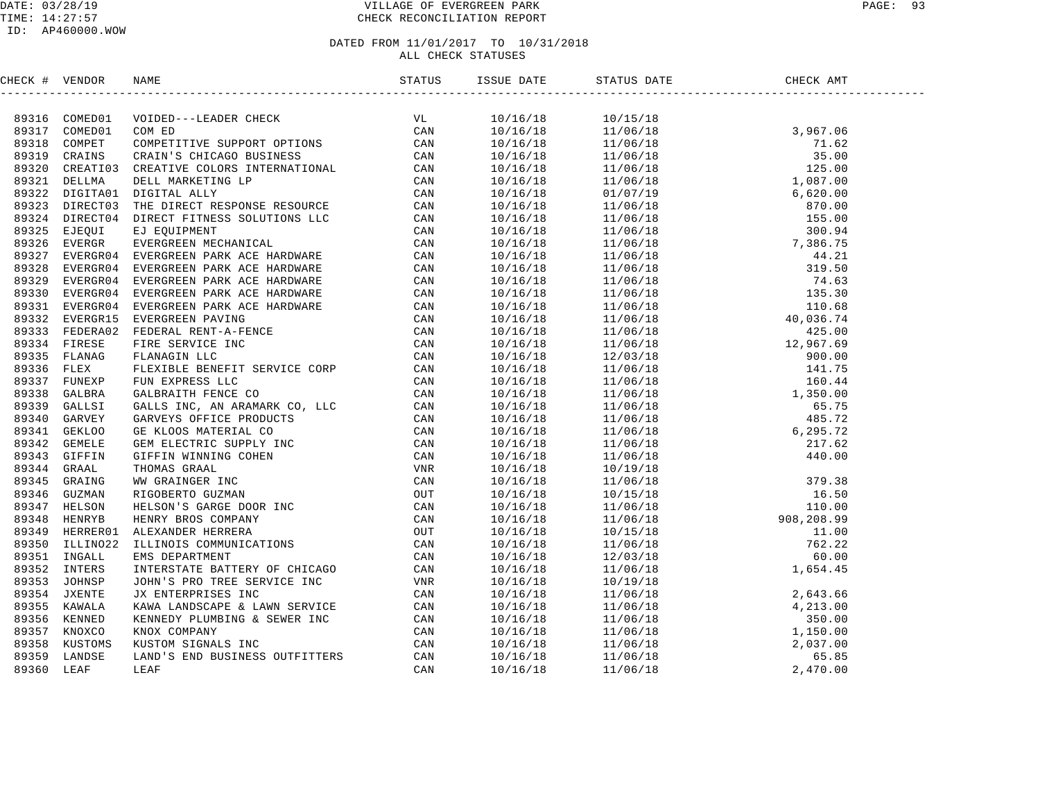VILLAGE OF EVERGREEN PARK
CHECK RECONCILIATION REPORT

DATED FROM 11/01/2017 TO 10/31/2018
ALL CHECK STATUSES

| CHECK # | VENDOR | NAME | STATUS | ISSUE DATE | STATUS DATE | CHECK AMT |
|---|---|---|---|---|---|---|
| 89316 | COMED01 | VOIDED---LEADER CHECK | VL | 10/16/18 | 10/15/18 | |
| 89317 | COMED01 | COM ED | CAN | 10/16/18 | 11/06/18 | 3,967.06 |
| 89318 | COMPET | COMPETITIVE SUPPORT OPTIONS | CAN | 10/16/18 | 11/06/18 | 71.62 |
| 89319 | CRAINS | CRAIN'S CHICAGO BUSINESS | CAN | 10/16/18 | 11/06/18 | 35.00 |
| 89320 | CREATI03 | CREATIVE COLORS INTERNATIONAL | CAN | 10/16/18 | 11/06/18 | 125.00 |
| 89321 | DELLMA | DELL MARKETING LP | CAN | 10/16/18 | 11/06/18 | 1,087.00 |
| 89322 | DIGITA01 | DIGITAL ALLY | CAN | 10/16/18 | 01/07/19 | 6,620.00 |
| 89323 | DIRECT03 | THE DIRECT RESPONSE RESOURCE | CAN | 10/16/18 | 11/06/18 | 870.00 |
| 89324 | DIRECT04 | DIRECT FITNESS SOLUTIONS LLC | CAN | 10/16/18 | 11/06/18 | 155.00 |
| 89325 | EJEQUI | EJ EQUIPMENT | CAN | 10/16/18 | 11/06/18 | 300.94 |
| 89326 | EVERGR | EVERGREEN MECHANICAL | CAN | 10/16/18 | 11/06/18 | 7,386.75 |
| 89327 | EVERGR04 | EVERGREEN PARK ACE HARDWARE | CAN | 10/16/18 | 11/06/18 | 44.21 |
| 89328 | EVERGR04 | EVERGREEN PARK ACE HARDWARE | CAN | 10/16/18 | 11/06/18 | 319.50 |
| 89329 | EVERGR04 | EVERGREEN PARK ACE HARDWARE | CAN | 10/16/18 | 11/06/18 | 74.63 |
| 89330 | EVERGR04 | EVERGREEN PARK ACE HARDWARE | CAN | 10/16/18 | 11/06/18 | 135.30 |
| 89331 | EVERGR04 | EVERGREEN PARK ACE HARDWARE | CAN | 10/16/18 | 11/06/18 | 110.68 |
| 89332 | EVERGR15 | EVERGREEN PAVING | CAN | 10/16/18 | 11/06/18 | 40,036.74 |
| 89333 | FEDERA02 | FEDERAL RENT-A-FENCE | CAN | 10/16/18 | 11/06/18 | 425.00 |
| 89334 | FIRESE | FIRE SERVICE INC | CAN | 10/16/18 | 11/06/18 | 12,967.69 |
| 89335 | FLANAG | FLANAGIN LLC | CAN | 10/16/18 | 12/03/18 | 900.00 |
| 89336 | FLEX | FLEXIBLE BENEFIT SERVICE CORP | CAN | 10/16/18 | 11/06/18 | 141.75 |
| 89337 | FUNEXP | FUN EXPRESS LLC | CAN | 10/16/18 | 11/06/18 | 160.44 |
| 89338 | GALBRA | GALBRAITH FENCE CO | CAN | 10/16/18 | 11/06/18 | 1,350.00 |
| 89339 | GALLSI | GALLS INC, AN ARAMARK CO, LLC | CAN | 10/16/18 | 11/06/18 | 65.75 |
| 89340 | GARVEY | GARVEYS OFFICE PRODUCTS | CAN | 10/16/18 | 11/06/18 | 485.72 |
| 89341 | GEKLOO | GE KLOOS MATERIAL CO | CAN | 10/16/18 | 11/06/18 | 6,295.72 |
| 89342 | GEMELE | GEM ELECTRIC SUPPLY INC | CAN | 10/16/18 | 11/06/18 | 217.62 |
| 89343 | GIFFIN | GIFFIN WINNING COHEN | CAN | 10/16/18 | 11/06/18 | 440.00 |
| 89344 | GRAAL | THOMAS GRAAL | VNR | 10/16/18 | 10/19/18 | |
| 89345 | GRAING | WW GRAINGER INC | CAN | 10/16/18 | 11/06/18 | 379.38 |
| 89346 | GUZMAN | RIGOBERTO GUZMAN | OUT | 10/16/18 | 10/15/18 | 16.50 |
| 89347 | HELSON | HELSON'S GARGE DOOR INC | CAN | 10/16/18 | 11/06/18 | 110.00 |
| 89348 | HENRYB | HENRY BROS COMPANY | CAN | 10/16/18 | 11/06/18 | 908,208.99 |
| 89349 | HERRER01 | ALEXANDER HERRERA | OUT | 10/16/18 | 10/15/18 | 11.00 |
| 89350 | ILLINO22 | ILLINOIS COMMUNICATIONS | CAN | 10/16/18 | 11/06/18 | 762.22 |
| 89351 | INGALL | EMS DEPARTMENT | CAN | 10/16/18 | 12/03/18 | 60.00 |
| 89352 | INTERS | INTERSTATE BATTERY OF CHICAGO | CAN | 10/16/18 | 11/06/18 | 1,654.45 |
| 89353 | JOHNSP | JOHN'S PRO TREE SERVICE INC | VNR | 10/16/18 | 10/19/18 | |
| 89354 | JXENTE | JX ENTERPRISES INC | CAN | 10/16/18 | 11/06/18 | 2,643.66 |
| 89355 | KAWALA | KAWA LANDSCAPE & LAWN SERVICE | CAN | 10/16/18 | 11/06/18 | 4,213.00 |
| 89356 | KENNED | KENNEDY PLUMBING & SEWER INC | CAN | 10/16/18 | 11/06/18 | 350.00 |
| 89357 | KNOXCO | KNOX COMPANY | CAN | 10/16/18 | 11/06/18 | 1,150.00 |
| 89358 | KUSTOMS | KUSTOM SIGNALS INC | CAN | 10/16/18 | 11/06/18 | 2,037.00 |
| 89359 | LANDSE | LAND'S END BUSINESS OUTFITTERS | CAN | 10/16/18 | 11/06/18 | 65.85 |
| 89360 | LEAF | LEAF | CAN | 10/16/18 | 11/06/18 | 2,470.00 |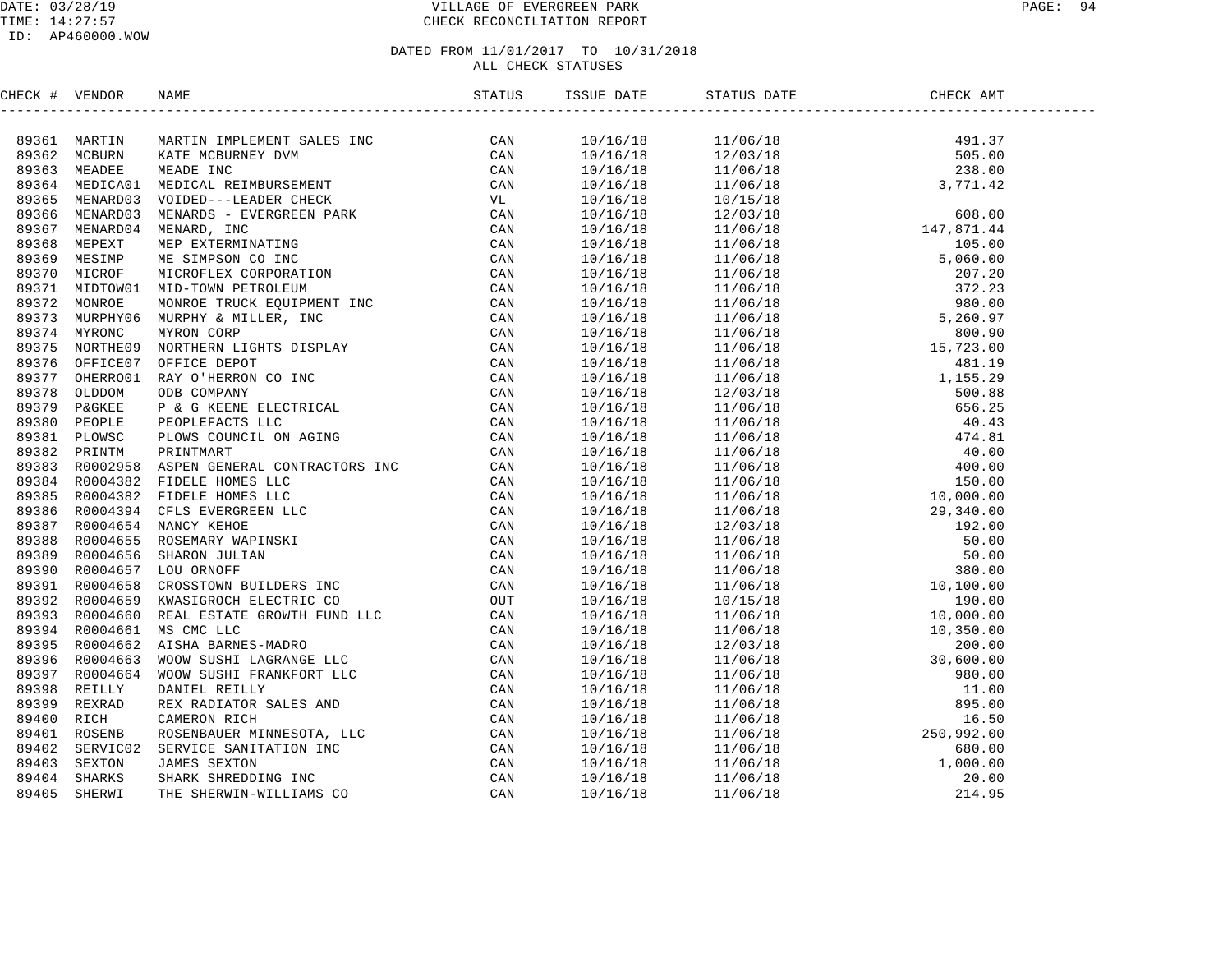# VILLAGE OF EVERGREEN PARK
## CHECK RECONCILIATION REPORT

DATE: 03/28/19
TIME: 14:27:57
ID: AP460000.WOW

DATED FROM 11/01/2017 TO 10/31/2018
ALL CHECK STATUSES

| CHECK # | VENDOR | NAME | STATUS | ISSUE DATE | STATUS DATE | CHECK AMT |
|---|---|---|---|---|---|---|
| 89361 | MARTIN | MARTIN IMPLEMENT SALES INC | CAN | 10/16/18 | 11/06/18 | 491.37 |
| 89362 | MCBURN | KATE MCBURNEY DVM | CAN | 10/16/18 | 12/03/18 | 505.00 |
| 89363 | MEADEE | MEADE INC | CAN | 10/16/18 | 11/06/18 | 238.00 |
| 89364 | MEDICA01 | MEDICAL REIMBURSEMENT | CAN | 10/16/18 | 11/06/18 | 3,771.42 |
| 89365 | MENARD03 | VOIDED---LEADER CHECK | VL | 10/16/18 | 10/15/18 | |
| 89366 | MENARD03 | MENARDS - EVERGREEN PARK | CAN | 10/16/18 | 12/03/18 | 608.00 |
| 89367 | MENARD04 | MENARD, INC | CAN | 10/16/18 | 11/06/18 | 147,871.44 |
| 89368 | MEPEXT | MEP EXTERMINATING | CAN | 10/16/18 | 11/06/18 | 105.00 |
| 89369 | MESIMP | ME SIMPSON CO INC | CAN | 10/16/18 | 11/06/18 | 5,060.00 |
| 89370 | MICROF | MICROFLEX CORPORATION | CAN | 10/16/18 | 11/06/18 | 207.20 |
| 89371 | MIDTOW01 | MID-TOWN PETROLEUM | CAN | 10/16/18 | 11/06/18 | 372.23 |
| 89372 | MONROE | MONROE TRUCK EQUIPMENT INC | CAN | 10/16/18 | 11/06/18 | 980.00 |
| 89373 | MURPHY06 | MURPHY & MILLER, INC | CAN | 10/16/18 | 11/06/18 | 5,260.97 |
| 89374 | MYRONC | MYRON CORP | CAN | 10/16/18 | 11/06/18 | 800.90 |
| 89375 | NORTHE09 | NORTHERN LIGHTS DISPLAY | CAN | 10/16/18 | 11/06/18 | 15,723.00 |
| 89376 | OFFICE07 | OFFICE DEPOT | CAN | 10/16/18 | 11/06/18 | 481.19 |
| 89377 | OHERRO01 | RAY O'HERRON CO INC | CAN | 10/16/18 | 11/06/18 | 1,155.29 |
| 89378 | OLDDOM | ODB COMPANY | CAN | 10/16/18 | 12/03/18 | 500.88 |
| 89379 | P&GKEE | P & G KEENE ELECTRICAL | CAN | 10/16/18 | 11/06/18 | 656.25 |
| 89380 | PEOPLE | PEOPLEFACTS LLC | CAN | 10/16/18 | 11/06/18 | 40.43 |
| 89381 | PLOWSC | PLOWS COUNCIL ON AGING | CAN | 10/16/18 | 11/06/18 | 474.81 |
| 89382 | PRINTM | PRINTMART | CAN | 10/16/18 | 11/06/18 | 40.00 |
| 89383 | R0002958 | ASPEN GENERAL CONTRACTORS INC | CAN | 10/16/18 | 11/06/18 | 400.00 |
| 89384 | R0004382 | FIDELE HOMES LLC | CAN | 10/16/18 | 11/06/18 | 150.00 |
| 89385 | R0004382 | FIDELE HOMES LLC | CAN | 10/16/18 | 11/06/18 | 10,000.00 |
| 89386 | R0004394 | CFLS EVERGREEN LLC | CAN | 10/16/18 | 11/06/18 | 29,340.00 |
| 89387 | R0004654 | NANCY KEHOE | CAN | 10/16/18 | 12/03/18 | 192.00 |
| 89388 | R0004655 | ROSEMARY WAPINSKI | CAN | 10/16/18 | 11/06/18 | 50.00 |
| 89389 | R0004656 | SHARON JULIAN | CAN | 10/16/18 | 11/06/18 | 50.00 |
| 89390 | R0004657 | LOU ORNOFF | CAN | 10/16/18 | 11/06/18 | 380.00 |
| 89391 | R0004658 | CROSSTOWN BUILDERS INC | CAN | 10/16/18 | 11/06/18 | 10,100.00 |
| 89392 | R0004659 | KWASIGROCH ELECTRIC CO | OUT | 10/16/18 | 10/15/18 | 190.00 |
| 89393 | R0004660 | REAL ESTATE GROWTH FUND LLC | CAN | 10/16/18 | 11/06/18 | 10,000.00 |
| 89394 | R0004661 | MS CMC LLC | CAN | 10/16/18 | 11/06/18 | 10,350.00 |
| 89395 | R0004662 | AISHA BARNES-MADRO | CAN | 10/16/18 | 12/03/18 | 200.00 |
| 89396 | R0004663 | WOOW SUSHI LAGRANGE LLC | CAN | 10/16/18 | 11/06/18 | 30,600.00 |
| 89397 | R0004664 | WOOW SUSHI FRANKFORT LLC | CAN | 10/16/18 | 11/06/18 | 980.00 |
| 89398 | REILLY | DANIEL REILLY | CAN | 10/16/18 | 11/06/18 | 11.00 |
| 89399 | REXRAD | REX RADIATOR SALES AND | CAN | 10/16/18 | 11/06/18 | 895.00 |
| 89400 | RICH | CAMERON RICH | CAN | 10/16/18 | 11/06/18 | 16.50 |
| 89401 | ROSENB | ROSENBAUER MINNESOTA, LLC | CAN | 10/16/18 | 11/06/18 | 250,992.00 |
| 89402 | SERVIC02 | SERVICE SANITATION INC | CAN | 10/16/18 | 11/06/18 | 680.00 |
| 89403 | SEXTON | JAMES SEXTON | CAN | 10/16/18 | 11/06/18 | 1,000.00 |
| 89404 | SHARKS | SHARK SHREDDING INC | CAN | 10/16/18 | 11/06/18 | 20.00 |
| 89405 | SHERWI | THE SHERWIN-WILLIAMS CO | CAN | 10/16/18 | 11/06/18 | 214.95 |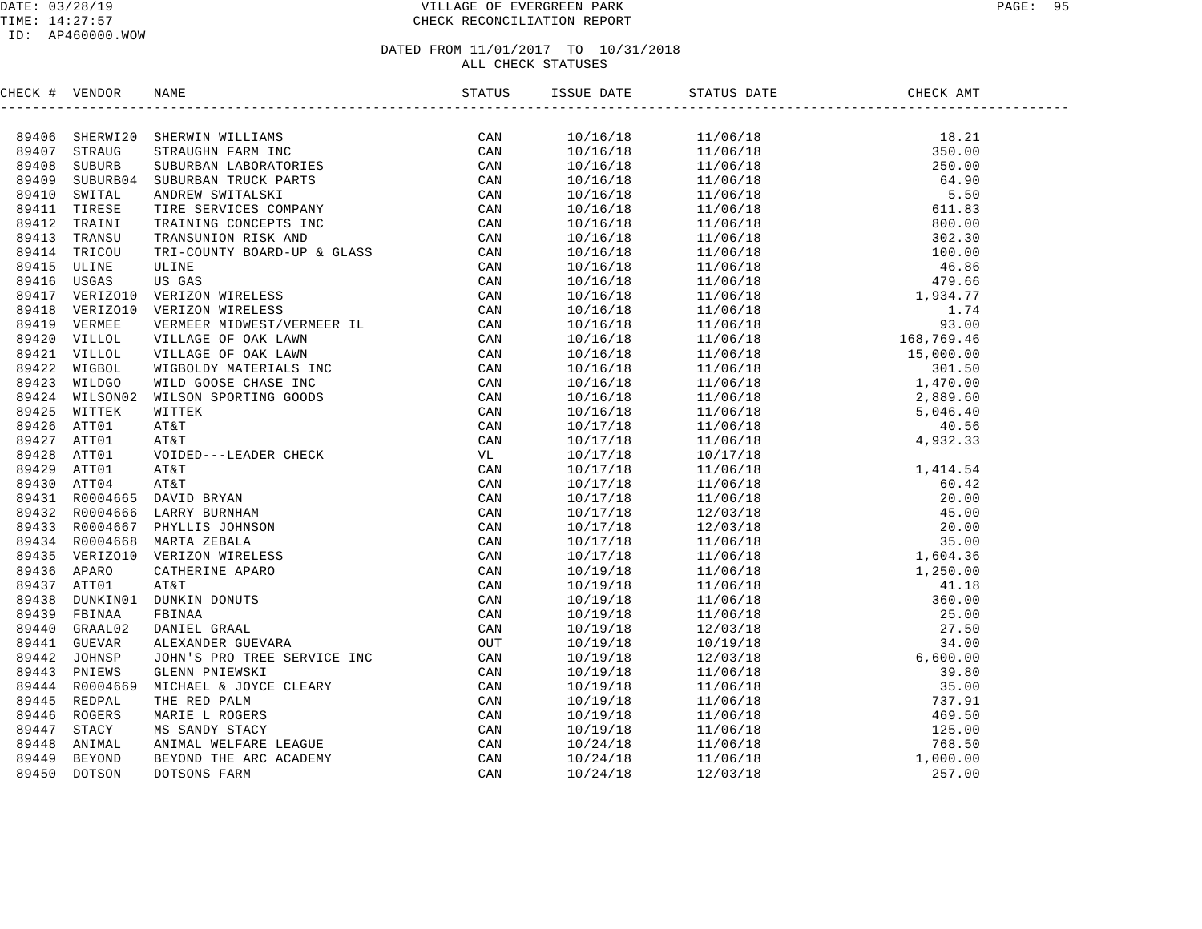# VILLAGE OF EVERGREEN PARK

CHECK RECONCILIATION REPORT

DATE: 03/28/19
TIME: 14:27:57
ID: AP460000.WOW

DATED FROM 11/01/2017 TO 10/31/2018
ALL CHECK STATUSES

| CHECK # | VENDOR | NAME | STATUS | ISSUE DATE | STATUS DATE | CHECK AMT |
|---|---|---|---|---|---|---|
| 89406 | SHERWI20 | SHERWIN WILLIAMS | CAN | 10/16/18 | 11/06/18 | 18.21 |
| 89407 | STRAUG | STRAUGHN FARM INC | CAN | 10/16/18 | 11/06/18 | 350.00 |
| 89408 | SUBURB | SUBURBAN LABORATORIES | CAN | 10/16/18 | 11/06/18 | 250.00 |
| 89409 | SUBURB04 | SUBURBAN TRUCK PARTS | CAN | 10/16/18 | 11/06/18 | 64.90 |
| 89410 | SWITAL | ANDREW SWITALSKI | CAN | 10/16/18 | 11/06/18 | 5.50 |
| 89411 | TIRESE | TIRE SERVICES COMPANY | CAN | 10/16/18 | 11/06/18 | 611.83 |
| 89412 | TRAINI | TRAINING CONCEPTS INC | CAN | 10/16/18 | 11/06/18 | 800.00 |
| 89413 | TRANSU | TRANSUNION RISK AND | CAN | 10/16/18 | 11/06/18 | 302.30 |
| 89414 | TRICOU | TRI-COUNTY BOARD-UP & GLASS | CAN | 10/16/18 | 11/06/18 | 100.00 |
| 89415 | ULINE | ULINE | CAN | 10/16/18 | 11/06/18 | 46.86 |
| 89416 | USGAS | US GAS | CAN | 10/16/18 | 11/06/18 | 479.66 |
| 89417 | VERIZO10 | VERIZON WIRELESS | CAN | 10/16/18 | 11/06/18 | 1,934.77 |
| 89418 | VERIZO10 | VERIZON WIRELESS | CAN | 10/16/18 | 11/06/18 | 1.74 |
| 89419 | VERMEE | VERMEER MIDWEST/VERMEER IL | CAN | 10/16/18 | 11/06/18 | 93.00 |
| 89420 | VILLOL | VILLAGE OF OAK LAWN | CAN | 10/16/18 | 11/06/18 | 168,769.46 |
| 89421 | VILLOL | VILLAGE OF OAK LAWN | CAN | 10/16/18 | 11/06/18 | 15,000.00 |
| 89422 | WIGBOL | WIGBOLDY MATERIALS INC | CAN | 10/16/18 | 11/06/18 | 301.50 |
| 89423 | WILDGO | WILD GOOSE CHASE INC | CAN | 10/16/18 | 11/06/18 | 1,470.00 |
| 89424 | WILSON02 | WILSON SPORTING GOODS | CAN | 10/16/18 | 11/06/18 | 2,889.60 |
| 89425 | WITTEK | WITTEK | CAN | 10/16/18 | 11/06/18 | 5,046.40 |
| 89426 | ATT01 | AT&T | CAN | 10/17/18 | 11/06/18 | 40.56 |
| 89427 | ATT01 | AT&T | CAN | 10/17/18 | 11/06/18 | 4,932.33 |
| 89428 | ATT01 | VOIDED---LEADER CHECK | VL | 10/17/18 | 10/17/18 | |
| 89429 | ATT01 | AT&T | CAN | 10/17/18 | 11/06/18 | 1,414.54 |
| 89430 | ATT04 | AT&T | CAN | 10/17/18 | 11/06/18 | 60.42 |
| 89431 | R0004665 | DAVID BRYAN | CAN | 10/17/18 | 11/06/18 | 20.00 |
| 89432 | R0004666 | LARRY BURNHAM | CAN | 10/17/18 | 12/03/18 | 45.00 |
| 89433 | R0004667 | PHYLLIS JOHNSON | CAN | 10/17/18 | 12/03/18 | 20.00 |
| 89434 | R0004668 | MARTA ZEBALA | CAN | 10/17/18 | 11/06/18 | 35.00 |
| 89435 | VERIZO10 | VERIZON WIRELESS | CAN | 10/17/18 | 11/06/18 | 1,604.36 |
| 89436 | APARO | CATHERINE APARO | CAN | 10/19/18 | 11/06/18 | 1,250.00 |
| 89437 | ATT01 | AT&T | CAN | 10/19/18 | 11/06/18 | 41.18 |
| 89438 | DUNKIN01 | DUNKIN DONUTS | CAN | 10/19/18 | 11/06/18 | 360.00 |
| 89439 | FBINAA | FBINAA | CAN | 10/19/18 | 11/06/18 | 25.00 |
| 89440 | GRAAL02 | DANIEL GRAAL | CAN | 10/19/18 | 12/03/18 | 27.50 |
| 89441 | GUEVAR | ALEXANDER GUEVARA | OUT | 10/19/18 | 10/19/18 | 34.00 |
| 89442 | JOHNSP | JOHN'S PRO TREE SERVICE INC | CAN | 10/19/18 | 12/03/18 | 6,600.00 |
| 89443 | PNIEWS | GLENN PNIEWSKI | CAN | 10/19/18 | 11/06/18 | 39.80 |
| 89444 | R0004669 | MICHAEL & JOYCE CLEARY | CAN | 10/19/18 | 11/06/18 | 35.00 |
| 89445 | REDPAL | THE RED PALM | CAN | 10/19/18 | 11/06/18 | 737.91 |
| 89446 | ROGERS | MARIE L ROGERS | CAN | 10/19/18 | 11/06/18 | 469.50 |
| 89447 | STACY | MS SANDY STACY | CAN | 10/19/18 | 11/06/18 | 125.00 |
| 89448 | ANIMAL | ANIMAL WELFARE LEAGUE | CAN | 10/24/18 | 11/06/18 | 768.50 |
| 89449 | BEYOND | BEYOND THE ARC ACADEMY | CAN | 10/24/18 | 11/06/18 | 1,000.00 |
| 89450 | DOTSON | DOTSONS FARM | CAN | 10/24/18 | 12/03/18 | 257.00 |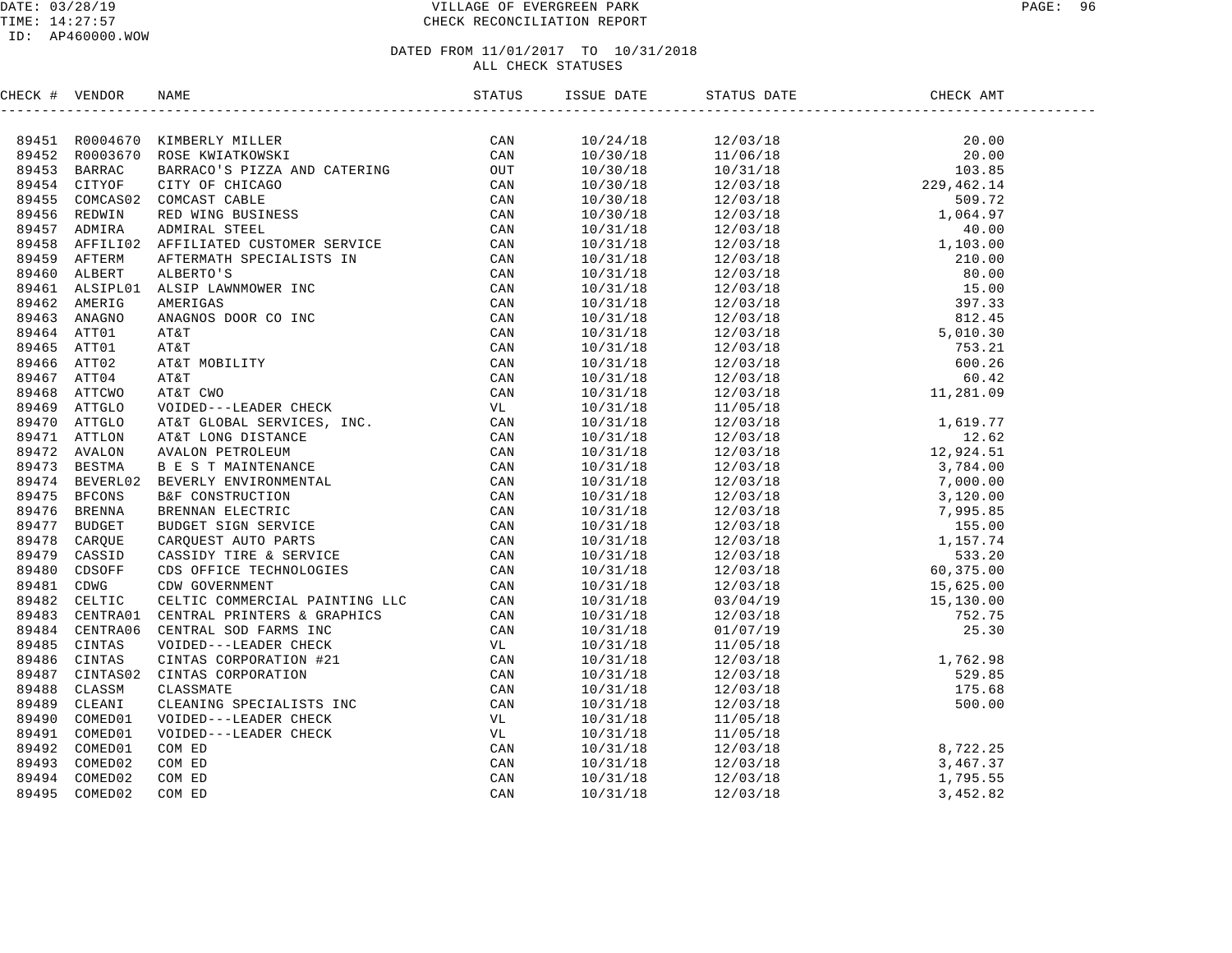# VILLAGE OF EVERGREEN PARK
## CHECK RECONCILIATION REPORT

DATE: 03/28/19
TIME: 14:27:57
ID: AP460000.WOW

DATED FROM 11/01/2017 TO 10/31/2018
ALL CHECK STATUSES

| CHECK # | VENDOR | NAME | STATUS | ISSUE DATE | STATUS DATE | CHECK AMT |
|---|---|---|---|---|---|---|
| 89451 | R0004670 | KIMBERLY MILLER | CAN | 10/24/18 | 12/03/18 | 20.00 |
| 89452 | R0003670 | ROSE KWIATKOWSKI | CAN | 10/30/18 | 11/06/18 | 20.00 |
| 89453 | BARRAC | BARRACO'S PIZZA AND CATERING | OUT | 10/30/18 | 10/31/18 | 103.85 |
| 89454 | CITYOF | CITY OF CHICAGO | CAN | 10/30/18 | 12/03/18 | 229,462.14 |
| 89455 | COMCAS02 | COMCAST CABLE | CAN | 10/30/18 | 12/03/18 | 509.72 |
| 89456 | REDWIN | RED WING BUSINESS | CAN | 10/30/18 | 12/03/18 | 1,064.97 |
| 89457 | ADMIRA | ADMIRAL STEEL | CAN | 10/31/18 | 12/03/18 | 40.00 |
| 89458 | AFFILI02 | AFFILIATED CUSTOMER SERVICE | CAN | 10/31/18 | 12/03/18 | 1,103.00 |
| 89459 | AFTERM | AFTERMATH SPECIALISTS IN | CAN | 10/31/18 | 12/03/18 | 210.00 |
| 89460 | ALBERT | ALBERTO'S | CAN | 10/31/18 | 12/03/18 | 80.00 |
| 89461 | ALSIPL01 | ALSIP LAWNMOWER INC | CAN | 10/31/18 | 12/03/18 | 15.00 |
| 89462 | AMERIG | AMERIGAS | CAN | 10/31/18 | 12/03/18 | 397.33 |
| 89463 | ANAGNO | ANAGNOS DOOR CO INC | CAN | 10/31/18 | 12/03/18 | 812.45 |
| 89464 | ATT01 | AT&T | CAN | 10/31/18 | 12/03/18 | 5,010.30 |
| 89465 | ATT01 | AT&T | CAN | 10/31/18 | 12/03/18 | 753.21 |
| 89466 | ATT02 | AT&T MOBILITY | CAN | 10/31/18 | 12/03/18 | 600.26 |
| 89467 | ATT04 | AT&T | CAN | 10/31/18 | 12/03/18 | 60.42 |
| 89468 | ATTCWO | AT&T CWO | CAN | 10/31/18 | 12/03/18 | 11,281.09 |
| 89469 | ATTGLO | VOIDED---LEADER CHECK | VL | 10/31/18 | 11/05/18 | |
| 89470 | ATTGLO | AT&T GLOBAL SERVICES, INC. | CAN | 10/31/18 | 12/03/18 | 1,619.77 |
| 89471 | ATTLON | AT&T LONG DISTANCE | CAN | 10/31/18 | 12/03/18 | 12.62 |
| 89472 | AVALON | AVALON PETROLEUM | CAN | 10/31/18 | 12/03/18 | 12,924.51 |
| 89473 | BESTMA | B E S T MAINTENANCE | CAN | 10/31/18 | 12/03/18 | 3,784.00 |
| 89474 | BEVERL02 | BEVERLY ENVIRONMENTAL | CAN | 10/31/18 | 12/03/18 | 7,000.00 |
| 89475 | BFCONS | B&F CONSTRUCTION | CAN | 10/31/18 | 12/03/18 | 3,120.00 |
| 89476 | BRENNA | BRENNAN ELECTRIC | CAN | 10/31/18 | 12/03/18 | 7,995.85 |
| 89477 | BUDGET | BUDGET SIGN SERVICE | CAN | 10/31/18 | 12/03/18 | 155.00 |
| 89478 | CARQUE | CARQUEST AUTO PARTS | CAN | 10/31/18 | 12/03/18 | 1,157.74 |
| 89479 | CASSID | CASSIDY TIRE & SERVICE | CAN | 10/31/18 | 12/03/18 | 533.20 |
| 89480 | CDSOFF | CDS OFFICE TECHNOLOGIES | CAN | 10/31/18 | 12/03/18 | 60,375.00 |
| 89481 | CDWG | CDW GOVERNMENT | CAN | 10/31/18 | 12/03/18 | 15,625.00 |
| 89482 | CELTIC | CELTIC COMMERCIAL PAINTING LLC | CAN | 10/31/18 | 03/04/19 | 15,130.00 |
| 89483 | CENTRA01 | CENTRAL PRINTERS & GRAPHICS | CAN | 10/31/18 | 12/03/18 | 752.75 |
| 89484 | CENTRA06 | CENTRAL SOD FARMS INC | CAN | 10/31/18 | 01/07/19 | 25.30 |
| 89485 | CINTAS | VOIDED---LEADER CHECK | VL | 10/31/18 | 11/05/18 | |
| 89486 | CINTAS | CINTAS CORPORATION #21 | CAN | 10/31/18 | 12/03/18 | 1,762.98 |
| 89487 | CINTAS02 | CINTAS CORPORATION | CAN | 10/31/18 | 12/03/18 | 529.85 |
| 89488 | CLASSM | CLASSMATE | CAN | 10/31/18 | 12/03/18 | 175.68 |
| 89489 | CLEANI | CLEANING SPECIALISTS INC | CAN | 10/31/18 | 12/03/18 | 500.00 |
| 89490 | COMED01 | VOIDED---LEADER CHECK | VL | 10/31/18 | 11/05/18 | |
| 89491 | COMED01 | VOIDED---LEADER CHECK | VL | 10/31/18 | 11/05/18 | |
| 89492 | COMED01 | COM ED | CAN | 10/31/18 | 12/03/18 | 8,722.25 |
| 89493 | COMED02 | COM ED | CAN | 10/31/18 | 12/03/18 | 3,467.37 |
| 89494 | COMED02 | COM ED | CAN | 10/31/18 | 12/03/18 | 1,795.55 |
| 89495 | COMED02 | COM ED | CAN | 10/31/18 | 12/03/18 | 3,452.82 |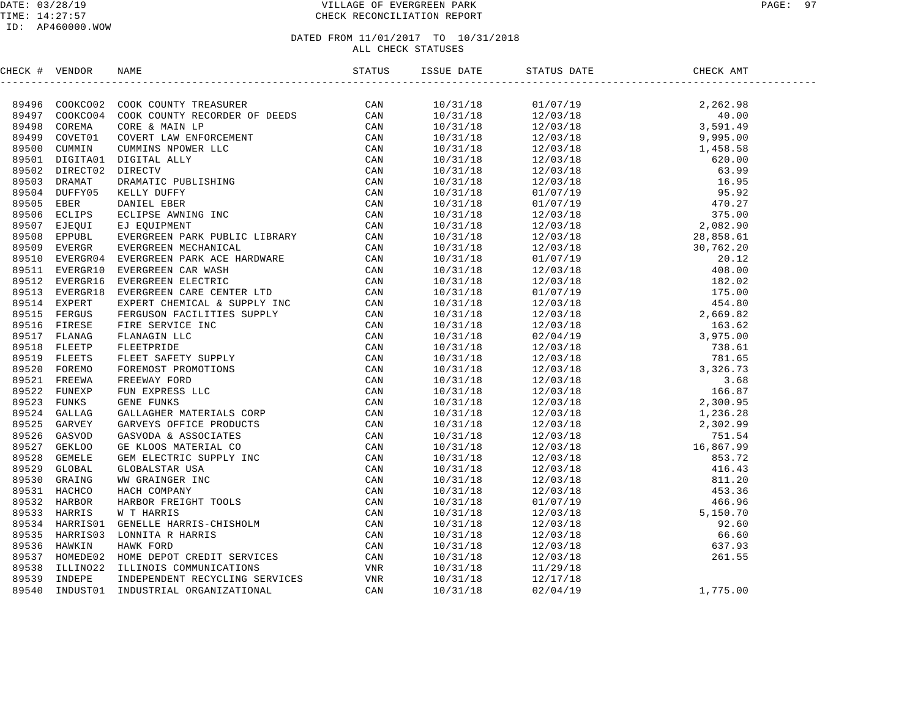DATE: 03/28/19
TIME: 14:27:57
ID: AP460000.WOW

# VILLAGE OF EVERGREEN PARK
## CHECK RECONCILIATION REPORT

DATED FROM 11/01/2017 TO 10/31/2018
ALL CHECK STATUSES

| CHECK # | VENDOR | NAME | STATUS | ISSUE DATE | STATUS DATE | CHECK AMT |
|---|---|---|---|---|---|---|
| 89496 | COOKCO02 | COOK COUNTY TREASURER | CAN | 10/31/18 | 01/07/19 | 2,262.98 |
| 89497 | COOKCO04 | COOK COUNTY RECORDER OF DEEDS | CAN | 10/31/18 | 12/03/18 | 40.00 |
| 89498 | COREMA | CORE & MAIN LP | CAN | 10/31/18 | 12/03/18 | 3,591.49 |
| 89499 | COVET01 | COVERT LAW ENFORCEMENT | CAN | 10/31/18 | 12/03/18 | 9,995.00 |
| 89500 | CUMMIN | CUMMINS NPOWER LLC | CAN | 10/31/18 | 12/03/18 | 1,458.58 |
| 89501 | DIGITA01 | DIGITAL ALLY | CAN | 10/31/18 | 12/03/18 | 620.00 |
| 89502 | DIRECT02 | DIRECTV | CAN | 10/31/18 | 12/03/18 | 63.99 |
| 89503 | DRAMAT | DRAMATIC PUBLISHING | CAN | 10/31/18 | 12/03/18 | 16.95 |
| 89504 | DUFFY05 | KELLY DUFFY | CAN | 10/31/18 | 01/07/19 | 95.92 |
| 89505 | EBER | DANIEL EBER | CAN | 10/31/18 | 01/07/19 | 470.27 |
| 89506 | ECLIPS | ECLIPSE AWNING INC | CAN | 10/31/18 | 12/03/18 | 375.00 |
| 89507 | EJEQUI | EJ EQUIPMENT | CAN | 10/31/18 | 12/03/18 | 2,082.90 |
| 89508 | EPPUBL | EVERGREEN PARK PUBLIC LIBRARY | CAN | 10/31/18 | 12/03/18 | 28,858.61 |
| 89509 | EVERGR | EVERGREEN MECHANICAL | CAN | 10/31/18 | 12/03/18 | 30,762.20 |
| 89510 | EVERGR04 | EVERGREEN PARK ACE HARDWARE | CAN | 10/31/18 | 01/07/19 | 20.12 |
| 89511 | EVERGR10 | EVERGREEN CAR WASH | CAN | 10/31/18 | 12/03/18 | 408.00 |
| 89512 | EVERGR16 | EVERGREEN ELECTRIC | CAN | 10/31/18 | 12/03/18 | 182.02 |
| 89513 | EVERGR18 | EVERGREEN CARE CENTER LTD | CAN | 10/31/18 | 01/07/19 | 175.00 |
| 89514 | EXPERT | EXPERT CHEMICAL & SUPPLY INC | CAN | 10/31/18 | 12/03/18 | 454.80 |
| 89515 | FERGUS | FERGUSON FACILITIES SUPPLY | CAN | 10/31/18 | 12/03/18 | 2,669.82 |
| 89516 | FIRESE | FIRE SERVICE INC | CAN | 10/31/18 | 12/03/18 | 163.62 |
| 89517 | FLANAG | FLANAGIN LLC | CAN | 10/31/18 | 02/04/19 | 3,975.00 |
| 89518 | FLEETP | FLEETPRIDE | CAN | 10/31/18 | 12/03/18 | 738.61 |
| 89519 | FLEETS | FLEET SAFETY SUPPLY | CAN | 10/31/18 | 12/03/18 | 781.65 |
| 89520 | FOREMO | FOREMOST PROMOTIONS | CAN | 10/31/18 | 12/03/18 | 3,326.73 |
| 89521 | FREEWA | FREEWAY FORD | CAN | 10/31/18 | 12/03/18 | 3.68 |
| 89522 | FUNEXP | FUN EXPRESS LLC | CAN | 10/31/18 | 12/03/18 | 166.87 |
| 89523 | FUNKS | GENE FUNKS | CAN | 10/31/18 | 12/03/18 | 2,300.95 |
| 89524 | GALLAG | GALLAGHER MATERIALS CORP | CAN | 10/31/18 | 12/03/18 | 1,236.28 |
| 89525 | GARVEY | GARVEYS OFFICE PRODUCTS | CAN | 10/31/18 | 12/03/18 | 2,302.99 |
| 89526 | GASVOD | GASVODA & ASSOCIATES | CAN | 10/31/18 | 12/03/18 | 751.54 |
| 89527 | GEKLOO | GE KLOOS MATERIAL CO | CAN | 10/31/18 | 12/03/18 | 16,867.99 |
| 89528 | GEMELE | GEM ELECTRIC SUPPLY INC | CAN | 10/31/18 | 12/03/18 | 853.72 |
| 89529 | GLOBAL | GLOBALSTAR USA | CAN | 10/31/18 | 12/03/18 | 416.43 |
| 89530 | GRAING | WW GRAINGER INC | CAN | 10/31/18 | 12/03/18 | 811.20 |
| 89531 | HACHCO | HACH COMPANY | CAN | 10/31/18 | 12/03/18 | 453.36 |
| 89532 | HARBOR | HARBOR FREIGHT TOOLS | CAN | 10/31/18 | 01/07/19 | 466.96 |
| 89533 | HARRIS | W T HARRIS | CAN | 10/31/18 | 12/03/18 | 5,150.70 |
| 89534 | HARRIS01 | GENELLE HARRIS-CHISHOLM | CAN | 10/31/18 | 12/03/18 | 92.60 |
| 89535 | HARRIS03 | LONNITA R HARRIS | CAN | 10/31/18 | 12/03/18 | 66.60 |
| 89536 | HAWKIN | HAWK FORD | CAN | 10/31/18 | 12/03/18 | 637.93 |
| 89537 | HOMEDE02 | HOME DEPOT CREDIT SERVICES | CAN | 10/31/18 | 12/03/18 | 261.55 |
| 89538 | ILLINO22 | ILLINOIS COMMUNICATIONS | VNR | 10/31/18 | 11/29/18 | |
| 89539 | INDEPE | INDEPENDENT RECYCLING SERVICES | VNR | 10/31/18 | 12/17/18 | |
| 89540 | INDUST01 | INDUSTRIAL ORGANIZATIONAL | CAN | 10/31/18 | 02/04/19 | 1,775.00 |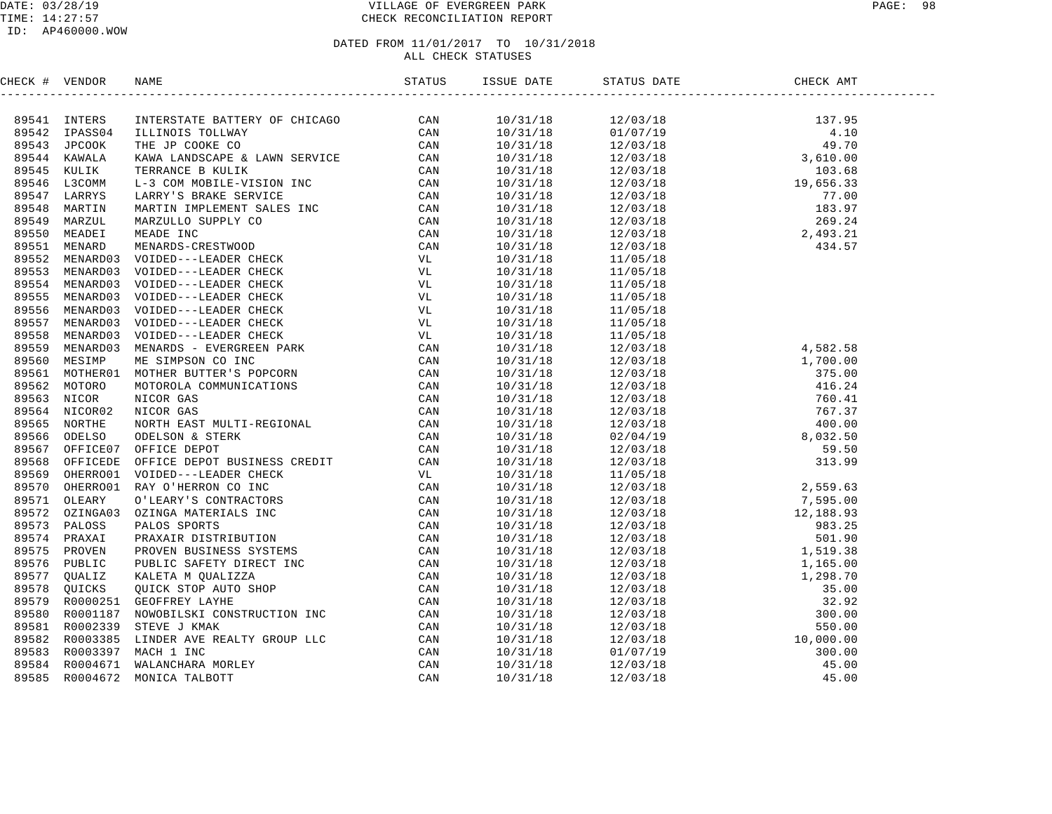# VILLAGE OF EVERGREEN PARK
## CHECK RECONCILIATION REPORT

DATE: 03/28/19
TIME: 14:27:57
ID: AP460000.WOW

### DATED FROM 11/01/2017 TO 10/31/2018
### ALL CHECK STATUSES

| CHECK # | VENDOR | NAME | STATUS | ISSUE DATE | STATUS DATE | CHECK AMT |
|---|---|---|---|---|---|---|
| 89541 | INTERS | INTERSTATE BATTERY OF CHICAGO | CAN | 10/31/18 | 12/03/18 | 137.95 |
| 89542 | IPASS04 | ILLINOIS TOLLWAY | CAN | 10/31/18 | 01/07/19 | 4.10 |
| 89543 | JPCOOK | THE JP COOKE CO | CAN | 10/31/18 | 12/03/18 | 49.70 |
| 89544 | KAWALA | KAWA LANDSCAPE & LAWN SERVICE | CAN | 10/31/18 | 12/03/18 | 3,610.00 |
| 89545 | KULIK | TERRANCE B KULIK | CAN | 10/31/18 | 12/03/18 | 103.68 |
| 89546 | L3COMM | L-3 COM MOBILE-VISION INC | CAN | 10/31/18 | 12/03/18 | 19,656.33 |
| 89547 | LARRYS | LARRY'S BRAKE SERVICE | CAN | 10/31/18 | 12/03/18 | 77.00 |
| 89548 | MARTIN | MARTIN IMPLEMENT SALES INC | CAN | 10/31/18 | 12/03/18 | 183.97 |
| 89549 | MARZUL | MARZULLO SUPPLY CO | CAN | 10/31/18 | 12/03/18 | 269.24 |
| 89550 | MEADEI | MEADE INC | CAN | 10/31/18 | 12/03/18 | 2,493.21 |
| 89551 | MENARD | MENARDS-CRESTWOOD | CAN | 10/31/18 | 12/03/18 | 434.57 |
| 89552 | MENARD03 | VOIDED---LEADER CHECK | VL | 10/31/18 | 11/05/18 | |
| 89553 | MENARD03 | VOIDED---LEADER CHECK | VL | 10/31/18 | 11/05/18 | |
| 89554 | MENARD03 | VOIDED---LEADER CHECK | VL | 10/31/18 | 11/05/18 | |
| 89555 | MENARD03 | VOIDED---LEADER CHECK | VL | 10/31/18 | 11/05/18 | |
| 89556 | MENARD03 | VOIDED---LEADER CHECK | VL | 10/31/18 | 11/05/18 | |
| 89557 | MENARD03 | VOIDED---LEADER CHECK | VL | 10/31/18 | 11/05/18 | |
| 89558 | MENARD03 | VOIDED---LEADER CHECK | VL | 10/31/18 | 11/05/18 | |
| 89559 | MENARD03 | MENARDS - EVERGREEN PARK | CAN | 10/31/18 | 12/03/18 | 4,582.58 |
| 89560 | MESIMP | ME SIMPSON CO INC | CAN | 10/31/18 | 12/03/18 | 1,700.00 |
| 89561 | MOTHER01 | MOTHER BUTTER'S POPCORN | CAN | 10/31/18 | 12/03/18 | 375.00 |
| 89562 | MOTORO | MOTOROLA COMMUNICATIONS | CAN | 10/31/18 | 12/03/18 | 416.24 |
| 89563 | NICOR | NICOR GAS | CAN | 10/31/18 | 12/03/18 | 760.41 |
| 89564 | NICOR02 | NICOR GAS | CAN | 10/31/18 | 12/03/18 | 767.37 |
| 89565 | NORTHE | NORTH EAST MULTI-REGIONAL | CAN | 10/31/18 | 12/03/18 | 400.00 |
| 89566 | ODELSO | ODELSON & STERK | CAN | 10/31/18 | 02/04/19 | 8,032.50 |
| 89567 | OFFICE07 | OFFICE DEPOT | CAN | 10/31/18 | 12/03/18 | 59.50 |
| 89568 | OFFICEDE | OFFICE DEPOT BUSINESS CREDIT | CAN | 10/31/18 | 12/03/18 | 313.99 |
| 89569 | OHERRO01 | VOIDED---LEADER CHECK | VL | 10/31/18 | 11/05/18 | |
| 89570 | OHERRO01 | RAY O'HERRON CO INC | CAN | 10/31/18 | 12/03/18 | 2,559.63 |
| 89571 | OLEARY | O'LEARY'S CONTRACTORS | CAN | 10/31/18 | 12/03/18 | 7,595.00 |
| 89572 | OZINGA03 | OZINGA MATERIALS INC | CAN | 10/31/18 | 12/03/18 | 12,188.93 |
| 89573 | PALOSS | PALOS SPORTS | CAN | 10/31/18 | 12/03/18 | 983.25 |
| 89574 | PRAXAI | PRAXAIR DISTRIBUTION | CAN | 10/31/18 | 12/03/18 | 501.90 |
| 89575 | PROVEN | PROVEN BUSINESS SYSTEMS | CAN | 10/31/18 | 12/03/18 | 1,519.38 |
| 89576 | PUBLIC | PUBLIC SAFETY DIRECT INC | CAN | 10/31/18 | 12/03/18 | 1,165.00 |
| 89577 | QUALIZ | KALETA M QUALIZZA | CAN | 10/31/18 | 12/03/18 | 1,298.70 |
| 89578 | QUICKS | QUICK STOP AUTO SHOP | CAN | 10/31/18 | 12/03/18 | 35.00 |
| 89579 | R0000251 | GEOFFREY LAYHE | CAN | 10/31/18 | 12/03/18 | 32.92 |
| 89580 | R0001187 | NOWOBILSKI CONSTRUCTION INC | CAN | 10/31/18 | 12/03/18 | 300.00 |
| 89581 | R0002339 | STEVE J KMAK | CAN | 10/31/18 | 12/03/18 | 550.00 |
| 89582 | R0003385 | LINDER AVE REALTY GROUP LLC | CAN | 10/31/18 | 12/03/18 | 10,000.00 |
| 89583 | R0003397 | MACH 1 INC | CAN | 10/31/18 | 01/07/19 | 300.00 |
| 89584 | R0004671 | WALANCHARA MORLEY | CAN | 10/31/18 | 12/03/18 | 45.00 |
| 89585 | R0004672 | MONICA TALBOTT | CAN | 10/31/18 | 12/03/18 | 45.00 |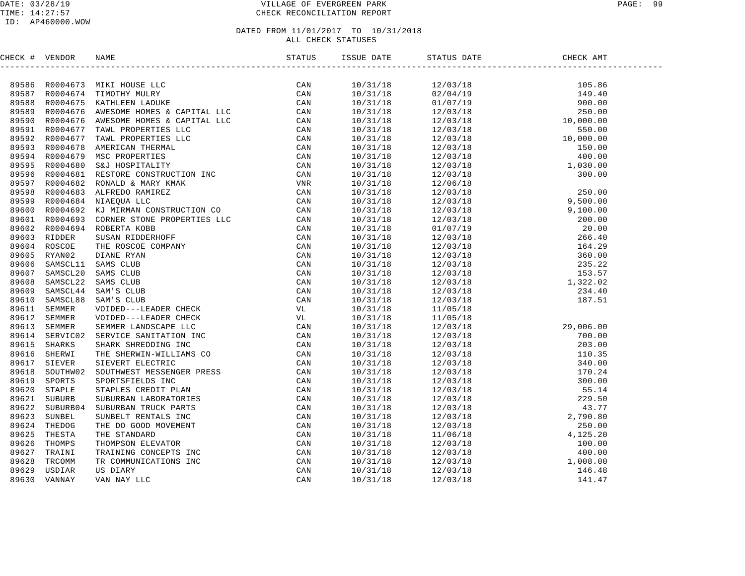VILLAGE OF EVERGREEN PARK
CHECK RECONCILIATION REPORT

DATED FROM 11/01/2017 TO 10/31/2018
ALL CHECK STATUSES

| CHECK # | VENDOR | NAME | STATUS | ISSUE DATE | STATUS DATE | CHECK AMT |
|---|---|---|---|---|---|---|
| 89586 | R0004673 | MIKI HOUSE LLC | CAN | 10/31/18 | 12/03/18 | 105.86 |
| 89587 | R0004674 | TIMOTHY MULRY | CAN | 10/31/18 | 02/04/19 | 149.40 |
| 89588 | R0004675 | KATHLEEN LADUKE | CAN | 10/31/18 | 01/07/19 | 900.00 |
| 89589 | R0004676 | AWESOME HOMES & CAPITAL LLC | CAN | 10/31/18 | 12/03/18 | 250.00 |
| 89590 | R0004676 | AWESOME HOMES & CAPITAL LLC | CAN | 10/31/18 | 12/03/18 | 10,000.00 |
| 89591 | R0004677 | TAWL PROPERTIES LLC | CAN | 10/31/18 | 12/03/18 | 550.00 |
| 89592 | R0004677 | TAWL PROPERTIES LLC | CAN | 10/31/18 | 12/03/18 | 10,000.00 |
| 89593 | R0004678 | AMERICAN THERMAL | CAN | 10/31/18 | 12/03/18 | 150.00 |
| 89594 | R0004679 | MSC PROPERTIES | CAN | 10/31/18 | 12/03/18 | 400.00 |
| 89595 | R0004680 | S&J HOSPITALITY | CAN | 10/31/18 | 12/03/18 | 1,030.00 |
| 89596 | R0004681 | RESTORE CONSTRUCTION INC | CAN | 10/31/18 | 12/03/18 | 300.00 |
| 89597 | R0004682 | RONALD & MARY KMAK | VNR | 10/31/18 | 12/06/18 | |
| 89598 | R0004683 | ALFREDO RAMIREZ | CAN | 10/31/18 | 12/03/18 | 250.00 |
| 89599 | R0004684 | NIAEQUA LLC | CAN | 10/31/18 | 12/03/18 | 9,500.00 |
| 89600 | R0004692 | KJ MIRMAN CONSTRUCTION CO | CAN | 10/31/18 | 12/03/18 | 9,100.00 |
| 89601 | R0004693 | CORNER STONE PROPERTIES LLC | CAN | 10/31/18 | 12/03/18 | 200.00 |
| 89602 | R0004694 | ROBERTA KOBB | CAN | 10/31/18 | 01/07/19 | 20.00 |
| 89603 | RIDDER | SUSAN RIDDERHOFF | CAN | 10/31/18 | 12/03/18 | 266.40 |
| 89604 | ROSCOE | THE ROSCOE COMPANY | CAN | 10/31/18 | 12/03/18 | 164.29 |
| 89605 | RYAN02 | DIANE RYAN | CAN | 10/31/18 | 12/03/18 | 360.00 |
| 89606 | SAMSCL11 | SAMS CLUB | CAN | 10/31/18 | 12/03/18 | 235.22 |
| 89607 | SAMSCL20 | SAMS CLUB | CAN | 10/31/18 | 12/03/18 | 153.57 |
| 89608 | SAMSCL22 | SAMS CLUB | CAN | 10/31/18 | 12/03/18 | 1,322.02 |
| 89609 | SAMSCL44 | SAM'S CLUB | CAN | 10/31/18 | 12/03/18 | 234.40 |
| 89610 | SAMSCL88 | SAM'S CLUB | CAN | 10/31/18 | 12/03/18 | 187.51 |
| 89611 | SEMMER | VOIDED---LEADER CHECK | VL | 10/31/18 | 11/05/18 | |
| 89612 | SEMMER | VOIDED---LEADER CHECK | VL | 10/31/18 | 11/05/18 | |
| 89613 | SEMMER | SEMMER LANDSCAPE LLC | CAN | 10/31/18 | 12/03/18 | 29,006.00 |
| 89614 | SERVIC02 | SERVICE SANITATION INC | CAN | 10/31/18 | 12/03/18 | 700.00 |
| 89615 | SHARKS | SHARK SHREDDING INC | CAN | 10/31/18 | 12/03/18 | 203.00 |
| 89616 | SHERWI | THE SHERWIN-WILLIAMS CO | CAN | 10/31/18 | 12/03/18 | 110.35 |
| 89617 | SIEVER | SIEVERT ELECTRIC | CAN | 10/31/18 | 12/03/18 | 340.00 |
| 89618 | SOUTHW02 | SOUTHWEST MESSENGER PRESS | CAN | 10/31/18 | 12/03/18 | 170.24 |
| 89619 | SPORTS | SPORTSFIELDS INC | CAN | 10/31/18 | 12/03/18 | 300.00 |
| 89620 | STAPLE | STAPLES CREDIT PLAN | CAN | 10/31/18 | 12/03/18 | 55.14 |
| 89621 | SUBURB | SUBURBAN LABORATORIES | CAN | 10/31/18 | 12/03/18 | 229.50 |
| 89622 | SUBURB04 | SUBURBAN TRUCK PARTS | CAN | 10/31/18 | 12/03/18 | 43.77 |
| 89623 | SUNBEL | SUNBELT RENTALS INC | CAN | 10/31/18 | 12/03/18 | 2,790.80 |
| 89624 | THEDOG | THE DO GOOD MOVEMENT | CAN | 10/31/18 | 12/03/18 | 250.00 |
| 89625 | THESTA | THE STANDARD | CAN | 10/31/18 | 11/06/18 | 4,125.20 |
| 89626 | THOMPS | THOMPSON ELEVATOR | CAN | 10/31/18 | 12/03/18 | 100.00 |
| 89627 | TRAINI | TRAINING CONCEPTS INC | CAN | 10/31/18 | 12/03/18 | 400.00 |
| 89628 | TRCOMM | TR COMMUNICATIONS INC | CAN | 10/31/18 | 12/03/18 | 1,008.00 |
| 89629 | USDIAR | US DIARY | CAN | 10/31/18 | 12/03/18 | 146.48 |
| 89630 | VANNAY | VAN NAY LLC | CAN | 10/31/18 | 12/03/18 | 141.47 |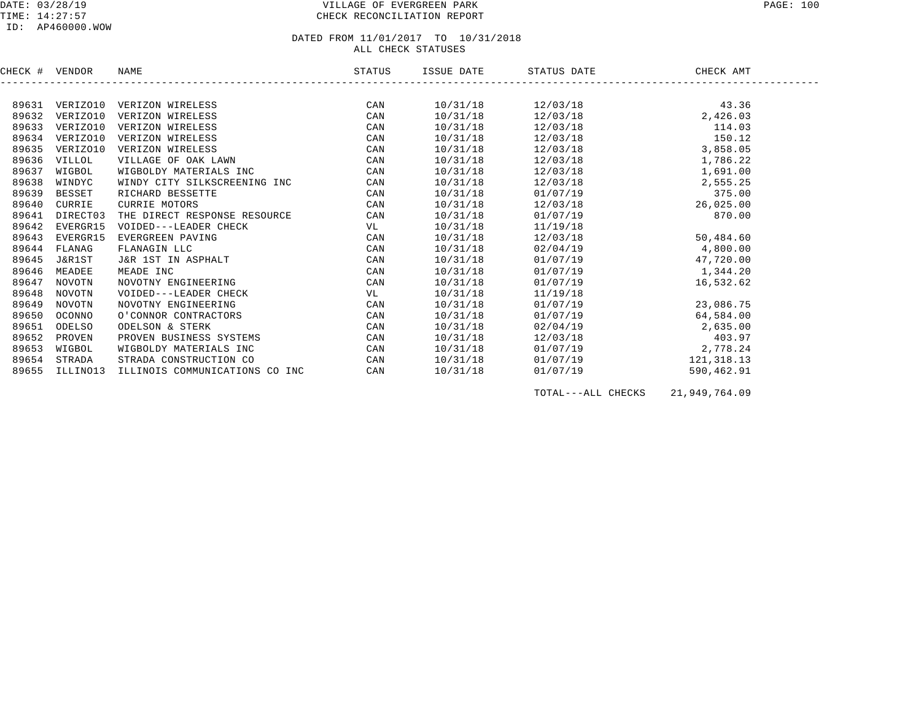# VILLAGE OF EVERGREEN PARK

## CHECK RECONCILIATION REPORT

DATE: 03/28/19
TIME: 14:27:57
ID: AP460000.WOW

DATED FROM 11/01/2017 TO 10/31/2018
ALL CHECK STATUSES

| CHECK # | VENDOR | NAME | STATUS | ISSUE DATE | STATUS DATE | CHECK AMT |
|---|---|---|---|---|---|---|
| 89631 | VERIZO10 | VERIZON WIRELESS | CAN | 10/31/18 | 12/03/18 | 43.36 |
| 89632 | VERIZO10 | VERIZON WIRELESS | CAN | 10/31/18 | 12/03/18 | 2,426.03 |
| 89633 | VERIZO10 | VERIZON WIRELESS | CAN | 10/31/18 | 12/03/18 | 114.03 |
| 89634 | VERIZO10 | VERIZON WIRELESS | CAN | 10/31/18 | 12/03/18 | 150.12 |
| 89635 | VERIZO10 | VERIZON WIRELESS | CAN | 10/31/18 | 12/03/18 | 3,858.05 |
| 89636 | VILLOL | VILLAGE OF OAK LAWN | CAN | 10/31/18 | 12/03/18 | 1,786.22 |
| 89637 | WIGBOL | WIGBOLDY MATERIALS INC | CAN | 10/31/18 | 12/03/18 | 1,691.00 |
| 89638 | WINDYC | WINDY CITY SILKSCREENING INC | CAN | 10/31/18 | 12/03/18 | 2,555.25 |
| 89639 | BESSET | RICHARD BESSETTE | CAN | 10/31/18 | 01/07/19 | 375.00 |
| 89640 | CURRIE | CURRIE MOTORS | CAN | 10/31/18 | 12/03/18 | 26,025.00 |
| 89641 | DIRECT03 | THE DIRECT RESPONSE RESOURCE | CAN | 10/31/18 | 01/07/19 | 870.00 |
| 89642 | EVERGR15 | VOIDED---LEADER CHECK | VL | 10/31/18 | 11/19/18 | |
| 89643 | EVERGR15 | EVERGREEN PAVING | CAN | 10/31/18 | 12/03/18 | 50,484.60 |
| 89644 | FLANAG | FLANAGIN LLC | CAN | 10/31/18 | 02/04/19 | 4,800.00 |
| 89645 | J&R1ST | J&R 1ST IN ASPHALT | CAN | 10/31/18 | 01/07/19 | 47,720.00 |
| 89646 | MEADEE | MEADE INC | CAN | 10/31/18 | 01/07/19 | 1,344.20 |
| 89647 | NOVOTN | NOVOTNY ENGINEERING | CAN | 10/31/18 | 01/07/19 | 16,532.62 |
| 89648 | NOVOTN | VOIDED---LEADER CHECK | VL | 10/31/18 | 11/19/18 | |
| 89649 | NOVOTN | NOVOTNY ENGINEERING | CAN | 10/31/18 | 01/07/19 | 23,086.75 |
| 89650 | OCONNO | O'CONNOR CONTRACTORS | CAN | 10/31/18 | 01/07/19 | 64,584.00 |
| 89651 | ODELSO | ODELSON & STERK | CAN | 10/31/18 | 02/04/19 | 2,635.00 |
| 89652 | PROVEN | PROVEN BUSINESS SYSTEMS | CAN | 10/31/18 | 12/03/18 | 403.97 |
| 89653 | WIGBOL | WIGBOLDY MATERIALS INC | CAN | 10/31/18 | 01/07/19 | 2,778.24 |
| 89654 | STRADA | STRADA CONSTRUCTION CO | CAN | 10/31/18 | 01/07/19 | 121,318.13 |
| 89655 | ILLINO13 | ILLINOIS COMMUNICATIONS CO INC | CAN | 10/31/18 | 01/07/19 | 590,462.91 |
| | | | | | TOTAL---ALL CHECKS | 21,949,764.09 |